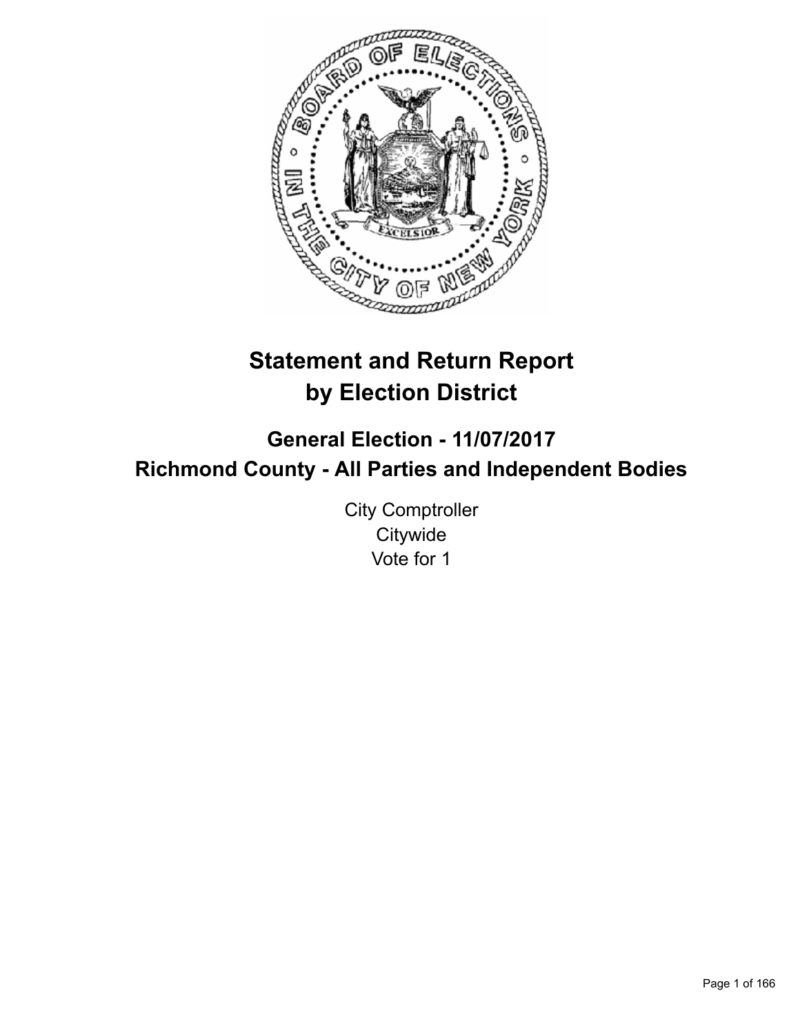# Statement and Return Report by Election District

## General Election - 11/07/2017
## Richmond County - All Parties and Independent Bodies

City Comptroller
Citywide
Vote for 1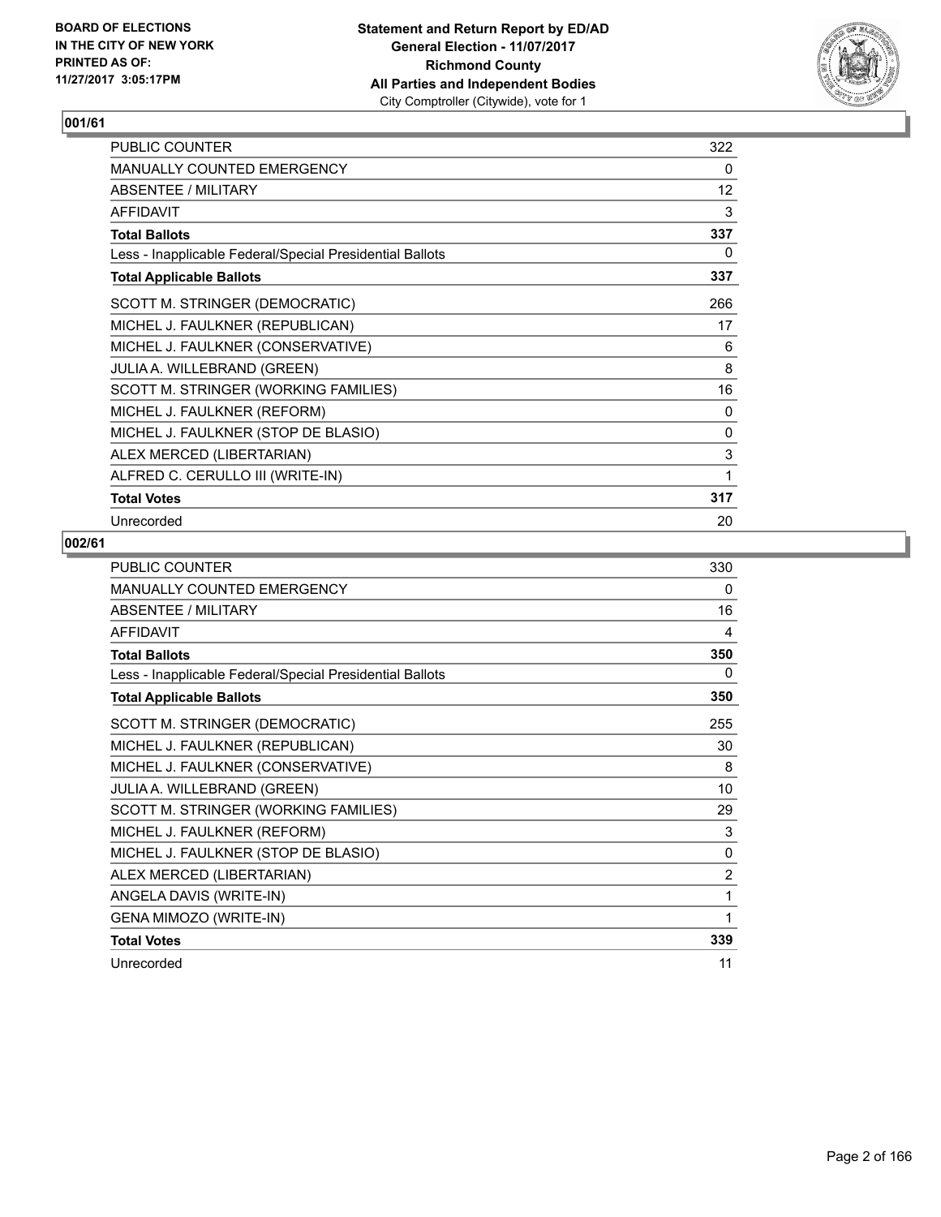BOARD OF ELECTIONS
IN THE CITY OF NEW YORK
PRINTED AS OF:
11/27/2017 3:05:17PM

**Statement and Return Report by ED/AD**
**General Election - 11/07/2017**
**Richmond County**
**All Parties and Independent Bodies**
City Comptroller (Citywide), vote for 1

### 001/61

| | |
|---|---|
| PUBLIC COUNTER | 322 |
| MANUALLY COUNTED EMERGENCY | 0 |
| ABSENTEE / MILITARY | 12 |
| AFFIDAVIT | 3 |
| **Total Ballots** | **337** |
| Less - Inapplicable Federal/Special Presidential Ballots | 0 |
| **Total Applicable Ballots** | **337** |
| SCOTT M. STRINGER (DEMOCRATIC) | 266 |
| MICHEL J. FAULKNER (REPUBLICAN) | 17 |
| MICHEL J. FAULKNER (CONSERVATIVE) | 6 |
| JULIA A. WILLEBRAND (GREEN) | 8 |
| SCOTT M. STRINGER (WORKING FAMILIES) | 16 |
| MICHEL J. FAULKNER (REFORM) | 0 |
| MICHEL J. FAULKNER (STOP DE BLASIO) | 0 |
| ALEX MERCED (LIBERTARIAN) | 3 |
| ALFRED C. CERULLO III (WRITE-IN) | 1 |
| **Total Votes** | **317** |
| Unrecorded | 20 |

### 002/61

| | |
|---|---|
| PUBLIC COUNTER | 330 |
| MANUALLY COUNTED EMERGENCY | 0 |
| ABSENTEE / MILITARY | 16 |
| AFFIDAVIT | 4 |
| **Total Ballots** | **350** |
| Less - Inapplicable Federal/Special Presidential Ballots | 0 |
| **Total Applicable Ballots** | **350** |
| SCOTT M. STRINGER (DEMOCRATIC) | 255 |
| MICHEL J. FAULKNER (REPUBLICAN) | 30 |
| MICHEL J. FAULKNER (CONSERVATIVE) | 8 |
| JULIA A. WILLEBRAND (GREEN) | 10 |
| SCOTT M. STRINGER (WORKING FAMILIES) | 29 |
| MICHEL J. FAULKNER (REFORM) | 3 |
| MICHEL J. FAULKNER (STOP DE BLASIO) | 0 |
| ALEX MERCED (LIBERTARIAN) | 2 |
| ANGELA DAVIS (WRITE-IN) | 1 |
| GENA MIMOZO (WRITE-IN) | 1 |
| **Total Votes** | **339** |
| Unrecorded | 11 |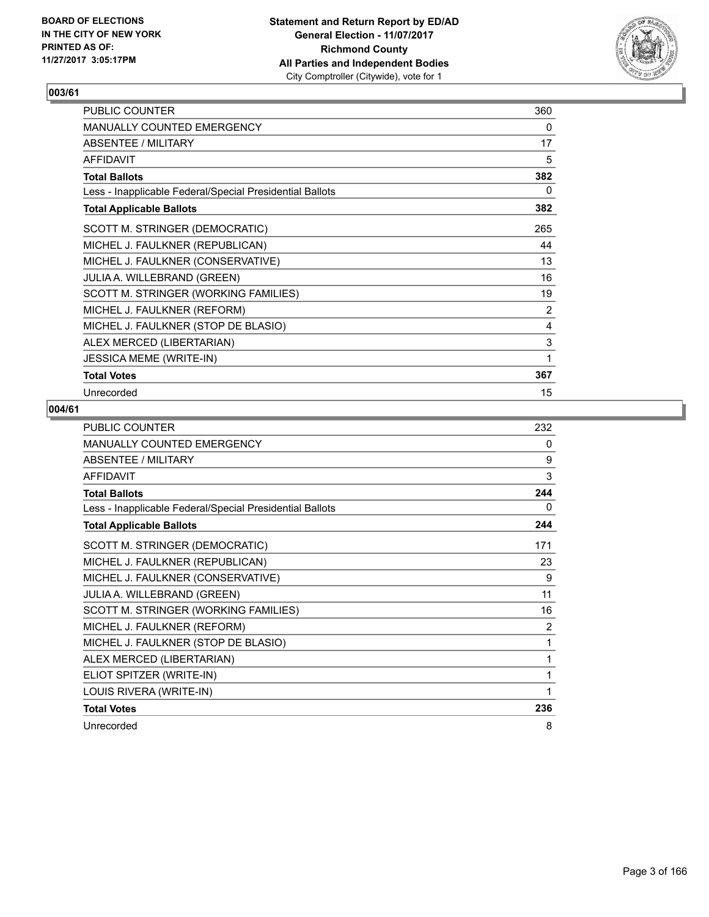## 003/61

| | |
|---|---|
| PUBLIC COUNTER | 360 |
| MANUALLY COUNTED EMERGENCY | 0 |
| ABSENTEE / MILITARY | 17 |
| AFFIDAVIT | 5 |
| **Total Ballots** | **382** |
| Less - Inapplicable Federal/Special Presidential Ballots | 0 |
| **Total Applicable Ballots** | **382** |
| SCOTT M. STRINGER (DEMOCRATIC) | 265 |
| MICHEL J. FAULKNER (REPUBLICAN) | 44 |
| MICHEL J. FAULKNER (CONSERVATIVE) | 13 |
| JULIA A. WILLEBRAND (GREEN) | 16 |
| SCOTT M. STRINGER (WORKING FAMILIES) | 19 |
| MICHEL J. FAULKNER (REFORM) | 2 |
| MICHEL J. FAULKNER (STOP DE BLASIO) | 4 |
| ALEX MERCED (LIBERTARIAN) | 3 |
| JESSICA MEME (WRITE-IN) | 1 |
| **Total Votes** | **367** |
| Unrecorded | 15 |

## 004/61

| | |
|---|---|
| PUBLIC COUNTER | 232 |
| MANUALLY COUNTED EMERGENCY | 0 |
| ABSENTEE / MILITARY | 9 |
| AFFIDAVIT | 3 |
| **Total Ballots** | **244** |
| Less - Inapplicable Federal/Special Presidential Ballots | 0 |
| **Total Applicable Ballots** | **244** |
| SCOTT M. STRINGER (DEMOCRATIC) | 171 |
| MICHEL J. FAULKNER (REPUBLICAN) | 23 |
| MICHEL J. FAULKNER (CONSERVATIVE) | 9 |
| JULIA A. WILLEBRAND (GREEN) | 11 |
| SCOTT M. STRINGER (WORKING FAMILIES) | 16 |
| MICHEL J. FAULKNER (REFORM) | 2 |
| MICHEL J. FAULKNER (STOP DE BLASIO) | 1 |
| ALEX MERCED (LIBERTARIAN) | 1 |
| ELIOT SPITZER (WRITE-IN) | 1 |
| LOUIS RIVERA (WRITE-IN) | 1 |
| **Total Votes** | **236** |
| Unrecorded | 8 |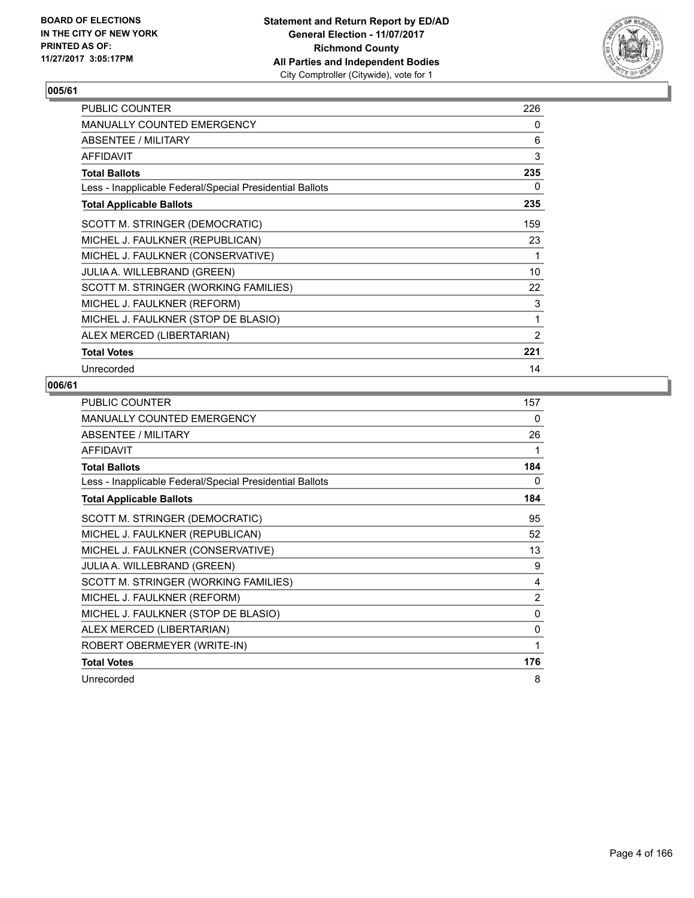BOARD OF ELECTIONS
IN THE CITY OF NEW YORK
PRINTED AS OF:
11/27/2017 3:05:17PM

**Statement and Return Report by ED/AD**
**General Election - 11/07/2017**
**Richmond County**
**All Parties and Independent Bodies**
City Comptroller (Citywide), vote for 1

## 005/61

| | |
|---|---|
| PUBLIC COUNTER | 226 |
| MANUALLY COUNTED EMERGENCY | 0 |
| ABSENTEE / MILITARY | 6 |
| AFFIDAVIT | 3 |
| **Total Ballots** | **235** |
| Less - Inapplicable Federal/Special Presidential Ballots | 0 |
| **Total Applicable Ballots** | **235** |
| SCOTT M. STRINGER (DEMOCRATIC) | 159 |
| MICHEL J. FAULKNER (REPUBLICAN) | 23 |
| MICHEL J. FAULKNER (CONSERVATIVE) | 1 |
| JULIA A. WILLEBRAND (GREEN) | 10 |
| SCOTT M. STRINGER (WORKING FAMILIES) | 22 |
| MICHEL J. FAULKNER (REFORM) | 3 |
| MICHEL J. FAULKNER (STOP DE BLASIO) | 1 |
| ALEX MERCED (LIBERTARIAN) | 2 |
| **Total Votes** | **221** |
| Unrecorded | 14 |

## 006/61

| | |
|---|---|
| PUBLIC COUNTER | 157 |
| MANUALLY COUNTED EMERGENCY | 0 |
| ABSENTEE / MILITARY | 26 |
| AFFIDAVIT | 1 |
| **Total Ballots** | **184** |
| Less - Inapplicable Federal/Special Presidential Ballots | 0 |
| **Total Applicable Ballots** | **184** |
| SCOTT M. STRINGER (DEMOCRATIC) | 95 |
| MICHEL J. FAULKNER (REPUBLICAN) | 52 |
| MICHEL J. FAULKNER (CONSERVATIVE) | 13 |
| JULIA A. WILLEBRAND (GREEN) | 9 |
| SCOTT M. STRINGER (WORKING FAMILIES) | 4 |
| MICHEL J. FAULKNER (REFORM) | 2 |
| MICHEL J. FAULKNER (STOP DE BLASIO) | 0 |
| ALEX MERCED (LIBERTARIAN) | 0 |
| ROBERT OBERMEYER (WRITE-IN) | 1 |
| **Total Votes** | **176** |
| Unrecorded | 8 |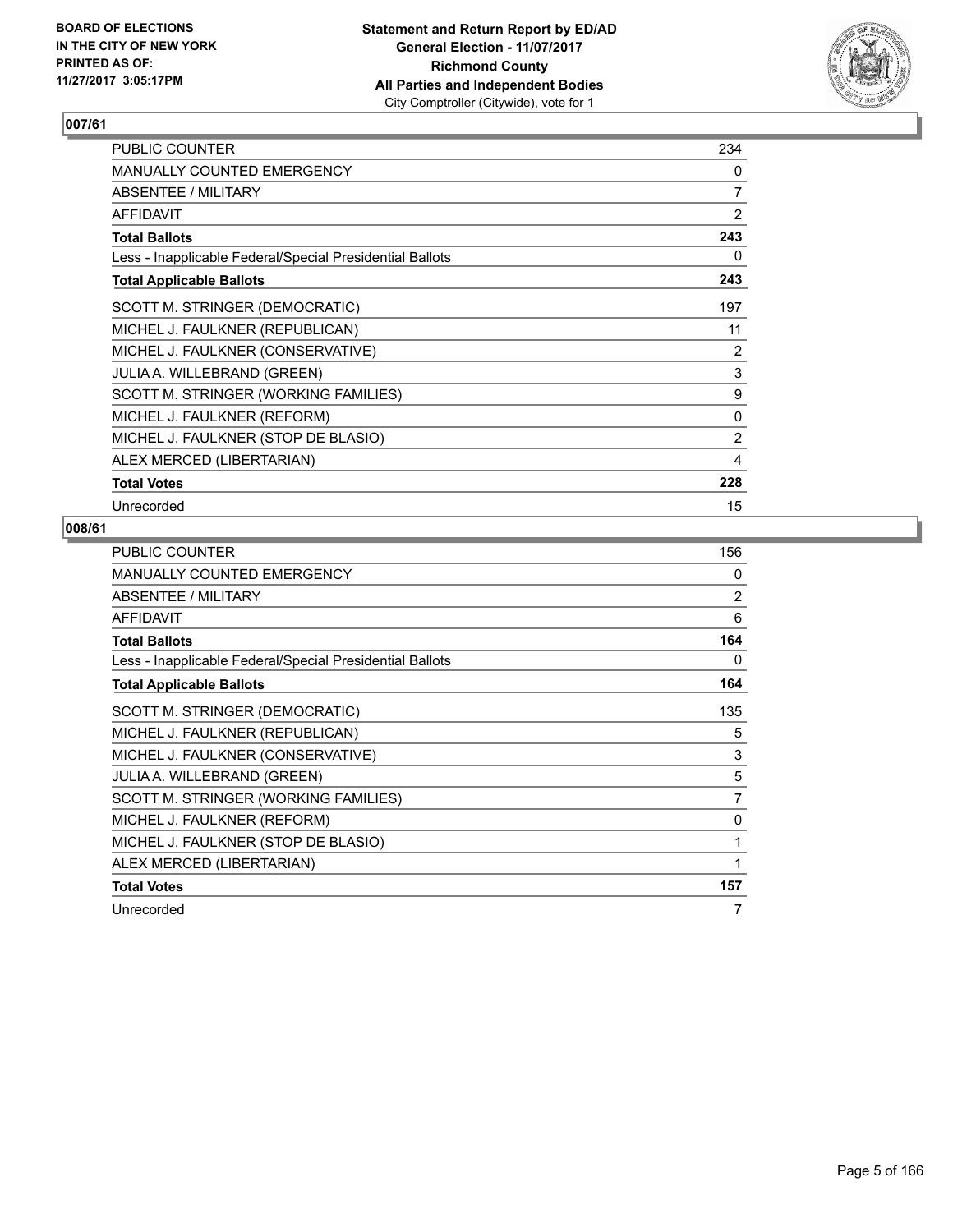**BOARD OF ELECTIONS IN THE CITY OF NEW YORK PRINTED AS OF: 11/27/2017 3:05:17PM**

**Statement and Return Report by ED/AD General Election - 11/07/2017 Richmond County All Parties and Independent Bodies**
City Comptroller (Citywide), vote for 1

## 007/61

| | |
|---|---|
| PUBLIC COUNTER | 234 |
| MANUALLY COUNTED EMERGENCY | 0 |
| ABSENTEE / MILITARY | 7 |
| AFFIDAVIT | 2 |
| **Total Ballots** | **243** |
| Less - Inapplicable Federal/Special Presidential Ballots | 0 |
| **Total Applicable Ballots** | **243** |
| SCOTT M. STRINGER (DEMOCRATIC) | 197 |
| MICHEL J. FAULKNER (REPUBLICAN) | 11 |
| MICHEL J. FAULKNER (CONSERVATIVE) | 2 |
| JULIA A. WILLEBRAND (GREEN) | 3 |
| SCOTT M. STRINGER (WORKING FAMILIES) | 9 |
| MICHEL J. FAULKNER (REFORM) | 0 |
| MICHEL J. FAULKNER (STOP DE BLASIO) | 2 |
| ALEX MERCED (LIBERTARIAN) | 4 |
| **Total Votes** | **228** |
| Unrecorded | 15 |

## 008/61

| | |
|---|---|
| PUBLIC COUNTER | 156 |
| MANUALLY COUNTED EMERGENCY | 0 |
| ABSENTEE / MILITARY | 2 |
| AFFIDAVIT | 6 |
| **Total Ballots** | **164** |
| Less - Inapplicable Federal/Special Presidential Ballots | 0 |
| **Total Applicable Ballots** | **164** |
| SCOTT M. STRINGER (DEMOCRATIC) | 135 |
| MICHEL J. FAULKNER (REPUBLICAN) | 5 |
| MICHEL J. FAULKNER (CONSERVATIVE) | 3 |
| JULIA A. WILLEBRAND (GREEN) | 5 |
| SCOTT M. STRINGER (WORKING FAMILIES) | 7 |
| MICHEL J. FAULKNER (REFORM) | 0 |
| MICHEL J. FAULKNER (STOP DE BLASIO) | 1 |
| ALEX MERCED (LIBERTARIAN) | 1 |
| **Total Votes** | **157** |
| Unrecorded | 7 |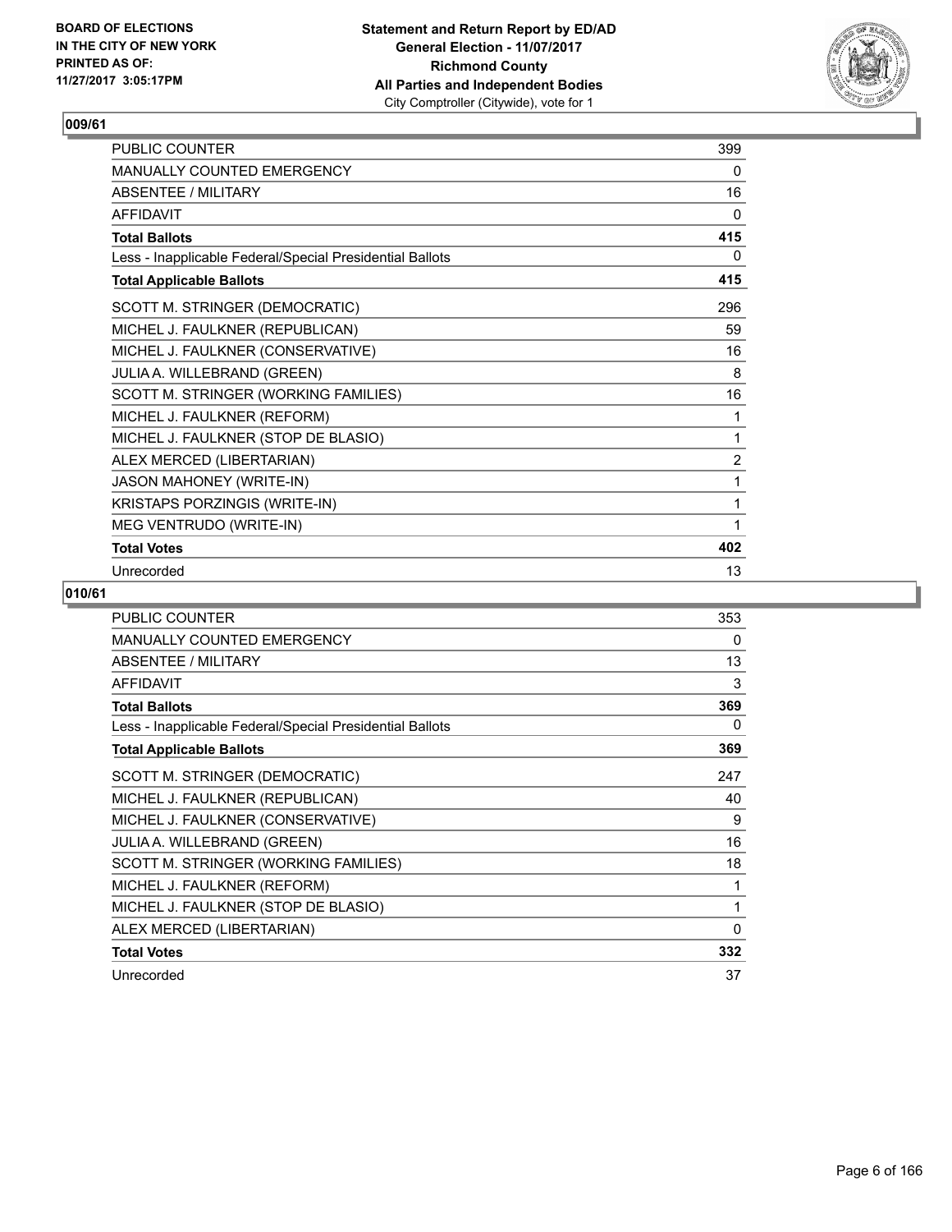**Statement and Return Report by ED/AD**
**General Election - 11/07/2017**
**Richmond County**
**All Parties and Independent Bodies**
City Comptroller (Citywide), vote for 1

BOARD OF ELECTIONS
IN THE CITY OF NEW YORK
PRINTED AS OF:
11/27/2017 3:05:17PM

## 009/61

| | |
|---|---|
| PUBLIC COUNTER | 399 |
| MANUALLY COUNTED EMERGENCY | 0 |
| ABSENTEE / MILITARY | 16 |
| AFFIDAVIT | 0 |
| **Total Ballots** | **415** |
| Less - Inapplicable Federal/Special Presidential Ballots | 0 |
| **Total Applicable Ballots** | **415** |
| SCOTT M. STRINGER (DEMOCRATIC) | 296 |
| MICHEL J. FAULKNER (REPUBLICAN) | 59 |
| MICHEL J. FAULKNER (CONSERVATIVE) | 16 |
| JULIA A. WILLEBRAND (GREEN) | 8 |
| SCOTT M. STRINGER (WORKING FAMILIES) | 16 |
| MICHEL J. FAULKNER (REFORM) | 1 |
| MICHEL J. FAULKNER (STOP DE BLASIO) | 1 |
| ALEX MERCED (LIBERTARIAN) | 2 |
| JASON MAHONEY (WRITE-IN) | 1 |
| KRISTAPS PORZINGIS (WRITE-IN) | 1 |
| MEG VENTRUDO (WRITE-IN) | 1 |
| **Total Votes** | **402** |
| Unrecorded | 13 |

## 010/61

| | |
|---|---|
| PUBLIC COUNTER | 353 |
| MANUALLY COUNTED EMERGENCY | 0 |
| ABSENTEE / MILITARY | 13 |
| AFFIDAVIT | 3 |
| **Total Ballots** | **369** |
| Less - Inapplicable Federal/Special Presidential Ballots | 0 |
| **Total Applicable Ballots** | **369** |
| SCOTT M. STRINGER (DEMOCRATIC) | 247 |
| MICHEL J. FAULKNER (REPUBLICAN) | 40 |
| MICHEL J. FAULKNER (CONSERVATIVE) | 9 |
| JULIA A. WILLEBRAND (GREEN) | 16 |
| SCOTT M. STRINGER (WORKING FAMILIES) | 18 |
| MICHEL J. FAULKNER (REFORM) | 1 |
| MICHEL J. FAULKNER (STOP DE BLASIO) | 1 |
| ALEX MERCED (LIBERTARIAN) | 0 |
| **Total Votes** | **332** |
| Unrecorded | 37 |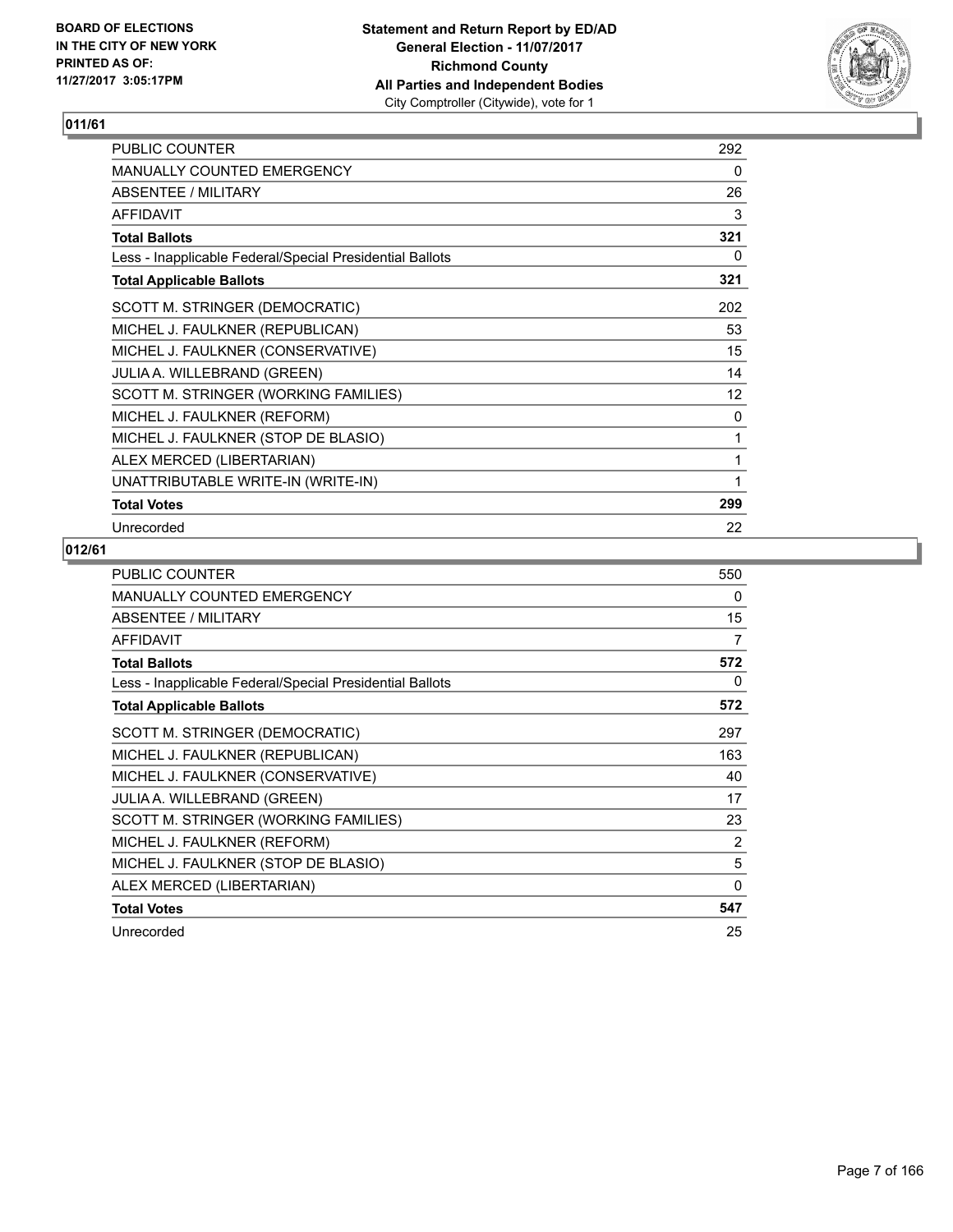**BOARD OF ELECTIONS IN THE CITY OF NEW YORK PRINTED AS OF: 11/27/2017 3:05:17PM**

**Statement and Return Report by ED/AD**
**General Election - 11/07/2017**
**Richmond County**
**All Parties and Independent Bodies**
City Comptroller (Citywide), vote for 1

## 011/61

| | |
|---|---|
| PUBLIC COUNTER | 292 |
| MANUALLY COUNTED EMERGENCY | 0 |
| ABSENTEE / MILITARY | 26 |
| AFFIDAVIT | 3 |
| **Total Ballots** | **321** |
| Less - Inapplicable Federal/Special Presidential Ballots | 0 |
| **Total Applicable Ballots** | **321** |
| SCOTT M. STRINGER (DEMOCRATIC) | 202 |
| MICHEL J. FAULKNER (REPUBLICAN) | 53 |
| MICHEL J. FAULKNER (CONSERVATIVE) | 15 |
| JULIA A. WILLEBRAND (GREEN) | 14 |
| SCOTT M. STRINGER (WORKING FAMILIES) | 12 |
| MICHEL J. FAULKNER (REFORM) | 0 |
| MICHEL J. FAULKNER (STOP DE BLASIO) | 1 |
| ALEX MERCED (LIBERTARIAN) | 1 |
| UNATTRIBUTABLE WRITE-IN (WRITE-IN) | 1 |
| **Total Votes** | **299** |
| Unrecorded | 22 |

## 012/61

| | |
|---|---|
| PUBLIC COUNTER | 550 |
| MANUALLY COUNTED EMERGENCY | 0 |
| ABSENTEE / MILITARY | 15 |
| AFFIDAVIT | 7 |
| **Total Ballots** | **572** |
| Less - Inapplicable Federal/Special Presidential Ballots | 0 |
| **Total Applicable Ballots** | **572** |
| SCOTT M. STRINGER (DEMOCRATIC) | 297 |
| MICHEL J. FAULKNER (REPUBLICAN) | 163 |
| MICHEL J. FAULKNER (CONSERVATIVE) | 40 |
| JULIA A. WILLEBRAND (GREEN) | 17 |
| SCOTT M. STRINGER (WORKING FAMILIES) | 23 |
| MICHEL J. FAULKNER (REFORM) | 2 |
| MICHEL J. FAULKNER (STOP DE BLASIO) | 5 |
| ALEX MERCED (LIBERTARIAN) | 0 |
| **Total Votes** | **547** |
| Unrecorded | 25 |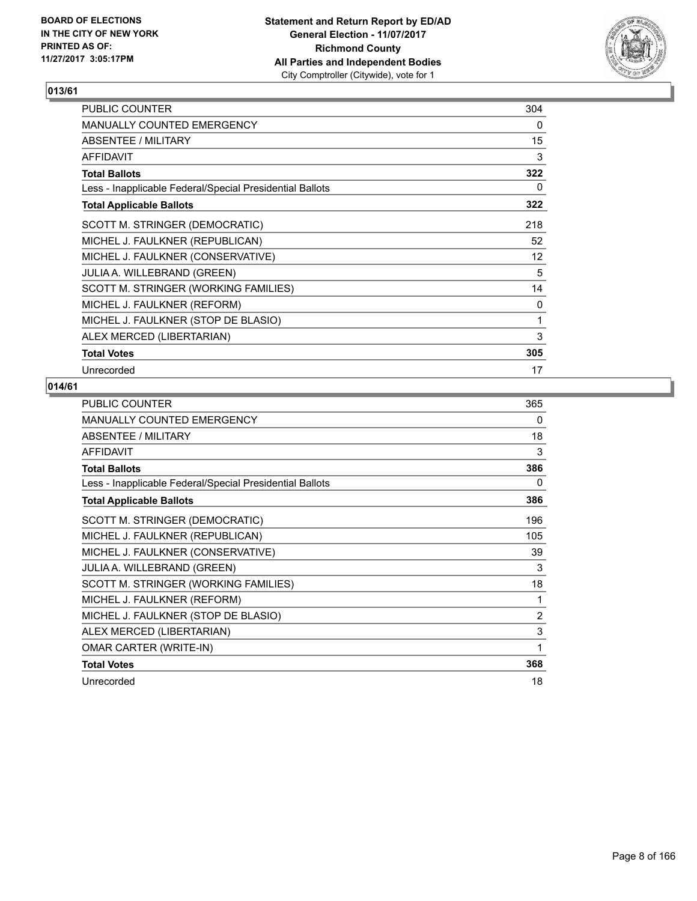BOARD OF ELECTIONS
IN THE CITY OF NEW YORK
PRINTED AS OF:
11/27/2017 3:05:17PM

**Statement and Return Report by ED/AD**
**General Election - 11/07/2017**
**Richmond County**
**All Parties and Independent Bodies**
City Comptroller (Citywide), vote for 1

## 013/61

| | |
|---|---|
| PUBLIC COUNTER | 304 |
| MANUALLY COUNTED EMERGENCY | 0 |
| ABSENTEE / MILITARY | 15 |
| AFFIDAVIT | 3 |
| **Total Ballots** | **322** |
| Less - Inapplicable Federal/Special Presidential Ballots | 0 |
| **Total Applicable Ballots** | **322** |
| SCOTT M. STRINGER (DEMOCRATIC) | 218 |
| MICHEL J. FAULKNER (REPUBLICAN) | 52 |
| MICHEL J. FAULKNER (CONSERVATIVE) | 12 |
| JULIA A. WILLEBRAND (GREEN) | 5 |
| SCOTT M. STRINGER (WORKING FAMILIES) | 14 |
| MICHEL J. FAULKNER (REFORM) | 0 |
| MICHEL J. FAULKNER (STOP DE BLASIO) | 1 |
| ALEX MERCED (LIBERTARIAN) | 3 |
| **Total Votes** | **305** |
| Unrecorded | 17 |

## 014/61

| | |
|---|---|
| PUBLIC COUNTER | 365 |
| MANUALLY COUNTED EMERGENCY | 0 |
| ABSENTEE / MILITARY | 18 |
| AFFIDAVIT | 3 |
| **Total Ballots** | **386** |
| Less - Inapplicable Federal/Special Presidential Ballots | 0 |
| **Total Applicable Ballots** | **386** |
| SCOTT M. STRINGER (DEMOCRATIC) | 196 |
| MICHEL J. FAULKNER (REPUBLICAN) | 105 |
| MICHEL J. FAULKNER (CONSERVATIVE) | 39 |
| JULIA A. WILLEBRAND (GREEN) | 3 |
| SCOTT M. STRINGER (WORKING FAMILIES) | 18 |
| MICHEL J. FAULKNER (REFORM) | 1 |
| MICHEL J. FAULKNER (STOP DE BLASIO) | 2 |
| ALEX MERCED (LIBERTARIAN) | 3 |
| OMAR CARTER (WRITE-IN) | 1 |
| **Total Votes** | **368** |
| Unrecorded | 18 |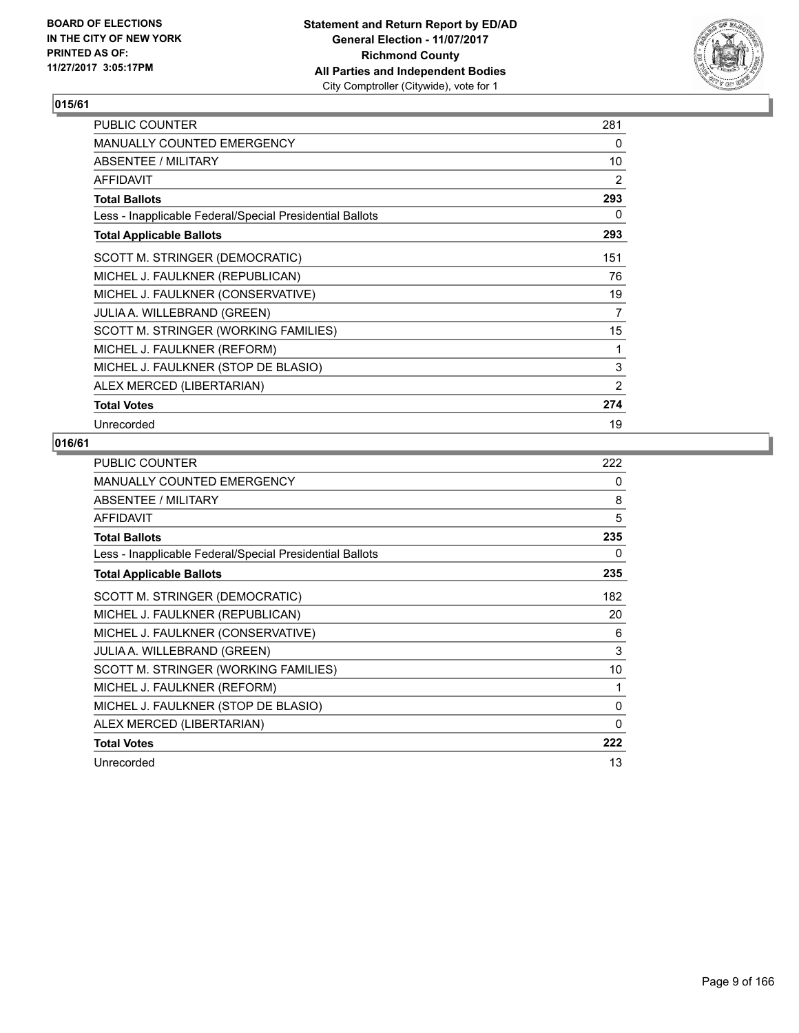## 015/61

| | |
|---|---|
| PUBLIC COUNTER | 281 |
| MANUALLY COUNTED EMERGENCY | 0 |
| ABSENTEE / MILITARY | 10 |
| AFFIDAVIT | 2 |
| **Total Ballots** | **293** |
| Less - Inapplicable Federal/Special Presidential Ballots | 0 |
| **Total Applicable Ballots** | **293** |
| SCOTT M. STRINGER (DEMOCRATIC) | 151 |
| MICHEL J. FAULKNER (REPUBLICAN) | 76 |
| MICHEL J. FAULKNER (CONSERVATIVE) | 19 |
| JULIA A. WILLEBRAND (GREEN) | 7 |
| SCOTT M. STRINGER (WORKING FAMILIES) | 15 |
| MICHEL J. FAULKNER (REFORM) | 1 |
| MICHEL J. FAULKNER (STOP DE BLASIO) | 3 |
| ALEX MERCED (LIBERTARIAN) | 2 |
| **Total Votes** | **274** |
| Unrecorded | 19 |

## 016/61

| | |
|---|---|
| PUBLIC COUNTER | 222 |
| MANUALLY COUNTED EMERGENCY | 0 |
| ABSENTEE / MILITARY | 8 |
| AFFIDAVIT | 5 |
| **Total Ballots** | **235** |
| Less - Inapplicable Federal/Special Presidential Ballots | 0 |
| **Total Applicable Ballots** | **235** |
| SCOTT M. STRINGER (DEMOCRATIC) | 182 |
| MICHEL J. FAULKNER (REPUBLICAN) | 20 |
| MICHEL J. FAULKNER (CONSERVATIVE) | 6 |
| JULIA A. WILLEBRAND (GREEN) | 3 |
| SCOTT M. STRINGER (WORKING FAMILIES) | 10 |
| MICHEL J. FAULKNER (REFORM) | 1 |
| MICHEL J. FAULKNER (STOP DE BLASIO) | 0 |
| ALEX MERCED (LIBERTARIAN) | 0 |
| **Total Votes** | **222** |
| Unrecorded | 13 |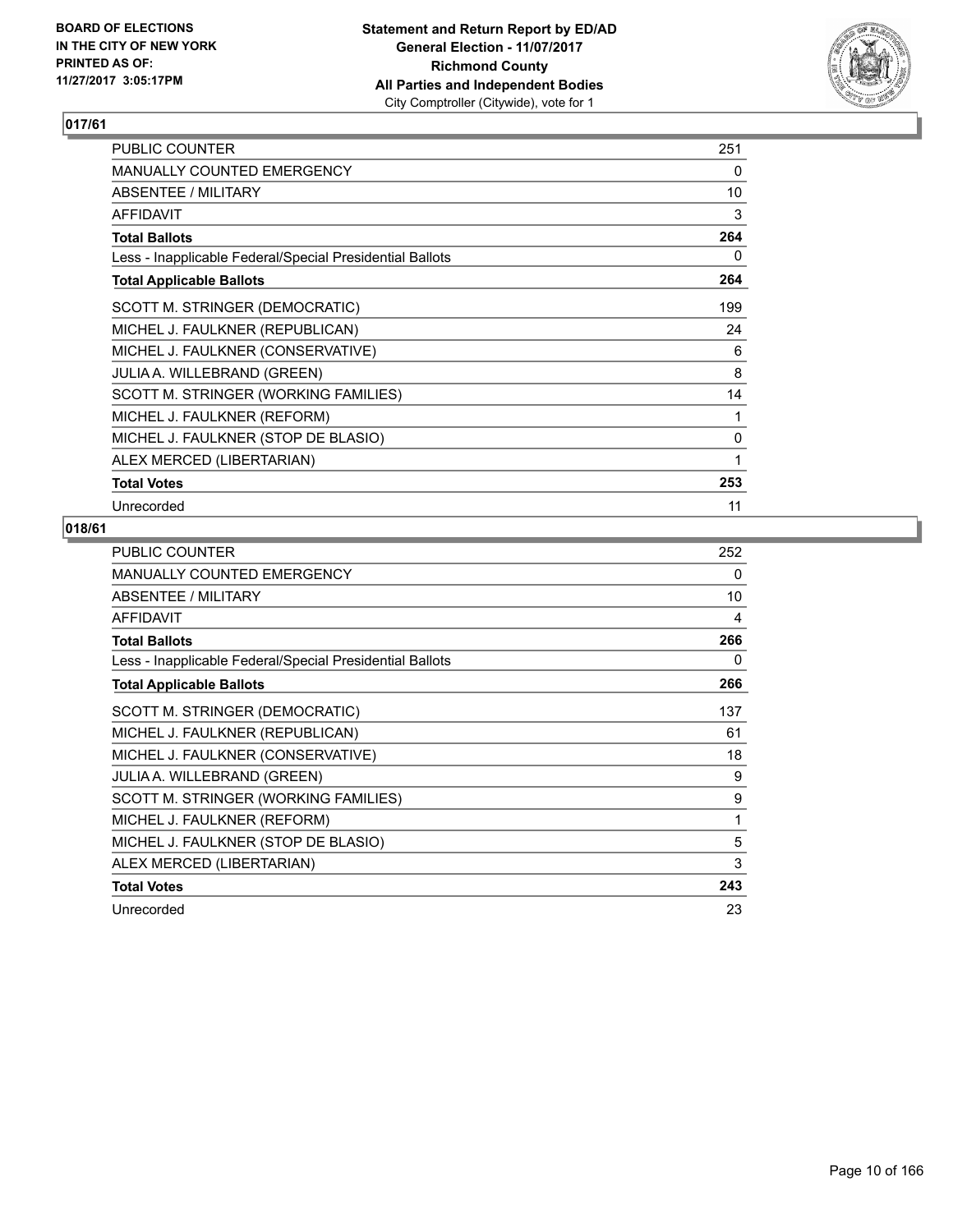**BOARD OF ELECTIONS IN THE CITY OF NEW YORK PRINTED AS OF: 11/27/2017 3:05:17PM**

**Statement and Return Report by ED/AD General Election - 11/07/2017 Richmond County All Parties and Independent Bodies**
City Comptroller (Citywide), vote for 1

## 017/61

| | |
|---|---|
| PUBLIC COUNTER | 251 |
| MANUALLY COUNTED EMERGENCY | 0 |
| ABSENTEE / MILITARY | 10 |
| AFFIDAVIT | 3 |
| **Total Ballots** | **264** |
| Less - Inapplicable Federal/Special Presidential Ballots | 0 |
| **Total Applicable Ballots** | **264** |
| SCOTT M. STRINGER (DEMOCRATIC) | 199 |
| MICHEL J. FAULKNER (REPUBLICAN) | 24 |
| MICHEL J. FAULKNER (CONSERVATIVE) | 6 |
| JULIA A. WILLEBRAND (GREEN) | 8 |
| SCOTT M. STRINGER (WORKING FAMILIES) | 14 |
| MICHEL J. FAULKNER (REFORM) | 1 |
| MICHEL J. FAULKNER (STOP DE BLASIO) | 0 |
| ALEX MERCED (LIBERTARIAN) | 1 |
| **Total Votes** | **253** |
| Unrecorded | 11 |

## 018/61

| | |
|---|---|
| PUBLIC COUNTER | 252 |
| MANUALLY COUNTED EMERGENCY | 0 |
| ABSENTEE / MILITARY | 10 |
| AFFIDAVIT | 4 |
| **Total Ballots** | **266** |
| Less - Inapplicable Federal/Special Presidential Ballots | 0 |
| **Total Applicable Ballots** | **266** |
| SCOTT M. STRINGER (DEMOCRATIC) | 137 |
| MICHEL J. FAULKNER (REPUBLICAN) | 61 |
| MICHEL J. FAULKNER (CONSERVATIVE) | 18 |
| JULIA A. WILLEBRAND (GREEN) | 9 |
| SCOTT M. STRINGER (WORKING FAMILIES) | 9 |
| MICHEL J. FAULKNER (REFORM) | 1 |
| MICHEL J. FAULKNER (STOP DE BLASIO) | 5 |
| ALEX MERCED (LIBERTARIAN) | 3 |
| **Total Votes** | **243** |
| Unrecorded | 23 |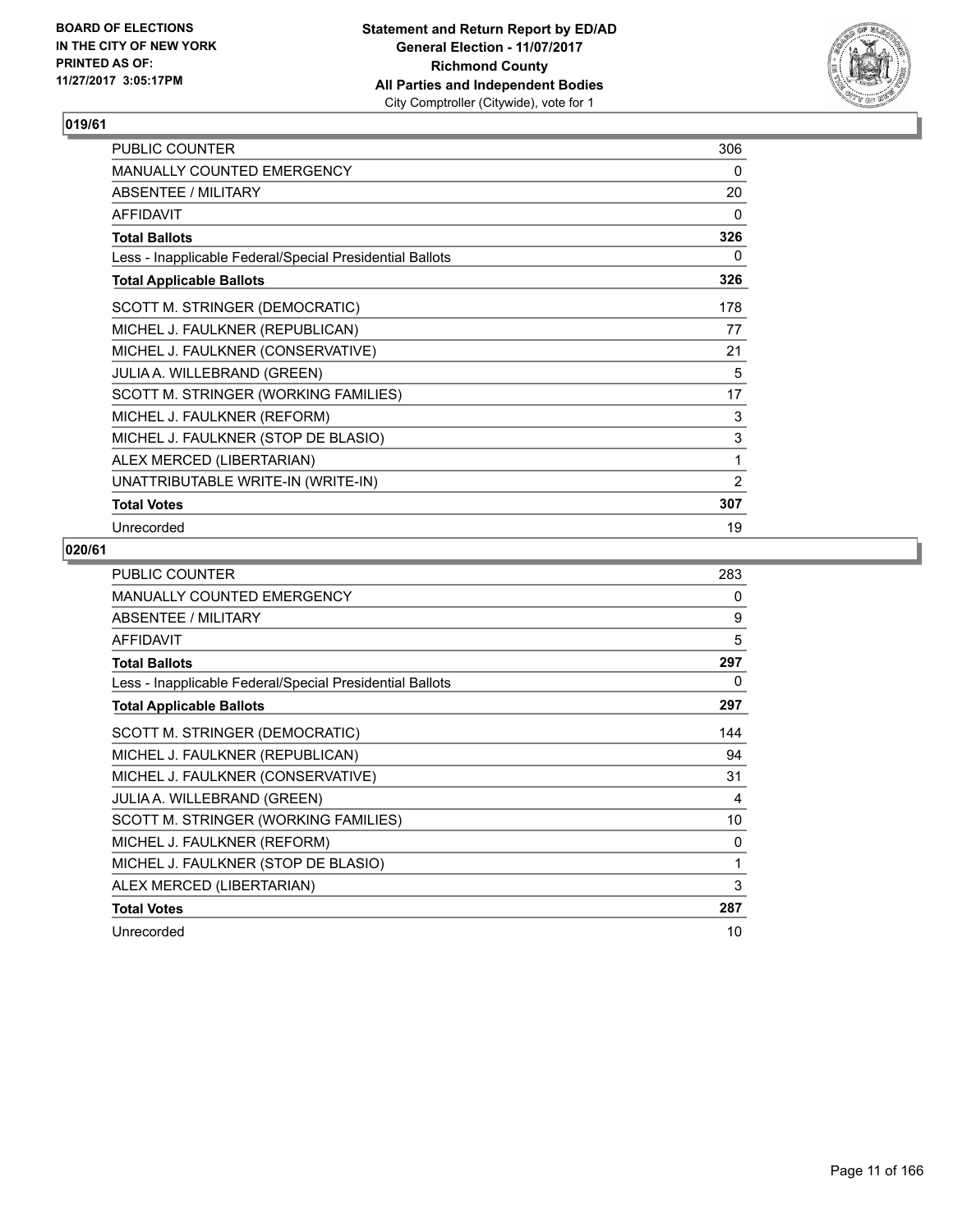BOARD OF ELECTIONS
IN THE CITY OF NEW YORK
PRINTED AS OF:
11/27/2017 3:05:17PM

**Statement and Return Report by ED/AD**
**General Election - 11/07/2017**
**Richmond County**
**All Parties and Independent Bodies**
City Comptroller (Citywide), vote for 1

## 019/61

| | |
|---|---|
| PUBLIC COUNTER | 306 |
| MANUALLY COUNTED EMERGENCY | 0 |
| ABSENTEE / MILITARY | 20 |
| AFFIDAVIT | 0 |
| **Total Ballots** | **326** |
| Less - Inapplicable Federal/Special Presidential Ballots | 0 |
| **Total Applicable Ballots** | **326** |
| SCOTT M. STRINGER (DEMOCRATIC) | 178 |
| MICHEL J. FAULKNER (REPUBLICAN) | 77 |
| MICHEL J. FAULKNER (CONSERVATIVE) | 21 |
| JULIA A. WILLEBRAND (GREEN) | 5 |
| SCOTT M. STRINGER (WORKING FAMILIES) | 17 |
| MICHEL J. FAULKNER (REFORM) | 3 |
| MICHEL J. FAULKNER (STOP DE BLASIO) | 3 |
| ALEX MERCED (LIBERTARIAN) | 1 |
| UNATTRIBUTABLE WRITE-IN (WRITE-IN) | 2 |
| **Total Votes** | **307** |
| Unrecorded | 19 |

## 020/61

| | |
|---|---|
| PUBLIC COUNTER | 283 |
| MANUALLY COUNTED EMERGENCY | 0 |
| ABSENTEE / MILITARY | 9 |
| AFFIDAVIT | 5 |
| **Total Ballots** | **297** |
| Less - Inapplicable Federal/Special Presidential Ballots | 0 |
| **Total Applicable Ballots** | **297** |
| SCOTT M. STRINGER (DEMOCRATIC) | 144 |
| MICHEL J. FAULKNER (REPUBLICAN) | 94 |
| MICHEL J. FAULKNER (CONSERVATIVE) | 31 |
| JULIA A. WILLEBRAND (GREEN) | 4 |
| SCOTT M. STRINGER (WORKING FAMILIES) | 10 |
| MICHEL J. FAULKNER (REFORM) | 0 |
| MICHEL J. FAULKNER (STOP DE BLASIO) | 1 |
| ALEX MERCED (LIBERTARIAN) | 3 |
| **Total Votes** | **287** |
| Unrecorded | 10 |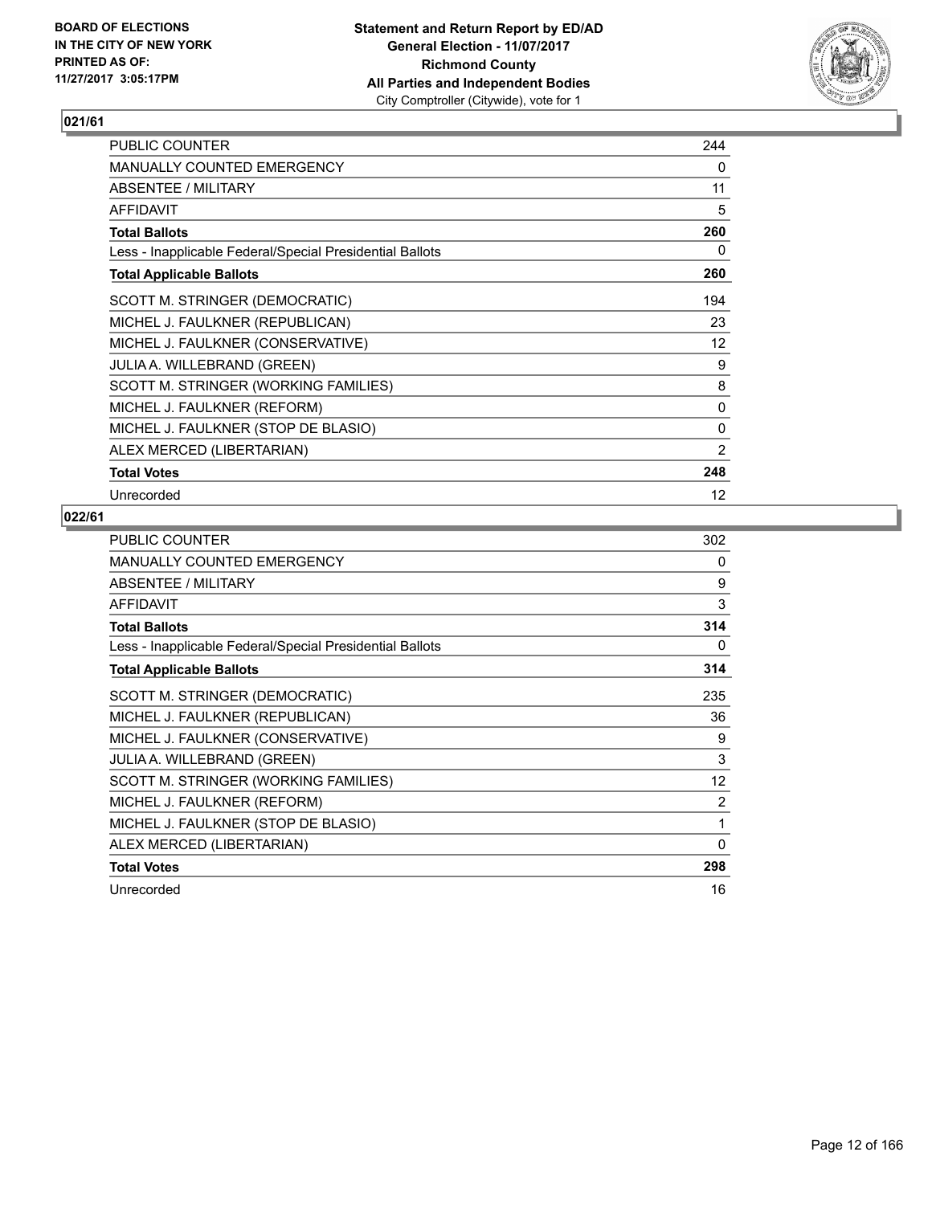**Statement and Return Report by ED/AD**
**General Election - 11/07/2017**
**Richmond County**
**All Parties and Independent Bodies**
City Comptroller (Citywide), vote for 1

BOARD OF ELECTIONS
IN THE CITY OF NEW YORK
PRINTED AS OF:
11/27/2017 3:05:17PM

## 021/61

| | |
|---|---|
| PUBLIC COUNTER | 244 |
| MANUALLY COUNTED EMERGENCY | 0 |
| ABSENTEE / MILITARY | 11 |
| AFFIDAVIT | 5 |
| **Total Ballots** | **260** |
| Less - Inapplicable Federal/Special Presidential Ballots | 0 |
| **Total Applicable Ballots** | **260** |
| SCOTT M. STRINGER (DEMOCRATIC) | 194 |
| MICHEL J. FAULKNER (REPUBLICAN) | 23 |
| MICHEL J. FAULKNER (CONSERVATIVE) | 12 |
| JULIA A. WILLEBRAND (GREEN) | 9 |
| SCOTT M. STRINGER (WORKING FAMILIES) | 8 |
| MICHEL J. FAULKNER (REFORM) | 0 |
| MICHEL J. FAULKNER (STOP DE BLASIO) | 0 |
| ALEX MERCED (LIBERTARIAN) | 2 |
| **Total Votes** | **248** |
| Unrecorded | 12 |

## 022/61

| | |
|---|---|
| PUBLIC COUNTER | 302 |
| MANUALLY COUNTED EMERGENCY | 0 |
| ABSENTEE / MILITARY | 9 |
| AFFIDAVIT | 3 |
| **Total Ballots** | **314** |
| Less - Inapplicable Federal/Special Presidential Ballots | 0 |
| **Total Applicable Ballots** | **314** |
| SCOTT M. STRINGER (DEMOCRATIC) | 235 |
| MICHEL J. FAULKNER (REPUBLICAN) | 36 |
| MICHEL J. FAULKNER (CONSERVATIVE) | 9 |
| JULIA A. WILLEBRAND (GREEN) | 3 |
| SCOTT M. STRINGER (WORKING FAMILIES) | 12 |
| MICHEL J. FAULKNER (REFORM) | 2 |
| MICHEL J. FAULKNER (STOP DE BLASIO) | 1 |
| ALEX MERCED (LIBERTARIAN) | 0 |
| **Total Votes** | **298** |
| Unrecorded | 16 |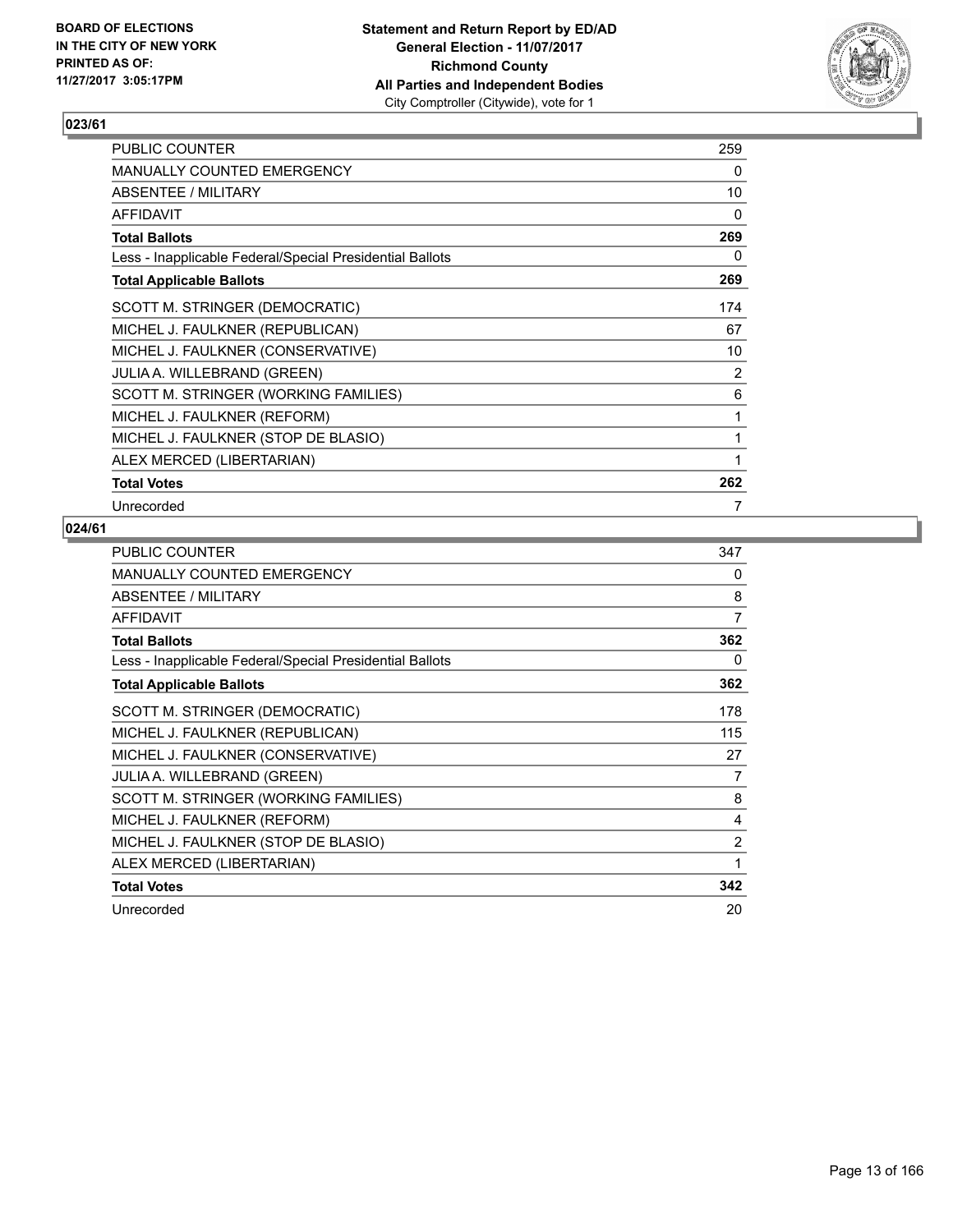BOARD OF ELECTIONS
IN THE CITY OF NEW YORK
PRINTED AS OF:
11/27/2017 3:05:17PM

**Statement and Return Report by ED/AD**
**General Election - 11/07/2017**
**Richmond County**
**All Parties and Independent Bodies**
City Comptroller (Citywide), vote for 1

## 023/61

| | |
|---|---|
| PUBLIC COUNTER | 259 |
| MANUALLY COUNTED EMERGENCY | 0 |
| ABSENTEE / MILITARY | 10 |
| AFFIDAVIT | 0 |
| **Total Ballots** | **269** |
| Less - Inapplicable Federal/Special Presidential Ballots | 0 |
| **Total Applicable Ballots** | **269** |
| SCOTT M. STRINGER (DEMOCRATIC) | 174 |
| MICHEL J. FAULKNER (REPUBLICAN) | 67 |
| MICHEL J. FAULKNER (CONSERVATIVE) | 10 |
| JULIA A. WILLEBRAND (GREEN) | 2 |
| SCOTT M. STRINGER (WORKING FAMILIES) | 6 |
| MICHEL J. FAULKNER (REFORM) | 1 |
| MICHEL J. FAULKNER (STOP DE BLASIO) | 1 |
| ALEX MERCED (LIBERTARIAN) | 1 |
| **Total Votes** | **262** |
| Unrecorded | 7 |

## 024/61

| | |
|---|---|
| PUBLIC COUNTER | 347 |
| MANUALLY COUNTED EMERGENCY | 0 |
| ABSENTEE / MILITARY | 8 |
| AFFIDAVIT | 7 |
| **Total Ballots** | **362** |
| Less - Inapplicable Federal/Special Presidential Ballots | 0 |
| **Total Applicable Ballots** | **362** |
| SCOTT M. STRINGER (DEMOCRATIC) | 178 |
| MICHEL J. FAULKNER (REPUBLICAN) | 115 |
| MICHEL J. FAULKNER (CONSERVATIVE) | 27 |
| JULIA A. WILLEBRAND (GREEN) | 7 |
| SCOTT M. STRINGER (WORKING FAMILIES) | 8 |
| MICHEL J. FAULKNER (REFORM) | 4 |
| MICHEL J. FAULKNER (STOP DE BLASIO) | 2 |
| ALEX MERCED (LIBERTARIAN) | 1 |
| **Total Votes** | **342** |
| Unrecorded | 20 |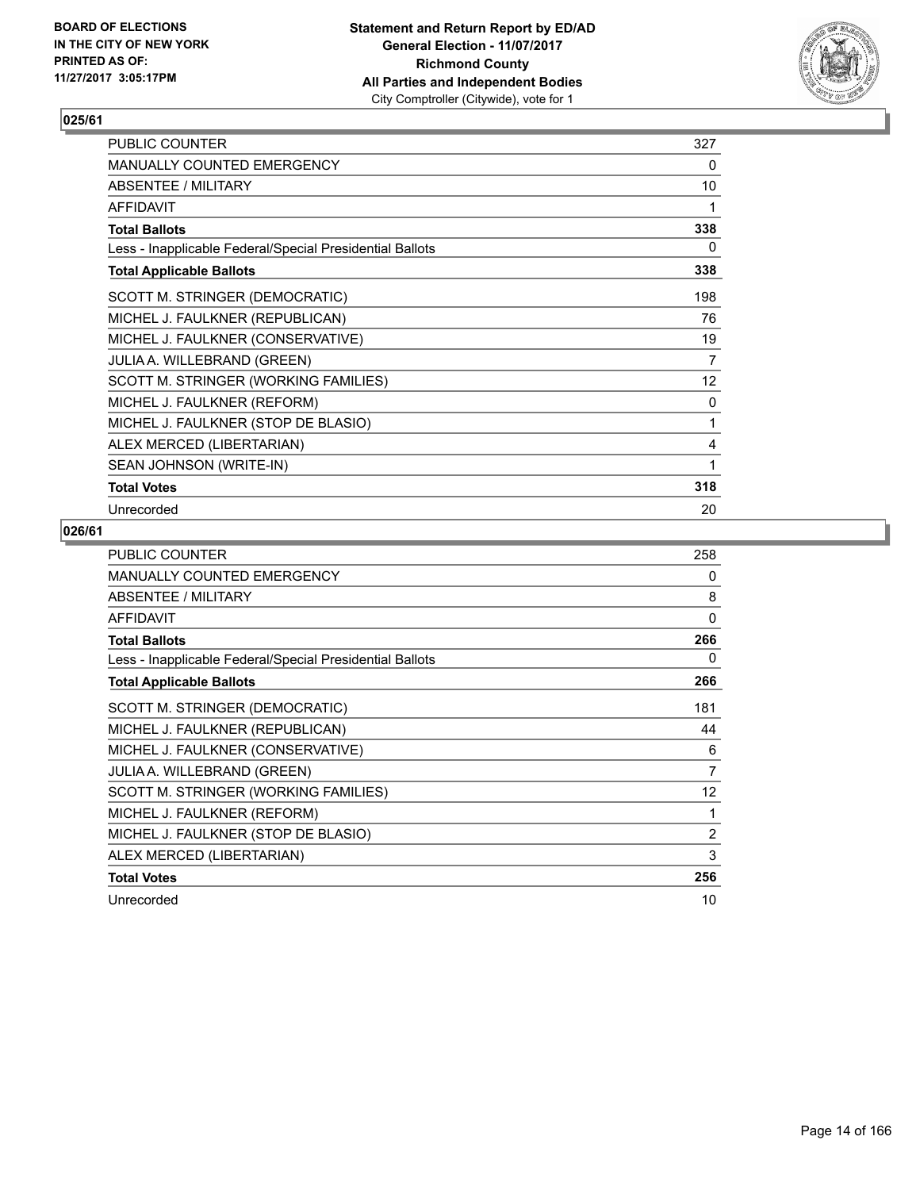**BOARD OF ELECTIONS IN THE CITY OF NEW YORK PRINTED AS OF: 11/27/2017 3:05:17PM**

**Statement and Return Report by ED/AD General Election - 11/07/2017 Richmond County All Parties and Independent Bodies** City Comptroller (Citywide), vote for 1

## 025/61

| | |
|---|---|
| PUBLIC COUNTER | 327 |
| MANUALLY COUNTED EMERGENCY | 0 |
| ABSENTEE / MILITARY | 10 |
| AFFIDAVIT | 1 |
| **Total Ballots** | **338** |
| Less - Inapplicable Federal/Special Presidential Ballots | 0 |
| **Total Applicable Ballots** | **338** |
| SCOTT M. STRINGER (DEMOCRATIC) | 198 |
| MICHEL J. FAULKNER (REPUBLICAN) | 76 |
| MICHEL J. FAULKNER (CONSERVATIVE) | 19 |
| JULIA A. WILLEBRAND (GREEN) | 7 |
| SCOTT M. STRINGER (WORKING FAMILIES) | 12 |
| MICHEL J. FAULKNER (REFORM) | 0 |
| MICHEL J. FAULKNER (STOP DE BLASIO) | 1 |
| ALEX MERCED (LIBERTARIAN) | 4 |
| SEAN JOHNSON (WRITE-IN) | 1 |
| **Total Votes** | **318** |
| Unrecorded | 20 |

## 026/61

| | |
|---|---|
| PUBLIC COUNTER | 258 |
| MANUALLY COUNTED EMERGENCY | 0 |
| ABSENTEE / MILITARY | 8 |
| AFFIDAVIT | 0 |
| **Total Ballots** | **266** |
| Less - Inapplicable Federal/Special Presidential Ballots | 0 |
| **Total Applicable Ballots** | **266** |
| SCOTT M. STRINGER (DEMOCRATIC) | 181 |
| MICHEL J. FAULKNER (REPUBLICAN) | 44 |
| MICHEL J. FAULKNER (CONSERVATIVE) | 6 |
| JULIA A. WILLEBRAND (GREEN) | 7 |
| SCOTT M. STRINGER (WORKING FAMILIES) | 12 |
| MICHEL J. FAULKNER (REFORM) | 1 |
| MICHEL J. FAULKNER (STOP DE BLASIO) | 2 |
| ALEX MERCED (LIBERTARIAN) | 3 |
| **Total Votes** | **256** |
| Unrecorded | 10 |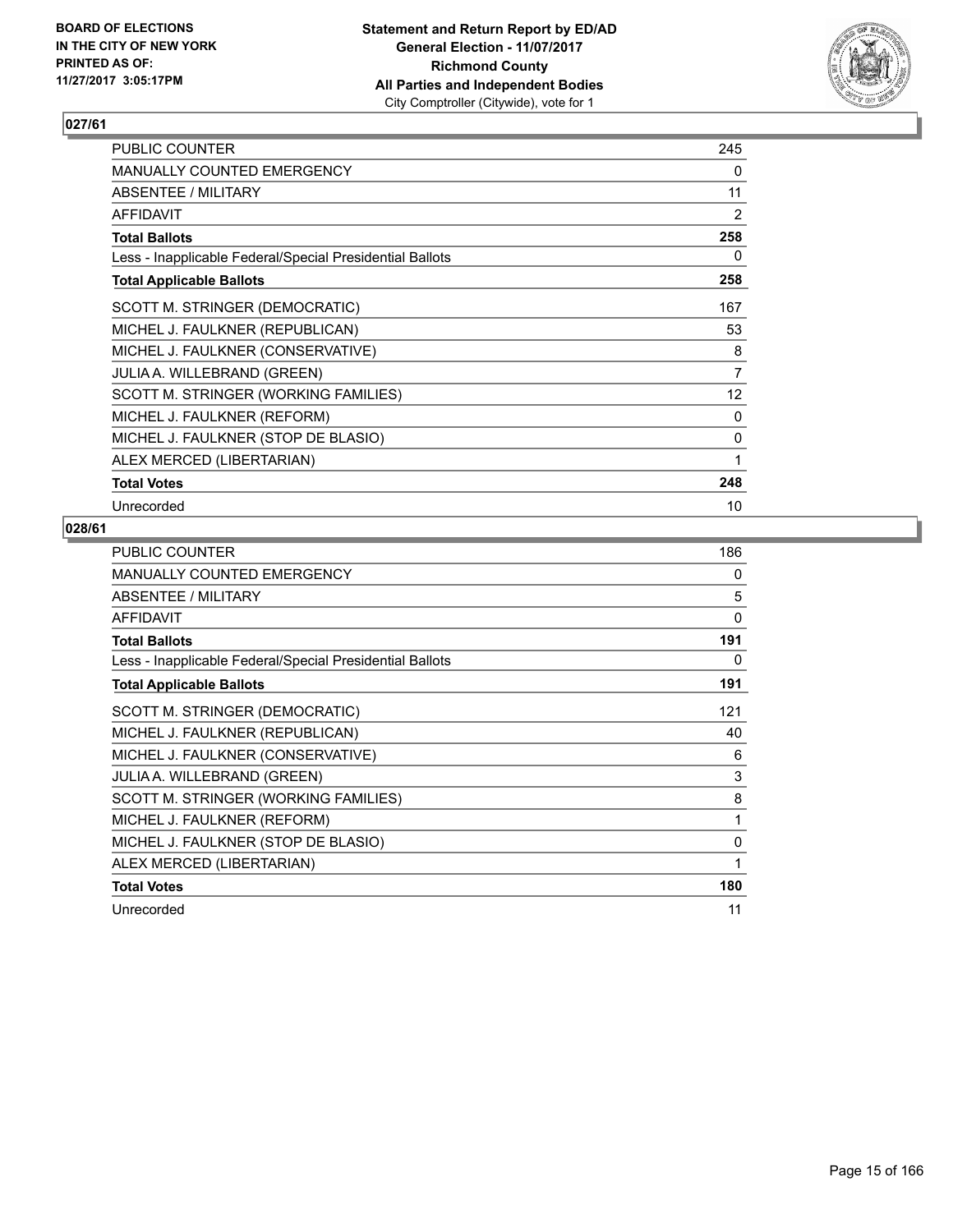**BOARD OF ELECTIONS IN THE CITY OF NEW YORK PRINTED AS OF: 11/27/2017 3:05:17PM**

**Statement and Return Report by ED/AD**
**General Election - 11/07/2017**
**Richmond County**
**All Parties and Independent Bodies**
City Comptroller (Citywide), vote for 1

## 027/61

| | |
|---|---|
| PUBLIC COUNTER | 245 |
| MANUALLY COUNTED EMERGENCY | 0 |
| ABSENTEE / MILITARY | 11 |
| AFFIDAVIT | 2 |
| **Total Ballots** | **258** |
| Less - Inapplicable Federal/Special Presidential Ballots | 0 |
| **Total Applicable Ballots** | **258** |
| SCOTT M. STRINGER (DEMOCRATIC) | 167 |
| MICHEL J. FAULKNER (REPUBLICAN) | 53 |
| MICHEL J. FAULKNER (CONSERVATIVE) | 8 |
| JULIA A. WILLEBRAND (GREEN) | 7 |
| SCOTT M. STRINGER (WORKING FAMILIES) | 12 |
| MICHEL J. FAULKNER (REFORM) | 0 |
| MICHEL J. FAULKNER (STOP DE BLASIO) | 0 |
| ALEX MERCED (LIBERTARIAN) | 1 |
| **Total Votes** | **248** |
| Unrecorded | 10 |

## 028/61

| | |
|---|---|
| PUBLIC COUNTER | 186 |
| MANUALLY COUNTED EMERGENCY | 0 |
| ABSENTEE / MILITARY | 5 |
| AFFIDAVIT | 0 |
| **Total Ballots** | **191** |
| Less - Inapplicable Federal/Special Presidential Ballots | 0 |
| **Total Applicable Ballots** | **191** |
| SCOTT M. STRINGER (DEMOCRATIC) | 121 |
| MICHEL J. FAULKNER (REPUBLICAN) | 40 |
| MICHEL J. FAULKNER (CONSERVATIVE) | 6 |
| JULIA A. WILLEBRAND (GREEN) | 3 |
| SCOTT M. STRINGER (WORKING FAMILIES) | 8 |
| MICHEL J. FAULKNER (REFORM) | 1 |
| MICHEL J. FAULKNER (STOP DE BLASIO) | 0 |
| ALEX MERCED (LIBERTARIAN) | 1 |
| **Total Votes** | **180** |
| Unrecorded | 11 |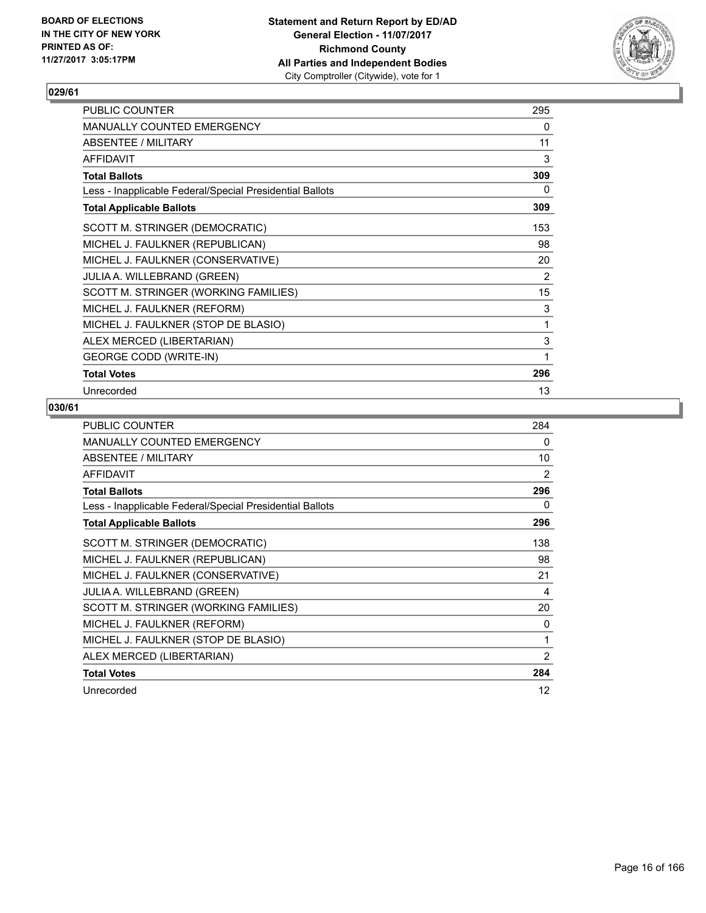BOARD OF ELECTIONS
IN THE CITY OF NEW YORK
PRINTED AS OF:
11/27/2017 3:05:17PM

**Statement and Return Report by ED/AD**
**General Election - 11/07/2017**
**Richmond County**
**All Parties and Independent Bodies**
City Comptroller (Citywide), vote for 1

## 029/61

| | |
|---|---|
| PUBLIC COUNTER | 295 |
| MANUALLY COUNTED EMERGENCY | 0 |
| ABSENTEE / MILITARY | 11 |
| AFFIDAVIT | 3 |
| **Total Ballots** | **309** |
| Less - Inapplicable Federal/Special Presidential Ballots | 0 |
| **Total Applicable Ballots** | **309** |
| SCOTT M. STRINGER (DEMOCRATIC) | 153 |
| MICHEL J. FAULKNER (REPUBLICAN) | 98 |
| MICHEL J. FAULKNER (CONSERVATIVE) | 20 |
| JULIA A. WILLEBRAND (GREEN) | 2 |
| SCOTT M. STRINGER (WORKING FAMILIES) | 15 |
| MICHEL J. FAULKNER (REFORM) | 3 |
| MICHEL J. FAULKNER (STOP DE BLASIO) | 1 |
| ALEX MERCED (LIBERTARIAN) | 3 |
| GEORGE CODD (WRITE-IN) | 1 |
| **Total Votes** | **296** |
| Unrecorded | 13 |

## 030/61

| | |
|---|---|
| PUBLIC COUNTER | 284 |
| MANUALLY COUNTED EMERGENCY | 0 |
| ABSENTEE / MILITARY | 10 |
| AFFIDAVIT | 2 |
| **Total Ballots** | **296** |
| Less - Inapplicable Federal/Special Presidential Ballots | 0 |
| **Total Applicable Ballots** | **296** |
| SCOTT M. STRINGER (DEMOCRATIC) | 138 |
| MICHEL J. FAULKNER (REPUBLICAN) | 98 |
| MICHEL J. FAULKNER (CONSERVATIVE) | 21 |
| JULIA A. WILLEBRAND (GREEN) | 4 |
| SCOTT M. STRINGER (WORKING FAMILIES) | 20 |
| MICHEL J. FAULKNER (REFORM) | 0 |
| MICHEL J. FAULKNER (STOP DE BLASIO) | 1 |
| ALEX MERCED (LIBERTARIAN) | 2 |
| **Total Votes** | **284** |
| Unrecorded | 12 |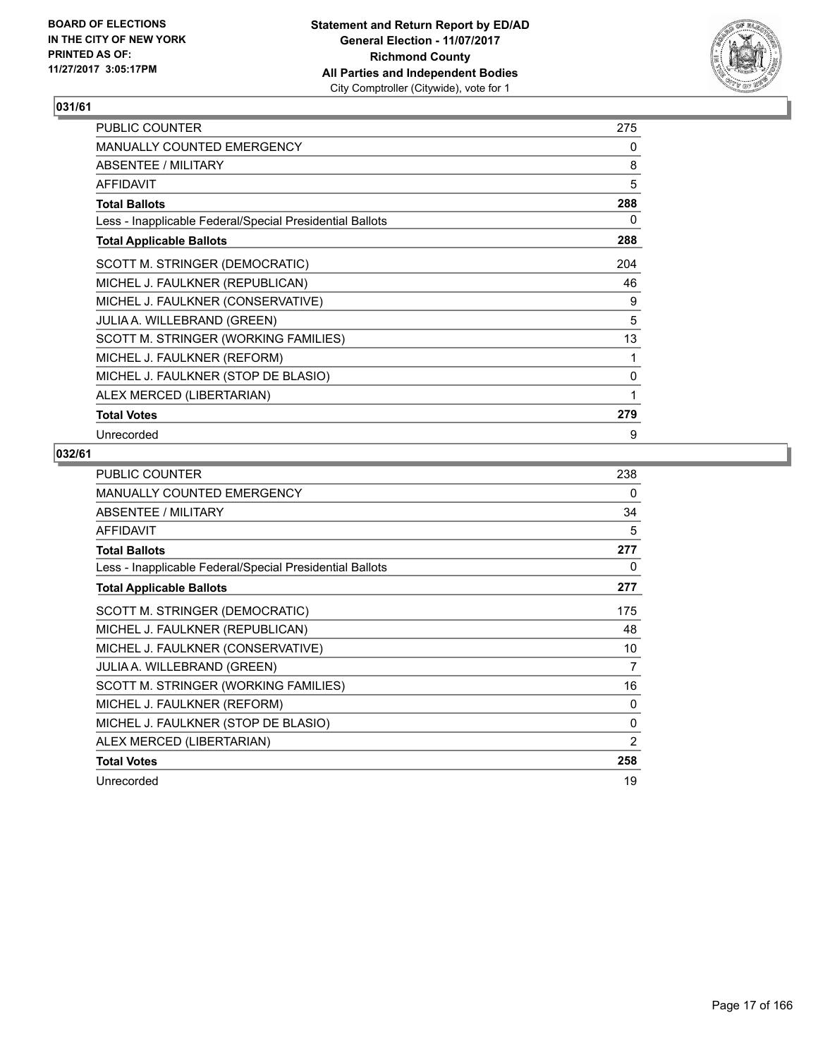**Statement and Return Report by ED/AD**
**General Election - 11/07/2017**
**Richmond County**
**All Parties and Independent Bodies**
City Comptroller (Citywide), vote for 1

BOARD OF ELECTIONS
IN THE CITY OF NEW YORK
PRINTED AS OF:
11/27/2017 3:05:17PM

## 031/61

| | |
|---|---|
| PUBLIC COUNTER | 275 |
| MANUALLY COUNTED EMERGENCY | 0 |
| ABSENTEE / MILITARY | 8 |
| AFFIDAVIT | 5 |
| **Total Ballots** | **288** |
| Less - Inapplicable Federal/Special Presidential Ballots | 0 |
| **Total Applicable Ballots** | **288** |
| SCOTT M. STRINGER (DEMOCRATIC) | 204 |
| MICHEL J. FAULKNER (REPUBLICAN) | 46 |
| MICHEL J. FAULKNER (CONSERVATIVE) | 9 |
| JULIA A. WILLEBRAND (GREEN) | 5 |
| SCOTT M. STRINGER (WORKING FAMILIES) | 13 |
| MICHEL J. FAULKNER (REFORM) | 1 |
| MICHEL J. FAULKNER (STOP DE BLASIO) | 0 |
| ALEX MERCED (LIBERTARIAN) | 1 |
| **Total Votes** | **279** |
| Unrecorded | 9 |

## 032/61

| | |
|---|---|
| PUBLIC COUNTER | 238 |
| MANUALLY COUNTED EMERGENCY | 0 |
| ABSENTEE / MILITARY | 34 |
| AFFIDAVIT | 5 |
| **Total Ballots** | **277** |
| Less - Inapplicable Federal/Special Presidential Ballots | 0 |
| **Total Applicable Ballots** | **277** |
| SCOTT M. STRINGER (DEMOCRATIC) | 175 |
| MICHEL J. FAULKNER (REPUBLICAN) | 48 |
| MICHEL J. FAULKNER (CONSERVATIVE) | 10 |
| JULIA A. WILLEBRAND (GREEN) | 7 |
| SCOTT M. STRINGER (WORKING FAMILIES) | 16 |
| MICHEL J. FAULKNER (REFORM) | 0 |
| MICHEL J. FAULKNER (STOP DE BLASIO) | 0 |
| ALEX MERCED (LIBERTARIAN) | 2 |
| **Total Votes** | **258** |
| Unrecorded | 19 |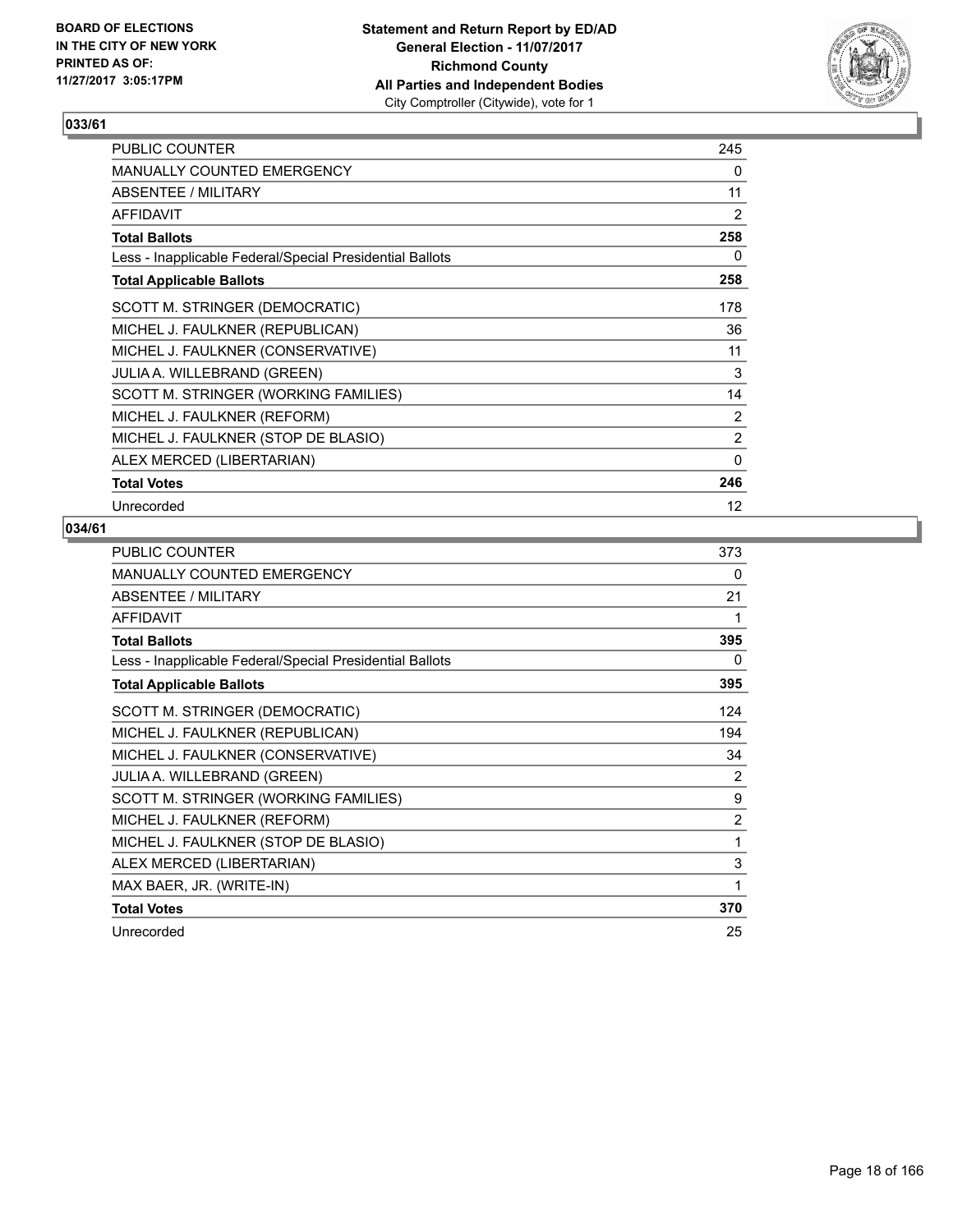**BOARD OF ELECTIONS IN THE CITY OF NEW YORK PRINTED AS OF: 11/27/2017 3:05:17PM**

**Statement and Return Report by ED/AD**
**General Election - 11/07/2017**
**Richmond County**
**All Parties and Independent Bodies**
City Comptroller (Citywide), vote for 1

## 033/61

| | |
|---|---|
| PUBLIC COUNTER | 245 |
| MANUALLY COUNTED EMERGENCY | 0 |
| ABSENTEE / MILITARY | 11 |
| AFFIDAVIT | 2 |
| **Total Ballots** | **258** |
| Less - Inapplicable Federal/Special Presidential Ballots | 0 |
| **Total Applicable Ballots** | **258** |
| SCOTT M. STRINGER (DEMOCRATIC) | 178 |
| MICHEL J. FAULKNER (REPUBLICAN) | 36 |
| MICHEL J. FAULKNER (CONSERVATIVE) | 11 |
| JULIA A. WILLEBRAND (GREEN) | 3 |
| SCOTT M. STRINGER (WORKING FAMILIES) | 14 |
| MICHEL J. FAULKNER (REFORM) | 2 |
| MICHEL J. FAULKNER (STOP DE BLASIO) | 2 |
| ALEX MERCED (LIBERTARIAN) | 0 |
| **Total Votes** | **246** |
| Unrecorded | 12 |

## 034/61

| | |
|---|---|
| PUBLIC COUNTER | 373 |
| MANUALLY COUNTED EMERGENCY | 0 |
| ABSENTEE / MILITARY | 21 |
| AFFIDAVIT | 1 |
| **Total Ballots** | **395** |
| Less - Inapplicable Federal/Special Presidential Ballots | 0 |
| **Total Applicable Ballots** | **395** |
| SCOTT M. STRINGER (DEMOCRATIC) | 124 |
| MICHEL J. FAULKNER (REPUBLICAN) | 194 |
| MICHEL J. FAULKNER (CONSERVATIVE) | 34 |
| JULIA A. WILLEBRAND (GREEN) | 2 |
| SCOTT M. STRINGER (WORKING FAMILIES) | 9 |
| MICHEL J. FAULKNER (REFORM) | 2 |
| MICHEL J. FAULKNER (STOP DE BLASIO) | 1 |
| ALEX MERCED (LIBERTARIAN) | 3 |
| MAX BAER, JR. (WRITE-IN) | 1 |
| **Total Votes** | **370** |
| Unrecorded | 25 |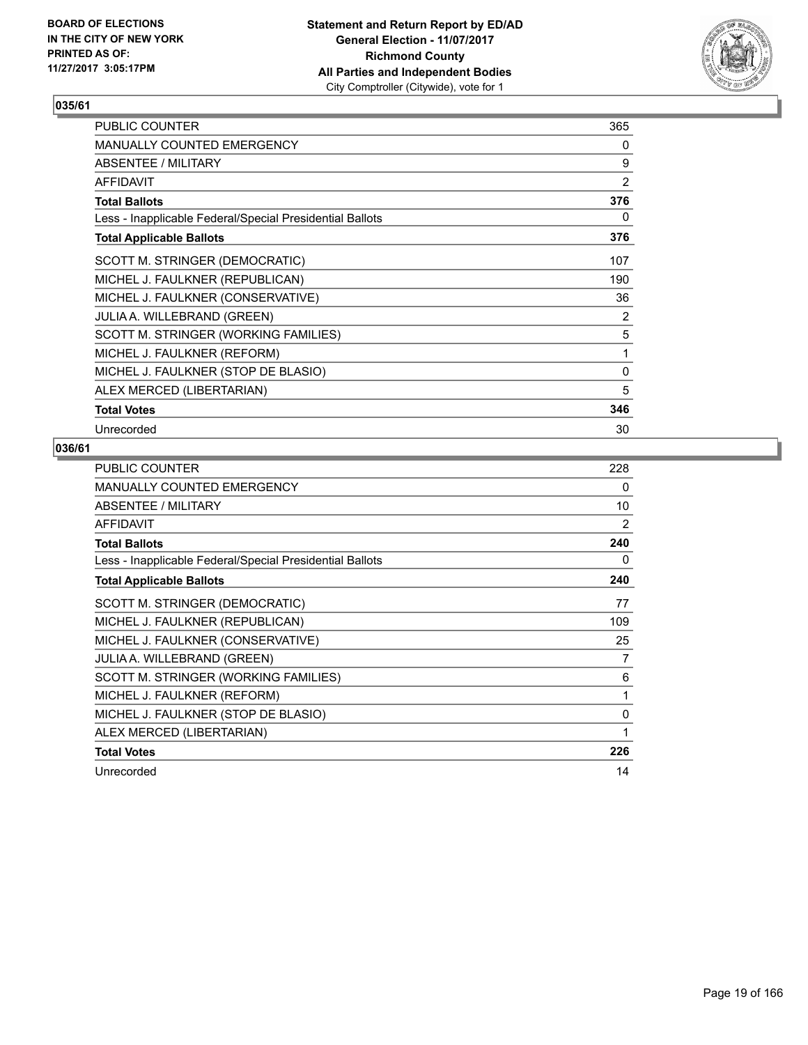**BOARD OF ELECTIONS IN THE CITY OF NEW YORK PRINTED AS OF: 11/27/2017 3:05:17PM**

**Statement and Return Report by ED/AD General Election - 11/07/2017 Richmond County All Parties and Independent Bodies**
City Comptroller (Citywide), vote for 1

## 035/61

| | |
|---|---|
| PUBLIC COUNTER | 365 |
| MANUALLY COUNTED EMERGENCY | 0 |
| ABSENTEE / MILITARY | 9 |
| AFFIDAVIT | 2 |
| **Total Ballots** | **376** |
| Less - Inapplicable Federal/Special Presidential Ballots | 0 |
| **Total Applicable Ballots** | **376** |
| SCOTT M. STRINGER (DEMOCRATIC) | 107 |
| MICHEL J. FAULKNER (REPUBLICAN) | 190 |
| MICHEL J. FAULKNER (CONSERVATIVE) | 36 |
| JULIA A. WILLEBRAND (GREEN) | 2 |
| SCOTT M. STRINGER (WORKING FAMILIES) | 5 |
| MICHEL J. FAULKNER (REFORM) | 1 |
| MICHEL J. FAULKNER (STOP DE BLASIO) | 0 |
| ALEX MERCED (LIBERTARIAN) | 5 |
| **Total Votes** | **346** |
| Unrecorded | 30 |

## 036/61

| | |
|---|---|
| PUBLIC COUNTER | 228 |
| MANUALLY COUNTED EMERGENCY | 0 |
| ABSENTEE / MILITARY | 10 |
| AFFIDAVIT | 2 |
| **Total Ballots** | **240** |
| Less - Inapplicable Federal/Special Presidential Ballots | 0 |
| **Total Applicable Ballots** | **240** |
| SCOTT M. STRINGER (DEMOCRATIC) | 77 |
| MICHEL J. FAULKNER (REPUBLICAN) | 109 |
| MICHEL J. FAULKNER (CONSERVATIVE) | 25 |
| JULIA A. WILLEBRAND (GREEN) | 7 |
| SCOTT M. STRINGER (WORKING FAMILIES) | 6 |
| MICHEL J. FAULKNER (REFORM) | 1 |
| MICHEL J. FAULKNER (STOP DE BLASIO) | 0 |
| ALEX MERCED (LIBERTARIAN) | 1 |
| **Total Votes** | **226** |
| Unrecorded | 14 |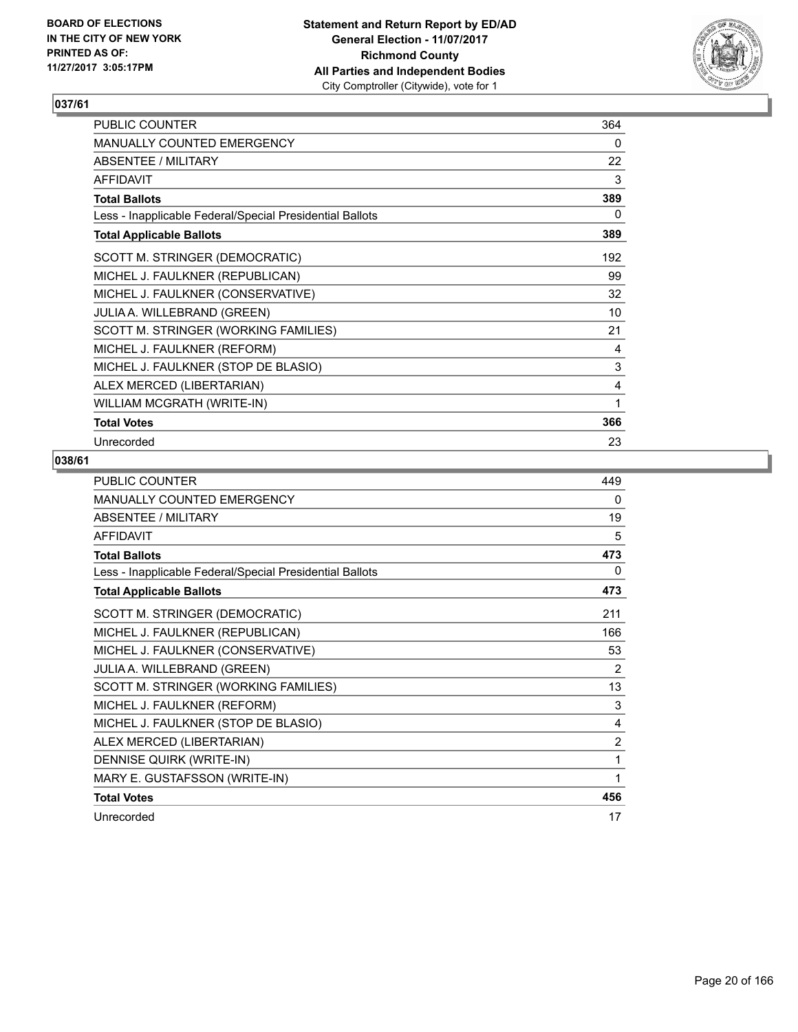### 037/61

| | |
|---|---|
| PUBLIC COUNTER | 364 |
| MANUALLY COUNTED EMERGENCY | 0 |
| ABSENTEE / MILITARY | 22 |
| AFFIDAVIT | 3 |
| **Total Ballots** | **389** |
| Less - Inapplicable Federal/Special Presidential Ballots | 0 |
| **Total Applicable Ballots** | **389** |
| SCOTT M. STRINGER (DEMOCRATIC) | 192 |
| MICHEL J. FAULKNER (REPUBLICAN) | 99 |
| MICHEL J. FAULKNER (CONSERVATIVE) | 32 |
| JULIA A. WILLEBRAND (GREEN) | 10 |
| SCOTT M. STRINGER (WORKING FAMILIES) | 21 |
| MICHEL J. FAULKNER (REFORM) | 4 |
| MICHEL J. FAULKNER (STOP DE BLASIO) | 3 |
| ALEX MERCED (LIBERTARIAN) | 4 |
| WILLIAM MCGRATH (WRITE-IN) | 1 |
| **Total Votes** | **366** |
| Unrecorded | 23 |

### 038/61

| | |
|---|---|
| PUBLIC COUNTER | 449 |
| MANUALLY COUNTED EMERGENCY | 0 |
| ABSENTEE / MILITARY | 19 |
| AFFIDAVIT | 5 |
| **Total Ballots** | **473** |
| Less - Inapplicable Federal/Special Presidential Ballots | 0 |
| **Total Applicable Ballots** | **473** |
| SCOTT M. STRINGER (DEMOCRATIC) | 211 |
| MICHEL J. FAULKNER (REPUBLICAN) | 166 |
| MICHEL J. FAULKNER (CONSERVATIVE) | 53 |
| JULIA A. WILLEBRAND (GREEN) | 2 |
| SCOTT M. STRINGER (WORKING FAMILIES) | 13 |
| MICHEL J. FAULKNER (REFORM) | 3 |
| MICHEL J. FAULKNER (STOP DE BLASIO) | 4 |
| ALEX MERCED (LIBERTARIAN) | 2 |
| DENNISE QUIRK (WRITE-IN) | 1 |
| MARY E. GUSTAFSSON (WRITE-IN) | 1 |
| **Total Votes** | **456** |
| Unrecorded | 17 |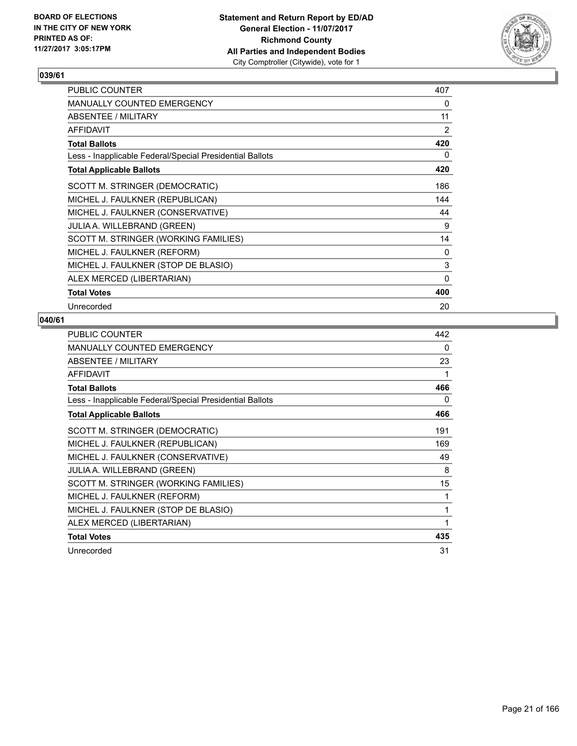**BOARD OF ELECTIONS IN THE CITY OF NEW YORK PRINTED AS OF: 11/27/2017 3:05:17PM**

**Statement and Return Report by ED/AD General Election - 11/07/2017 Richmond County All Parties and Independent Bodies**
City Comptroller (Citywide), vote for 1

## 039/61

| | |
|---|---|
| PUBLIC COUNTER | 407 |
| MANUALLY COUNTED EMERGENCY | 0 |
| ABSENTEE / MILITARY | 11 |
| AFFIDAVIT | 2 |
| **Total Ballots** | **420** |
| Less - Inapplicable Federal/Special Presidential Ballots | 0 |
| **Total Applicable Ballots** | **420** |
| SCOTT M. STRINGER (DEMOCRATIC) | 186 |
| MICHEL J. FAULKNER (REPUBLICAN) | 144 |
| MICHEL J. FAULKNER (CONSERVATIVE) | 44 |
| JULIA A. WILLEBRAND (GREEN) | 9 |
| SCOTT M. STRINGER (WORKING FAMILIES) | 14 |
| MICHEL J. FAULKNER (REFORM) | 0 |
| MICHEL J. FAULKNER (STOP DE BLASIO) | 3 |
| ALEX MERCED (LIBERTARIAN) | 0 |
| **Total Votes** | **400** |
| Unrecorded | 20 |

## 040/61

| | |
|---|---|
| PUBLIC COUNTER | 442 |
| MANUALLY COUNTED EMERGENCY | 0 |
| ABSENTEE / MILITARY | 23 |
| AFFIDAVIT | 1 |
| **Total Ballots** | **466** |
| Less - Inapplicable Federal/Special Presidential Ballots | 0 |
| **Total Applicable Ballots** | **466** |
| SCOTT M. STRINGER (DEMOCRATIC) | 191 |
| MICHEL J. FAULKNER (REPUBLICAN) | 169 |
| MICHEL J. FAULKNER (CONSERVATIVE) | 49 |
| JULIA A. WILLEBRAND (GREEN) | 8 |
| SCOTT M. STRINGER (WORKING FAMILIES) | 15 |
| MICHEL J. FAULKNER (REFORM) | 1 |
| MICHEL J. FAULKNER (STOP DE BLASIO) | 1 |
| ALEX MERCED (LIBERTARIAN) | 1 |
| **Total Votes** | **435** |
| Unrecorded | 31 |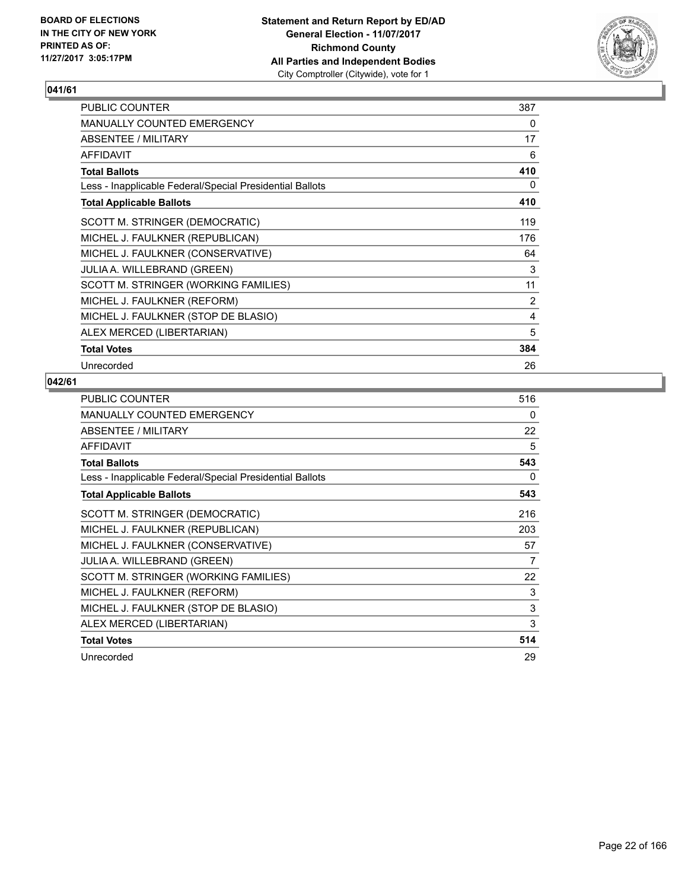**Statement and Return Report by ED/AD**
**General Election - 11/07/2017**
**Richmond County**
**All Parties and Independent Bodies**
City Comptroller (Citywide), vote for 1

BOARD OF ELECTIONS IN THE CITY OF NEW YORK
PRINTED AS OF: 11/27/2017 3:05:17PM

## 041/61

| | |
|---|---|
| PUBLIC COUNTER | 387 |
| MANUALLY COUNTED EMERGENCY | 0 |
| ABSENTEE / MILITARY | 17 |
| AFFIDAVIT | 6 |
| **Total Ballots** | **410** |
| Less - Inapplicable Federal/Special Presidential Ballots | 0 |
| **Total Applicable Ballots** | **410** |
| SCOTT M. STRINGER (DEMOCRATIC) | 119 |
| MICHEL J. FAULKNER (REPUBLICAN) | 176 |
| MICHEL J. FAULKNER (CONSERVATIVE) | 64 |
| JULIA A. WILLEBRAND (GREEN) | 3 |
| SCOTT M. STRINGER (WORKING FAMILIES) | 11 |
| MICHEL J. FAULKNER (REFORM) | 2 |
| MICHEL J. FAULKNER (STOP DE BLASIO) | 4 |
| ALEX MERCED (LIBERTARIAN) | 5 |
| **Total Votes** | **384** |
| Unrecorded | 26 |

## 042/61

| | |
|---|---|
| PUBLIC COUNTER | 516 |
| MANUALLY COUNTED EMERGENCY | 0 |
| ABSENTEE / MILITARY | 22 |
| AFFIDAVIT | 5 |
| **Total Ballots** | **543** |
| Less - Inapplicable Federal/Special Presidential Ballots | 0 |
| **Total Applicable Ballots** | **543** |
| SCOTT M. STRINGER (DEMOCRATIC) | 216 |
| MICHEL J. FAULKNER (REPUBLICAN) | 203 |
| MICHEL J. FAULKNER (CONSERVATIVE) | 57 |
| JULIA A. WILLEBRAND (GREEN) | 7 |
| SCOTT M. STRINGER (WORKING FAMILIES) | 22 |
| MICHEL J. FAULKNER (REFORM) | 3 |
| MICHEL J. FAULKNER (STOP DE BLASIO) | 3 |
| ALEX MERCED (LIBERTARIAN) | 3 |
| **Total Votes** | **514** |
| Unrecorded | 29 |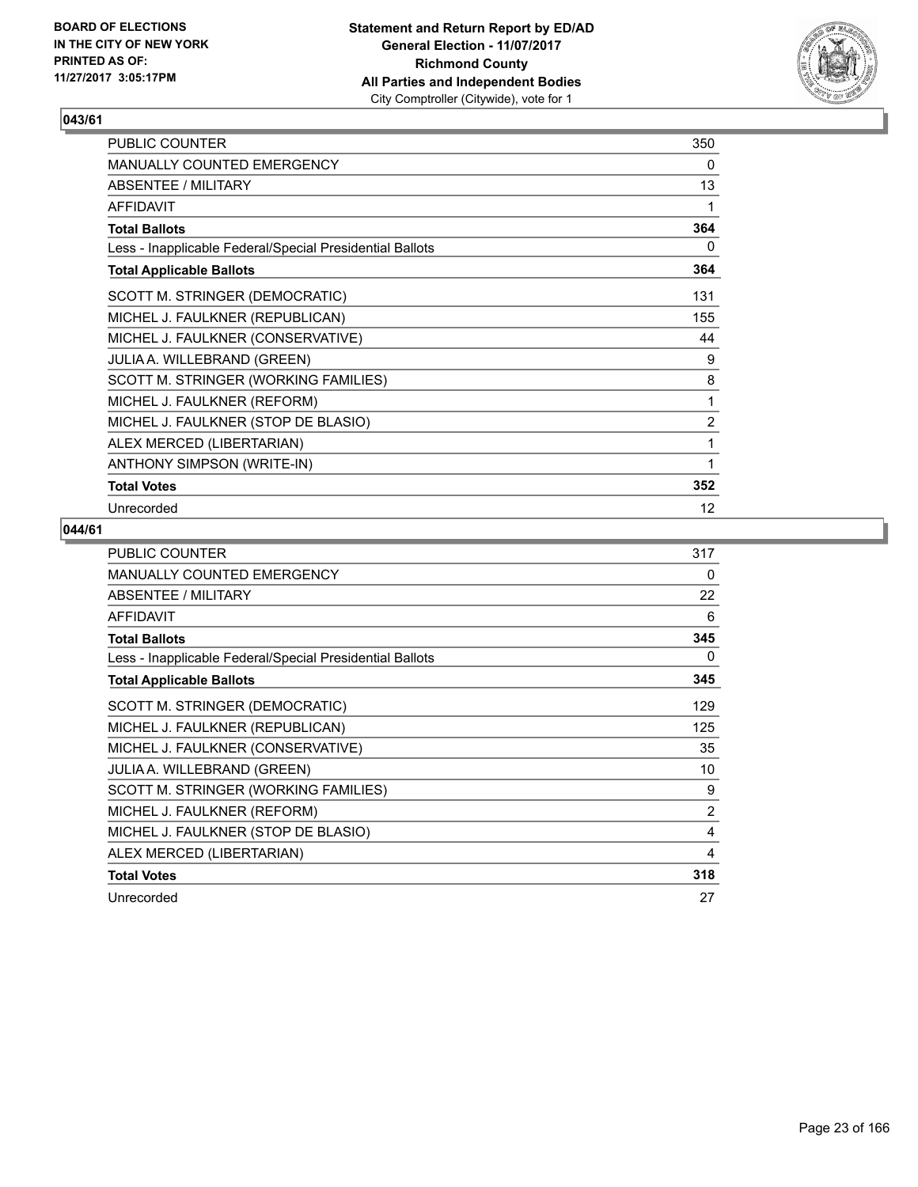**BOARD OF ELECTIONS IN THE CITY OF NEW YORK PRINTED AS OF: 11/27/2017 3:05:17PM**

**Statement and Return Report by ED/AD General Election - 11/07/2017 Richmond County All Parties and Independent Bodies**
City Comptroller (Citywide), vote for 1

## 043/61

| | |
|---|---|
| PUBLIC COUNTER | 350 |
| MANUALLY COUNTED EMERGENCY | 0 |
| ABSENTEE / MILITARY | 13 |
| AFFIDAVIT | 1 |
| **Total Ballots** | **364** |
| Less - Inapplicable Federal/Special Presidential Ballots | 0 |
| **Total Applicable Ballots** | **364** |
| SCOTT M. STRINGER (DEMOCRATIC) | 131 |
| MICHEL J. FAULKNER (REPUBLICAN) | 155 |
| MICHEL J. FAULKNER (CONSERVATIVE) | 44 |
| JULIA A. WILLEBRAND (GREEN) | 9 |
| SCOTT M. STRINGER (WORKING FAMILIES) | 8 |
| MICHEL J. FAULKNER (REFORM) | 1 |
| MICHEL J. FAULKNER (STOP DE BLASIO) | 2 |
| ALEX MERCED (LIBERTARIAN) | 1 |
| ANTHONY SIMPSON (WRITE-IN) | 1 |
| **Total Votes** | **352** |
| Unrecorded | 12 |

## 044/61

| | |
|---|---|
| PUBLIC COUNTER | 317 |
| MANUALLY COUNTED EMERGENCY | 0 |
| ABSENTEE / MILITARY | 22 |
| AFFIDAVIT | 6 |
| **Total Ballots** | **345** |
| Less - Inapplicable Federal/Special Presidential Ballots | 0 |
| **Total Applicable Ballots** | **345** |
| SCOTT M. STRINGER (DEMOCRATIC) | 129 |
| MICHEL J. FAULKNER (REPUBLICAN) | 125 |
| MICHEL J. FAULKNER (CONSERVATIVE) | 35 |
| JULIA A. WILLEBRAND (GREEN) | 10 |
| SCOTT M. STRINGER (WORKING FAMILIES) | 9 |
| MICHEL J. FAULKNER (REFORM) | 2 |
| MICHEL J. FAULKNER (STOP DE BLASIO) | 4 |
| ALEX MERCED (LIBERTARIAN) | 4 |
| **Total Votes** | **318** |
| Unrecorded | 27 |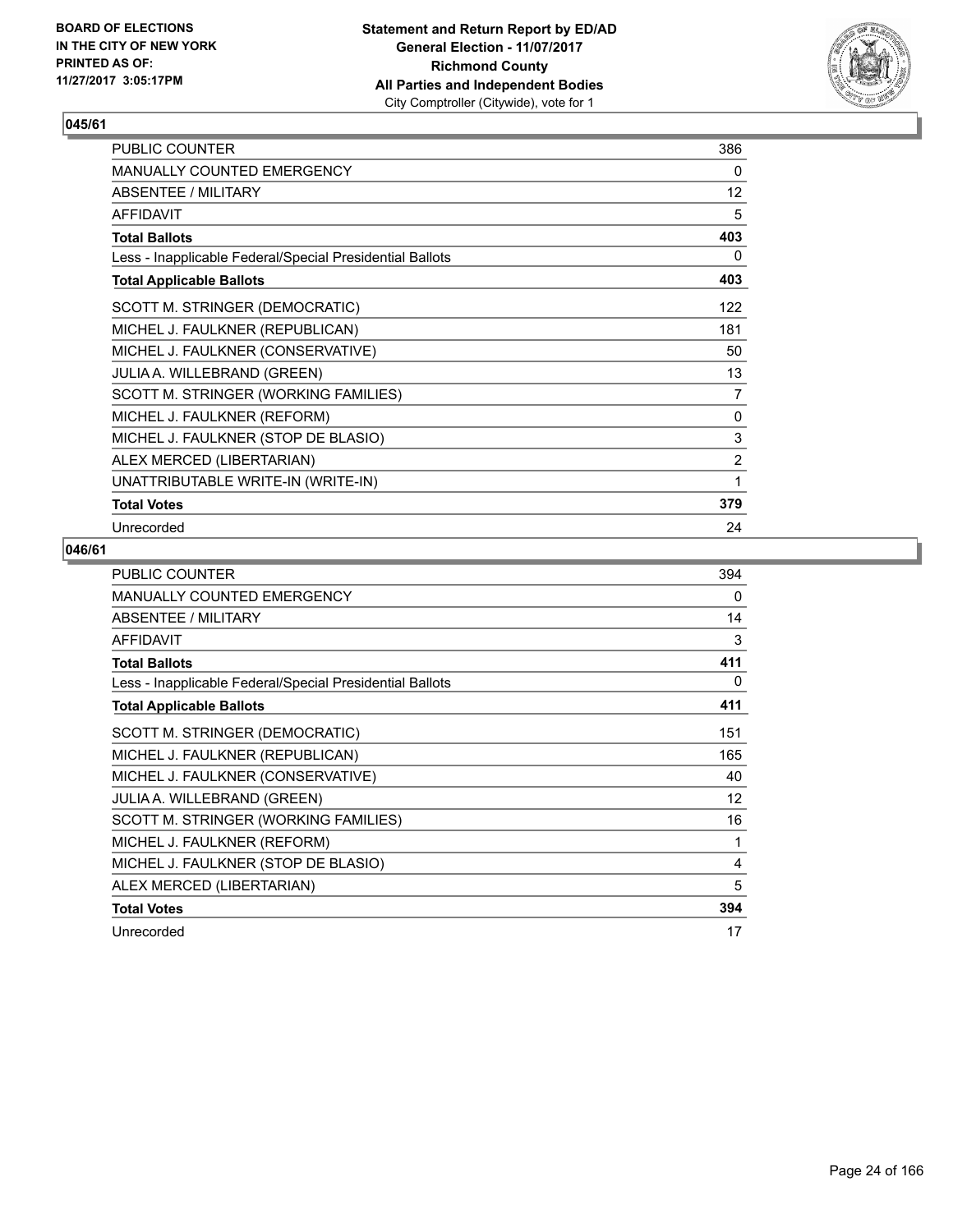BOARD OF ELECTIONS
IN THE CITY OF NEW YORK
PRINTED AS OF:
11/27/2017 3:05:17PM

**Statement and Return Report by ED/AD**
**General Election - 11/07/2017**
**Richmond County**
**All Parties and Independent Bodies**
City Comptroller (Citywide), vote for 1

### 045/61

| | |
|---|---|
| PUBLIC COUNTER | 386 |
| MANUALLY COUNTED EMERGENCY | 0 |
| ABSENTEE / MILITARY | 12 |
| AFFIDAVIT | 5 |
| **Total Ballots** | **403** |
| Less - Inapplicable Federal/Special Presidential Ballots | 0 |
| **Total Applicable Ballots** | **403** |
| SCOTT M. STRINGER (DEMOCRATIC) | 122 |
| MICHEL J. FAULKNER (REPUBLICAN) | 181 |
| MICHEL J. FAULKNER (CONSERVATIVE) | 50 |
| JULIA A. WILLEBRAND (GREEN) | 13 |
| SCOTT M. STRINGER (WORKING FAMILIES) | 7 |
| MICHEL J. FAULKNER (REFORM) | 0 |
| MICHEL J. FAULKNER (STOP DE BLASIO) | 3 |
| ALEX MERCED (LIBERTARIAN) | 2 |
| UNATTRIBUTABLE WRITE-IN (WRITE-IN) | 1 |
| **Total Votes** | **379** |
| Unrecorded | 24 |

### 046/61

| | |
|---|---|
| PUBLIC COUNTER | 394 |
| MANUALLY COUNTED EMERGENCY | 0 |
| ABSENTEE / MILITARY | 14 |
| AFFIDAVIT | 3 |
| **Total Ballots** | **411** |
| Less - Inapplicable Federal/Special Presidential Ballots | 0 |
| **Total Applicable Ballots** | **411** |
| SCOTT M. STRINGER (DEMOCRATIC) | 151 |
| MICHEL J. FAULKNER (REPUBLICAN) | 165 |
| MICHEL J. FAULKNER (CONSERVATIVE) | 40 |
| JULIA A. WILLEBRAND (GREEN) | 12 |
| SCOTT M. STRINGER (WORKING FAMILIES) | 16 |
| MICHEL J. FAULKNER (REFORM) | 1 |
| MICHEL J. FAULKNER (STOP DE BLASIO) | 4 |
| ALEX MERCED (LIBERTARIAN) | 5 |
| **Total Votes** | **394** |
| Unrecorded | 17 |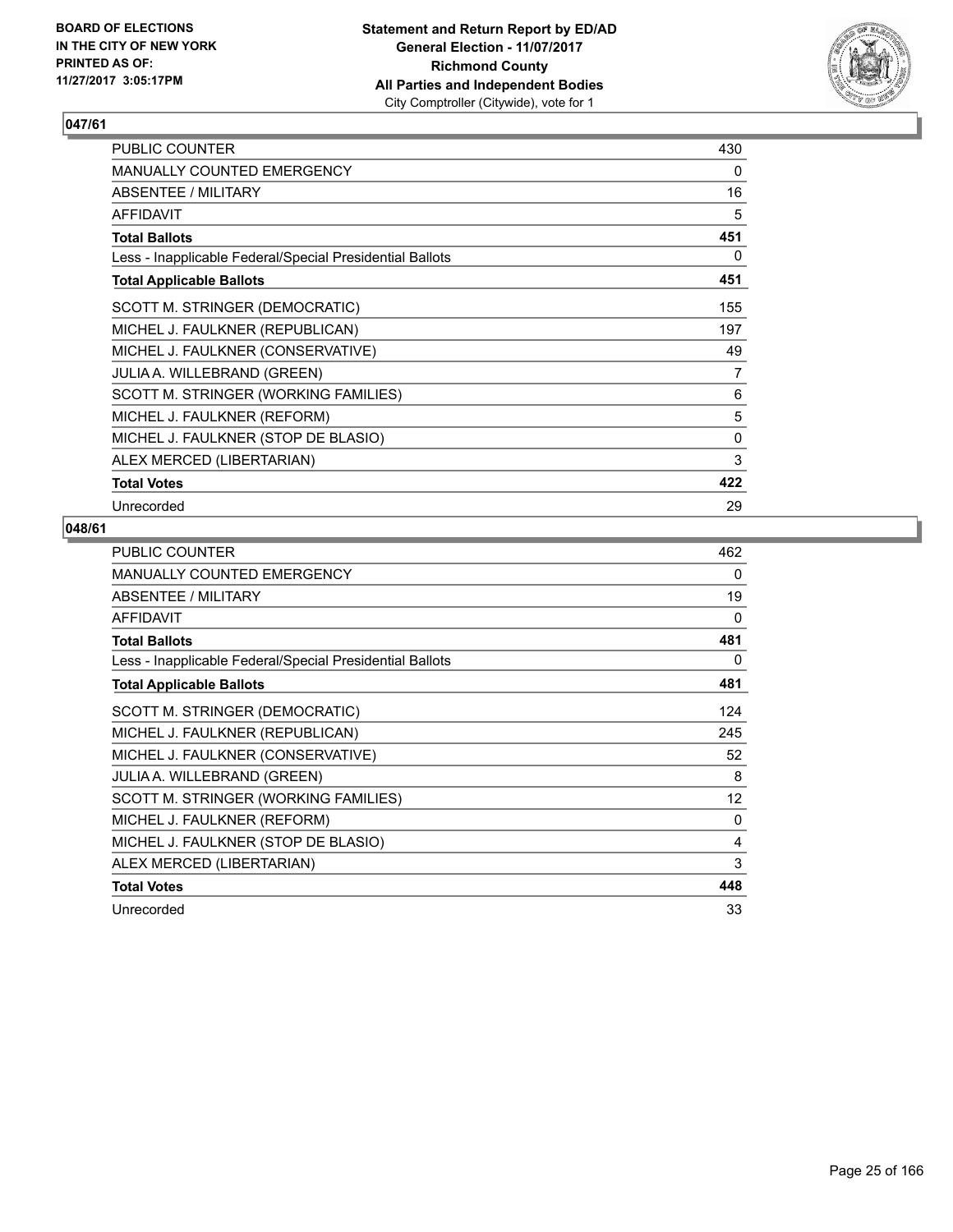**BOARD OF ELECTIONS IN THE CITY OF NEW YORK PRINTED AS OF: 11/27/2017 3:05:17PM**

**Statement and Return Report by ED/AD**
**General Election - 11/07/2017**
**Richmond County**
**All Parties and Independent Bodies**
City Comptroller (Citywide), vote for 1

## 047/61

| | |
|---|---|
| PUBLIC COUNTER | 430 |
| MANUALLY COUNTED EMERGENCY | 0 |
| ABSENTEE / MILITARY | 16 |
| AFFIDAVIT | 5 |
| **Total Ballots** | **451** |
| Less - Inapplicable Federal/Special Presidential Ballots | 0 |
| **Total Applicable Ballots** | **451** |
| SCOTT M. STRINGER (DEMOCRATIC) | 155 |
| MICHEL J. FAULKNER (REPUBLICAN) | 197 |
| MICHEL J. FAULKNER (CONSERVATIVE) | 49 |
| JULIA A. WILLEBRAND (GREEN) | 7 |
| SCOTT M. STRINGER (WORKING FAMILIES) | 6 |
| MICHEL J. FAULKNER (REFORM) | 5 |
| MICHEL J. FAULKNER (STOP DE BLASIO) | 0 |
| ALEX MERCED (LIBERTARIAN) | 3 |
| **Total Votes** | **422** |
| Unrecorded | 29 |

## 048/61

| | |
|---|---|
| PUBLIC COUNTER | 462 |
| MANUALLY COUNTED EMERGENCY | 0 |
| ABSENTEE / MILITARY | 19 |
| AFFIDAVIT | 0 |
| **Total Ballots** | **481** |
| Less - Inapplicable Federal/Special Presidential Ballots | 0 |
| **Total Applicable Ballots** | **481** |
| SCOTT M. STRINGER (DEMOCRATIC) | 124 |
| MICHEL J. FAULKNER (REPUBLICAN) | 245 |
| MICHEL J. FAULKNER (CONSERVATIVE) | 52 |
| JULIA A. WILLEBRAND (GREEN) | 8 |
| SCOTT M. STRINGER (WORKING FAMILIES) | 12 |
| MICHEL J. FAULKNER (REFORM) | 0 |
| MICHEL J. FAULKNER (STOP DE BLASIO) | 4 |
| ALEX MERCED (LIBERTARIAN) | 3 |
| **Total Votes** | **448** |
| Unrecorded | 33 |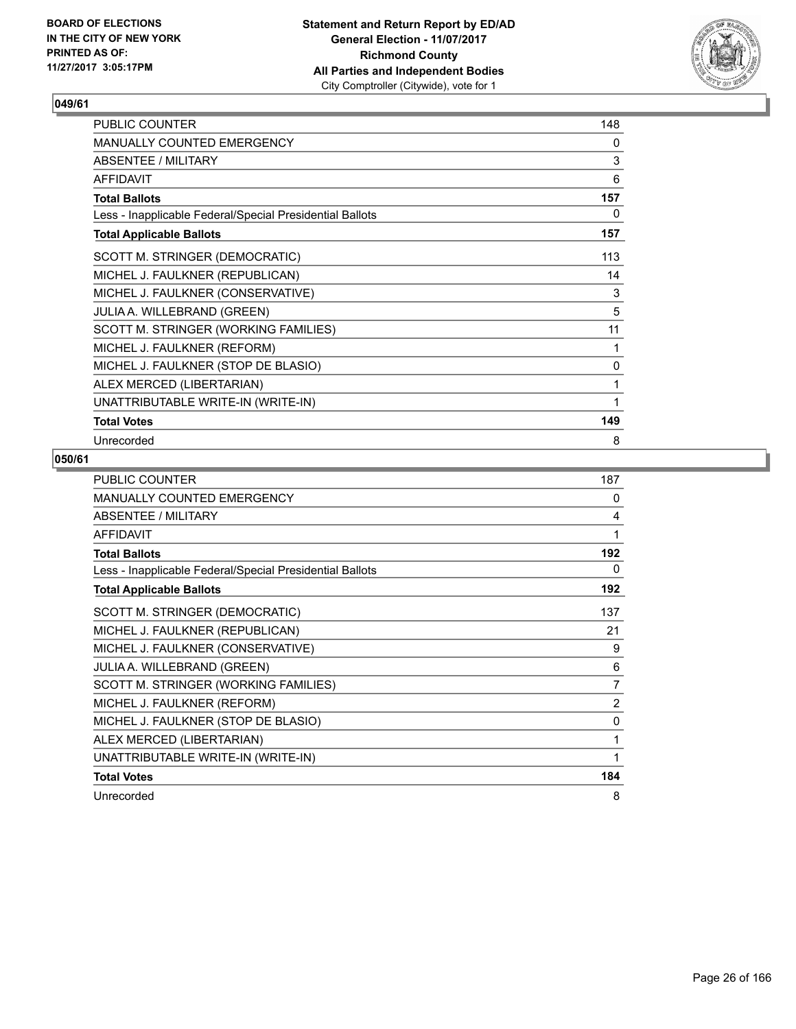**Statement and Return Report by ED/AD**
**General Election - 11/07/2017**
**Richmond County**
**All Parties and Independent Bodies**
City Comptroller (Citywide), vote for 1

BOARD OF ELECTIONS
IN THE CITY OF NEW YORK
PRINTED AS OF:
11/27/2017 3:05:17PM

### 049/61

| | |
|---|---|
| PUBLIC COUNTER | 148 |
| MANUALLY COUNTED EMERGENCY | 0 |
| ABSENTEE / MILITARY | 3 |
| AFFIDAVIT | 6 |
| **Total Ballots** | **157** |
| Less - Inapplicable Federal/Special Presidential Ballots | 0 |
| **Total Applicable Ballots** | **157** |
| SCOTT M. STRINGER (DEMOCRATIC) | 113 |
| MICHEL J. FAULKNER (REPUBLICAN) | 14 |
| MICHEL J. FAULKNER (CONSERVATIVE) | 3 |
| JULIA A. WILLEBRAND (GREEN) | 5 |
| SCOTT M. STRINGER (WORKING FAMILIES) | 11 |
| MICHEL J. FAULKNER (REFORM) | 1 |
| MICHEL J. FAULKNER (STOP DE BLASIO) | 0 |
| ALEX MERCED (LIBERTARIAN) | 1 |
| UNATTRIBUTABLE WRITE-IN (WRITE-IN) | 1 |
| **Total Votes** | **149** |
| Unrecorded | 8 |

### 050/61

| | |
|---|---|
| PUBLIC COUNTER | 187 |
| MANUALLY COUNTED EMERGENCY | 0 |
| ABSENTEE / MILITARY | 4 |
| AFFIDAVIT | 1 |
| **Total Ballots** | **192** |
| Less - Inapplicable Federal/Special Presidential Ballots | 0 |
| **Total Applicable Ballots** | **192** |
| SCOTT M. STRINGER (DEMOCRATIC) | 137 |
| MICHEL J. FAULKNER (REPUBLICAN) | 21 |
| MICHEL J. FAULKNER (CONSERVATIVE) | 9 |
| JULIA A. WILLEBRAND (GREEN) | 6 |
| SCOTT M. STRINGER (WORKING FAMILIES) | 7 |
| MICHEL J. FAULKNER (REFORM) | 2 |
| MICHEL J. FAULKNER (STOP DE BLASIO) | 0 |
| ALEX MERCED (LIBERTARIAN) | 1 |
| UNATTRIBUTABLE WRITE-IN (WRITE-IN) | 1 |
| **Total Votes** | **184** |
| Unrecorded | 8 |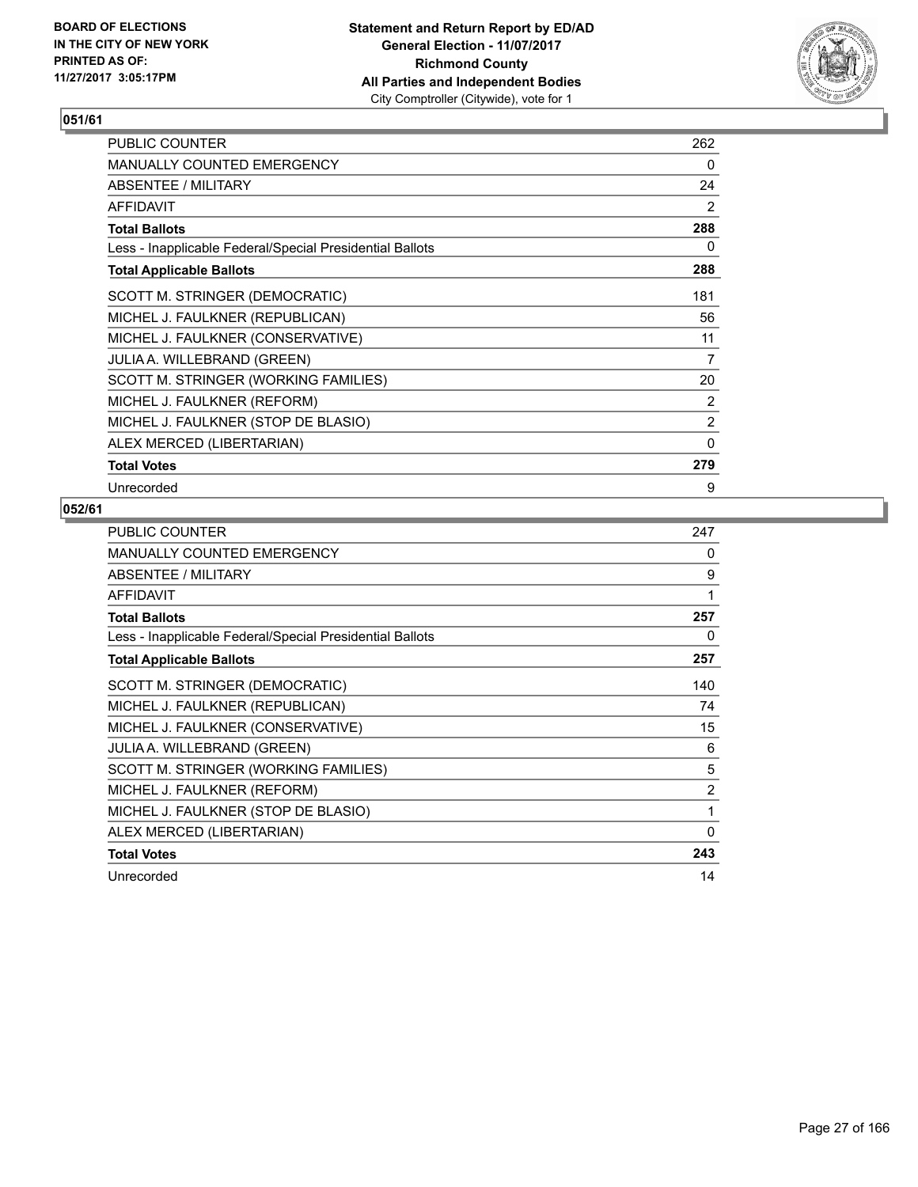## 051/61

| | |
|---|---|
| PUBLIC COUNTER | 262 |
| MANUALLY COUNTED EMERGENCY | 0 |
| ABSENTEE / MILITARY | 24 |
| AFFIDAVIT | 2 |
| **Total Ballots** | **288** |
| Less - Inapplicable Federal/Special Presidential Ballots | 0 |
| **Total Applicable Ballots** | **288** |
| SCOTT M. STRINGER (DEMOCRATIC) | 181 |
| MICHEL J. FAULKNER (REPUBLICAN) | 56 |
| MICHEL J. FAULKNER (CONSERVATIVE) | 11 |
| JULIA A. WILLEBRAND (GREEN) | 7 |
| SCOTT M. STRINGER (WORKING FAMILIES) | 20 |
| MICHEL J. FAULKNER (REFORM) | 2 |
| MICHEL J. FAULKNER (STOP DE BLASIO) | 2 |
| ALEX MERCED (LIBERTARIAN) | 0 |
| **Total Votes** | **279** |
| Unrecorded | 9 |

## 052/61

| | |
|---|---|
| PUBLIC COUNTER | 247 |
| MANUALLY COUNTED EMERGENCY | 0 |
| ABSENTEE / MILITARY | 9 |
| AFFIDAVIT | 1 |
| **Total Ballots** | **257** |
| Less - Inapplicable Federal/Special Presidential Ballots | 0 |
| **Total Applicable Ballots** | **257** |
| SCOTT M. STRINGER (DEMOCRATIC) | 140 |
| MICHEL J. FAULKNER (REPUBLICAN) | 74 |
| MICHEL J. FAULKNER (CONSERVATIVE) | 15 |
| JULIA A. WILLEBRAND (GREEN) | 6 |
| SCOTT M. STRINGER (WORKING FAMILIES) | 5 |
| MICHEL J. FAULKNER (REFORM) | 2 |
| MICHEL J. FAULKNER (STOP DE BLASIO) | 1 |
| ALEX MERCED (LIBERTARIAN) | 0 |
| **Total Votes** | **243** |
| Unrecorded | 14 |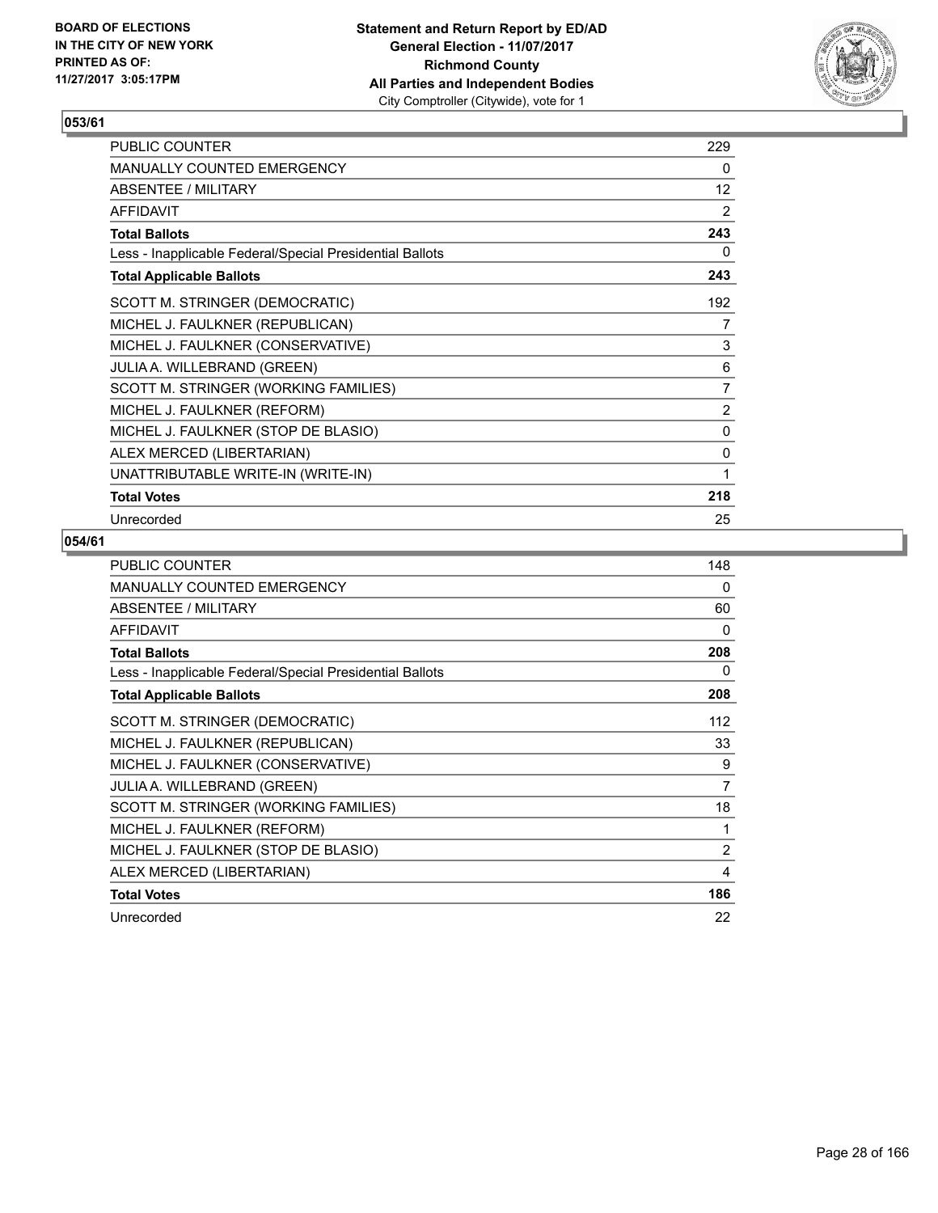BOARD OF ELECTIONS
IN THE CITY OF NEW YORK
PRINTED AS OF:
11/27/2017 3:05:17PM

**Statement and Return Report by ED/AD**
**General Election - 11/07/2017**
**Richmond County**
**All Parties and Independent Bodies**
City Comptroller (Citywide), vote for 1

### 053/61

| | |
|---|---|
| PUBLIC COUNTER | 229 |
| MANUALLY COUNTED EMERGENCY | 0 |
| ABSENTEE / MILITARY | 12 |
| AFFIDAVIT | 2 |
| **Total Ballots** | **243** |
| Less - Inapplicable Federal/Special Presidential Ballots | 0 |
| **Total Applicable Ballots** | **243** |
| SCOTT M. STRINGER (DEMOCRATIC) | 192 |
| MICHEL J. FAULKNER (REPUBLICAN) | 7 |
| MICHEL J. FAULKNER (CONSERVATIVE) | 3 |
| JULIA A. WILLEBRAND (GREEN) | 6 |
| SCOTT M. STRINGER (WORKING FAMILIES) | 7 |
| MICHEL J. FAULKNER (REFORM) | 2 |
| MICHEL J. FAULKNER (STOP DE BLASIO) | 0 |
| ALEX MERCED (LIBERTARIAN) | 0 |
| UNATTRIBUTABLE WRITE-IN (WRITE-IN) | 1 |
| **Total Votes** | **218** |
| Unrecorded | 25 |

### 054/61

| | |
|---|---|
| PUBLIC COUNTER | 148 |
| MANUALLY COUNTED EMERGENCY | 0 |
| ABSENTEE / MILITARY | 60 |
| AFFIDAVIT | 0 |
| **Total Ballots** | **208** |
| Less - Inapplicable Federal/Special Presidential Ballots | 0 |
| **Total Applicable Ballots** | **208** |
| SCOTT M. STRINGER (DEMOCRATIC) | 112 |
| MICHEL J. FAULKNER (REPUBLICAN) | 33 |
| MICHEL J. FAULKNER (CONSERVATIVE) | 9 |
| JULIA A. WILLEBRAND (GREEN) | 7 |
| SCOTT M. STRINGER (WORKING FAMILIES) | 18 |
| MICHEL J. FAULKNER (REFORM) | 1 |
| MICHEL J. FAULKNER (STOP DE BLASIO) | 2 |
| ALEX MERCED (LIBERTARIAN) | 4 |
| **Total Votes** | **186** |
| Unrecorded | 22 |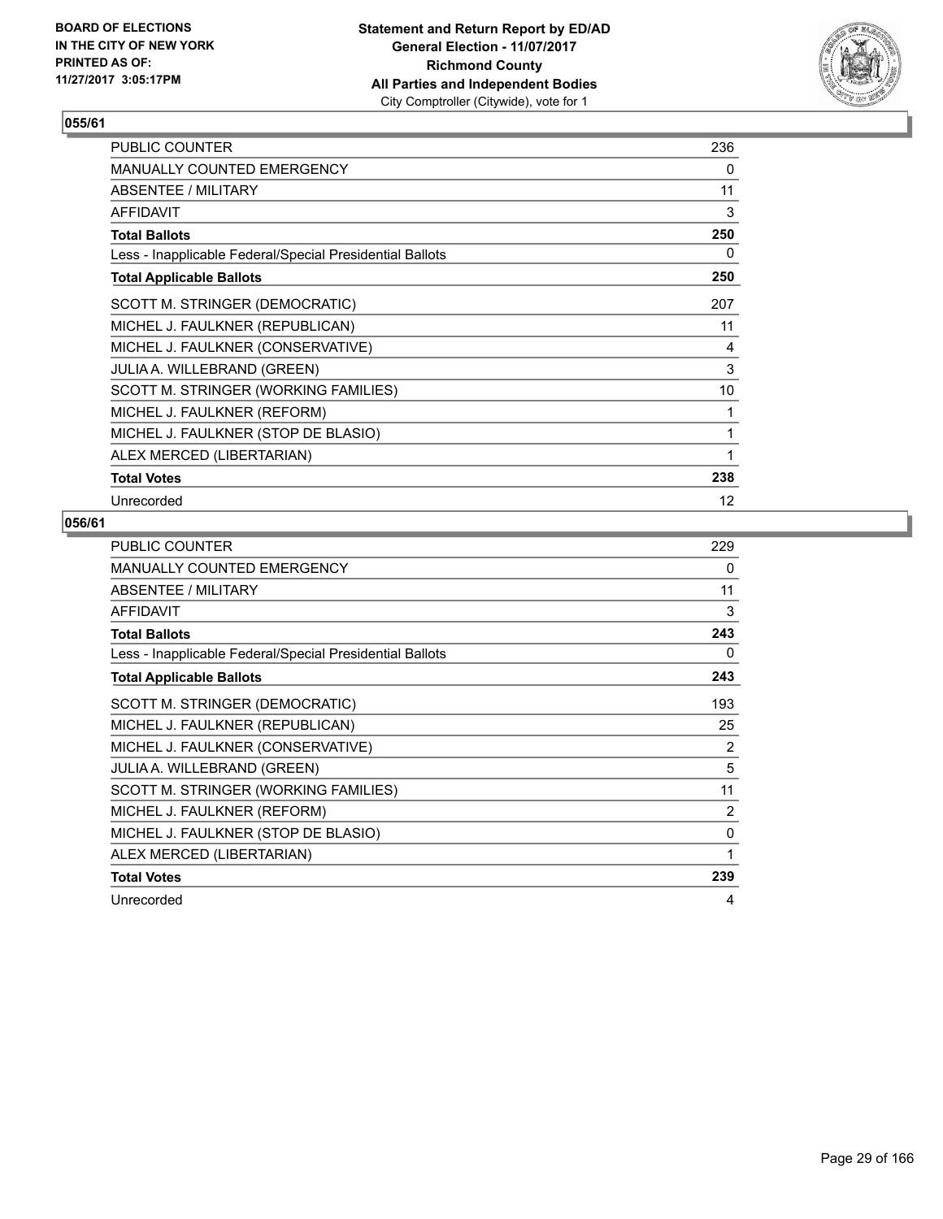**BOARD OF ELECTIONS IN THE CITY OF NEW YORK PRINTED AS OF: 11/27/2017 3:05:17PM**

**Statement and Return Report by ED/AD General Election - 11/07/2017 Richmond County All Parties and Independent Bodies**
City Comptroller (Citywide), vote for 1

## 055/61

| | |
|---|---|
| PUBLIC COUNTER | 236 |
| MANUALLY COUNTED EMERGENCY | 0 |
| ABSENTEE / MILITARY | 11 |
| AFFIDAVIT | 3 |
| **Total Ballots** | **250** |
| Less - Inapplicable Federal/Special Presidential Ballots | 0 |
| **Total Applicable Ballots** | **250** |
| SCOTT M. STRINGER (DEMOCRATIC) | 207 |
| MICHEL J. FAULKNER (REPUBLICAN) | 11 |
| MICHEL J. FAULKNER (CONSERVATIVE) | 4 |
| JULIA A. WILLEBRAND (GREEN) | 3 |
| SCOTT M. STRINGER (WORKING FAMILIES) | 10 |
| MICHEL J. FAULKNER (REFORM) | 1 |
| MICHEL J. FAULKNER (STOP DE BLASIO) | 1 |
| ALEX MERCED (LIBERTARIAN) | 1 |
| **Total Votes** | **238** |
| Unrecorded | 12 |

## 056/61

| | |
|---|---|
| PUBLIC COUNTER | 229 |
| MANUALLY COUNTED EMERGENCY | 0 |
| ABSENTEE / MILITARY | 11 |
| AFFIDAVIT | 3 |
| **Total Ballots** | **243** |
| Less - Inapplicable Federal/Special Presidential Ballots | 0 |
| **Total Applicable Ballots** | **243** |
| SCOTT M. STRINGER (DEMOCRATIC) | 193 |
| MICHEL J. FAULKNER (REPUBLICAN) | 25 |
| MICHEL J. FAULKNER (CONSERVATIVE) | 2 |
| JULIA A. WILLEBRAND (GREEN) | 5 |
| SCOTT M. STRINGER (WORKING FAMILIES) | 11 |
| MICHEL J. FAULKNER (REFORM) | 2 |
| MICHEL J. FAULKNER (STOP DE BLASIO) | 0 |
| ALEX MERCED (LIBERTARIAN) | 1 |
| **Total Votes** | **239** |
| Unrecorded | 4 |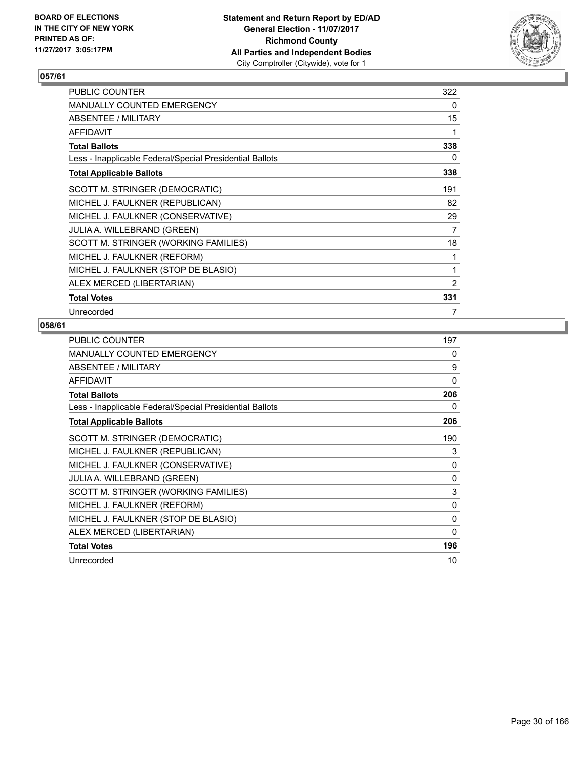BOARD OF ELECTIONS
IN THE CITY OF NEW YORK
PRINTED AS OF:
11/27/2017 3:05:17PM

**Statement and Return Report by ED/AD**
**General Election - 11/07/2017**
**Richmond County**
**All Parties and Independent Bodies**
City Comptroller (Citywide), vote for 1

## 057/61

| | |
|---|---|
| PUBLIC COUNTER | 322 |
| MANUALLY COUNTED EMERGENCY | 0 |
| ABSENTEE / MILITARY | 15 |
| AFFIDAVIT | 1 |
| **Total Ballots** | **338** |
| Less - Inapplicable Federal/Special Presidential Ballots | 0 |
| **Total Applicable Ballots** | **338** |
| SCOTT M. STRINGER (DEMOCRATIC) | 191 |
| MICHEL J. FAULKNER (REPUBLICAN) | 82 |
| MICHEL J. FAULKNER (CONSERVATIVE) | 29 |
| JULIA A. WILLEBRAND (GREEN) | 7 |
| SCOTT M. STRINGER (WORKING FAMILIES) | 18 |
| MICHEL J. FAULKNER (REFORM) | 1 |
| MICHEL J. FAULKNER (STOP DE BLASIO) | 1 |
| ALEX MERCED (LIBERTARIAN) | 2 |
| **Total Votes** | **331** |
| Unrecorded | 7 |

## 058/61

| | |
|---|---|
| PUBLIC COUNTER | 197 |
| MANUALLY COUNTED EMERGENCY | 0 |
| ABSENTEE / MILITARY | 9 |
| AFFIDAVIT | 0 |
| **Total Ballots** | **206** |
| Less - Inapplicable Federal/Special Presidential Ballots | 0 |
| **Total Applicable Ballots** | **206** |
| SCOTT M. STRINGER (DEMOCRATIC) | 190 |
| MICHEL J. FAULKNER (REPUBLICAN) | 3 |
| MICHEL J. FAULKNER (CONSERVATIVE) | 0 |
| JULIA A. WILLEBRAND (GREEN) | 0 |
| SCOTT M. STRINGER (WORKING FAMILIES) | 3 |
| MICHEL J. FAULKNER (REFORM) | 0 |
| MICHEL J. FAULKNER (STOP DE BLASIO) | 0 |
| ALEX MERCED (LIBERTARIAN) | 0 |
| **Total Votes** | **196** |
| Unrecorded | 10 |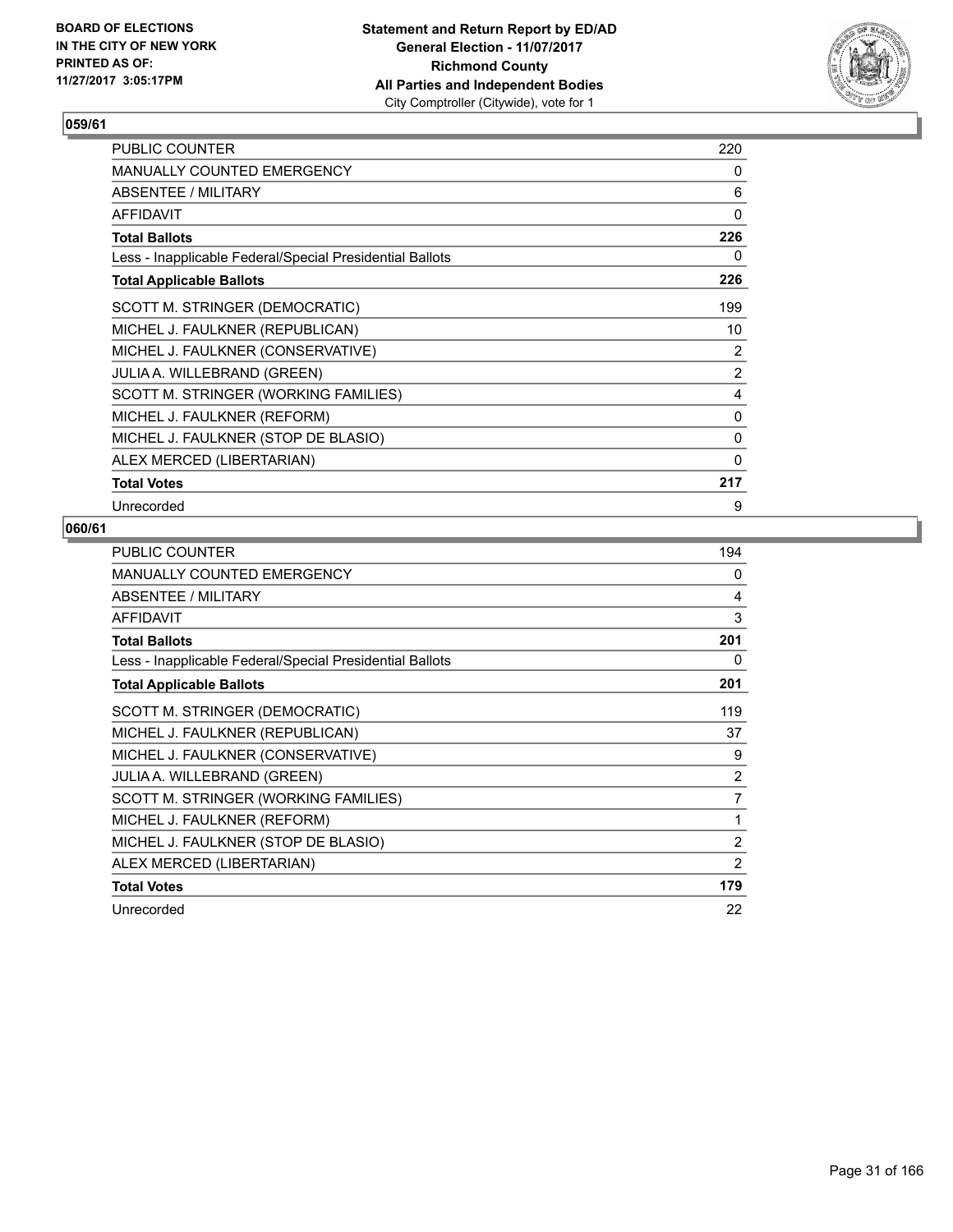**Statement and Return Report by ED/AD**
**General Election - 11/07/2017**
**Richmond County**
**All Parties and Independent Bodies**
City Comptroller (Citywide), vote for 1

BOARD OF ELECTIONS
IN THE CITY OF NEW YORK
PRINTED AS OF:
11/27/2017 3:05:17PM

## 059/61

| | |
|---|---|
| PUBLIC COUNTER | 220 |
| MANUALLY COUNTED EMERGENCY | 0 |
| ABSENTEE / MILITARY | 6 |
| AFFIDAVIT | 0 |
| **Total Ballots** | **226** |
| Less - Inapplicable Federal/Special Presidential Ballots | 0 |
| **Total Applicable Ballots** | **226** |
| SCOTT M. STRINGER (DEMOCRATIC) | 199 |
| MICHEL J. FAULKNER (REPUBLICAN) | 10 |
| MICHEL J. FAULKNER (CONSERVATIVE) | 2 |
| JULIA A. WILLEBRAND (GREEN) | 2 |
| SCOTT M. STRINGER (WORKING FAMILIES) | 4 |
| MICHEL J. FAULKNER (REFORM) | 0 |
| MICHEL J. FAULKNER (STOP DE BLASIO) | 0 |
| ALEX MERCED (LIBERTARIAN) | 0 |
| **Total Votes** | **217** |
| Unrecorded | 9 |

## 060/61

| | |
|---|---|
| PUBLIC COUNTER | 194 |
| MANUALLY COUNTED EMERGENCY | 0 |
| ABSENTEE / MILITARY | 4 |
| AFFIDAVIT | 3 |
| **Total Ballots** | **201** |
| Less - Inapplicable Federal/Special Presidential Ballots | 0 |
| **Total Applicable Ballots** | **201** |
| SCOTT M. STRINGER (DEMOCRATIC) | 119 |
| MICHEL J. FAULKNER (REPUBLICAN) | 37 |
| MICHEL J. FAULKNER (CONSERVATIVE) | 9 |
| JULIA A. WILLEBRAND (GREEN) | 2 |
| SCOTT M. STRINGER (WORKING FAMILIES) | 7 |
| MICHEL J. FAULKNER (REFORM) | 1 |
| MICHEL J. FAULKNER (STOP DE BLASIO) | 2 |
| ALEX MERCED (LIBERTARIAN) | 2 |
| **Total Votes** | **179** |
| Unrecorded | 22 |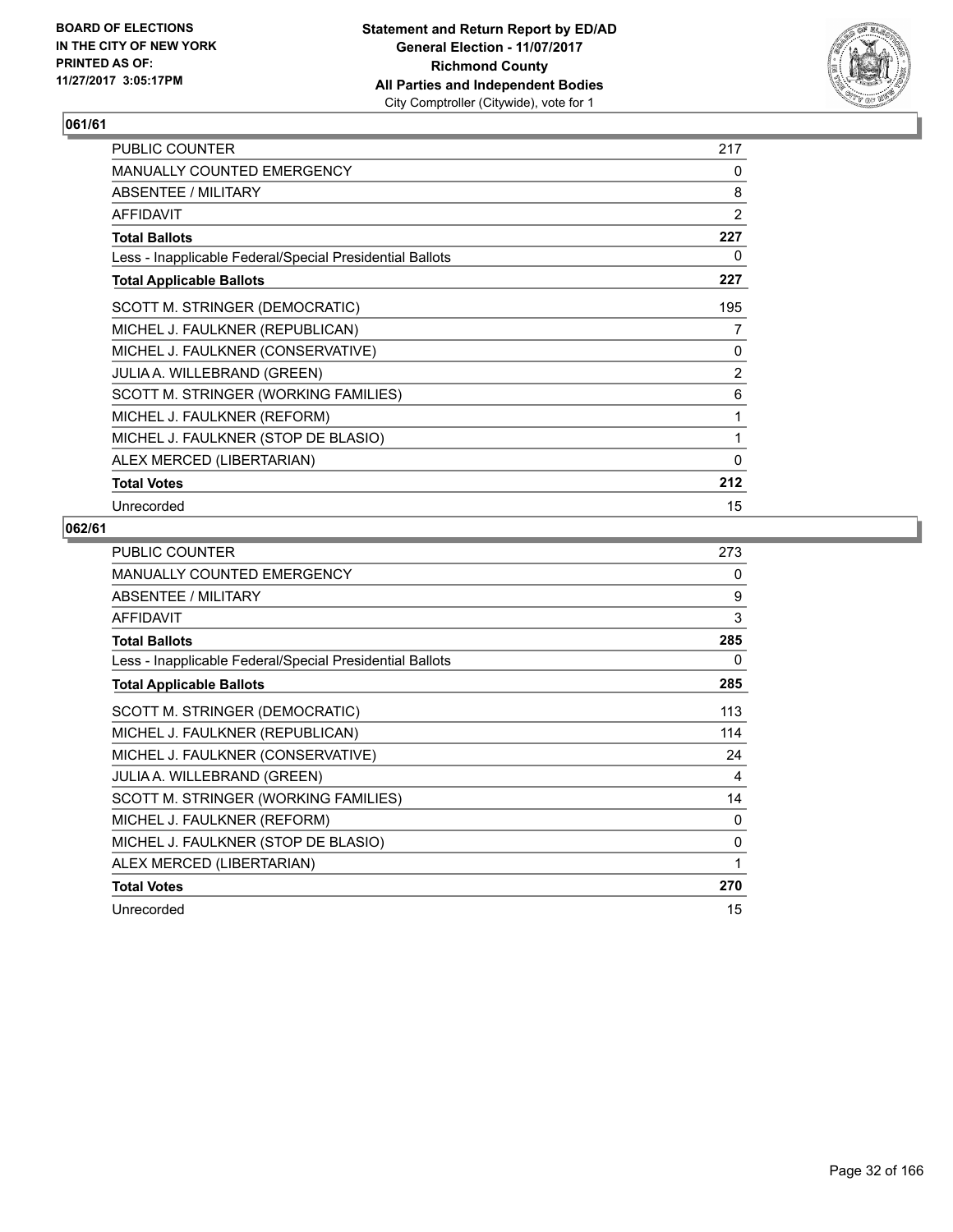**Statement and Return Report by ED/AD**
**General Election - 11/07/2017**
**Richmond County**
**All Parties and Independent Bodies**
City Comptroller (Citywide), vote for 1

BOARD OF ELECTIONS IN THE CITY OF NEW YORK PRINTED AS OF: 11/27/2017 3:05:17PM

### 061/61

| | |
|---|---|
| PUBLIC COUNTER | 217 |
| MANUALLY COUNTED EMERGENCY | 0 |
| ABSENTEE / MILITARY | 8 |
| AFFIDAVIT | 2 |
| **Total Ballots** | **227** |
| Less - Inapplicable Federal/Special Presidential Ballots | 0 |
| **Total Applicable Ballots** | **227** |
| SCOTT M. STRINGER (DEMOCRATIC) | 195 |
| MICHEL J. FAULKNER (REPUBLICAN) | 7 |
| MICHEL J. FAULKNER (CONSERVATIVE) | 0 |
| JULIA A. WILLEBRAND (GREEN) | 2 |
| SCOTT M. STRINGER (WORKING FAMILIES) | 6 |
| MICHEL J. FAULKNER (REFORM) | 1 |
| MICHEL J. FAULKNER (STOP DE BLASIO) | 1 |
| ALEX MERCED (LIBERTARIAN) | 0 |
| **Total Votes** | **212** |
| Unrecorded | 15 |

### 062/61

| | |
|---|---|
| PUBLIC COUNTER | 273 |
| MANUALLY COUNTED EMERGENCY | 0 |
| ABSENTEE / MILITARY | 9 |
| AFFIDAVIT | 3 |
| **Total Ballots** | **285** |
| Less - Inapplicable Federal/Special Presidential Ballots | 0 |
| **Total Applicable Ballots** | **285** |
| SCOTT M. STRINGER (DEMOCRATIC) | 113 |
| MICHEL J. FAULKNER (REPUBLICAN) | 114 |
| MICHEL J. FAULKNER (CONSERVATIVE) | 24 |
| JULIA A. WILLEBRAND (GREEN) | 4 |
| SCOTT M. STRINGER (WORKING FAMILIES) | 14 |
| MICHEL J. FAULKNER (REFORM) | 0 |
| MICHEL J. FAULKNER (STOP DE BLASIO) | 0 |
| ALEX MERCED (LIBERTARIAN) | 1 |
| **Total Votes** | **270** |
| Unrecorded | 15 |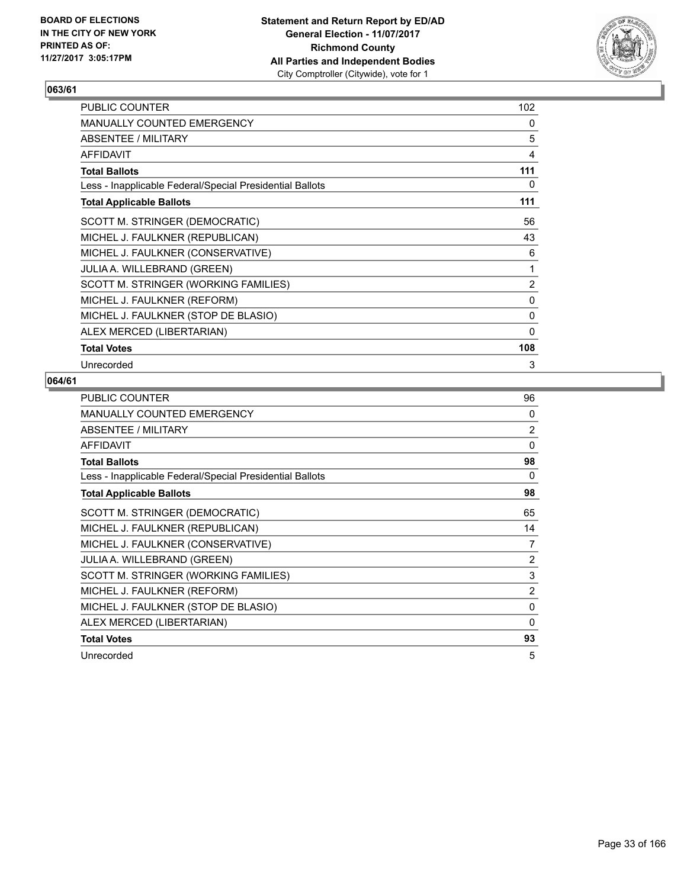**Statement and Return Report by ED/AD**
**General Election - 11/07/2017**
**Richmond County**
**All Parties and Independent Bodies**
City Comptroller (Citywide), vote for 1

BOARD OF ELECTIONS IN THE CITY OF NEW YORK
PRINTED AS OF: 11/27/2017 3:05:17PM

### 063/61

| | |
|---|---|
| PUBLIC COUNTER | 102 |
| MANUALLY COUNTED EMERGENCY | 0 |
| ABSENTEE / MILITARY | 5 |
| AFFIDAVIT | 4 |
| **Total Ballots** | **111** |
| Less - Inapplicable Federal/Special Presidential Ballots | 0 |
| **Total Applicable Ballots** | **111** |
| SCOTT M. STRINGER (DEMOCRATIC) | 56 |
| MICHEL J. FAULKNER (REPUBLICAN) | 43 |
| MICHEL J. FAULKNER (CONSERVATIVE) | 6 |
| JULIA A. WILLEBRAND (GREEN) | 1 |
| SCOTT M. STRINGER (WORKING FAMILIES) | 2 |
| MICHEL J. FAULKNER (REFORM) | 0 |
| MICHEL J. FAULKNER (STOP DE BLASIO) | 0 |
| ALEX MERCED (LIBERTARIAN) | 0 |
| **Total Votes** | **108** |
| Unrecorded | 3 |

### 064/61

| | |
|---|---|
| PUBLIC COUNTER | 96 |
| MANUALLY COUNTED EMERGENCY | 0 |
| ABSENTEE / MILITARY | 2 |
| AFFIDAVIT | 0 |
| **Total Ballots** | **98** |
| Less - Inapplicable Federal/Special Presidential Ballots | 0 |
| **Total Applicable Ballots** | **98** |
| SCOTT M. STRINGER (DEMOCRATIC) | 65 |
| MICHEL J. FAULKNER (REPUBLICAN) | 14 |
| MICHEL J. FAULKNER (CONSERVATIVE) | 7 |
| JULIA A. WILLEBRAND (GREEN) | 2 |
| SCOTT M. STRINGER (WORKING FAMILIES) | 3 |
| MICHEL J. FAULKNER (REFORM) | 2 |
| MICHEL J. FAULKNER (STOP DE BLASIO) | 0 |
| ALEX MERCED (LIBERTARIAN) | 0 |
| **Total Votes** | **93** |
| Unrecorded | 5 |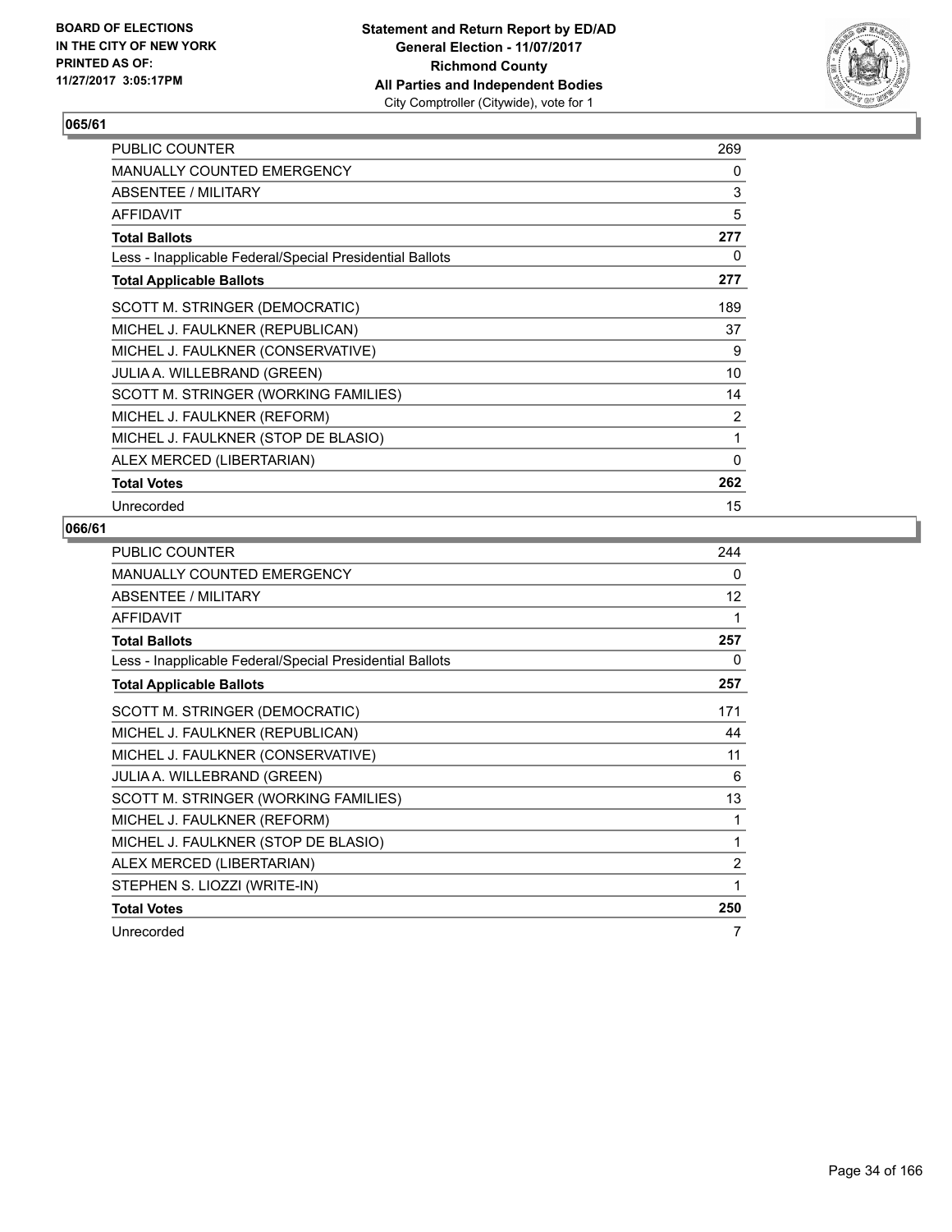**BOARD OF ELECTIONS IN THE CITY OF NEW YORK PRINTED AS OF: 11/27/2017 3:05:17PM**

**Statement and Return Report by ED/AD**
**General Election - 11/07/2017**
**Richmond County**
**All Parties and Independent Bodies**
City Comptroller (Citywide), vote for 1

## 065/61

| | |
|---|---|
| PUBLIC COUNTER | 269 |
| MANUALLY COUNTED EMERGENCY | 0 |
| ABSENTEE / MILITARY | 3 |
| AFFIDAVIT | 5 |
| **Total Ballots** | **277** |
| Less - Inapplicable Federal/Special Presidential Ballots | 0 |
| **Total Applicable Ballots** | **277** |
| SCOTT M. STRINGER (DEMOCRATIC) | 189 |
| MICHEL J. FAULKNER (REPUBLICAN) | 37 |
| MICHEL J. FAULKNER (CONSERVATIVE) | 9 |
| JULIA A. WILLEBRAND (GREEN) | 10 |
| SCOTT M. STRINGER (WORKING FAMILIES) | 14 |
| MICHEL J. FAULKNER (REFORM) | 2 |
| MICHEL J. FAULKNER (STOP DE BLASIO) | 1 |
| ALEX MERCED (LIBERTARIAN) | 0 |
| **Total Votes** | **262** |
| Unrecorded | 15 |

## 066/61

| | |
|---|---|
| PUBLIC COUNTER | 244 |
| MANUALLY COUNTED EMERGENCY | 0 |
| ABSENTEE / MILITARY | 12 |
| AFFIDAVIT | 1 |
| **Total Ballots** | **257** |
| Less - Inapplicable Federal/Special Presidential Ballots | 0 |
| **Total Applicable Ballots** | **257** |
| SCOTT M. STRINGER (DEMOCRATIC) | 171 |
| MICHEL J. FAULKNER (REPUBLICAN) | 44 |
| MICHEL J. FAULKNER (CONSERVATIVE) | 11 |
| JULIA A. WILLEBRAND (GREEN) | 6 |
| SCOTT M. STRINGER (WORKING FAMILIES) | 13 |
| MICHEL J. FAULKNER (REFORM) | 1 |
| MICHEL J. FAULKNER (STOP DE BLASIO) | 1 |
| ALEX MERCED (LIBERTARIAN) | 2 |
| STEPHEN S. LIOZZI (WRITE-IN) | 1 |
| **Total Votes** | **250** |
| Unrecorded | 7 |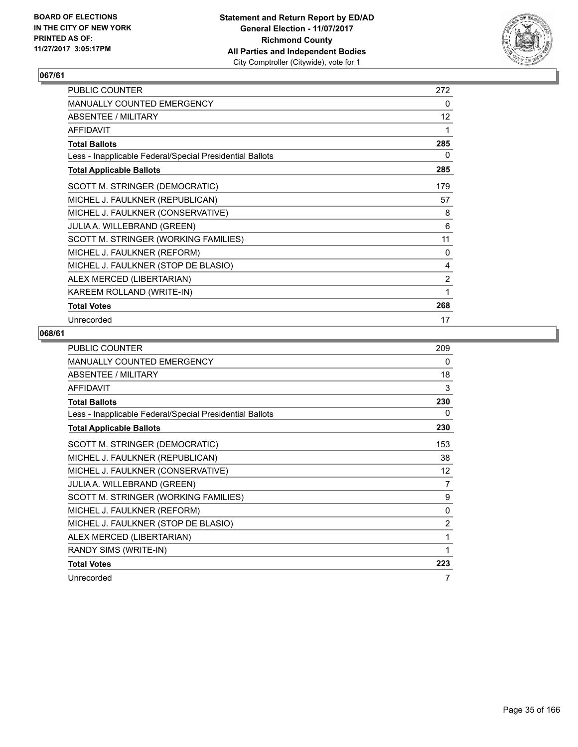BOARD OF ELECTIONS
IN THE CITY OF NEW YORK
PRINTED AS OF:
11/27/2017 3:05:17PM

**Statement and Return Report by ED/AD**
**General Election - 11/07/2017**
**Richmond County**
**All Parties and Independent Bodies**
City Comptroller (Citywide), vote for 1

### 067/61

| | |
|---|---|
| PUBLIC COUNTER | 272 |
| MANUALLY COUNTED EMERGENCY | 0 |
| ABSENTEE / MILITARY | 12 |
| AFFIDAVIT | 1 |
| **Total Ballots** | **285** |
| Less - Inapplicable Federal/Special Presidential Ballots | 0 |
| **Total Applicable Ballots** | **285** |
| SCOTT M. STRINGER (DEMOCRATIC) | 179 |
| MICHEL J. FAULKNER (REPUBLICAN) | 57 |
| MICHEL J. FAULKNER (CONSERVATIVE) | 8 |
| JULIA A. WILLEBRAND (GREEN) | 6 |
| SCOTT M. STRINGER (WORKING FAMILIES) | 11 |
| MICHEL J. FAULKNER (REFORM) | 0 |
| MICHEL J. FAULKNER (STOP DE BLASIO) | 4 |
| ALEX MERCED (LIBERTARIAN) | 2 |
| KAREEM ROLLAND (WRITE-IN) | 1 |
| **Total Votes** | **268** |
| Unrecorded | 17 |

### 068/61

| | |
|---|---|
| PUBLIC COUNTER | 209 |
| MANUALLY COUNTED EMERGENCY | 0 |
| ABSENTEE / MILITARY | 18 |
| AFFIDAVIT | 3 |
| **Total Ballots** | **230** |
| Less - Inapplicable Federal/Special Presidential Ballots | 0 |
| **Total Applicable Ballots** | **230** |
| SCOTT M. STRINGER (DEMOCRATIC) | 153 |
| MICHEL J. FAULKNER (REPUBLICAN) | 38 |
| MICHEL J. FAULKNER (CONSERVATIVE) | 12 |
| JULIA A. WILLEBRAND (GREEN) | 7 |
| SCOTT M. STRINGER (WORKING FAMILIES) | 9 |
| MICHEL J. FAULKNER (REFORM) | 0 |
| MICHEL J. FAULKNER (STOP DE BLASIO) | 2 |
| ALEX MERCED (LIBERTARIAN) | 1 |
| RANDY SIMS (WRITE-IN) | 1 |
| **Total Votes** | **223** |
| Unrecorded | 7 |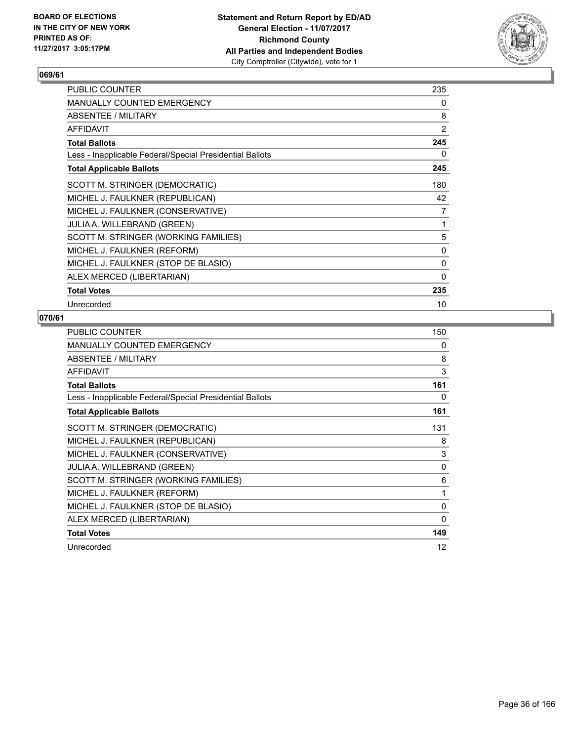**BOARD OF ELECTIONS IN THE CITY OF NEW YORK PRINTED AS OF: 11/27/2017 3:05:17PM**

**Statement and Return Report by ED/AD General Election - 11/07/2017 Richmond County All Parties and Independent Bodies**
City Comptroller (Citywide), vote for 1

## 069/61

| | |
|---|---|
| PUBLIC COUNTER | 235 |
| MANUALLY COUNTED EMERGENCY | 0 |
| ABSENTEE / MILITARY | 8 |
| AFFIDAVIT | 2 |
| **Total Ballots** | **245** |
| Less - Inapplicable Federal/Special Presidential Ballots | 0 |
| **Total Applicable Ballots** | **245** |
| SCOTT M. STRINGER (DEMOCRATIC) | 180 |
| MICHEL J. FAULKNER (REPUBLICAN) | 42 |
| MICHEL J. FAULKNER (CONSERVATIVE) | 7 |
| JULIA A. WILLEBRAND (GREEN) | 1 |
| SCOTT M. STRINGER (WORKING FAMILIES) | 5 |
| MICHEL J. FAULKNER (REFORM) | 0 |
| MICHEL J. FAULKNER (STOP DE BLASIO) | 0 |
| ALEX MERCED (LIBERTARIAN) | 0 |
| **Total Votes** | **235** |
| Unrecorded | 10 |

## 070/61

| | |
|---|---|
| PUBLIC COUNTER | 150 |
| MANUALLY COUNTED EMERGENCY | 0 |
| ABSENTEE / MILITARY | 8 |
| AFFIDAVIT | 3 |
| **Total Ballots** | **161** |
| Less - Inapplicable Federal/Special Presidential Ballots | 0 |
| **Total Applicable Ballots** | **161** |
| SCOTT M. STRINGER (DEMOCRATIC) | 131 |
| MICHEL J. FAULKNER (REPUBLICAN) | 8 |
| MICHEL J. FAULKNER (CONSERVATIVE) | 3 |
| JULIA A. WILLEBRAND (GREEN) | 0 |
| SCOTT M. STRINGER (WORKING FAMILIES) | 6 |
| MICHEL J. FAULKNER (REFORM) | 1 |
| MICHEL J. FAULKNER (STOP DE BLASIO) | 0 |
| ALEX MERCED (LIBERTARIAN) | 0 |
| **Total Votes** | **149** |
| Unrecorded | 12 |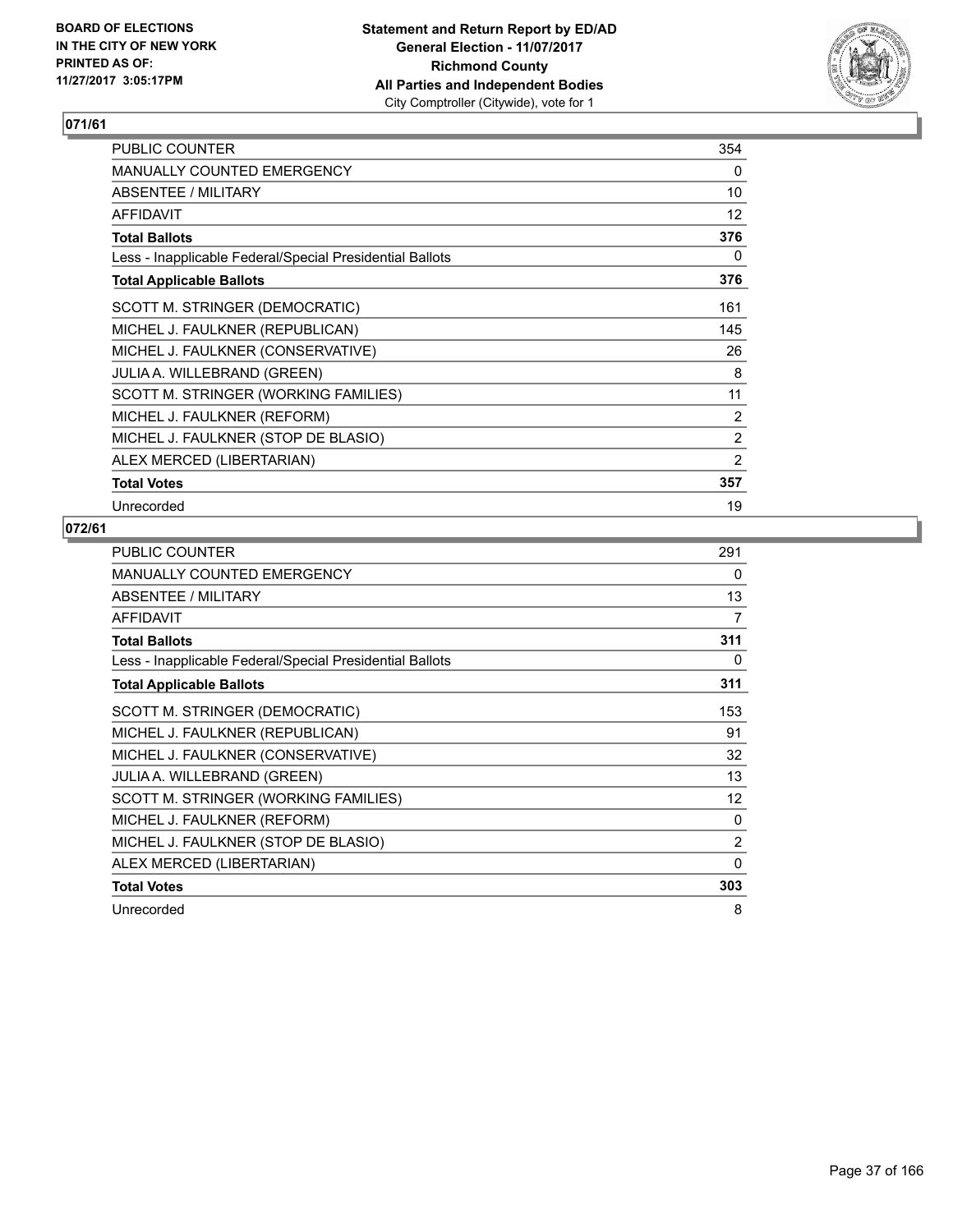**BOARD OF ELECTIONS IN THE CITY OF NEW YORK PRINTED AS OF: 11/27/2017 3:05:17PM**

**Statement and Return Report by ED/AD General Election - 11/07/2017 Richmond County All Parties and Independent Bodies** City Comptroller (Citywide), vote for 1

## 071/61

| | |
|---|---|
| PUBLIC COUNTER | 354 |
| MANUALLY COUNTED EMERGENCY | 0 |
| ABSENTEE / MILITARY | 10 |
| AFFIDAVIT | 12 |
| **Total Ballots** | **376** |
| Less - Inapplicable Federal/Special Presidential Ballots | 0 |
| **Total Applicable Ballots** | **376** |
| SCOTT M. STRINGER (DEMOCRATIC) | 161 |
| MICHEL J. FAULKNER (REPUBLICAN) | 145 |
| MICHEL J. FAULKNER (CONSERVATIVE) | 26 |
| JULIA A. WILLEBRAND (GREEN) | 8 |
| SCOTT M. STRINGER (WORKING FAMILIES) | 11 |
| MICHEL J. FAULKNER (REFORM) | 2 |
| MICHEL J. FAULKNER (STOP DE BLASIO) | 2 |
| ALEX MERCED (LIBERTARIAN) | 2 |
| **Total Votes** | **357** |
| Unrecorded | 19 |

## 072/61

| | |
|---|---|
| PUBLIC COUNTER | 291 |
| MANUALLY COUNTED EMERGENCY | 0 |
| ABSENTEE / MILITARY | 13 |
| AFFIDAVIT | 7 |
| **Total Ballots** | **311** |
| Less - Inapplicable Federal/Special Presidential Ballots | 0 |
| **Total Applicable Ballots** | **311** |
| SCOTT M. STRINGER (DEMOCRATIC) | 153 |
| MICHEL J. FAULKNER (REPUBLICAN) | 91 |
| MICHEL J. FAULKNER (CONSERVATIVE) | 32 |
| JULIA A. WILLEBRAND (GREEN) | 13 |
| SCOTT M. STRINGER (WORKING FAMILIES) | 12 |
| MICHEL J. FAULKNER (REFORM) | 0 |
| MICHEL J. FAULKNER (STOP DE BLASIO) | 2 |
| ALEX MERCED (LIBERTARIAN) | 0 |
| **Total Votes** | **303** |
| Unrecorded | 8 |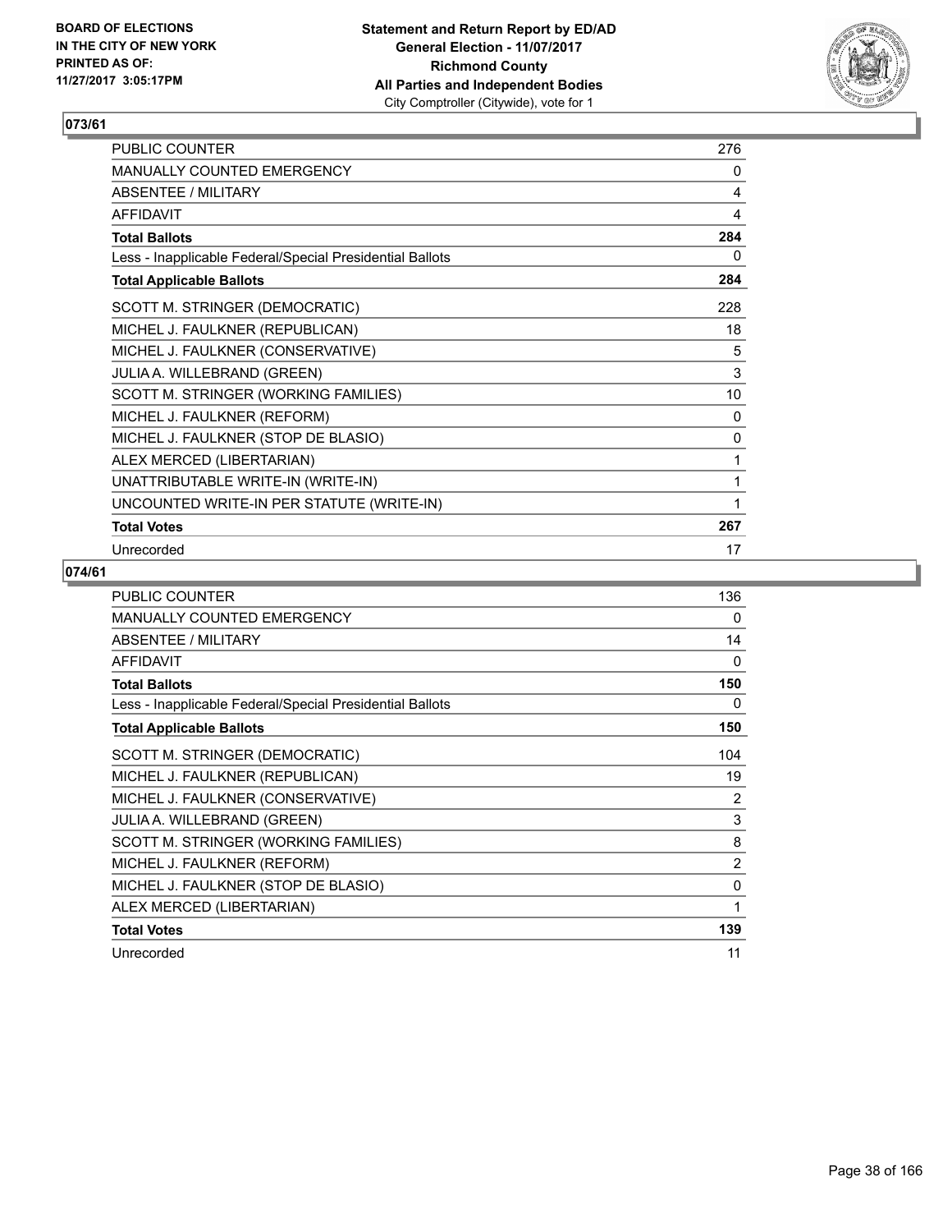BOARD OF ELECTIONS IN THE CITY OF NEW YORK PRINTED AS OF: 11/27/2017 3:05:17PM

**Statement and Return Report by ED/AD**
**General Election - 11/07/2017**
**Richmond County**
**All Parties and Independent Bodies**
City Comptroller (Citywide), vote for 1

## 073/61

| | |
|---|---|
| PUBLIC COUNTER | 276 |
| MANUALLY COUNTED EMERGENCY | 0 |
| ABSENTEE / MILITARY | 4 |
| AFFIDAVIT | 4 |
| **Total Ballots** | **284** |
| Less - Inapplicable Federal/Special Presidential Ballots | 0 |
| **Total Applicable Ballots** | **284** |
| SCOTT M. STRINGER (DEMOCRATIC) | 228 |
| MICHEL J. FAULKNER (REPUBLICAN) | 18 |
| MICHEL J. FAULKNER (CONSERVATIVE) | 5 |
| JULIA A. WILLEBRAND (GREEN) | 3 |
| SCOTT M. STRINGER (WORKING FAMILIES) | 10 |
| MICHEL J. FAULKNER (REFORM) | 0 |
| MICHEL J. FAULKNER (STOP DE BLASIO) | 0 |
| ALEX MERCED (LIBERTARIAN) | 1 |
| UNATTRIBUTABLE WRITE-IN (WRITE-IN) | 1 |
| UNCOUNTED WRITE-IN PER STATUTE (WRITE-IN) | 1 |
| **Total Votes** | **267** |
| Unrecorded | 17 |

## 074/61

| | |
|---|---|
| PUBLIC COUNTER | 136 |
| MANUALLY COUNTED EMERGENCY | 0 |
| ABSENTEE / MILITARY | 14 |
| AFFIDAVIT | 0 |
| **Total Ballots** | **150** |
| Less - Inapplicable Federal/Special Presidential Ballots | 0 |
| **Total Applicable Ballots** | **150** |
| SCOTT M. STRINGER (DEMOCRATIC) | 104 |
| MICHEL J. FAULKNER (REPUBLICAN) | 19 |
| MICHEL J. FAULKNER (CONSERVATIVE) | 2 |
| JULIA A. WILLEBRAND (GREEN) | 3 |
| SCOTT M. STRINGER (WORKING FAMILIES) | 8 |
| MICHEL J. FAULKNER (REFORM) | 2 |
| MICHEL J. FAULKNER (STOP DE BLASIO) | 0 |
| ALEX MERCED (LIBERTARIAN) | 1 |
| **Total Votes** | **139** |
| Unrecorded | 11 |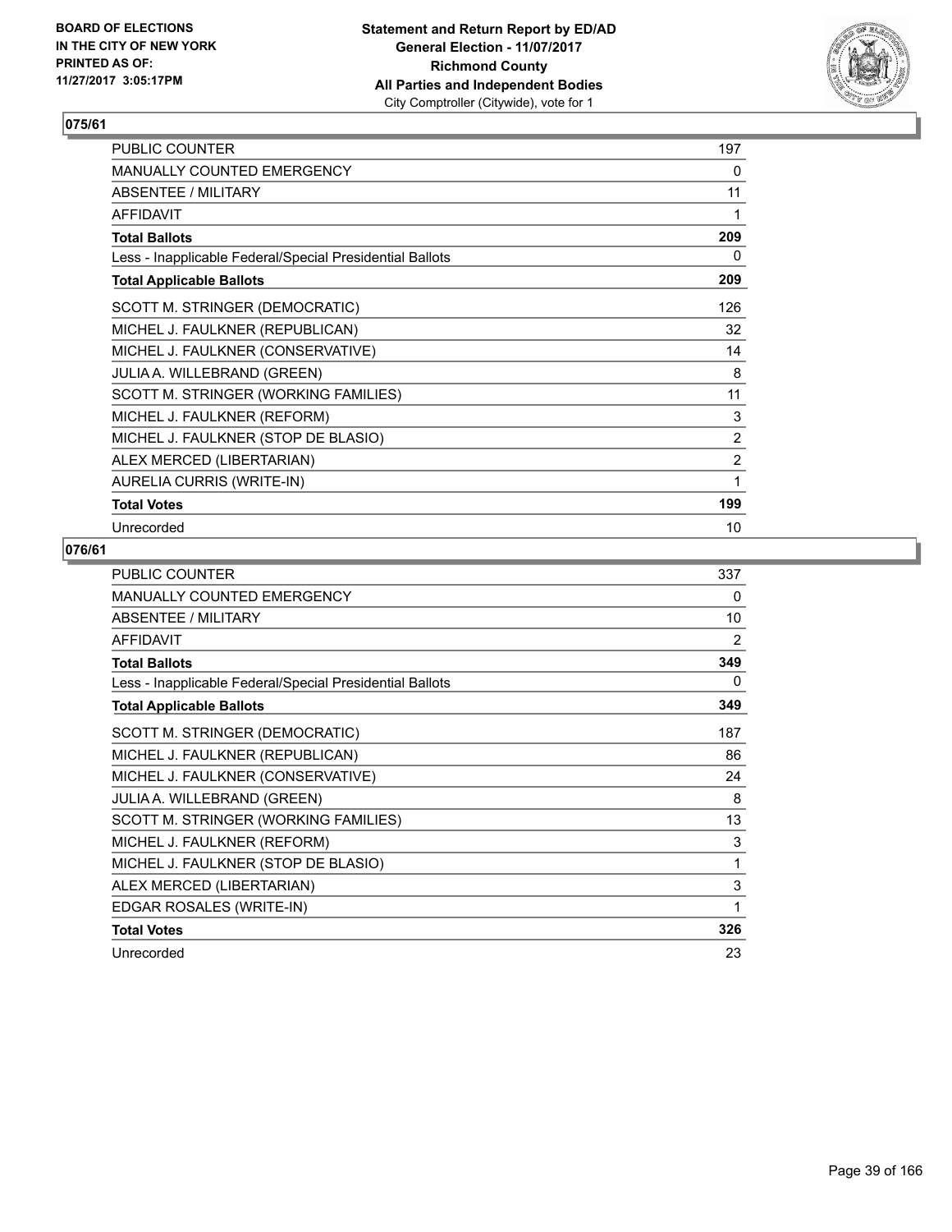BOARD OF ELECTIONS
IN THE CITY OF NEW YORK
PRINTED AS OF:
11/27/2017 3:05:17PM

**Statement and Return Report by ED/AD**
**General Election - 11/07/2017**
**Richmond County**
**All Parties and Independent Bodies**
City Comptroller (Citywide), vote for 1

## 075/61

| | |
|---|---|
| PUBLIC COUNTER | 197 |
| MANUALLY COUNTED EMERGENCY | 0 |
| ABSENTEE / MILITARY | 11 |
| AFFIDAVIT | 1 |
| **Total Ballots** | **209** |
| Less - Inapplicable Federal/Special Presidential Ballots | 0 |
| **Total Applicable Ballots** | **209** |
| SCOTT M. STRINGER (DEMOCRATIC) | 126 |
| MICHEL J. FAULKNER (REPUBLICAN) | 32 |
| MICHEL J. FAULKNER (CONSERVATIVE) | 14 |
| JULIA A. WILLEBRAND (GREEN) | 8 |
| SCOTT M. STRINGER (WORKING FAMILIES) | 11 |
| MICHEL J. FAULKNER (REFORM) | 3 |
| MICHEL J. FAULKNER (STOP DE BLASIO) | 2 |
| ALEX MERCED (LIBERTARIAN) | 2 |
| AURELIA CURRIS (WRITE-IN) | 1 |
| **Total Votes** | **199** |
| Unrecorded | 10 |

## 076/61

| | |
|---|---|
| PUBLIC COUNTER | 337 |
| MANUALLY COUNTED EMERGENCY | 0 |
| ABSENTEE / MILITARY | 10 |
| AFFIDAVIT | 2 |
| **Total Ballots** | **349** |
| Less - Inapplicable Federal/Special Presidential Ballots | 0 |
| **Total Applicable Ballots** | **349** |
| SCOTT M. STRINGER (DEMOCRATIC) | 187 |
| MICHEL J. FAULKNER (REPUBLICAN) | 86 |
| MICHEL J. FAULKNER (CONSERVATIVE) | 24 |
| JULIA A. WILLEBRAND (GREEN) | 8 |
| SCOTT M. STRINGER (WORKING FAMILIES) | 13 |
| MICHEL J. FAULKNER (REFORM) | 3 |
| MICHEL J. FAULKNER (STOP DE BLASIO) | 1 |
| ALEX MERCED (LIBERTARIAN) | 3 |
| EDGAR ROSALES (WRITE-IN) | 1 |
| **Total Votes** | **326** |
| Unrecorded | 23 |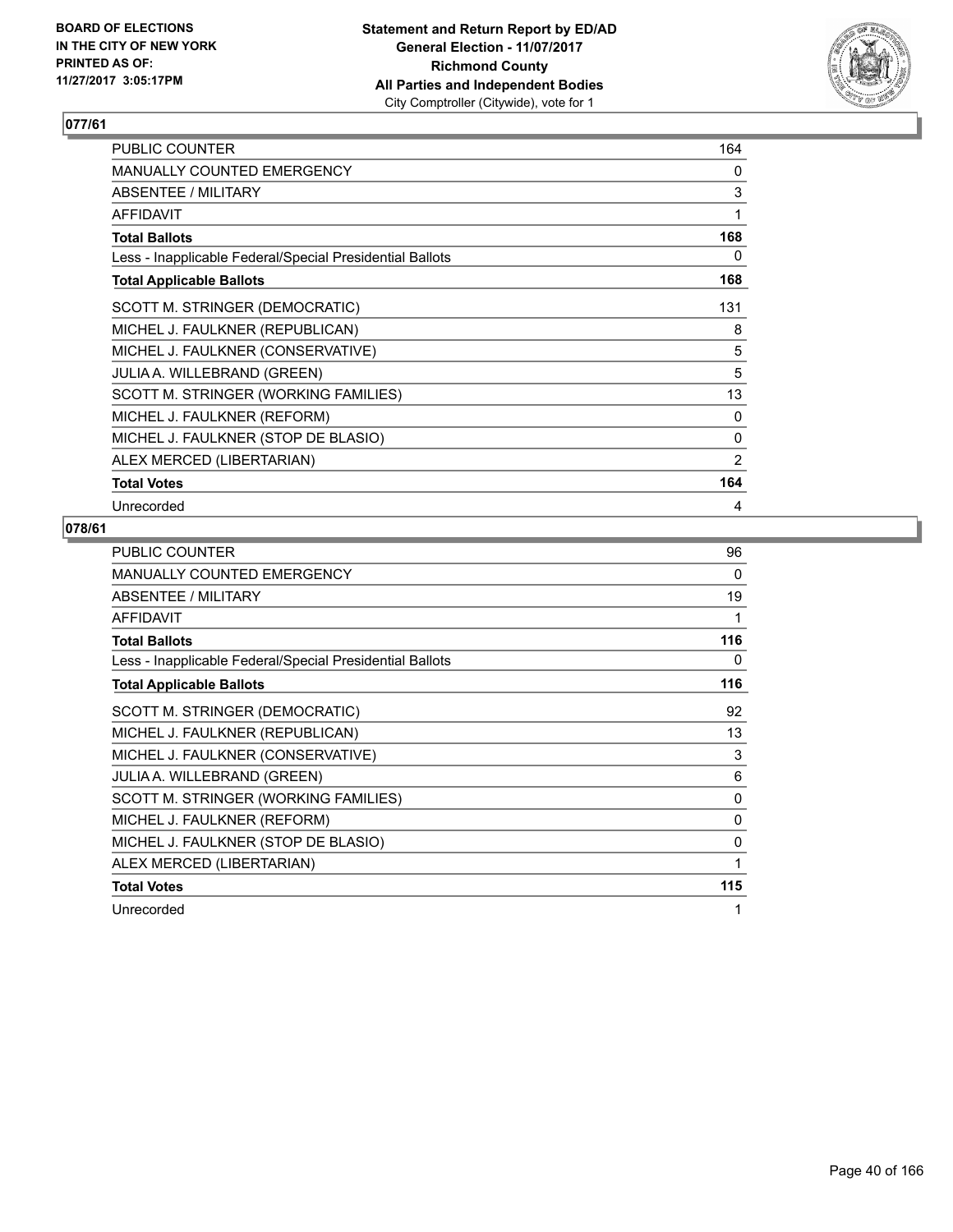**BOARD OF ELECTIONS IN THE CITY OF NEW YORK PRINTED AS OF: 11/27/2017 3:05:17PM**

**Statement and Return Report by ED/AD**
**General Election - 11/07/2017**
**Richmond County**
**All Parties and Independent Bodies**
City Comptroller (Citywide), vote for 1

## 077/61

| | |
|---|---|
| PUBLIC COUNTER | 164 |
| MANUALLY COUNTED EMERGENCY | 0 |
| ABSENTEE / MILITARY | 3 |
| AFFIDAVIT | 1 |
| **Total Ballots** | **168** |
| Less - Inapplicable Federal/Special Presidential Ballots | 0 |
| **Total Applicable Ballots** | **168** |
| SCOTT M. STRINGER (DEMOCRATIC) | 131 |
| MICHEL J. FAULKNER (REPUBLICAN) | 8 |
| MICHEL J. FAULKNER (CONSERVATIVE) | 5 |
| JULIA A. WILLEBRAND (GREEN) | 5 |
| SCOTT M. STRINGER (WORKING FAMILIES) | 13 |
| MICHEL J. FAULKNER (REFORM) | 0 |
| MICHEL J. FAULKNER (STOP DE BLASIO) | 0 |
| ALEX MERCED (LIBERTARIAN) | 2 |
| **Total Votes** | **164** |
| Unrecorded | 4 |

## 078/61

| | |
|---|---|
| PUBLIC COUNTER | 96 |
| MANUALLY COUNTED EMERGENCY | 0 |
| ABSENTEE / MILITARY | 19 |
| AFFIDAVIT | 1 |
| **Total Ballots** | **116** |
| Less - Inapplicable Federal/Special Presidential Ballots | 0 |
| **Total Applicable Ballots** | **116** |
| SCOTT M. STRINGER (DEMOCRATIC) | 92 |
| MICHEL J. FAULKNER (REPUBLICAN) | 13 |
| MICHEL J. FAULKNER (CONSERVATIVE) | 3 |
| JULIA A. WILLEBRAND (GREEN) | 6 |
| SCOTT M. STRINGER (WORKING FAMILIES) | 0 |
| MICHEL J. FAULKNER (REFORM) | 0 |
| MICHEL J. FAULKNER (STOP DE BLASIO) | 0 |
| ALEX MERCED (LIBERTARIAN) | 1 |
| **Total Votes** | **115** |
| Unrecorded | 1 |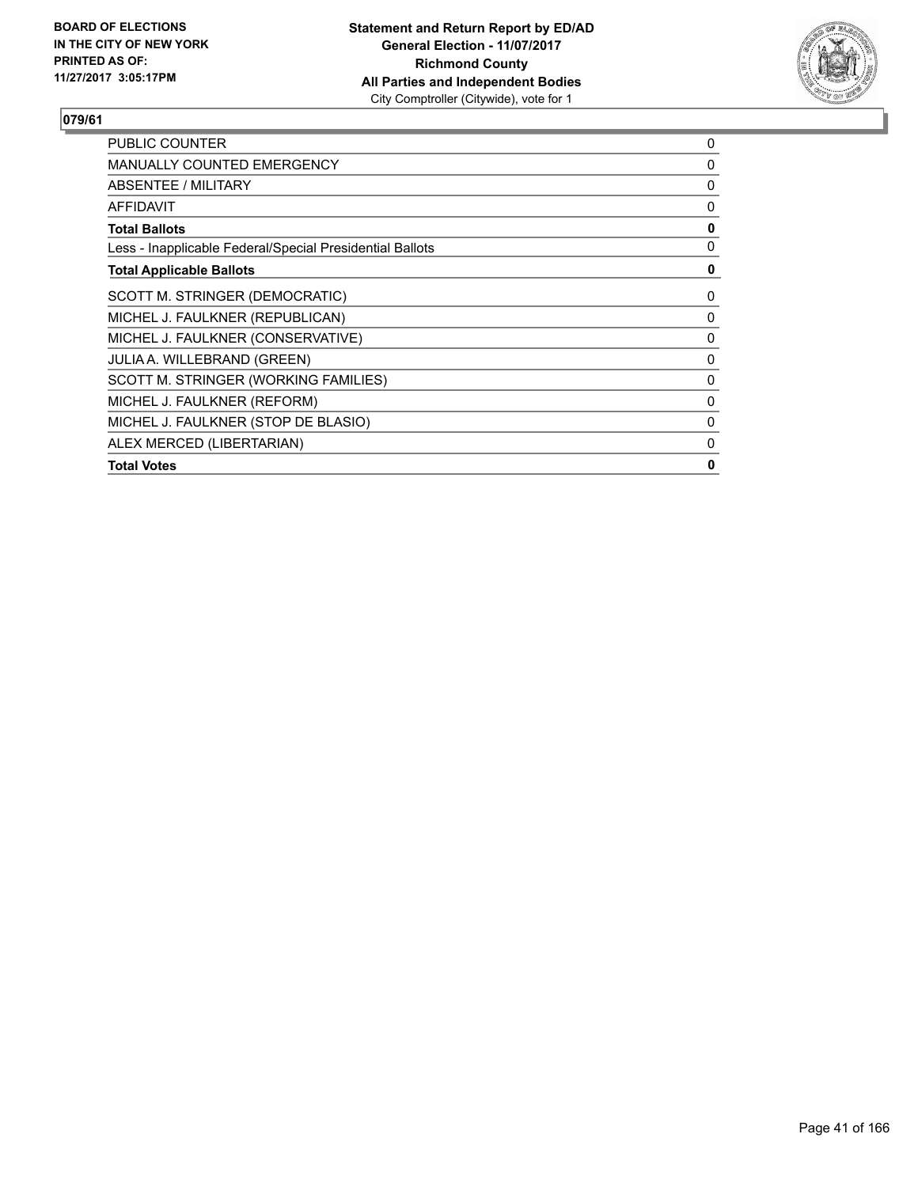BOARD OF ELECTIONS
IN THE CITY OF NEW YORK
PRINTED AS OF:
11/27/2017 3:05:17PM

**Statement and Return Report by ED/AD**
**General Election - 11/07/2017**
**Richmond County**
**All Parties and Independent Bodies**
City Comptroller (Citywide), vote for 1

### 079/61

| | |
|---|---|
| PUBLIC COUNTER | 0 |
| MANUALLY COUNTED EMERGENCY | 0 |
| ABSENTEE / MILITARY | 0 |
| AFFIDAVIT | 0 |
| **Total Ballots** | **0** |
| Less - Inapplicable Federal/Special Presidential Ballots | 0 |
| **Total Applicable Ballots** | **0** |
| SCOTT M. STRINGER (DEMOCRATIC) | 0 |
| MICHEL J. FAULKNER (REPUBLICAN) | 0 |
| MICHEL J. FAULKNER (CONSERVATIVE) | 0 |
| JULIA A. WILLEBRAND (GREEN) | 0 |
| SCOTT M. STRINGER (WORKING FAMILIES) | 0 |
| MICHEL J. FAULKNER (REFORM) | 0 |
| MICHEL J. FAULKNER (STOP DE BLASIO) | 0 |
| ALEX MERCED (LIBERTARIAN) | 0 |
| **Total Votes** | **0** |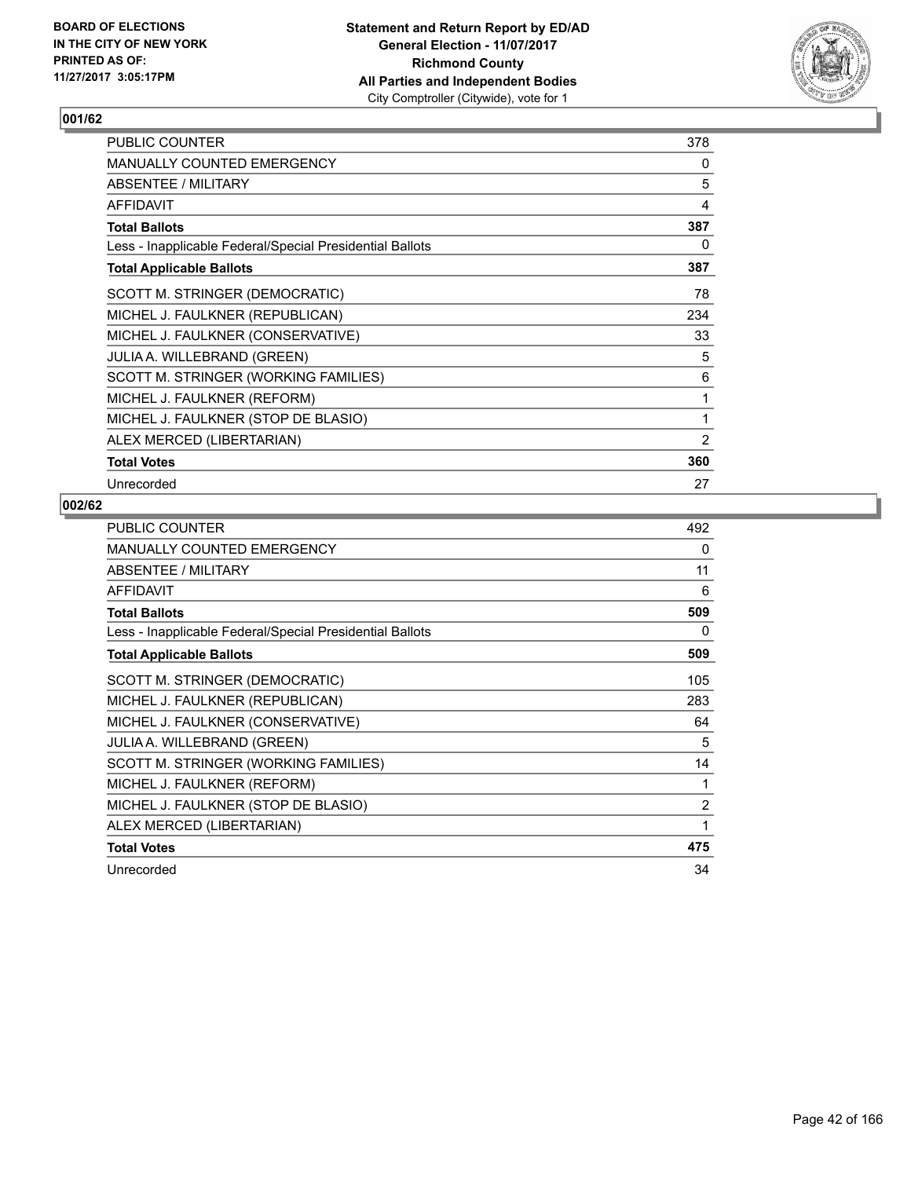BOARD OF ELECTIONS
IN THE CITY OF NEW YORK
PRINTED AS OF:
11/27/2017 3:05:17PM

**Statement and Return Report by ED/AD**
**General Election - 11/07/2017**
**Richmond County**
**All Parties and Independent Bodies**
City Comptroller (Citywide), vote for 1

## 001/62

| | |
|---|---|
| PUBLIC COUNTER | 378 |
| MANUALLY COUNTED EMERGENCY | 0 |
| ABSENTEE / MILITARY | 5 |
| AFFIDAVIT | 4 |
| **Total Ballots** | **387** |
| Less - Inapplicable Federal/Special Presidential Ballots | 0 |
| **Total Applicable Ballots** | **387** |
| SCOTT M. STRINGER (DEMOCRATIC) | 78 |
| MICHEL J. FAULKNER (REPUBLICAN) | 234 |
| MICHEL J. FAULKNER (CONSERVATIVE) | 33 |
| JULIA A. WILLEBRAND (GREEN) | 5 |
| SCOTT M. STRINGER (WORKING FAMILIES) | 6 |
| MICHEL J. FAULKNER (REFORM) | 1 |
| MICHEL J. FAULKNER (STOP DE BLASIO) | 1 |
| ALEX MERCED (LIBERTARIAN) | 2 |
| **Total Votes** | **360** |
| Unrecorded | 27 |

## 002/62

| | |
|---|---|
| PUBLIC COUNTER | 492 |
| MANUALLY COUNTED EMERGENCY | 0 |
| ABSENTEE / MILITARY | 11 |
| AFFIDAVIT | 6 |
| **Total Ballots** | **509** |
| Less - Inapplicable Federal/Special Presidential Ballots | 0 |
| **Total Applicable Ballots** | **509** |
| SCOTT M. STRINGER (DEMOCRATIC) | 105 |
| MICHEL J. FAULKNER (REPUBLICAN) | 283 |
| MICHEL J. FAULKNER (CONSERVATIVE) | 64 |
| JULIA A. WILLEBRAND (GREEN) | 5 |
| SCOTT M. STRINGER (WORKING FAMILIES) | 14 |
| MICHEL J. FAULKNER (REFORM) | 1 |
| MICHEL J. FAULKNER (STOP DE BLASIO) | 2 |
| ALEX MERCED (LIBERTARIAN) | 1 |
| **Total Votes** | **475** |
| Unrecorded | 34 |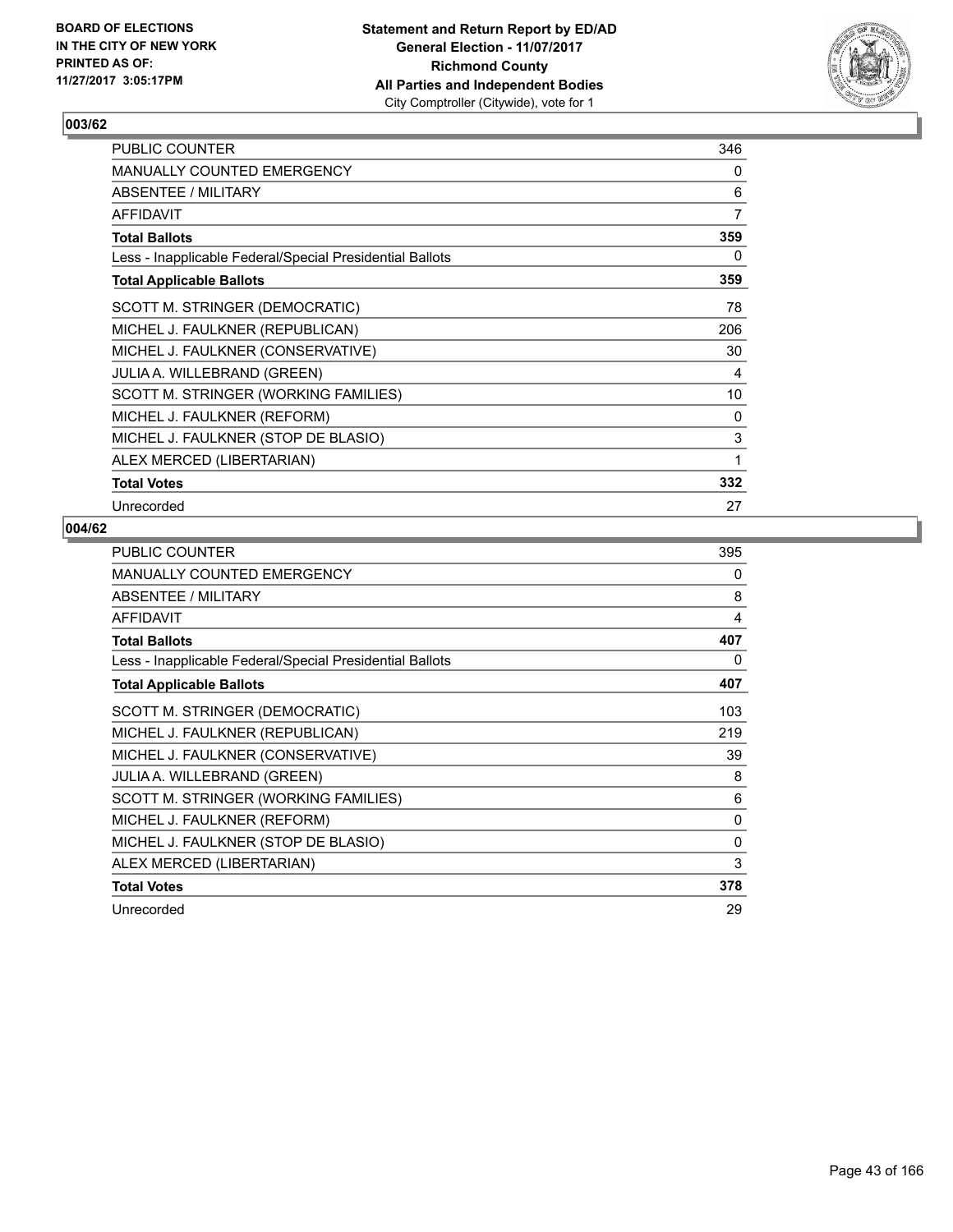BOARD OF ELECTIONS
IN THE CITY OF NEW YORK
PRINTED AS OF:
11/27/2017 3:05:17PM

**Statement and Return Report by ED/AD**
**General Election - 11/07/2017**
**Richmond County**
**All Parties and Independent Bodies**
City Comptroller (Citywide), vote for 1

### 003/62

| | |
|---|---|
| PUBLIC COUNTER | 346 |
| MANUALLY COUNTED EMERGENCY | 0 |
| ABSENTEE / MILITARY | 6 |
| AFFIDAVIT | 7 |
| **Total Ballots** | **359** |
| Less - Inapplicable Federal/Special Presidential Ballots | 0 |
| **Total Applicable Ballots** | **359** |
| SCOTT M. STRINGER (DEMOCRATIC) | 78 |
| MICHEL J. FAULKNER (REPUBLICAN) | 206 |
| MICHEL J. FAULKNER (CONSERVATIVE) | 30 |
| JULIA A. WILLEBRAND (GREEN) | 4 |
| SCOTT M. STRINGER (WORKING FAMILIES) | 10 |
| MICHEL J. FAULKNER (REFORM) | 0 |
| MICHEL J. FAULKNER (STOP DE BLASIO) | 3 |
| ALEX MERCED (LIBERTARIAN) | 1 |
| **Total Votes** | **332** |
| Unrecorded | 27 |

### 004/62

| | |
|---|---|
| PUBLIC COUNTER | 395 |
| MANUALLY COUNTED EMERGENCY | 0 |
| ABSENTEE / MILITARY | 8 |
| AFFIDAVIT | 4 |
| **Total Ballots** | **407** |
| Less - Inapplicable Federal/Special Presidential Ballots | 0 |
| **Total Applicable Ballots** | **407** |
| SCOTT M. STRINGER (DEMOCRATIC) | 103 |
| MICHEL J. FAULKNER (REPUBLICAN) | 219 |
| MICHEL J. FAULKNER (CONSERVATIVE) | 39 |
| JULIA A. WILLEBRAND (GREEN) | 8 |
| SCOTT M. STRINGER (WORKING FAMILIES) | 6 |
| MICHEL J. FAULKNER (REFORM) | 0 |
| MICHEL J. FAULKNER (STOP DE BLASIO) | 0 |
| ALEX MERCED (LIBERTARIAN) | 3 |
| **Total Votes** | **378** |
| Unrecorded | 29 |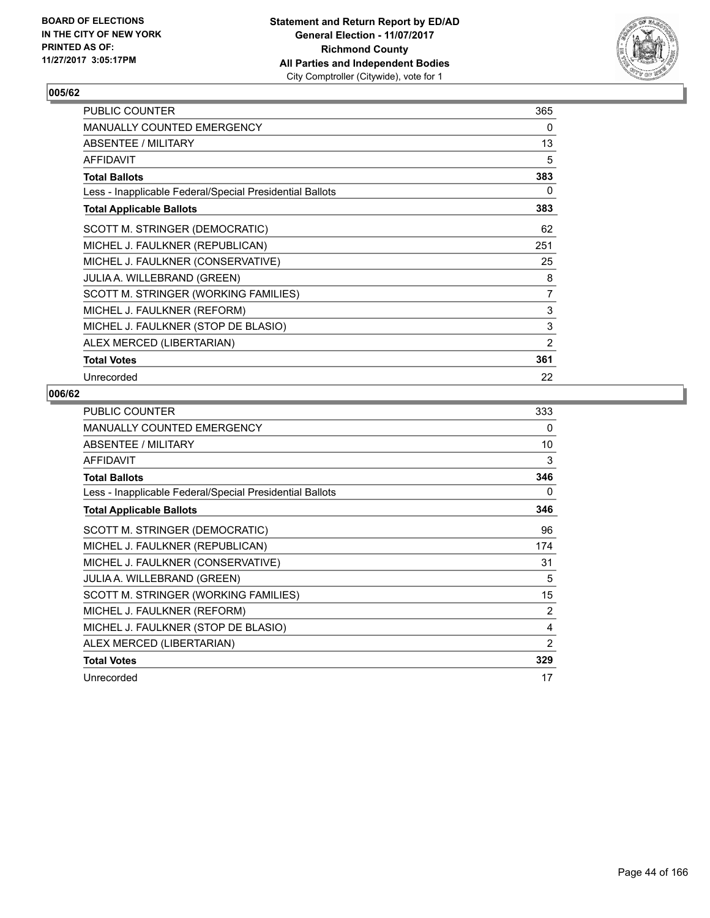BOARD OF ELECTIONS
IN THE CITY OF NEW YORK
PRINTED AS OF:
11/27/2017 3:05:17PM

**Statement and Return Report by ED/AD**
**General Election - 11/07/2017**
**Richmond County**
**All Parties and Independent Bodies**
City Comptroller (Citywide), vote for 1

## 005/62

| | |
|---|---|
| PUBLIC COUNTER | 365 |
| MANUALLY COUNTED EMERGENCY | 0 |
| ABSENTEE / MILITARY | 13 |
| AFFIDAVIT | 5 |
| **Total Ballots** | **383** |
| Less - Inapplicable Federal/Special Presidential Ballots | 0 |
| **Total Applicable Ballots** | **383** |
| SCOTT M. STRINGER (DEMOCRATIC) | 62 |
| MICHEL J. FAULKNER (REPUBLICAN) | 251 |
| MICHEL J. FAULKNER (CONSERVATIVE) | 25 |
| JULIA A. WILLEBRAND (GREEN) | 8 |
| SCOTT M. STRINGER (WORKING FAMILIES) | 7 |
| MICHEL J. FAULKNER (REFORM) | 3 |
| MICHEL J. FAULKNER (STOP DE BLASIO) | 3 |
| ALEX MERCED (LIBERTARIAN) | 2 |
| **Total Votes** | **361** |
| Unrecorded | 22 |

## 006/62

| | |
|---|---|
| PUBLIC COUNTER | 333 |
| MANUALLY COUNTED EMERGENCY | 0 |
| ABSENTEE / MILITARY | 10 |
| AFFIDAVIT | 3 |
| **Total Ballots** | **346** |
| Less - Inapplicable Federal/Special Presidential Ballots | 0 |
| **Total Applicable Ballots** | **346** |
| SCOTT M. STRINGER (DEMOCRATIC) | 96 |
| MICHEL J. FAULKNER (REPUBLICAN) | 174 |
| MICHEL J. FAULKNER (CONSERVATIVE) | 31 |
| JULIA A. WILLEBRAND (GREEN) | 5 |
| SCOTT M. STRINGER (WORKING FAMILIES) | 15 |
| MICHEL J. FAULKNER (REFORM) | 2 |
| MICHEL J. FAULKNER (STOP DE BLASIO) | 4 |
| ALEX MERCED (LIBERTARIAN) | 2 |
| **Total Votes** | **329** |
| Unrecorded | 17 |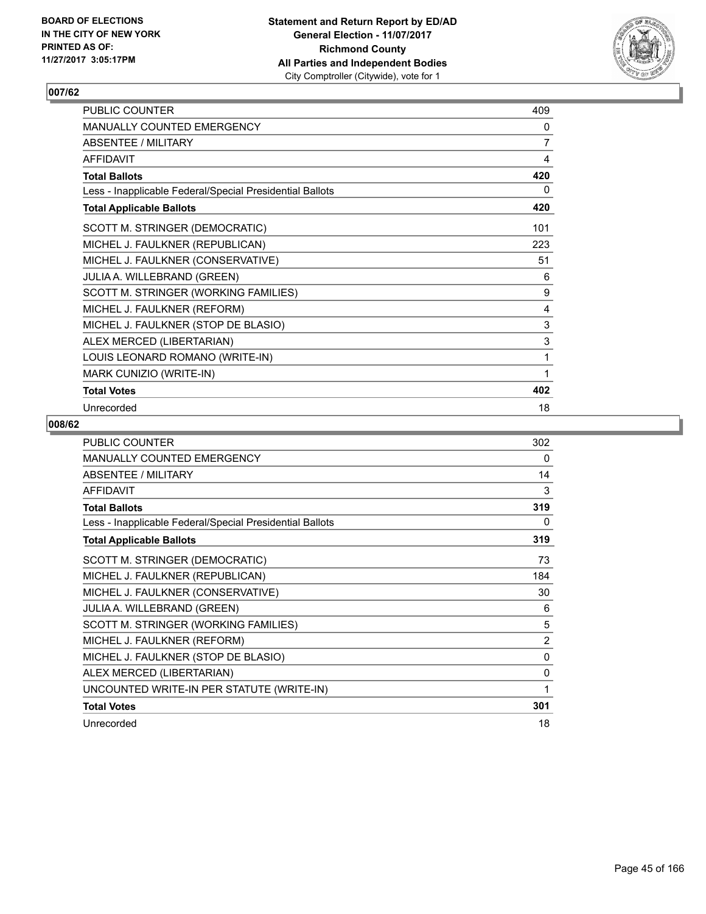**BOARD OF ELECTIONS IN THE CITY OF NEW YORK PRINTED AS OF: 11/27/2017 3:05:17PM**

**Statement and Return Report by ED/AD**
**General Election - 11/07/2017**
**Richmond County**
**All Parties and Independent Bodies**
City Comptroller (Citywide), vote for 1

## 007/62

| | |
|---|---|
| PUBLIC COUNTER | 409 |
| MANUALLY COUNTED EMERGENCY | 0 |
| ABSENTEE / MILITARY | 7 |
| AFFIDAVIT | 4 |
| **Total Ballots** | **420** |
| Less - Inapplicable Federal/Special Presidential Ballots | 0 |
| **Total Applicable Ballots** | **420** |
| SCOTT M. STRINGER (DEMOCRATIC) | 101 |
| MICHEL J. FAULKNER (REPUBLICAN) | 223 |
| MICHEL J. FAULKNER (CONSERVATIVE) | 51 |
| JULIA A. WILLEBRAND (GREEN) | 6 |
| SCOTT M. STRINGER (WORKING FAMILIES) | 9 |
| MICHEL J. FAULKNER (REFORM) | 4 |
| MICHEL J. FAULKNER (STOP DE BLASIO) | 3 |
| ALEX MERCED (LIBERTARIAN) | 3 |
| LOUIS LEONARD ROMANO (WRITE-IN) | 1 |
| MARK CUNIZIO (WRITE-IN) | 1 |
| **Total Votes** | **402** |
| Unrecorded | 18 |

## 008/62

| | |
|---|---|
| PUBLIC COUNTER | 302 |
| MANUALLY COUNTED EMERGENCY | 0 |
| ABSENTEE / MILITARY | 14 |
| AFFIDAVIT | 3 |
| **Total Ballots** | **319** |
| Less - Inapplicable Federal/Special Presidential Ballots | 0 |
| **Total Applicable Ballots** | **319** |
| SCOTT M. STRINGER (DEMOCRATIC) | 73 |
| MICHEL J. FAULKNER (REPUBLICAN) | 184 |
| MICHEL J. FAULKNER (CONSERVATIVE) | 30 |
| JULIA A. WILLEBRAND (GREEN) | 6 |
| SCOTT M. STRINGER (WORKING FAMILIES) | 5 |
| MICHEL J. FAULKNER (REFORM) | 2 |
| MICHEL J. FAULKNER (STOP DE BLASIO) | 0 |
| ALEX MERCED (LIBERTARIAN) | 0 |
| UNCOUNTED WRITE-IN PER STATUTE (WRITE-IN) | 1 |
| **Total Votes** | **301** |
| Unrecorded | 18 |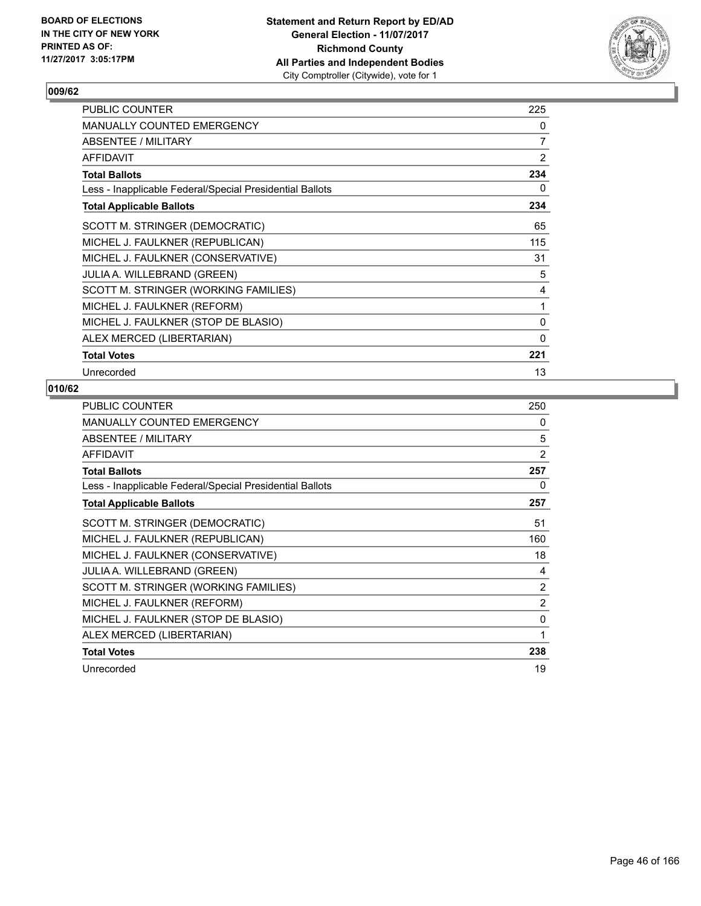BOARD OF ELECTIONS
IN THE CITY OF NEW YORK
PRINTED AS OF:
11/27/2017 3:05:17PM

**Statement and Return Report by ED/AD**
**General Election - 11/07/2017**
**Richmond County**
**All Parties and Independent Bodies**
City Comptroller (Citywide), vote for 1

### 009/62

| | |
|---|---|
| PUBLIC COUNTER | 225 |
| MANUALLY COUNTED EMERGENCY | 0 |
| ABSENTEE / MILITARY | 7 |
| AFFIDAVIT | 2 |
| **Total Ballots** | **234** |
| Less - Inapplicable Federal/Special Presidential Ballots | 0 |
| **Total Applicable Ballots** | **234** |
| SCOTT M. STRINGER (DEMOCRATIC) | 65 |
| MICHEL J. FAULKNER (REPUBLICAN) | 115 |
| MICHEL J. FAULKNER (CONSERVATIVE) | 31 |
| JULIA A. WILLEBRAND (GREEN) | 5 |
| SCOTT M. STRINGER (WORKING FAMILIES) | 4 |
| MICHEL J. FAULKNER (REFORM) | 1 |
| MICHEL J. FAULKNER (STOP DE BLASIO) | 0 |
| ALEX MERCED (LIBERTARIAN) | 0 |
| **Total Votes** | **221** |
| Unrecorded | 13 |

### 010/62

| | |
|---|---|
| PUBLIC COUNTER | 250 |
| MANUALLY COUNTED EMERGENCY | 0 |
| ABSENTEE / MILITARY | 5 |
| AFFIDAVIT | 2 |
| **Total Ballots** | **257** |
| Less - Inapplicable Federal/Special Presidential Ballots | 0 |
| **Total Applicable Ballots** | **257** |
| SCOTT M. STRINGER (DEMOCRATIC) | 51 |
| MICHEL J. FAULKNER (REPUBLICAN) | 160 |
| MICHEL J. FAULKNER (CONSERVATIVE) | 18 |
| JULIA A. WILLEBRAND (GREEN) | 4 |
| SCOTT M. STRINGER (WORKING FAMILIES) | 2 |
| MICHEL J. FAULKNER (REFORM) | 2 |
| MICHEL J. FAULKNER (STOP DE BLASIO) | 0 |
| ALEX MERCED (LIBERTARIAN) | 1 |
| **Total Votes** | **238** |
| Unrecorded | 19 |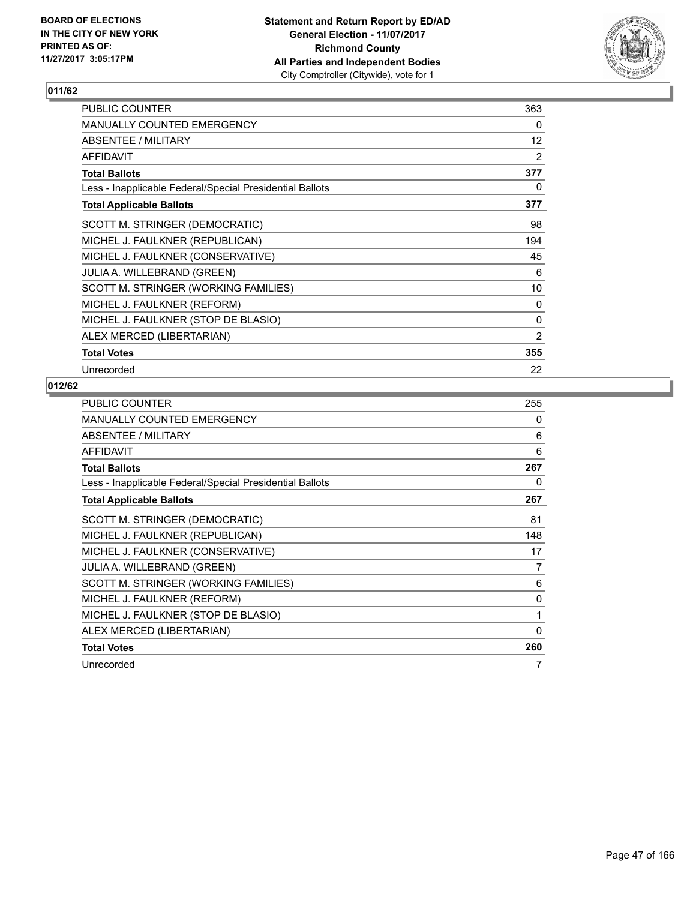BOARD OF ELECTIONS
IN THE CITY OF NEW YORK
PRINTED AS OF:
11/27/2017 3:05:17PM

**Statement and Return Report by ED/AD**
**General Election - 11/07/2017**
**Richmond County**
**All Parties and Independent Bodies**
City Comptroller (Citywide), vote for 1

## 011/62

| | |
|---|---|
| PUBLIC COUNTER | 363 |
| MANUALLY COUNTED EMERGENCY | 0 |
| ABSENTEE / MILITARY | 12 |
| AFFIDAVIT | 2 |
| **Total Ballots** | **377** |
| Less - Inapplicable Federal/Special Presidential Ballots | 0 |
| **Total Applicable Ballots** | **377** |
| SCOTT M. STRINGER (DEMOCRATIC) | 98 |
| MICHEL J. FAULKNER (REPUBLICAN) | 194 |
| MICHEL J. FAULKNER (CONSERVATIVE) | 45 |
| JULIA A. WILLEBRAND (GREEN) | 6 |
| SCOTT M. STRINGER (WORKING FAMILIES) | 10 |
| MICHEL J. FAULKNER (REFORM) | 0 |
| MICHEL J. FAULKNER (STOP DE BLASIO) | 0 |
| ALEX MERCED (LIBERTARIAN) | 2 |
| **Total Votes** | **355** |
| Unrecorded | 22 |

## 012/62

| | |
|---|---|
| PUBLIC COUNTER | 255 |
| MANUALLY COUNTED EMERGENCY | 0 |
| ABSENTEE / MILITARY | 6 |
| AFFIDAVIT | 6 |
| **Total Ballots** | **267** |
| Less - Inapplicable Federal/Special Presidential Ballots | 0 |
| **Total Applicable Ballots** | **267** |
| SCOTT M. STRINGER (DEMOCRATIC) | 81 |
| MICHEL J. FAULKNER (REPUBLICAN) | 148 |
| MICHEL J. FAULKNER (CONSERVATIVE) | 17 |
| JULIA A. WILLEBRAND (GREEN) | 7 |
| SCOTT M. STRINGER (WORKING FAMILIES) | 6 |
| MICHEL J. FAULKNER (REFORM) | 0 |
| MICHEL J. FAULKNER (STOP DE BLASIO) | 1 |
| ALEX MERCED (LIBERTARIAN) | 0 |
| **Total Votes** | **260** |
| Unrecorded | 7 |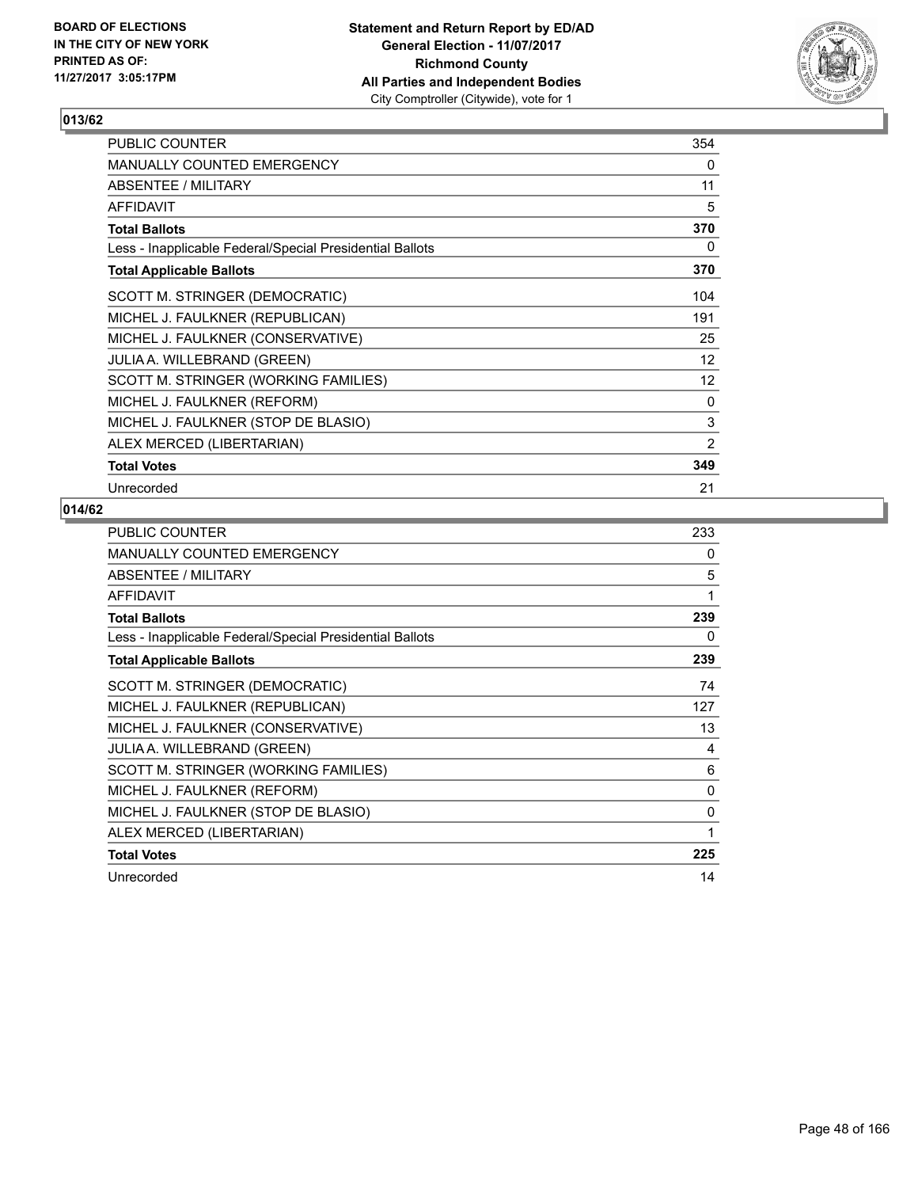**BOARD OF ELECTIONS IN THE CITY OF NEW YORK PRINTED AS OF: 11/27/2017 3:05:17PM**

**Statement and Return Report by ED/AD General Election - 11/07/2017 Richmond County All Parties and Independent Bodies** City Comptroller (Citywide), vote for 1

## 013/62

| | |
|---|---|
| PUBLIC COUNTER | 354 |
| MANUALLY COUNTED EMERGENCY | 0 |
| ABSENTEE / MILITARY | 11 |
| AFFIDAVIT | 5 |
| **Total Ballots** | **370** |
| Less - Inapplicable Federal/Special Presidential Ballots | 0 |
| **Total Applicable Ballots** | **370** |
| SCOTT M. STRINGER (DEMOCRATIC) | 104 |
| MICHEL J. FAULKNER (REPUBLICAN) | 191 |
| MICHEL J. FAULKNER (CONSERVATIVE) | 25 |
| JULIA A. WILLEBRAND (GREEN) | 12 |
| SCOTT M. STRINGER (WORKING FAMILIES) | 12 |
| MICHEL J. FAULKNER (REFORM) | 0 |
| MICHEL J. FAULKNER (STOP DE BLASIO) | 3 |
| ALEX MERCED (LIBERTARIAN) | 2 |
| **Total Votes** | **349** |
| Unrecorded | 21 |

## 014/62

| | |
|---|---|
| PUBLIC COUNTER | 233 |
| MANUALLY COUNTED EMERGENCY | 0 |
| ABSENTEE / MILITARY | 5 |
| AFFIDAVIT | 1 |
| **Total Ballots** | **239** |
| Less - Inapplicable Federal/Special Presidential Ballots | 0 |
| **Total Applicable Ballots** | **239** |
| SCOTT M. STRINGER (DEMOCRATIC) | 74 |
| MICHEL J. FAULKNER (REPUBLICAN) | 127 |
| MICHEL J. FAULKNER (CONSERVATIVE) | 13 |
| JULIA A. WILLEBRAND (GREEN) | 4 |
| SCOTT M. STRINGER (WORKING FAMILIES) | 6 |
| MICHEL J. FAULKNER (REFORM) | 0 |
| MICHEL J. FAULKNER (STOP DE BLASIO) | 0 |
| ALEX MERCED (LIBERTARIAN) | 1 |
| **Total Votes** | **225** |
| Unrecorded | 14 |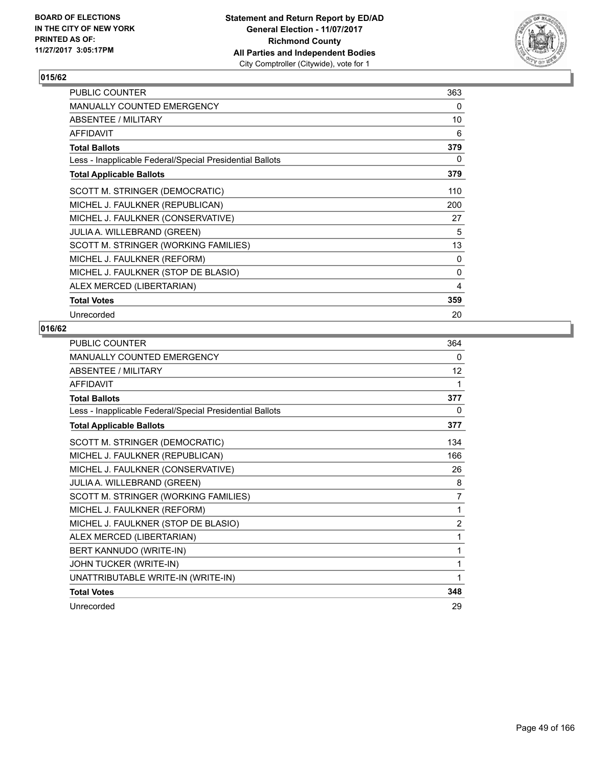**BOARD OF ELECTIONS IN THE CITY OF NEW YORK PRINTED AS OF: 11/27/2017 3:05:17PM**

**Statement and Return Report by ED/AD**
**General Election - 11/07/2017**
**Richmond County**
**All Parties and Independent Bodies**
City Comptroller (Citywide), vote for 1

## 015/62

| | |
|---|---|
| PUBLIC COUNTER | 363 |
| MANUALLY COUNTED EMERGENCY | 0 |
| ABSENTEE / MILITARY | 10 |
| AFFIDAVIT | 6 |
| **Total Ballots** | **379** |
| Less - Inapplicable Federal/Special Presidential Ballots | 0 |
| **Total Applicable Ballots** | **379** |
| SCOTT M. STRINGER (DEMOCRATIC) | 110 |
| MICHEL J. FAULKNER (REPUBLICAN) | 200 |
| MICHEL J. FAULKNER (CONSERVATIVE) | 27 |
| JULIA A. WILLEBRAND (GREEN) | 5 |
| SCOTT M. STRINGER (WORKING FAMILIES) | 13 |
| MICHEL J. FAULKNER (REFORM) | 0 |
| MICHEL J. FAULKNER (STOP DE BLASIO) | 0 |
| ALEX MERCED (LIBERTARIAN) | 4 |
| **Total Votes** | **359** |
| Unrecorded | 20 |

## 016/62

| | |
|---|---|
| PUBLIC COUNTER | 364 |
| MANUALLY COUNTED EMERGENCY | 0 |
| ABSENTEE / MILITARY | 12 |
| AFFIDAVIT | 1 |
| **Total Ballots** | **377** |
| Less - Inapplicable Federal/Special Presidential Ballots | 0 |
| **Total Applicable Ballots** | **377** |
| SCOTT M. STRINGER (DEMOCRATIC) | 134 |
| MICHEL J. FAULKNER (REPUBLICAN) | 166 |
| MICHEL J. FAULKNER (CONSERVATIVE) | 26 |
| JULIA A. WILLEBRAND (GREEN) | 8 |
| SCOTT M. STRINGER (WORKING FAMILIES) | 7 |
| MICHEL J. FAULKNER (REFORM) | 1 |
| MICHEL J. FAULKNER (STOP DE BLASIO) | 2 |
| ALEX MERCED (LIBERTARIAN) | 1 |
| BERT KANNUDO (WRITE-IN) | 1 |
| JOHN TUCKER (WRITE-IN) | 1 |
| UNATTRIBUTABLE WRITE-IN (WRITE-IN) | 1 |
| **Total Votes** | **348** |
| Unrecorded | 29 |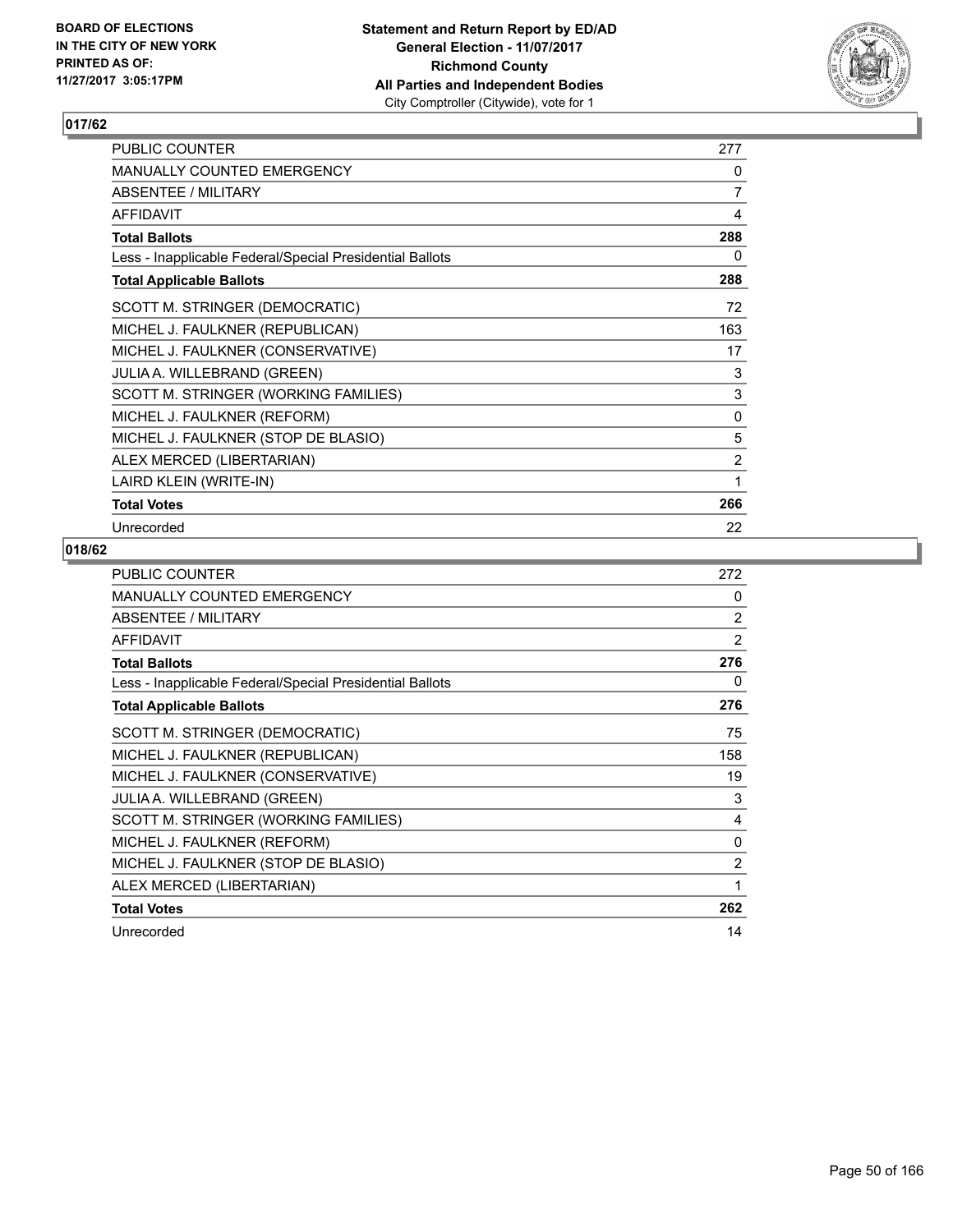**BOARD OF ELECTIONS IN THE CITY OF NEW YORK PRINTED AS OF: 11/27/2017 3:05:17PM**

**Statement and Return Report by ED/AD General Election - 11/07/2017 Richmond County All Parties and Independent Bodies** City Comptroller (Citywide), vote for 1

### 017/62

| | |
|---|---|
| PUBLIC COUNTER | 277 |
| MANUALLY COUNTED EMERGENCY | 0 |
| ABSENTEE / MILITARY | 7 |
| AFFIDAVIT | 4 |
| **Total Ballots** | **288** |
| Less - Inapplicable Federal/Special Presidential Ballots | 0 |
| **Total Applicable Ballots** | **288** |
| SCOTT M. STRINGER (DEMOCRATIC) | 72 |
| MICHEL J. FAULKNER (REPUBLICAN) | 163 |
| MICHEL J. FAULKNER (CONSERVATIVE) | 17 |
| JULIA A. WILLEBRAND (GREEN) | 3 |
| SCOTT M. STRINGER (WORKING FAMILIES) | 3 |
| MICHEL J. FAULKNER (REFORM) | 0 |
| MICHEL J. FAULKNER (STOP DE BLASIO) | 5 |
| ALEX MERCED (LIBERTARIAN) | 2 |
| LAIRD KLEIN (WRITE-IN) | 1 |
| **Total Votes** | **266** |
| Unrecorded | 22 |

### 018/62

| | |
|---|---|
| PUBLIC COUNTER | 272 |
| MANUALLY COUNTED EMERGENCY | 0 |
| ABSENTEE / MILITARY | 2 |
| AFFIDAVIT | 2 |
| **Total Ballots** | **276** |
| Less - Inapplicable Federal/Special Presidential Ballots | 0 |
| **Total Applicable Ballots** | **276** |
| SCOTT M. STRINGER (DEMOCRATIC) | 75 |
| MICHEL J. FAULKNER (REPUBLICAN) | 158 |
| MICHEL J. FAULKNER (CONSERVATIVE) | 19 |
| JULIA A. WILLEBRAND (GREEN) | 3 |
| SCOTT M. STRINGER (WORKING FAMILIES) | 4 |
| MICHEL J. FAULKNER (REFORM) | 0 |
| MICHEL J. FAULKNER (STOP DE BLASIO) | 2 |
| ALEX MERCED (LIBERTARIAN) | 1 |
| **Total Votes** | **262** |
| Unrecorded | 14 |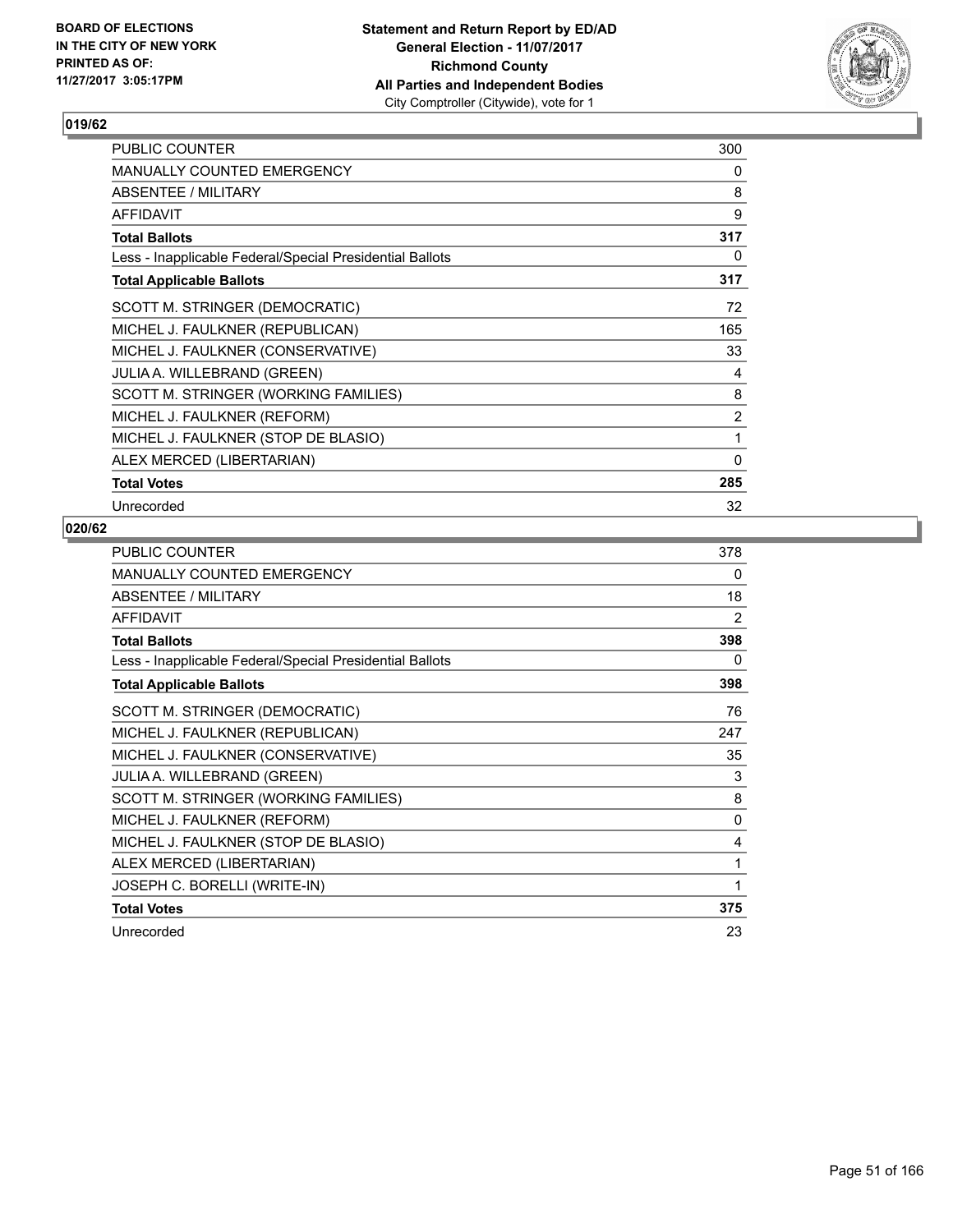BOARD OF ELECTIONS
IN THE CITY OF NEW YORK
PRINTED AS OF:
11/27/2017 3:05:17PM

**Statement and Return Report by ED/AD**
**General Election - 11/07/2017**
**Richmond County**
**All Parties and Independent Bodies**
City Comptroller (Citywide), vote for 1

### 019/62

| | |
|---|---|
| PUBLIC COUNTER | 300 |
| MANUALLY COUNTED EMERGENCY | 0 |
| ABSENTEE / MILITARY | 8 |
| AFFIDAVIT | 9 |
| **Total Ballots** | **317** |
| Less - Inapplicable Federal/Special Presidential Ballots | 0 |
| **Total Applicable Ballots** | **317** |
| SCOTT M. STRINGER (DEMOCRATIC) | 72 |
| MICHEL J. FAULKNER (REPUBLICAN) | 165 |
| MICHEL J. FAULKNER (CONSERVATIVE) | 33 |
| JULIA A. WILLEBRAND (GREEN) | 4 |
| SCOTT M. STRINGER (WORKING FAMILIES) | 8 |
| MICHEL J. FAULKNER (REFORM) | 2 |
| MICHEL J. FAULKNER (STOP DE BLASIO) | 1 |
| ALEX MERCED (LIBERTARIAN) | 0 |
| **Total Votes** | **285** |
| Unrecorded | 32 |

### 020/62

| | |
|---|---|
| PUBLIC COUNTER | 378 |
| MANUALLY COUNTED EMERGENCY | 0 |
| ABSENTEE / MILITARY | 18 |
| AFFIDAVIT | 2 |
| **Total Ballots** | **398** |
| Less - Inapplicable Federal/Special Presidential Ballots | 0 |
| **Total Applicable Ballots** | **398** |
| SCOTT M. STRINGER (DEMOCRATIC) | 76 |
| MICHEL J. FAULKNER (REPUBLICAN) | 247 |
| MICHEL J. FAULKNER (CONSERVATIVE) | 35 |
| JULIA A. WILLEBRAND (GREEN) | 3 |
| SCOTT M. STRINGER (WORKING FAMILIES) | 8 |
| MICHEL J. FAULKNER (REFORM) | 0 |
| MICHEL J. FAULKNER (STOP DE BLASIO) | 4 |
| ALEX MERCED (LIBERTARIAN) | 1 |
| JOSEPH C. BORELLI (WRITE-IN) | 1 |
| **Total Votes** | **375** |
| Unrecorded | 23 |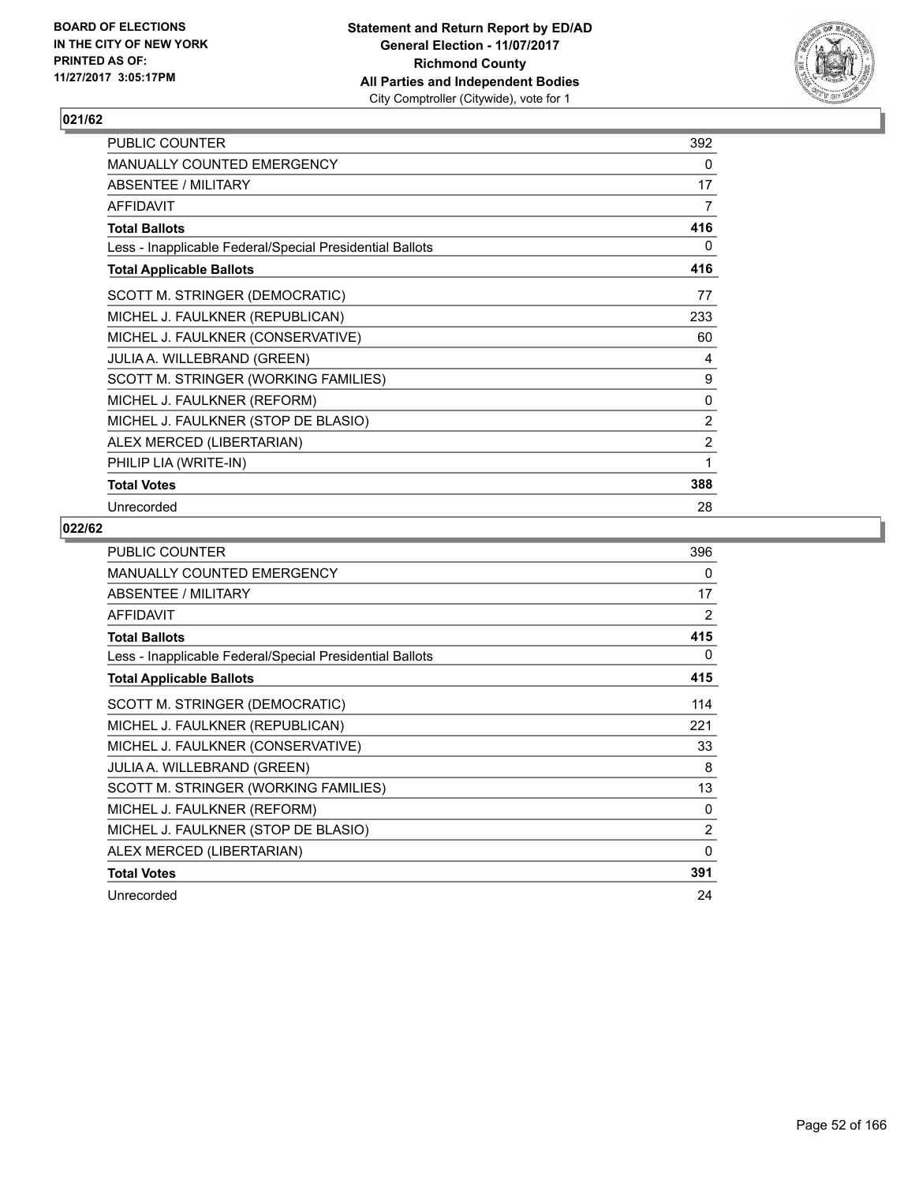BOARD OF ELECTIONS
IN THE CITY OF NEW YORK
PRINTED AS OF:
11/27/2017 3:05:17PM

**Statement and Return Report by ED/AD**
**General Election - 11/07/2017**
**Richmond County**
**All Parties and Independent Bodies**
City Comptroller (Citywide), vote for 1

## 021/62

| | |
|---|---|
| PUBLIC COUNTER | 392 |
| MANUALLY COUNTED EMERGENCY | 0 |
| ABSENTEE / MILITARY | 17 |
| AFFIDAVIT | 7 |
| **Total Ballots** | **416** |
| Less - Inapplicable Federal/Special Presidential Ballots | 0 |
| **Total Applicable Ballots** | **416** |
| SCOTT M. STRINGER (DEMOCRATIC) | 77 |
| MICHEL J. FAULKNER (REPUBLICAN) | 233 |
| MICHEL J. FAULKNER (CONSERVATIVE) | 60 |
| JULIA A. WILLEBRAND (GREEN) | 4 |
| SCOTT M. STRINGER (WORKING FAMILIES) | 9 |
| MICHEL J. FAULKNER (REFORM) | 0 |
| MICHEL J. FAULKNER (STOP DE BLASIO) | 2 |
| ALEX MERCED (LIBERTARIAN) | 2 |
| PHILIP LIA (WRITE-IN) | 1 |
| **Total Votes** | **388** |
| Unrecorded | 28 |

## 022/62

| | |
|---|---|
| PUBLIC COUNTER | 396 |
| MANUALLY COUNTED EMERGENCY | 0 |
| ABSENTEE / MILITARY | 17 |
| AFFIDAVIT | 2 |
| **Total Ballots** | **415** |
| Less - Inapplicable Federal/Special Presidential Ballots | 0 |
| **Total Applicable Ballots** | **415** |
| SCOTT M. STRINGER (DEMOCRATIC) | 114 |
| MICHEL J. FAULKNER (REPUBLICAN) | 221 |
| MICHEL J. FAULKNER (CONSERVATIVE) | 33 |
| JULIA A. WILLEBRAND (GREEN) | 8 |
| SCOTT M. STRINGER (WORKING FAMILIES) | 13 |
| MICHEL J. FAULKNER (REFORM) | 0 |
| MICHEL J. FAULKNER (STOP DE BLASIO) | 2 |
| ALEX MERCED (LIBERTARIAN) | 0 |
| **Total Votes** | **391** |
| Unrecorded | 24 |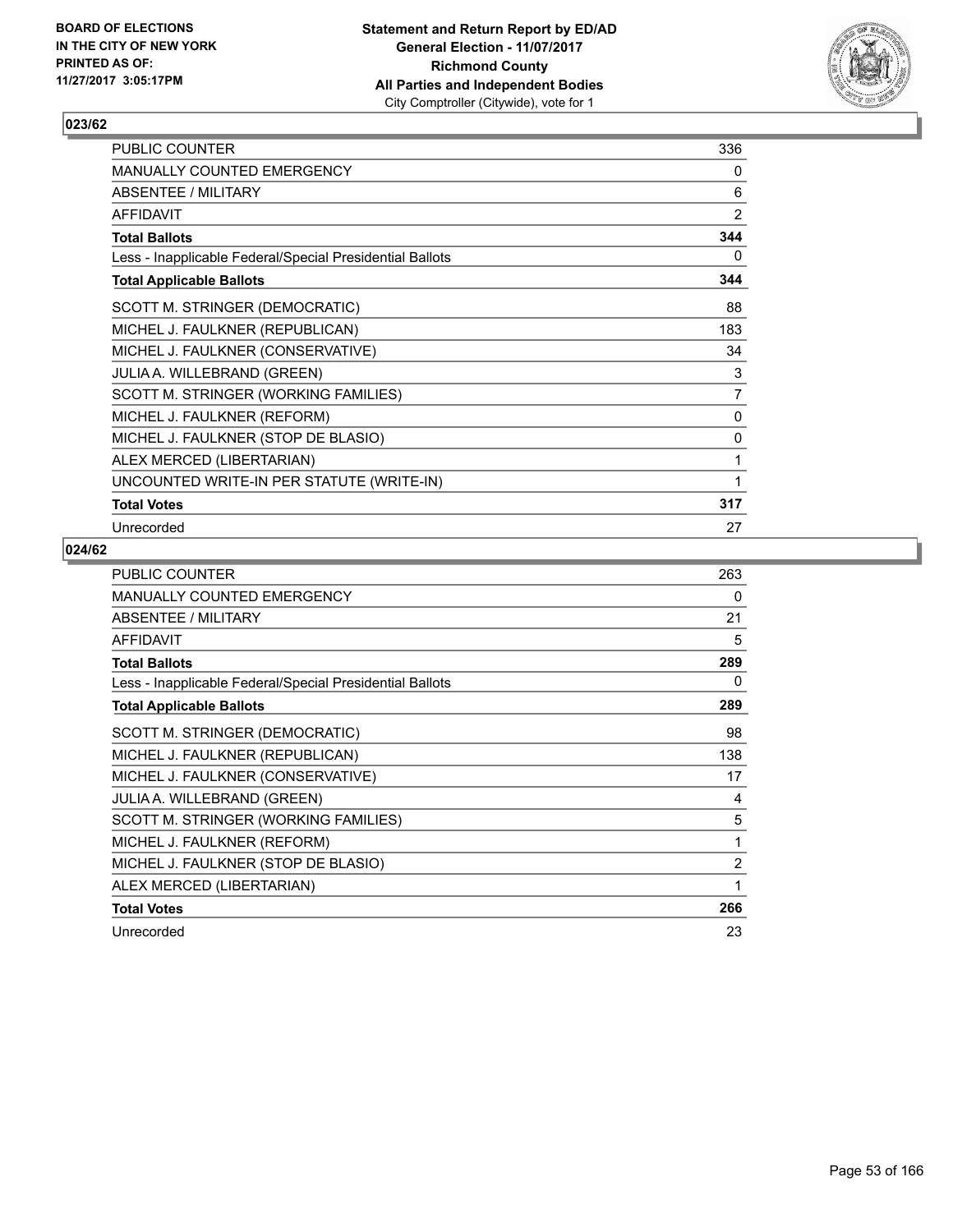**BOARD OF ELECTIONS IN THE CITY OF NEW YORK PRINTED AS OF: 11/27/2017 3:05:17PM**

**Statement and Return Report by ED/AD General Election - 11/07/2017 Richmond County All Parties and Independent Bodies**
City Comptroller (Citywide), vote for 1

## 023/62

| | |
|---|---|
| PUBLIC COUNTER | 336 |
| MANUALLY COUNTED EMERGENCY | 0 |
| ABSENTEE / MILITARY | 6 |
| AFFIDAVIT | 2 |
| **Total Ballots** | **344** |
| Less - Inapplicable Federal/Special Presidential Ballots | 0 |
| **Total Applicable Ballots** | **344** |
| SCOTT M. STRINGER (DEMOCRATIC) | 88 |
| MICHEL J. FAULKNER (REPUBLICAN) | 183 |
| MICHEL J. FAULKNER (CONSERVATIVE) | 34 |
| JULIA A. WILLEBRAND (GREEN) | 3 |
| SCOTT M. STRINGER (WORKING FAMILIES) | 7 |
| MICHEL J. FAULKNER (REFORM) | 0 |
| MICHEL J. FAULKNER (STOP DE BLASIO) | 0 |
| ALEX MERCED (LIBERTARIAN) | 1 |
| UNCOUNTED WRITE-IN PER STATUTE (WRITE-IN) | 1 |
| **Total Votes** | **317** |
| Unrecorded | 27 |

## 024/62

| | |
|---|---|
| PUBLIC COUNTER | 263 |
| MANUALLY COUNTED EMERGENCY | 0 |
| ABSENTEE / MILITARY | 21 |
| AFFIDAVIT | 5 |
| **Total Ballots** | **289** |
| Less - Inapplicable Federal/Special Presidential Ballots | 0 |
| **Total Applicable Ballots** | **289** |
| SCOTT M. STRINGER (DEMOCRATIC) | 98 |
| MICHEL J. FAULKNER (REPUBLICAN) | 138 |
| MICHEL J. FAULKNER (CONSERVATIVE) | 17 |
| JULIA A. WILLEBRAND (GREEN) | 4 |
| SCOTT M. STRINGER (WORKING FAMILIES) | 5 |
| MICHEL J. FAULKNER (REFORM) | 1 |
| MICHEL J. FAULKNER (STOP DE BLASIO) | 2 |
| ALEX MERCED (LIBERTARIAN) | 1 |
| **Total Votes** | **266** |
| Unrecorded | 23 |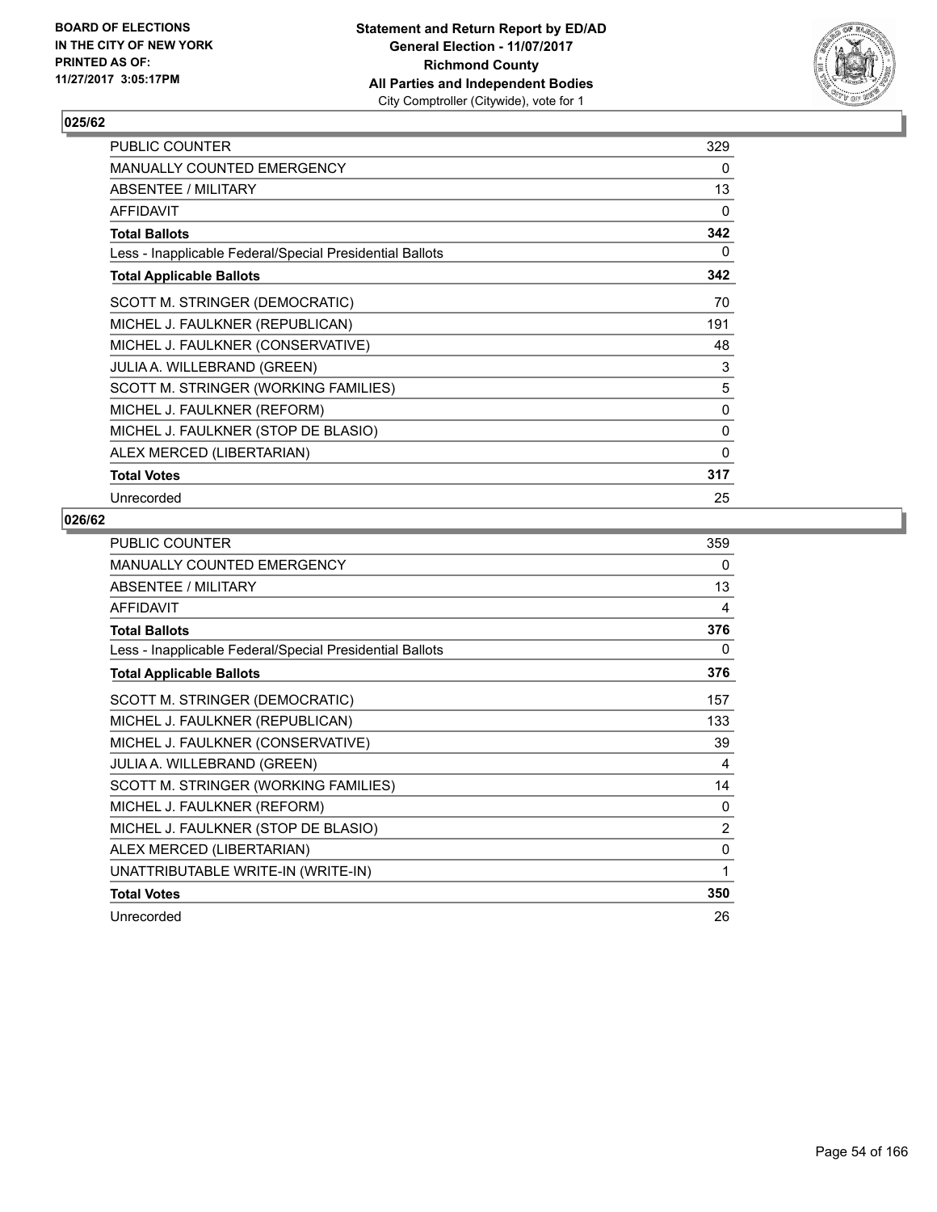BOARD OF ELECTIONS
IN THE CITY OF NEW YORK
PRINTED AS OF:
11/27/2017 3:05:17PM

**Statement and Return Report by ED/AD**
**General Election - 11/07/2017**
**Richmond County**
**All Parties and Independent Bodies**
City Comptroller (Citywide), vote for 1

### 025/62

| | |
|---|---|
| PUBLIC COUNTER | 329 |
| MANUALLY COUNTED EMERGENCY | 0 |
| ABSENTEE / MILITARY | 13 |
| AFFIDAVIT | 0 |
| **Total Ballots** | **342** |
| Less - Inapplicable Federal/Special Presidential Ballots | 0 |
| **Total Applicable Ballots** | **342** |
| SCOTT M. STRINGER (DEMOCRATIC) | 70 |
| MICHEL J. FAULKNER (REPUBLICAN) | 191 |
| MICHEL J. FAULKNER (CONSERVATIVE) | 48 |
| JULIA A. WILLEBRAND (GREEN) | 3 |
| SCOTT M. STRINGER (WORKING FAMILIES) | 5 |
| MICHEL J. FAULKNER (REFORM) | 0 |
| MICHEL J. FAULKNER (STOP DE BLASIO) | 0 |
| ALEX MERCED (LIBERTARIAN) | 0 |
| **Total Votes** | **317** |
| Unrecorded | 25 |

### 026/62

| | |
|---|---|
| PUBLIC COUNTER | 359 |
| MANUALLY COUNTED EMERGENCY | 0 |
| ABSENTEE / MILITARY | 13 |
| AFFIDAVIT | 4 |
| **Total Ballots** | **376** |
| Less - Inapplicable Federal/Special Presidential Ballots | 0 |
| **Total Applicable Ballots** | **376** |
| SCOTT M. STRINGER (DEMOCRATIC) | 157 |
| MICHEL J. FAULKNER (REPUBLICAN) | 133 |
| MICHEL J. FAULKNER (CONSERVATIVE) | 39 |
| JULIA A. WILLEBRAND (GREEN) | 4 |
| SCOTT M. STRINGER (WORKING FAMILIES) | 14 |
| MICHEL J. FAULKNER (REFORM) | 0 |
| MICHEL J. FAULKNER (STOP DE BLASIO) | 2 |
| ALEX MERCED (LIBERTARIAN) | 0 |
| UNATTRIBUTABLE WRITE-IN (WRITE-IN) | 1 |
| **Total Votes** | **350** |
| Unrecorded | 26 |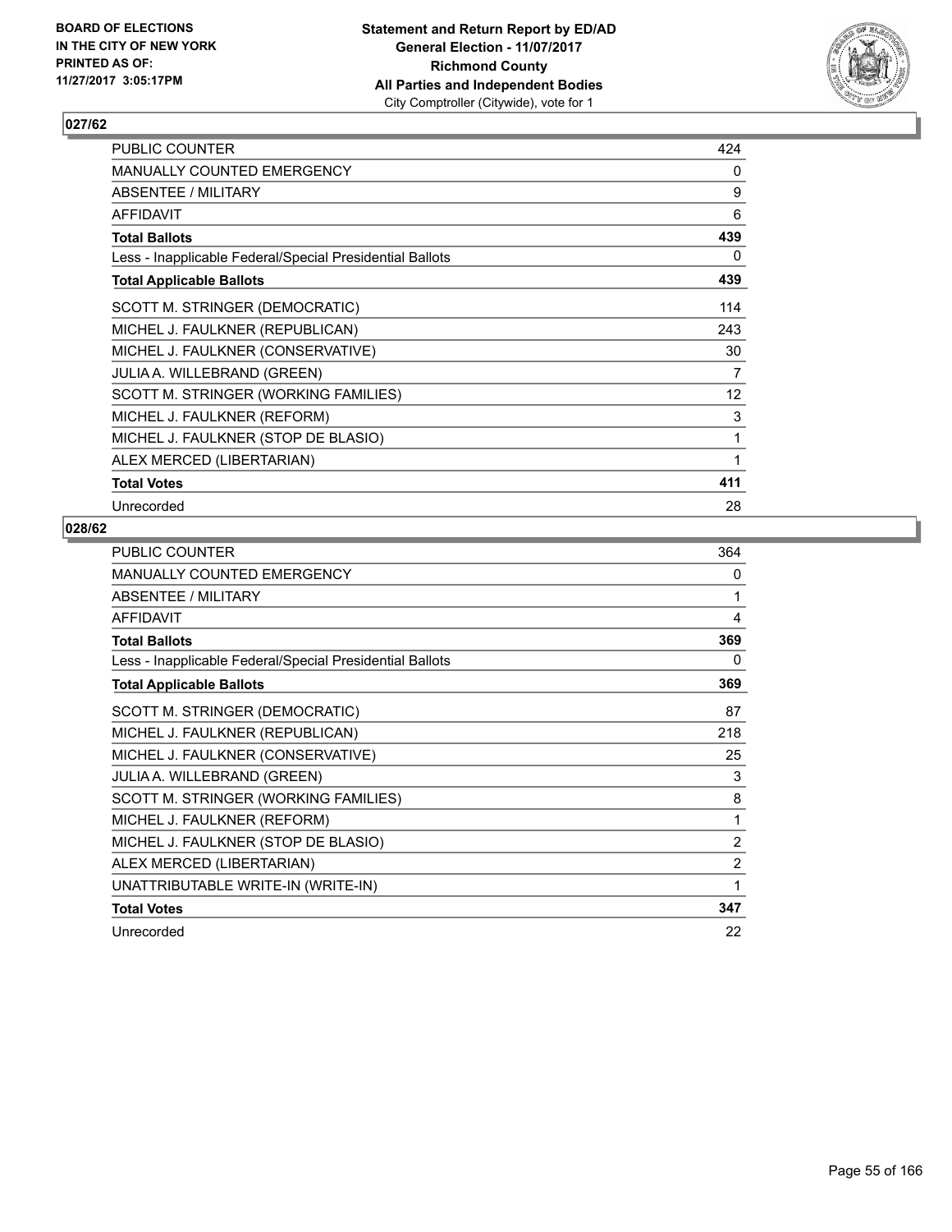BOARD OF ELECTIONS
IN THE CITY OF NEW YORK
PRINTED AS OF:
11/27/2017 3:05:17PM

**Statement and Return Report by ED/AD**
**General Election - 11/07/2017**
**Richmond County**
**All Parties and Independent Bodies**
City Comptroller (Citywide), vote for 1

### 027/62

| | |
|---|---|
| PUBLIC COUNTER | 424 |
| MANUALLY COUNTED EMERGENCY | 0 |
| ABSENTEE / MILITARY | 9 |
| AFFIDAVIT | 6 |
| **Total Ballots** | **439** |
| Less - Inapplicable Federal/Special Presidential Ballots | 0 |
| **Total Applicable Ballots** | **439** |
| SCOTT M. STRINGER (DEMOCRATIC) | 114 |
| MICHEL J. FAULKNER (REPUBLICAN) | 243 |
| MICHEL J. FAULKNER (CONSERVATIVE) | 30 |
| JULIA A. WILLEBRAND (GREEN) | 7 |
| SCOTT M. STRINGER (WORKING FAMILIES) | 12 |
| MICHEL J. FAULKNER (REFORM) | 3 |
| MICHEL J. FAULKNER (STOP DE BLASIO) | 1 |
| ALEX MERCED (LIBERTARIAN) | 1 |
| **Total Votes** | **411** |
| Unrecorded | 28 |

### 028/62

| | |
|---|---|
| PUBLIC COUNTER | 364 |
| MANUALLY COUNTED EMERGENCY | 0 |
| ABSENTEE / MILITARY | 1 |
| AFFIDAVIT | 4 |
| **Total Ballots** | **369** |
| Less - Inapplicable Federal/Special Presidential Ballots | 0 |
| **Total Applicable Ballots** | **369** |
| SCOTT M. STRINGER (DEMOCRATIC) | 87 |
| MICHEL J. FAULKNER (REPUBLICAN) | 218 |
| MICHEL J. FAULKNER (CONSERVATIVE) | 25 |
| JULIA A. WILLEBRAND (GREEN) | 3 |
| SCOTT M. STRINGER (WORKING FAMILIES) | 8 |
| MICHEL J. FAULKNER (REFORM) | 1 |
| MICHEL J. FAULKNER (STOP DE BLASIO) | 2 |
| ALEX MERCED (LIBERTARIAN) | 2 |
| UNATTRIBUTABLE WRITE-IN (WRITE-IN) | 1 |
| **Total Votes** | **347** |
| Unrecorded | 22 |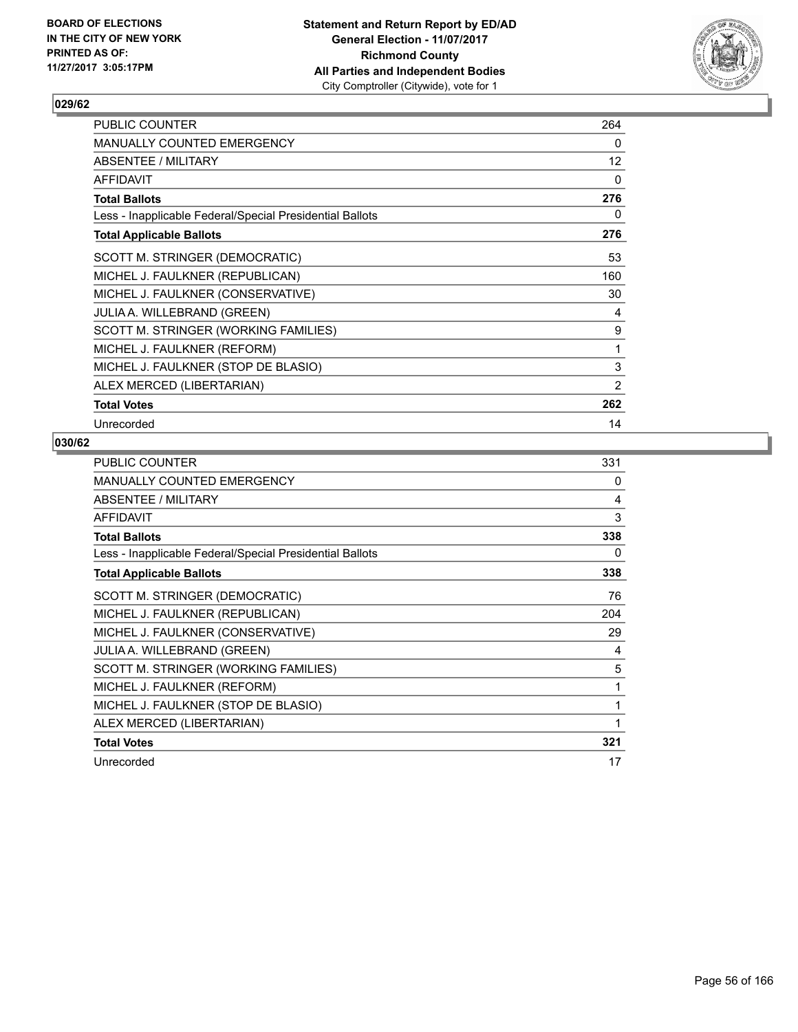**Statement and Return Report by ED/AD**
**General Election - 11/07/2017**
**Richmond County**
**All Parties and Independent Bodies**
City Comptroller (Citywide), vote for 1

BOARD OF ELECTIONS
IN THE CITY OF NEW YORK
PRINTED AS OF:
11/27/2017 3:05:17PM

## 029/62

| | |
|---|---|
| PUBLIC COUNTER | 264 |
| MANUALLY COUNTED EMERGENCY | 0 |
| ABSENTEE / MILITARY | 12 |
| AFFIDAVIT | 0 |
| **Total Ballots** | **276** |
| Less - Inapplicable Federal/Special Presidential Ballots | 0 |
| **Total Applicable Ballots** | **276** |
| SCOTT M. STRINGER (DEMOCRATIC) | 53 |
| MICHEL J. FAULKNER (REPUBLICAN) | 160 |
| MICHEL J. FAULKNER (CONSERVATIVE) | 30 |
| JULIA A. WILLEBRAND (GREEN) | 4 |
| SCOTT M. STRINGER (WORKING FAMILIES) | 9 |
| MICHEL J. FAULKNER (REFORM) | 1 |
| MICHEL J. FAULKNER (STOP DE BLASIO) | 3 |
| ALEX MERCED (LIBERTARIAN) | 2 |
| **Total Votes** | **262** |
| Unrecorded | 14 |

## 030/62

| | |
|---|---|
| PUBLIC COUNTER | 331 |
| MANUALLY COUNTED EMERGENCY | 0 |
| ABSENTEE / MILITARY | 4 |
| AFFIDAVIT | 3 |
| **Total Ballots** | **338** |
| Less - Inapplicable Federal/Special Presidential Ballots | 0 |
| **Total Applicable Ballots** | **338** |
| SCOTT M. STRINGER (DEMOCRATIC) | 76 |
| MICHEL J. FAULKNER (REPUBLICAN) | 204 |
| MICHEL J. FAULKNER (CONSERVATIVE) | 29 |
| JULIA A. WILLEBRAND (GREEN) | 4 |
| SCOTT M. STRINGER (WORKING FAMILIES) | 5 |
| MICHEL J. FAULKNER (REFORM) | 1 |
| MICHEL J. FAULKNER (STOP DE BLASIO) | 1 |
| ALEX MERCED (LIBERTARIAN) | 1 |
| **Total Votes** | **321** |
| Unrecorded | 17 |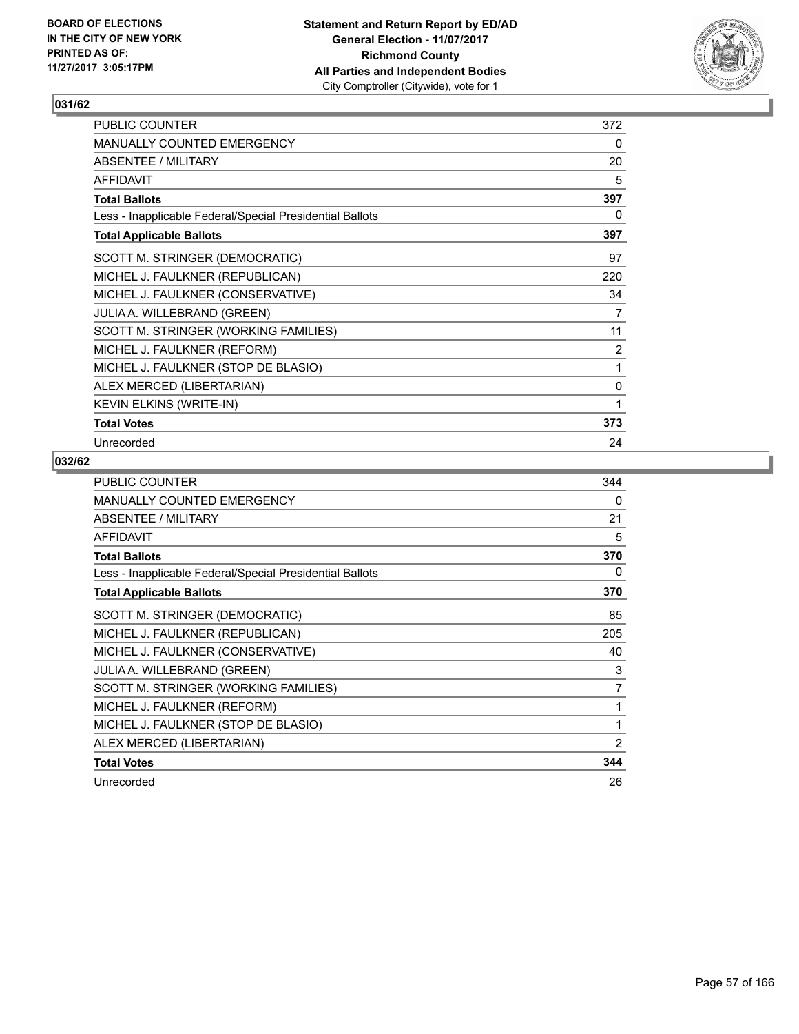BOARD OF ELECTIONS
IN THE CITY OF NEW YORK
PRINTED AS OF:
11/27/2017 3:05:17PM

**Statement and Return Report by ED/AD**
**General Election - 11/07/2017**
**Richmond County**
**All Parties and Independent Bodies**
City Comptroller (Citywide), vote for 1

## 031/62

| | |
|---|---|
| PUBLIC COUNTER | 372 |
| MANUALLY COUNTED EMERGENCY | 0 |
| ABSENTEE / MILITARY | 20 |
| AFFIDAVIT | 5 |
| **Total Ballots** | **397** |
| Less - Inapplicable Federal/Special Presidential Ballots | 0 |
| **Total Applicable Ballots** | **397** |
| SCOTT M. STRINGER (DEMOCRATIC) | 97 |
| MICHEL J. FAULKNER (REPUBLICAN) | 220 |
| MICHEL J. FAULKNER (CONSERVATIVE) | 34 |
| JULIA A. WILLEBRAND (GREEN) | 7 |
| SCOTT M. STRINGER (WORKING FAMILIES) | 11 |
| MICHEL J. FAULKNER (REFORM) | 2 |
| MICHEL J. FAULKNER (STOP DE BLASIO) | 1 |
| ALEX MERCED (LIBERTARIAN) | 0 |
| KEVIN ELKINS (WRITE-IN) | 1 |
| **Total Votes** | **373** |
| Unrecorded | 24 |

## 032/62

| | |
|---|---|
| PUBLIC COUNTER | 344 |
| MANUALLY COUNTED EMERGENCY | 0 |
| ABSENTEE / MILITARY | 21 |
| AFFIDAVIT | 5 |
| **Total Ballots** | **370** |
| Less - Inapplicable Federal/Special Presidential Ballots | 0 |
| **Total Applicable Ballots** | **370** |
| SCOTT M. STRINGER (DEMOCRATIC) | 85 |
| MICHEL J. FAULKNER (REPUBLICAN) | 205 |
| MICHEL J. FAULKNER (CONSERVATIVE) | 40 |
| JULIA A. WILLEBRAND (GREEN) | 3 |
| SCOTT M. STRINGER (WORKING FAMILIES) | 7 |
| MICHEL J. FAULKNER (REFORM) | 1 |
| MICHEL J. FAULKNER (STOP DE BLASIO) | 1 |
| ALEX MERCED (LIBERTARIAN) | 2 |
| **Total Votes** | **344** |
| Unrecorded | 26 |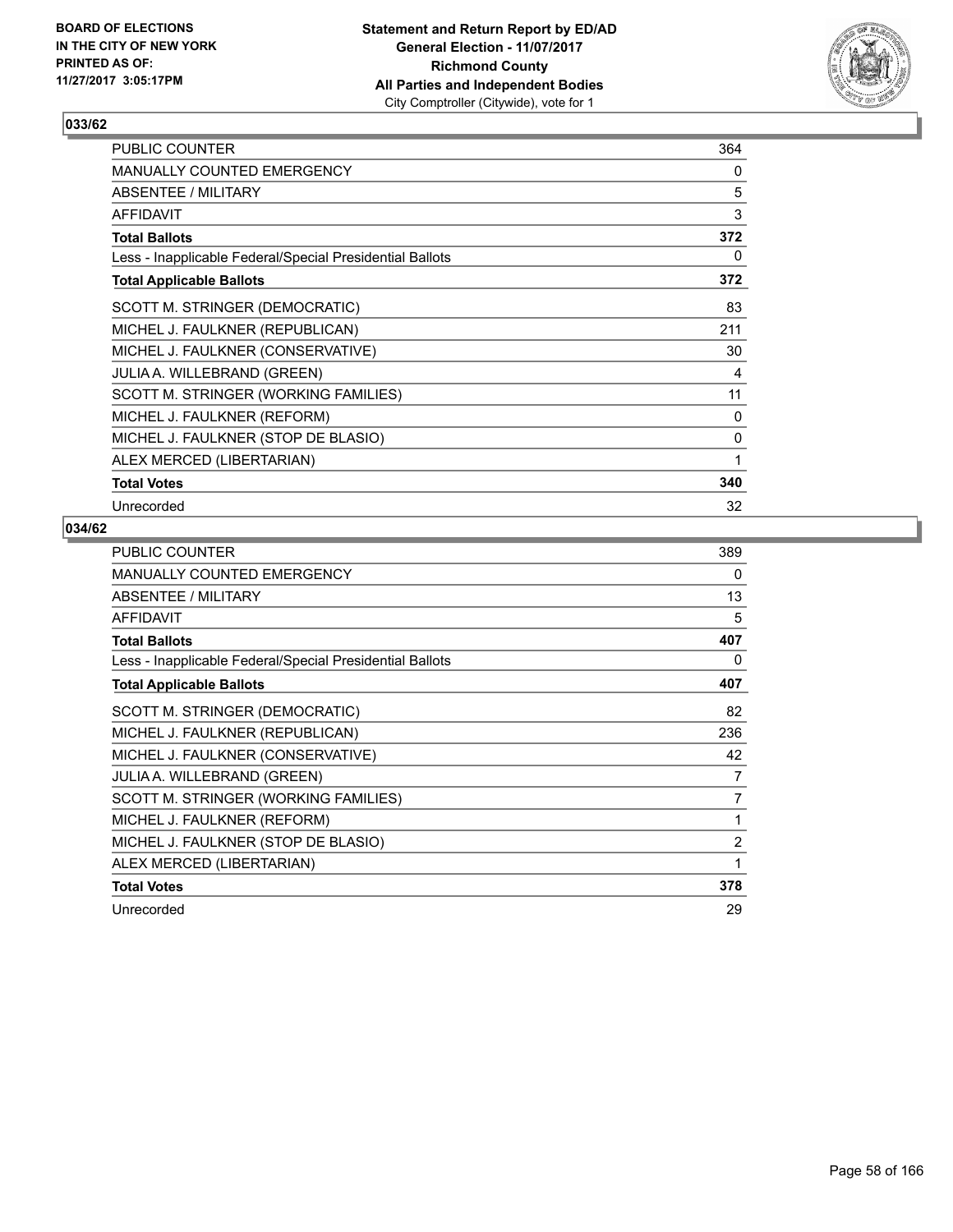**BOARD OF ELECTIONS IN THE CITY OF NEW YORK PRINTED AS OF: 11/27/2017 3:05:17PM**

**Statement and Return Report by ED/AD General Election - 11/07/2017 Richmond County All Parties and Independent Bodies**
City Comptroller (Citywide), vote for 1

## 033/62

| | |
|---|---|
| PUBLIC COUNTER | 364 |
| MANUALLY COUNTED EMERGENCY | 0 |
| ABSENTEE / MILITARY | 5 |
| AFFIDAVIT | 3 |
| **Total Ballots** | **372** |
| Less - Inapplicable Federal/Special Presidential Ballots | 0 |
| **Total Applicable Ballots** | **372** |
| SCOTT M. STRINGER (DEMOCRATIC) | 83 |
| MICHEL J. FAULKNER (REPUBLICAN) | 211 |
| MICHEL J. FAULKNER (CONSERVATIVE) | 30 |
| JULIA A. WILLEBRAND (GREEN) | 4 |
| SCOTT M. STRINGER (WORKING FAMILIES) | 11 |
| MICHEL J. FAULKNER (REFORM) | 0 |
| MICHEL J. FAULKNER (STOP DE BLASIO) | 0 |
| ALEX MERCED (LIBERTARIAN) | 1 |
| **Total Votes** | **340** |
| Unrecorded | 32 |

## 034/62

| | |
|---|---|
| PUBLIC COUNTER | 389 |
| MANUALLY COUNTED EMERGENCY | 0 |
| ABSENTEE / MILITARY | 13 |
| AFFIDAVIT | 5 |
| **Total Ballots** | **407** |
| Less - Inapplicable Federal/Special Presidential Ballots | 0 |
| **Total Applicable Ballots** | **407** |
| SCOTT M. STRINGER (DEMOCRATIC) | 82 |
| MICHEL J. FAULKNER (REPUBLICAN) | 236 |
| MICHEL J. FAULKNER (CONSERVATIVE) | 42 |
| JULIA A. WILLEBRAND (GREEN) | 7 |
| SCOTT M. STRINGER (WORKING FAMILIES) | 7 |
| MICHEL J. FAULKNER (REFORM) | 1 |
| MICHEL J. FAULKNER (STOP DE BLASIO) | 2 |
| ALEX MERCED (LIBERTARIAN) | 1 |
| **Total Votes** | **378** |
| Unrecorded | 29 |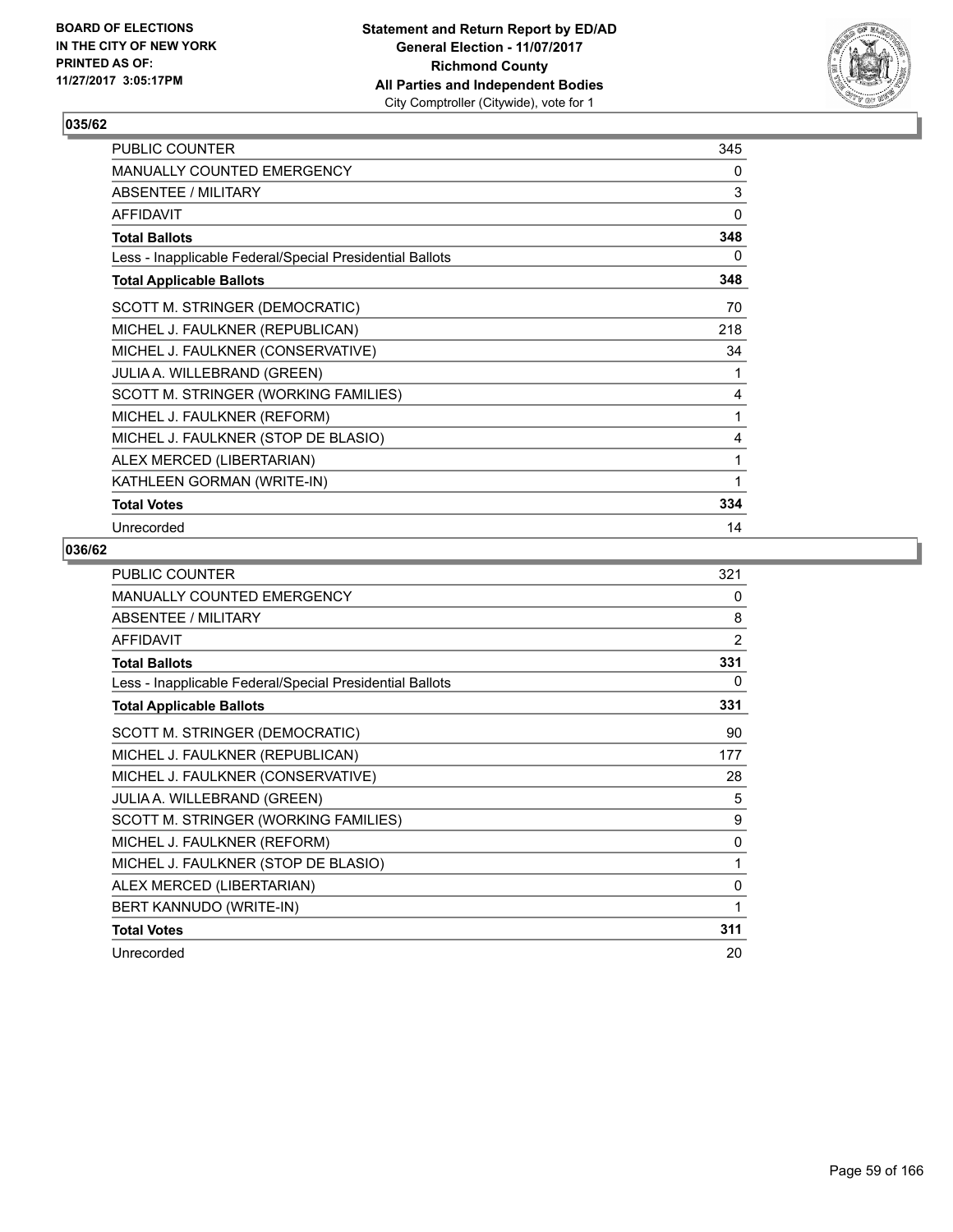BOARD OF ELECTIONS
IN THE CITY OF NEW YORK
PRINTED AS OF:
11/27/2017 3:05:17PM

**Statement and Return Report by ED/AD**
**General Election - 11/07/2017**
**Richmond County**
**All Parties and Independent Bodies**
City Comptroller (Citywide), vote for 1

## 035/62

| | |
|---|---|
| PUBLIC COUNTER | 345 |
| MANUALLY COUNTED EMERGENCY | 0 |
| ABSENTEE / MILITARY | 3 |
| AFFIDAVIT | 0 |
| **Total Ballots** | **348** |
| Less - Inapplicable Federal/Special Presidential Ballots | 0 |
| **Total Applicable Ballots** | **348** |
| SCOTT M. STRINGER (DEMOCRATIC) | 70 |
| MICHEL J. FAULKNER (REPUBLICAN) | 218 |
| MICHEL J. FAULKNER (CONSERVATIVE) | 34 |
| JULIA A. WILLEBRAND (GREEN) | 1 |
| SCOTT M. STRINGER (WORKING FAMILIES) | 4 |
| MICHEL J. FAULKNER (REFORM) | 1 |
| MICHEL J. FAULKNER (STOP DE BLASIO) | 4 |
| ALEX MERCED (LIBERTARIAN) | 1 |
| KATHLEEN GORMAN (WRITE-IN) | 1 |
| **Total Votes** | **334** |
| Unrecorded | 14 |

## 036/62

| | |
|---|---|
| PUBLIC COUNTER | 321 |
| MANUALLY COUNTED EMERGENCY | 0 |
| ABSENTEE / MILITARY | 8 |
| AFFIDAVIT | 2 |
| **Total Ballots** | **331** |
| Less - Inapplicable Federal/Special Presidential Ballots | 0 |
| **Total Applicable Ballots** | **331** |
| SCOTT M. STRINGER (DEMOCRATIC) | 90 |
| MICHEL J. FAULKNER (REPUBLICAN) | 177 |
| MICHEL J. FAULKNER (CONSERVATIVE) | 28 |
| JULIA A. WILLEBRAND (GREEN) | 5 |
| SCOTT M. STRINGER (WORKING FAMILIES) | 9 |
| MICHEL J. FAULKNER (REFORM) | 0 |
| MICHEL J. FAULKNER (STOP DE BLASIO) | 1 |
| ALEX MERCED (LIBERTARIAN) | 0 |
| BERT KANNUDO (WRITE-IN) | 1 |
| **Total Votes** | **311** |
| Unrecorded | 20 |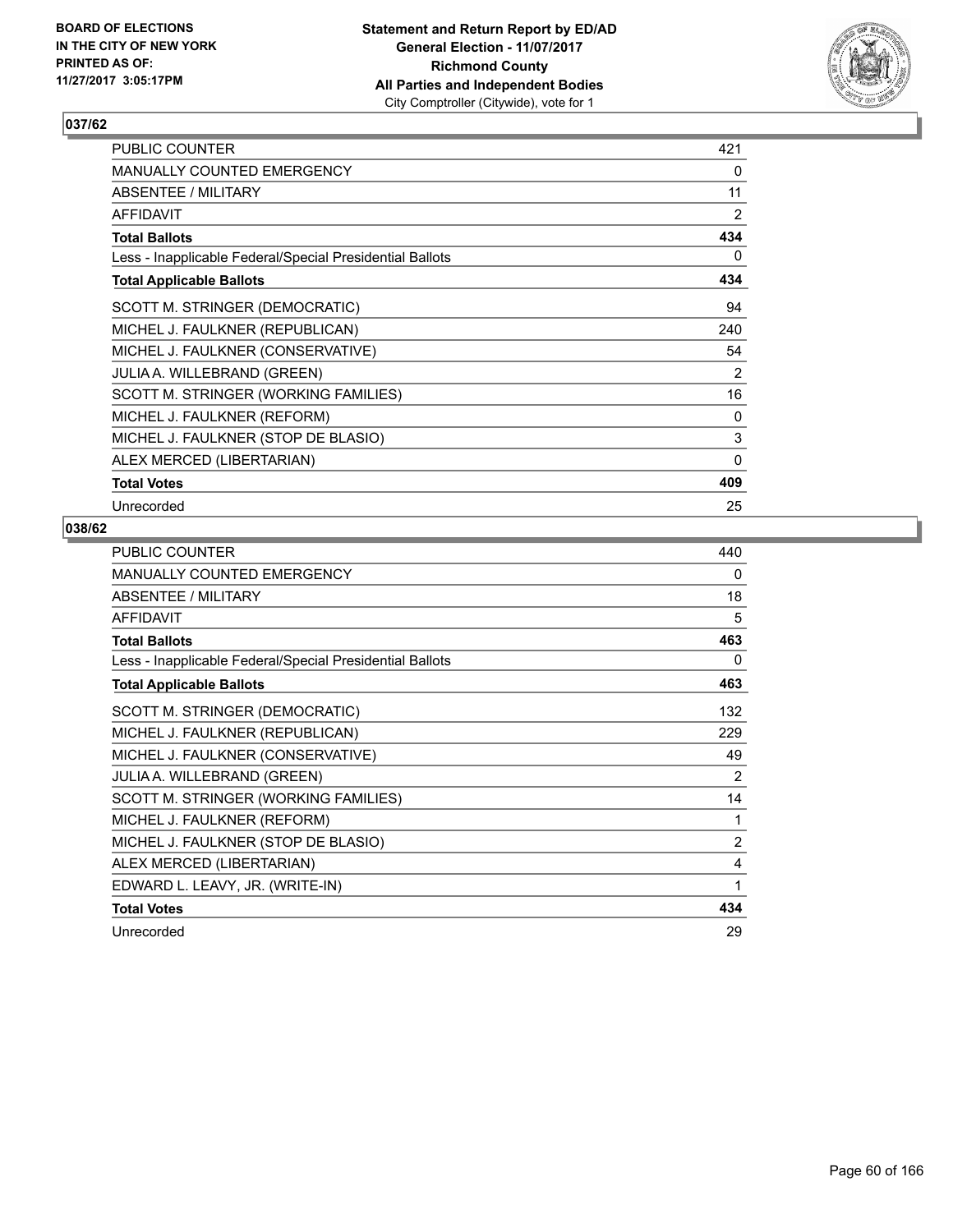**BOARD OF ELECTIONS IN THE CITY OF NEW YORK PRINTED AS OF: 11/27/2017 3:05:17PM**

**Statement and Return Report by ED/AD General Election - 11/07/2017 Richmond County All Parties and Independent Bodies** City Comptroller (Citywide), vote for 1

## 037/62

| | |
|---|---|
| PUBLIC COUNTER | 421 |
| MANUALLY COUNTED EMERGENCY | 0 |
| ABSENTEE / MILITARY | 11 |
| AFFIDAVIT | 2 |
| **Total Ballots** | **434** |
| Less - Inapplicable Federal/Special Presidential Ballots | 0 |
| **Total Applicable Ballots** | **434** |
| SCOTT M. STRINGER (DEMOCRATIC) | 94 |
| MICHEL J. FAULKNER (REPUBLICAN) | 240 |
| MICHEL J. FAULKNER (CONSERVATIVE) | 54 |
| JULIA A. WILLEBRAND (GREEN) | 2 |
| SCOTT M. STRINGER (WORKING FAMILIES) | 16 |
| MICHEL J. FAULKNER (REFORM) | 0 |
| MICHEL J. FAULKNER (STOP DE BLASIO) | 3 |
| ALEX MERCED (LIBERTARIAN) | 0 |
| **Total Votes** | **409** |
| Unrecorded | 25 |

## 038/62

| | |
|---|---|
| PUBLIC COUNTER | 440 |
| MANUALLY COUNTED EMERGENCY | 0 |
| ABSENTEE / MILITARY | 18 |
| AFFIDAVIT | 5 |
| **Total Ballots** | **463** |
| Less - Inapplicable Federal/Special Presidential Ballots | 0 |
| **Total Applicable Ballots** | **463** |
| SCOTT M. STRINGER (DEMOCRATIC) | 132 |
| MICHEL J. FAULKNER (REPUBLICAN) | 229 |
| MICHEL J. FAULKNER (CONSERVATIVE) | 49 |
| JULIA A. WILLEBRAND (GREEN) | 2 |
| SCOTT M. STRINGER (WORKING FAMILIES) | 14 |
| MICHEL J. FAULKNER (REFORM) | 1 |
| MICHEL J. FAULKNER (STOP DE BLASIO) | 2 |
| ALEX MERCED (LIBERTARIAN) | 4 |
| EDWARD L. LEAVY, JR. (WRITE-IN) | 1 |
| **Total Votes** | **434** |
| Unrecorded | 29 |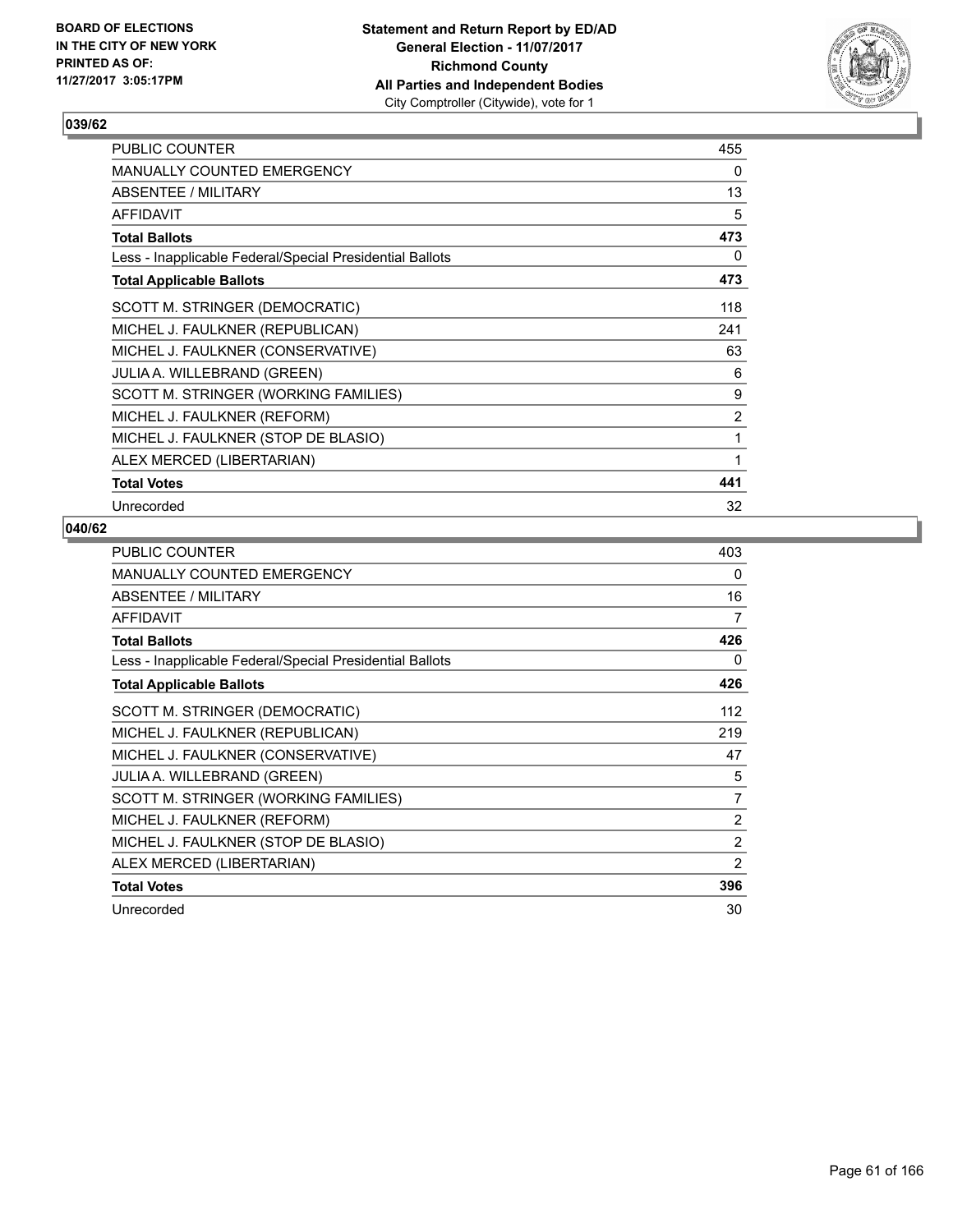**BOARD OF ELECTIONS IN THE CITY OF NEW YORK PRINTED AS OF: 11/27/2017 3:05:17PM**

**Statement and Return Report by ED/AD**
**General Election - 11/07/2017**
**Richmond County**
**All Parties and Independent Bodies**
City Comptroller (Citywide), vote for 1

## 039/62

| | |
|---|---|
| PUBLIC COUNTER | 455 |
| MANUALLY COUNTED EMERGENCY | 0 |
| ABSENTEE / MILITARY | 13 |
| AFFIDAVIT | 5 |
| **Total Ballots** | **473** |
| Less - Inapplicable Federal/Special Presidential Ballots | 0 |
| **Total Applicable Ballots** | **473** |
| SCOTT M. STRINGER (DEMOCRATIC) | 118 |
| MICHEL J. FAULKNER (REPUBLICAN) | 241 |
| MICHEL J. FAULKNER (CONSERVATIVE) | 63 |
| JULIA A. WILLEBRAND (GREEN) | 6 |
| SCOTT M. STRINGER (WORKING FAMILIES) | 9 |
| MICHEL J. FAULKNER (REFORM) | 2 |
| MICHEL J. FAULKNER (STOP DE BLASIO) | 1 |
| ALEX MERCED (LIBERTARIAN) | 1 |
| **Total Votes** | **441** |
| Unrecorded | 32 |

## 040/62

| | |
|---|---|
| PUBLIC COUNTER | 403 |
| MANUALLY COUNTED EMERGENCY | 0 |
| ABSENTEE / MILITARY | 16 |
| AFFIDAVIT | 7 |
| **Total Ballots** | **426** |
| Less - Inapplicable Federal/Special Presidential Ballots | 0 |
| **Total Applicable Ballots** | **426** |
| SCOTT M. STRINGER (DEMOCRATIC) | 112 |
| MICHEL J. FAULKNER (REPUBLICAN) | 219 |
| MICHEL J. FAULKNER (CONSERVATIVE) | 47 |
| JULIA A. WILLEBRAND (GREEN) | 5 |
| SCOTT M. STRINGER (WORKING FAMILIES) | 7 |
| MICHEL J. FAULKNER (REFORM) | 2 |
| MICHEL J. FAULKNER (STOP DE BLASIO) | 2 |
| ALEX MERCED (LIBERTARIAN) | 2 |
| **Total Votes** | **396** |
| Unrecorded | 30 |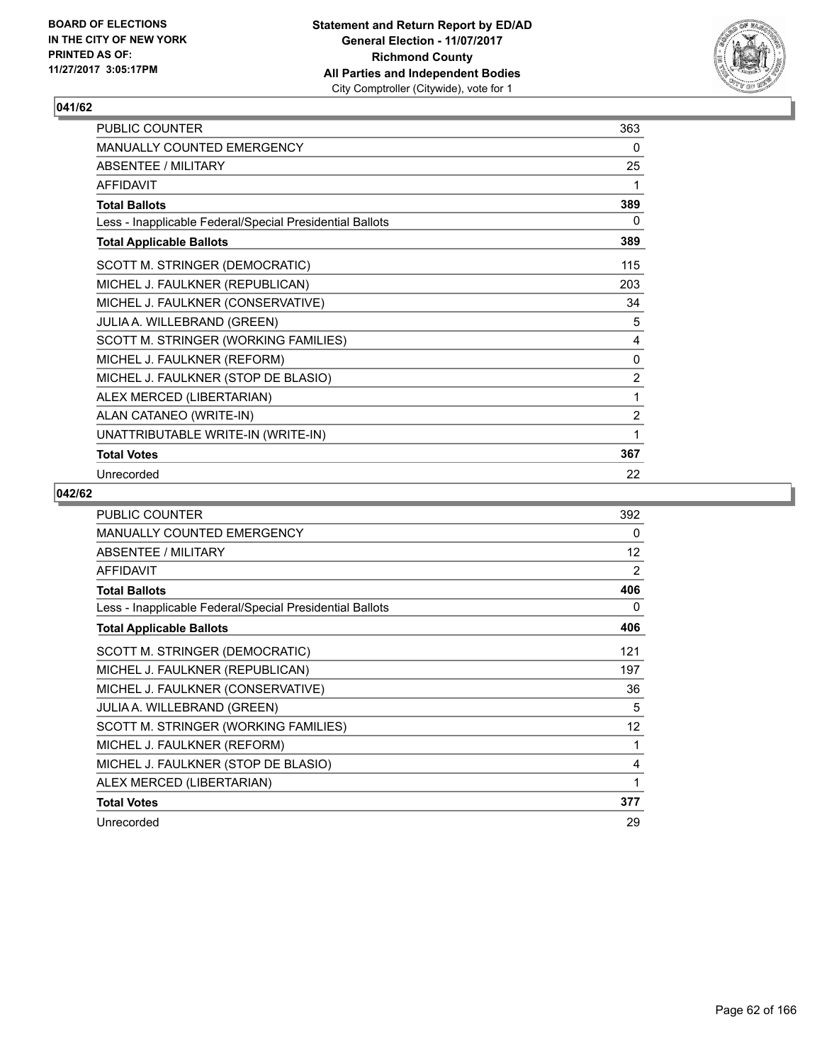## 041/62

| | |
|---|---|
| PUBLIC COUNTER | 363 |
| MANUALLY COUNTED EMERGENCY | 0 |
| ABSENTEE / MILITARY | 25 |
| AFFIDAVIT | 1 |
| **Total Ballots** | **389** |
| Less - Inapplicable Federal/Special Presidential Ballots | 0 |
| **Total Applicable Ballots** | **389** |
| SCOTT M. STRINGER (DEMOCRATIC) | 115 |
| MICHEL J. FAULKNER (REPUBLICAN) | 203 |
| MICHEL J. FAULKNER (CONSERVATIVE) | 34 |
| JULIA A. WILLEBRAND (GREEN) | 5 |
| SCOTT M. STRINGER (WORKING FAMILIES) | 4 |
| MICHEL J. FAULKNER (REFORM) | 0 |
| MICHEL J. FAULKNER (STOP DE BLASIO) | 2 |
| ALEX MERCED (LIBERTARIAN) | 1 |
| ALAN CATANEO (WRITE-IN) | 2 |
| UNATTRIBUTABLE WRITE-IN (WRITE-IN) | 1 |
| **Total Votes** | **367** |
| Unrecorded | 22 |

## 042/62

| | |
|---|---|
| PUBLIC COUNTER | 392 |
| MANUALLY COUNTED EMERGENCY | 0 |
| ABSENTEE / MILITARY | 12 |
| AFFIDAVIT | 2 |
| **Total Ballots** | **406** |
| Less - Inapplicable Federal/Special Presidential Ballots | 0 |
| **Total Applicable Ballots** | **406** |
| SCOTT M. STRINGER (DEMOCRATIC) | 121 |
| MICHEL J. FAULKNER (REPUBLICAN) | 197 |
| MICHEL J. FAULKNER (CONSERVATIVE) | 36 |
| JULIA A. WILLEBRAND (GREEN) | 5 |
| SCOTT M. STRINGER (WORKING FAMILIES) | 12 |
| MICHEL J. FAULKNER (REFORM) | 1 |
| MICHEL J. FAULKNER (STOP DE BLASIO) | 4 |
| ALEX MERCED (LIBERTARIAN) | 1 |
| **Total Votes** | **377** |
| Unrecorded | 29 |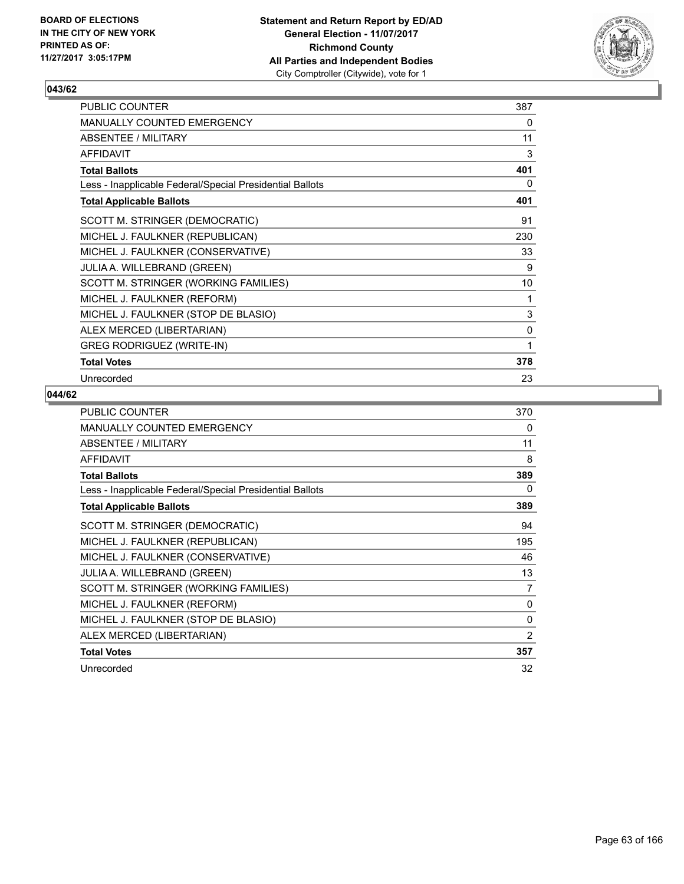BOARD OF ELECTIONS
IN THE CITY OF NEW YORK
PRINTED AS OF:
11/27/2017 3:05:17PM

**Statement and Return Report by ED/AD**
**General Election - 11/07/2017**
**Richmond County**
**All Parties and Independent Bodies**
City Comptroller (Citywide), vote for 1

## 043/62

| | |
|---|---|
| PUBLIC COUNTER | 387 |
| MANUALLY COUNTED EMERGENCY | 0 |
| ABSENTEE / MILITARY | 11 |
| AFFIDAVIT | 3 |
| **Total Ballots** | **401** |
| Less - Inapplicable Federal/Special Presidential Ballots | 0 |
| **Total Applicable Ballots** | **401** |
| SCOTT M. STRINGER (DEMOCRATIC) | 91 |
| MICHEL J. FAULKNER (REPUBLICAN) | 230 |
| MICHEL J. FAULKNER (CONSERVATIVE) | 33 |
| JULIA A. WILLEBRAND (GREEN) | 9 |
| SCOTT M. STRINGER (WORKING FAMILIES) | 10 |
| MICHEL J. FAULKNER (REFORM) | 1 |
| MICHEL J. FAULKNER (STOP DE BLASIO) | 3 |
| ALEX MERCED (LIBERTARIAN) | 0 |
| GREG RODRIGUEZ (WRITE-IN) | 1 |
| **Total Votes** | **378** |
| Unrecorded | 23 |

## 044/62

| | |
|---|---|
| PUBLIC COUNTER | 370 |
| MANUALLY COUNTED EMERGENCY | 0 |
| ABSENTEE / MILITARY | 11 |
| AFFIDAVIT | 8 |
| **Total Ballots** | **389** |
| Less - Inapplicable Federal/Special Presidential Ballots | 0 |
| **Total Applicable Ballots** | **389** |
| SCOTT M. STRINGER (DEMOCRATIC) | 94 |
| MICHEL J. FAULKNER (REPUBLICAN) | 195 |
| MICHEL J. FAULKNER (CONSERVATIVE) | 46 |
| JULIA A. WILLEBRAND (GREEN) | 13 |
| SCOTT M. STRINGER (WORKING FAMILIES) | 7 |
| MICHEL J. FAULKNER (REFORM) | 0 |
| MICHEL J. FAULKNER (STOP DE BLASIO) | 0 |
| ALEX MERCED (LIBERTARIAN) | 2 |
| **Total Votes** | **357** |
| Unrecorded | 32 |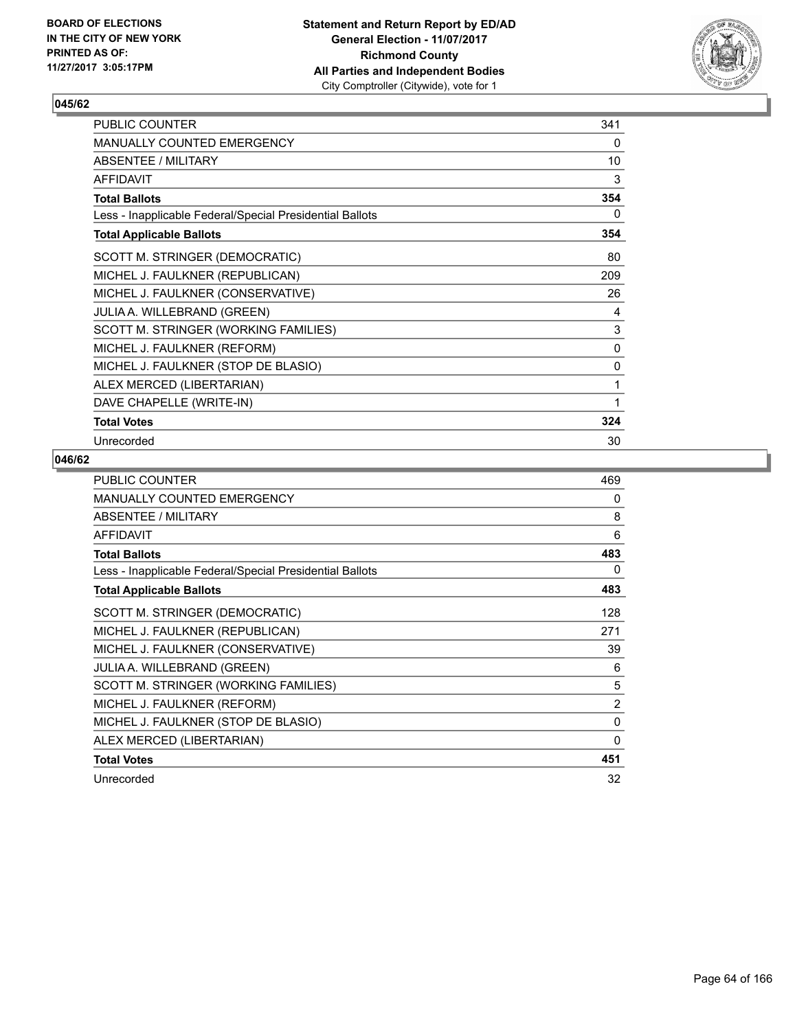**BOARD OF ELECTIONS IN THE CITY OF NEW YORK PRINTED AS OF: 11/27/2017 3:05:17PM**

**Statement and Return Report by ED/AD General Election - 11/07/2017 Richmond County All Parties and Independent Bodies** City Comptroller (Citywide), vote for 1

## 045/62

| | |
|---|---|
| PUBLIC COUNTER | 341 |
| MANUALLY COUNTED EMERGENCY | 0 |
| ABSENTEE / MILITARY | 10 |
| AFFIDAVIT | 3 |
| **Total Ballots** | **354** |
| Less - Inapplicable Federal/Special Presidential Ballots | 0 |
| **Total Applicable Ballots** | **354** |
| SCOTT M. STRINGER (DEMOCRATIC) | 80 |
| MICHEL J. FAULKNER (REPUBLICAN) | 209 |
| MICHEL J. FAULKNER (CONSERVATIVE) | 26 |
| JULIA A. WILLEBRAND (GREEN) | 4 |
| SCOTT M. STRINGER (WORKING FAMILIES) | 3 |
| MICHEL J. FAULKNER (REFORM) | 0 |
| MICHEL J. FAULKNER (STOP DE BLASIO) | 0 |
| ALEX MERCED (LIBERTARIAN) | 1 |
| DAVE CHAPELLE (WRITE-IN) | 1 |
| **Total Votes** | **324** |
| Unrecorded | 30 |

## 046/62

| | |
|---|---|
| PUBLIC COUNTER | 469 |
| MANUALLY COUNTED EMERGENCY | 0 |
| ABSENTEE / MILITARY | 8 |
| AFFIDAVIT | 6 |
| **Total Ballots** | **483** |
| Less - Inapplicable Federal/Special Presidential Ballots | 0 |
| **Total Applicable Ballots** | **483** |
| SCOTT M. STRINGER (DEMOCRATIC) | 128 |
| MICHEL J. FAULKNER (REPUBLICAN) | 271 |
| MICHEL J. FAULKNER (CONSERVATIVE) | 39 |
| JULIA A. WILLEBRAND (GREEN) | 6 |
| SCOTT M. STRINGER (WORKING FAMILIES) | 5 |
| MICHEL J. FAULKNER (REFORM) | 2 |
| MICHEL J. FAULKNER (STOP DE BLASIO) | 0 |
| ALEX MERCED (LIBERTARIAN) | 0 |
| **Total Votes** | **451** |
| Unrecorded | 32 |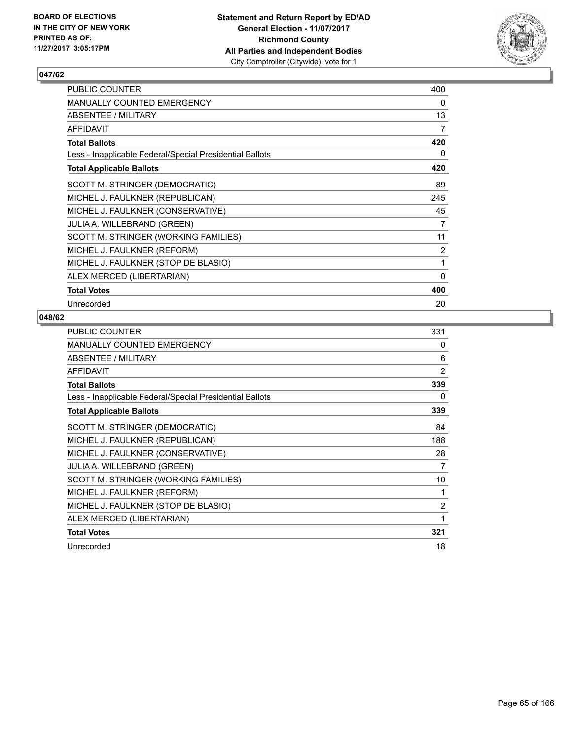BOARD OF ELECTIONS
IN THE CITY OF NEW YORK
PRINTED AS OF:
11/27/2017 3:05:17PM

**Statement and Return Report by ED/AD**
**General Election - 11/07/2017**
**Richmond County**
**All Parties and Independent Bodies**
City Comptroller (Citywide), vote for 1

## 047/62

| | |
|---|---|
| PUBLIC COUNTER | 400 |
| MANUALLY COUNTED EMERGENCY | 0 |
| ABSENTEE / MILITARY | 13 |
| AFFIDAVIT | 7 |
| **Total Ballots** | **420** |
| Less - Inapplicable Federal/Special Presidential Ballots | 0 |
| **Total Applicable Ballots** | **420** |
| SCOTT M. STRINGER (DEMOCRATIC) | 89 |
| MICHEL J. FAULKNER (REPUBLICAN) | 245 |
| MICHEL J. FAULKNER (CONSERVATIVE) | 45 |
| JULIA A. WILLEBRAND (GREEN) | 7 |
| SCOTT M. STRINGER (WORKING FAMILIES) | 11 |
| MICHEL J. FAULKNER (REFORM) | 2 |
| MICHEL J. FAULKNER (STOP DE BLASIO) | 1 |
| ALEX MERCED (LIBERTARIAN) | 0 |
| **Total Votes** | **400** |
| Unrecorded | 20 |

## 048/62

| | |
|---|---|
| PUBLIC COUNTER | 331 |
| MANUALLY COUNTED EMERGENCY | 0 |
| ABSENTEE / MILITARY | 6 |
| AFFIDAVIT | 2 |
| **Total Ballots** | **339** |
| Less - Inapplicable Federal/Special Presidential Ballots | 0 |
| **Total Applicable Ballots** | **339** |
| SCOTT M. STRINGER (DEMOCRATIC) | 84 |
| MICHEL J. FAULKNER (REPUBLICAN) | 188 |
| MICHEL J. FAULKNER (CONSERVATIVE) | 28 |
| JULIA A. WILLEBRAND (GREEN) | 7 |
| SCOTT M. STRINGER (WORKING FAMILIES) | 10 |
| MICHEL J. FAULKNER (REFORM) | 1 |
| MICHEL J. FAULKNER (STOP DE BLASIO) | 2 |
| ALEX MERCED (LIBERTARIAN) | 1 |
| **Total Votes** | **321** |
| Unrecorded | 18 |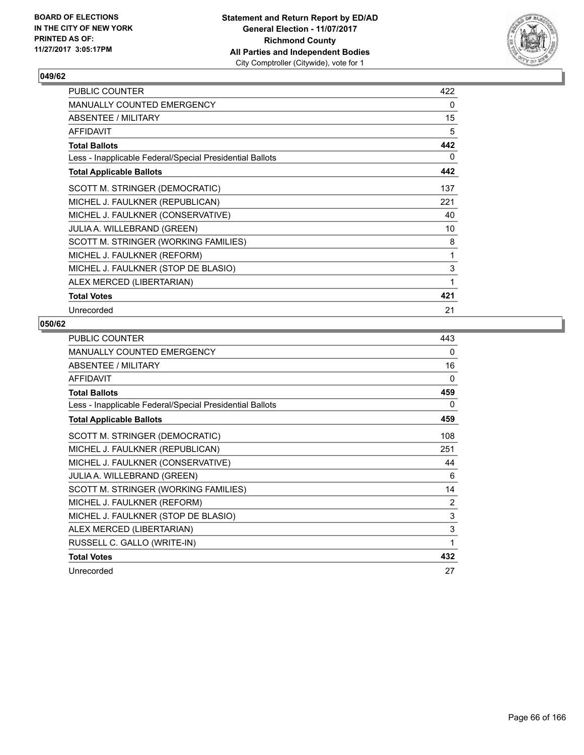**BOARD OF ELECTIONS IN THE CITY OF NEW YORK PRINTED AS OF: 11/27/2017 3:05:17PM**

**Statement and Return Report by ED/AD General Election - 11/07/2017 Richmond County All Parties and Independent Bodies** City Comptroller (Citywide), vote for 1

## 049/62

| | |
|---|---|
| PUBLIC COUNTER | 422 |
| MANUALLY COUNTED EMERGENCY | 0 |
| ABSENTEE / MILITARY | 15 |
| AFFIDAVIT | 5 |
| **Total Ballots** | **442** |
| Less - Inapplicable Federal/Special Presidential Ballots | 0 |
| **Total Applicable Ballots** | **442** |
| SCOTT M. STRINGER (DEMOCRATIC) | 137 |
| MICHEL J. FAULKNER (REPUBLICAN) | 221 |
| MICHEL J. FAULKNER (CONSERVATIVE) | 40 |
| JULIA A. WILLEBRAND (GREEN) | 10 |
| SCOTT M. STRINGER (WORKING FAMILIES) | 8 |
| MICHEL J. FAULKNER (REFORM) | 1 |
| MICHEL J. FAULKNER (STOP DE BLASIO) | 3 |
| ALEX MERCED (LIBERTARIAN) | 1 |
| **Total Votes** | **421** |
| Unrecorded | 21 |

## 050/62

| | |
|---|---|
| PUBLIC COUNTER | 443 |
| MANUALLY COUNTED EMERGENCY | 0 |
| ABSENTEE / MILITARY | 16 |
| AFFIDAVIT | 0 |
| **Total Ballots** | **459** |
| Less - Inapplicable Federal/Special Presidential Ballots | 0 |
| **Total Applicable Ballots** | **459** |
| SCOTT M. STRINGER (DEMOCRATIC) | 108 |
| MICHEL J. FAULKNER (REPUBLICAN) | 251 |
| MICHEL J. FAULKNER (CONSERVATIVE) | 44 |
| JULIA A. WILLEBRAND (GREEN) | 6 |
| SCOTT M. STRINGER (WORKING FAMILIES) | 14 |
| MICHEL J. FAULKNER (REFORM) | 2 |
| MICHEL J. FAULKNER (STOP DE BLASIO) | 3 |
| ALEX MERCED (LIBERTARIAN) | 3 |
| RUSSELL C. GALLO (WRITE-IN) | 1 |
| **Total Votes** | **432** |
| Unrecorded | 27 |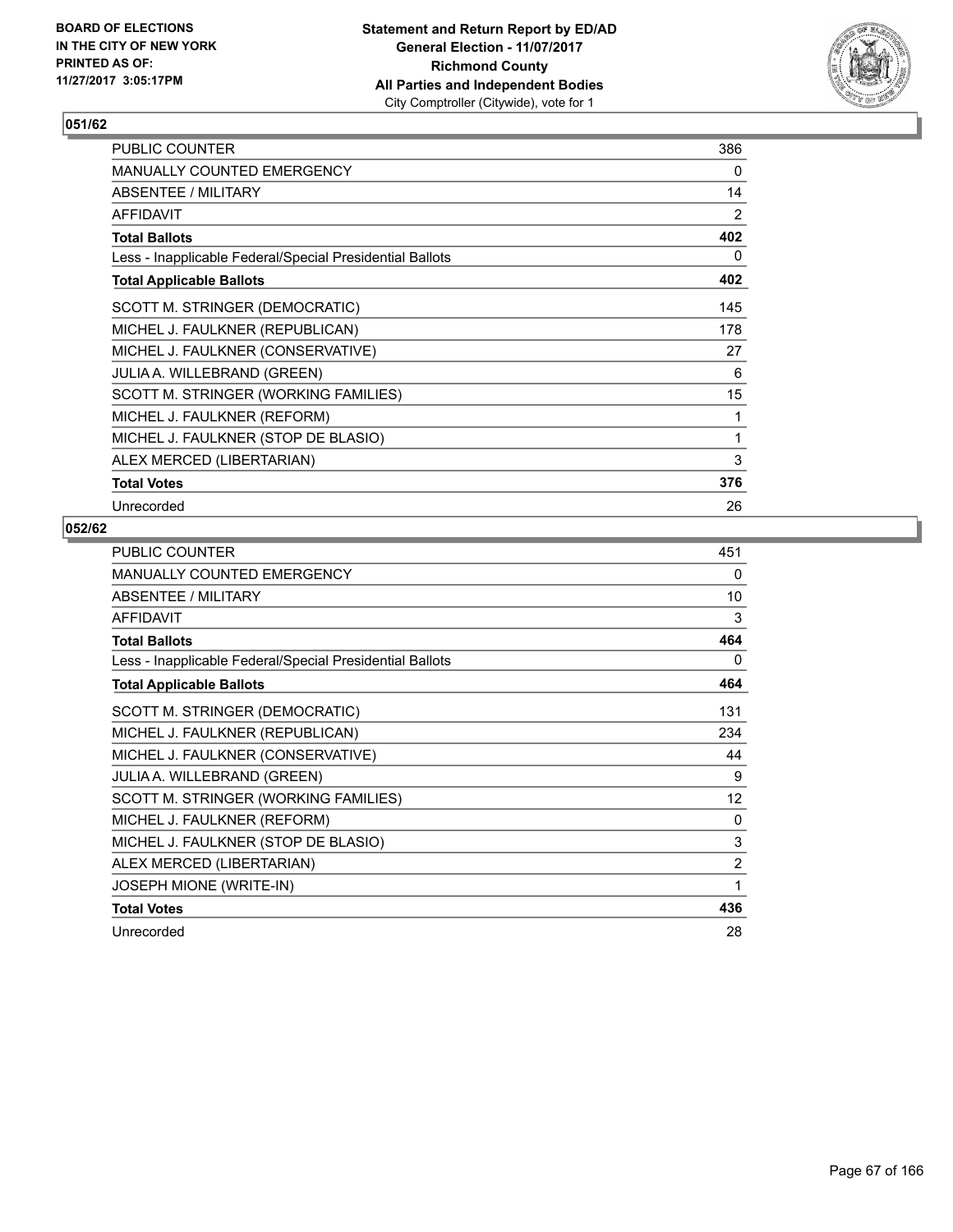BOARD OF ELECTIONS
IN THE CITY OF NEW YORK
PRINTED AS OF:
11/27/2017 3:05:17PM

**Statement and Return Report by ED/AD**
**General Election - 11/07/2017**
**Richmond County**
**All Parties and Independent Bodies**
City Comptroller (Citywide), vote for 1

## 051/62

| | |
|---|---|
| PUBLIC COUNTER | 386 |
| MANUALLY COUNTED EMERGENCY | 0 |
| ABSENTEE / MILITARY | 14 |
| AFFIDAVIT | 2 |
| **Total Ballots** | **402** |
| Less - Inapplicable Federal/Special Presidential Ballots | 0 |
| **Total Applicable Ballots** | **402** |
| SCOTT M. STRINGER (DEMOCRATIC) | 145 |
| MICHEL J. FAULKNER (REPUBLICAN) | 178 |
| MICHEL J. FAULKNER (CONSERVATIVE) | 27 |
| JULIA A. WILLEBRAND (GREEN) | 6 |
| SCOTT M. STRINGER (WORKING FAMILIES) | 15 |
| MICHEL J. FAULKNER (REFORM) | 1 |
| MICHEL J. FAULKNER (STOP DE BLASIO) | 1 |
| ALEX MERCED (LIBERTARIAN) | 3 |
| **Total Votes** | **376** |
| Unrecorded | 26 |

## 052/62

| | |
|---|---|
| PUBLIC COUNTER | 451 |
| MANUALLY COUNTED EMERGENCY | 0 |
| ABSENTEE / MILITARY | 10 |
| AFFIDAVIT | 3 |
| **Total Ballots** | **464** |
| Less - Inapplicable Federal/Special Presidential Ballots | 0 |
| **Total Applicable Ballots** | **464** |
| SCOTT M. STRINGER (DEMOCRATIC) | 131 |
| MICHEL J. FAULKNER (REPUBLICAN) | 234 |
| MICHEL J. FAULKNER (CONSERVATIVE) | 44 |
| JULIA A. WILLEBRAND (GREEN) | 9 |
| SCOTT M. STRINGER (WORKING FAMILIES) | 12 |
| MICHEL J. FAULKNER (REFORM) | 0 |
| MICHEL J. FAULKNER (STOP DE BLASIO) | 3 |
| ALEX MERCED (LIBERTARIAN) | 2 |
| JOSEPH MIONE (WRITE-IN) | 1 |
| **Total Votes** | **436** |
| Unrecorded | 28 |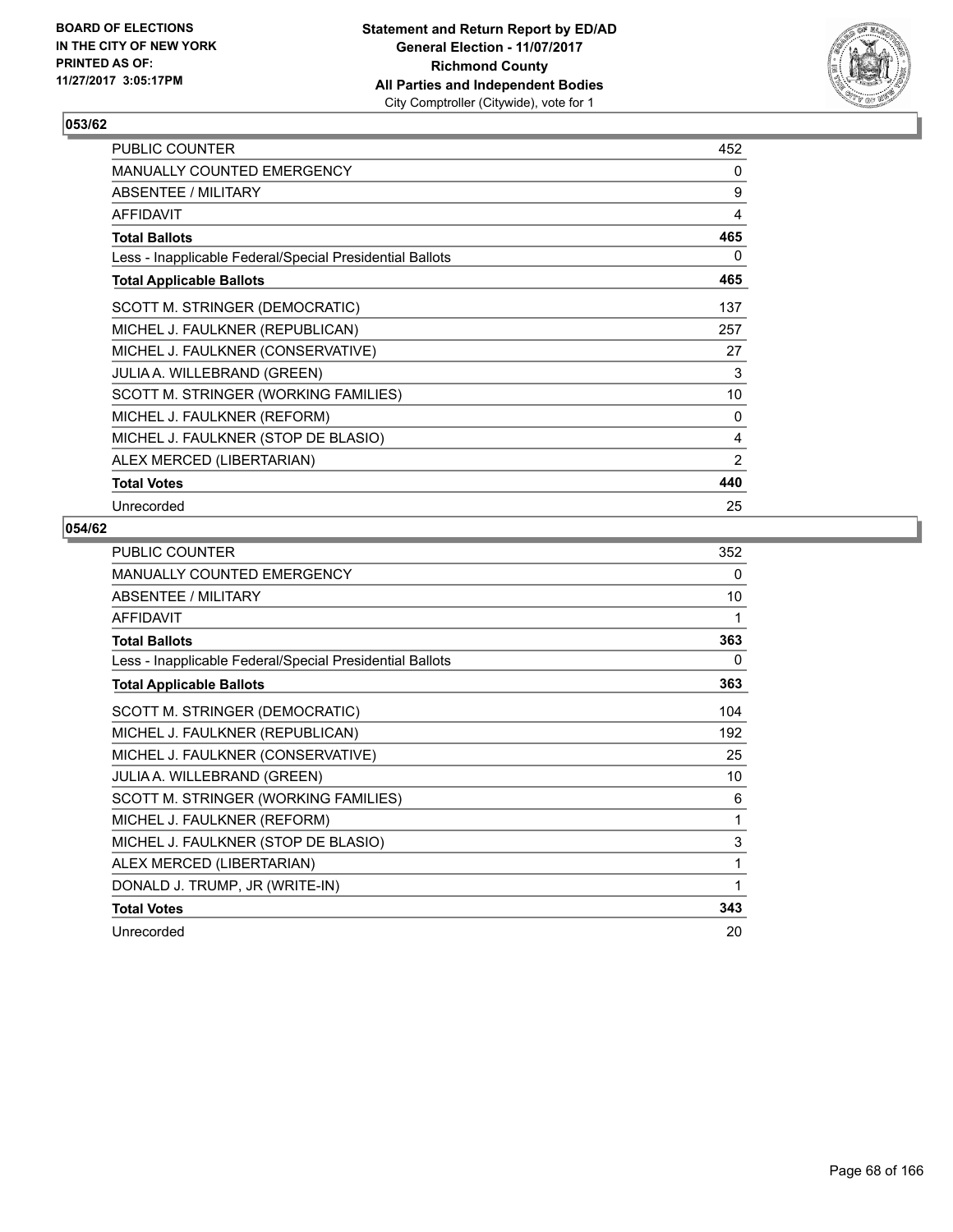**BOARD OF ELECTIONS IN THE CITY OF NEW YORK PRINTED AS OF: 11/27/2017 3:05:17PM**

**Statement and Return Report by ED/AD**
**General Election - 11/07/2017**
**Richmond County**
**All Parties and Independent Bodies**
City Comptroller (Citywide), vote for 1

## 053/62

| | |
|---|---|
| PUBLIC COUNTER | 452 |
| MANUALLY COUNTED EMERGENCY | 0 |
| ABSENTEE / MILITARY | 9 |
| AFFIDAVIT | 4 |
| **Total Ballots** | **465** |
| Less - Inapplicable Federal/Special Presidential Ballots | 0 |
| **Total Applicable Ballots** | **465** |
| SCOTT M. STRINGER (DEMOCRATIC) | 137 |
| MICHEL J. FAULKNER (REPUBLICAN) | 257 |
| MICHEL J. FAULKNER (CONSERVATIVE) | 27 |
| JULIA A. WILLEBRAND (GREEN) | 3 |
| SCOTT M. STRINGER (WORKING FAMILIES) | 10 |
| MICHEL J. FAULKNER (REFORM) | 0 |
| MICHEL J. FAULKNER (STOP DE BLASIO) | 4 |
| ALEX MERCED (LIBERTARIAN) | 2 |
| **Total Votes** | **440** |
| Unrecorded | 25 |

## 054/62

| | |
|---|---|
| PUBLIC COUNTER | 352 |
| MANUALLY COUNTED EMERGENCY | 0 |
| ABSENTEE / MILITARY | 10 |
| AFFIDAVIT | 1 |
| **Total Ballots** | **363** |
| Less - Inapplicable Federal/Special Presidential Ballots | 0 |
| **Total Applicable Ballots** | **363** |
| SCOTT M. STRINGER (DEMOCRATIC) | 104 |
| MICHEL J. FAULKNER (REPUBLICAN) | 192 |
| MICHEL J. FAULKNER (CONSERVATIVE) | 25 |
| JULIA A. WILLEBRAND (GREEN) | 10 |
| SCOTT M. STRINGER (WORKING FAMILIES) | 6 |
| MICHEL J. FAULKNER (REFORM) | 1 |
| MICHEL J. FAULKNER (STOP DE BLASIO) | 3 |
| ALEX MERCED (LIBERTARIAN) | 1 |
| DONALD J. TRUMP, JR (WRITE-IN) | 1 |
| **Total Votes** | **343** |
| Unrecorded | 20 |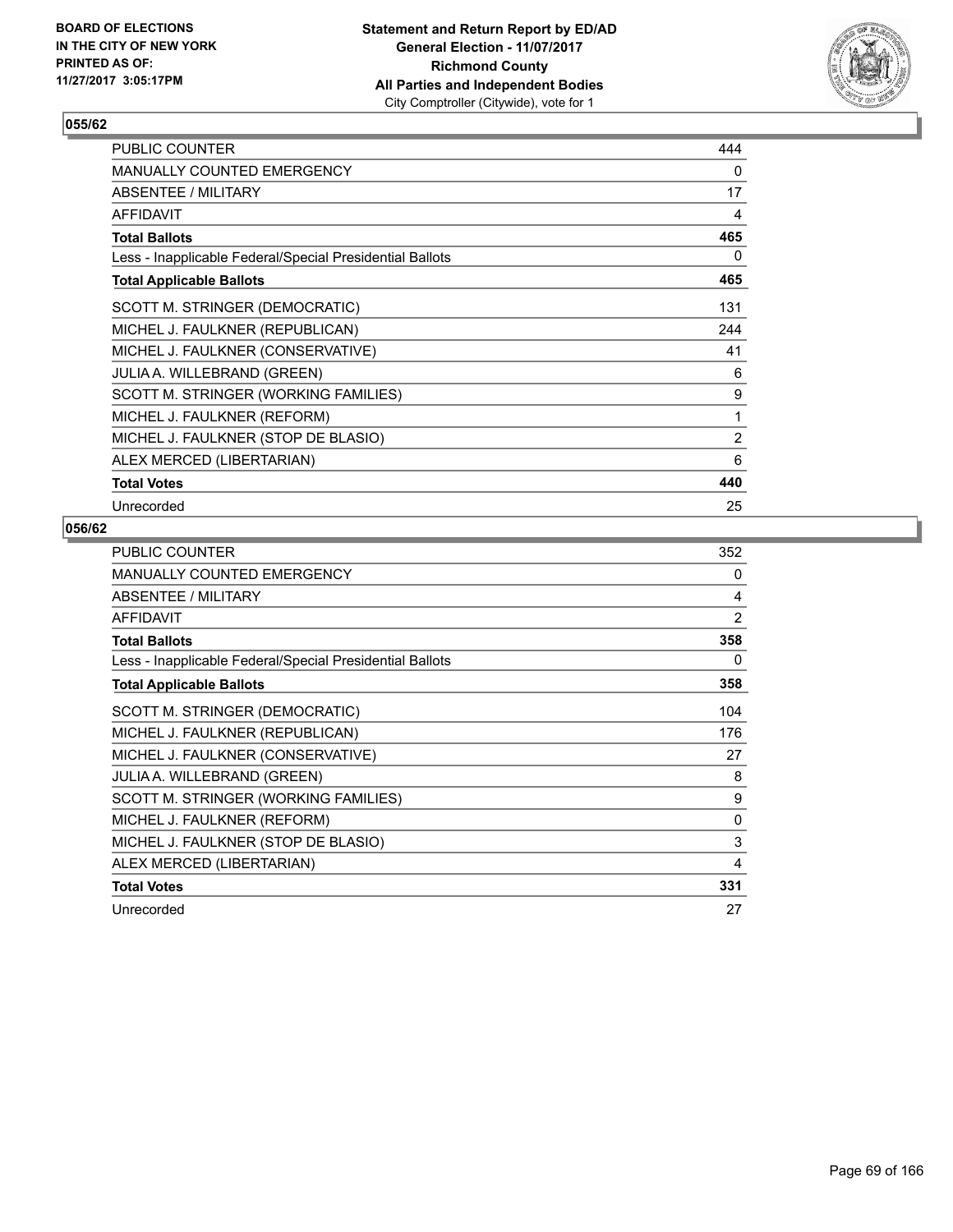**BOARD OF ELECTIONS IN THE CITY OF NEW YORK PRINTED AS OF: 11/27/2017 3:05:17PM**

**Statement and Return Report by ED/AD**
**General Election - 11/07/2017**
**Richmond County**
**All Parties and Independent Bodies**
City Comptroller (Citywide), vote for 1

## 055/62

| | |
|---|---|
| PUBLIC COUNTER | 444 |
| MANUALLY COUNTED EMERGENCY | 0 |
| ABSENTEE / MILITARY | 17 |
| AFFIDAVIT | 4 |
| **Total Ballots** | **465** |
| Less - Inapplicable Federal/Special Presidential Ballots | 0 |
| **Total Applicable Ballots** | **465** |
| SCOTT M. STRINGER (DEMOCRATIC) | 131 |
| MICHEL J. FAULKNER (REPUBLICAN) | 244 |
| MICHEL J. FAULKNER (CONSERVATIVE) | 41 |
| JULIA A. WILLEBRAND (GREEN) | 6 |
| SCOTT M. STRINGER (WORKING FAMILIES) | 9 |
| MICHEL J. FAULKNER (REFORM) | 1 |
| MICHEL J. FAULKNER (STOP DE BLASIO) | 2 |
| ALEX MERCED (LIBERTARIAN) | 6 |
| **Total Votes** | **440** |
| Unrecorded | 25 |

## 056/62

| | |
|---|---|
| PUBLIC COUNTER | 352 |
| MANUALLY COUNTED EMERGENCY | 0 |
| ABSENTEE / MILITARY | 4 |
| AFFIDAVIT | 2 |
| **Total Ballots** | **358** |
| Less - Inapplicable Federal/Special Presidential Ballots | 0 |
| **Total Applicable Ballots** | **358** |
| SCOTT M. STRINGER (DEMOCRATIC) | 104 |
| MICHEL J. FAULKNER (REPUBLICAN) | 176 |
| MICHEL J. FAULKNER (CONSERVATIVE) | 27 |
| JULIA A. WILLEBRAND (GREEN) | 8 |
| SCOTT M. STRINGER (WORKING FAMILIES) | 9 |
| MICHEL J. FAULKNER (REFORM) | 0 |
| MICHEL J. FAULKNER (STOP DE BLASIO) | 3 |
| ALEX MERCED (LIBERTARIAN) | 4 |
| **Total Votes** | **331** |
| Unrecorded | 27 |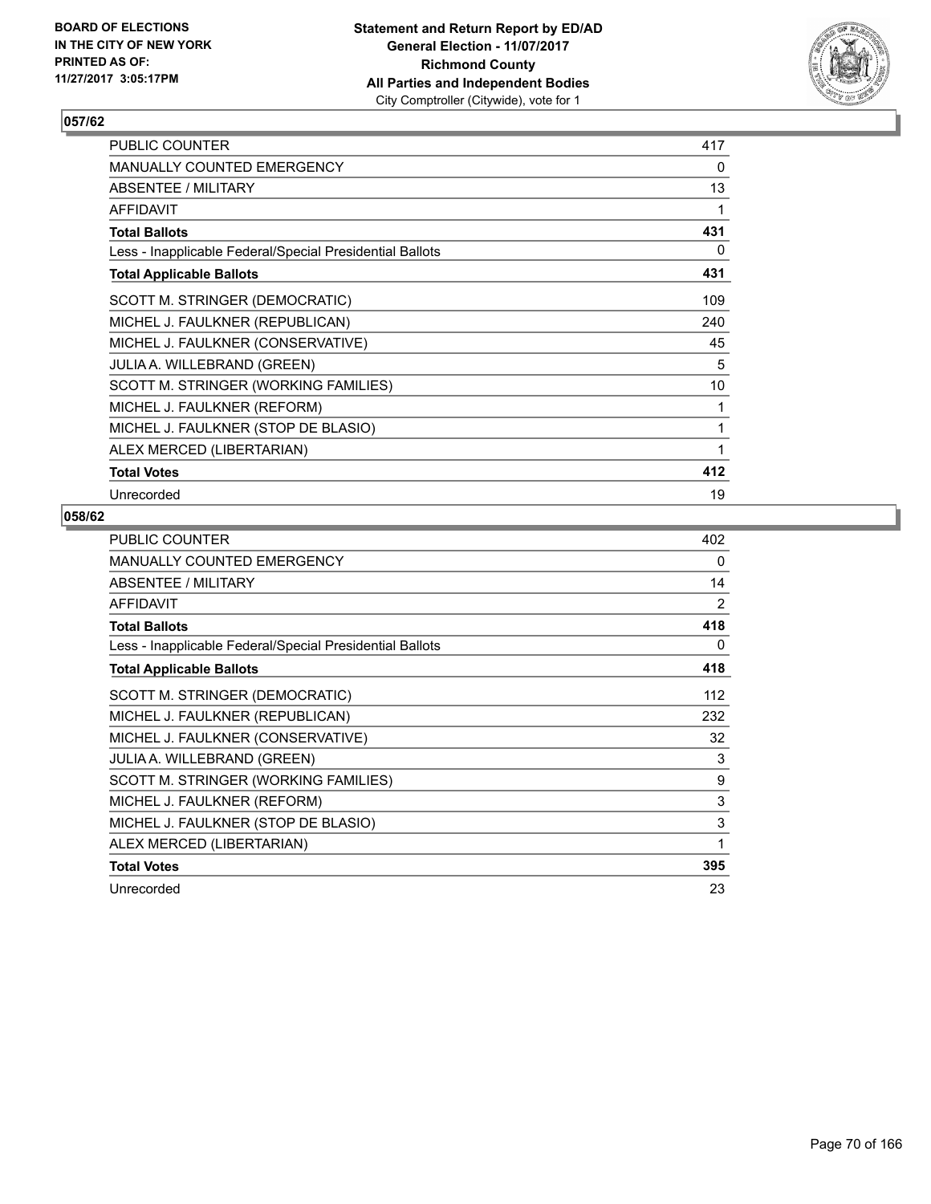BOARD OF ELECTIONS
IN THE CITY OF NEW YORK
PRINTED AS OF:
11/27/2017 3:05:17PM

**Statement and Return Report by ED/AD**
**General Election - 11/07/2017**
**Richmond County**
**All Parties and Independent Bodies**
City Comptroller (Citywide), vote for 1

## 057/62

| | |
|---|---|
| PUBLIC COUNTER | 417 |
| MANUALLY COUNTED EMERGENCY | 0 |
| ABSENTEE / MILITARY | 13 |
| AFFIDAVIT | 1 |
| **Total Ballots** | **431** |
| Less - Inapplicable Federal/Special Presidential Ballots | 0 |
| **Total Applicable Ballots** | **431** |
| SCOTT M. STRINGER (DEMOCRATIC) | 109 |
| MICHEL J. FAULKNER (REPUBLICAN) | 240 |
| MICHEL J. FAULKNER (CONSERVATIVE) | 45 |
| JULIA A. WILLEBRAND (GREEN) | 5 |
| SCOTT M. STRINGER (WORKING FAMILIES) | 10 |
| MICHEL J. FAULKNER (REFORM) | 1 |
| MICHEL J. FAULKNER (STOP DE BLASIO) | 1 |
| ALEX MERCED (LIBERTARIAN) | 1 |
| **Total Votes** | **412** |
| Unrecorded | 19 |

## 058/62

| | |
|---|---|
| PUBLIC COUNTER | 402 |
| MANUALLY COUNTED EMERGENCY | 0 |
| ABSENTEE / MILITARY | 14 |
| AFFIDAVIT | 2 |
| **Total Ballots** | **418** |
| Less - Inapplicable Federal/Special Presidential Ballots | 0 |
| **Total Applicable Ballots** | **418** |
| SCOTT M. STRINGER (DEMOCRATIC) | 112 |
| MICHEL J. FAULKNER (REPUBLICAN) | 232 |
| MICHEL J. FAULKNER (CONSERVATIVE) | 32 |
| JULIA A. WILLEBRAND (GREEN) | 3 |
| SCOTT M. STRINGER (WORKING FAMILIES) | 9 |
| MICHEL J. FAULKNER (REFORM) | 3 |
| MICHEL J. FAULKNER (STOP DE BLASIO) | 3 |
| ALEX MERCED (LIBERTARIAN) | 1 |
| **Total Votes** | **395** |
| Unrecorded | 23 |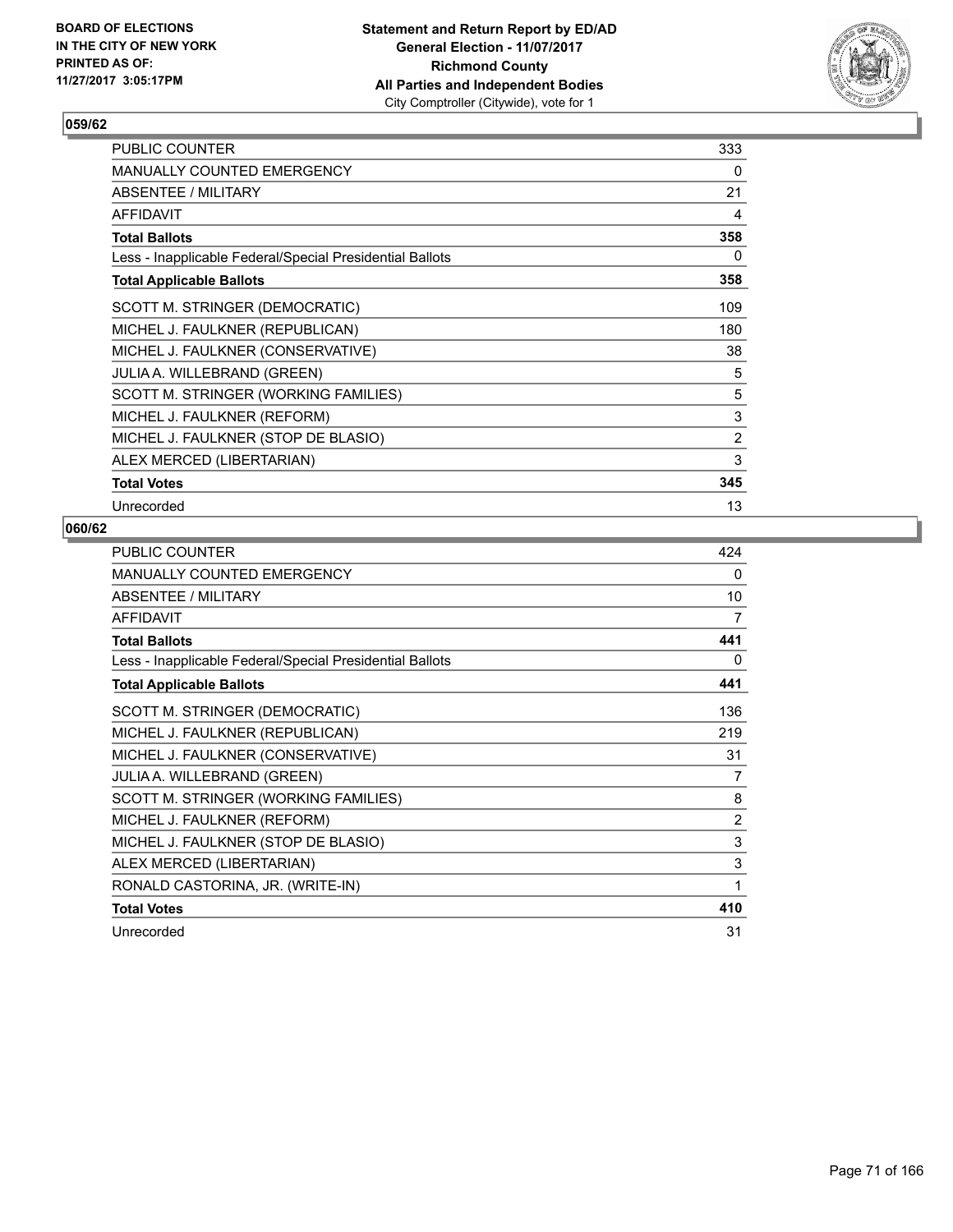**BOARD OF ELECTIONS IN THE CITY OF NEW YORK PRINTED AS OF: 11/27/2017 3:05:17PM**

**Statement and Return Report by ED/AD General Election - 11/07/2017 Richmond County All Parties and Independent Bodies** City Comptroller (Citywide), vote for 1

## 059/62

| | |
|---|---|
| PUBLIC COUNTER | 333 |
| MANUALLY COUNTED EMERGENCY | 0 |
| ABSENTEE / MILITARY | 21 |
| AFFIDAVIT | 4 |
| **Total Ballots** | **358** |
| Less - Inapplicable Federal/Special Presidential Ballots | 0 |
| **Total Applicable Ballots** | **358** |
| SCOTT M. STRINGER (DEMOCRATIC) | 109 |
| MICHEL J. FAULKNER (REPUBLICAN) | 180 |
| MICHEL J. FAULKNER (CONSERVATIVE) | 38 |
| JULIA A. WILLEBRAND (GREEN) | 5 |
| SCOTT M. STRINGER (WORKING FAMILIES) | 5 |
| MICHEL J. FAULKNER (REFORM) | 3 |
| MICHEL J. FAULKNER (STOP DE BLASIO) | 2 |
| ALEX MERCED (LIBERTARIAN) | 3 |
| **Total Votes** | **345** |
| Unrecorded | 13 |

## 060/62

| | |
|---|---|
| PUBLIC COUNTER | 424 |
| MANUALLY COUNTED EMERGENCY | 0 |
| ABSENTEE / MILITARY | 10 |
| AFFIDAVIT | 7 |
| **Total Ballots** | **441** |
| Less - Inapplicable Federal/Special Presidential Ballots | 0 |
| **Total Applicable Ballots** | **441** |
| SCOTT M. STRINGER (DEMOCRATIC) | 136 |
| MICHEL J. FAULKNER (REPUBLICAN) | 219 |
| MICHEL J. FAULKNER (CONSERVATIVE) | 31 |
| JULIA A. WILLEBRAND (GREEN) | 7 |
| SCOTT M. STRINGER (WORKING FAMILIES) | 8 |
| MICHEL J. FAULKNER (REFORM) | 2 |
| MICHEL J. FAULKNER (STOP DE BLASIO) | 3 |
| ALEX MERCED (LIBERTARIAN) | 3 |
| RONALD CASTORINA, JR. (WRITE-IN) | 1 |
| **Total Votes** | **410** |
| Unrecorded | 31 |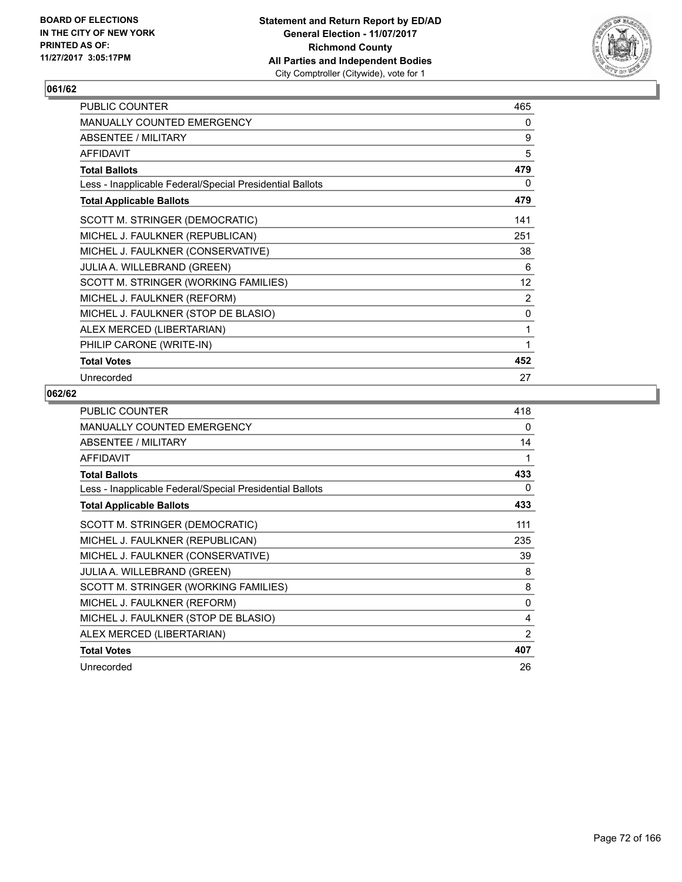BOARD OF ELECTIONS
IN THE CITY OF NEW YORK
PRINTED AS OF:
11/27/2017 3:05:17PM

**Statement and Return Report by ED/AD**
**General Election - 11/07/2017**
**Richmond County**
**All Parties and Independent Bodies**
City Comptroller (Citywide), vote for 1

## 061/62

| | |
|---|---|
| PUBLIC COUNTER | 465 |
| MANUALLY COUNTED EMERGENCY | 0 |
| ABSENTEE / MILITARY | 9 |
| AFFIDAVIT | 5 |
| **Total Ballots** | **479** |
| Less - Inapplicable Federal/Special Presidential Ballots | 0 |
| **Total Applicable Ballots** | **479** |
| SCOTT M. STRINGER (DEMOCRATIC) | 141 |
| MICHEL J. FAULKNER (REPUBLICAN) | 251 |
| MICHEL J. FAULKNER (CONSERVATIVE) | 38 |
| JULIA A. WILLEBRAND (GREEN) | 6 |
| SCOTT M. STRINGER (WORKING FAMILIES) | 12 |
| MICHEL J. FAULKNER (REFORM) | 2 |
| MICHEL J. FAULKNER (STOP DE BLASIO) | 0 |
| ALEX MERCED (LIBERTARIAN) | 1 |
| PHILIP CARONE (WRITE-IN) | 1 |
| **Total Votes** | **452** |
| Unrecorded | 27 |

## 062/62

| | |
|---|---|
| PUBLIC COUNTER | 418 |
| MANUALLY COUNTED EMERGENCY | 0 |
| ABSENTEE / MILITARY | 14 |
| AFFIDAVIT | 1 |
| **Total Ballots** | **433** |
| Less - Inapplicable Federal/Special Presidential Ballots | 0 |
| **Total Applicable Ballots** | **433** |
| SCOTT M. STRINGER (DEMOCRATIC) | 111 |
| MICHEL J. FAULKNER (REPUBLICAN) | 235 |
| MICHEL J. FAULKNER (CONSERVATIVE) | 39 |
| JULIA A. WILLEBRAND (GREEN) | 8 |
| SCOTT M. STRINGER (WORKING FAMILIES) | 8 |
| MICHEL J. FAULKNER (REFORM) | 0 |
| MICHEL J. FAULKNER (STOP DE BLASIO) | 4 |
| ALEX MERCED (LIBERTARIAN) | 2 |
| **Total Votes** | **407** |
| Unrecorded | 26 |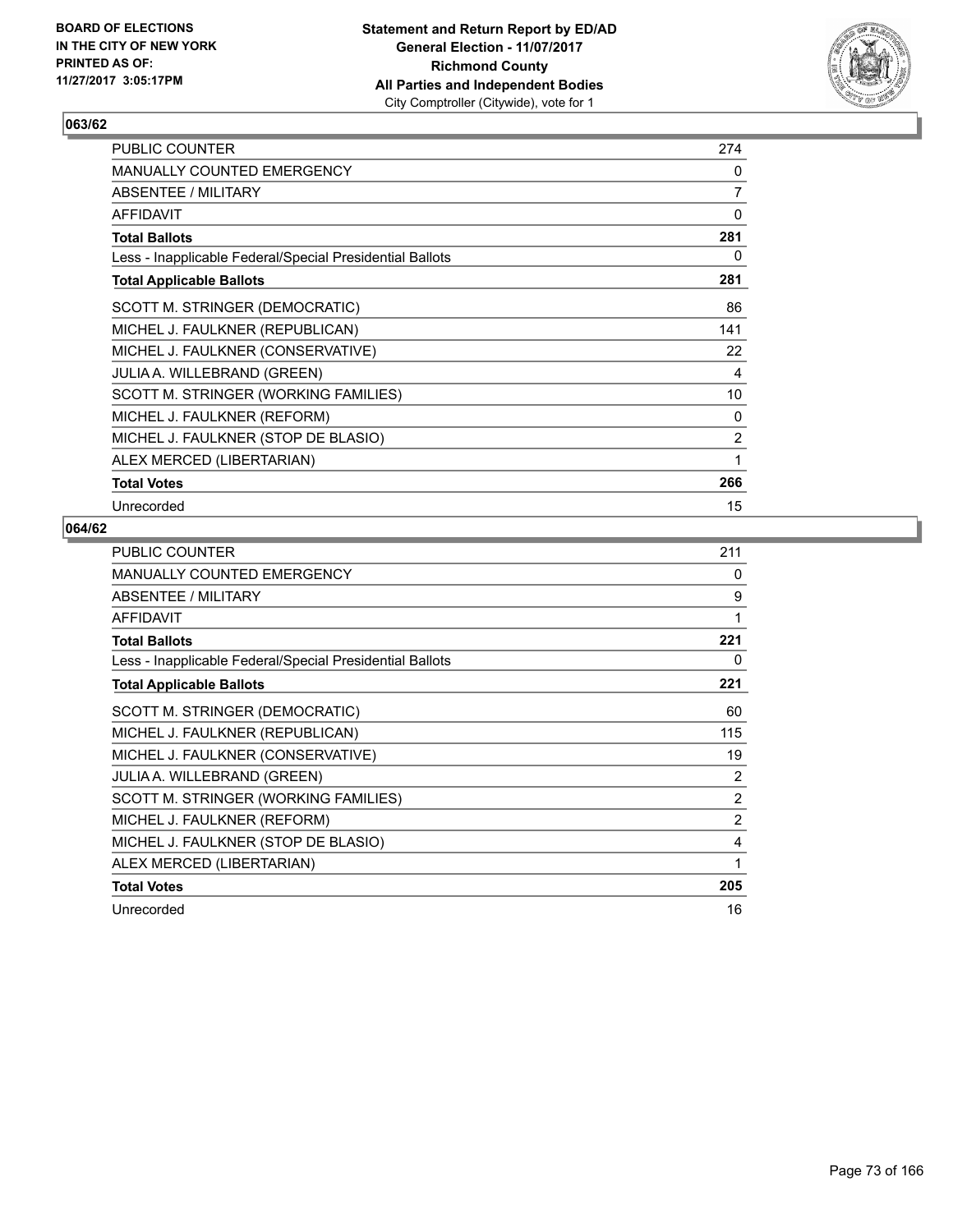**BOARD OF ELECTIONS IN THE CITY OF NEW YORK PRINTED AS OF: 11/27/2017 3:05:17PM**

**Statement and Return Report by ED/AD**
**General Election - 11/07/2017**
**Richmond County**
**All Parties and Independent Bodies**
City Comptroller (Citywide), vote for 1

## 063/62

| | |
|---|---|
| PUBLIC COUNTER | 274 |
| MANUALLY COUNTED EMERGENCY | 0 |
| ABSENTEE / MILITARY | 7 |
| AFFIDAVIT | 0 |
| **Total Ballots** | **281** |
| Less - Inapplicable Federal/Special Presidential Ballots | 0 |
| **Total Applicable Ballots** | **281** |
| SCOTT M. STRINGER (DEMOCRATIC) | 86 |
| MICHEL J. FAULKNER (REPUBLICAN) | 141 |
| MICHEL J. FAULKNER (CONSERVATIVE) | 22 |
| JULIA A. WILLEBRAND (GREEN) | 4 |
| SCOTT M. STRINGER (WORKING FAMILIES) | 10 |
| MICHEL J. FAULKNER (REFORM) | 0 |
| MICHEL J. FAULKNER (STOP DE BLASIO) | 2 |
| ALEX MERCED (LIBERTARIAN) | 1 |
| **Total Votes** | **266** |
| Unrecorded | 15 |

## 064/62

| | |
|---|---|
| PUBLIC COUNTER | 211 |
| MANUALLY COUNTED EMERGENCY | 0 |
| ABSENTEE / MILITARY | 9 |
| AFFIDAVIT | 1 |
| **Total Ballots** | **221** |
| Less - Inapplicable Federal/Special Presidential Ballots | 0 |
| **Total Applicable Ballots** | **221** |
| SCOTT M. STRINGER (DEMOCRATIC) | 60 |
| MICHEL J. FAULKNER (REPUBLICAN) | 115 |
| MICHEL J. FAULKNER (CONSERVATIVE) | 19 |
| JULIA A. WILLEBRAND (GREEN) | 2 |
| SCOTT M. STRINGER (WORKING FAMILIES) | 2 |
| MICHEL J. FAULKNER (REFORM) | 2 |
| MICHEL J. FAULKNER (STOP DE BLASIO) | 4 |
| ALEX MERCED (LIBERTARIAN) | 1 |
| **Total Votes** | **205** |
| Unrecorded | 16 |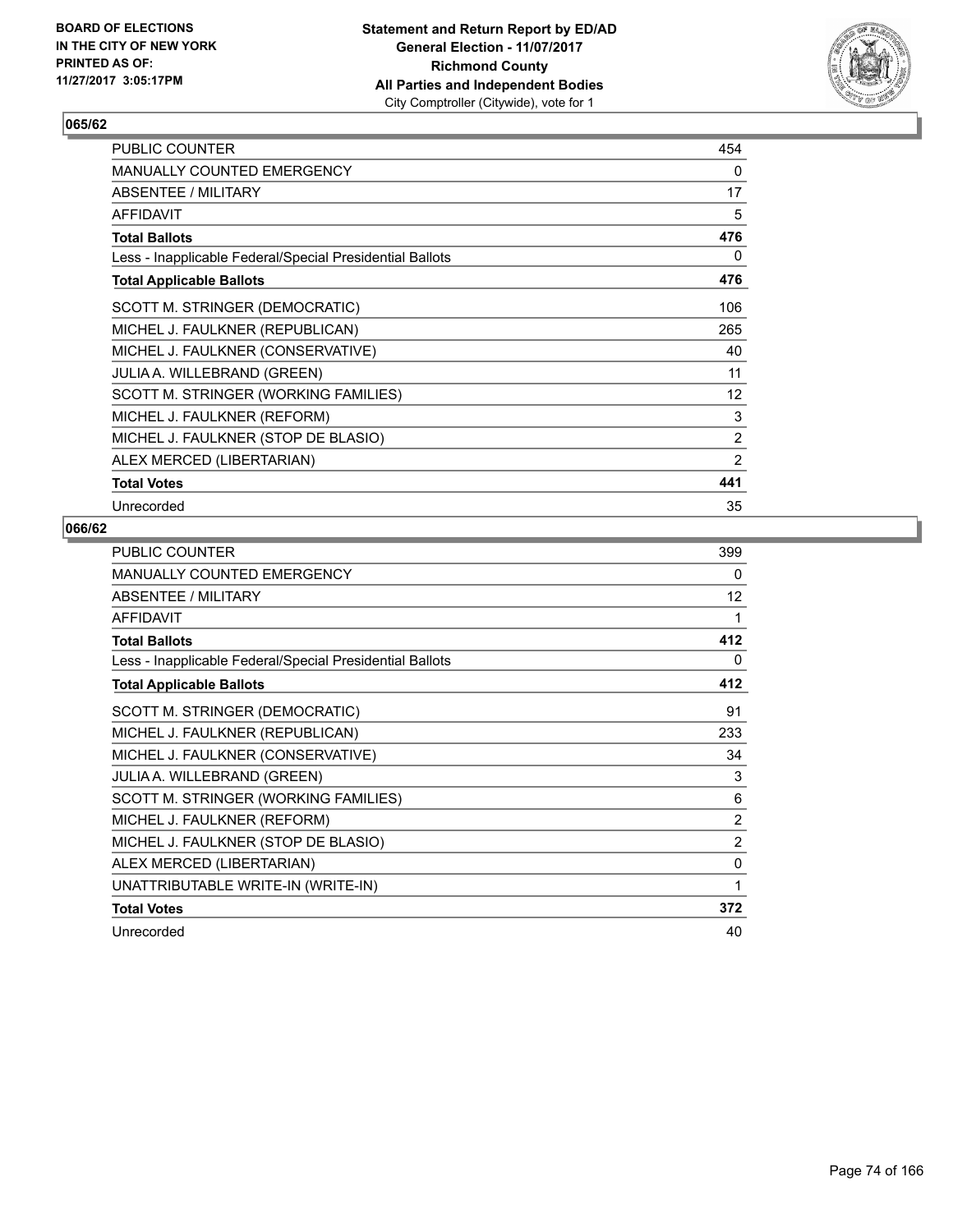## 065/62

| | |
|---|---|
| PUBLIC COUNTER | 454 |
| MANUALLY COUNTED EMERGENCY | 0 |
| ABSENTEE / MILITARY | 17 |
| AFFIDAVIT | 5 |
| **Total Ballots** | **476** |
| Less - Inapplicable Federal/Special Presidential Ballots | 0 |
| **Total Applicable Ballots** | **476** |
| SCOTT M. STRINGER (DEMOCRATIC) | 106 |
| MICHEL J. FAULKNER (REPUBLICAN) | 265 |
| MICHEL J. FAULKNER (CONSERVATIVE) | 40 |
| JULIA A. WILLEBRAND (GREEN) | 11 |
| SCOTT M. STRINGER (WORKING FAMILIES) | 12 |
| MICHEL J. FAULKNER (REFORM) | 3 |
| MICHEL J. FAULKNER (STOP DE BLASIO) | 2 |
| ALEX MERCED (LIBERTARIAN) | 2 |
| **Total Votes** | **441** |
| Unrecorded | 35 |

## 066/62

| | |
|---|---|
| PUBLIC COUNTER | 399 |
| MANUALLY COUNTED EMERGENCY | 0 |
| ABSENTEE / MILITARY | 12 |
| AFFIDAVIT | 1 |
| **Total Ballots** | **412** |
| Less - Inapplicable Federal/Special Presidential Ballots | 0 |
| **Total Applicable Ballots** | **412** |
| SCOTT M. STRINGER (DEMOCRATIC) | 91 |
| MICHEL J. FAULKNER (REPUBLICAN) | 233 |
| MICHEL J. FAULKNER (CONSERVATIVE) | 34 |
| JULIA A. WILLEBRAND (GREEN) | 3 |
| SCOTT M. STRINGER (WORKING FAMILIES) | 6 |
| MICHEL J. FAULKNER (REFORM) | 2 |
| MICHEL J. FAULKNER (STOP DE BLASIO) | 2 |
| ALEX MERCED (LIBERTARIAN) | 0 |
| UNATTRIBUTABLE WRITE-IN (WRITE-IN) | 1 |
| **Total Votes** | **372** |
| Unrecorded | 40 |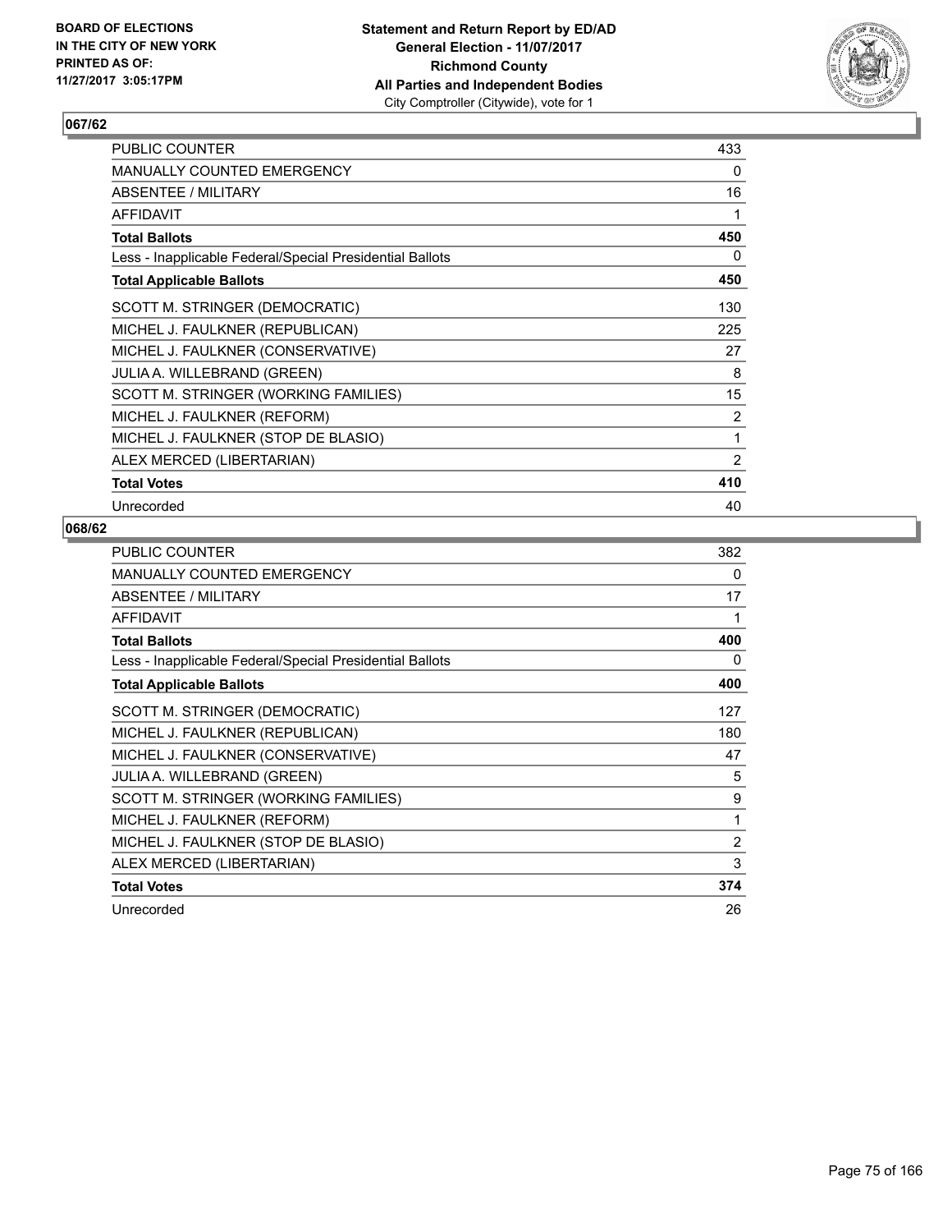**Statement and Return Report by ED/AD**
**General Election - 11/07/2017**
**Richmond County**
**All Parties and Independent Bodies**
City Comptroller (Citywide), vote for 1

BOARD OF ELECTIONS
IN THE CITY OF NEW YORK
PRINTED AS OF:
11/27/2017 3:05:17PM

## 067/62

| | |
|---|---|
| PUBLIC COUNTER | 433 |
| MANUALLY COUNTED EMERGENCY | 0 |
| ABSENTEE / MILITARY | 16 |
| AFFIDAVIT | 1 |
| **Total Ballots** | **450** |
| Less - Inapplicable Federal/Special Presidential Ballots | 0 |
| **Total Applicable Ballots** | **450** |
| SCOTT M. STRINGER (DEMOCRATIC) | 130 |
| MICHEL J. FAULKNER (REPUBLICAN) | 225 |
| MICHEL J. FAULKNER (CONSERVATIVE) | 27 |
| JULIA A. WILLEBRAND (GREEN) | 8 |
| SCOTT M. STRINGER (WORKING FAMILIES) | 15 |
| MICHEL J. FAULKNER (REFORM) | 2 |
| MICHEL J. FAULKNER (STOP DE BLASIO) | 1 |
| ALEX MERCED (LIBERTARIAN) | 2 |
| **Total Votes** | **410** |
| Unrecorded | 40 |

## 068/62

| | |
|---|---|
| PUBLIC COUNTER | 382 |
| MANUALLY COUNTED EMERGENCY | 0 |
| ABSENTEE / MILITARY | 17 |
| AFFIDAVIT | 1 |
| **Total Ballots** | **400** |
| Less - Inapplicable Federal/Special Presidential Ballots | 0 |
| **Total Applicable Ballots** | **400** |
| SCOTT M. STRINGER (DEMOCRATIC) | 127 |
| MICHEL J. FAULKNER (REPUBLICAN) | 180 |
| MICHEL J. FAULKNER (CONSERVATIVE) | 47 |
| JULIA A. WILLEBRAND (GREEN) | 5 |
| SCOTT M. STRINGER (WORKING FAMILIES) | 9 |
| MICHEL J. FAULKNER (REFORM) | 1 |
| MICHEL J. FAULKNER (STOP DE BLASIO) | 2 |
| ALEX MERCED (LIBERTARIAN) | 3 |
| **Total Votes** | **374** |
| Unrecorded | 26 |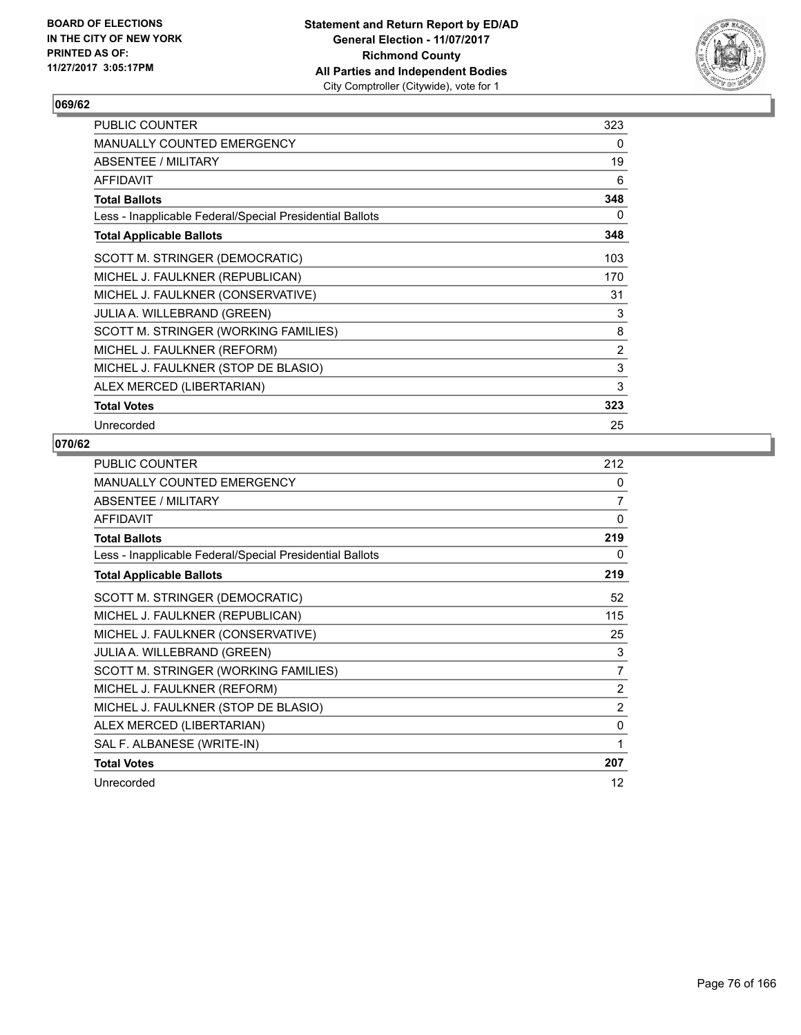BOARD OF ELECTIONS
IN THE CITY OF NEW YORK
PRINTED AS OF:
11/27/2017 3:05:17PM

**Statement and Return Report by ED/AD**
**General Election - 11/07/2017**
**Richmond County**
**All Parties and Independent Bodies**
City Comptroller (Citywide), vote for 1

### 069/62

| | |
|---|---|
| PUBLIC COUNTER | 323 |
| MANUALLY COUNTED EMERGENCY | 0 |
| ABSENTEE / MILITARY | 19 |
| AFFIDAVIT | 6 |
| **Total Ballots** | **348** |
| Less - Inapplicable Federal/Special Presidential Ballots | 0 |
| **Total Applicable Ballots** | **348** |
| SCOTT M. STRINGER (DEMOCRATIC) | 103 |
| MICHEL J. FAULKNER (REPUBLICAN) | 170 |
| MICHEL J. FAULKNER (CONSERVATIVE) | 31 |
| JULIA A. WILLEBRAND (GREEN) | 3 |
| SCOTT M. STRINGER (WORKING FAMILIES) | 8 |
| MICHEL J. FAULKNER (REFORM) | 2 |
| MICHEL J. FAULKNER (STOP DE BLASIO) | 3 |
| ALEX MERCED (LIBERTARIAN) | 3 |
| **Total Votes** | **323** |
| Unrecorded | 25 |

### 070/62

| | |
|---|---|
| PUBLIC COUNTER | 212 |
| MANUALLY COUNTED EMERGENCY | 0 |
| ABSENTEE / MILITARY | 7 |
| AFFIDAVIT | 0 |
| **Total Ballots** | **219** |
| Less - Inapplicable Federal/Special Presidential Ballots | 0 |
| **Total Applicable Ballots** | **219** |
| SCOTT M. STRINGER (DEMOCRATIC) | 52 |
| MICHEL J. FAULKNER (REPUBLICAN) | 115 |
| MICHEL J. FAULKNER (CONSERVATIVE) | 25 |
| JULIA A. WILLEBRAND (GREEN) | 3 |
| SCOTT M. STRINGER (WORKING FAMILIES) | 7 |
| MICHEL J. FAULKNER (REFORM) | 2 |
| MICHEL J. FAULKNER (STOP DE BLASIO) | 2 |
| ALEX MERCED (LIBERTARIAN) | 0 |
| SAL F. ALBANESE (WRITE-IN) | 1 |
| **Total Votes** | **207** |
| Unrecorded | 12 |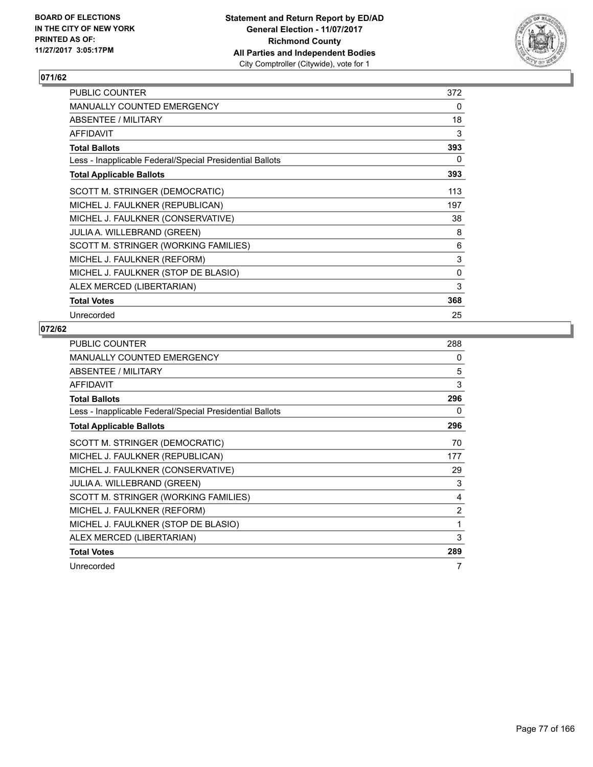BOARD OF ELECTIONS
IN THE CITY OF NEW YORK
PRINTED AS OF:
11/27/2017 3:05:17PM

**Statement and Return Report by ED/AD**
**General Election - 11/07/2017**
**Richmond County**
**All Parties and Independent Bodies**
City Comptroller (Citywide), vote for 1

## 071/62

| | |
|---|---|
| PUBLIC COUNTER | 372 |
| MANUALLY COUNTED EMERGENCY | 0 |
| ABSENTEE / MILITARY | 18 |
| AFFIDAVIT | 3 |
| **Total Ballots** | **393** |
| Less - Inapplicable Federal/Special Presidential Ballots | 0 |
| **Total Applicable Ballots** | **393** |
| SCOTT M. STRINGER (DEMOCRATIC) | 113 |
| MICHEL J. FAULKNER (REPUBLICAN) | 197 |
| MICHEL J. FAULKNER (CONSERVATIVE) | 38 |
| JULIA A. WILLEBRAND (GREEN) | 8 |
| SCOTT M. STRINGER (WORKING FAMILIES) | 6 |
| MICHEL J. FAULKNER (REFORM) | 3 |
| MICHEL J. FAULKNER (STOP DE BLASIO) | 0 |
| ALEX MERCED (LIBERTARIAN) | 3 |
| **Total Votes** | **368** |
| Unrecorded | 25 |

## 072/62

| | |
|---|---|
| PUBLIC COUNTER | 288 |
| MANUALLY COUNTED EMERGENCY | 0 |
| ABSENTEE / MILITARY | 5 |
| AFFIDAVIT | 3 |
| **Total Ballots** | **296** |
| Less - Inapplicable Federal/Special Presidential Ballots | 0 |
| **Total Applicable Ballots** | **296** |
| SCOTT M. STRINGER (DEMOCRATIC) | 70 |
| MICHEL J. FAULKNER (REPUBLICAN) | 177 |
| MICHEL J. FAULKNER (CONSERVATIVE) | 29 |
| JULIA A. WILLEBRAND (GREEN) | 3 |
| SCOTT M. STRINGER (WORKING FAMILIES) | 4 |
| MICHEL J. FAULKNER (REFORM) | 2 |
| MICHEL J. FAULKNER (STOP DE BLASIO) | 1 |
| ALEX MERCED (LIBERTARIAN) | 3 |
| **Total Votes** | **289** |
| Unrecorded | 7 |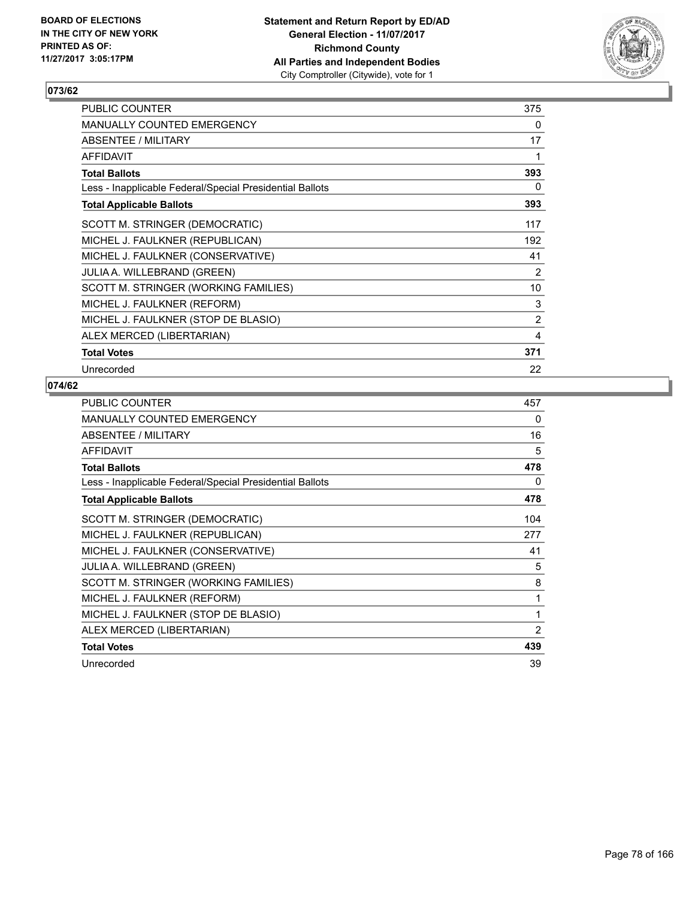## 073/62

| | |
|---|---|
| PUBLIC COUNTER | 375 |
| MANUALLY COUNTED EMERGENCY | 0 |
| ABSENTEE / MILITARY | 17 |
| AFFIDAVIT | 1 |
| **Total Ballots** | **393** |
| Less - Inapplicable Federal/Special Presidential Ballots | 0 |
| **Total Applicable Ballots** | **393** |
| SCOTT M. STRINGER (DEMOCRATIC) | 117 |
| MICHEL J. FAULKNER (REPUBLICAN) | 192 |
| MICHEL J. FAULKNER (CONSERVATIVE) | 41 |
| JULIA A. WILLEBRAND (GREEN) | 2 |
| SCOTT M. STRINGER (WORKING FAMILIES) | 10 |
| MICHEL J. FAULKNER (REFORM) | 3 |
| MICHEL J. FAULKNER (STOP DE BLASIO) | 2 |
| ALEX MERCED (LIBERTARIAN) | 4 |
| **Total Votes** | **371** |
| Unrecorded | 22 |

## 074/62

| | |
|---|---|
| PUBLIC COUNTER | 457 |
| MANUALLY COUNTED EMERGENCY | 0 |
| ABSENTEE / MILITARY | 16 |
| AFFIDAVIT | 5 |
| **Total Ballots** | **478** |
| Less - Inapplicable Federal/Special Presidential Ballots | 0 |
| **Total Applicable Ballots** | **478** |
| SCOTT M. STRINGER (DEMOCRATIC) | 104 |
| MICHEL J. FAULKNER (REPUBLICAN) | 277 |
| MICHEL J. FAULKNER (CONSERVATIVE) | 41 |
| JULIA A. WILLEBRAND (GREEN) | 5 |
| SCOTT M. STRINGER (WORKING FAMILIES) | 8 |
| MICHEL J. FAULKNER (REFORM) | 1 |
| MICHEL J. FAULKNER (STOP DE BLASIO) | 1 |
| ALEX MERCED (LIBERTARIAN) | 2 |
| **Total Votes** | **439** |
| Unrecorded | 39 |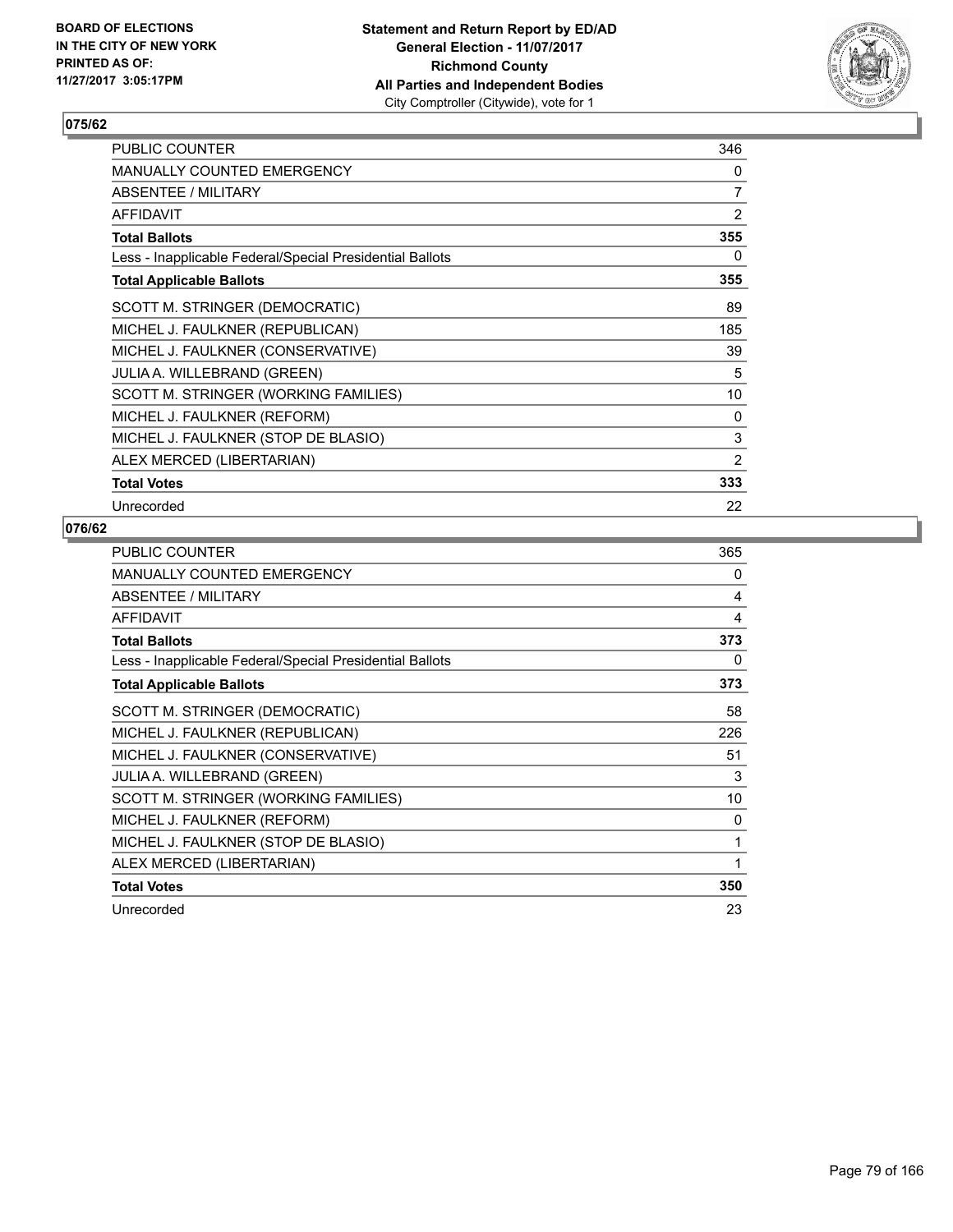BOARD OF ELECTIONS
IN THE CITY OF NEW YORK
PRINTED AS OF:
11/27/2017 3:05:17PM

**Statement and Return Report by ED/AD**
**General Election - 11/07/2017**
**Richmond County**
**All Parties and Independent Bodies**
City Comptroller (Citywide), vote for 1

### 075/62

| | |
|---|---|
| PUBLIC COUNTER | 346 |
| MANUALLY COUNTED EMERGENCY | 0 |
| ABSENTEE / MILITARY | 7 |
| AFFIDAVIT | 2 |
| **Total Ballots** | **355** |
| Less - Inapplicable Federal/Special Presidential Ballots | 0 |
| **Total Applicable Ballots** | **355** |
| SCOTT M. STRINGER (DEMOCRATIC) | 89 |
| MICHEL J. FAULKNER (REPUBLICAN) | 185 |
| MICHEL J. FAULKNER (CONSERVATIVE) | 39 |
| JULIA A. WILLEBRAND (GREEN) | 5 |
| SCOTT M. STRINGER (WORKING FAMILIES) | 10 |
| MICHEL J. FAULKNER (REFORM) | 0 |
| MICHEL J. FAULKNER (STOP DE BLASIO) | 3 |
| ALEX MERCED (LIBERTARIAN) | 2 |
| **Total Votes** | **333** |
| Unrecorded | 22 |

### 076/62

| | |
|---|---|
| PUBLIC COUNTER | 365 |
| MANUALLY COUNTED EMERGENCY | 0 |
| ABSENTEE / MILITARY | 4 |
| AFFIDAVIT | 4 |
| **Total Ballots** | **373** |
| Less - Inapplicable Federal/Special Presidential Ballots | 0 |
| **Total Applicable Ballots** | **373** |
| SCOTT M. STRINGER (DEMOCRATIC) | 58 |
| MICHEL J. FAULKNER (REPUBLICAN) | 226 |
| MICHEL J. FAULKNER (CONSERVATIVE) | 51 |
| JULIA A. WILLEBRAND (GREEN) | 3 |
| SCOTT M. STRINGER (WORKING FAMILIES) | 10 |
| MICHEL J. FAULKNER (REFORM) | 0 |
| MICHEL J. FAULKNER (STOP DE BLASIO) | 1 |
| ALEX MERCED (LIBERTARIAN) | 1 |
| **Total Votes** | **350** |
| Unrecorded | 23 |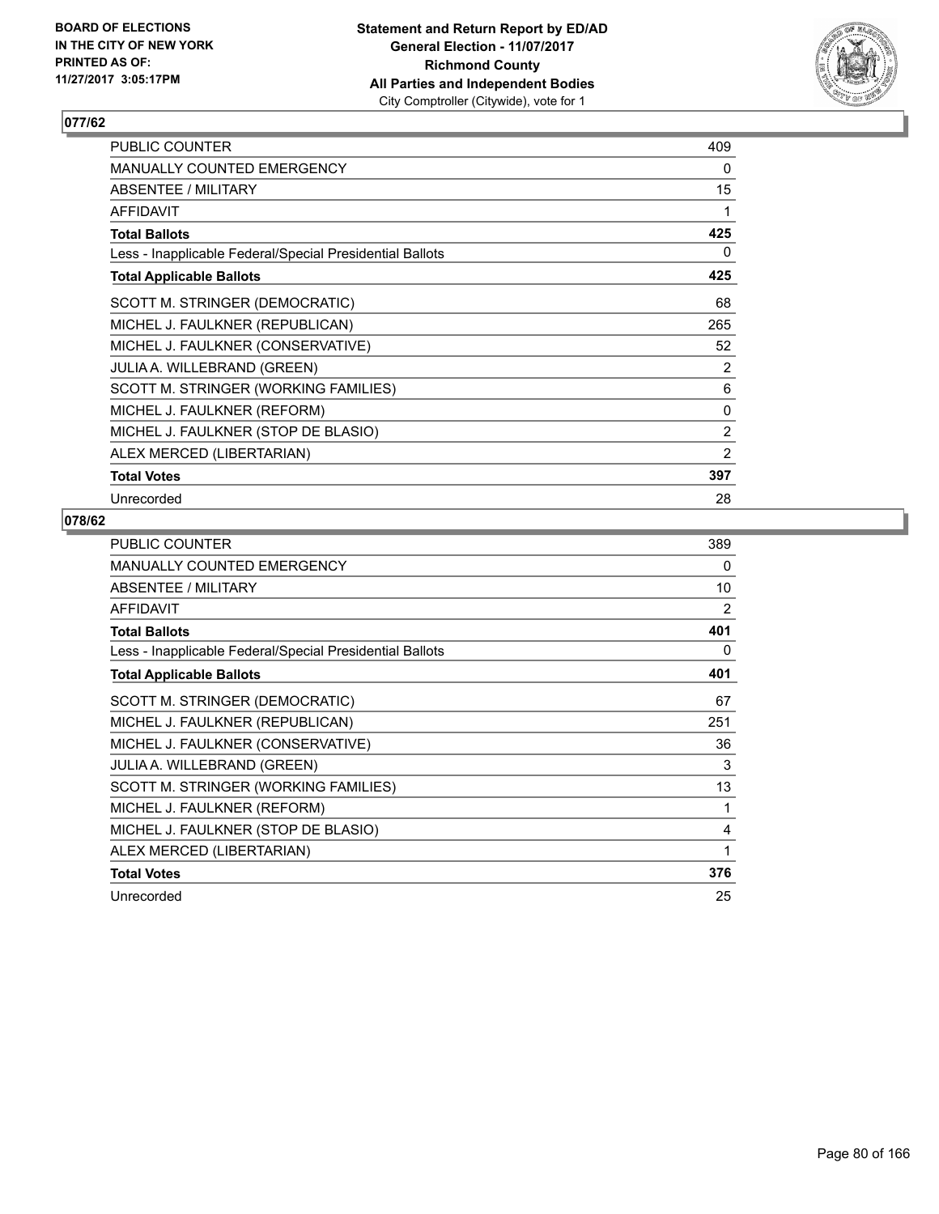**BOARD OF ELECTIONS IN THE CITY OF NEW YORK PRINTED AS OF: 11/27/2017 3:05:17PM**

**Statement and Return Report by ED/AD**
**General Election - 11/07/2017**
**Richmond County**
**All Parties and Independent Bodies**
City Comptroller (Citywide), vote for 1

## 077/62

| | |
|---|---|
| PUBLIC COUNTER | 409 |
| MANUALLY COUNTED EMERGENCY | 0 |
| ABSENTEE / MILITARY | 15 |
| AFFIDAVIT | 1 |
| **Total Ballots** | **425** |
| Less - Inapplicable Federal/Special Presidential Ballots | 0 |
| **Total Applicable Ballots** | **425** |
| SCOTT M. STRINGER (DEMOCRATIC) | 68 |
| MICHEL J. FAULKNER (REPUBLICAN) | 265 |
| MICHEL J. FAULKNER (CONSERVATIVE) | 52 |
| JULIA A. WILLEBRAND (GREEN) | 2 |
| SCOTT M. STRINGER (WORKING FAMILIES) | 6 |
| MICHEL J. FAULKNER (REFORM) | 0 |
| MICHEL J. FAULKNER (STOP DE BLASIO) | 2 |
| ALEX MERCED (LIBERTARIAN) | 2 |
| **Total Votes** | **397** |
| Unrecorded | 28 |

## 078/62

| | |
|---|---|
| PUBLIC COUNTER | 389 |
| MANUALLY COUNTED EMERGENCY | 0 |
| ABSENTEE / MILITARY | 10 |
| AFFIDAVIT | 2 |
| **Total Ballots** | **401** |
| Less - Inapplicable Federal/Special Presidential Ballots | 0 |
| **Total Applicable Ballots** | **401** |
| SCOTT M. STRINGER (DEMOCRATIC) | 67 |
| MICHEL J. FAULKNER (REPUBLICAN) | 251 |
| MICHEL J. FAULKNER (CONSERVATIVE) | 36 |
| JULIA A. WILLEBRAND (GREEN) | 3 |
| SCOTT M. STRINGER (WORKING FAMILIES) | 13 |
| MICHEL J. FAULKNER (REFORM) | 1 |
| MICHEL J. FAULKNER (STOP DE BLASIO) | 4 |
| ALEX MERCED (LIBERTARIAN) | 1 |
| **Total Votes** | **376** |
| Unrecorded | 25 |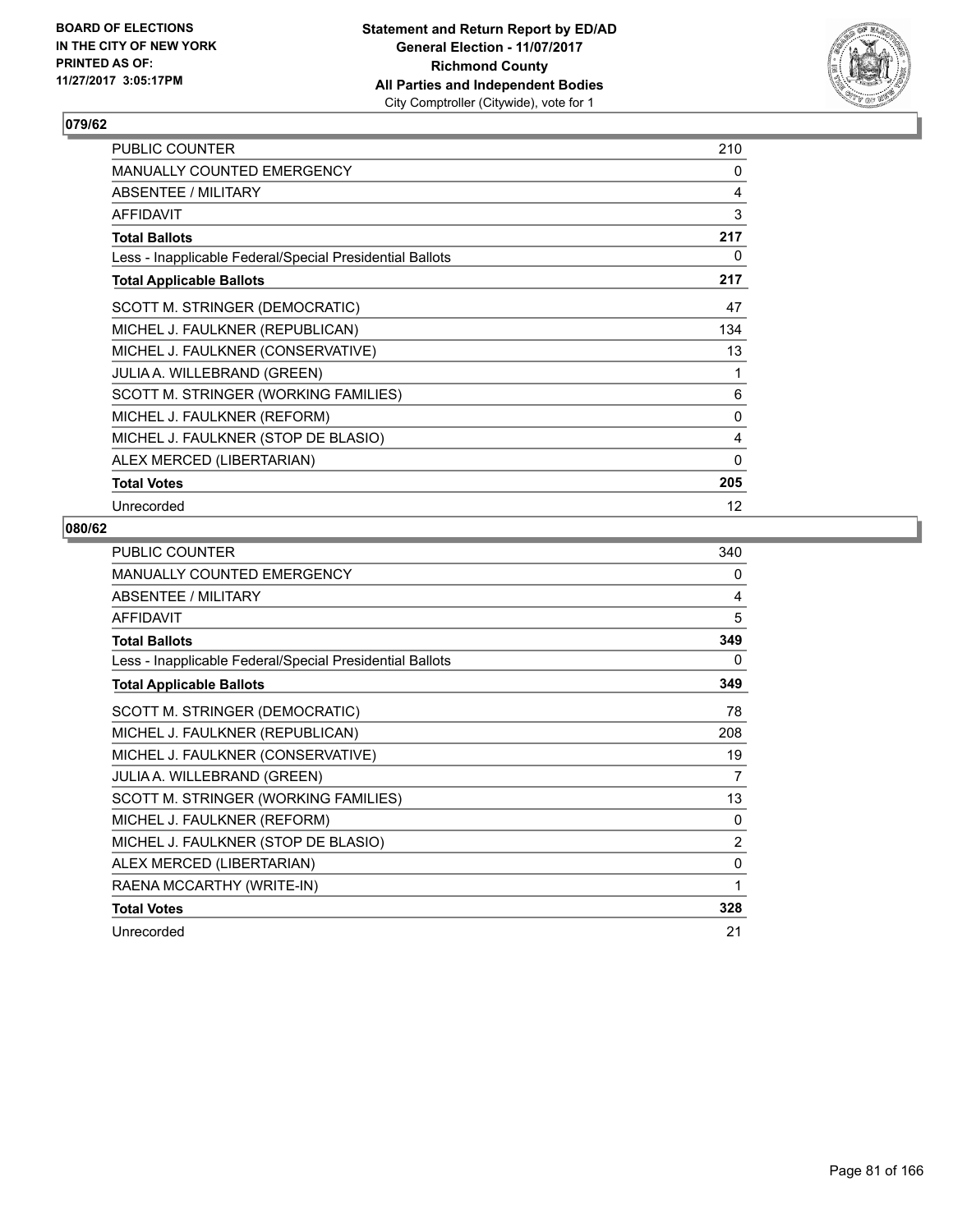**Statement and Return Report by ED/AD**
**General Election - 11/07/2017**
**Richmond County**
**All Parties and Independent Bodies**
City Comptroller (Citywide), vote for 1

BOARD OF ELECTIONS IN THE CITY OF NEW YORK PRINTED AS OF: 11/27/2017 3:05:17PM

### 079/62

| | |
|---|---|
| PUBLIC COUNTER | 210 |
| MANUALLY COUNTED EMERGENCY | 0 |
| ABSENTEE / MILITARY | 4 |
| AFFIDAVIT | 3 |
| **Total Ballots** | **217** |
| Less - Inapplicable Federal/Special Presidential Ballots | 0 |
| **Total Applicable Ballots** | **217** |
| SCOTT M. STRINGER (DEMOCRATIC) | 47 |
| MICHEL J. FAULKNER (REPUBLICAN) | 134 |
| MICHEL J. FAULKNER (CONSERVATIVE) | 13 |
| JULIA A. WILLEBRAND (GREEN) | 1 |
| SCOTT M. STRINGER (WORKING FAMILIES) | 6 |
| MICHEL J. FAULKNER (REFORM) | 0 |
| MICHEL J. FAULKNER (STOP DE BLASIO) | 4 |
| ALEX MERCED (LIBERTARIAN) | 0 |
| **Total Votes** | **205** |
| Unrecorded | 12 |

### 080/62

| | |
|---|---|
| PUBLIC COUNTER | 340 |
| MANUALLY COUNTED EMERGENCY | 0 |
| ABSENTEE / MILITARY | 4 |
| AFFIDAVIT | 5 |
| **Total Ballots** | **349** |
| Less - Inapplicable Federal/Special Presidential Ballots | 0 |
| **Total Applicable Ballots** | **349** |
| SCOTT M. STRINGER (DEMOCRATIC) | 78 |
| MICHEL J. FAULKNER (REPUBLICAN) | 208 |
| MICHEL J. FAULKNER (CONSERVATIVE) | 19 |
| JULIA A. WILLEBRAND (GREEN) | 7 |
| SCOTT M. STRINGER (WORKING FAMILIES) | 13 |
| MICHEL J. FAULKNER (REFORM) | 0 |
| MICHEL J. FAULKNER (STOP DE BLASIO) | 2 |
| ALEX MERCED (LIBERTARIAN) | 0 |
| RAENA MCCARTHY (WRITE-IN) | 1 |
| **Total Votes** | **328** |
| Unrecorded | 21 |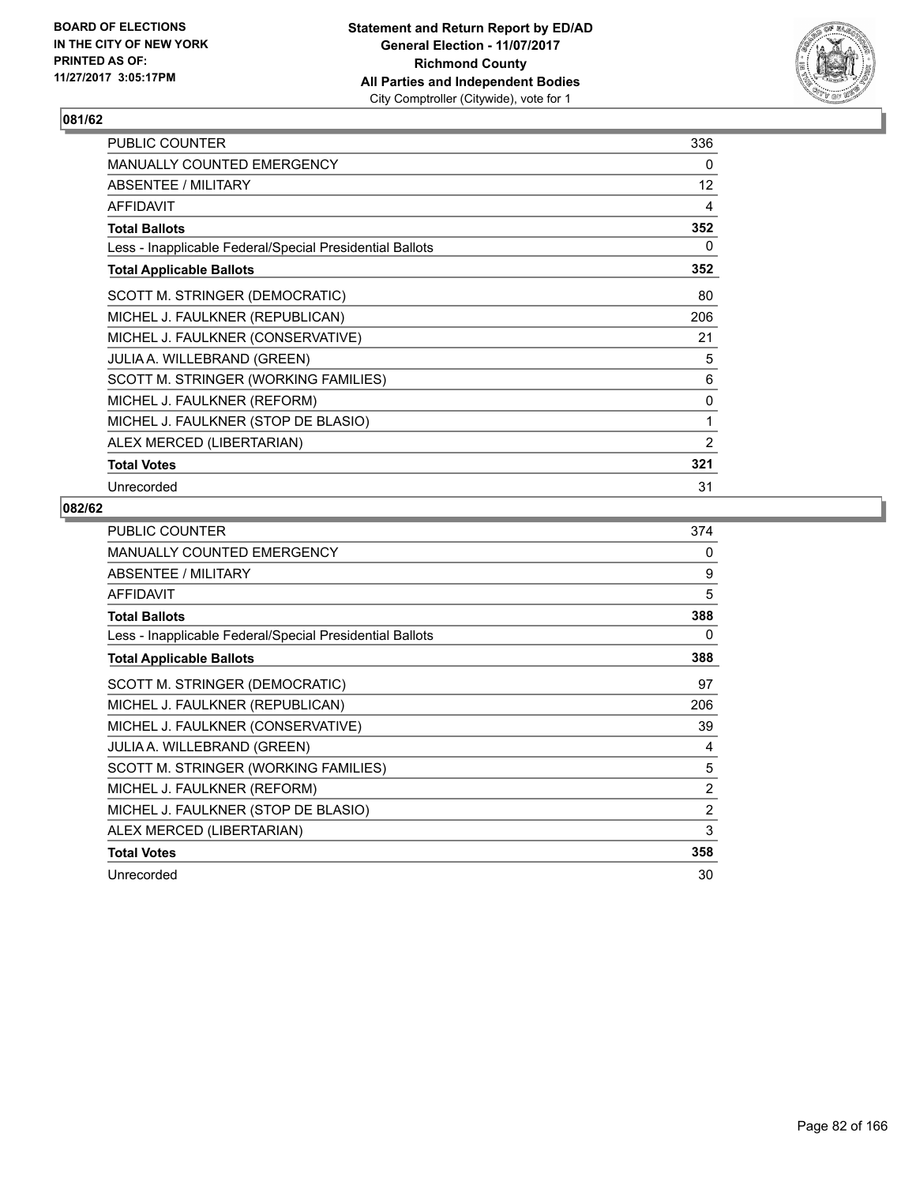**BOARD OF ELECTIONS IN THE CITY OF NEW YORK PRINTED AS OF: 11/27/2017 3:05:17PM**

**Statement and Return Report by ED/AD General Election - 11/07/2017 Richmond County All Parties and Independent Bodies**
City Comptroller (Citywide), vote for 1

## 081/62

| | |
|---|---|
| PUBLIC COUNTER | 336 |
| MANUALLY COUNTED EMERGENCY | 0 |
| ABSENTEE / MILITARY | 12 |
| AFFIDAVIT | 4 |
| **Total Ballots** | **352** |
| Less - Inapplicable Federal/Special Presidential Ballots | 0 |
| **Total Applicable Ballots** | **352** |
| SCOTT M. STRINGER (DEMOCRATIC) | 80 |
| MICHEL J. FAULKNER (REPUBLICAN) | 206 |
| MICHEL J. FAULKNER (CONSERVATIVE) | 21 |
| JULIA A. WILLEBRAND (GREEN) | 5 |
| SCOTT M. STRINGER (WORKING FAMILIES) | 6 |
| MICHEL J. FAULKNER (REFORM) | 0 |
| MICHEL J. FAULKNER (STOP DE BLASIO) | 1 |
| ALEX MERCED (LIBERTARIAN) | 2 |
| **Total Votes** | **321** |
| Unrecorded | 31 |

## 082/62

| | |
|---|---|
| PUBLIC COUNTER | 374 |
| MANUALLY COUNTED EMERGENCY | 0 |
| ABSENTEE / MILITARY | 9 |
| AFFIDAVIT | 5 |
| **Total Ballots** | **388** |
| Less - Inapplicable Federal/Special Presidential Ballots | 0 |
| **Total Applicable Ballots** | **388** |
| SCOTT M. STRINGER (DEMOCRATIC) | 97 |
| MICHEL J. FAULKNER (REPUBLICAN) | 206 |
| MICHEL J. FAULKNER (CONSERVATIVE) | 39 |
| JULIA A. WILLEBRAND (GREEN) | 4 |
| SCOTT M. STRINGER (WORKING FAMILIES) | 5 |
| MICHEL J. FAULKNER (REFORM) | 2 |
| MICHEL J. FAULKNER (STOP DE BLASIO) | 2 |
| ALEX MERCED (LIBERTARIAN) | 3 |
| **Total Votes** | **358** |
| Unrecorded | 30 |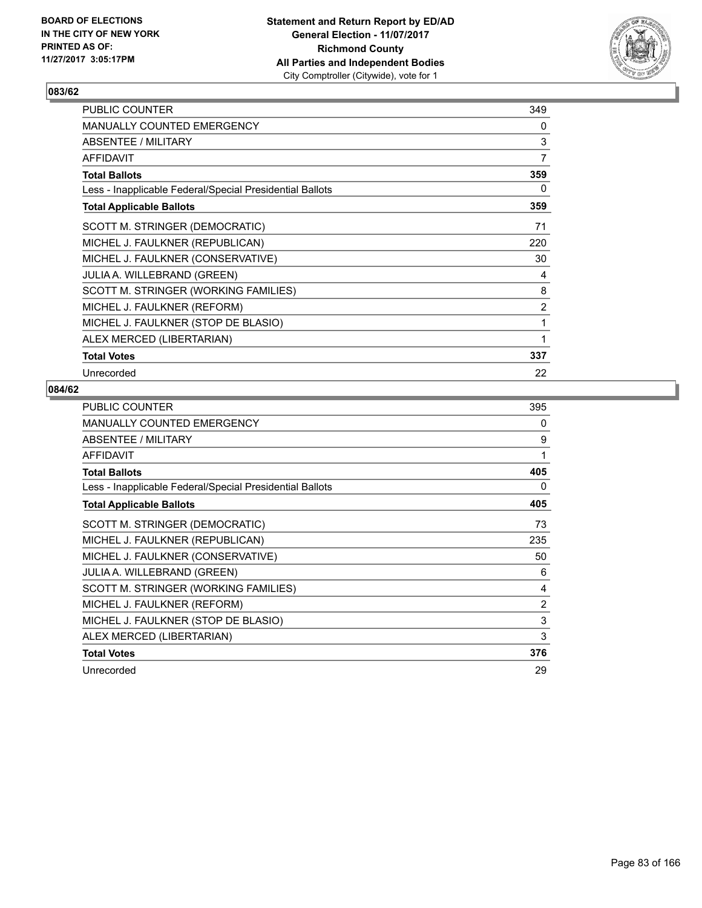BOARD OF ELECTIONS
IN THE CITY OF NEW YORK
PRINTED AS OF:
11/27/2017 3:05:17PM

**Statement and Return Report by ED/AD**
**General Election - 11/07/2017**
**Richmond County**
**All Parties and Independent Bodies**
City Comptroller (Citywide), vote for 1

## 083/62

| | |
|---|---|
| PUBLIC COUNTER | 349 |
| MANUALLY COUNTED EMERGENCY | 0 |
| ABSENTEE / MILITARY | 3 |
| AFFIDAVIT | 7 |
| **Total Ballots** | **359** |
| Less - Inapplicable Federal/Special Presidential Ballots | 0 |
| **Total Applicable Ballots** | **359** |
| SCOTT M. STRINGER (DEMOCRATIC) | 71 |
| MICHEL J. FAULKNER (REPUBLICAN) | 220 |
| MICHEL J. FAULKNER (CONSERVATIVE) | 30 |
| JULIA A. WILLEBRAND (GREEN) | 4 |
| SCOTT M. STRINGER (WORKING FAMILIES) | 8 |
| MICHEL J. FAULKNER (REFORM) | 2 |
| MICHEL J. FAULKNER (STOP DE BLASIO) | 1 |
| ALEX MERCED (LIBERTARIAN) | 1 |
| **Total Votes** | **337** |
| Unrecorded | 22 |

## 084/62

| | |
|---|---|
| PUBLIC COUNTER | 395 |
| MANUALLY COUNTED EMERGENCY | 0 |
| ABSENTEE / MILITARY | 9 |
| AFFIDAVIT | 1 |
| **Total Ballots** | **405** |
| Less - Inapplicable Federal/Special Presidential Ballots | 0 |
| **Total Applicable Ballots** | **405** |
| SCOTT M. STRINGER (DEMOCRATIC) | 73 |
| MICHEL J. FAULKNER (REPUBLICAN) | 235 |
| MICHEL J. FAULKNER (CONSERVATIVE) | 50 |
| JULIA A. WILLEBRAND (GREEN) | 6 |
| SCOTT M. STRINGER (WORKING FAMILIES) | 4 |
| MICHEL J. FAULKNER (REFORM) | 2 |
| MICHEL J. FAULKNER (STOP DE BLASIO) | 3 |
| ALEX MERCED (LIBERTARIAN) | 3 |
| **Total Votes** | **376** |
| Unrecorded | 29 |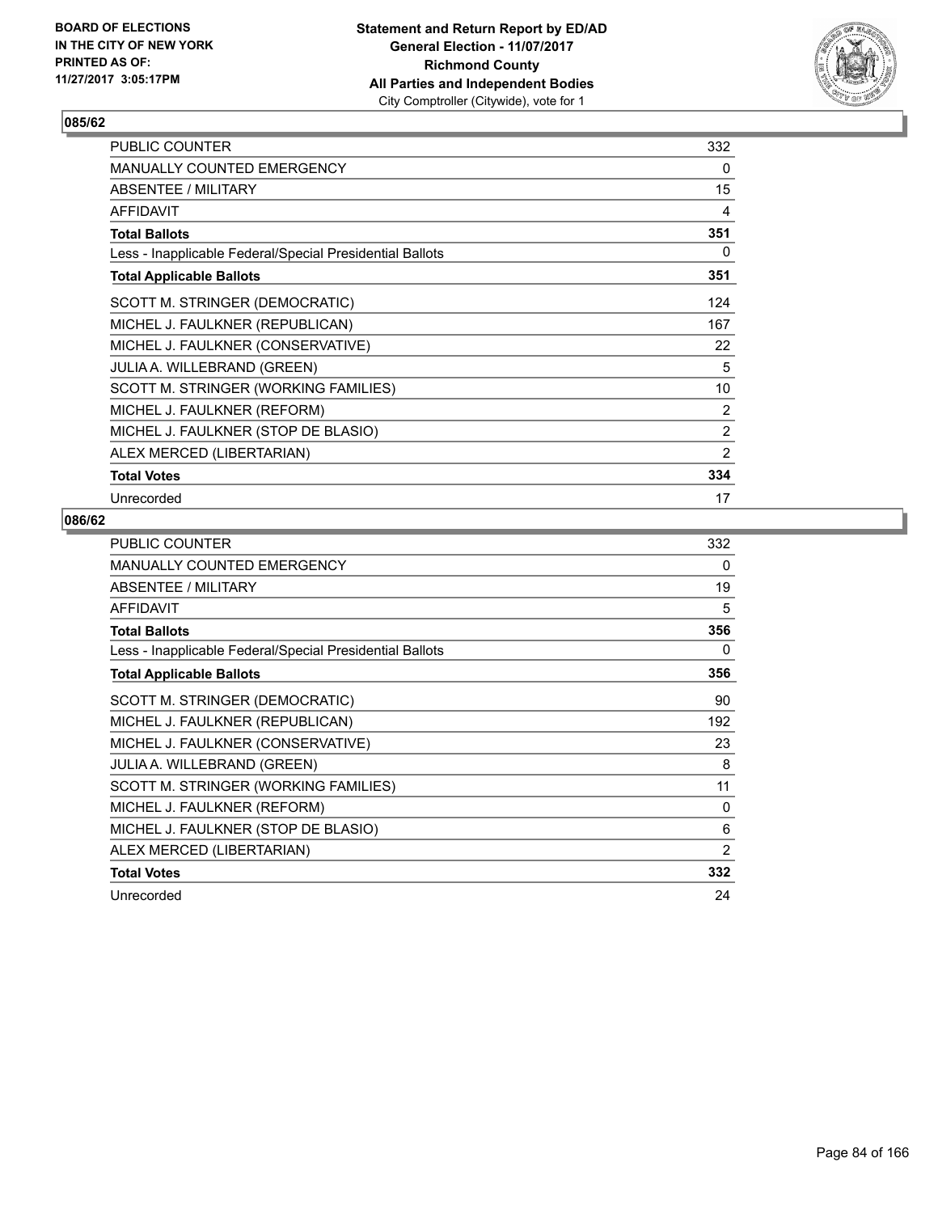## 085/62

| | |
|---|---|
| PUBLIC COUNTER | 332 |
| MANUALLY COUNTED EMERGENCY | 0 |
| ABSENTEE / MILITARY | 15 |
| AFFIDAVIT | 4 |
| **Total Ballots** | **351** |
| Less - Inapplicable Federal/Special Presidential Ballots | 0 |
| **Total Applicable Ballots** | **351** |
| SCOTT M. STRINGER (DEMOCRATIC) | 124 |
| MICHEL J. FAULKNER (REPUBLICAN) | 167 |
| MICHEL J. FAULKNER (CONSERVATIVE) | 22 |
| JULIA A. WILLEBRAND (GREEN) | 5 |
| SCOTT M. STRINGER (WORKING FAMILIES) | 10 |
| MICHEL J. FAULKNER (REFORM) | 2 |
| MICHEL J. FAULKNER (STOP DE BLASIO) | 2 |
| ALEX MERCED (LIBERTARIAN) | 2 |
| **Total Votes** | **334** |
| Unrecorded | 17 |

## 086/62

| | |
|---|---|
| PUBLIC COUNTER | 332 |
| MANUALLY COUNTED EMERGENCY | 0 |
| ABSENTEE / MILITARY | 19 |
| AFFIDAVIT | 5 |
| **Total Ballots** | **356** |
| Less - Inapplicable Federal/Special Presidential Ballots | 0 |
| **Total Applicable Ballots** | **356** |
| SCOTT M. STRINGER (DEMOCRATIC) | 90 |
| MICHEL J. FAULKNER (REPUBLICAN) | 192 |
| MICHEL J. FAULKNER (CONSERVATIVE) | 23 |
| JULIA A. WILLEBRAND (GREEN) | 8 |
| SCOTT M. STRINGER (WORKING FAMILIES) | 11 |
| MICHEL J. FAULKNER (REFORM) | 0 |
| MICHEL J. FAULKNER (STOP DE BLASIO) | 6 |
| ALEX MERCED (LIBERTARIAN) | 2 |
| **Total Votes** | **332** |
| Unrecorded | 24 |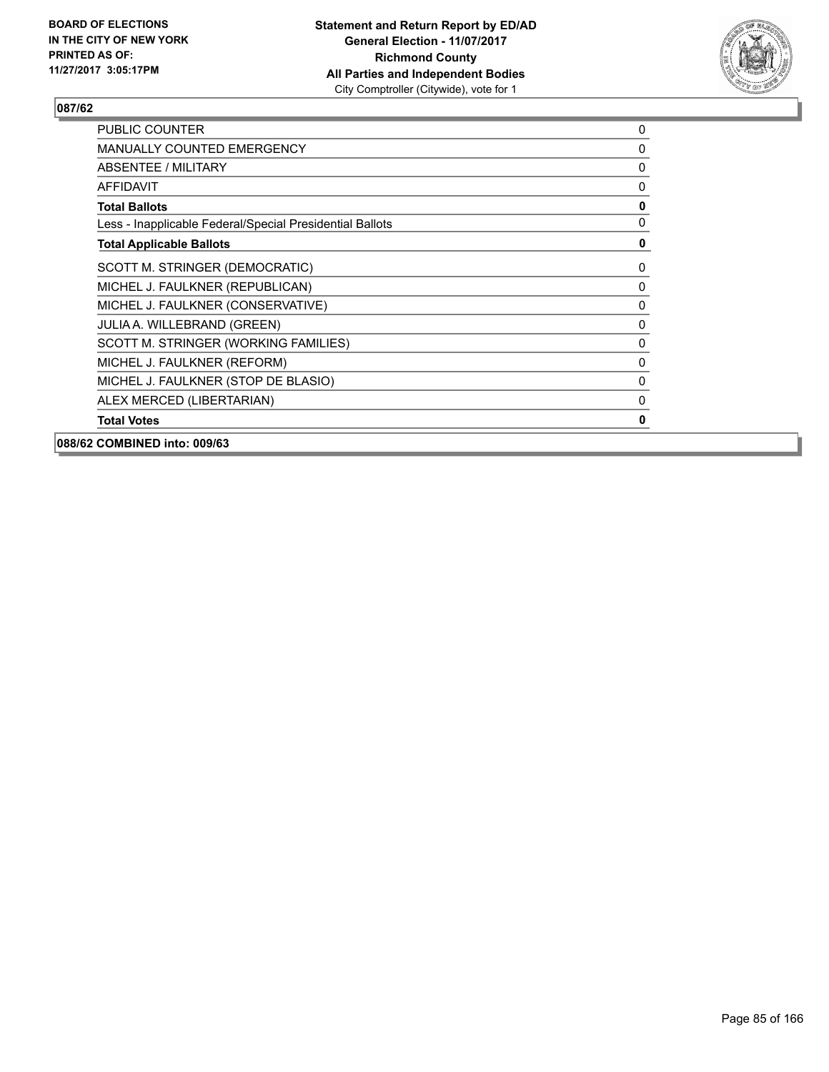**BOARD OF ELECTIONS IN THE CITY OF NEW YORK PRINTED AS OF: 11/27/2017 3:05:17PM**

**Statement and Return Report by ED/AD General Election - 11/07/2017 Richmond County All Parties and Independent Bodies**
City Comptroller (Citywide), vote for 1

**087/62**

| | |
|---|---|
| PUBLIC COUNTER | 0 |
| MANUALLY COUNTED EMERGENCY | 0 |
| ABSENTEE / MILITARY | 0 |
| AFFIDAVIT | 0 |
| **Total Ballots** | **0** |
| Less - Inapplicable Federal/Special Presidential Ballots | 0 |
| **Total Applicable Ballots** | **0** |
| SCOTT M. STRINGER (DEMOCRATIC) | 0 |
| MICHEL J. FAULKNER (REPUBLICAN) | 0 |
| MICHEL J. FAULKNER (CONSERVATIVE) | 0 |
| JULIA A. WILLEBRAND (GREEN) | 0 |
| SCOTT M. STRINGER (WORKING FAMILIES) | 0 |
| MICHEL J. FAULKNER (REFORM) | 0 |
| MICHEL J. FAULKNER (STOP DE BLASIO) | 0 |
| ALEX MERCED (LIBERTARIAN) | 0 |
| **Total Votes** | **0** |

**088/62 COMBINED into: 009/63**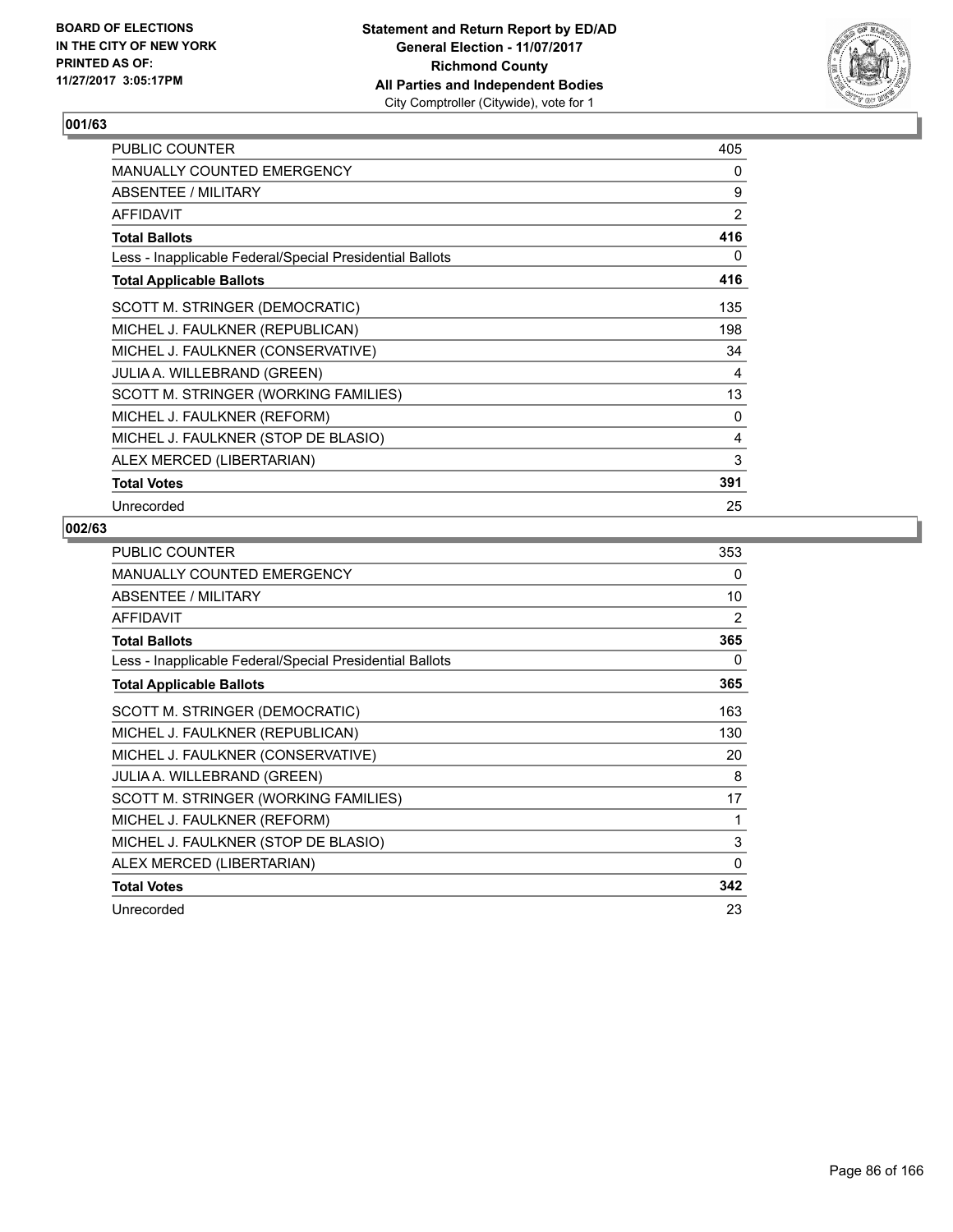BOARD OF ELECTIONS
IN THE CITY OF NEW YORK
PRINTED AS OF:
11/27/2017 3:05:17PM

**Statement and Return Report by ED/AD**
**General Election - 11/07/2017**
**Richmond County**
**All Parties and Independent Bodies**
City Comptroller (Citywide), vote for 1

### 001/63

| | |
|---|---|
| PUBLIC COUNTER | 405 |
| MANUALLY COUNTED EMERGENCY | 0 |
| ABSENTEE / MILITARY | 9 |
| AFFIDAVIT | 2 |
| **Total Ballots** | **416** |
| Less - Inapplicable Federal/Special Presidential Ballots | 0 |
| **Total Applicable Ballots** | **416** |
| SCOTT M. STRINGER (DEMOCRATIC) | 135 |
| MICHEL J. FAULKNER (REPUBLICAN) | 198 |
| MICHEL J. FAULKNER (CONSERVATIVE) | 34 |
| JULIA A. WILLEBRAND (GREEN) | 4 |
| SCOTT M. STRINGER (WORKING FAMILIES) | 13 |
| MICHEL J. FAULKNER (REFORM) | 0 |
| MICHEL J. FAULKNER (STOP DE BLASIO) | 4 |
| ALEX MERCED (LIBERTARIAN) | 3 |
| **Total Votes** | **391** |
| Unrecorded | 25 |

### 002/63

| | |
|---|---|
| PUBLIC COUNTER | 353 |
| MANUALLY COUNTED EMERGENCY | 0 |
| ABSENTEE / MILITARY | 10 |
| AFFIDAVIT | 2 |
| **Total Ballots** | **365** |
| Less - Inapplicable Federal/Special Presidential Ballots | 0 |
| **Total Applicable Ballots** | **365** |
| SCOTT M. STRINGER (DEMOCRATIC) | 163 |
| MICHEL J. FAULKNER (REPUBLICAN) | 130 |
| MICHEL J. FAULKNER (CONSERVATIVE) | 20 |
| JULIA A. WILLEBRAND (GREEN) | 8 |
| SCOTT M. STRINGER (WORKING FAMILIES) | 17 |
| MICHEL J. FAULKNER (REFORM) | 1 |
| MICHEL J. FAULKNER (STOP DE BLASIO) | 3 |
| ALEX MERCED (LIBERTARIAN) | 0 |
| **Total Votes** | **342** |
| Unrecorded | 23 |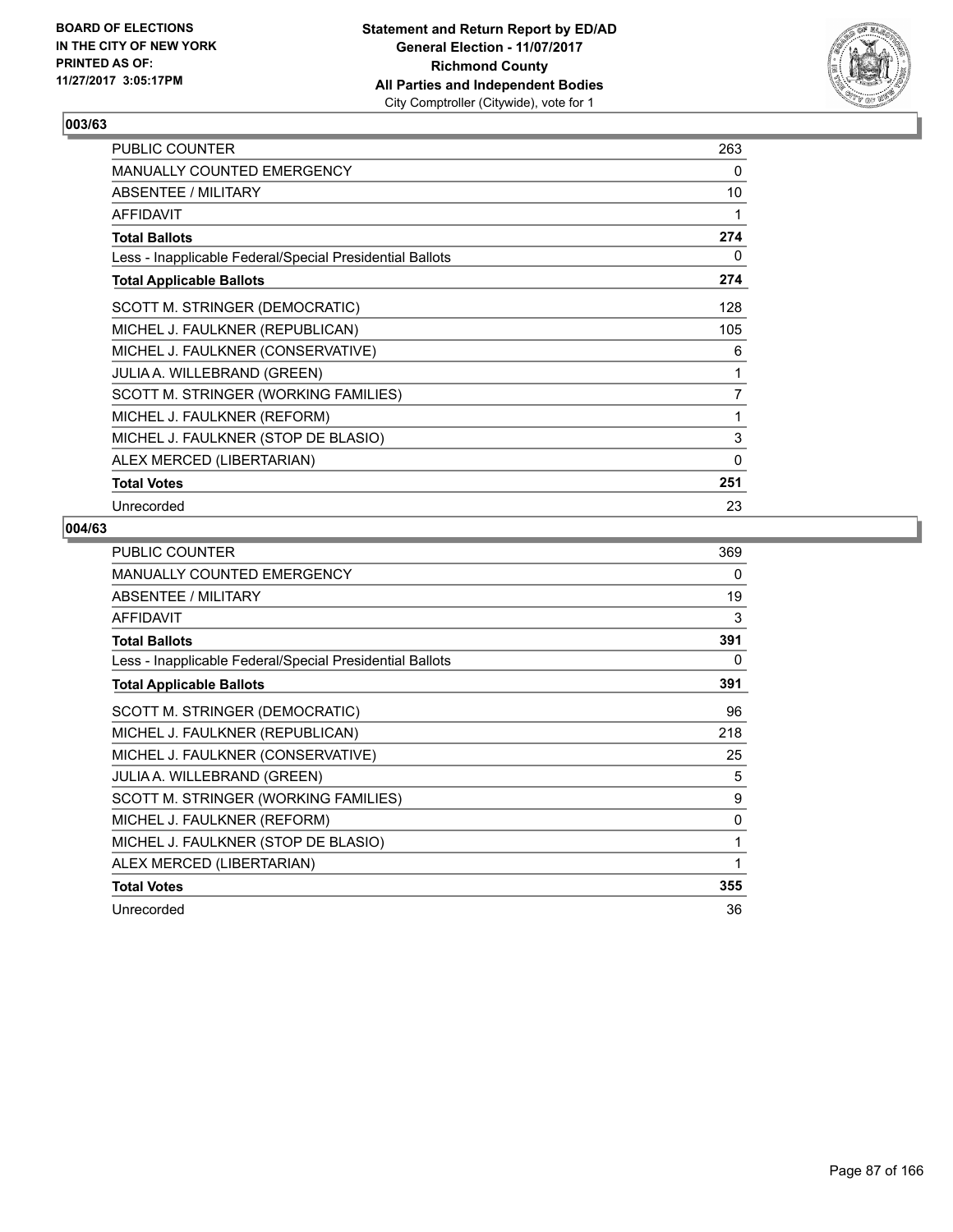BOARD OF ELECTIONS
IN THE CITY OF NEW YORK
PRINTED AS OF:
11/27/2017 3:05:17PM

**Statement and Return Report by ED/AD**
**General Election - 11/07/2017**
**Richmond County**
**All Parties and Independent Bodies**
City Comptroller (Citywide), vote for 1

### 003/63

| | |
|---|---|
| PUBLIC COUNTER | 263 |
| MANUALLY COUNTED EMERGENCY | 0 |
| ABSENTEE / MILITARY | 10 |
| AFFIDAVIT | 1 |
| **Total Ballots** | **274** |
| Less - Inapplicable Federal/Special Presidential Ballots | 0 |
| **Total Applicable Ballots** | **274** |
| SCOTT M. STRINGER (DEMOCRATIC) | 128 |
| MICHEL J. FAULKNER (REPUBLICAN) | 105 |
| MICHEL J. FAULKNER (CONSERVATIVE) | 6 |
| JULIA A. WILLEBRAND (GREEN) | 1 |
| SCOTT M. STRINGER (WORKING FAMILIES) | 7 |
| MICHEL J. FAULKNER (REFORM) | 1 |
| MICHEL J. FAULKNER (STOP DE BLASIO) | 3 |
| ALEX MERCED (LIBERTARIAN) | 0 |
| **Total Votes** | **251** |
| Unrecorded | 23 |

### 004/63

| | |
|---|---|
| PUBLIC COUNTER | 369 |
| MANUALLY COUNTED EMERGENCY | 0 |
| ABSENTEE / MILITARY | 19 |
| AFFIDAVIT | 3 |
| **Total Ballots** | **391** |
| Less - Inapplicable Federal/Special Presidential Ballots | 0 |
| **Total Applicable Ballots** | **391** |
| SCOTT M. STRINGER (DEMOCRATIC) | 96 |
| MICHEL J. FAULKNER (REPUBLICAN) | 218 |
| MICHEL J. FAULKNER (CONSERVATIVE) | 25 |
| JULIA A. WILLEBRAND (GREEN) | 5 |
| SCOTT M. STRINGER (WORKING FAMILIES) | 9 |
| MICHEL J. FAULKNER (REFORM) | 0 |
| MICHEL J. FAULKNER (STOP DE BLASIO) | 1 |
| ALEX MERCED (LIBERTARIAN) | 1 |
| **Total Votes** | **355** |
| Unrecorded | 36 |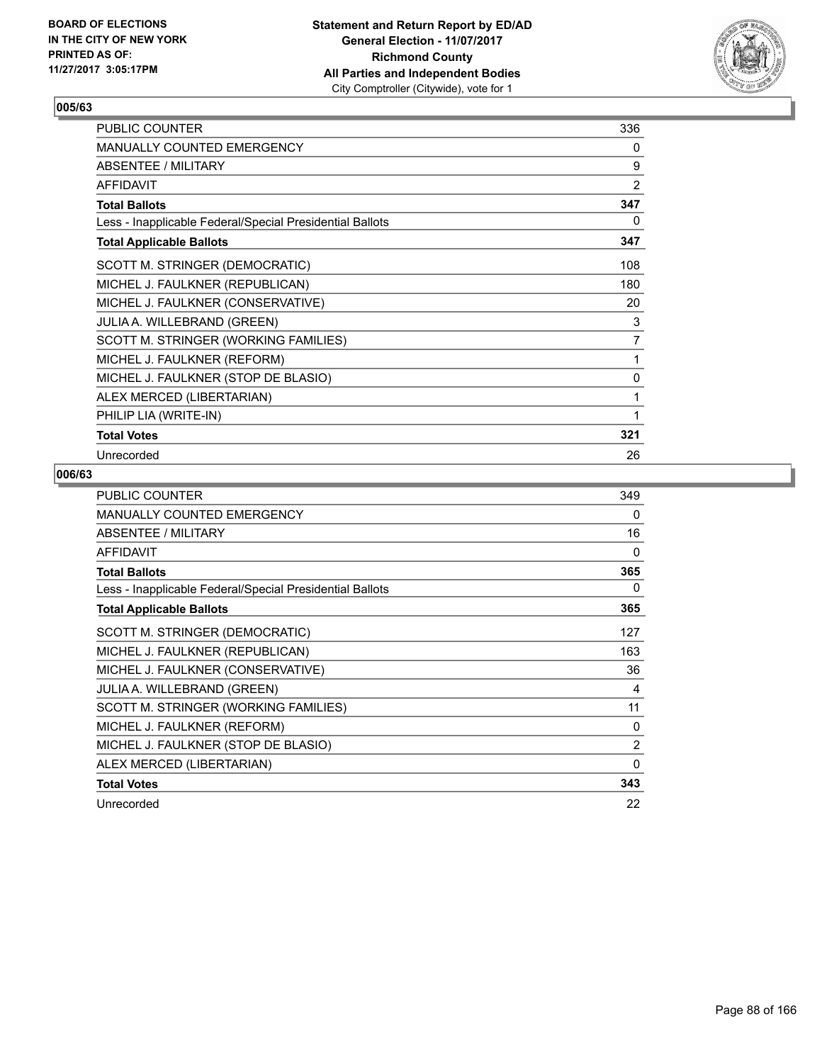BOARD OF ELECTIONS
IN THE CITY OF NEW YORK
PRINTED AS OF:
11/27/2017 3:05:17PM

**Statement and Return Report by ED/AD**
**General Election - 11/07/2017**
**Richmond County**
**All Parties and Independent Bodies**
City Comptroller (Citywide), vote for 1

## 005/63

| | |
|---|---|
| PUBLIC COUNTER | 336 |
| MANUALLY COUNTED EMERGENCY | 0 |
| ABSENTEE / MILITARY | 9 |
| AFFIDAVIT | 2 |
| **Total Ballots** | **347** |
| Less - Inapplicable Federal/Special Presidential Ballots | 0 |
| **Total Applicable Ballots** | **347** |
| SCOTT M. STRINGER (DEMOCRATIC) | 108 |
| MICHEL J. FAULKNER (REPUBLICAN) | 180 |
| MICHEL J. FAULKNER (CONSERVATIVE) | 20 |
| JULIA A. WILLEBRAND (GREEN) | 3 |
| SCOTT M. STRINGER (WORKING FAMILIES) | 7 |
| MICHEL J. FAULKNER (REFORM) | 1 |
| MICHEL J. FAULKNER (STOP DE BLASIO) | 0 |
| ALEX MERCED (LIBERTARIAN) | 1 |
| PHILIP LIA (WRITE-IN) | 1 |
| **Total Votes** | **321** |
| Unrecorded | 26 |

## 006/63

| | |
|---|---|
| PUBLIC COUNTER | 349 |
| MANUALLY COUNTED EMERGENCY | 0 |
| ABSENTEE / MILITARY | 16 |
| AFFIDAVIT | 0 |
| **Total Ballots** | **365** |
| Less - Inapplicable Federal/Special Presidential Ballots | 0 |
| **Total Applicable Ballots** | **365** |
| SCOTT M. STRINGER (DEMOCRATIC) | 127 |
| MICHEL J. FAULKNER (REPUBLICAN) | 163 |
| MICHEL J. FAULKNER (CONSERVATIVE) | 36 |
| JULIA A. WILLEBRAND (GREEN) | 4 |
| SCOTT M. STRINGER (WORKING FAMILIES) | 11 |
| MICHEL J. FAULKNER (REFORM) | 0 |
| MICHEL J. FAULKNER (STOP DE BLASIO) | 2 |
| ALEX MERCED (LIBERTARIAN) | 0 |
| **Total Votes** | **343** |
| Unrecorded | 22 |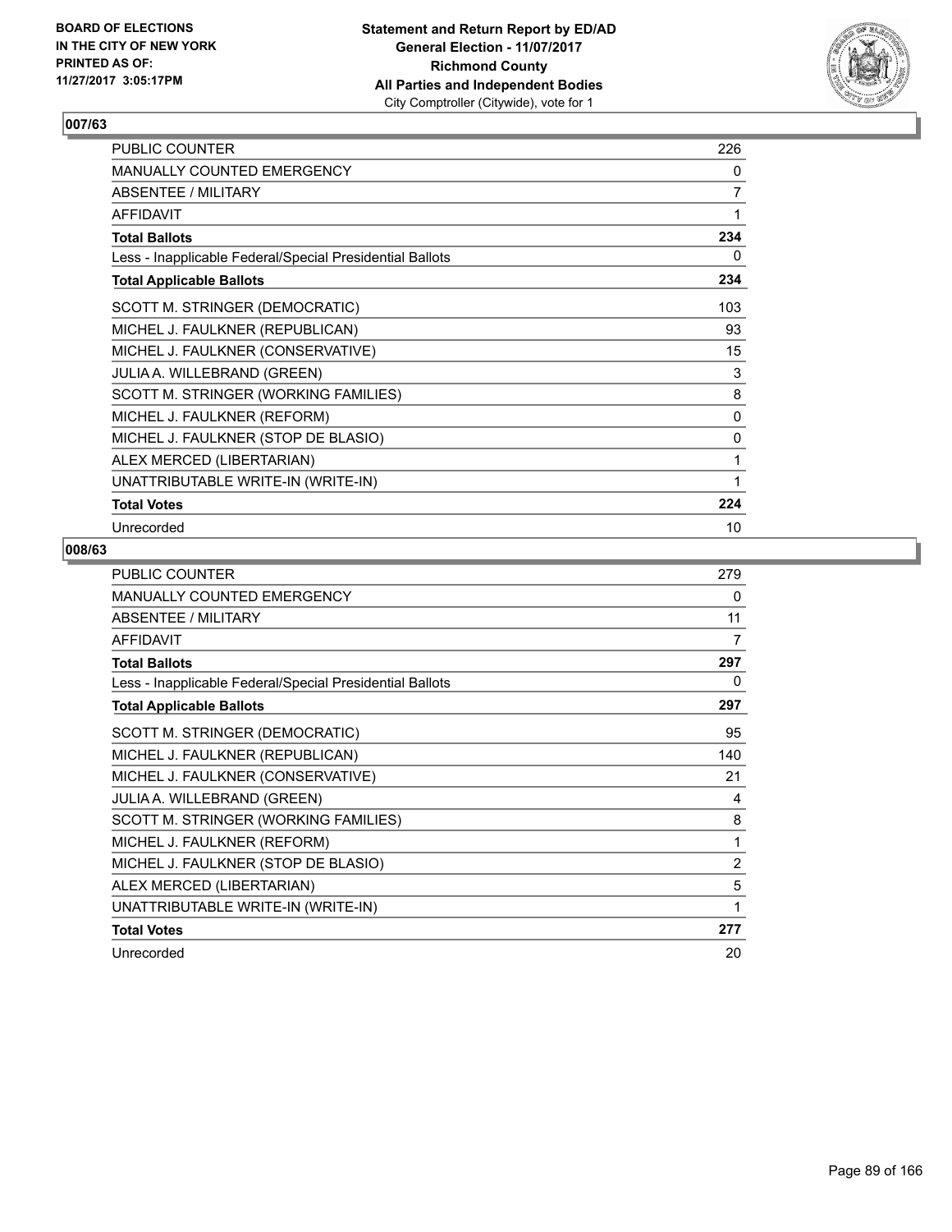BOARD OF ELECTIONS
IN THE CITY OF NEW YORK
PRINTED AS OF:
11/27/2017 3:05:17PM

**Statement and Return Report by ED/AD**
**General Election - 11/07/2017**
**Richmond County**
**All Parties and Independent Bodies**
City Comptroller (Citywide), vote for 1

### 007/63

| | |
|---|---|
| PUBLIC COUNTER | 226 |
| MANUALLY COUNTED EMERGENCY | 0 |
| ABSENTEE / MILITARY | 7 |
| AFFIDAVIT | 1 |
| **Total Ballots** | **234** |
| Less - Inapplicable Federal/Special Presidential Ballots | 0 |
| **Total Applicable Ballots** | **234** |
| SCOTT M. STRINGER (DEMOCRATIC) | 103 |
| MICHEL J. FAULKNER (REPUBLICAN) | 93 |
| MICHEL J. FAULKNER (CONSERVATIVE) | 15 |
| JULIA A. WILLEBRAND (GREEN) | 3 |
| SCOTT M. STRINGER (WORKING FAMILIES) | 8 |
| MICHEL J. FAULKNER (REFORM) | 0 |
| MICHEL J. FAULKNER (STOP DE BLASIO) | 0 |
| ALEX MERCED (LIBERTARIAN) | 1 |
| UNATTRIBUTABLE WRITE-IN (WRITE-IN) | 1 |
| **Total Votes** | **224** |
| Unrecorded | 10 |

### 008/63

| | |
|---|---|
| PUBLIC COUNTER | 279 |
| MANUALLY COUNTED EMERGENCY | 0 |
| ABSENTEE / MILITARY | 11 |
| AFFIDAVIT | 7 |
| **Total Ballots** | **297** |
| Less - Inapplicable Federal/Special Presidential Ballots | 0 |
| **Total Applicable Ballots** | **297** |
| SCOTT M. STRINGER (DEMOCRATIC) | 95 |
| MICHEL J. FAULKNER (REPUBLICAN) | 140 |
| MICHEL J. FAULKNER (CONSERVATIVE) | 21 |
| JULIA A. WILLEBRAND (GREEN) | 4 |
| SCOTT M. STRINGER (WORKING FAMILIES) | 8 |
| MICHEL J. FAULKNER (REFORM) | 1 |
| MICHEL J. FAULKNER (STOP DE BLASIO) | 2 |
| ALEX MERCED (LIBERTARIAN) | 5 |
| UNATTRIBUTABLE WRITE-IN (WRITE-IN) | 1 |
| **Total Votes** | **277** |
| Unrecorded | 20 |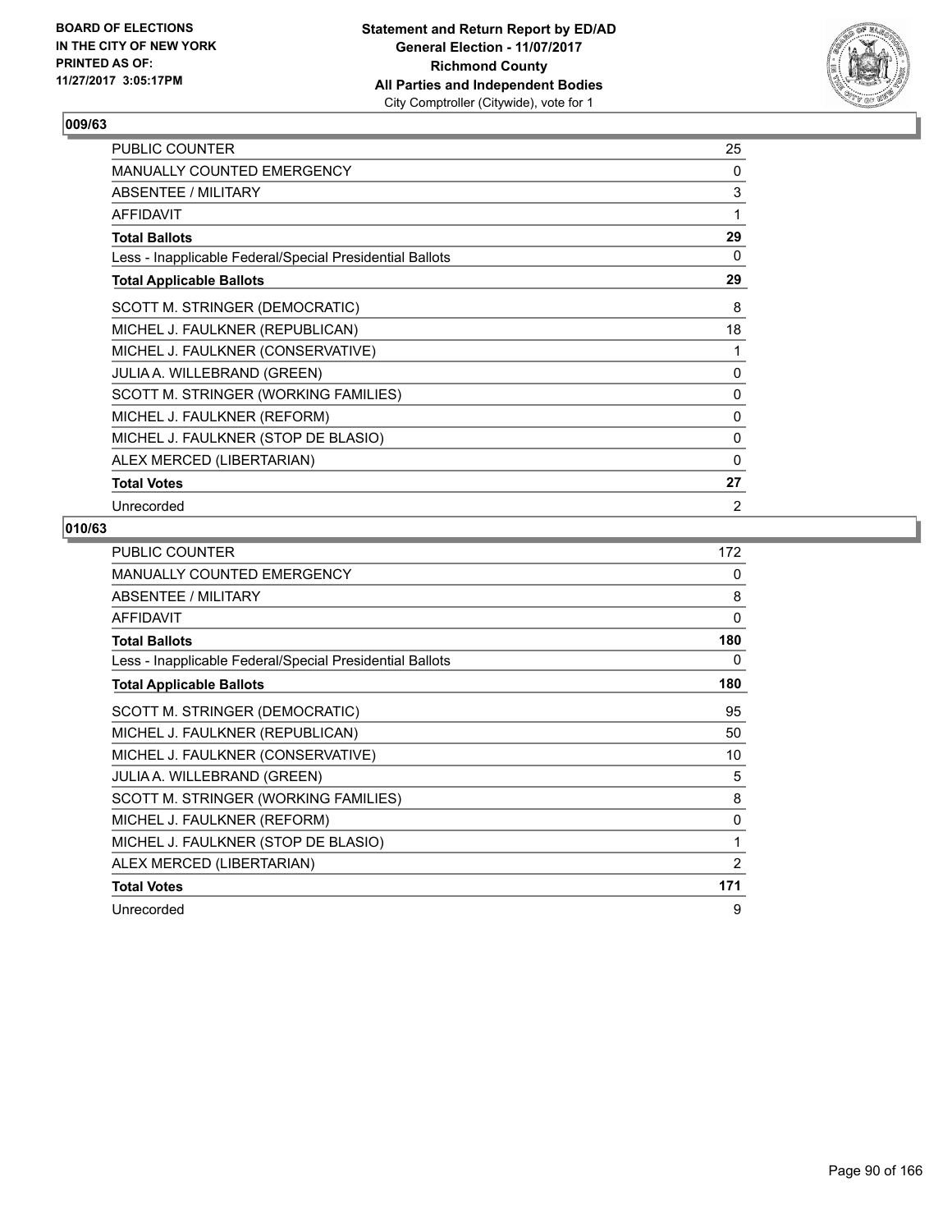**BOARD OF ELECTIONS IN THE CITY OF NEW YORK PRINTED AS OF: 11/27/2017 3:05:17PM**

**Statement and Return Report by ED/AD General Election - 11/07/2017 Richmond County All Parties and Independent Bodies**
City Comptroller (Citywide), vote for 1

## 009/63

| | |
|---|---|
| PUBLIC COUNTER | 25 |
| MANUALLY COUNTED EMERGENCY | 0 |
| ABSENTEE / MILITARY | 3 |
| AFFIDAVIT | 1 |
| **Total Ballots** | **29** |
| Less - Inapplicable Federal/Special Presidential Ballots | 0 |
| **Total Applicable Ballots** | **29** |
| SCOTT M. STRINGER (DEMOCRATIC) | 8 |
| MICHEL J. FAULKNER (REPUBLICAN) | 18 |
| MICHEL J. FAULKNER (CONSERVATIVE) | 1 |
| JULIA A. WILLEBRAND (GREEN) | 0 |
| SCOTT M. STRINGER (WORKING FAMILIES) | 0 |
| MICHEL J. FAULKNER (REFORM) | 0 |
| MICHEL J. FAULKNER (STOP DE BLASIO) | 0 |
| ALEX MERCED (LIBERTARIAN) | 0 |
| **Total Votes** | **27** |
| Unrecorded | 2 |

## 010/63

| | |
|---|---|
| PUBLIC COUNTER | 172 |
| MANUALLY COUNTED EMERGENCY | 0 |
| ABSENTEE / MILITARY | 8 |
| AFFIDAVIT | 0 |
| **Total Ballots** | **180** |
| Less - Inapplicable Federal/Special Presidential Ballots | 0 |
| **Total Applicable Ballots** | **180** |
| SCOTT M. STRINGER (DEMOCRATIC) | 95 |
| MICHEL J. FAULKNER (REPUBLICAN) | 50 |
| MICHEL J. FAULKNER (CONSERVATIVE) | 10 |
| JULIA A. WILLEBRAND (GREEN) | 5 |
| SCOTT M. STRINGER (WORKING FAMILIES) | 8 |
| MICHEL J. FAULKNER (REFORM) | 0 |
| MICHEL J. FAULKNER (STOP DE BLASIO) | 1 |
| ALEX MERCED (LIBERTARIAN) | 2 |
| **Total Votes** | **171** |
| Unrecorded | 9 |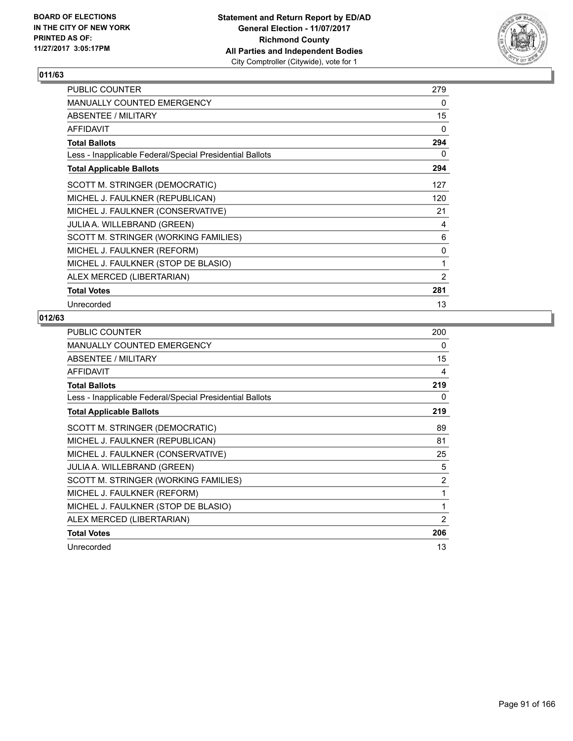**BOARD OF ELECTIONS IN THE CITY OF NEW YORK PRINTED AS OF: 11/27/2017 3:05:17PM**

**Statement and Return Report by ED/AD General Election - 11/07/2017 Richmond County All Parties and Independent Bodies** City Comptroller (Citywide), vote for 1

## 011/63

| | |
|---|---|
| PUBLIC COUNTER | 279 |
| MANUALLY COUNTED EMERGENCY | 0 |
| ABSENTEE / MILITARY | 15 |
| AFFIDAVIT | 0 |
| **Total Ballots** | **294** |
| Less - Inapplicable Federal/Special Presidential Ballots | 0 |
| **Total Applicable Ballots** | **294** |
| SCOTT M. STRINGER (DEMOCRATIC) | 127 |
| MICHEL J. FAULKNER (REPUBLICAN) | 120 |
| MICHEL J. FAULKNER (CONSERVATIVE) | 21 |
| JULIA A. WILLEBRAND (GREEN) | 4 |
| SCOTT M. STRINGER (WORKING FAMILIES) | 6 |
| MICHEL J. FAULKNER (REFORM) | 0 |
| MICHEL J. FAULKNER (STOP DE BLASIO) | 1 |
| ALEX MERCED (LIBERTARIAN) | 2 |
| **Total Votes** | **281** |
| Unrecorded | 13 |

## 012/63

| | |
|---|---|
| PUBLIC COUNTER | 200 |
| MANUALLY COUNTED EMERGENCY | 0 |
| ABSENTEE / MILITARY | 15 |
| AFFIDAVIT | 4 |
| **Total Ballots** | **219** |
| Less - Inapplicable Federal/Special Presidential Ballots | 0 |
| **Total Applicable Ballots** | **219** |
| SCOTT M. STRINGER (DEMOCRATIC) | 89 |
| MICHEL J. FAULKNER (REPUBLICAN) | 81 |
| MICHEL J. FAULKNER (CONSERVATIVE) | 25 |
| JULIA A. WILLEBRAND (GREEN) | 5 |
| SCOTT M. STRINGER (WORKING FAMILIES) | 2 |
| MICHEL J. FAULKNER (REFORM) | 1 |
| MICHEL J. FAULKNER (STOP DE BLASIO) | 1 |
| ALEX MERCED (LIBERTARIAN) | 2 |
| **Total Votes** | **206** |
| Unrecorded | 13 |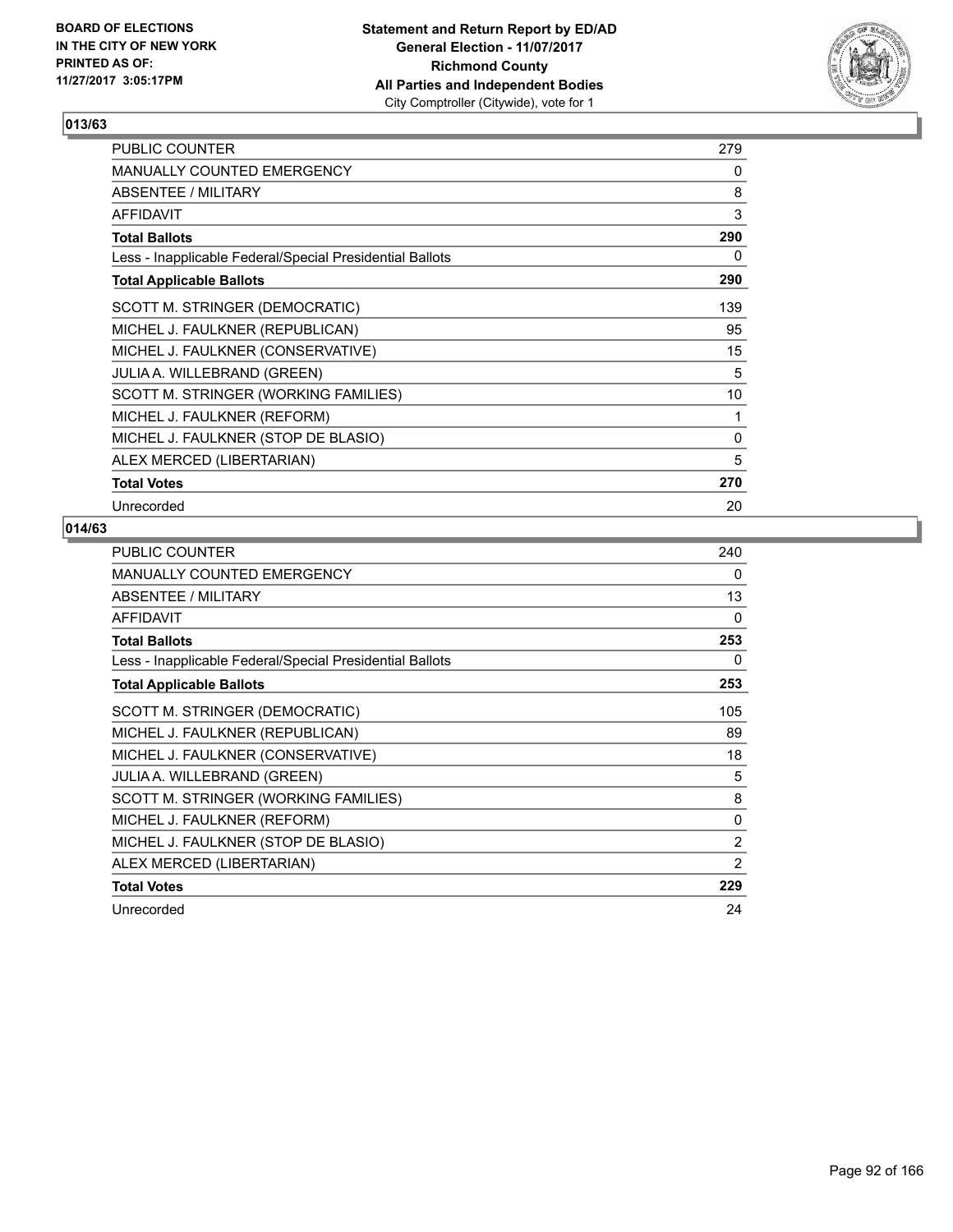BOARD OF ELECTIONS
IN THE CITY OF NEW YORK
PRINTED AS OF:
11/27/2017 3:05:17PM

**Statement and Return Report by ED/AD**
**General Election - 11/07/2017**
**Richmond County**
**All Parties and Independent Bodies**
City Comptroller (Citywide), vote for 1

### 013/63

| | |
|---|---|
| PUBLIC COUNTER | 279 |
| MANUALLY COUNTED EMERGENCY | 0 |
| ABSENTEE / MILITARY | 8 |
| AFFIDAVIT | 3 |
| **Total Ballots** | **290** |
| Less - Inapplicable Federal/Special Presidential Ballots | 0 |
| **Total Applicable Ballots** | **290** |
| SCOTT M. STRINGER (DEMOCRATIC) | 139 |
| MICHEL J. FAULKNER (REPUBLICAN) | 95 |
| MICHEL J. FAULKNER (CONSERVATIVE) | 15 |
| JULIA A. WILLEBRAND (GREEN) | 5 |
| SCOTT M. STRINGER (WORKING FAMILIES) | 10 |
| MICHEL J. FAULKNER (REFORM) | 1 |
| MICHEL J. FAULKNER (STOP DE BLASIO) | 0 |
| ALEX MERCED (LIBERTARIAN) | 5 |
| **Total Votes** | **270** |
| Unrecorded | 20 |

### 014/63

| | |
|---|---|
| PUBLIC COUNTER | 240 |
| MANUALLY COUNTED EMERGENCY | 0 |
| ABSENTEE / MILITARY | 13 |
| AFFIDAVIT | 0 |
| **Total Ballots** | **253** |
| Less - Inapplicable Federal/Special Presidential Ballots | 0 |
| **Total Applicable Ballots** | **253** |
| SCOTT M. STRINGER (DEMOCRATIC) | 105 |
| MICHEL J. FAULKNER (REPUBLICAN) | 89 |
| MICHEL J. FAULKNER (CONSERVATIVE) | 18 |
| JULIA A. WILLEBRAND (GREEN) | 5 |
| SCOTT M. STRINGER (WORKING FAMILIES) | 8 |
| MICHEL J. FAULKNER (REFORM) | 0 |
| MICHEL J. FAULKNER (STOP DE BLASIO) | 2 |
| ALEX MERCED (LIBERTARIAN) | 2 |
| **Total Votes** | **229** |
| Unrecorded | 24 |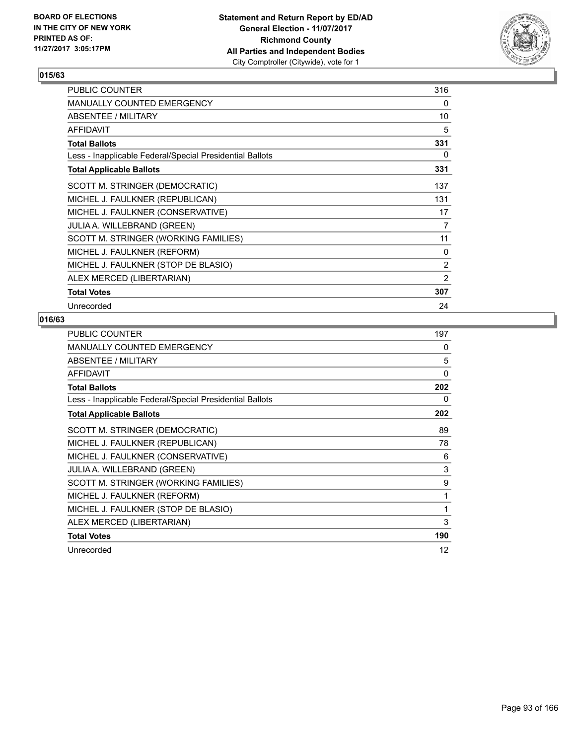**BOARD OF ELECTIONS IN THE CITY OF NEW YORK PRINTED AS OF: 11/27/2017 3:05:17PM**

**Statement and Return Report by ED/AD General Election - 11/07/2017 Richmond County All Parties and Independent Bodies**
City Comptroller (Citywide), vote for 1

## 015/63

| | |
|---|---|
| PUBLIC COUNTER | 316 |
| MANUALLY COUNTED EMERGENCY | 0 |
| ABSENTEE / MILITARY | 10 |
| AFFIDAVIT | 5 |
| **Total Ballots** | **331** |
| Less - Inapplicable Federal/Special Presidential Ballots | 0 |
| **Total Applicable Ballots** | **331** |
| SCOTT M. STRINGER (DEMOCRATIC) | 137 |
| MICHEL J. FAULKNER (REPUBLICAN) | 131 |
| MICHEL J. FAULKNER (CONSERVATIVE) | 17 |
| JULIA A. WILLEBRAND (GREEN) | 7 |
| SCOTT M. STRINGER (WORKING FAMILIES) | 11 |
| MICHEL J. FAULKNER (REFORM) | 0 |
| MICHEL J. FAULKNER (STOP DE BLASIO) | 2 |
| ALEX MERCED (LIBERTARIAN) | 2 |
| **Total Votes** | **307** |
| Unrecorded | 24 |

## 016/63

| | |
|---|---|
| PUBLIC COUNTER | 197 |
| MANUALLY COUNTED EMERGENCY | 0 |
| ABSENTEE / MILITARY | 5 |
| AFFIDAVIT | 0 |
| **Total Ballots** | **202** |
| Less - Inapplicable Federal/Special Presidential Ballots | 0 |
| **Total Applicable Ballots** | **202** |
| SCOTT M. STRINGER (DEMOCRATIC) | 89 |
| MICHEL J. FAULKNER (REPUBLICAN) | 78 |
| MICHEL J. FAULKNER (CONSERVATIVE) | 6 |
| JULIA A. WILLEBRAND (GREEN) | 3 |
| SCOTT M. STRINGER (WORKING FAMILIES) | 9 |
| MICHEL J. FAULKNER (REFORM) | 1 |
| MICHEL J. FAULKNER (STOP DE BLASIO) | 1 |
| ALEX MERCED (LIBERTARIAN) | 3 |
| **Total Votes** | **190** |
| Unrecorded | 12 |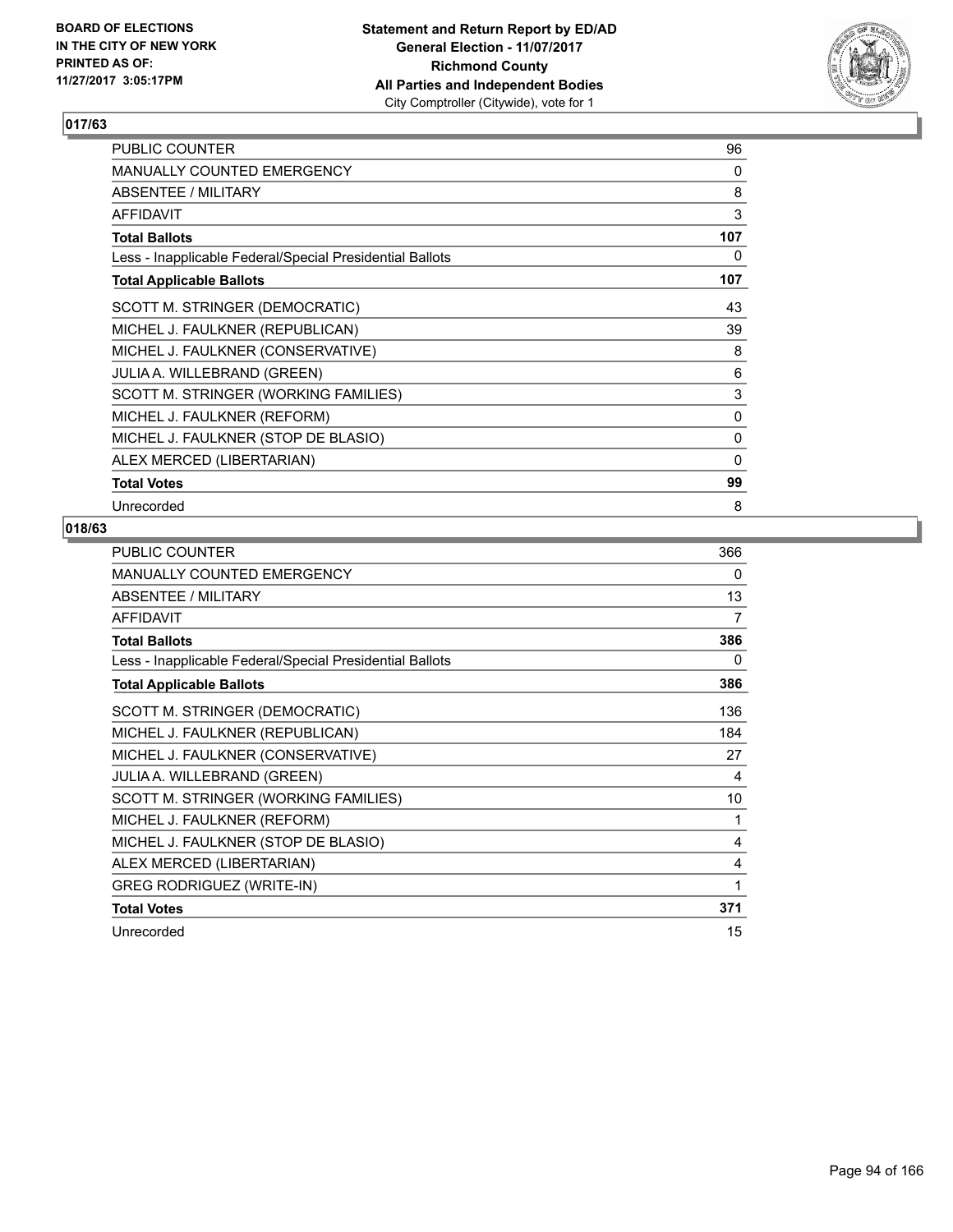**BOARD OF ELECTIONS IN THE CITY OF NEW YORK PRINTED AS OF: 11/27/2017 3:05:17PM**

**Statement and Return Report by ED/AD General Election - 11/07/2017 Richmond County All Parties and Independent Bodies** City Comptroller (Citywide), vote for 1

## 017/63

| | |
|---|---|
| PUBLIC COUNTER | 96 |
| MANUALLY COUNTED EMERGENCY | 0 |
| ABSENTEE / MILITARY | 8 |
| AFFIDAVIT | 3 |
| **Total Ballots** | **107** |
| Less - Inapplicable Federal/Special Presidential Ballots | 0 |
| **Total Applicable Ballots** | **107** |
| SCOTT M. STRINGER (DEMOCRATIC) | 43 |
| MICHEL J. FAULKNER (REPUBLICAN) | 39 |
| MICHEL J. FAULKNER (CONSERVATIVE) | 8 |
| JULIA A. WILLEBRAND (GREEN) | 6 |
| SCOTT M. STRINGER (WORKING FAMILIES) | 3 |
| MICHEL J. FAULKNER (REFORM) | 0 |
| MICHEL J. FAULKNER (STOP DE BLASIO) | 0 |
| ALEX MERCED (LIBERTARIAN) | 0 |
| **Total Votes** | **99** |
| Unrecorded | 8 |

## 018/63

| | |
|---|---|
| PUBLIC COUNTER | 366 |
| MANUALLY COUNTED EMERGENCY | 0 |
| ABSENTEE / MILITARY | 13 |
| AFFIDAVIT | 7 |
| **Total Ballots** | **386** |
| Less - Inapplicable Federal/Special Presidential Ballots | 0 |
| **Total Applicable Ballots** | **386** |
| SCOTT M. STRINGER (DEMOCRATIC) | 136 |
| MICHEL J. FAULKNER (REPUBLICAN) | 184 |
| MICHEL J. FAULKNER (CONSERVATIVE) | 27 |
| JULIA A. WILLEBRAND (GREEN) | 4 |
| SCOTT M. STRINGER (WORKING FAMILIES) | 10 |
| MICHEL J. FAULKNER (REFORM) | 1 |
| MICHEL J. FAULKNER (STOP DE BLASIO) | 4 |
| ALEX MERCED (LIBERTARIAN) | 4 |
| GREG RODRIGUEZ (WRITE-IN) | 1 |
| **Total Votes** | **371** |
| Unrecorded | 15 |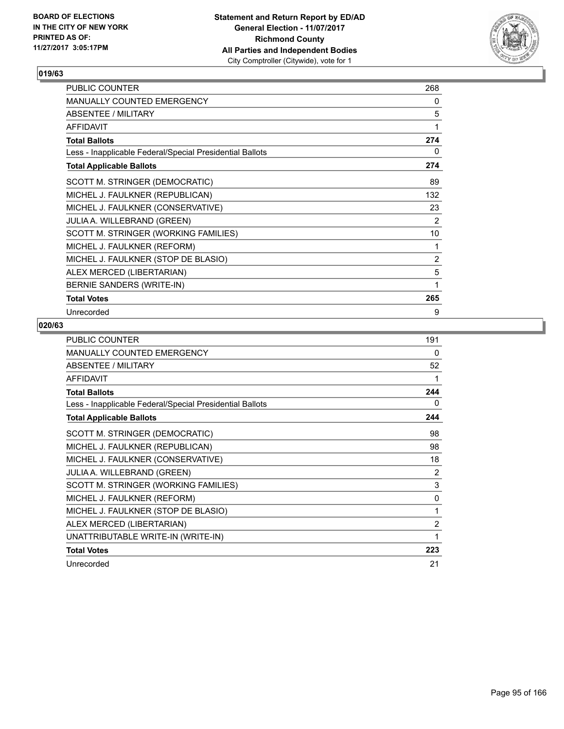**BOARD OF ELECTIONS IN THE CITY OF NEW YORK PRINTED AS OF: 11/27/2017 3:05:17PM**

**Statement and Return Report by ED/AD**
**General Election - 11/07/2017**
**Richmond County**
**All Parties and Independent Bodies**
City Comptroller (Citywide), vote for 1

## 019/63

| | |
|---|---|
| PUBLIC COUNTER | 268 |
| MANUALLY COUNTED EMERGENCY | 0 |
| ABSENTEE / MILITARY | 5 |
| AFFIDAVIT | 1 |
| **Total Ballots** | **274** |
| Less - Inapplicable Federal/Special Presidential Ballots | 0 |
| **Total Applicable Ballots** | **274** |
| SCOTT M. STRINGER (DEMOCRATIC) | 89 |
| MICHEL J. FAULKNER (REPUBLICAN) | 132 |
| MICHEL J. FAULKNER (CONSERVATIVE) | 23 |
| JULIA A. WILLEBRAND (GREEN) | 2 |
| SCOTT M. STRINGER (WORKING FAMILIES) | 10 |
| MICHEL J. FAULKNER (REFORM) | 1 |
| MICHEL J. FAULKNER (STOP DE BLASIO) | 2 |
| ALEX MERCED (LIBERTARIAN) | 5 |
| BERNIE SANDERS (WRITE-IN) | 1 |
| **Total Votes** | **265** |
| Unrecorded | 9 |

## 020/63

| | |
|---|---|
| PUBLIC COUNTER | 191 |
| MANUALLY COUNTED EMERGENCY | 0 |
| ABSENTEE / MILITARY | 52 |
| AFFIDAVIT | 1 |
| **Total Ballots** | **244** |
| Less - Inapplicable Federal/Special Presidential Ballots | 0 |
| **Total Applicable Ballots** | **244** |
| SCOTT M. STRINGER (DEMOCRATIC) | 98 |
| MICHEL J. FAULKNER (REPUBLICAN) | 98 |
| MICHEL J. FAULKNER (CONSERVATIVE) | 18 |
| JULIA A. WILLEBRAND (GREEN) | 2 |
| SCOTT M. STRINGER (WORKING FAMILIES) | 3 |
| MICHEL J. FAULKNER (REFORM) | 0 |
| MICHEL J. FAULKNER (STOP DE BLASIO) | 1 |
| ALEX MERCED (LIBERTARIAN) | 2 |
| UNATTRIBUTABLE WRITE-IN (WRITE-IN) | 1 |
| **Total Votes** | **223** |
| Unrecorded | 21 |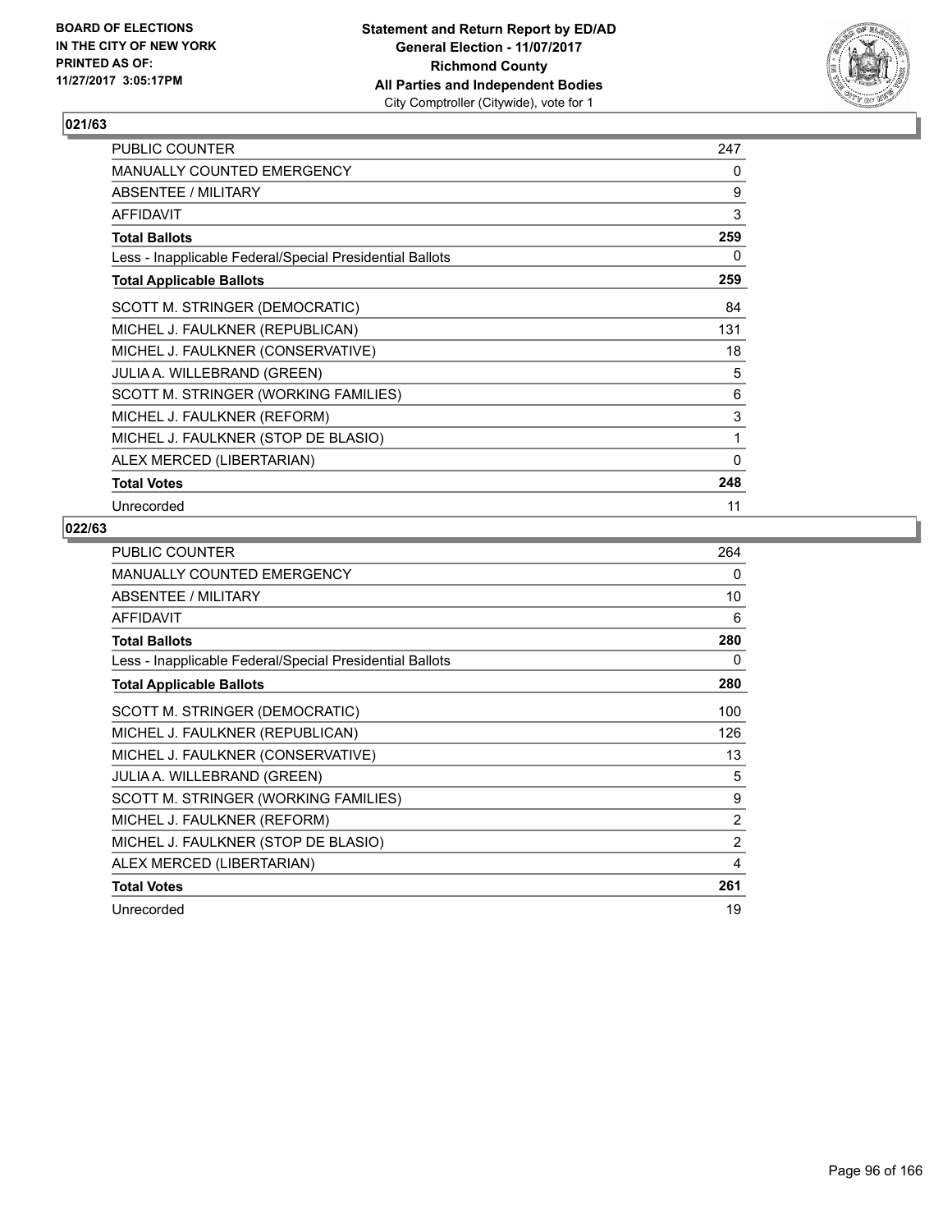BOARD OF ELECTIONS
IN THE CITY OF NEW YORK
PRINTED AS OF:
11/27/2017 3:05:17PM

**Statement and Return Report by ED/AD**
**General Election - 11/07/2017**
**Richmond County**
**All Parties and Independent Bodies**
City Comptroller (Citywide), vote for 1

### 021/63

| | |
|---|---|
| PUBLIC COUNTER | 247 |
| MANUALLY COUNTED EMERGENCY | 0 |
| ABSENTEE / MILITARY | 9 |
| AFFIDAVIT | 3 |
| **Total Ballots** | **259** |
| Less - Inapplicable Federal/Special Presidential Ballots | 0 |
| **Total Applicable Ballots** | **259** |
| SCOTT M. STRINGER (DEMOCRATIC) | 84 |
| MICHEL J. FAULKNER (REPUBLICAN) | 131 |
| MICHEL J. FAULKNER (CONSERVATIVE) | 18 |
| JULIA A. WILLEBRAND (GREEN) | 5 |
| SCOTT M. STRINGER (WORKING FAMILIES) | 6 |
| MICHEL J. FAULKNER (REFORM) | 3 |
| MICHEL J. FAULKNER (STOP DE BLASIO) | 1 |
| ALEX MERCED (LIBERTARIAN) | 0 |
| **Total Votes** | **248** |
| Unrecorded | 11 |

### 022/63

| | |
|---|---|
| PUBLIC COUNTER | 264 |
| MANUALLY COUNTED EMERGENCY | 0 |
| ABSENTEE / MILITARY | 10 |
| AFFIDAVIT | 6 |
| **Total Ballots** | **280** |
| Less - Inapplicable Federal/Special Presidential Ballots | 0 |
| **Total Applicable Ballots** | **280** |
| SCOTT M. STRINGER (DEMOCRATIC) | 100 |
| MICHEL J. FAULKNER (REPUBLICAN) | 126 |
| MICHEL J. FAULKNER (CONSERVATIVE) | 13 |
| JULIA A. WILLEBRAND (GREEN) | 5 |
| SCOTT M. STRINGER (WORKING FAMILIES) | 9 |
| MICHEL J. FAULKNER (REFORM) | 2 |
| MICHEL J. FAULKNER (STOP DE BLASIO) | 2 |
| ALEX MERCED (LIBERTARIAN) | 4 |
| **Total Votes** | **261** |
| Unrecorded | 19 |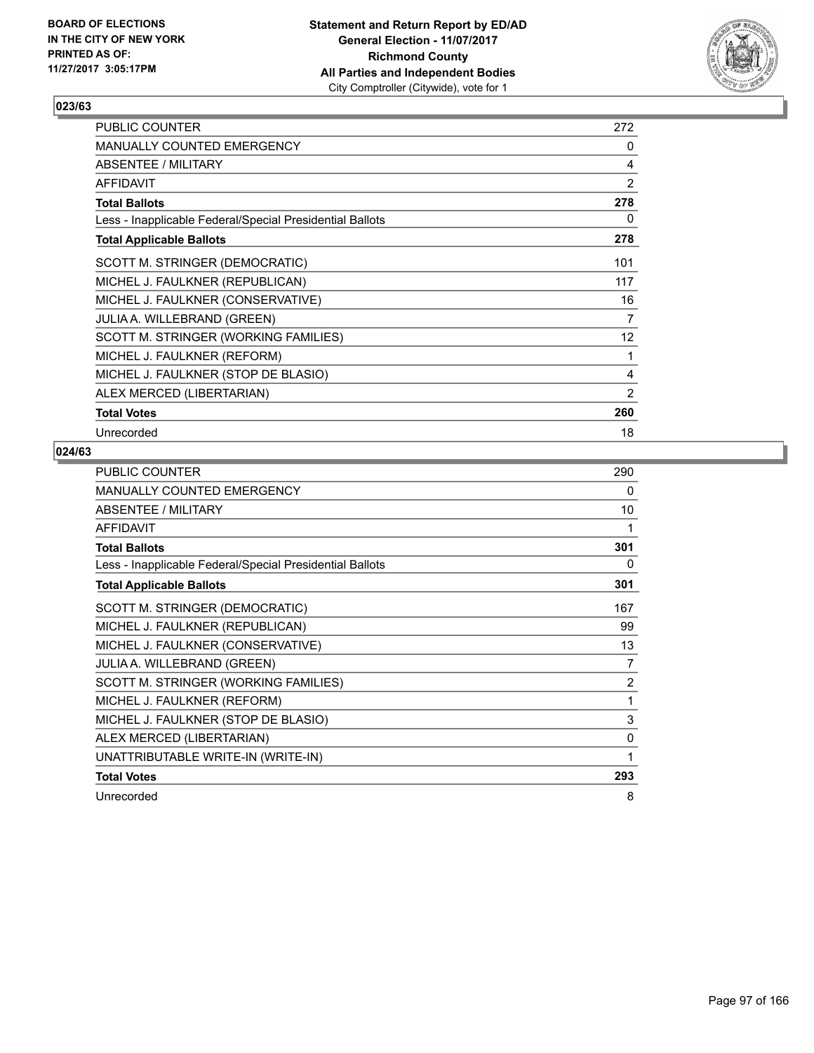BOARD OF ELECTIONS
IN THE CITY OF NEW YORK
PRINTED AS OF:
11/27/2017 3:05:17PM

**Statement and Return Report by ED/AD**
**General Election - 11/07/2017**
**Richmond County**
**All Parties and Independent Bodies**
City Comptroller (Citywide), vote for 1

### 023/63

| | |
|---|---|
| PUBLIC COUNTER | 272 |
| MANUALLY COUNTED EMERGENCY | 0 |
| ABSENTEE / MILITARY | 4 |
| AFFIDAVIT | 2 |
| **Total Ballots** | **278** |
| Less - Inapplicable Federal/Special Presidential Ballots | 0 |
| **Total Applicable Ballots** | **278** |
| SCOTT M. STRINGER (DEMOCRATIC) | 101 |
| MICHEL J. FAULKNER (REPUBLICAN) | 117 |
| MICHEL J. FAULKNER (CONSERVATIVE) | 16 |
| JULIA A. WILLEBRAND (GREEN) | 7 |
| SCOTT M. STRINGER (WORKING FAMILIES) | 12 |
| MICHEL J. FAULKNER (REFORM) | 1 |
| MICHEL J. FAULKNER (STOP DE BLASIO) | 4 |
| ALEX MERCED (LIBERTARIAN) | 2 |
| **Total Votes** | **260** |
| Unrecorded | 18 |

### 024/63

| | |
|---|---|
| PUBLIC COUNTER | 290 |
| MANUALLY COUNTED EMERGENCY | 0 |
| ABSENTEE / MILITARY | 10 |
| AFFIDAVIT | 1 |
| **Total Ballots** | **301** |
| Less - Inapplicable Federal/Special Presidential Ballots | 0 |
| **Total Applicable Ballots** | **301** |
| SCOTT M. STRINGER (DEMOCRATIC) | 167 |
| MICHEL J. FAULKNER (REPUBLICAN) | 99 |
| MICHEL J. FAULKNER (CONSERVATIVE) | 13 |
| JULIA A. WILLEBRAND (GREEN) | 7 |
| SCOTT M. STRINGER (WORKING FAMILIES) | 2 |
| MICHEL J. FAULKNER (REFORM) | 1 |
| MICHEL J. FAULKNER (STOP DE BLASIO) | 3 |
| ALEX MERCED (LIBERTARIAN) | 0 |
| UNATTRIBUTABLE WRITE-IN (WRITE-IN) | 1 |
| **Total Votes** | **293** |
| Unrecorded | 8 |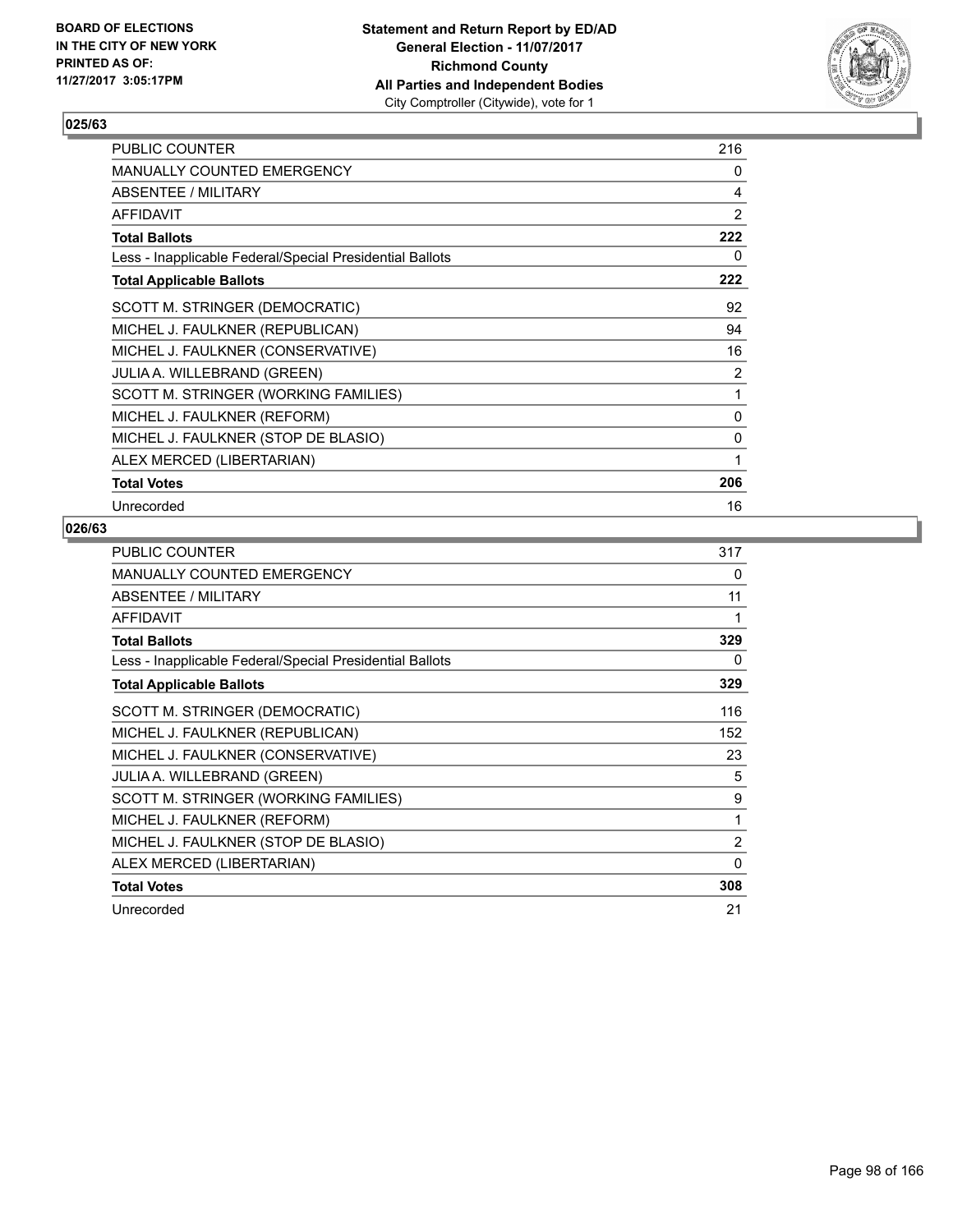**BOARD OF ELECTIONS IN THE CITY OF NEW YORK PRINTED AS OF: 11/27/2017 3:05:17PM**

**Statement and Return Report by ED/AD General Election - 11/07/2017 Richmond County All Parties and Independent Bodies** City Comptroller (Citywide), vote for 1

### 025/63

| | |
|---|---|
| PUBLIC COUNTER | 216 |
| MANUALLY COUNTED EMERGENCY | 0 |
| ABSENTEE / MILITARY | 4 |
| AFFIDAVIT | 2 |
| **Total Ballots** | **222** |
| Less - Inapplicable Federal/Special Presidential Ballots | 0 |
| **Total Applicable Ballots** | **222** |
| SCOTT M. STRINGER (DEMOCRATIC) | 92 |
| MICHEL J. FAULKNER (REPUBLICAN) | 94 |
| MICHEL J. FAULKNER (CONSERVATIVE) | 16 |
| JULIA A. WILLEBRAND (GREEN) | 2 |
| SCOTT M. STRINGER (WORKING FAMILIES) | 1 |
| MICHEL J. FAULKNER (REFORM) | 0 |
| MICHEL J. FAULKNER (STOP DE BLASIO) | 0 |
| ALEX MERCED (LIBERTARIAN) | 1 |
| **Total Votes** | **206** |
| Unrecorded | 16 |

### 026/63

| | |
|---|---|
| PUBLIC COUNTER | 317 |
| MANUALLY COUNTED EMERGENCY | 0 |
| ABSENTEE / MILITARY | 11 |
| AFFIDAVIT | 1 |
| **Total Ballots** | **329** |
| Less - Inapplicable Federal/Special Presidential Ballots | 0 |
| **Total Applicable Ballots** | **329** |
| SCOTT M. STRINGER (DEMOCRATIC) | 116 |
| MICHEL J. FAULKNER (REPUBLICAN) | 152 |
| MICHEL J. FAULKNER (CONSERVATIVE) | 23 |
| JULIA A. WILLEBRAND (GREEN) | 5 |
| SCOTT M. STRINGER (WORKING FAMILIES) | 9 |
| MICHEL J. FAULKNER (REFORM) | 1 |
| MICHEL J. FAULKNER (STOP DE BLASIO) | 2 |
| ALEX MERCED (LIBERTARIAN) | 0 |
| **Total Votes** | **308** |
| Unrecorded | 21 |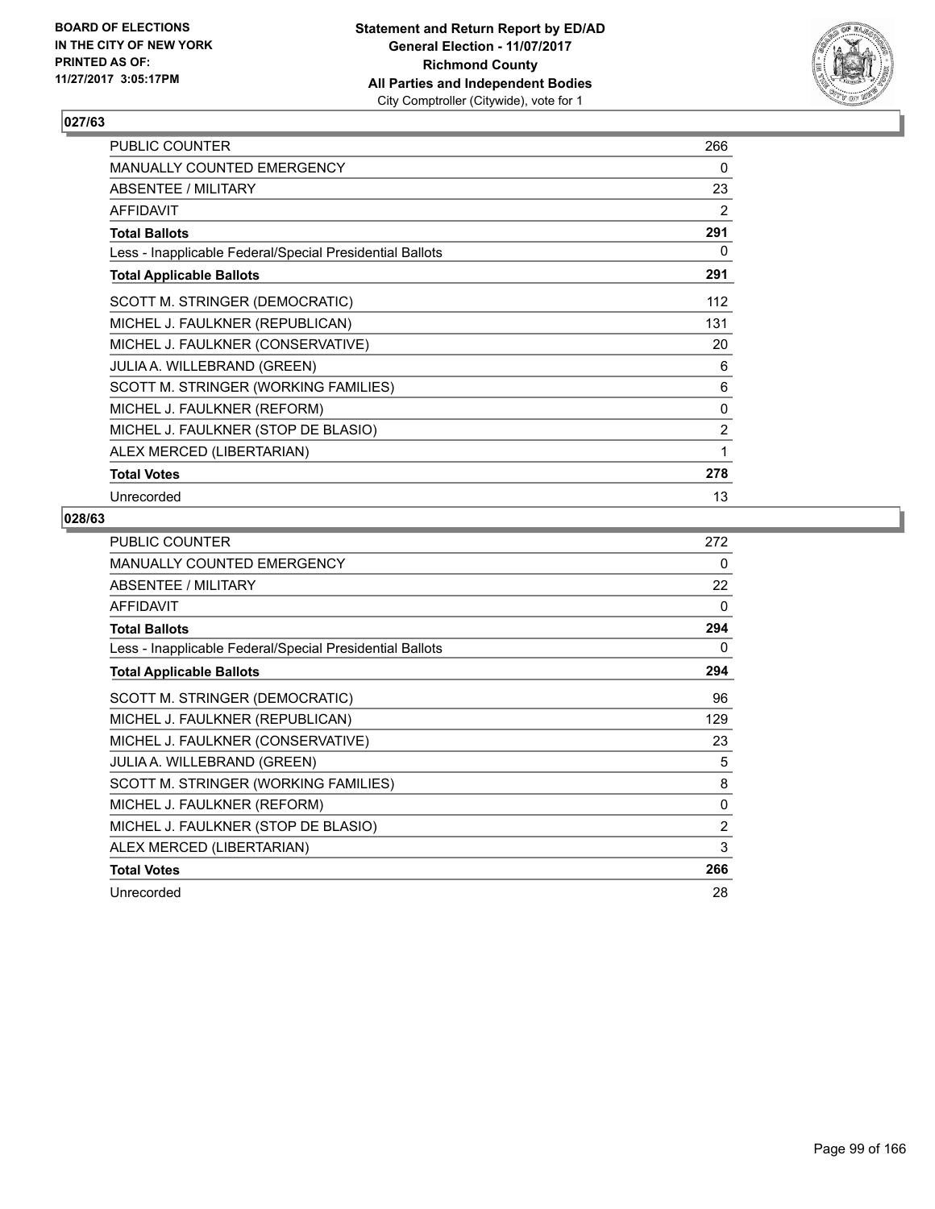BOARD OF ELECTIONS
IN THE CITY OF NEW YORK
PRINTED AS OF:
11/27/2017 3:05:17PM

**Statement and Return Report by ED/AD**
**General Election - 11/07/2017**
**Richmond County**
**All Parties and Independent Bodies**
City Comptroller (Citywide), vote for 1

## 027/63

| | |
|---|---|
| PUBLIC COUNTER | 266 |
| MANUALLY COUNTED EMERGENCY | 0 |
| ABSENTEE / MILITARY | 23 |
| AFFIDAVIT | 2 |
| **Total Ballots** | **291** |
| Less - Inapplicable Federal/Special Presidential Ballots | 0 |
| **Total Applicable Ballots** | **291** |
| SCOTT M. STRINGER (DEMOCRATIC) | 112 |
| MICHEL J. FAULKNER (REPUBLICAN) | 131 |
| MICHEL J. FAULKNER (CONSERVATIVE) | 20 |
| JULIA A. WILLEBRAND (GREEN) | 6 |
| SCOTT M. STRINGER (WORKING FAMILIES) | 6 |
| MICHEL J. FAULKNER (REFORM) | 0 |
| MICHEL J. FAULKNER (STOP DE BLASIO) | 2 |
| ALEX MERCED (LIBERTARIAN) | 1 |
| **Total Votes** | **278** |
| Unrecorded | 13 |

## 028/63

| | |
|---|---|
| PUBLIC COUNTER | 272 |
| MANUALLY COUNTED EMERGENCY | 0 |
| ABSENTEE / MILITARY | 22 |
| AFFIDAVIT | 0 |
| **Total Ballots** | **294** |
| Less - Inapplicable Federal/Special Presidential Ballots | 0 |
| **Total Applicable Ballots** | **294** |
| SCOTT M. STRINGER (DEMOCRATIC) | 96 |
| MICHEL J. FAULKNER (REPUBLICAN) | 129 |
| MICHEL J. FAULKNER (CONSERVATIVE) | 23 |
| JULIA A. WILLEBRAND (GREEN) | 5 |
| SCOTT M. STRINGER (WORKING FAMILIES) | 8 |
| MICHEL J. FAULKNER (REFORM) | 0 |
| MICHEL J. FAULKNER (STOP DE BLASIO) | 2 |
| ALEX MERCED (LIBERTARIAN) | 3 |
| **Total Votes** | **266** |
| Unrecorded | 28 |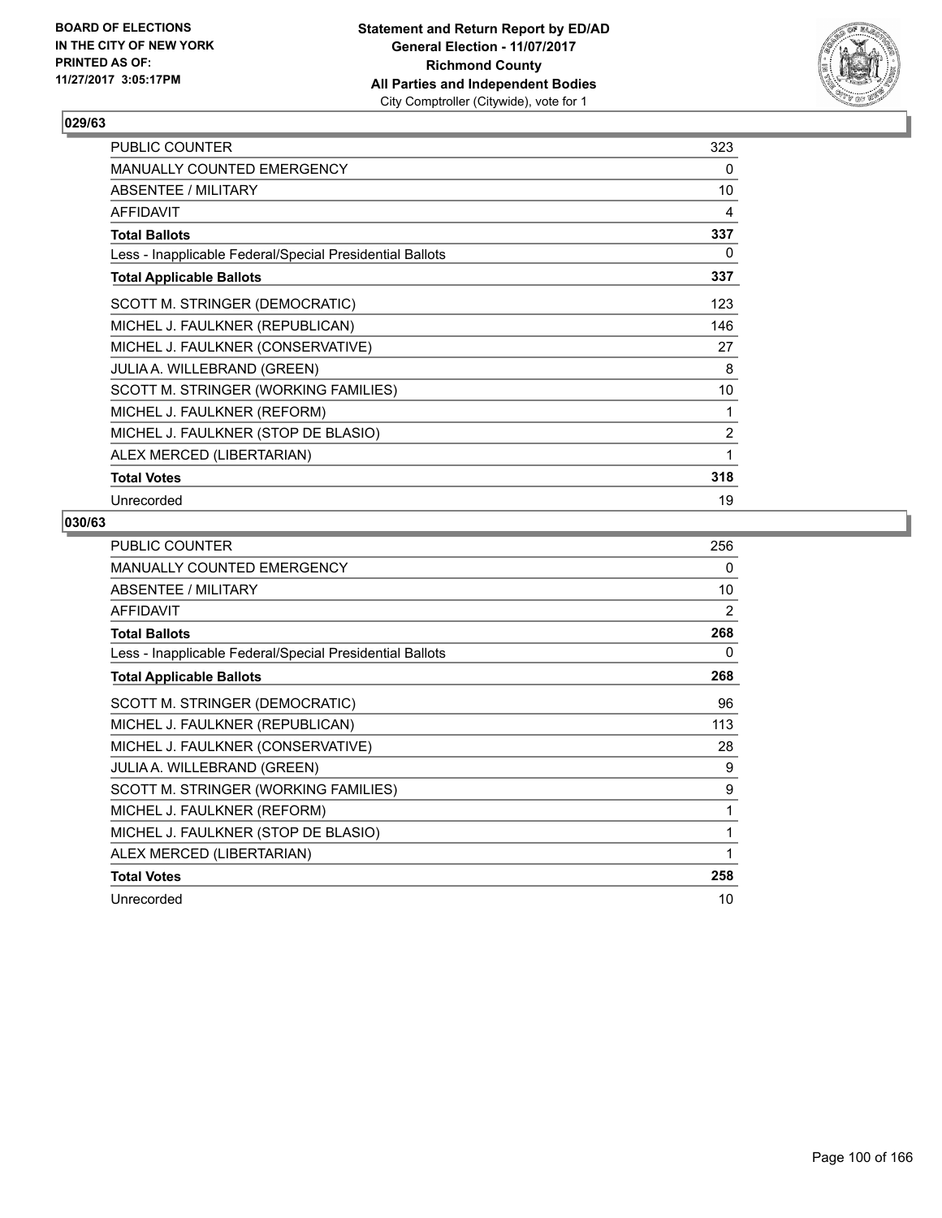**BOARD OF ELECTIONS IN THE CITY OF NEW YORK PRINTED AS OF: 11/27/2017 3:05:17PM**

**Statement and Return Report by ED/AD**
**General Election - 11/07/2017**
**Richmond County**
**All Parties and Independent Bodies**
City Comptroller (Citywide), vote for 1

### 029/63

| | |
|---|---|
| PUBLIC COUNTER | 323 |
| MANUALLY COUNTED EMERGENCY | 0 |
| ABSENTEE / MILITARY | 10 |
| AFFIDAVIT | 4 |
| **Total Ballots** | **337** |
| Less - Inapplicable Federal/Special Presidential Ballots | 0 |
| **Total Applicable Ballots** | **337** |
| SCOTT M. STRINGER (DEMOCRATIC) | 123 |
| MICHEL J. FAULKNER (REPUBLICAN) | 146 |
| MICHEL J. FAULKNER (CONSERVATIVE) | 27 |
| JULIA A. WILLEBRAND (GREEN) | 8 |
| SCOTT M. STRINGER (WORKING FAMILIES) | 10 |
| MICHEL J. FAULKNER (REFORM) | 1 |
| MICHEL J. FAULKNER (STOP DE BLASIO) | 2 |
| ALEX MERCED (LIBERTARIAN) | 1 |
| **Total Votes** | **318** |
| Unrecorded | 19 |

### 030/63

| | |
|---|---|
| PUBLIC COUNTER | 256 |
| MANUALLY COUNTED EMERGENCY | 0 |
| ABSENTEE / MILITARY | 10 |
| AFFIDAVIT | 2 |
| **Total Ballots** | **268** |
| Less - Inapplicable Federal/Special Presidential Ballots | 0 |
| **Total Applicable Ballots** | **268** |
| SCOTT M. STRINGER (DEMOCRATIC) | 96 |
| MICHEL J. FAULKNER (REPUBLICAN) | 113 |
| MICHEL J. FAULKNER (CONSERVATIVE) | 28 |
| JULIA A. WILLEBRAND (GREEN) | 9 |
| SCOTT M. STRINGER (WORKING FAMILIES) | 9 |
| MICHEL J. FAULKNER (REFORM) | 1 |
| MICHEL J. FAULKNER (STOP DE BLASIO) | 1 |
| ALEX MERCED (LIBERTARIAN) | 1 |
| **Total Votes** | **258** |
| Unrecorded | 10 |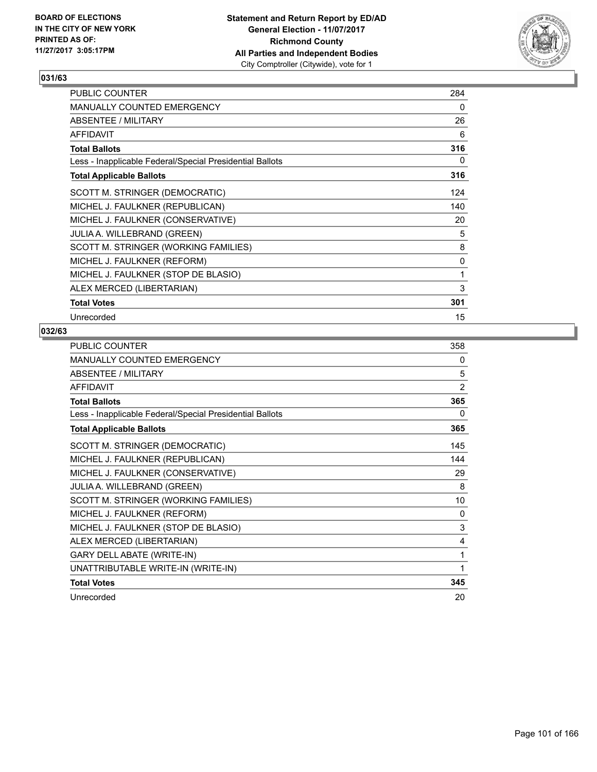**BOARD OF ELECTIONS IN THE CITY OF NEW YORK PRINTED AS OF: 11/27/2017 3:05:17PM**

**Statement and Return Report by ED/AD**
**General Election - 11/07/2017**
**Richmond County**
**All Parties and Independent Bodies**
City Comptroller (Citywide), vote for 1

## 031/63

| | |
|---|---|
| PUBLIC COUNTER | 284 |
| MANUALLY COUNTED EMERGENCY | 0 |
| ABSENTEE / MILITARY | 26 |
| AFFIDAVIT | 6 |
| **Total Ballots** | **316** |
| Less - Inapplicable Federal/Special Presidential Ballots | 0 |
| **Total Applicable Ballots** | **316** |
| SCOTT M. STRINGER (DEMOCRATIC) | 124 |
| MICHEL J. FAULKNER (REPUBLICAN) | 140 |
| MICHEL J. FAULKNER (CONSERVATIVE) | 20 |
| JULIA A. WILLEBRAND (GREEN) | 5 |
| SCOTT M. STRINGER (WORKING FAMILIES) | 8 |
| MICHEL J. FAULKNER (REFORM) | 0 |
| MICHEL J. FAULKNER (STOP DE BLASIO) | 1 |
| ALEX MERCED (LIBERTARIAN) | 3 |
| **Total Votes** | **301** |
| Unrecorded | 15 |

## 032/63

| | |
|---|---|
| PUBLIC COUNTER | 358 |
| MANUALLY COUNTED EMERGENCY | 0 |
| ABSENTEE / MILITARY | 5 |
| AFFIDAVIT | 2 |
| **Total Ballots** | **365** |
| Less - Inapplicable Federal/Special Presidential Ballots | 0 |
| **Total Applicable Ballots** | **365** |
| SCOTT M. STRINGER (DEMOCRATIC) | 145 |
| MICHEL J. FAULKNER (REPUBLICAN) | 144 |
| MICHEL J. FAULKNER (CONSERVATIVE) | 29 |
| JULIA A. WILLEBRAND (GREEN) | 8 |
| SCOTT M. STRINGER (WORKING FAMILIES) | 10 |
| MICHEL J. FAULKNER (REFORM) | 0 |
| MICHEL J. FAULKNER (STOP DE BLASIO) | 3 |
| ALEX MERCED (LIBERTARIAN) | 4 |
| GARY DELL ABATE (WRITE-IN) | 1 |
| UNATTRIBUTABLE WRITE-IN (WRITE-IN) | 1 |
| **Total Votes** | **345** |
| Unrecorded | 20 |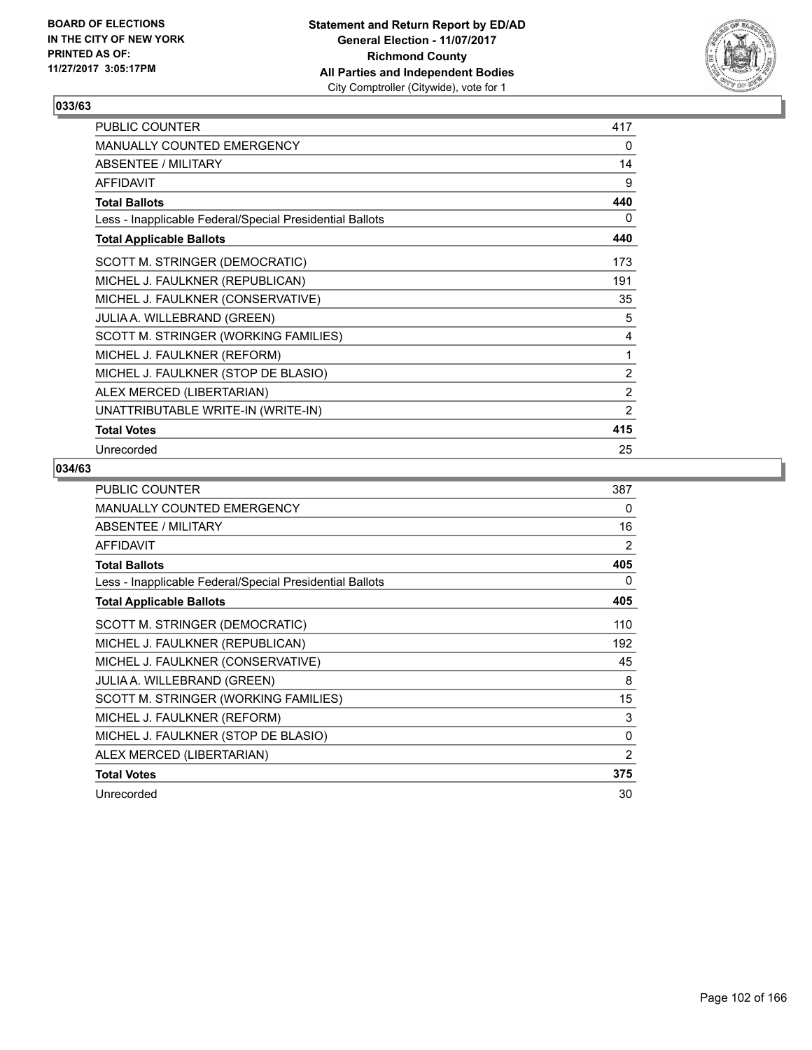BOARD OF ELECTIONS
IN THE CITY OF NEW YORK
PRINTED AS OF:
11/27/2017 3:05:17PM

**Statement and Return Report by ED/AD**
**General Election - 11/07/2017**
**Richmond County**
**All Parties and Independent Bodies**
City Comptroller (Citywide), vote for 1

### 033/63

| | |
|---|---|
| PUBLIC COUNTER | 417 |
| MANUALLY COUNTED EMERGENCY | 0 |
| ABSENTEE / MILITARY | 14 |
| AFFIDAVIT | 9 |
| **Total Ballots** | **440** |
| Less - Inapplicable Federal/Special Presidential Ballots | 0 |
| **Total Applicable Ballots** | **440** |
| SCOTT M. STRINGER (DEMOCRATIC) | 173 |
| MICHEL J. FAULKNER (REPUBLICAN) | 191 |
| MICHEL J. FAULKNER (CONSERVATIVE) | 35 |
| JULIA A. WILLEBRAND (GREEN) | 5 |
| SCOTT M. STRINGER (WORKING FAMILIES) | 4 |
| MICHEL J. FAULKNER (REFORM) | 1 |
| MICHEL J. FAULKNER (STOP DE BLASIO) | 2 |
| ALEX MERCED (LIBERTARIAN) | 2 |
| UNATTRIBUTABLE WRITE-IN (WRITE-IN) | 2 |
| **Total Votes** | **415** |
| Unrecorded | 25 |

### 034/63

| | |
|---|---|
| PUBLIC COUNTER | 387 |
| MANUALLY COUNTED EMERGENCY | 0 |
| ABSENTEE / MILITARY | 16 |
| AFFIDAVIT | 2 |
| **Total Ballots** | **405** |
| Less - Inapplicable Federal/Special Presidential Ballots | 0 |
| **Total Applicable Ballots** | **405** |
| SCOTT M. STRINGER (DEMOCRATIC) | 110 |
| MICHEL J. FAULKNER (REPUBLICAN) | 192 |
| MICHEL J. FAULKNER (CONSERVATIVE) | 45 |
| JULIA A. WILLEBRAND (GREEN) | 8 |
| SCOTT M. STRINGER (WORKING FAMILIES) | 15 |
| MICHEL J. FAULKNER (REFORM) | 3 |
| MICHEL J. FAULKNER (STOP DE BLASIO) | 0 |
| ALEX MERCED (LIBERTARIAN) | 2 |
| **Total Votes** | **375** |
| Unrecorded | 30 |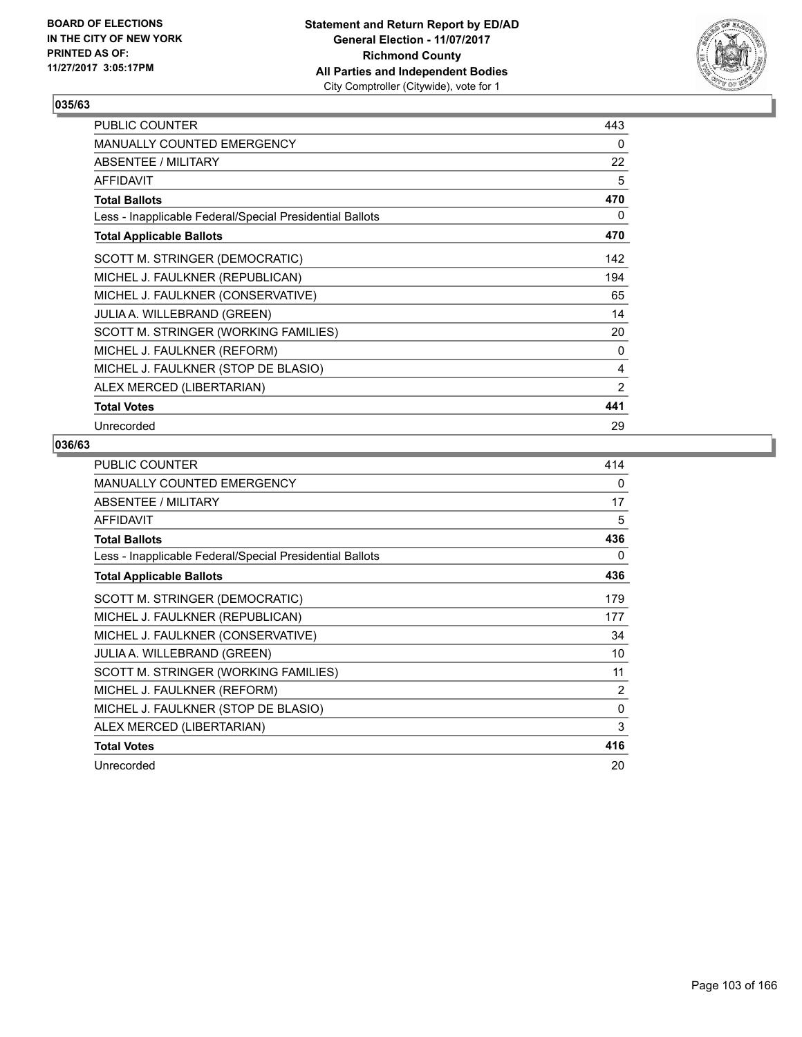BOARD OF ELECTIONS
IN THE CITY OF NEW YORK
PRINTED AS OF:
11/27/2017 3:05:17PM

**Statement and Return Report by ED/AD**
**General Election - 11/07/2017**
**Richmond County**
**All Parties and Independent Bodies**
City Comptroller (Citywide), vote for 1

### 035/63

| | |
|---|---|
| PUBLIC COUNTER | 443 |
| MANUALLY COUNTED EMERGENCY | 0 |
| ABSENTEE / MILITARY | 22 |
| AFFIDAVIT | 5 |
| **Total Ballots** | **470** |
| Less - Inapplicable Federal/Special Presidential Ballots | 0 |
| **Total Applicable Ballots** | **470** |
| SCOTT M. STRINGER (DEMOCRATIC) | 142 |
| MICHEL J. FAULKNER (REPUBLICAN) | 194 |
| MICHEL J. FAULKNER (CONSERVATIVE) | 65 |
| JULIA A. WILLEBRAND (GREEN) | 14 |
| SCOTT M. STRINGER (WORKING FAMILIES) | 20 |
| MICHEL J. FAULKNER (REFORM) | 0 |
| MICHEL J. FAULKNER (STOP DE BLASIO) | 4 |
| ALEX MERCED (LIBERTARIAN) | 2 |
| **Total Votes** | **441** |
| Unrecorded | 29 |

### 036/63

| | |
|---|---|
| PUBLIC COUNTER | 414 |
| MANUALLY COUNTED EMERGENCY | 0 |
| ABSENTEE / MILITARY | 17 |
| AFFIDAVIT | 5 |
| **Total Ballots** | **436** |
| Less - Inapplicable Federal/Special Presidential Ballots | 0 |
| **Total Applicable Ballots** | **436** |
| SCOTT M. STRINGER (DEMOCRATIC) | 179 |
| MICHEL J. FAULKNER (REPUBLICAN) | 177 |
| MICHEL J. FAULKNER (CONSERVATIVE) | 34 |
| JULIA A. WILLEBRAND (GREEN) | 10 |
| SCOTT M. STRINGER (WORKING FAMILIES) | 11 |
| MICHEL J. FAULKNER (REFORM) | 2 |
| MICHEL J. FAULKNER (STOP DE BLASIO) | 0 |
| ALEX MERCED (LIBERTARIAN) | 3 |
| **Total Votes** | **416** |
| Unrecorded | 20 |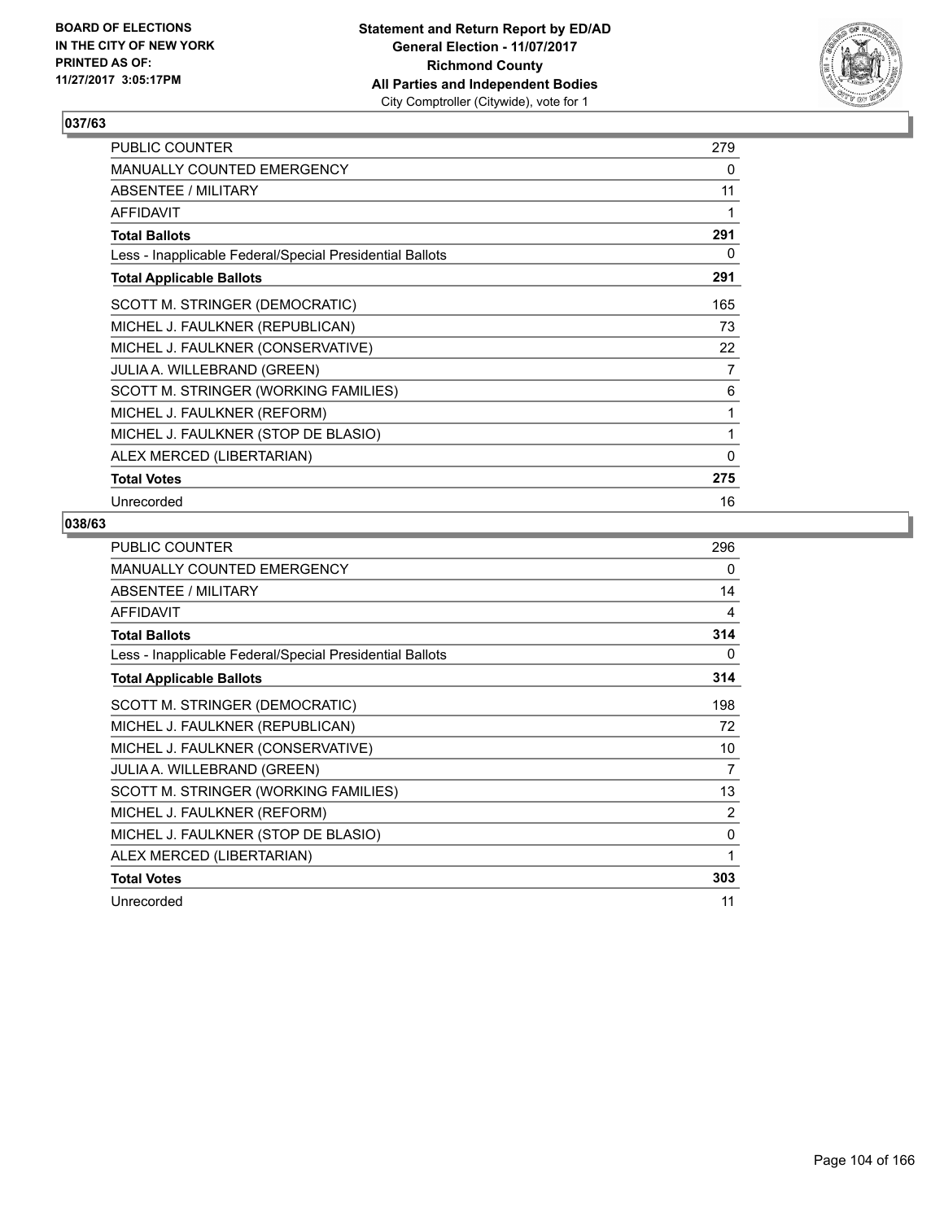**BOARD OF ELECTIONS IN THE CITY OF NEW YORK PRINTED AS OF: 11/27/2017 3:05:17PM**

**Statement and Return Report by ED/AD**
**General Election - 11/07/2017**
**Richmond County**
**All Parties and Independent Bodies**
City Comptroller (Citywide), vote for 1

## 037/63

| | |
|---|---|
| PUBLIC COUNTER | 279 |
| MANUALLY COUNTED EMERGENCY | 0 |
| ABSENTEE / MILITARY | 11 |
| AFFIDAVIT | 1 |
| **Total Ballots** | **291** |
| Less - Inapplicable Federal/Special Presidential Ballots | 0 |
| **Total Applicable Ballots** | **291** |
| SCOTT M. STRINGER (DEMOCRATIC) | 165 |
| MICHEL J. FAULKNER (REPUBLICAN) | 73 |
| MICHEL J. FAULKNER (CONSERVATIVE) | 22 |
| JULIA A. WILLEBRAND (GREEN) | 7 |
| SCOTT M. STRINGER (WORKING FAMILIES) | 6 |
| MICHEL J. FAULKNER (REFORM) | 1 |
| MICHEL J. FAULKNER (STOP DE BLASIO) | 1 |
| ALEX MERCED (LIBERTARIAN) | 0 |
| **Total Votes** | **275** |
| Unrecorded | 16 |

## 038/63

| | |
|---|---|
| PUBLIC COUNTER | 296 |
| MANUALLY COUNTED EMERGENCY | 0 |
| ABSENTEE / MILITARY | 14 |
| AFFIDAVIT | 4 |
| **Total Ballots** | **314** |
| Less - Inapplicable Federal/Special Presidential Ballots | 0 |
| **Total Applicable Ballots** | **314** |
| SCOTT M. STRINGER (DEMOCRATIC) | 198 |
| MICHEL J. FAULKNER (REPUBLICAN) | 72 |
| MICHEL J. FAULKNER (CONSERVATIVE) | 10 |
| JULIA A. WILLEBRAND (GREEN) | 7 |
| SCOTT M. STRINGER (WORKING FAMILIES) | 13 |
| MICHEL J. FAULKNER (REFORM) | 2 |
| MICHEL J. FAULKNER (STOP DE BLASIO) | 0 |
| ALEX MERCED (LIBERTARIAN) | 1 |
| **Total Votes** | **303** |
| Unrecorded | 11 |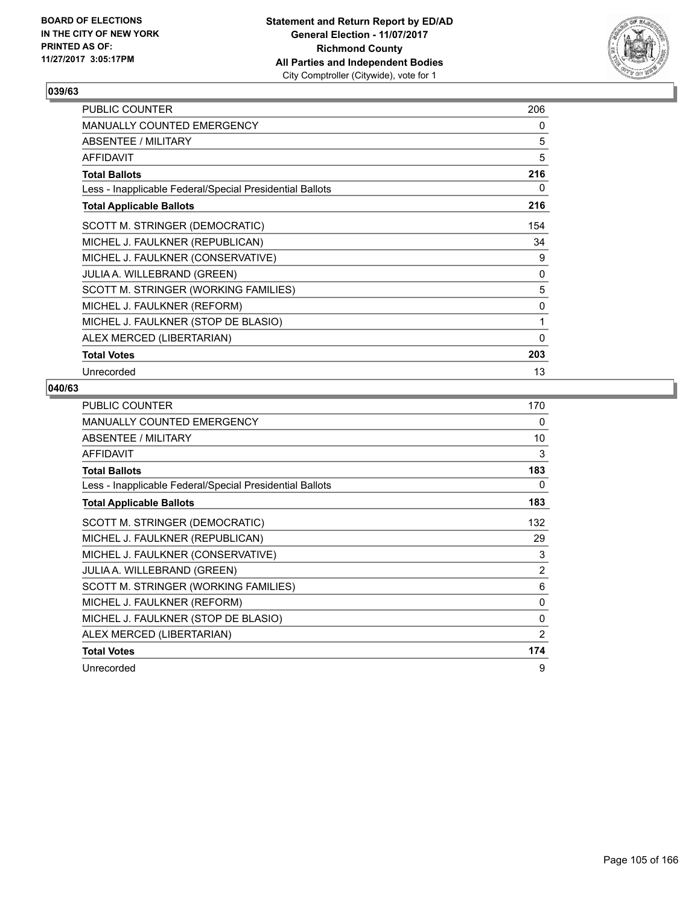BOARD OF ELECTIONS
IN THE CITY OF NEW YORK
PRINTED AS OF:
11/27/2017 3:05:17PM

**Statement and Return Report by ED/AD**
**General Election - 11/07/2017**
**Richmond County**
**All Parties and Independent Bodies**
City Comptroller (Citywide), vote for 1

## 039/63

| | |
|---|---|
| PUBLIC COUNTER | 206 |
| MANUALLY COUNTED EMERGENCY | 0 |
| ABSENTEE / MILITARY | 5 |
| AFFIDAVIT | 5 |
| **Total Ballots** | **216** |
| Less - Inapplicable Federal/Special Presidential Ballots | 0 |
| **Total Applicable Ballots** | **216** |
| SCOTT M. STRINGER (DEMOCRATIC) | 154 |
| MICHEL J. FAULKNER (REPUBLICAN) | 34 |
| MICHEL J. FAULKNER (CONSERVATIVE) | 9 |
| JULIA A. WILLEBRAND (GREEN) | 0 |
| SCOTT M. STRINGER (WORKING FAMILIES) | 5 |
| MICHEL J. FAULKNER (REFORM) | 0 |
| MICHEL J. FAULKNER (STOP DE BLASIO) | 1 |
| ALEX MERCED (LIBERTARIAN) | 0 |
| **Total Votes** | **203** |
| Unrecorded | 13 |

## 040/63

| | |
|---|---|
| PUBLIC COUNTER | 170 |
| MANUALLY COUNTED EMERGENCY | 0 |
| ABSENTEE / MILITARY | 10 |
| AFFIDAVIT | 3 |
| **Total Ballots** | **183** |
| Less - Inapplicable Federal/Special Presidential Ballots | 0 |
| **Total Applicable Ballots** | **183** |
| SCOTT M. STRINGER (DEMOCRATIC) | 132 |
| MICHEL J. FAULKNER (REPUBLICAN) | 29 |
| MICHEL J. FAULKNER (CONSERVATIVE) | 3 |
| JULIA A. WILLEBRAND (GREEN) | 2 |
| SCOTT M. STRINGER (WORKING FAMILIES) | 6 |
| MICHEL J. FAULKNER (REFORM) | 0 |
| MICHEL J. FAULKNER (STOP DE BLASIO) | 0 |
| ALEX MERCED (LIBERTARIAN) | 2 |
| **Total Votes** | **174** |
| Unrecorded | 9 |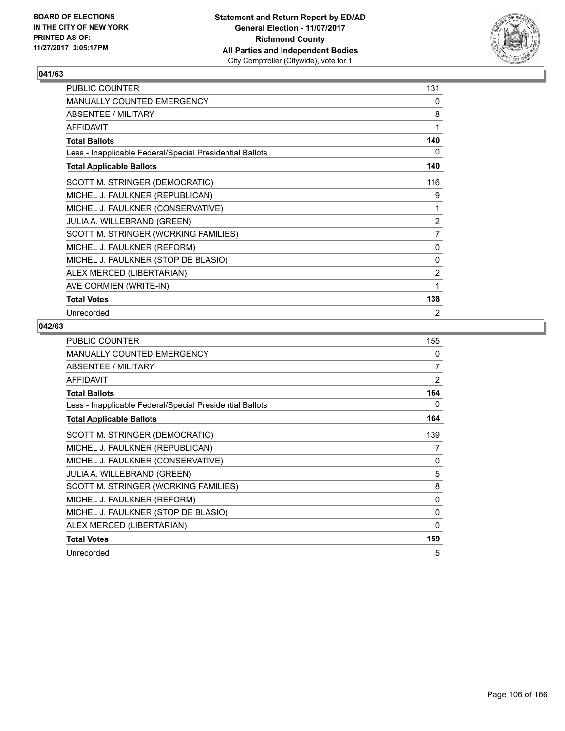BOARD OF ELECTIONS
IN THE CITY OF NEW YORK
PRINTED AS OF:
11/27/2017 3:05:17PM

**Statement and Return Report by ED/AD**
**General Election - 11/07/2017**
**Richmond County**
**All Parties and Independent Bodies**
City Comptroller (Citywide), vote for 1

## 041/63

| | |
|---|---|
| PUBLIC COUNTER | 131 |
| MANUALLY COUNTED EMERGENCY | 0 |
| ABSENTEE / MILITARY | 8 |
| AFFIDAVIT | 1 |
| **Total Ballots** | **140** |
| Less - Inapplicable Federal/Special Presidential Ballots | 0 |
| **Total Applicable Ballots** | **140** |
| SCOTT M. STRINGER (DEMOCRATIC) | 116 |
| MICHEL J. FAULKNER (REPUBLICAN) | 9 |
| MICHEL J. FAULKNER (CONSERVATIVE) | 1 |
| JULIA A. WILLEBRAND (GREEN) | 2 |
| SCOTT M. STRINGER (WORKING FAMILIES) | 7 |
| MICHEL J. FAULKNER (REFORM) | 0 |
| MICHEL J. FAULKNER (STOP DE BLASIO) | 0 |
| ALEX MERCED (LIBERTARIAN) | 2 |
| AVE CORMIEN (WRITE-IN) | 1 |
| **Total Votes** | **138** |
| Unrecorded | 2 |

## 042/63

| | |
|---|---|
| PUBLIC COUNTER | 155 |
| MANUALLY COUNTED EMERGENCY | 0 |
| ABSENTEE / MILITARY | 7 |
| AFFIDAVIT | 2 |
| **Total Ballots** | **164** |
| Less - Inapplicable Federal/Special Presidential Ballots | 0 |
| **Total Applicable Ballots** | **164** |
| SCOTT M. STRINGER (DEMOCRATIC) | 139 |
| MICHEL J. FAULKNER (REPUBLICAN) | 7 |
| MICHEL J. FAULKNER (CONSERVATIVE) | 0 |
| JULIA A. WILLEBRAND (GREEN) | 5 |
| SCOTT M. STRINGER (WORKING FAMILIES) | 8 |
| MICHEL J. FAULKNER (REFORM) | 0 |
| MICHEL J. FAULKNER (STOP DE BLASIO) | 0 |
| ALEX MERCED (LIBERTARIAN) | 0 |
| **Total Votes** | **159** |
| Unrecorded | 5 |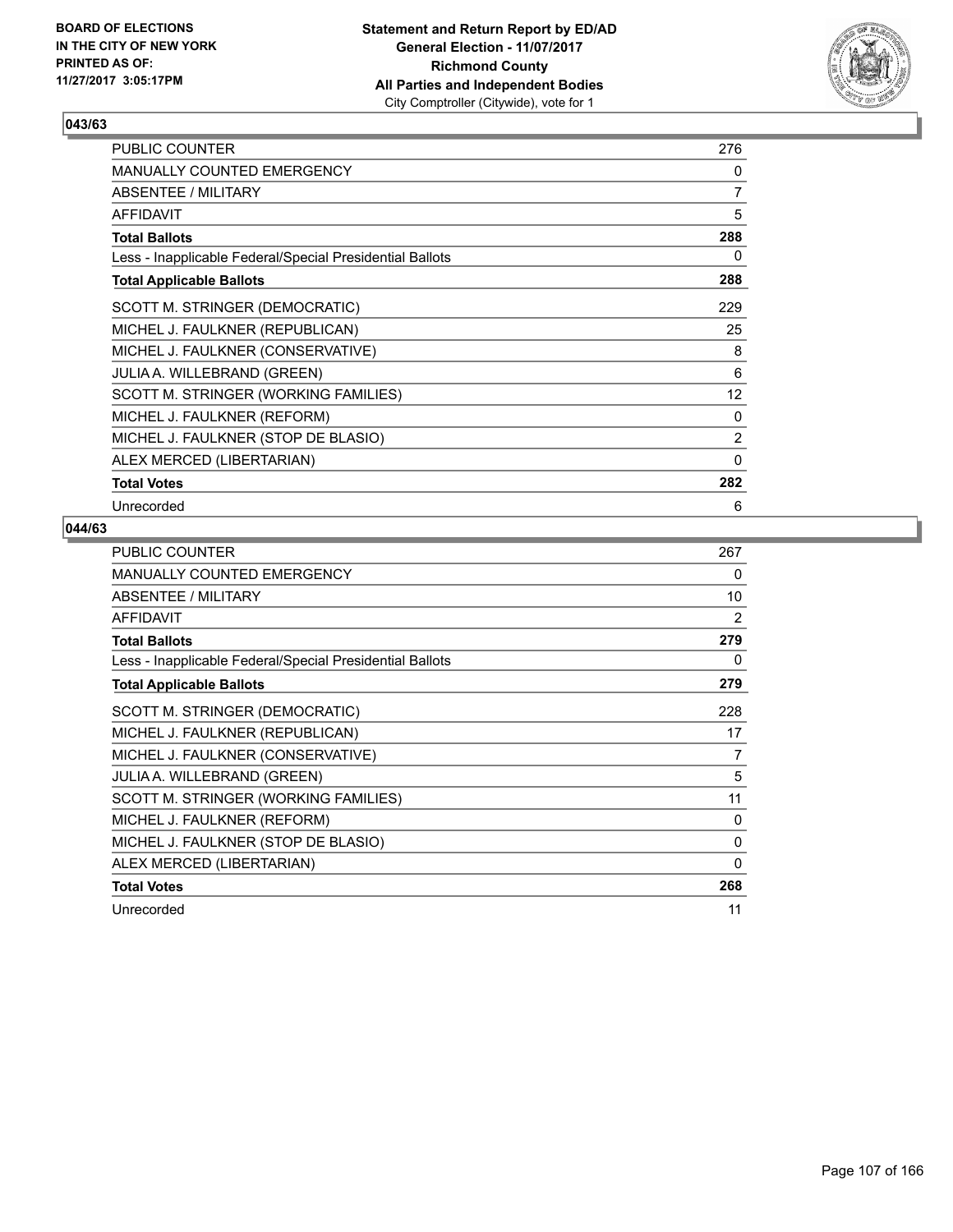BOARD OF ELECTIONS
IN THE CITY OF NEW YORK
PRINTED AS OF:
11/27/2017 3:05:17PM

**Statement and Return Report by ED/AD**
**General Election - 11/07/2017**
**Richmond County**
**All Parties and Independent Bodies**
City Comptroller (Citywide), vote for 1

### 043/63

| | |
|---|---|
| PUBLIC COUNTER | 276 |
| MANUALLY COUNTED EMERGENCY | 0 |
| ABSENTEE / MILITARY | 7 |
| AFFIDAVIT | 5 |
| **Total Ballots** | **288** |
| Less - Inapplicable Federal/Special Presidential Ballots | 0 |
| **Total Applicable Ballots** | **288** |
| SCOTT M. STRINGER (DEMOCRATIC) | 229 |
| MICHEL J. FAULKNER (REPUBLICAN) | 25 |
| MICHEL J. FAULKNER (CONSERVATIVE) | 8 |
| JULIA A. WILLEBRAND (GREEN) | 6 |
| SCOTT M. STRINGER (WORKING FAMILIES) | 12 |
| MICHEL J. FAULKNER (REFORM) | 0 |
| MICHEL J. FAULKNER (STOP DE BLASIO) | 2 |
| ALEX MERCED (LIBERTARIAN) | 0 |
| **Total Votes** | **282** |
| Unrecorded | 6 |

### 044/63

| | |
|---|---|
| PUBLIC COUNTER | 267 |
| MANUALLY COUNTED EMERGENCY | 0 |
| ABSENTEE / MILITARY | 10 |
| AFFIDAVIT | 2 |
| **Total Ballots** | **279** |
| Less - Inapplicable Federal/Special Presidential Ballots | 0 |
| **Total Applicable Ballots** | **279** |
| SCOTT M. STRINGER (DEMOCRATIC) | 228 |
| MICHEL J. FAULKNER (REPUBLICAN) | 17 |
| MICHEL J. FAULKNER (CONSERVATIVE) | 7 |
| JULIA A. WILLEBRAND (GREEN) | 5 |
| SCOTT M. STRINGER (WORKING FAMILIES) | 11 |
| MICHEL J. FAULKNER (REFORM) | 0 |
| MICHEL J. FAULKNER (STOP DE BLASIO) | 0 |
| ALEX MERCED (LIBERTARIAN) | 0 |
| **Total Votes** | **268** |
| Unrecorded | 11 |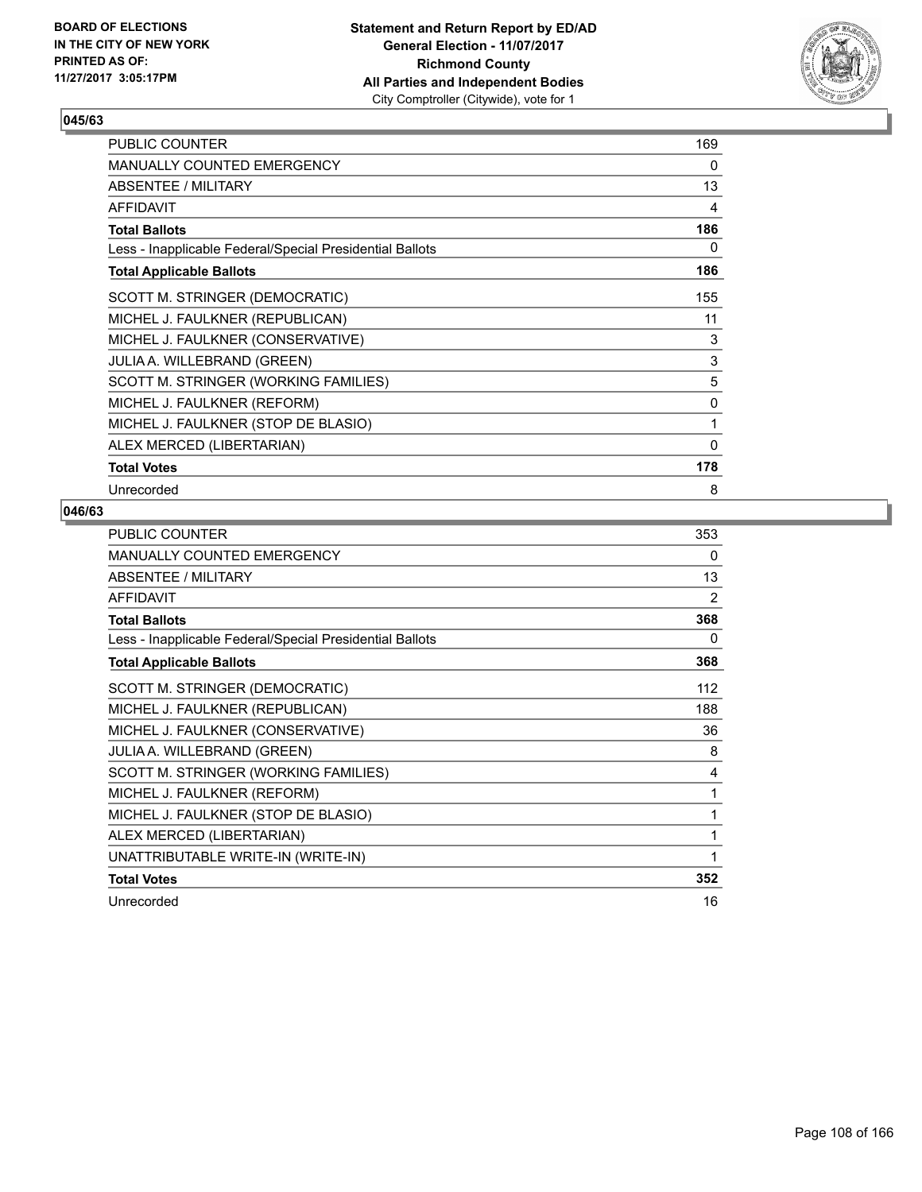BOARD OF ELECTIONS
IN THE CITY OF NEW YORK
PRINTED AS OF:
11/27/2017 3:05:17PM

**Statement and Return Report by ED/AD**
**General Election - 11/07/2017**
**Richmond County**
**All Parties and Independent Bodies**
City Comptroller (Citywide), vote for 1

### 045/63

| | |
|---|---|
| PUBLIC COUNTER | 169 |
| MANUALLY COUNTED EMERGENCY | 0 |
| ABSENTEE / MILITARY | 13 |
| AFFIDAVIT | 4 |
| **Total Ballots** | **186** |
| Less - Inapplicable Federal/Special Presidential Ballots | 0 |
| **Total Applicable Ballots** | **186** |
| SCOTT M. STRINGER (DEMOCRATIC) | 155 |
| MICHEL J. FAULKNER (REPUBLICAN) | 11 |
| MICHEL J. FAULKNER (CONSERVATIVE) | 3 |
| JULIA A. WILLEBRAND (GREEN) | 3 |
| SCOTT M. STRINGER (WORKING FAMILIES) | 5 |
| MICHEL J. FAULKNER (REFORM) | 0 |
| MICHEL J. FAULKNER (STOP DE BLASIO) | 1 |
| ALEX MERCED (LIBERTARIAN) | 0 |
| **Total Votes** | **178** |
| Unrecorded | 8 |

### 046/63

| | |
|---|---|
| PUBLIC COUNTER | 353 |
| MANUALLY COUNTED EMERGENCY | 0 |
| ABSENTEE / MILITARY | 13 |
| AFFIDAVIT | 2 |
| **Total Ballots** | **368** |
| Less - Inapplicable Federal/Special Presidential Ballots | 0 |
| **Total Applicable Ballots** | **368** |
| SCOTT M. STRINGER (DEMOCRATIC) | 112 |
| MICHEL J. FAULKNER (REPUBLICAN) | 188 |
| MICHEL J. FAULKNER (CONSERVATIVE) | 36 |
| JULIA A. WILLEBRAND (GREEN) | 8 |
| SCOTT M. STRINGER (WORKING FAMILIES) | 4 |
| MICHEL J. FAULKNER (REFORM) | 1 |
| MICHEL J. FAULKNER (STOP DE BLASIO) | 1 |
| ALEX MERCED (LIBERTARIAN) | 1 |
| UNATTRIBUTABLE WRITE-IN (WRITE-IN) | 1 |
| **Total Votes** | **352** |
| Unrecorded | 16 |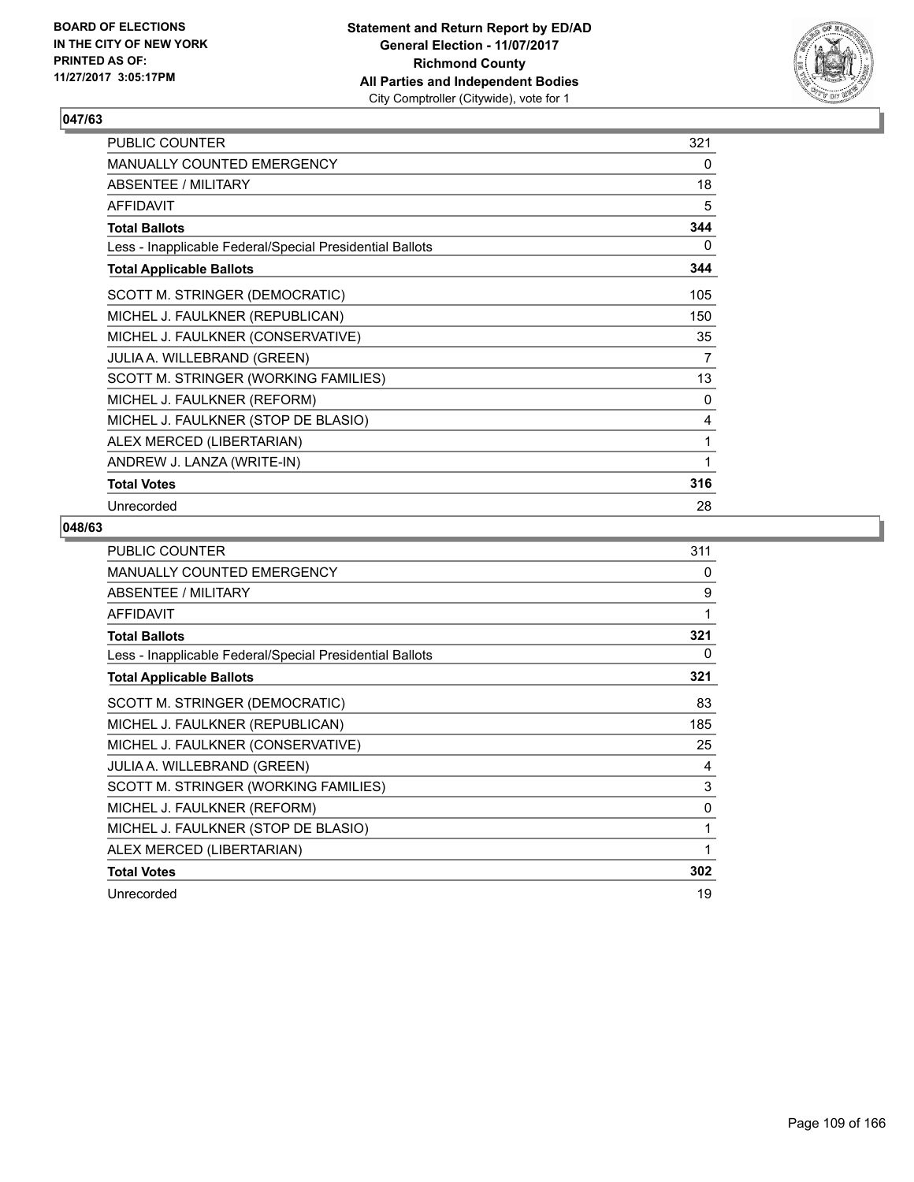**BOARD OF ELECTIONS IN THE CITY OF NEW YORK PRINTED AS OF: 11/27/2017 3:05:17PM**

**Statement and Return Report by ED/AD General Election - 11/07/2017 Richmond County All Parties and Independent Bodies**
City Comptroller (Citywide), vote for 1

### 047/63

| | |
|---|---|
| PUBLIC COUNTER | 321 |
| MANUALLY COUNTED EMERGENCY | 0 |
| ABSENTEE / MILITARY | 18 |
| AFFIDAVIT | 5 |
| **Total Ballots** | **344** |
| Less - Inapplicable Federal/Special Presidential Ballots | 0 |
| **Total Applicable Ballots** | **344** |
| SCOTT M. STRINGER (DEMOCRATIC) | 105 |
| MICHEL J. FAULKNER (REPUBLICAN) | 150 |
| MICHEL J. FAULKNER (CONSERVATIVE) | 35 |
| JULIA A. WILLEBRAND (GREEN) | 7 |
| SCOTT M. STRINGER (WORKING FAMILIES) | 13 |
| MICHEL J. FAULKNER (REFORM) | 0 |
| MICHEL J. FAULKNER (STOP DE BLASIO) | 4 |
| ALEX MERCED (LIBERTARIAN) | 1 |
| ANDREW J. LANZA (WRITE-IN) | 1 |
| **Total Votes** | **316** |
| Unrecorded | 28 |

### 048/63

| | |
|---|---|
| PUBLIC COUNTER | 311 |
| MANUALLY COUNTED EMERGENCY | 0 |
| ABSENTEE / MILITARY | 9 |
| AFFIDAVIT | 1 |
| **Total Ballots** | **321** |
| Less - Inapplicable Federal/Special Presidential Ballots | 0 |
| **Total Applicable Ballots** | **321** |
| SCOTT M. STRINGER (DEMOCRATIC) | 83 |
| MICHEL J. FAULKNER (REPUBLICAN) | 185 |
| MICHEL J. FAULKNER (CONSERVATIVE) | 25 |
| JULIA A. WILLEBRAND (GREEN) | 4 |
| SCOTT M. STRINGER (WORKING FAMILIES) | 3 |
| MICHEL J. FAULKNER (REFORM) | 0 |
| MICHEL J. FAULKNER (STOP DE BLASIO) | 1 |
| ALEX MERCED (LIBERTARIAN) | 1 |
| **Total Votes** | **302** |
| Unrecorded | 19 |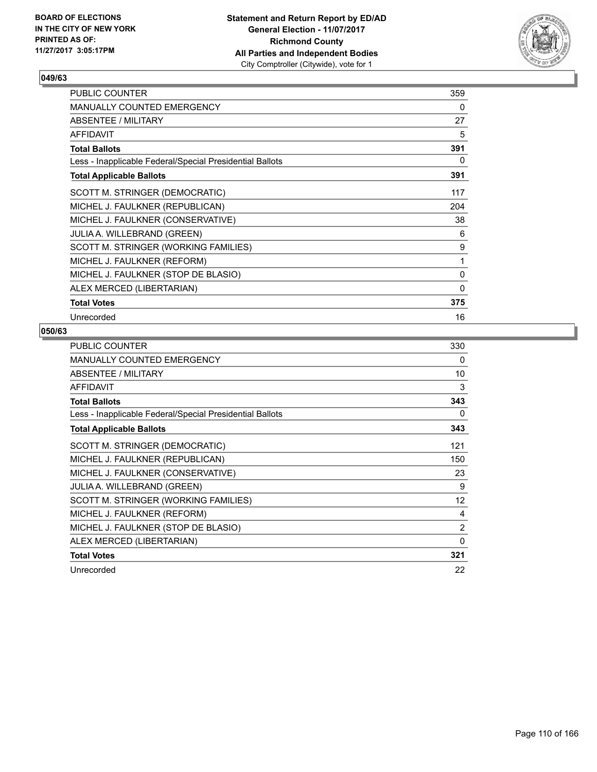BOARD OF ELECTIONS
IN THE CITY OF NEW YORK
PRINTED AS OF:
11/27/2017 3:05:17PM

**Statement and Return Report by ED/AD**
**General Election - 11/07/2017**
**Richmond County**
**All Parties and Independent Bodies**
City Comptroller (Citywide), vote for 1

### 049/63

| | |
|---|---|
| PUBLIC COUNTER | 359 |
| MANUALLY COUNTED EMERGENCY | 0 |
| ABSENTEE / MILITARY | 27 |
| AFFIDAVIT | 5 |
| **Total Ballots** | **391** |
| Less - Inapplicable Federal/Special Presidential Ballots | 0 |
| **Total Applicable Ballots** | **391** |
| SCOTT M. STRINGER (DEMOCRATIC) | 117 |
| MICHEL J. FAULKNER (REPUBLICAN) | 204 |
| MICHEL J. FAULKNER (CONSERVATIVE) | 38 |
| JULIA A. WILLEBRAND (GREEN) | 6 |
| SCOTT M. STRINGER (WORKING FAMILIES) | 9 |
| MICHEL J. FAULKNER (REFORM) | 1 |
| MICHEL J. FAULKNER (STOP DE BLASIO) | 0 |
| ALEX MERCED (LIBERTARIAN) | 0 |
| **Total Votes** | **375** |
| Unrecorded | 16 |

### 050/63

| | |
|---|---|
| PUBLIC COUNTER | 330 |
| MANUALLY COUNTED EMERGENCY | 0 |
| ABSENTEE / MILITARY | 10 |
| AFFIDAVIT | 3 |
| **Total Ballots** | **343** |
| Less - Inapplicable Federal/Special Presidential Ballots | 0 |
| **Total Applicable Ballots** | **343** |
| SCOTT M. STRINGER (DEMOCRATIC) | 121 |
| MICHEL J. FAULKNER (REPUBLICAN) | 150 |
| MICHEL J. FAULKNER (CONSERVATIVE) | 23 |
| JULIA A. WILLEBRAND (GREEN) | 9 |
| SCOTT M. STRINGER (WORKING FAMILIES) | 12 |
| MICHEL J. FAULKNER (REFORM) | 4 |
| MICHEL J. FAULKNER (STOP DE BLASIO) | 2 |
| ALEX MERCED (LIBERTARIAN) | 0 |
| **Total Votes** | **321** |
| Unrecorded | 22 |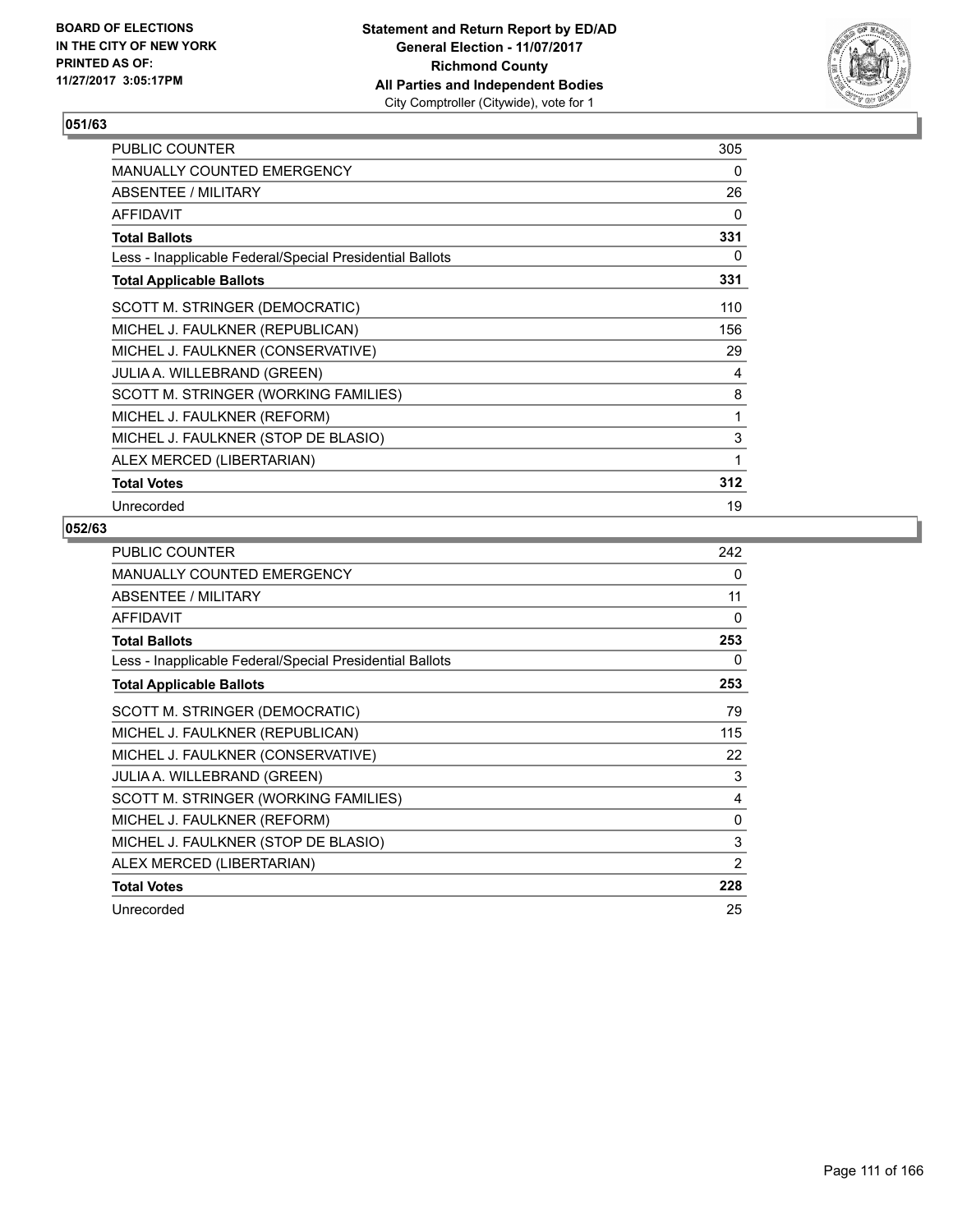BOARD OF ELECTIONS
IN THE CITY OF NEW YORK
PRINTED AS OF:
11/27/2017 3:05:17PM

**Statement and Return Report by ED/AD**
**General Election - 11/07/2017**
**Richmond County**
**All Parties and Independent Bodies**
City Comptroller (Citywide), vote for 1

## 051/63

| | |
|---|---|
| PUBLIC COUNTER | 305 |
| MANUALLY COUNTED EMERGENCY | 0 |
| ABSENTEE / MILITARY | 26 |
| AFFIDAVIT | 0 |
| **Total Ballots** | **331** |
| Less - Inapplicable Federal/Special Presidential Ballots | 0 |
| **Total Applicable Ballots** | **331** |
| SCOTT M. STRINGER (DEMOCRATIC) | 110 |
| MICHEL J. FAULKNER (REPUBLICAN) | 156 |
| MICHEL J. FAULKNER (CONSERVATIVE) | 29 |
| JULIA A. WILLEBRAND (GREEN) | 4 |
| SCOTT M. STRINGER (WORKING FAMILIES) | 8 |
| MICHEL J. FAULKNER (REFORM) | 1 |
| MICHEL J. FAULKNER (STOP DE BLASIO) | 3 |
| ALEX MERCED (LIBERTARIAN) | 1 |
| **Total Votes** | **312** |
| Unrecorded | 19 |

## 052/63

| | |
|---|---|
| PUBLIC COUNTER | 242 |
| MANUALLY COUNTED EMERGENCY | 0 |
| ABSENTEE / MILITARY | 11 |
| AFFIDAVIT | 0 |
| **Total Ballots** | **253** |
| Less - Inapplicable Federal/Special Presidential Ballots | 0 |
| **Total Applicable Ballots** | **253** |
| SCOTT M. STRINGER (DEMOCRATIC) | 79 |
| MICHEL J. FAULKNER (REPUBLICAN) | 115 |
| MICHEL J. FAULKNER (CONSERVATIVE) | 22 |
| JULIA A. WILLEBRAND (GREEN) | 3 |
| SCOTT M. STRINGER (WORKING FAMILIES) | 4 |
| MICHEL J. FAULKNER (REFORM) | 0 |
| MICHEL J. FAULKNER (STOP DE BLASIO) | 3 |
| ALEX MERCED (LIBERTARIAN) | 2 |
| **Total Votes** | **228** |
| Unrecorded | 25 |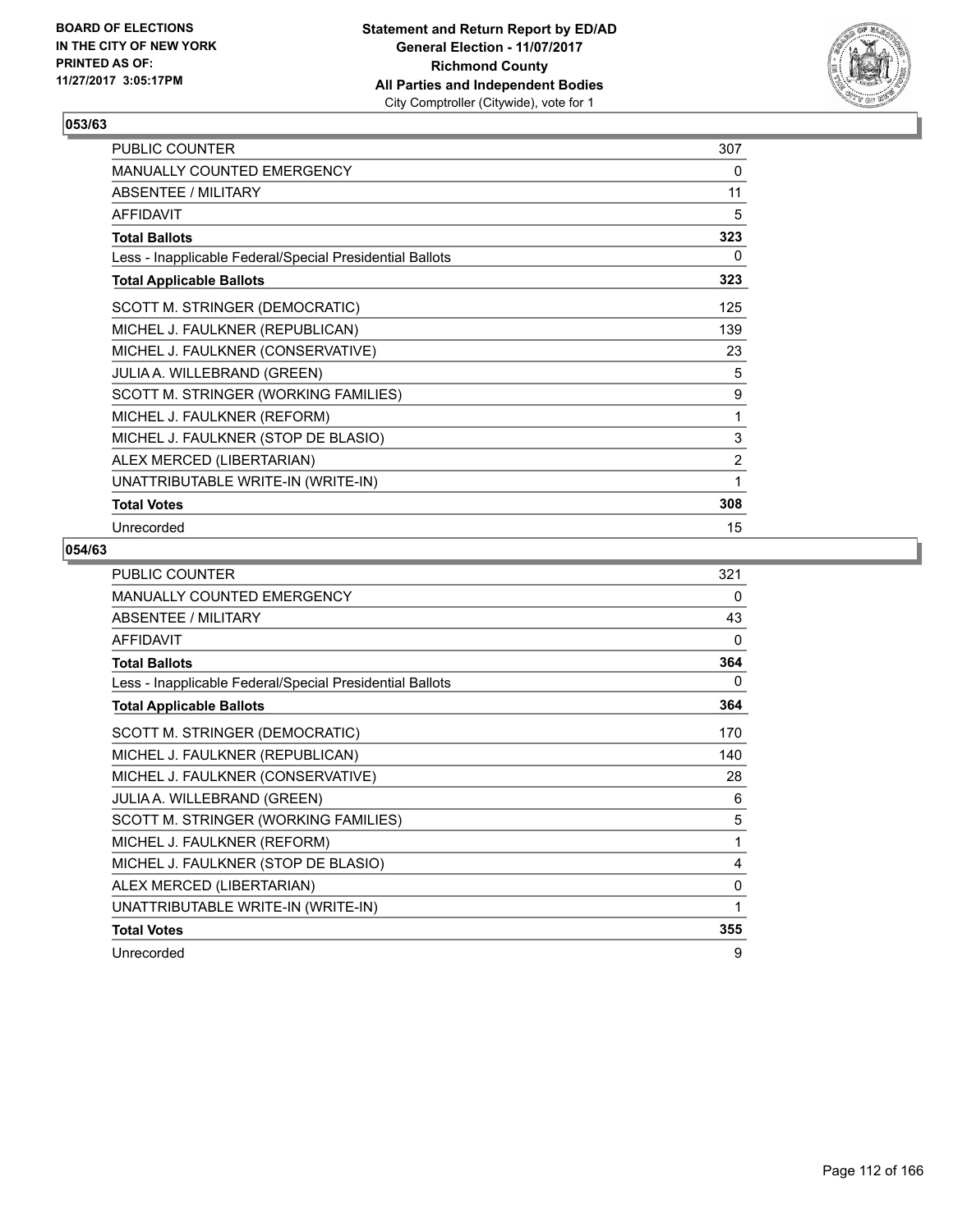BOARD OF ELECTIONS
IN THE CITY OF NEW YORK
PRINTED AS OF:
11/27/2017 3:05:17PM

**Statement and Return Report by ED/AD**
**General Election - 11/07/2017**
**Richmond County**
**All Parties and Independent Bodies**
City Comptroller (Citywide), vote for 1

### 053/63

| | |
|---|---|
| PUBLIC COUNTER | 307 |
| MANUALLY COUNTED EMERGENCY | 0 |
| ABSENTEE / MILITARY | 11 |
| AFFIDAVIT | 5 |
| **Total Ballots** | **323** |
| Less - Inapplicable Federal/Special Presidential Ballots | 0 |
| **Total Applicable Ballots** | **323** |
| SCOTT M. STRINGER (DEMOCRATIC) | 125 |
| MICHEL J. FAULKNER (REPUBLICAN) | 139 |
| MICHEL J. FAULKNER (CONSERVATIVE) | 23 |
| JULIA A. WILLEBRAND (GREEN) | 5 |
| SCOTT M. STRINGER (WORKING FAMILIES) | 9 |
| MICHEL J. FAULKNER (REFORM) | 1 |
| MICHEL J. FAULKNER (STOP DE BLASIO) | 3 |
| ALEX MERCED (LIBERTARIAN) | 2 |
| UNATTRIBUTABLE WRITE-IN (WRITE-IN) | 1 |
| **Total Votes** | **308** |
| Unrecorded | 15 |

### 054/63

| | |
|---|---|
| PUBLIC COUNTER | 321 |
| MANUALLY COUNTED EMERGENCY | 0 |
| ABSENTEE / MILITARY | 43 |
| AFFIDAVIT | 0 |
| **Total Ballots** | **364** |
| Less - Inapplicable Federal/Special Presidential Ballots | 0 |
| **Total Applicable Ballots** | **364** |
| SCOTT M. STRINGER (DEMOCRATIC) | 170 |
| MICHEL J. FAULKNER (REPUBLICAN) | 140 |
| MICHEL J. FAULKNER (CONSERVATIVE) | 28 |
| JULIA A. WILLEBRAND (GREEN) | 6 |
| SCOTT M. STRINGER (WORKING FAMILIES) | 5 |
| MICHEL J. FAULKNER (REFORM) | 1 |
| MICHEL J. FAULKNER (STOP DE BLASIO) | 4 |
| ALEX MERCED (LIBERTARIAN) | 0 |
| UNATTRIBUTABLE WRITE-IN (WRITE-IN) | 1 |
| **Total Votes** | **355** |
| Unrecorded | 9 |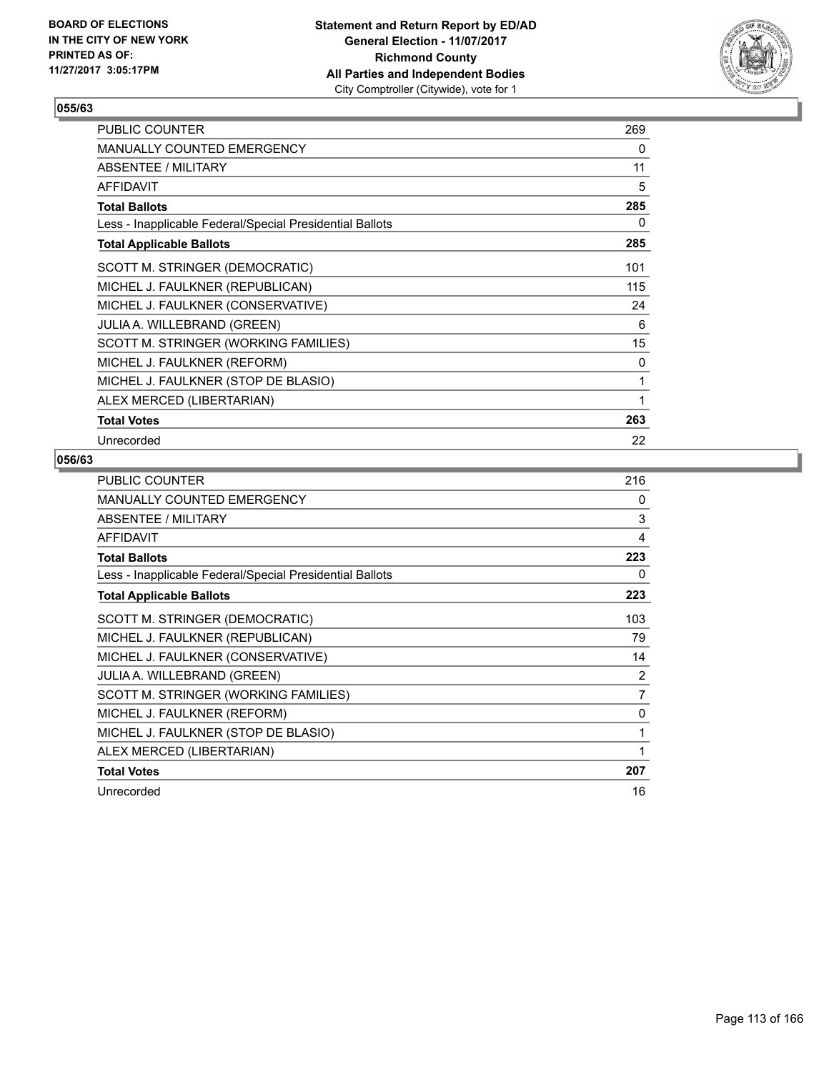**BOARD OF ELECTIONS IN THE CITY OF NEW YORK PRINTED AS OF: 11/27/2017 3:05:17PM**

**Statement and Return Report by ED/AD General Election - 11/07/2017 Richmond County All Parties and Independent Bodies** City Comptroller (Citywide), vote for 1

## 055/63

| | |
|---|---|
| PUBLIC COUNTER | 269 |
| MANUALLY COUNTED EMERGENCY | 0 |
| ABSENTEE / MILITARY | 11 |
| AFFIDAVIT | 5 |
| **Total Ballots** | **285** |
| Less - Inapplicable Federal/Special Presidential Ballots | 0 |
| **Total Applicable Ballots** | **285** |
| SCOTT M. STRINGER (DEMOCRATIC) | 101 |
| MICHEL J. FAULKNER (REPUBLICAN) | 115 |
| MICHEL J. FAULKNER (CONSERVATIVE) | 24 |
| JULIA A. WILLEBRAND (GREEN) | 6 |
| SCOTT M. STRINGER (WORKING FAMILIES) | 15 |
| MICHEL J. FAULKNER (REFORM) | 0 |
| MICHEL J. FAULKNER (STOP DE BLASIO) | 1 |
| ALEX MERCED (LIBERTARIAN) | 1 |
| **Total Votes** | **263** |
| Unrecorded | 22 |

## 056/63

| | |
|---|---|
| PUBLIC COUNTER | 216 |
| MANUALLY COUNTED EMERGENCY | 0 |
| ABSENTEE / MILITARY | 3 |
| AFFIDAVIT | 4 |
| **Total Ballots** | **223** |
| Less - Inapplicable Federal/Special Presidential Ballots | 0 |
| **Total Applicable Ballots** | **223** |
| SCOTT M. STRINGER (DEMOCRATIC) | 103 |
| MICHEL J. FAULKNER (REPUBLICAN) | 79 |
| MICHEL J. FAULKNER (CONSERVATIVE) | 14 |
| JULIA A. WILLEBRAND (GREEN) | 2 |
| SCOTT M. STRINGER (WORKING FAMILIES) | 7 |
| MICHEL J. FAULKNER (REFORM) | 0 |
| MICHEL J. FAULKNER (STOP DE BLASIO) | 1 |
| ALEX MERCED (LIBERTARIAN) | 1 |
| **Total Votes** | **207** |
| Unrecorded | 16 |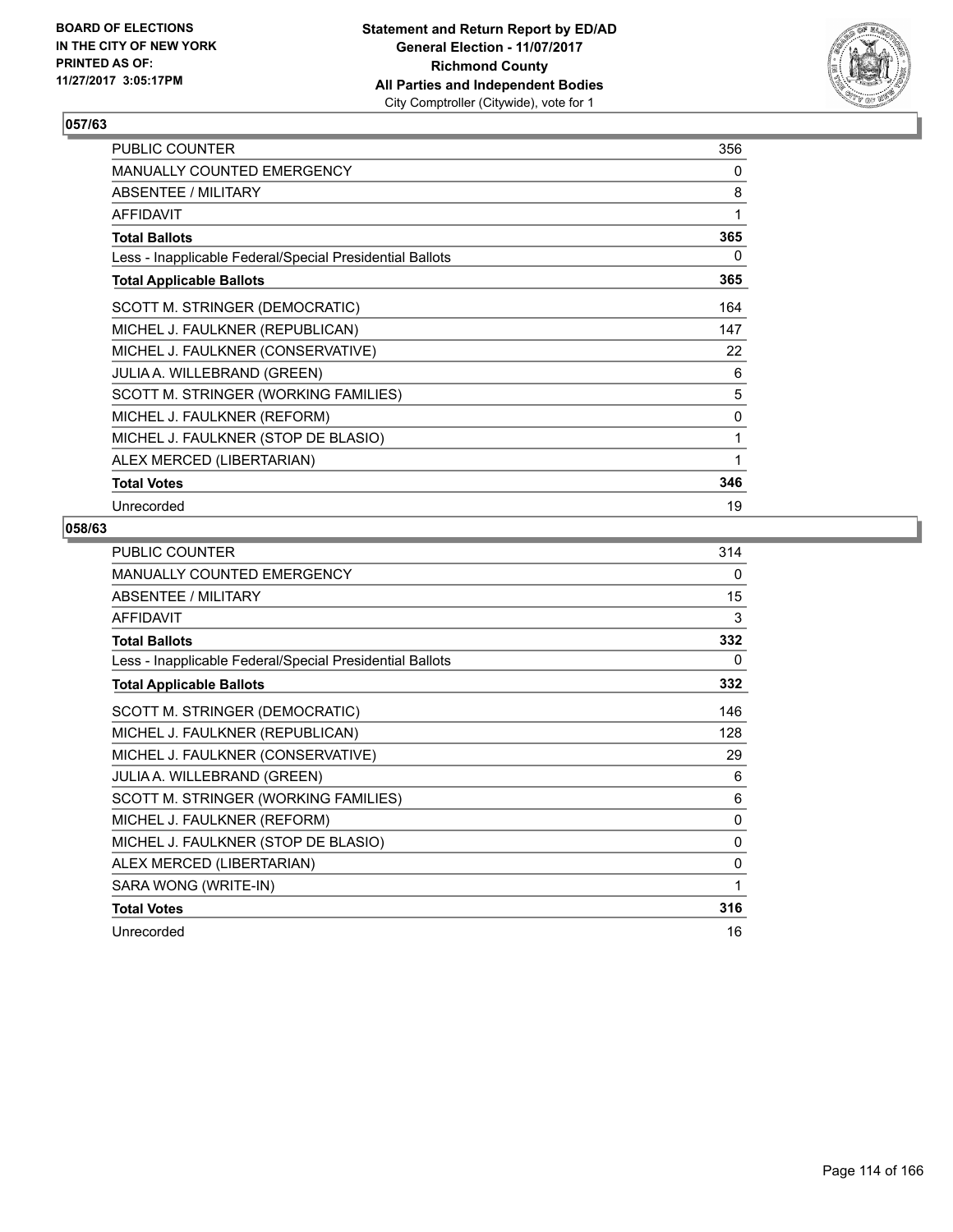BOARD OF ELECTIONS
IN THE CITY OF NEW YORK
PRINTED AS OF:
11/27/2017 3:05:17PM

**Statement and Return Report by ED/AD**
**General Election - 11/07/2017**
**Richmond County**
**All Parties and Independent Bodies**
City Comptroller (Citywide), vote for 1

### 057/63

| | |
|---|---|
| PUBLIC COUNTER | 356 |
| MANUALLY COUNTED EMERGENCY | 0 |
| ABSENTEE / MILITARY | 8 |
| AFFIDAVIT | 1 |
| **Total Ballots** | **365** |
| Less - Inapplicable Federal/Special Presidential Ballots | 0 |
| **Total Applicable Ballots** | **365** |
| SCOTT M. STRINGER (DEMOCRATIC) | 164 |
| MICHEL J. FAULKNER (REPUBLICAN) | 147 |
| MICHEL J. FAULKNER (CONSERVATIVE) | 22 |
| JULIA A. WILLEBRAND (GREEN) | 6 |
| SCOTT M. STRINGER (WORKING FAMILIES) | 5 |
| MICHEL J. FAULKNER (REFORM) | 0 |
| MICHEL J. FAULKNER (STOP DE BLASIO) | 1 |
| ALEX MERCED (LIBERTARIAN) | 1 |
| **Total Votes** | **346** |
| Unrecorded | 19 |

### 058/63

| | |
|---|---|
| PUBLIC COUNTER | 314 |
| MANUALLY COUNTED EMERGENCY | 0 |
| ABSENTEE / MILITARY | 15 |
| AFFIDAVIT | 3 |
| **Total Ballots** | **332** |
| Less - Inapplicable Federal/Special Presidential Ballots | 0 |
| **Total Applicable Ballots** | **332** |
| SCOTT M. STRINGER (DEMOCRATIC) | 146 |
| MICHEL J. FAULKNER (REPUBLICAN) | 128 |
| MICHEL J. FAULKNER (CONSERVATIVE) | 29 |
| JULIA A. WILLEBRAND (GREEN) | 6 |
| SCOTT M. STRINGER (WORKING FAMILIES) | 6 |
| MICHEL J. FAULKNER (REFORM) | 0 |
| MICHEL J. FAULKNER (STOP DE BLASIO) | 0 |
| ALEX MERCED (LIBERTARIAN) | 0 |
| SARA WONG (WRITE-IN) | 1 |
| **Total Votes** | **316** |
| Unrecorded | 16 |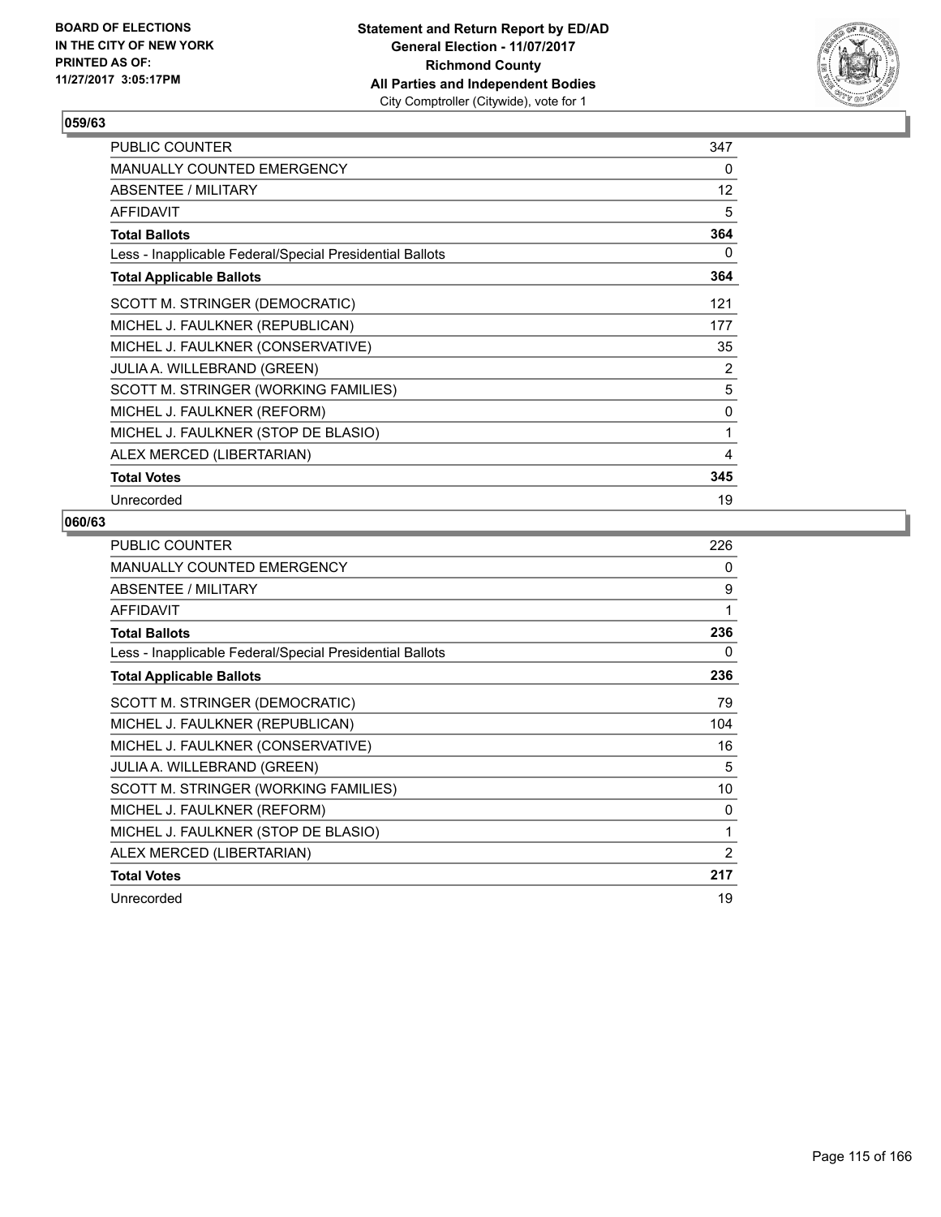**BOARD OF ELECTIONS IN THE CITY OF NEW YORK PRINTED AS OF: 11/27/2017 3:05:17PM**

**Statement and Return Report by ED/AD**
**General Election - 11/07/2017**
**Richmond County**
**All Parties and Independent Bodies**
City Comptroller (Citywide), vote for 1

### 059/63

| | |
|---|---|
| PUBLIC COUNTER | 347 |
| MANUALLY COUNTED EMERGENCY | 0 |
| ABSENTEE / MILITARY | 12 |
| AFFIDAVIT | 5 |
| **Total Ballots** | **364** |
| Less - Inapplicable Federal/Special Presidential Ballots | 0 |
| **Total Applicable Ballots** | **364** |
| SCOTT M. STRINGER (DEMOCRATIC) | 121 |
| MICHEL J. FAULKNER (REPUBLICAN) | 177 |
| MICHEL J. FAULKNER (CONSERVATIVE) | 35 |
| JULIA A. WILLEBRAND (GREEN) | 2 |
| SCOTT M. STRINGER (WORKING FAMILIES) | 5 |
| MICHEL J. FAULKNER (REFORM) | 0 |
| MICHEL J. FAULKNER (STOP DE BLASIO) | 1 |
| ALEX MERCED (LIBERTARIAN) | 4 |
| **Total Votes** | **345** |
| Unrecorded | 19 |

### 060/63

| | |
|---|---|
| PUBLIC COUNTER | 226 |
| MANUALLY COUNTED EMERGENCY | 0 |
| ABSENTEE / MILITARY | 9 |
| AFFIDAVIT | 1 |
| **Total Ballots** | **236** |
| Less - Inapplicable Federal/Special Presidential Ballots | 0 |
| **Total Applicable Ballots** | **236** |
| SCOTT M. STRINGER (DEMOCRATIC) | 79 |
| MICHEL J. FAULKNER (REPUBLICAN) | 104 |
| MICHEL J. FAULKNER (CONSERVATIVE) | 16 |
| JULIA A. WILLEBRAND (GREEN) | 5 |
| SCOTT M. STRINGER (WORKING FAMILIES) | 10 |
| MICHEL J. FAULKNER (REFORM) | 0 |
| MICHEL J. FAULKNER (STOP DE BLASIO) | 1 |
| ALEX MERCED (LIBERTARIAN) | 2 |
| **Total Votes** | **217** |
| Unrecorded | 19 |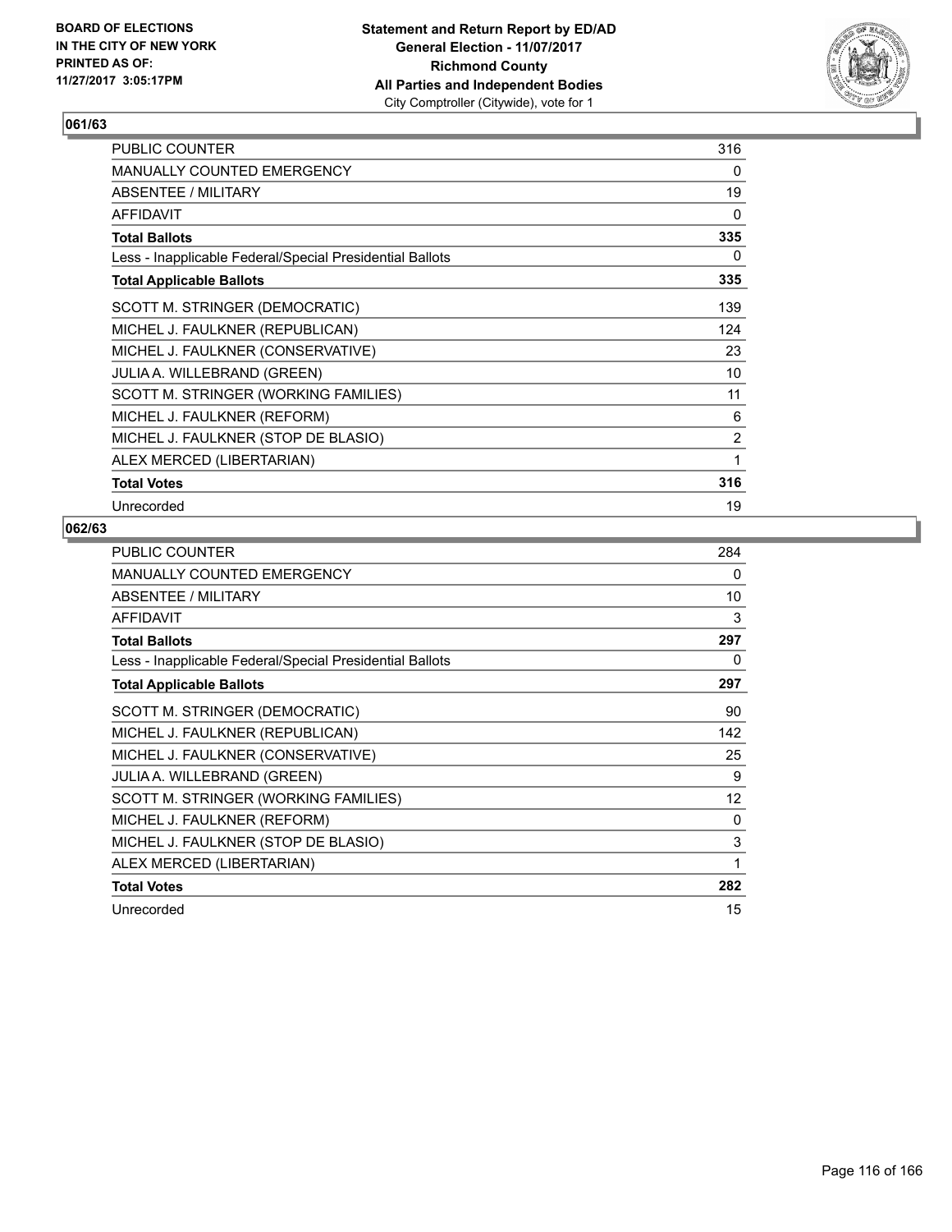**BOARD OF ELECTIONS IN THE CITY OF NEW YORK PRINTED AS OF: 11/27/2017 3:05:17PM**

**Statement and Return Report by ED/AD**
**General Election - 11/07/2017**
**Richmond County**
**All Parties and Independent Bodies**
City Comptroller (Citywide), vote for 1

### 061/63

| | |
|---|---|
| PUBLIC COUNTER | 316 |
| MANUALLY COUNTED EMERGENCY | 0 |
| ABSENTEE / MILITARY | 19 |
| AFFIDAVIT | 0 |
| **Total Ballots** | **335** |
| Less - Inapplicable Federal/Special Presidential Ballots | 0 |
| **Total Applicable Ballots** | **335** |
| SCOTT M. STRINGER (DEMOCRATIC) | 139 |
| MICHEL J. FAULKNER (REPUBLICAN) | 124 |
| MICHEL J. FAULKNER (CONSERVATIVE) | 23 |
| JULIA A. WILLEBRAND (GREEN) | 10 |
| SCOTT M. STRINGER (WORKING FAMILIES) | 11 |
| MICHEL J. FAULKNER (REFORM) | 6 |
| MICHEL J. FAULKNER (STOP DE BLASIO) | 2 |
| ALEX MERCED (LIBERTARIAN) | 1 |
| **Total Votes** | **316** |
| Unrecorded | 19 |

### 062/63

| | |
|---|---|
| PUBLIC COUNTER | 284 |
| MANUALLY COUNTED EMERGENCY | 0 |
| ABSENTEE / MILITARY | 10 |
| AFFIDAVIT | 3 |
| **Total Ballots** | **297** |
| Less - Inapplicable Federal/Special Presidential Ballots | 0 |
| **Total Applicable Ballots** | **297** |
| SCOTT M. STRINGER (DEMOCRATIC) | 90 |
| MICHEL J. FAULKNER (REPUBLICAN) | 142 |
| MICHEL J. FAULKNER (CONSERVATIVE) | 25 |
| JULIA A. WILLEBRAND (GREEN) | 9 |
| SCOTT M. STRINGER (WORKING FAMILIES) | 12 |
| MICHEL J. FAULKNER (REFORM) | 0 |
| MICHEL J. FAULKNER (STOP DE BLASIO) | 3 |
| ALEX MERCED (LIBERTARIAN) | 1 |
| **Total Votes** | **282** |
| Unrecorded | 15 |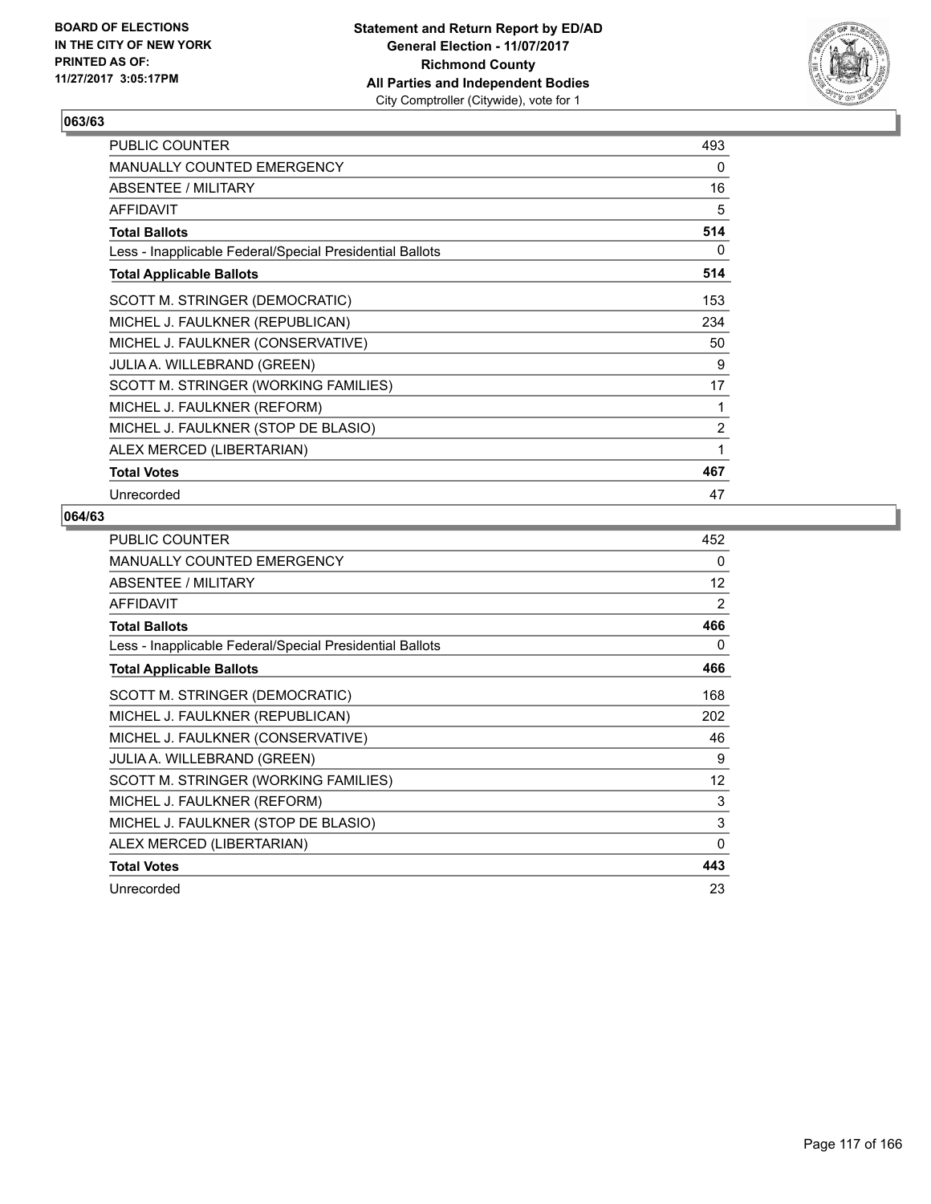BOARD OF ELECTIONS
IN THE CITY OF NEW YORK
PRINTED AS OF:
11/27/2017 3:05:17PM

**Statement and Return Report by ED/AD**
**General Election - 11/07/2017**
**Richmond County**
**All Parties and Independent Bodies**
City Comptroller (Citywide), vote for 1

### 063/63

| | |
|---|---|
| PUBLIC COUNTER | 493 |
| MANUALLY COUNTED EMERGENCY | 0 |
| ABSENTEE / MILITARY | 16 |
| AFFIDAVIT | 5 |
| **Total Ballots** | **514** |
| Less - Inapplicable Federal/Special Presidential Ballots | 0 |
| **Total Applicable Ballots** | **514** |
| SCOTT M. STRINGER (DEMOCRATIC) | 153 |
| MICHEL J. FAULKNER (REPUBLICAN) | 234 |
| MICHEL J. FAULKNER (CONSERVATIVE) | 50 |
| JULIA A. WILLEBRAND (GREEN) | 9 |
| SCOTT M. STRINGER (WORKING FAMILIES) | 17 |
| MICHEL J. FAULKNER (REFORM) | 1 |
| MICHEL J. FAULKNER (STOP DE BLASIO) | 2 |
| ALEX MERCED (LIBERTARIAN) | 1 |
| **Total Votes** | **467** |
| Unrecorded | 47 |

### 064/63

| | |
|---|---|
| PUBLIC COUNTER | 452 |
| MANUALLY COUNTED EMERGENCY | 0 |
| ABSENTEE / MILITARY | 12 |
| AFFIDAVIT | 2 |
| **Total Ballots** | **466** |
| Less - Inapplicable Federal/Special Presidential Ballots | 0 |
| **Total Applicable Ballots** | **466** |
| SCOTT M. STRINGER (DEMOCRATIC) | 168 |
| MICHEL J. FAULKNER (REPUBLICAN) | 202 |
| MICHEL J. FAULKNER (CONSERVATIVE) | 46 |
| JULIA A. WILLEBRAND (GREEN) | 9 |
| SCOTT M. STRINGER (WORKING FAMILIES) | 12 |
| MICHEL J. FAULKNER (REFORM) | 3 |
| MICHEL J. FAULKNER (STOP DE BLASIO) | 3 |
| ALEX MERCED (LIBERTARIAN) | 0 |
| **Total Votes** | **443** |
| Unrecorded | 23 |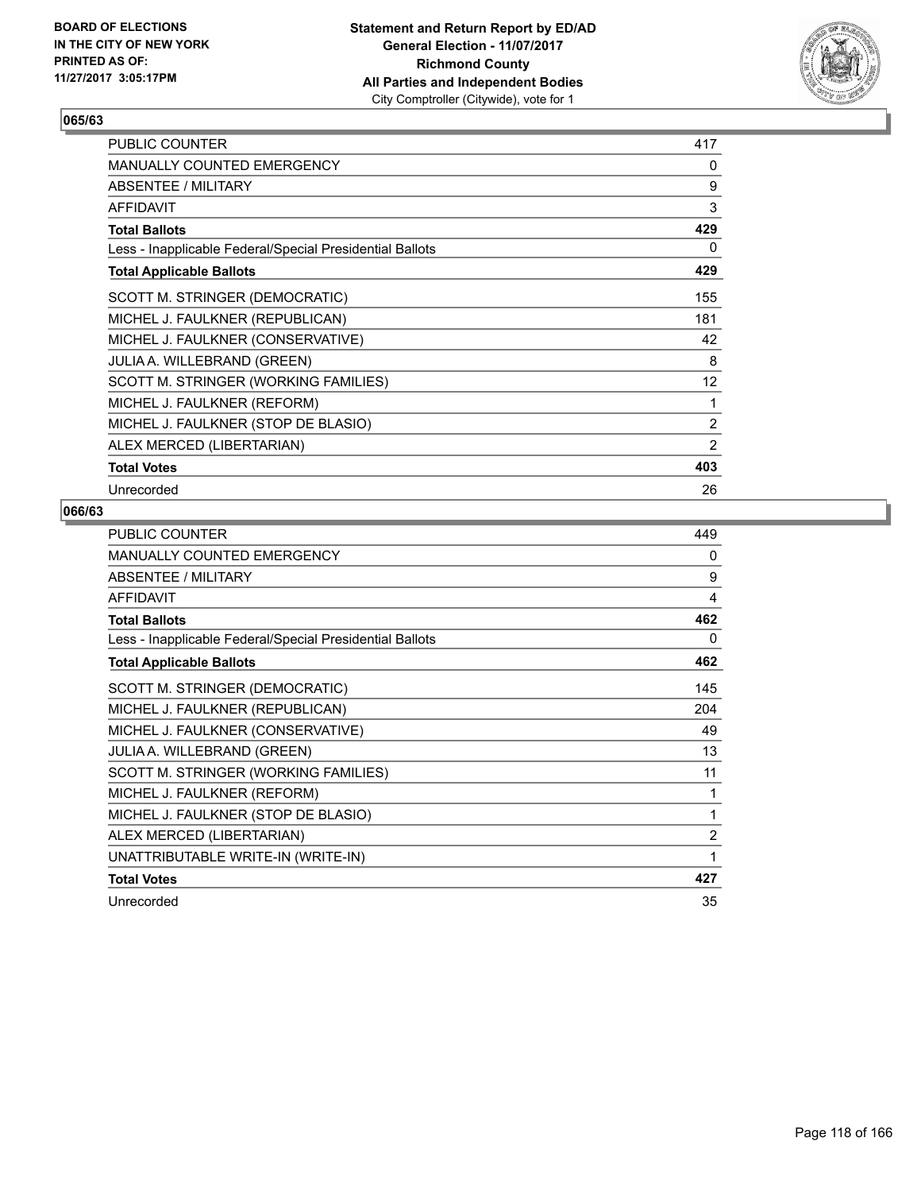BOARD OF ELECTIONS
IN THE CITY OF NEW YORK
PRINTED AS OF:
11/27/2017 3:05:17PM

**Statement and Return Report by ED/AD**
**General Election - 11/07/2017**
**Richmond County**
**All Parties and Independent Bodies**
City Comptroller (Citywide), vote for 1

### 065/63

| | |
|---|---|
| PUBLIC COUNTER | 417 |
| MANUALLY COUNTED EMERGENCY | 0 |
| ABSENTEE / MILITARY | 9 |
| AFFIDAVIT | 3 |
| **Total Ballots** | **429** |
| Less - Inapplicable Federal/Special Presidential Ballots | 0 |
| **Total Applicable Ballots** | **429** |
| SCOTT M. STRINGER (DEMOCRATIC) | 155 |
| MICHEL J. FAULKNER (REPUBLICAN) | 181 |
| MICHEL J. FAULKNER (CONSERVATIVE) | 42 |
| JULIA A. WILLEBRAND (GREEN) | 8 |
| SCOTT M. STRINGER (WORKING FAMILIES) | 12 |
| MICHEL J. FAULKNER (REFORM) | 1 |
| MICHEL J. FAULKNER (STOP DE BLASIO) | 2 |
| ALEX MERCED (LIBERTARIAN) | 2 |
| **Total Votes** | **403** |
| Unrecorded | 26 |

### 066/63

| | |
|---|---|
| PUBLIC COUNTER | 449 |
| MANUALLY COUNTED EMERGENCY | 0 |
| ABSENTEE / MILITARY | 9 |
| AFFIDAVIT | 4 |
| **Total Ballots** | **462** |
| Less - Inapplicable Federal/Special Presidential Ballots | 0 |
| **Total Applicable Ballots** | **462** |
| SCOTT M. STRINGER (DEMOCRATIC) | 145 |
| MICHEL J. FAULKNER (REPUBLICAN) | 204 |
| MICHEL J. FAULKNER (CONSERVATIVE) | 49 |
| JULIA A. WILLEBRAND (GREEN) | 13 |
| SCOTT M. STRINGER (WORKING FAMILIES) | 11 |
| MICHEL J. FAULKNER (REFORM) | 1 |
| MICHEL J. FAULKNER (STOP DE BLASIO) | 1 |
| ALEX MERCED (LIBERTARIAN) | 2 |
| UNATTRIBUTABLE WRITE-IN (WRITE-IN) | 1 |
| **Total Votes** | **427** |
| Unrecorded | 35 |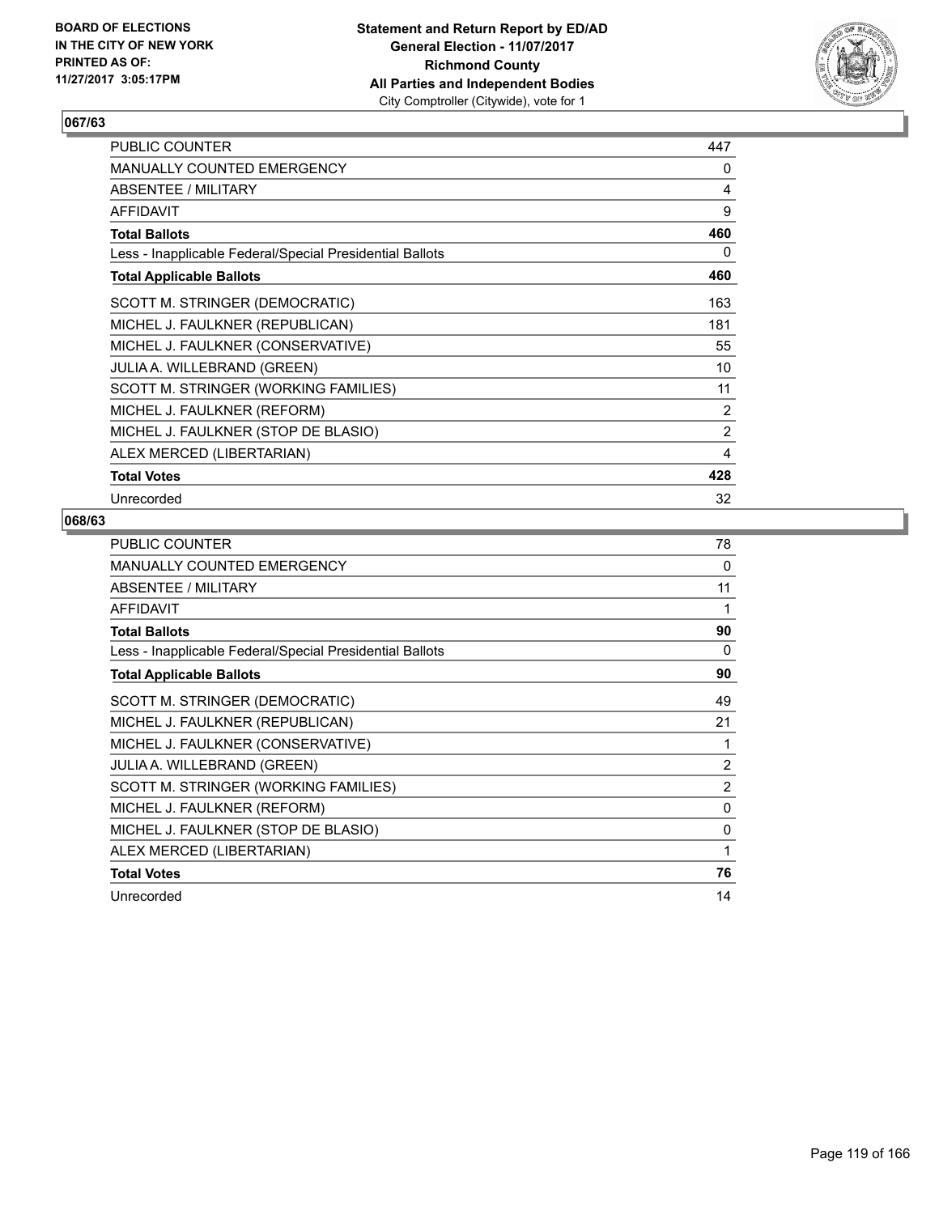BOARD OF ELECTIONS
IN THE CITY OF NEW YORK
PRINTED AS OF:
11/27/2017 3:05:17PM

**Statement and Return Report by ED/AD**
**General Election - 11/07/2017**
**Richmond County**
**All Parties and Independent Bodies**
City Comptroller (Citywide), vote for 1

## 067/63

| | |
|---|---|
| PUBLIC COUNTER | 447 |
| MANUALLY COUNTED EMERGENCY | 0 |
| ABSENTEE / MILITARY | 4 |
| AFFIDAVIT | 9 |
| **Total Ballots** | **460** |
| Less - Inapplicable Federal/Special Presidential Ballots | 0 |
| **Total Applicable Ballots** | **460** |
| SCOTT M. STRINGER (DEMOCRATIC) | 163 |
| MICHEL J. FAULKNER (REPUBLICAN) | 181 |
| MICHEL J. FAULKNER (CONSERVATIVE) | 55 |
| JULIA A. WILLEBRAND (GREEN) | 10 |
| SCOTT M. STRINGER (WORKING FAMILIES) | 11 |
| MICHEL J. FAULKNER (REFORM) | 2 |
| MICHEL J. FAULKNER (STOP DE BLASIO) | 2 |
| ALEX MERCED (LIBERTARIAN) | 4 |
| **Total Votes** | **428** |
| Unrecorded | 32 |

## 068/63

| | |
|---|---|
| PUBLIC COUNTER | 78 |
| MANUALLY COUNTED EMERGENCY | 0 |
| ABSENTEE / MILITARY | 11 |
| AFFIDAVIT | 1 |
| **Total Ballots** | **90** |
| Less - Inapplicable Federal/Special Presidential Ballots | 0 |
| **Total Applicable Ballots** | **90** |
| SCOTT M. STRINGER (DEMOCRATIC) | 49 |
| MICHEL J. FAULKNER (REPUBLICAN) | 21 |
| MICHEL J. FAULKNER (CONSERVATIVE) | 1 |
| JULIA A. WILLEBRAND (GREEN) | 2 |
| SCOTT M. STRINGER (WORKING FAMILIES) | 2 |
| MICHEL J. FAULKNER (REFORM) | 0 |
| MICHEL J. FAULKNER (STOP DE BLASIO) | 0 |
| ALEX MERCED (LIBERTARIAN) | 1 |
| **Total Votes** | **76** |
| Unrecorded | 14 |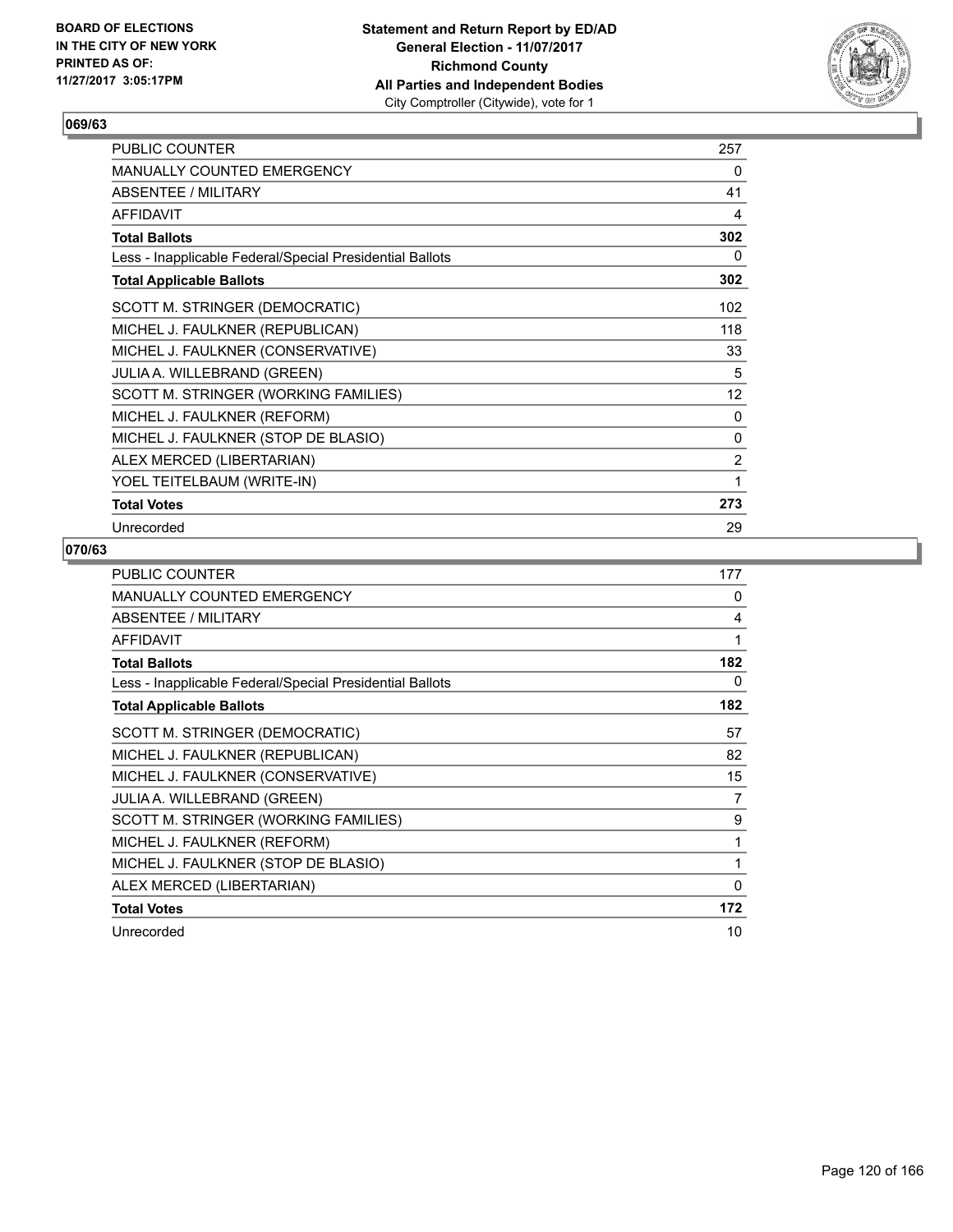BOARD OF ELECTIONS
IN THE CITY OF NEW YORK
PRINTED AS OF:
11/27/2017 3:05:17PM

**Statement and Return Report by ED/AD**
**General Election - 11/07/2017**
**Richmond County**
**All Parties and Independent Bodies**
City Comptroller (Citywide), vote for 1

### 069/63

| | |
|---|---|
| PUBLIC COUNTER | 257 |
| MANUALLY COUNTED EMERGENCY | 0 |
| ABSENTEE / MILITARY | 41 |
| AFFIDAVIT | 4 |
| **Total Ballots** | **302** |
| Less - Inapplicable Federal/Special Presidential Ballots | 0 |
| **Total Applicable Ballots** | **302** |
| SCOTT M. STRINGER (DEMOCRATIC) | 102 |
| MICHEL J. FAULKNER (REPUBLICAN) | 118 |
| MICHEL J. FAULKNER (CONSERVATIVE) | 33 |
| JULIA A. WILLEBRAND (GREEN) | 5 |
| SCOTT M. STRINGER (WORKING FAMILIES) | 12 |
| MICHEL J. FAULKNER (REFORM) | 0 |
| MICHEL J. FAULKNER (STOP DE BLASIO) | 0 |
| ALEX MERCED (LIBERTARIAN) | 2 |
| YOEL TEITELBAUM (WRITE-IN) | 1 |
| **Total Votes** | **273** |
| Unrecorded | 29 |

### 070/63

| | |
|---|---|
| PUBLIC COUNTER | 177 |
| MANUALLY COUNTED EMERGENCY | 0 |
| ABSENTEE / MILITARY | 4 |
| AFFIDAVIT | 1 |
| **Total Ballots** | **182** |
| Less - Inapplicable Federal/Special Presidential Ballots | 0 |
| **Total Applicable Ballots** | **182** |
| SCOTT M. STRINGER (DEMOCRATIC) | 57 |
| MICHEL J. FAULKNER (REPUBLICAN) | 82 |
| MICHEL J. FAULKNER (CONSERVATIVE) | 15 |
| JULIA A. WILLEBRAND (GREEN) | 7 |
| SCOTT M. STRINGER (WORKING FAMILIES) | 9 |
| MICHEL J. FAULKNER (REFORM) | 1 |
| MICHEL J. FAULKNER (STOP DE BLASIO) | 1 |
| ALEX MERCED (LIBERTARIAN) | 0 |
| **Total Votes** | **172** |
| Unrecorded | 10 |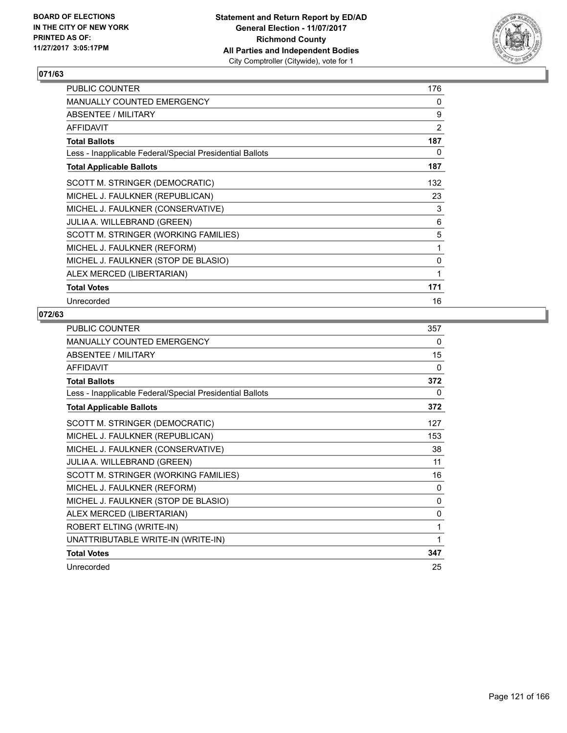BOARD OF ELECTIONS
IN THE CITY OF NEW YORK
PRINTED AS OF:
11/27/2017 3:05:17PM

**Statement and Return Report by ED/AD**
**General Election - 11/07/2017**
**Richmond County**
**All Parties and Independent Bodies**
City Comptroller (Citywide), vote for 1

## 071/63

| | |
|---|---|
| PUBLIC COUNTER | 176 |
| MANUALLY COUNTED EMERGENCY | 0 |
| ABSENTEE / MILITARY | 9 |
| AFFIDAVIT | 2 |
| **Total Ballots** | **187** |
| Less - Inapplicable Federal/Special Presidential Ballots | 0 |
| **Total Applicable Ballots** | **187** |
| SCOTT M. STRINGER (DEMOCRATIC) | 132 |
| MICHEL J. FAULKNER (REPUBLICAN) | 23 |
| MICHEL J. FAULKNER (CONSERVATIVE) | 3 |
| JULIA A. WILLEBRAND (GREEN) | 6 |
| SCOTT M. STRINGER (WORKING FAMILIES) | 5 |
| MICHEL J. FAULKNER (REFORM) | 1 |
| MICHEL J. FAULKNER (STOP DE BLASIO) | 0 |
| ALEX MERCED (LIBERTARIAN) | 1 |
| **Total Votes** | **171** |
| Unrecorded | 16 |

## 072/63

| | |
|---|---|
| PUBLIC COUNTER | 357 |
| MANUALLY COUNTED EMERGENCY | 0 |
| ABSENTEE / MILITARY | 15 |
| AFFIDAVIT | 0 |
| **Total Ballots** | **372** |
| Less - Inapplicable Federal/Special Presidential Ballots | 0 |
| **Total Applicable Ballots** | **372** |
| SCOTT M. STRINGER (DEMOCRATIC) | 127 |
| MICHEL J. FAULKNER (REPUBLICAN) | 153 |
| MICHEL J. FAULKNER (CONSERVATIVE) | 38 |
| JULIA A. WILLEBRAND (GREEN) | 11 |
| SCOTT M. STRINGER (WORKING FAMILIES) | 16 |
| MICHEL J. FAULKNER (REFORM) | 0 |
| MICHEL J. FAULKNER (STOP DE BLASIO) | 0 |
| ALEX MERCED (LIBERTARIAN) | 0 |
| ROBERT ELTING (WRITE-IN) | 1 |
| UNATTRIBUTABLE WRITE-IN (WRITE-IN) | 1 |
| **Total Votes** | **347** |
| Unrecorded | 25 |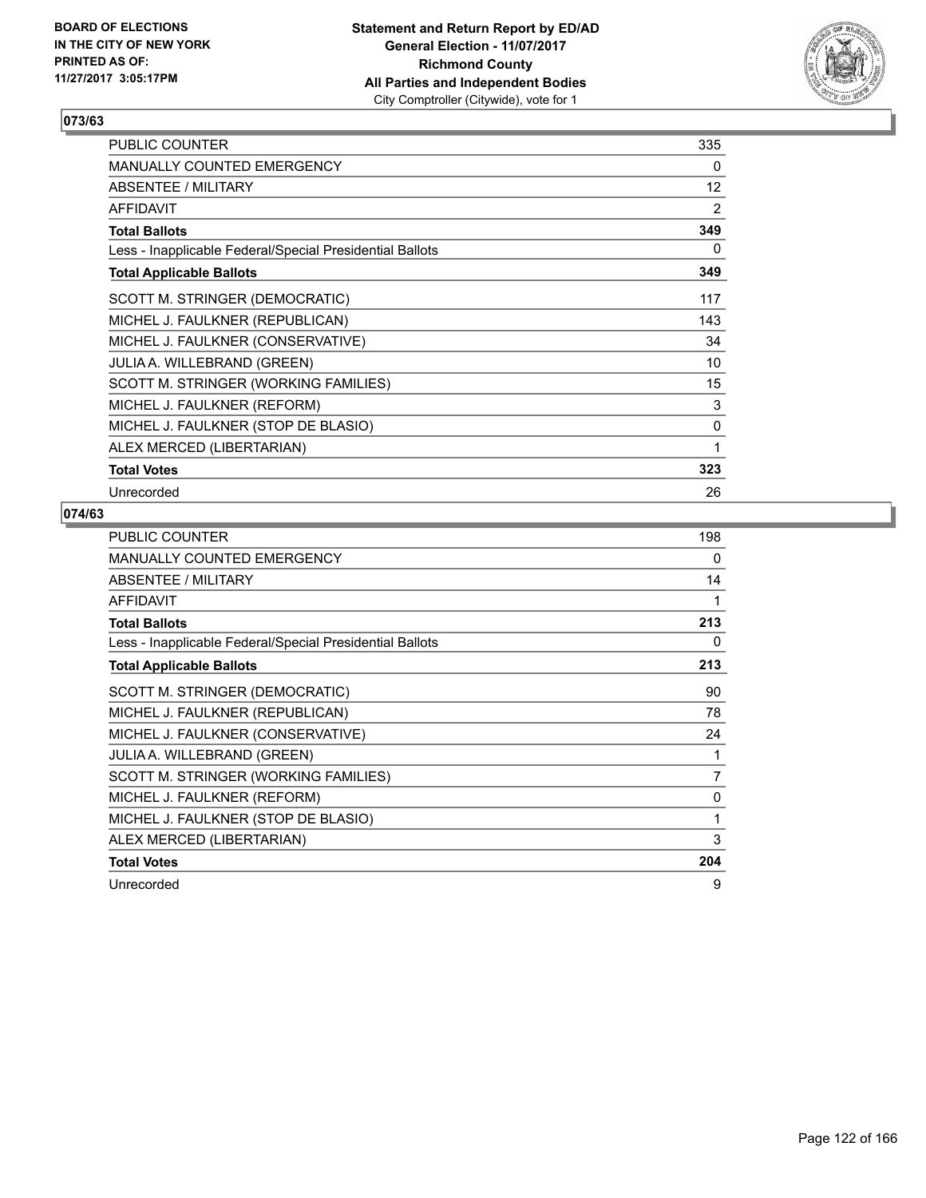BOARD OF ELECTIONS
IN THE CITY OF NEW YORK
PRINTED AS OF:
11/27/2017 3:05:17PM

**Statement and Return Report by ED/AD**
**General Election - 11/07/2017**
**Richmond County**
**All Parties and Independent Bodies**
City Comptroller (Citywide), vote for 1

### 073/63

| | |
|---|---|
| PUBLIC COUNTER | 335 |
| MANUALLY COUNTED EMERGENCY | 0 |
| ABSENTEE / MILITARY | 12 |
| AFFIDAVIT | 2 |
| **Total Ballots** | **349** |
| Less - Inapplicable Federal/Special Presidential Ballots | 0 |
| **Total Applicable Ballots** | **349** |
| SCOTT M. STRINGER (DEMOCRATIC) | 117 |
| MICHEL J. FAULKNER (REPUBLICAN) | 143 |
| MICHEL J. FAULKNER (CONSERVATIVE) | 34 |
| JULIA A. WILLEBRAND (GREEN) | 10 |
| SCOTT M. STRINGER (WORKING FAMILIES) | 15 |
| MICHEL J. FAULKNER (REFORM) | 3 |
| MICHEL J. FAULKNER (STOP DE BLASIO) | 0 |
| ALEX MERCED (LIBERTARIAN) | 1 |
| **Total Votes** | **323** |
| Unrecorded | 26 |

### 074/63

| | |
|---|---|
| PUBLIC COUNTER | 198 |
| MANUALLY COUNTED EMERGENCY | 0 |
| ABSENTEE / MILITARY | 14 |
| AFFIDAVIT | 1 |
| **Total Ballots** | **213** |
| Less - Inapplicable Federal/Special Presidential Ballots | 0 |
| **Total Applicable Ballots** | **213** |
| SCOTT M. STRINGER (DEMOCRATIC) | 90 |
| MICHEL J. FAULKNER (REPUBLICAN) | 78 |
| MICHEL J. FAULKNER (CONSERVATIVE) | 24 |
| JULIA A. WILLEBRAND (GREEN) | 1 |
| SCOTT M. STRINGER (WORKING FAMILIES) | 7 |
| MICHEL J. FAULKNER (REFORM) | 0 |
| MICHEL J. FAULKNER (STOP DE BLASIO) | 1 |
| ALEX MERCED (LIBERTARIAN) | 3 |
| **Total Votes** | **204** |
| Unrecorded | 9 |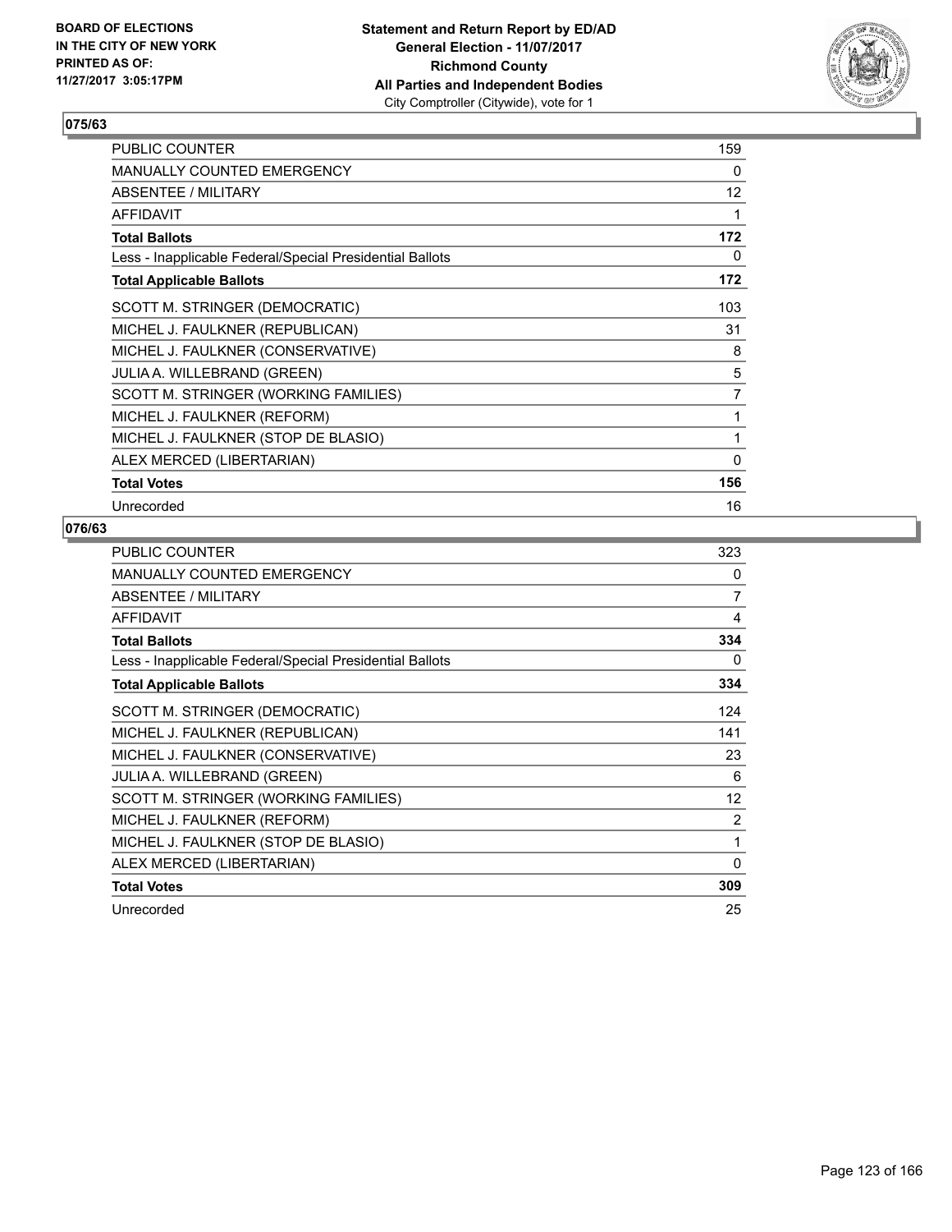**BOARD OF ELECTIONS IN THE CITY OF NEW YORK PRINTED AS OF: 11/27/2017 3:05:17PM**

**Statement and Return Report by ED/AD**
**General Election - 11/07/2017**
**Richmond County**
**All Parties and Independent Bodies**
City Comptroller (Citywide), vote for 1

## 075/63

| | |
|---|---|
| PUBLIC COUNTER | 159 |
| MANUALLY COUNTED EMERGENCY | 0 |
| ABSENTEE / MILITARY | 12 |
| AFFIDAVIT | 1 |
| **Total Ballots** | **172** |
| Less - Inapplicable Federal/Special Presidential Ballots | 0 |
| **Total Applicable Ballots** | **172** |
| SCOTT M. STRINGER (DEMOCRATIC) | 103 |
| MICHEL J. FAULKNER (REPUBLICAN) | 31 |
| MICHEL J. FAULKNER (CONSERVATIVE) | 8 |
| JULIA A. WILLEBRAND (GREEN) | 5 |
| SCOTT M. STRINGER (WORKING FAMILIES) | 7 |
| MICHEL J. FAULKNER (REFORM) | 1 |
| MICHEL J. FAULKNER (STOP DE BLASIO) | 1 |
| ALEX MERCED (LIBERTARIAN) | 0 |
| **Total Votes** | **156** |
| Unrecorded | 16 |

## 076/63

| | |
|---|---|
| PUBLIC COUNTER | 323 |
| MANUALLY COUNTED EMERGENCY | 0 |
| ABSENTEE / MILITARY | 7 |
| AFFIDAVIT | 4 |
| **Total Ballots** | **334** |
| Less - Inapplicable Federal/Special Presidential Ballots | 0 |
| **Total Applicable Ballots** | **334** |
| SCOTT M. STRINGER (DEMOCRATIC) | 124 |
| MICHEL J. FAULKNER (REPUBLICAN) | 141 |
| MICHEL J. FAULKNER (CONSERVATIVE) | 23 |
| JULIA A. WILLEBRAND (GREEN) | 6 |
| SCOTT M. STRINGER (WORKING FAMILIES) | 12 |
| MICHEL J. FAULKNER (REFORM) | 2 |
| MICHEL J. FAULKNER (STOP DE BLASIO) | 1 |
| ALEX MERCED (LIBERTARIAN) | 0 |
| **Total Votes** | **309** |
| Unrecorded | 25 |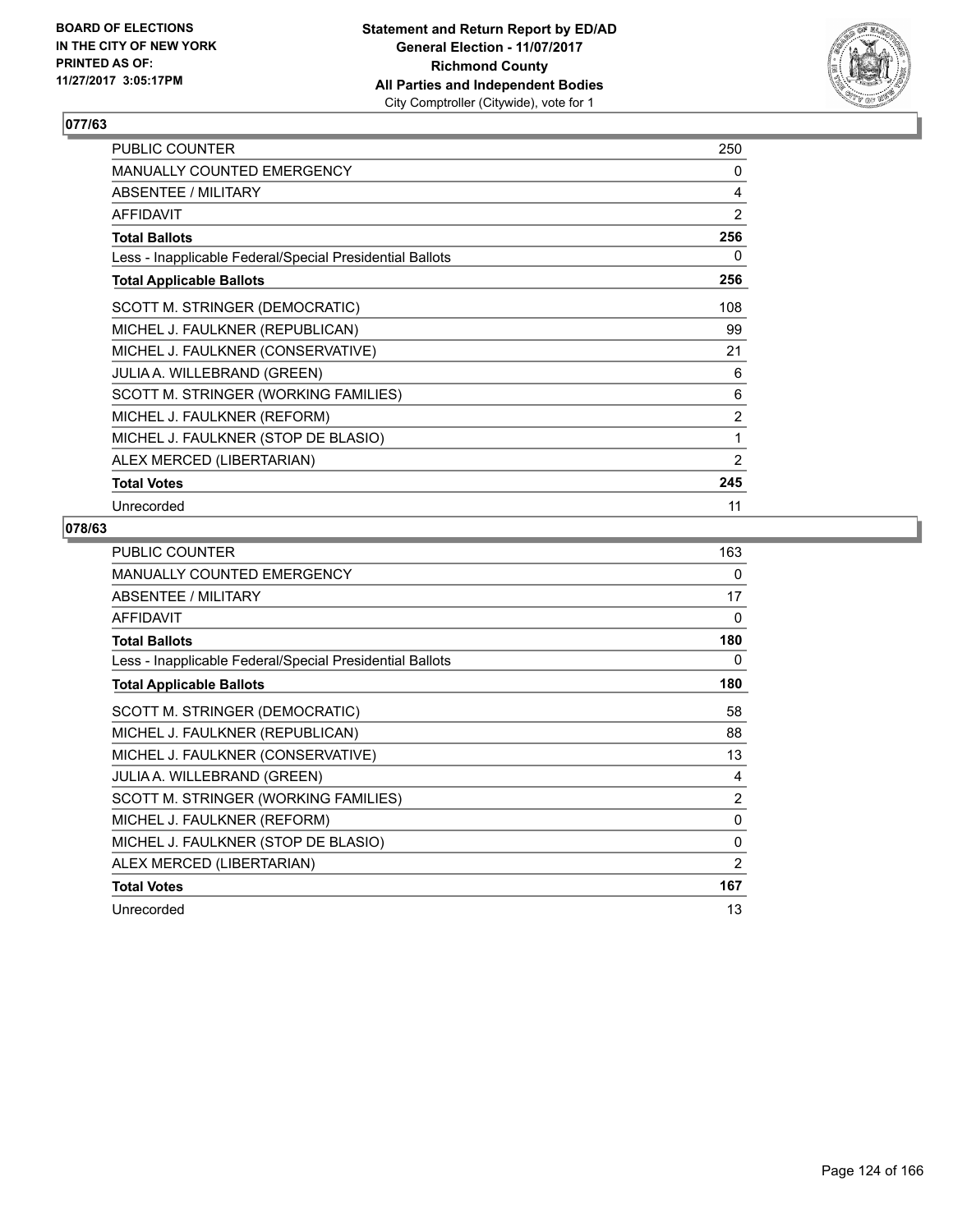BOARD OF ELECTIONS
IN THE CITY OF NEW YORK
PRINTED AS OF:
11/27/2017 3:05:17PM

**Statement and Return Report by ED/AD**
**General Election - 11/07/2017**
**Richmond County**
**All Parties and Independent Bodies**
City Comptroller (Citywide), vote for 1

### 077/63

| | |
|---|---|
| PUBLIC COUNTER | 250 |
| MANUALLY COUNTED EMERGENCY | 0 |
| ABSENTEE / MILITARY | 4 |
| AFFIDAVIT | 2 |
| **Total Ballots** | **256** |
| Less - Inapplicable Federal/Special Presidential Ballots | 0 |
| **Total Applicable Ballots** | **256** |
| SCOTT M. STRINGER (DEMOCRATIC) | 108 |
| MICHEL J. FAULKNER (REPUBLICAN) | 99 |
| MICHEL J. FAULKNER (CONSERVATIVE) | 21 |
| JULIA A. WILLEBRAND (GREEN) | 6 |
| SCOTT M. STRINGER (WORKING FAMILIES) | 6 |
| MICHEL J. FAULKNER (REFORM) | 2 |
| MICHEL J. FAULKNER (STOP DE BLASIO) | 1 |
| ALEX MERCED (LIBERTARIAN) | 2 |
| **Total Votes** | **245** |
| Unrecorded | 11 |

### 078/63

| | |
|---|---|
| PUBLIC COUNTER | 163 |
| MANUALLY COUNTED EMERGENCY | 0 |
| ABSENTEE / MILITARY | 17 |
| AFFIDAVIT | 0 |
| **Total Ballots** | **180** |
| Less - Inapplicable Federal/Special Presidential Ballots | 0 |
| **Total Applicable Ballots** | **180** |
| SCOTT M. STRINGER (DEMOCRATIC) | 58 |
| MICHEL J. FAULKNER (REPUBLICAN) | 88 |
| MICHEL J. FAULKNER (CONSERVATIVE) | 13 |
| JULIA A. WILLEBRAND (GREEN) | 4 |
| SCOTT M. STRINGER (WORKING FAMILIES) | 2 |
| MICHEL J. FAULKNER (REFORM) | 0 |
| MICHEL J. FAULKNER (STOP DE BLASIO) | 0 |
| ALEX MERCED (LIBERTARIAN) | 2 |
| **Total Votes** | **167** |
| Unrecorded | 13 |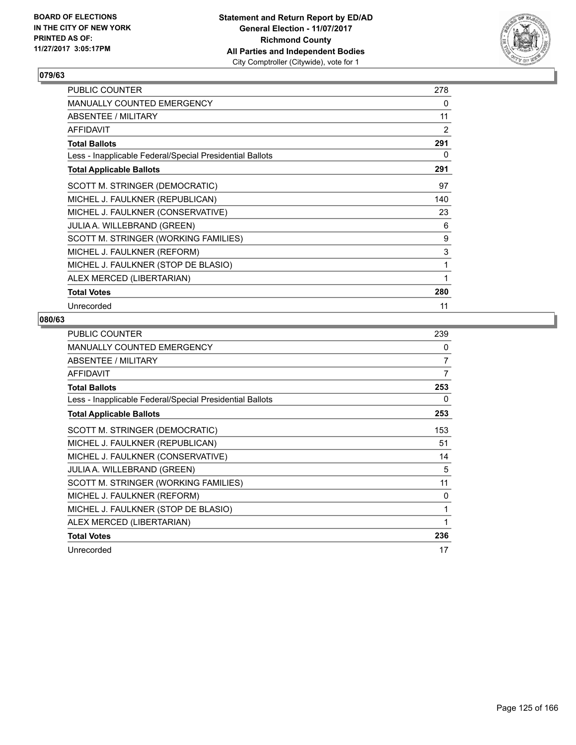BOARD OF ELECTIONS
IN THE CITY OF NEW YORK
PRINTED AS OF:
11/27/2017 3:05:17PM

**Statement and Return Report by ED/AD**
**General Election - 11/07/2017**
**Richmond County**
**All Parties and Independent Bodies**
City Comptroller (Citywide), vote for 1

## 079/63

| | |
|---|---|
| PUBLIC COUNTER | 278 |
| MANUALLY COUNTED EMERGENCY | 0 |
| ABSENTEE / MILITARY | 11 |
| AFFIDAVIT | 2 |
| **Total Ballots** | **291** |
| Less - Inapplicable Federal/Special Presidential Ballots | 0 |
| **Total Applicable Ballots** | **291** |
| SCOTT M. STRINGER (DEMOCRATIC) | 97 |
| MICHEL J. FAULKNER (REPUBLICAN) | 140 |
| MICHEL J. FAULKNER (CONSERVATIVE) | 23 |
| JULIA A. WILLEBRAND (GREEN) | 6 |
| SCOTT M. STRINGER (WORKING FAMILIES) | 9 |
| MICHEL J. FAULKNER (REFORM) | 3 |
| MICHEL J. FAULKNER (STOP DE BLASIO) | 1 |
| ALEX MERCED (LIBERTARIAN) | 1 |
| **Total Votes** | **280** |
| Unrecorded | 11 |

## 080/63

| | |
|---|---|
| PUBLIC COUNTER | 239 |
| MANUALLY COUNTED EMERGENCY | 0 |
| ABSENTEE / MILITARY | 7 |
| AFFIDAVIT | 7 |
| **Total Ballots** | **253** |
| Less - Inapplicable Federal/Special Presidential Ballots | 0 |
| **Total Applicable Ballots** | **253** |
| SCOTT M. STRINGER (DEMOCRATIC) | 153 |
| MICHEL J. FAULKNER (REPUBLICAN) | 51 |
| MICHEL J. FAULKNER (CONSERVATIVE) | 14 |
| JULIA A. WILLEBRAND (GREEN) | 5 |
| SCOTT M. STRINGER (WORKING FAMILIES) | 11 |
| MICHEL J. FAULKNER (REFORM) | 0 |
| MICHEL J. FAULKNER (STOP DE BLASIO) | 1 |
| ALEX MERCED (LIBERTARIAN) | 1 |
| **Total Votes** | **236** |
| Unrecorded | 17 |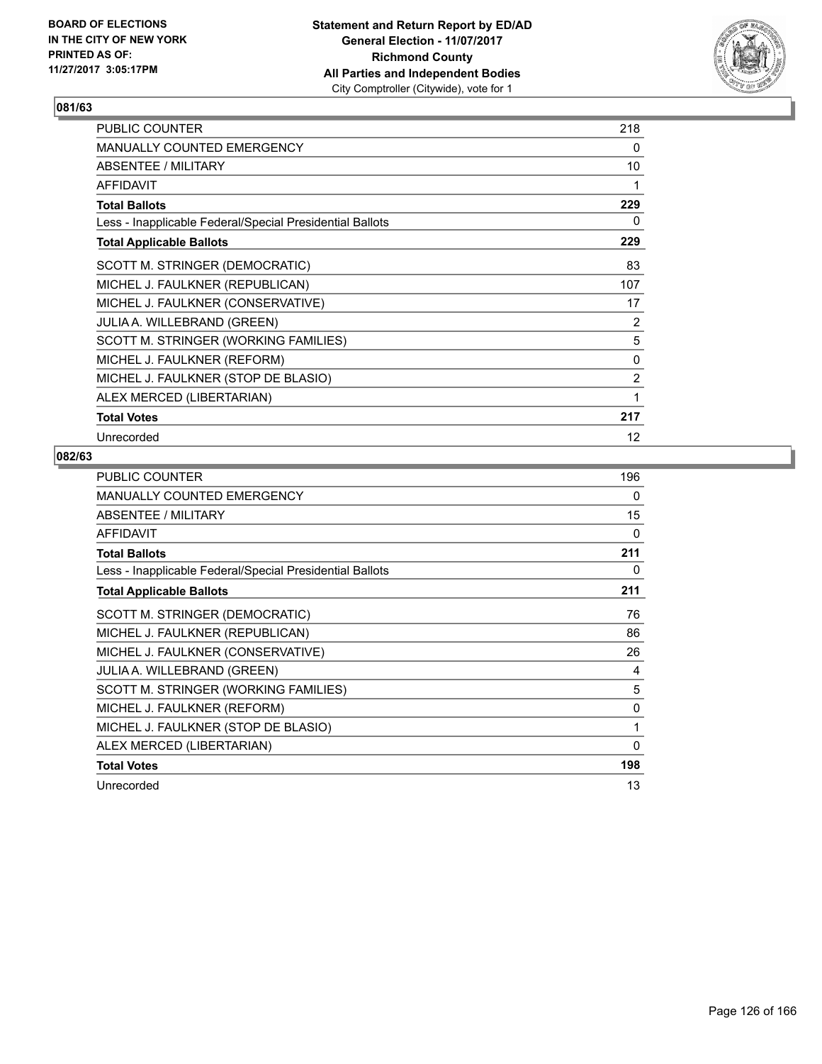**BOARD OF ELECTIONS IN THE CITY OF NEW YORK PRINTED AS OF: 11/27/2017 3:05:17PM**

**Statement and Return Report by ED/AD**
**General Election - 11/07/2017**
**Richmond County**
**All Parties and Independent Bodies**
City Comptroller (Citywide), vote for 1

## 081/63

| | |
|---|---|
| PUBLIC COUNTER | 218 |
| MANUALLY COUNTED EMERGENCY | 0 |
| ABSENTEE / MILITARY | 10 |
| AFFIDAVIT | 1 |
| **Total Ballots** | **229** |
| Less - Inapplicable Federal/Special Presidential Ballots | 0 |
| **Total Applicable Ballots** | **229** |
| SCOTT M. STRINGER (DEMOCRATIC) | 83 |
| MICHEL J. FAULKNER (REPUBLICAN) | 107 |
| MICHEL J. FAULKNER (CONSERVATIVE) | 17 |
| JULIA A. WILLEBRAND (GREEN) | 2 |
| SCOTT M. STRINGER (WORKING FAMILIES) | 5 |
| MICHEL J. FAULKNER (REFORM) | 0 |
| MICHEL J. FAULKNER (STOP DE BLASIO) | 2 |
| ALEX MERCED (LIBERTARIAN) | 1 |
| **Total Votes** | **217** |
| Unrecorded | 12 |

## 082/63

| | |
|---|---|
| PUBLIC COUNTER | 196 |
| MANUALLY COUNTED EMERGENCY | 0 |
| ABSENTEE / MILITARY | 15 |
| AFFIDAVIT | 0 |
| **Total Ballots** | **211** |
| Less - Inapplicable Federal/Special Presidential Ballots | 0 |
| **Total Applicable Ballots** | **211** |
| SCOTT M. STRINGER (DEMOCRATIC) | 76 |
| MICHEL J. FAULKNER (REPUBLICAN) | 86 |
| MICHEL J. FAULKNER (CONSERVATIVE) | 26 |
| JULIA A. WILLEBRAND (GREEN) | 4 |
| SCOTT M. STRINGER (WORKING FAMILIES) | 5 |
| MICHEL J. FAULKNER (REFORM) | 0 |
| MICHEL J. FAULKNER (STOP DE BLASIO) | 1 |
| ALEX MERCED (LIBERTARIAN) | 0 |
| **Total Votes** | **198** |
| Unrecorded | 13 |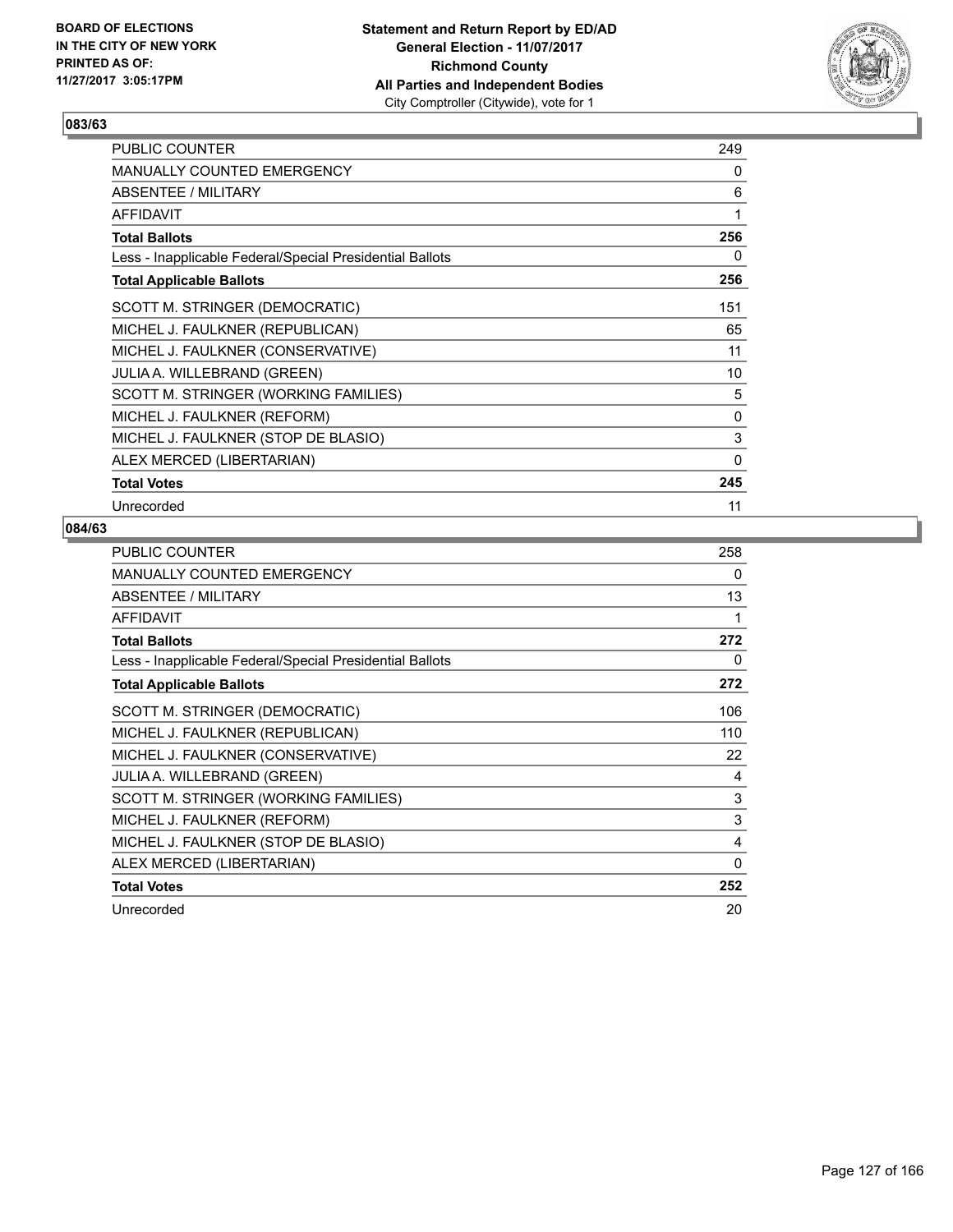BOARD OF ELECTIONS
IN THE CITY OF NEW YORK
PRINTED AS OF:
11/27/2017 3:05:17PM

**Statement and Return Report by ED/AD**
**General Election - 11/07/2017**
**Richmond County**
**All Parties and Independent Bodies**
City Comptroller (Citywide), vote for 1

### 083/63

| | |
|---|---|
| PUBLIC COUNTER | 249 |
| MANUALLY COUNTED EMERGENCY | 0 |
| ABSENTEE / MILITARY | 6 |
| AFFIDAVIT | 1 |
| **Total Ballots** | **256** |
| Less - Inapplicable Federal/Special Presidential Ballots | 0 |
| **Total Applicable Ballots** | **256** |
| SCOTT M. STRINGER (DEMOCRATIC) | 151 |
| MICHEL J. FAULKNER (REPUBLICAN) | 65 |
| MICHEL J. FAULKNER (CONSERVATIVE) | 11 |
| JULIA A. WILLEBRAND (GREEN) | 10 |
| SCOTT M. STRINGER (WORKING FAMILIES) | 5 |
| MICHEL J. FAULKNER (REFORM) | 0 |
| MICHEL J. FAULKNER (STOP DE BLASIO) | 3 |
| ALEX MERCED (LIBERTARIAN) | 0 |
| **Total Votes** | **245** |
| Unrecorded | 11 |

### 084/63

| | |
|---|---|
| PUBLIC COUNTER | 258 |
| MANUALLY COUNTED EMERGENCY | 0 |
| ABSENTEE / MILITARY | 13 |
| AFFIDAVIT | 1 |
| **Total Ballots** | **272** |
| Less - Inapplicable Federal/Special Presidential Ballots | 0 |
| **Total Applicable Ballots** | **272** |
| SCOTT M. STRINGER (DEMOCRATIC) | 106 |
| MICHEL J. FAULKNER (REPUBLICAN) | 110 |
| MICHEL J. FAULKNER (CONSERVATIVE) | 22 |
| JULIA A. WILLEBRAND (GREEN) | 4 |
| SCOTT M. STRINGER (WORKING FAMILIES) | 3 |
| MICHEL J. FAULKNER (REFORM) | 3 |
| MICHEL J. FAULKNER (STOP DE BLASIO) | 4 |
| ALEX MERCED (LIBERTARIAN) | 0 |
| **Total Votes** | **252** |
| Unrecorded | 20 |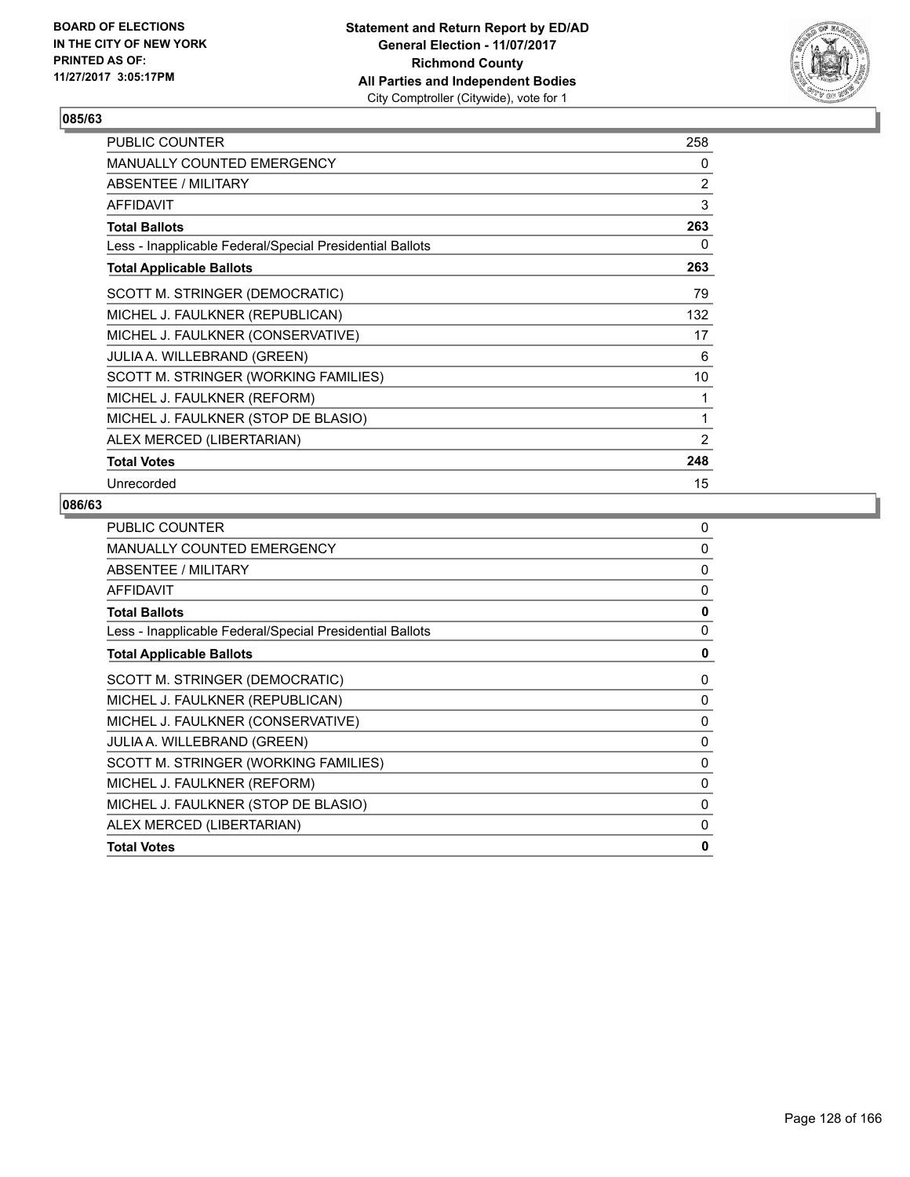BOARD OF ELECTIONS
IN THE CITY OF NEW YORK
PRINTED AS OF:
11/27/2017 3:05:17PM

**Statement and Return Report by ED/AD**
**General Election - 11/07/2017**
**Richmond County**
**All Parties and Independent Bodies**
City Comptroller (Citywide), vote for 1

## 085/63

| | |
|---|---|
| PUBLIC COUNTER | 258 |
| MANUALLY COUNTED EMERGENCY | 0 |
| ABSENTEE / MILITARY | 2 |
| AFFIDAVIT | 3 |
| **Total Ballots** | **263** |
| Less - Inapplicable Federal/Special Presidential Ballots | 0 |
| **Total Applicable Ballots** | **263** |
| SCOTT M. STRINGER (DEMOCRATIC) | 79 |
| MICHEL J. FAULKNER (REPUBLICAN) | 132 |
| MICHEL J. FAULKNER (CONSERVATIVE) | 17 |
| JULIA A. WILLEBRAND (GREEN) | 6 |
| SCOTT M. STRINGER (WORKING FAMILIES) | 10 |
| MICHEL J. FAULKNER (REFORM) | 1 |
| MICHEL J. FAULKNER (STOP DE BLASIO) | 1 |
| ALEX MERCED (LIBERTARIAN) | 2 |
| **Total Votes** | **248** |
| Unrecorded | 15 |

## 086/63

| | |
|---|---|
| PUBLIC COUNTER | 0 |
| MANUALLY COUNTED EMERGENCY | 0 |
| ABSENTEE / MILITARY | 0 |
| AFFIDAVIT | 0 |
| **Total Ballots** | **0** |
| Less - Inapplicable Federal/Special Presidential Ballots | 0 |
| **Total Applicable Ballots** | **0** |
| SCOTT M. STRINGER (DEMOCRATIC) | 0 |
| MICHEL J. FAULKNER (REPUBLICAN) | 0 |
| MICHEL J. FAULKNER (CONSERVATIVE) | 0 |
| JULIA A. WILLEBRAND (GREEN) | 0 |
| SCOTT M. STRINGER (WORKING FAMILIES) | 0 |
| MICHEL J. FAULKNER (REFORM) | 0 |
| MICHEL J. FAULKNER (STOP DE BLASIO) | 0 |
| ALEX MERCED (LIBERTARIAN) | 0 |
| **Total Votes** | **0** |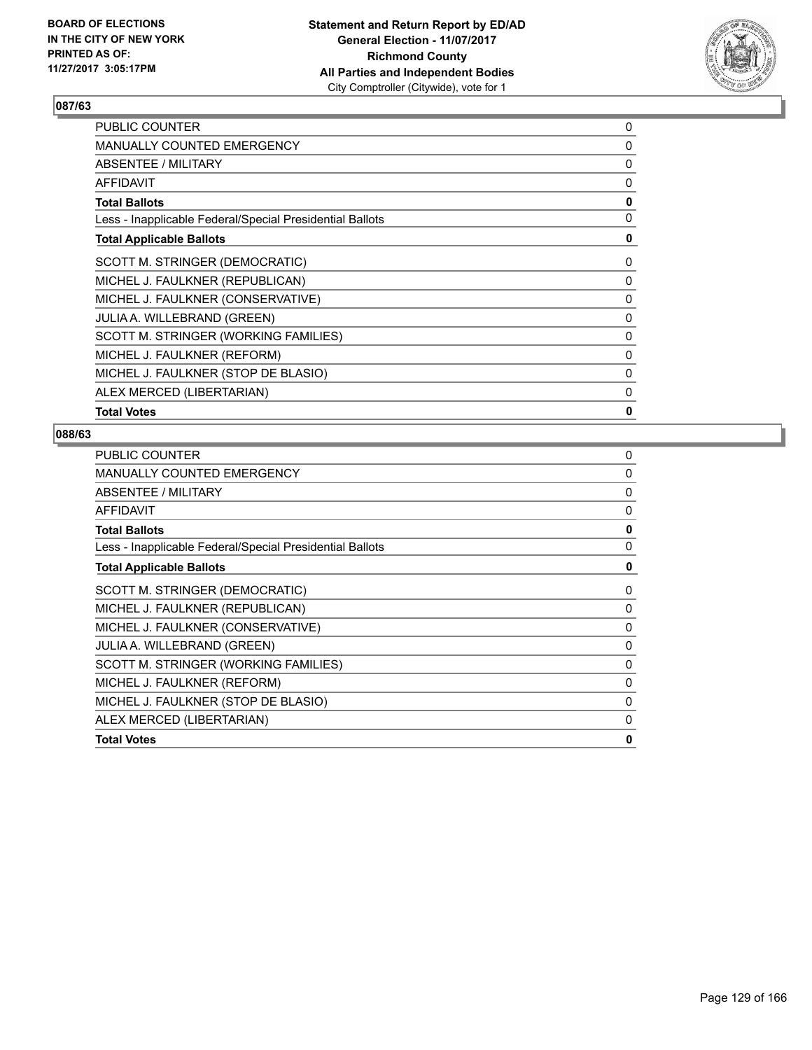BOARD OF ELECTIONS
IN THE CITY OF NEW YORK
PRINTED AS OF:
11/27/2017 3:05:17PM

**Statement and Return Report by ED/AD**
**General Election - 11/07/2017**
**Richmond County**
**All Parties and Independent Bodies**
City Comptroller (Citywide), vote for 1

## 087/63

| | |
|---|---|
| PUBLIC COUNTER | 0 |
| MANUALLY COUNTED EMERGENCY | 0 |
| ABSENTEE / MILITARY | 0 |
| AFFIDAVIT | 0 |
| **Total Ballots** | **0** |
| Less - Inapplicable Federal/Special Presidential Ballots | 0 |
| **Total Applicable Ballots** | **0** |
| SCOTT M. STRINGER (DEMOCRATIC) | 0 |
| MICHEL J. FAULKNER (REPUBLICAN) | 0 |
| MICHEL J. FAULKNER (CONSERVATIVE) | 0 |
| JULIA A. WILLEBRAND (GREEN) | 0 |
| SCOTT M. STRINGER (WORKING FAMILIES) | 0 |
| MICHEL J. FAULKNER (REFORM) | 0 |
| MICHEL J. FAULKNER (STOP DE BLASIO) | 0 |
| ALEX MERCED (LIBERTARIAN) | 0 |
| **Total Votes** | **0** |

## 088/63

| | |
|---|---|
| PUBLIC COUNTER | 0 |
| MANUALLY COUNTED EMERGENCY | 0 |
| ABSENTEE / MILITARY | 0 |
| AFFIDAVIT | 0 |
| **Total Ballots** | **0** |
| Less - Inapplicable Federal/Special Presidential Ballots | 0 |
| **Total Applicable Ballots** | **0** |
| SCOTT M. STRINGER (DEMOCRATIC) | 0 |
| MICHEL J. FAULKNER (REPUBLICAN) | 0 |
| MICHEL J. FAULKNER (CONSERVATIVE) | 0 |
| JULIA A. WILLEBRAND (GREEN) | 0 |
| SCOTT M. STRINGER (WORKING FAMILIES) | 0 |
| MICHEL J. FAULKNER (REFORM) | 0 |
| MICHEL J. FAULKNER (STOP DE BLASIO) | 0 |
| ALEX MERCED (LIBERTARIAN) | 0 |
| **Total Votes** | **0** |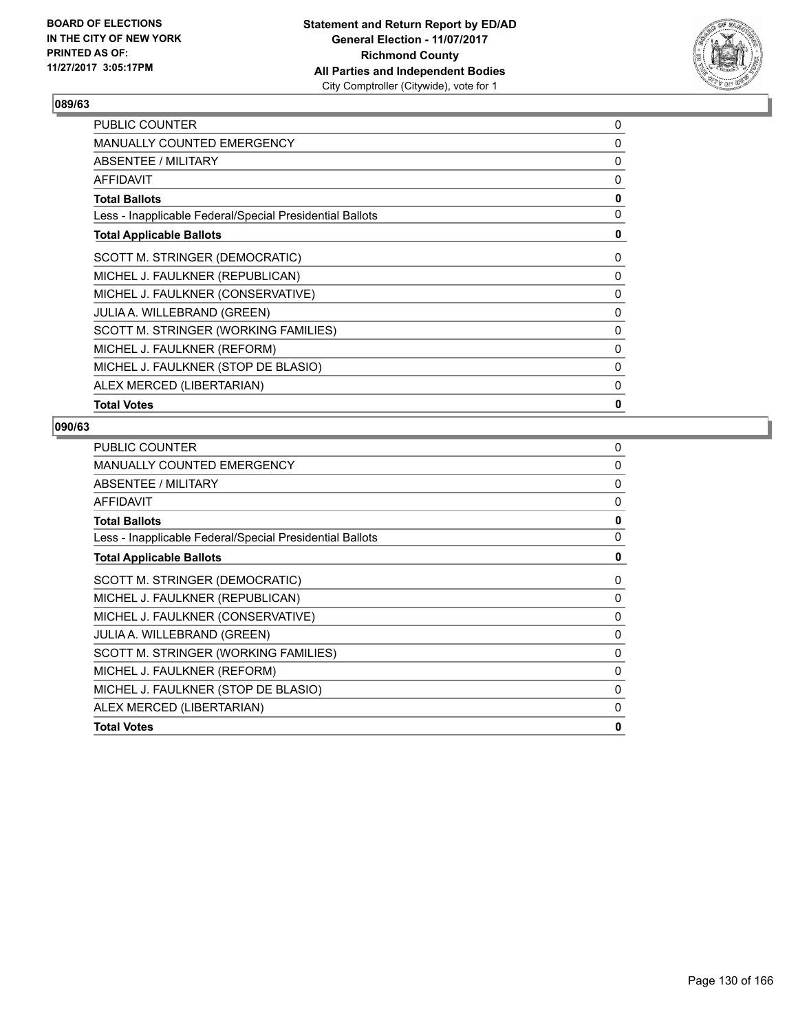BOARD OF ELECTIONS
IN THE CITY OF NEW YORK
PRINTED AS OF:
11/27/2017 3:05:17PM

**Statement and Return Report by ED/AD**
**General Election - 11/07/2017**
**Richmond County**
**All Parties and Independent Bodies**
City Comptroller (Citywide), vote for 1

### 089/63

| | |
|---|---|
| PUBLIC COUNTER | 0 |
| MANUALLY COUNTED EMERGENCY | 0 |
| ABSENTEE / MILITARY | 0 |
| AFFIDAVIT | 0 |
| **Total Ballots** | **0** |
| Less - Inapplicable Federal/Special Presidential Ballots | 0 |
| **Total Applicable Ballots** | **0** |
| SCOTT M. STRINGER (DEMOCRATIC) | 0 |
| MICHEL J. FAULKNER (REPUBLICAN) | 0 |
| MICHEL J. FAULKNER (CONSERVATIVE) | 0 |
| JULIA A. WILLEBRAND (GREEN) | 0 |
| SCOTT M. STRINGER (WORKING FAMILIES) | 0 |
| MICHEL J. FAULKNER (REFORM) | 0 |
| MICHEL J. FAULKNER (STOP DE BLASIO) | 0 |
| ALEX MERCED (LIBERTARIAN) | 0 |
| **Total Votes** | **0** |

### 090/63

| | |
|---|---|
| PUBLIC COUNTER | 0 |
| MANUALLY COUNTED EMERGENCY | 0 |
| ABSENTEE / MILITARY | 0 |
| AFFIDAVIT | 0 |
| **Total Ballots** | **0** |
| Less - Inapplicable Federal/Special Presidential Ballots | 0 |
| **Total Applicable Ballots** | **0** |
| SCOTT M. STRINGER (DEMOCRATIC) | 0 |
| MICHEL J. FAULKNER (REPUBLICAN) | 0 |
| MICHEL J. FAULKNER (CONSERVATIVE) | 0 |
| JULIA A. WILLEBRAND (GREEN) | 0 |
| SCOTT M. STRINGER (WORKING FAMILIES) | 0 |
| MICHEL J. FAULKNER (REFORM) | 0 |
| MICHEL J. FAULKNER (STOP DE BLASIO) | 0 |
| ALEX MERCED (LIBERTARIAN) | 0 |
| **Total Votes** | **0** |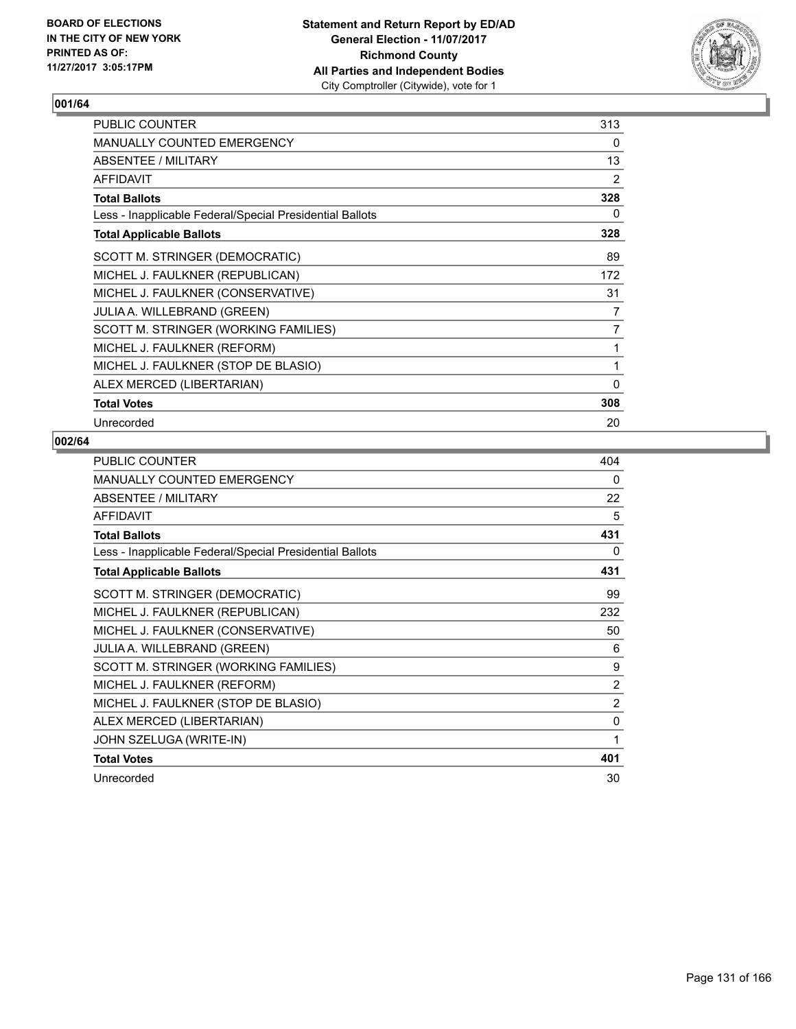**BOARD OF ELECTIONS IN THE CITY OF NEW YORK PRINTED AS OF: 11/27/2017 3:05:17PM**

**Statement and Return Report by ED/AD**
**General Election - 11/07/2017**
**Richmond County**
**All Parties and Independent Bodies**
City Comptroller (Citywide), vote for 1

### 001/64

| | |
|---|---|
| PUBLIC COUNTER | 313 |
| MANUALLY COUNTED EMERGENCY | 0 |
| ABSENTEE / MILITARY | 13 |
| AFFIDAVIT | 2 |
| **Total Ballots** | **328** |
| Less - Inapplicable Federal/Special Presidential Ballots | 0 |
| **Total Applicable Ballots** | **328** |
| SCOTT M. STRINGER (DEMOCRATIC) | 89 |
| MICHEL J. FAULKNER (REPUBLICAN) | 172 |
| MICHEL J. FAULKNER (CONSERVATIVE) | 31 |
| JULIA A. WILLEBRAND (GREEN) | 7 |
| SCOTT M. STRINGER (WORKING FAMILIES) | 7 |
| MICHEL J. FAULKNER (REFORM) | 1 |
| MICHEL J. FAULKNER (STOP DE BLASIO) | 1 |
| ALEX MERCED (LIBERTARIAN) | 0 |
| **Total Votes** | **308** |
| Unrecorded | 20 |

### 002/64

| | |
|---|---|
| PUBLIC COUNTER | 404 |
| MANUALLY COUNTED EMERGENCY | 0 |
| ABSENTEE / MILITARY | 22 |
| AFFIDAVIT | 5 |
| **Total Ballots** | **431** |
| Less - Inapplicable Federal/Special Presidential Ballots | 0 |
| **Total Applicable Ballots** | **431** |
| SCOTT M. STRINGER (DEMOCRATIC) | 99 |
| MICHEL J. FAULKNER (REPUBLICAN) | 232 |
| MICHEL J. FAULKNER (CONSERVATIVE) | 50 |
| JULIA A. WILLEBRAND (GREEN) | 6 |
| SCOTT M. STRINGER (WORKING FAMILIES) | 9 |
| MICHEL J. FAULKNER (REFORM) | 2 |
| MICHEL J. FAULKNER (STOP DE BLASIO) | 2 |
| ALEX MERCED (LIBERTARIAN) | 0 |
| JOHN SZELUGA (WRITE-IN) | 1 |
| **Total Votes** | **401** |
| Unrecorded | 30 |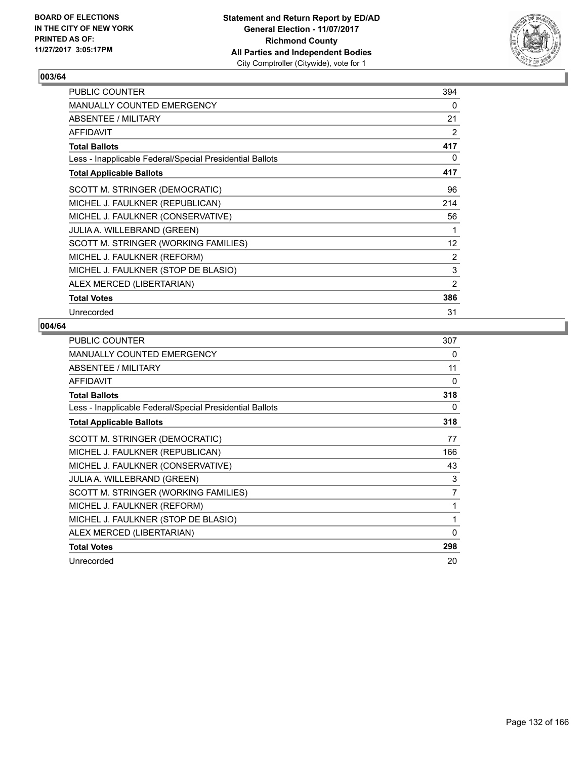BOARD OF ELECTIONS
IN THE CITY OF NEW YORK
PRINTED AS OF:
11/27/2017 3:05:17PM

**Statement and Return Report by ED/AD**
**General Election - 11/07/2017**
**Richmond County**
**All Parties and Independent Bodies**
City Comptroller (Citywide), vote for 1

## 003/64

| | |
|---|---|
| PUBLIC COUNTER | 394 |
| MANUALLY COUNTED EMERGENCY | 0 |
| ABSENTEE / MILITARY | 21 |
| AFFIDAVIT | 2 |
| **Total Ballots** | **417** |
| Less - Inapplicable Federal/Special Presidential Ballots | 0 |
| **Total Applicable Ballots** | **417** |
| SCOTT M. STRINGER (DEMOCRATIC) | 96 |
| MICHEL J. FAULKNER (REPUBLICAN) | 214 |
| MICHEL J. FAULKNER (CONSERVATIVE) | 56 |
| JULIA A. WILLEBRAND (GREEN) | 1 |
| SCOTT M. STRINGER (WORKING FAMILIES) | 12 |
| MICHEL J. FAULKNER (REFORM) | 2 |
| MICHEL J. FAULKNER (STOP DE BLASIO) | 3 |
| ALEX MERCED (LIBERTARIAN) | 2 |
| **Total Votes** | **386** |
| Unrecorded | 31 |

## 004/64

| | |
|---|---|
| PUBLIC COUNTER | 307 |
| MANUALLY COUNTED EMERGENCY | 0 |
| ABSENTEE / MILITARY | 11 |
| AFFIDAVIT | 0 |
| **Total Ballots** | **318** |
| Less - Inapplicable Federal/Special Presidential Ballots | 0 |
| **Total Applicable Ballots** | **318** |
| SCOTT M. STRINGER (DEMOCRATIC) | 77 |
| MICHEL J. FAULKNER (REPUBLICAN) | 166 |
| MICHEL J. FAULKNER (CONSERVATIVE) | 43 |
| JULIA A. WILLEBRAND (GREEN) | 3 |
| SCOTT M. STRINGER (WORKING FAMILIES) | 7 |
| MICHEL J. FAULKNER (REFORM) | 1 |
| MICHEL J. FAULKNER (STOP DE BLASIO) | 1 |
| ALEX MERCED (LIBERTARIAN) | 0 |
| **Total Votes** | **298** |
| Unrecorded | 20 |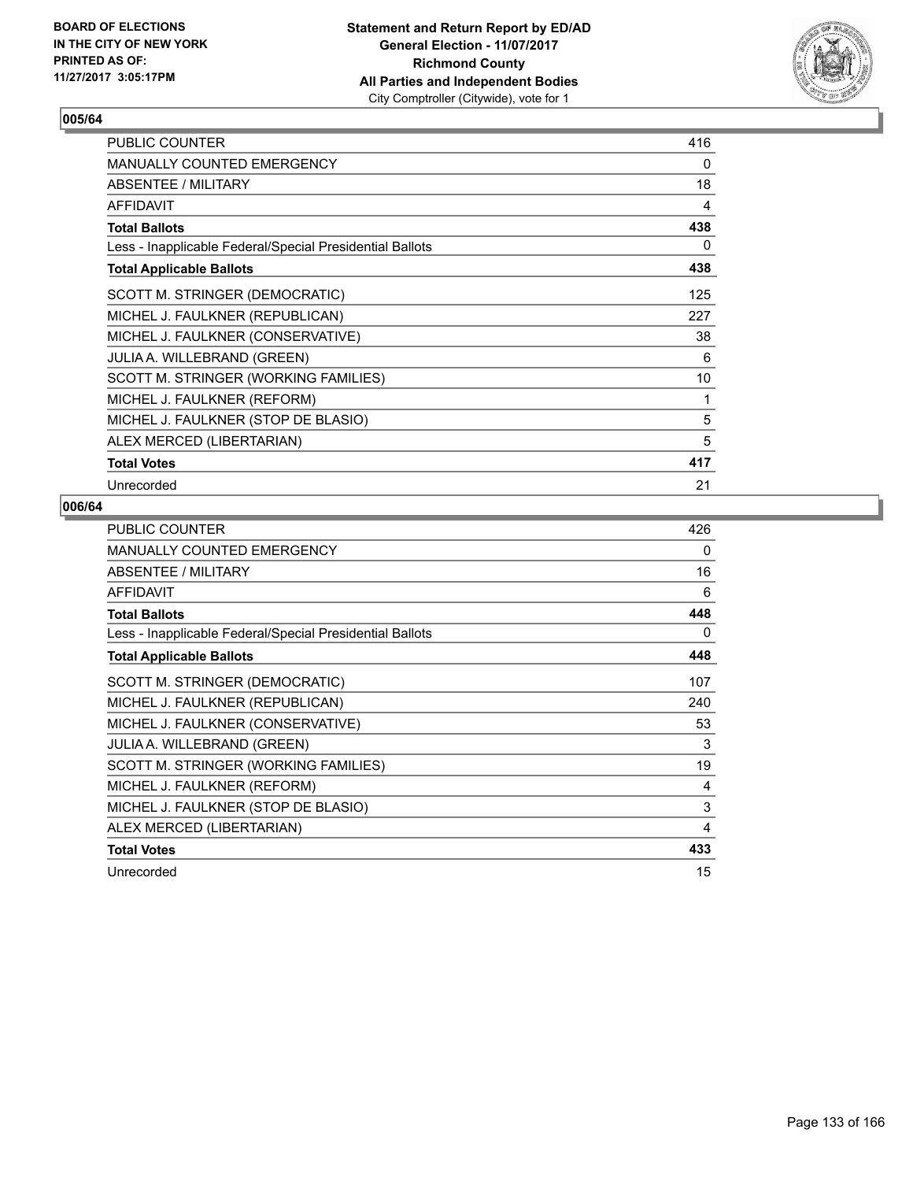**BOARD OF ELECTIONS IN THE CITY OF NEW YORK PRINTED AS OF: 11/27/2017 3:05:17PM**

**Statement and Return Report by ED/AD General Election - 11/07/2017 Richmond County All Parties and Independent Bodies**
City Comptroller (Citywide), vote for 1

### 005/64

| | |
|---|---|
| PUBLIC COUNTER | 416 |
| MANUALLY COUNTED EMERGENCY | 0 |
| ABSENTEE / MILITARY | 18 |
| AFFIDAVIT | 4 |
| **Total Ballots** | **438** |
| Less - Inapplicable Federal/Special Presidential Ballots | 0 |
| **Total Applicable Ballots** | **438** |
| SCOTT M. STRINGER (DEMOCRATIC) | 125 |
| MICHEL J. FAULKNER (REPUBLICAN) | 227 |
| MICHEL J. FAULKNER (CONSERVATIVE) | 38 |
| JULIA A. WILLEBRAND (GREEN) | 6 |
| SCOTT M. STRINGER (WORKING FAMILIES) | 10 |
| MICHEL J. FAULKNER (REFORM) | 1 |
| MICHEL J. FAULKNER (STOP DE BLASIO) | 5 |
| ALEX MERCED (LIBERTARIAN) | 5 |
| **Total Votes** | **417** |
| Unrecorded | 21 |

### 006/64

| | |
|---|---|
| PUBLIC COUNTER | 426 |
| MANUALLY COUNTED EMERGENCY | 0 |
| ABSENTEE / MILITARY | 16 |
| AFFIDAVIT | 6 |
| **Total Ballots** | **448** |
| Less - Inapplicable Federal/Special Presidential Ballots | 0 |
| **Total Applicable Ballots** | **448** |
| SCOTT M. STRINGER (DEMOCRATIC) | 107 |
| MICHEL J. FAULKNER (REPUBLICAN) | 240 |
| MICHEL J. FAULKNER (CONSERVATIVE) | 53 |
| JULIA A. WILLEBRAND (GREEN) | 3 |
| SCOTT M. STRINGER (WORKING FAMILIES) | 19 |
| MICHEL J. FAULKNER (REFORM) | 4 |
| MICHEL J. FAULKNER (STOP DE BLASIO) | 3 |
| ALEX MERCED (LIBERTARIAN) | 4 |
| **Total Votes** | **433** |
| Unrecorded | 15 |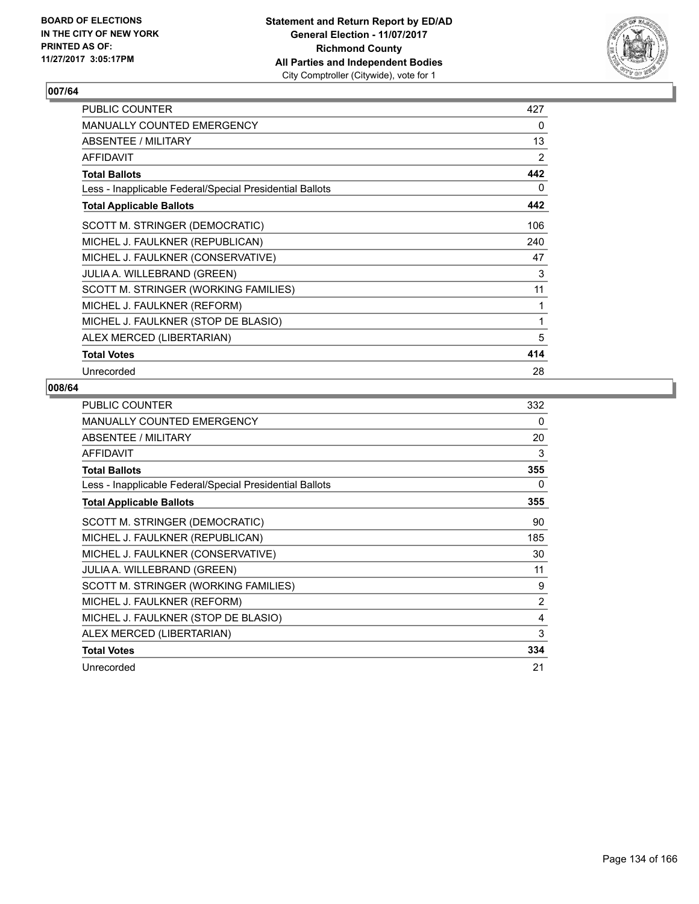BOARD OF ELECTIONS
IN THE CITY OF NEW YORK
PRINTED AS OF:
11/27/2017 3:05:17PM

**Statement and Return Report by ED/AD**
**General Election - 11/07/2017**
**Richmond County**
**All Parties and Independent Bodies**
City Comptroller (Citywide), vote for 1

## 007/64

| | |
|---|---|
| PUBLIC COUNTER | 427 |
| MANUALLY COUNTED EMERGENCY | 0 |
| ABSENTEE / MILITARY | 13 |
| AFFIDAVIT | 2 |
| **Total Ballots** | **442** |
| Less - Inapplicable Federal/Special Presidential Ballots | 0 |
| **Total Applicable Ballots** | **442** |
| SCOTT M. STRINGER (DEMOCRATIC) | 106 |
| MICHEL J. FAULKNER (REPUBLICAN) | 240 |
| MICHEL J. FAULKNER (CONSERVATIVE) | 47 |
| JULIA A. WILLEBRAND (GREEN) | 3 |
| SCOTT M. STRINGER (WORKING FAMILIES) | 11 |
| MICHEL J. FAULKNER (REFORM) | 1 |
| MICHEL J. FAULKNER (STOP DE BLASIO) | 1 |
| ALEX MERCED (LIBERTARIAN) | 5 |
| **Total Votes** | **414** |
| Unrecorded | 28 |

## 008/64

| | |
|---|---|
| PUBLIC COUNTER | 332 |
| MANUALLY COUNTED EMERGENCY | 0 |
| ABSENTEE / MILITARY | 20 |
| AFFIDAVIT | 3 |
| **Total Ballots** | **355** |
| Less - Inapplicable Federal/Special Presidential Ballots | 0 |
| **Total Applicable Ballots** | **355** |
| SCOTT M. STRINGER (DEMOCRATIC) | 90 |
| MICHEL J. FAULKNER (REPUBLICAN) | 185 |
| MICHEL J. FAULKNER (CONSERVATIVE) | 30 |
| JULIA A. WILLEBRAND (GREEN) | 11 |
| SCOTT M. STRINGER (WORKING FAMILIES) | 9 |
| MICHEL J. FAULKNER (REFORM) | 2 |
| MICHEL J. FAULKNER (STOP DE BLASIO) | 4 |
| ALEX MERCED (LIBERTARIAN) | 3 |
| **Total Votes** | **334** |
| Unrecorded | 21 |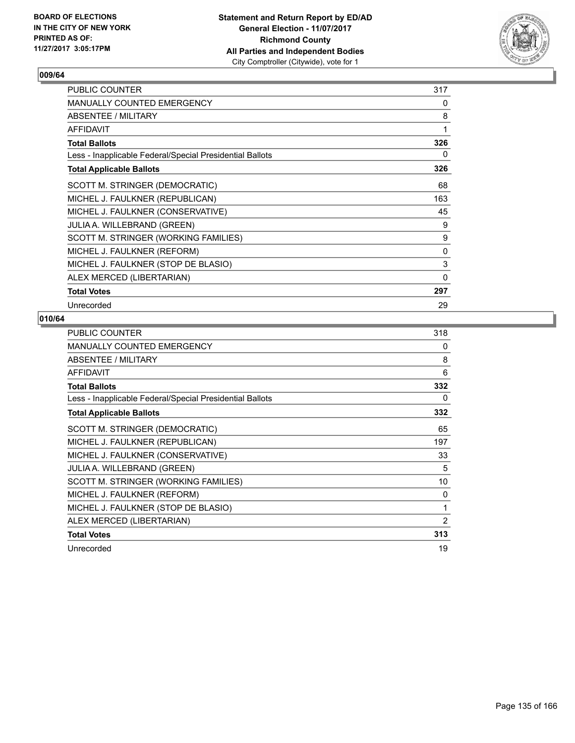BOARD OF ELECTIONS
IN THE CITY OF NEW YORK
PRINTED AS OF:
11/27/2017 3:05:17PM

**Statement and Return Report by ED/AD**
**General Election - 11/07/2017**
**Richmond County**
**All Parties and Independent Bodies**
City Comptroller (Citywide), vote for 1

### 009/64

| | |
|---|---|
| PUBLIC COUNTER | 317 |
| MANUALLY COUNTED EMERGENCY | 0 |
| ABSENTEE / MILITARY | 8 |
| AFFIDAVIT | 1 |
| **Total Ballots** | **326** |
| Less - Inapplicable Federal/Special Presidential Ballots | 0 |
| **Total Applicable Ballots** | **326** |
| SCOTT M. STRINGER (DEMOCRATIC) | 68 |
| MICHEL J. FAULKNER (REPUBLICAN) | 163 |
| MICHEL J. FAULKNER (CONSERVATIVE) | 45 |
| JULIA A. WILLEBRAND (GREEN) | 9 |
| SCOTT M. STRINGER (WORKING FAMILIES) | 9 |
| MICHEL J. FAULKNER (REFORM) | 0 |
| MICHEL J. FAULKNER (STOP DE BLASIO) | 3 |
| ALEX MERCED (LIBERTARIAN) | 0 |
| **Total Votes** | **297** |
| Unrecorded | 29 |

### 010/64

| | |
|---|---|
| PUBLIC COUNTER | 318 |
| MANUALLY COUNTED EMERGENCY | 0 |
| ABSENTEE / MILITARY | 8 |
| AFFIDAVIT | 6 |
| **Total Ballots** | **332** |
| Less - Inapplicable Federal/Special Presidential Ballots | 0 |
| **Total Applicable Ballots** | **332** |
| SCOTT M. STRINGER (DEMOCRATIC) | 65 |
| MICHEL J. FAULKNER (REPUBLICAN) | 197 |
| MICHEL J. FAULKNER (CONSERVATIVE) | 33 |
| JULIA A. WILLEBRAND (GREEN) | 5 |
| SCOTT M. STRINGER (WORKING FAMILIES) | 10 |
| MICHEL J. FAULKNER (REFORM) | 0 |
| MICHEL J. FAULKNER (STOP DE BLASIO) | 1 |
| ALEX MERCED (LIBERTARIAN) | 2 |
| **Total Votes** | **313** |
| Unrecorded | 19 |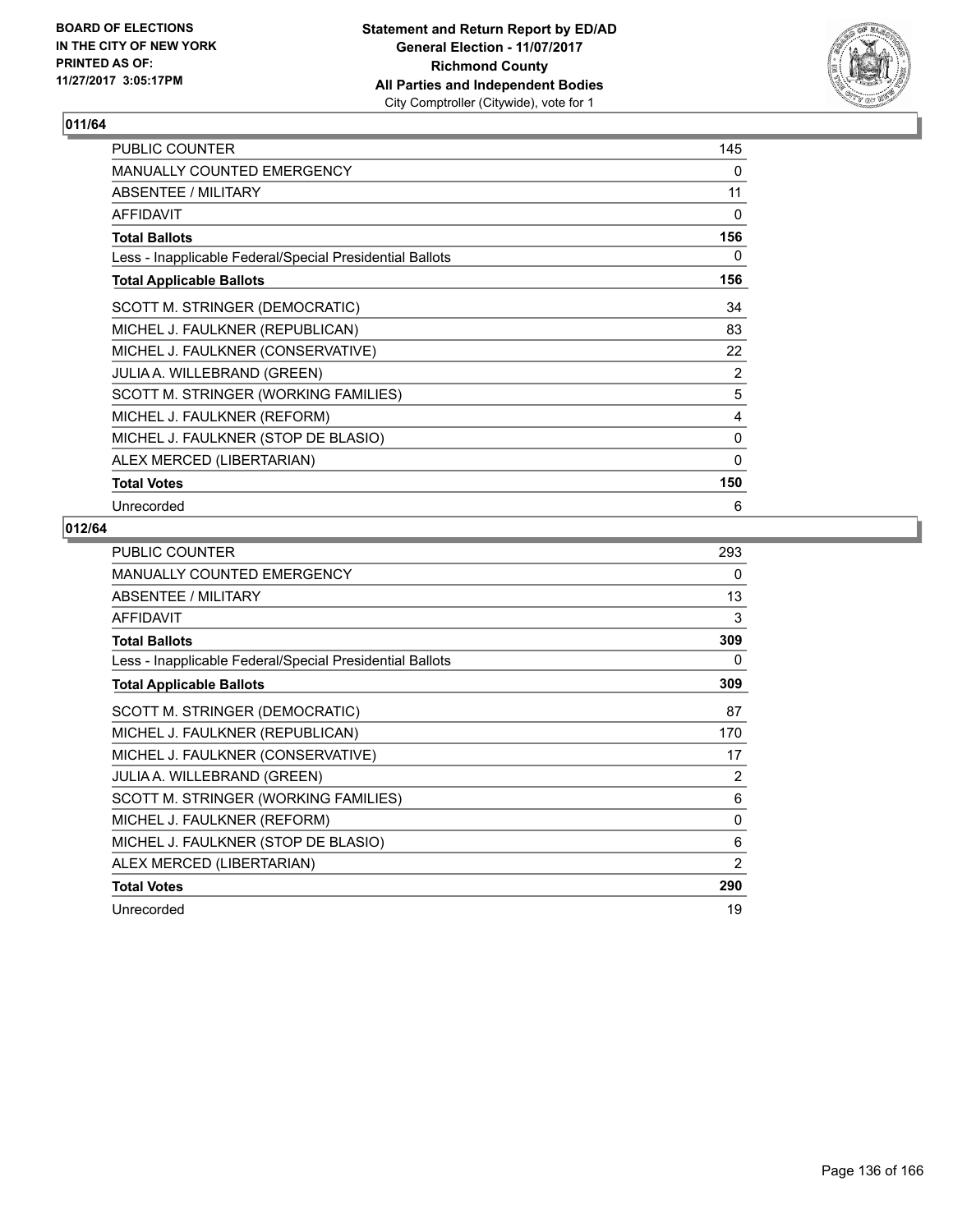BOARD OF ELECTIONS
IN THE CITY OF NEW YORK
PRINTED AS OF:
11/27/2017 3:05:17PM

**Statement and Return Report by ED/AD**
**General Election - 11/07/2017**
**Richmond County**
**All Parties and Independent Bodies**
City Comptroller (Citywide), vote for 1

## 011/64

| | |
|---|---|
| PUBLIC COUNTER | 145 |
| MANUALLY COUNTED EMERGENCY | 0 |
| ABSENTEE / MILITARY | 11 |
| AFFIDAVIT | 0 |
| **Total Ballots** | **156** |
| Less - Inapplicable Federal/Special Presidential Ballots | 0 |
| **Total Applicable Ballots** | **156** |
| SCOTT M. STRINGER (DEMOCRATIC) | 34 |
| MICHEL J. FAULKNER (REPUBLICAN) | 83 |
| MICHEL J. FAULKNER (CONSERVATIVE) | 22 |
| JULIA A. WILLEBRAND (GREEN) | 2 |
| SCOTT M. STRINGER (WORKING FAMILIES) | 5 |
| MICHEL J. FAULKNER (REFORM) | 4 |
| MICHEL J. FAULKNER (STOP DE BLASIO) | 0 |
| ALEX MERCED (LIBERTARIAN) | 0 |
| **Total Votes** | **150** |
| Unrecorded | 6 |

## 012/64

| | |
|---|---|
| PUBLIC COUNTER | 293 |
| MANUALLY COUNTED EMERGENCY | 0 |
| ABSENTEE / MILITARY | 13 |
| AFFIDAVIT | 3 |
| **Total Ballots** | **309** |
| Less - Inapplicable Federal/Special Presidential Ballots | 0 |
| **Total Applicable Ballots** | **309** |
| SCOTT M. STRINGER (DEMOCRATIC) | 87 |
| MICHEL J. FAULKNER (REPUBLICAN) | 170 |
| MICHEL J. FAULKNER (CONSERVATIVE) | 17 |
| JULIA A. WILLEBRAND (GREEN) | 2 |
| SCOTT M. STRINGER (WORKING FAMILIES) | 6 |
| MICHEL J. FAULKNER (REFORM) | 0 |
| MICHEL J. FAULKNER (STOP DE BLASIO) | 6 |
| ALEX MERCED (LIBERTARIAN) | 2 |
| **Total Votes** | **290** |
| Unrecorded | 19 |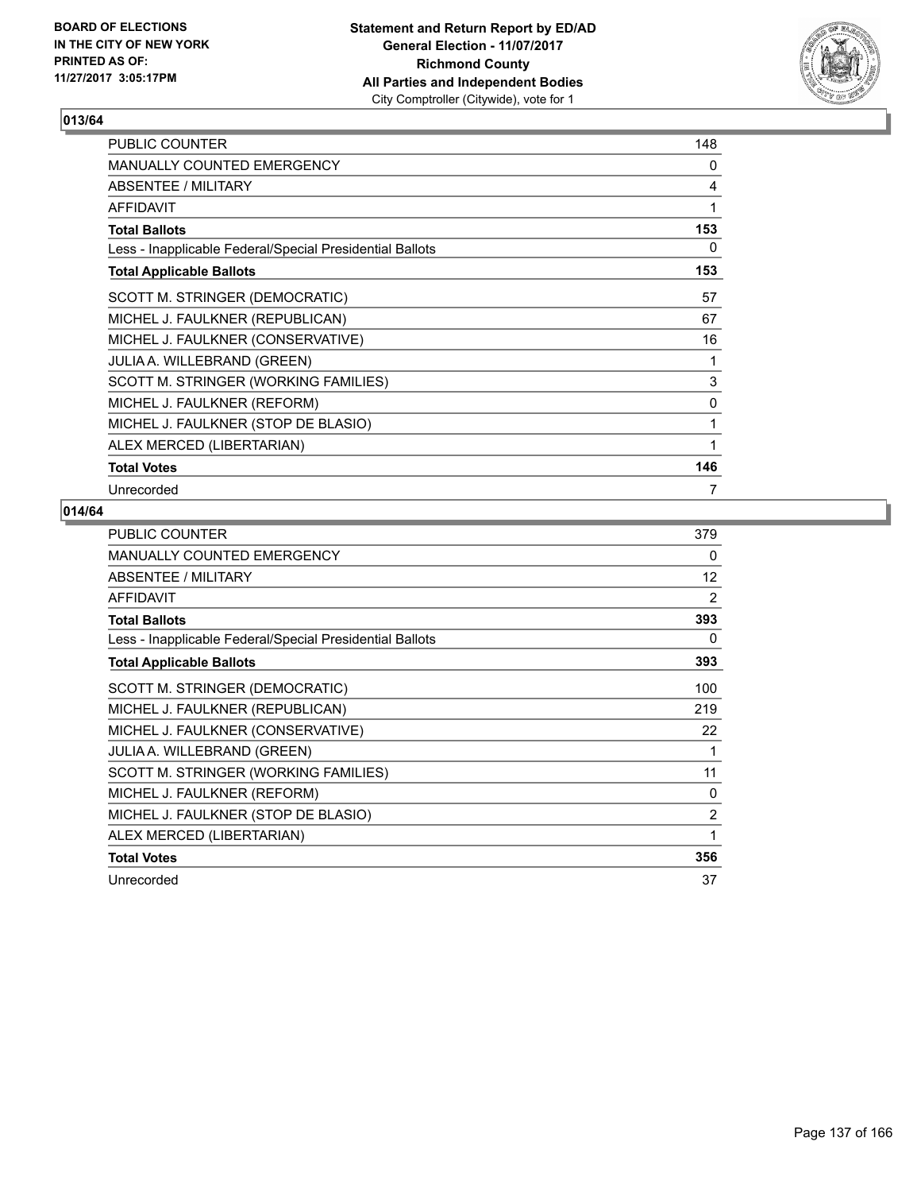**BOARD OF ELECTIONS IN THE CITY OF NEW YORK PRINTED AS OF: 11/27/2017 3:05:17PM**

**Statement and Return Report by ED/AD**
**General Election - 11/07/2017**
**Richmond County**
**All Parties and Independent Bodies**
City Comptroller (Citywide), vote for 1

## 013/64

| | |
|---|---|
| PUBLIC COUNTER | 148 |
| MANUALLY COUNTED EMERGENCY | 0 |
| ABSENTEE / MILITARY | 4 |
| AFFIDAVIT | 1 |
| **Total Ballots** | **153** |
| Less - Inapplicable Federal/Special Presidential Ballots | 0 |
| **Total Applicable Ballots** | **153** |
| SCOTT M. STRINGER (DEMOCRATIC) | 57 |
| MICHEL J. FAULKNER (REPUBLICAN) | 67 |
| MICHEL J. FAULKNER (CONSERVATIVE) | 16 |
| JULIA A. WILLEBRAND (GREEN) | 1 |
| SCOTT M. STRINGER (WORKING FAMILIES) | 3 |
| MICHEL J. FAULKNER (REFORM) | 0 |
| MICHEL J. FAULKNER (STOP DE BLASIO) | 1 |
| ALEX MERCED (LIBERTARIAN) | 1 |
| **Total Votes** | **146** |
| Unrecorded | 7 |

## 014/64

| | |
|---|---|
| PUBLIC COUNTER | 379 |
| MANUALLY COUNTED EMERGENCY | 0 |
| ABSENTEE / MILITARY | 12 |
| AFFIDAVIT | 2 |
| **Total Ballots** | **393** |
| Less - Inapplicable Federal/Special Presidential Ballots | 0 |
| **Total Applicable Ballots** | **393** |
| SCOTT M. STRINGER (DEMOCRATIC) | 100 |
| MICHEL J. FAULKNER (REPUBLICAN) | 219 |
| MICHEL J. FAULKNER (CONSERVATIVE) | 22 |
| JULIA A. WILLEBRAND (GREEN) | 1 |
| SCOTT M. STRINGER (WORKING FAMILIES) | 11 |
| MICHEL J. FAULKNER (REFORM) | 0 |
| MICHEL J. FAULKNER (STOP DE BLASIO) | 2 |
| ALEX MERCED (LIBERTARIAN) | 1 |
| **Total Votes** | **356** |
| Unrecorded | 37 |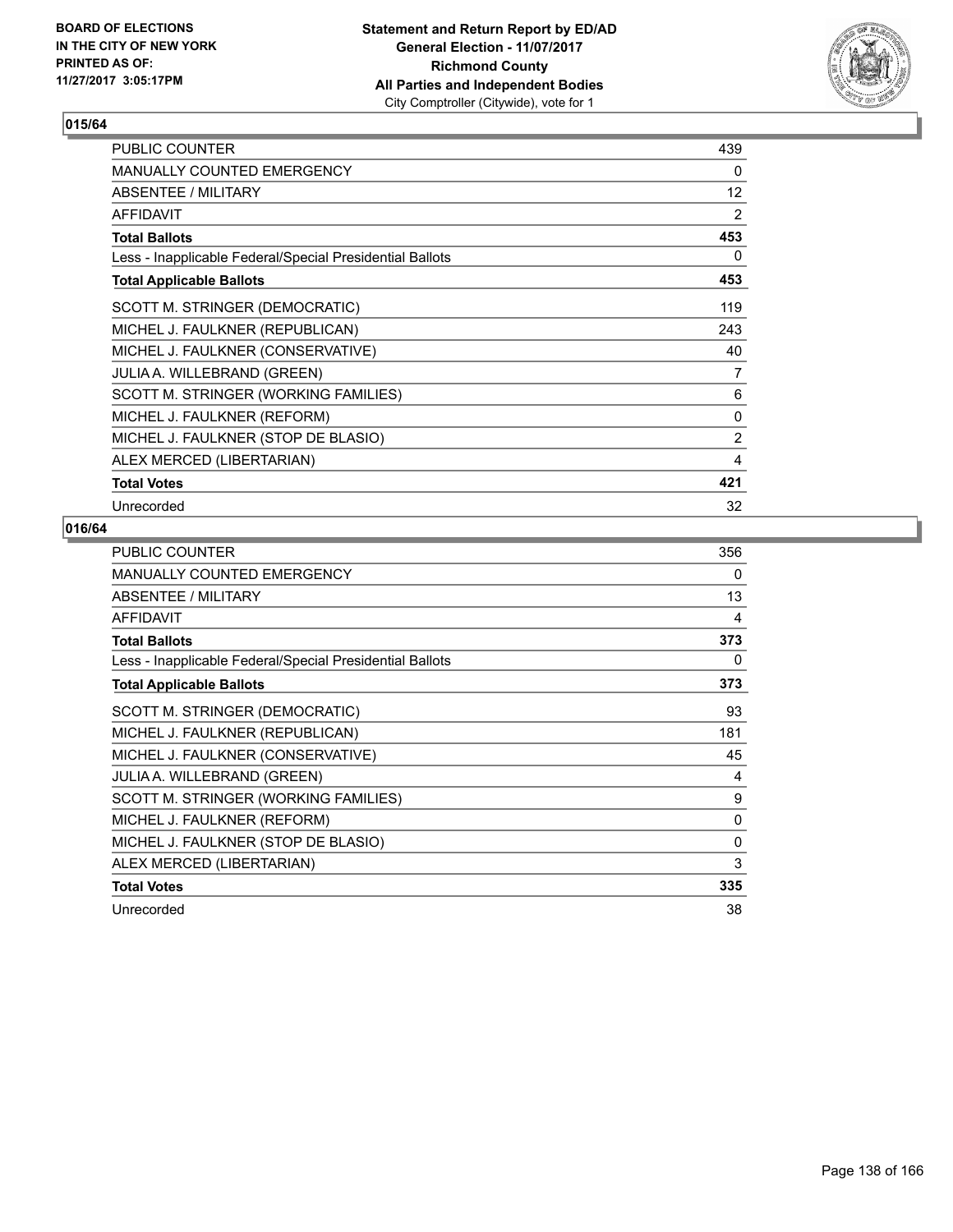**BOARD OF ELECTIONS IN THE CITY OF NEW YORK PRINTED AS OF: 11/27/2017 3:05:17PM**

**Statement and Return Report by ED/AD General Election - 11/07/2017 Richmond County All Parties and Independent Bodies** City Comptroller (Citywide), vote for 1

## 015/64

| | |
|---|---|
| PUBLIC COUNTER | 439 |
| MANUALLY COUNTED EMERGENCY | 0 |
| ABSENTEE / MILITARY | 12 |
| AFFIDAVIT | 2 |
| **Total Ballots** | **453** |
| Less - Inapplicable Federal/Special Presidential Ballots | 0 |
| **Total Applicable Ballots** | **453** |
| SCOTT M. STRINGER (DEMOCRATIC) | 119 |
| MICHEL J. FAULKNER (REPUBLICAN) | 243 |
| MICHEL J. FAULKNER (CONSERVATIVE) | 40 |
| JULIA A. WILLEBRAND (GREEN) | 7 |
| SCOTT M. STRINGER (WORKING FAMILIES) | 6 |
| MICHEL J. FAULKNER (REFORM) | 0 |
| MICHEL J. FAULKNER (STOP DE BLASIO) | 2 |
| ALEX MERCED (LIBERTARIAN) | 4 |
| **Total Votes** | **421** |
| Unrecorded | 32 |

## 016/64

| | |
|---|---|
| PUBLIC COUNTER | 356 |
| MANUALLY COUNTED EMERGENCY | 0 |
| ABSENTEE / MILITARY | 13 |
| AFFIDAVIT | 4 |
| **Total Ballots** | **373** |
| Less - Inapplicable Federal/Special Presidential Ballots | 0 |
| **Total Applicable Ballots** | **373** |
| SCOTT M. STRINGER (DEMOCRATIC) | 93 |
| MICHEL J. FAULKNER (REPUBLICAN) | 181 |
| MICHEL J. FAULKNER (CONSERVATIVE) | 45 |
| JULIA A. WILLEBRAND (GREEN) | 4 |
| SCOTT M. STRINGER (WORKING FAMILIES) | 9 |
| MICHEL J. FAULKNER (REFORM) | 0 |
| MICHEL J. FAULKNER (STOP DE BLASIO) | 0 |
| ALEX MERCED (LIBERTARIAN) | 3 |
| **Total Votes** | **335** |
| Unrecorded | 38 |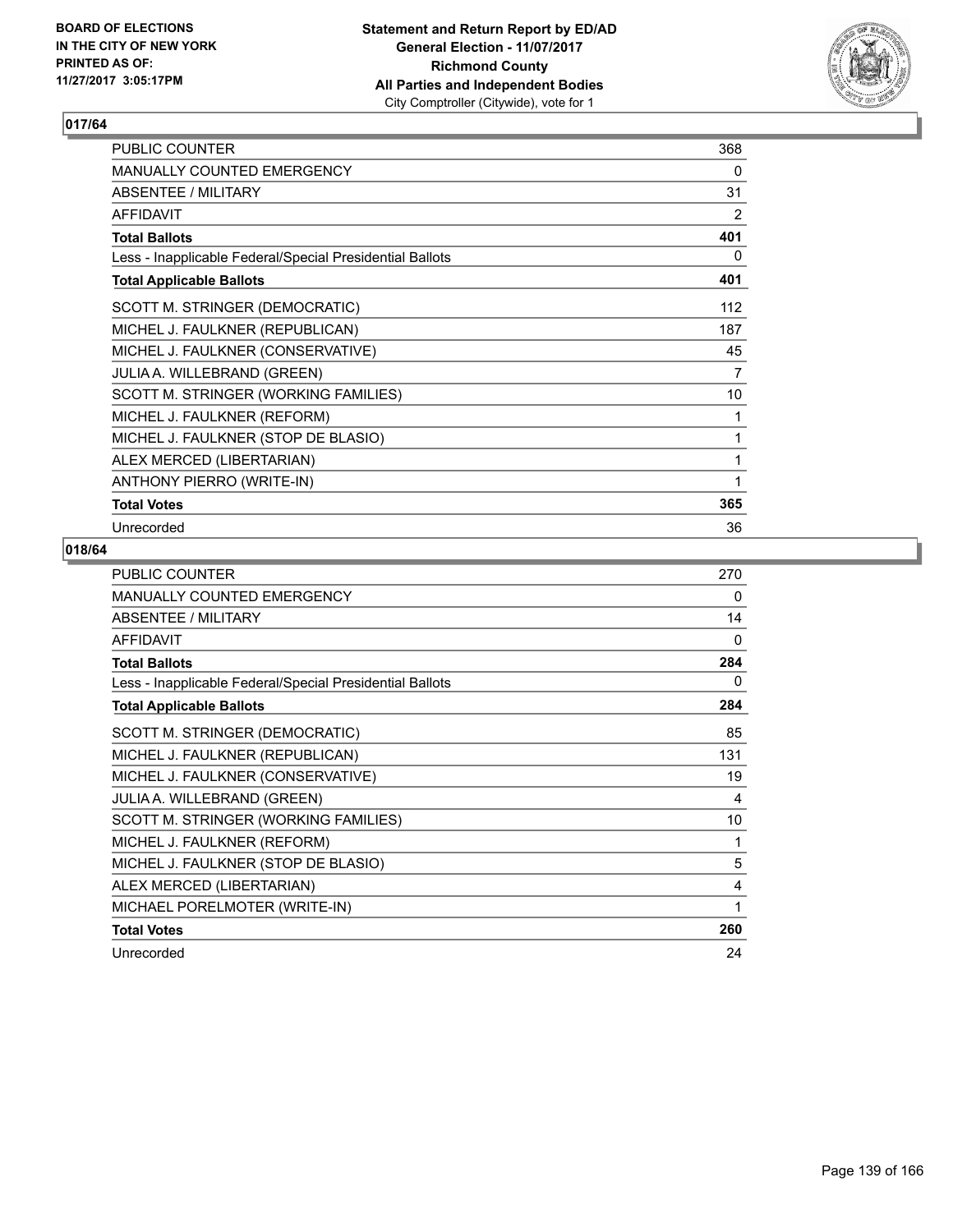BOARD OF ELECTIONS
IN THE CITY OF NEW YORK
PRINTED AS OF:
11/27/2017 3:05:17PM

**Statement and Return Report by ED/AD**
**General Election - 11/07/2017**
**Richmond County**
**All Parties and Independent Bodies**
City Comptroller (Citywide), vote for 1

## 017/64

| | |
|---|---|
| PUBLIC COUNTER | 368 |
| MANUALLY COUNTED EMERGENCY | 0 |
| ABSENTEE / MILITARY | 31 |
| AFFIDAVIT | 2 |
| **Total Ballots** | **401** |
| Less - Inapplicable Federal/Special Presidential Ballots | 0 |
| **Total Applicable Ballots** | **401** |
| SCOTT M. STRINGER (DEMOCRATIC) | 112 |
| MICHEL J. FAULKNER (REPUBLICAN) | 187 |
| MICHEL J. FAULKNER (CONSERVATIVE) | 45 |
| JULIA A. WILLEBRAND (GREEN) | 7 |
| SCOTT M. STRINGER (WORKING FAMILIES) | 10 |
| MICHEL J. FAULKNER (REFORM) | 1 |
| MICHEL J. FAULKNER (STOP DE BLASIO) | 1 |
| ALEX MERCED (LIBERTARIAN) | 1 |
| ANTHONY PIERRO (WRITE-IN) | 1 |
| **Total Votes** | **365** |
| Unrecorded | 36 |

## 018/64

| | |
|---|---|
| PUBLIC COUNTER | 270 |
| MANUALLY COUNTED EMERGENCY | 0 |
| ABSENTEE / MILITARY | 14 |
| AFFIDAVIT | 0 |
| **Total Ballots** | **284** |
| Less - Inapplicable Federal/Special Presidential Ballots | 0 |
| **Total Applicable Ballots** | **284** |
| SCOTT M. STRINGER (DEMOCRATIC) | 85 |
| MICHEL J. FAULKNER (REPUBLICAN) | 131 |
| MICHEL J. FAULKNER (CONSERVATIVE) | 19 |
| JULIA A. WILLEBRAND (GREEN) | 4 |
| SCOTT M. STRINGER (WORKING FAMILIES) | 10 |
| MICHEL J. FAULKNER (REFORM) | 1 |
| MICHEL J. FAULKNER (STOP DE BLASIO) | 5 |
| ALEX MERCED (LIBERTARIAN) | 4 |
| MICHAEL PORELMOTER (WRITE-IN) | 1 |
| **Total Votes** | **260** |
| Unrecorded | 24 |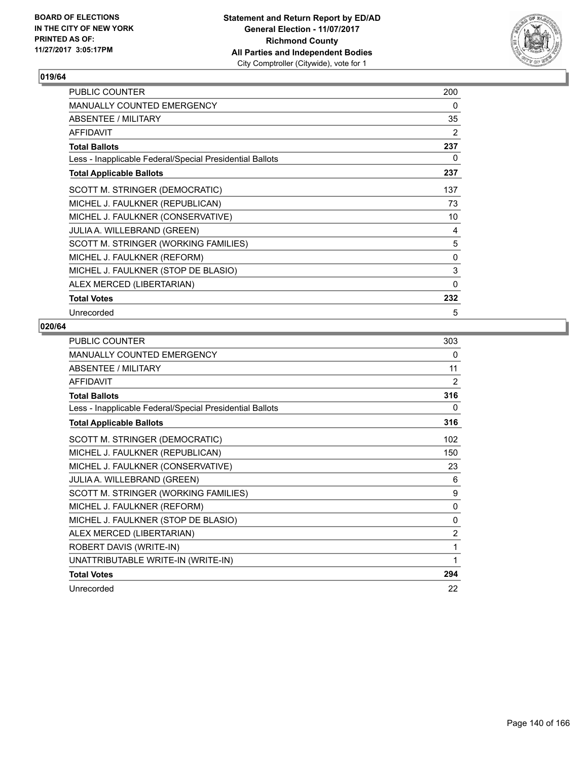BOARD OF ELECTIONS
IN THE CITY OF NEW YORK
PRINTED AS OF:
11/27/2017 3:05:17PM

**Statement and Return Report by ED/AD**
**General Election - 11/07/2017**
**Richmond County**
**All Parties and Independent Bodies**
City Comptroller (Citywide), vote for 1

## 019/64

| | |
|---|---|
| PUBLIC COUNTER | 200 |
| MANUALLY COUNTED EMERGENCY | 0 |
| ABSENTEE / MILITARY | 35 |
| AFFIDAVIT | 2 |
| **Total Ballots** | **237** |
| Less - Inapplicable Federal/Special Presidential Ballots | 0 |
| **Total Applicable Ballots** | **237** |
| SCOTT M. STRINGER (DEMOCRATIC) | 137 |
| MICHEL J. FAULKNER (REPUBLICAN) | 73 |
| MICHEL J. FAULKNER (CONSERVATIVE) | 10 |
| JULIA A. WILLEBRAND (GREEN) | 4 |
| SCOTT M. STRINGER (WORKING FAMILIES) | 5 |
| MICHEL J. FAULKNER (REFORM) | 0 |
| MICHEL J. FAULKNER (STOP DE BLASIO) | 3 |
| ALEX MERCED (LIBERTARIAN) | 0 |
| **Total Votes** | **232** |
| Unrecorded | 5 |

## 020/64

| | |
|---|---|
| PUBLIC COUNTER | 303 |
| MANUALLY COUNTED EMERGENCY | 0 |
| ABSENTEE / MILITARY | 11 |
| AFFIDAVIT | 2 |
| **Total Ballots** | **316** |
| Less - Inapplicable Federal/Special Presidential Ballots | 0 |
| **Total Applicable Ballots** | **316** |
| SCOTT M. STRINGER (DEMOCRATIC) | 102 |
| MICHEL J. FAULKNER (REPUBLICAN) | 150 |
| MICHEL J. FAULKNER (CONSERVATIVE) | 23 |
| JULIA A. WILLEBRAND (GREEN) | 6 |
| SCOTT M. STRINGER (WORKING FAMILIES) | 9 |
| MICHEL J. FAULKNER (REFORM) | 0 |
| MICHEL J. FAULKNER (STOP DE BLASIO) | 0 |
| ALEX MERCED (LIBERTARIAN) | 2 |
| ROBERT DAVIS (WRITE-IN) | 1 |
| UNATTRIBUTABLE WRITE-IN (WRITE-IN) | 1 |
| **Total Votes** | **294** |
| Unrecorded | 22 |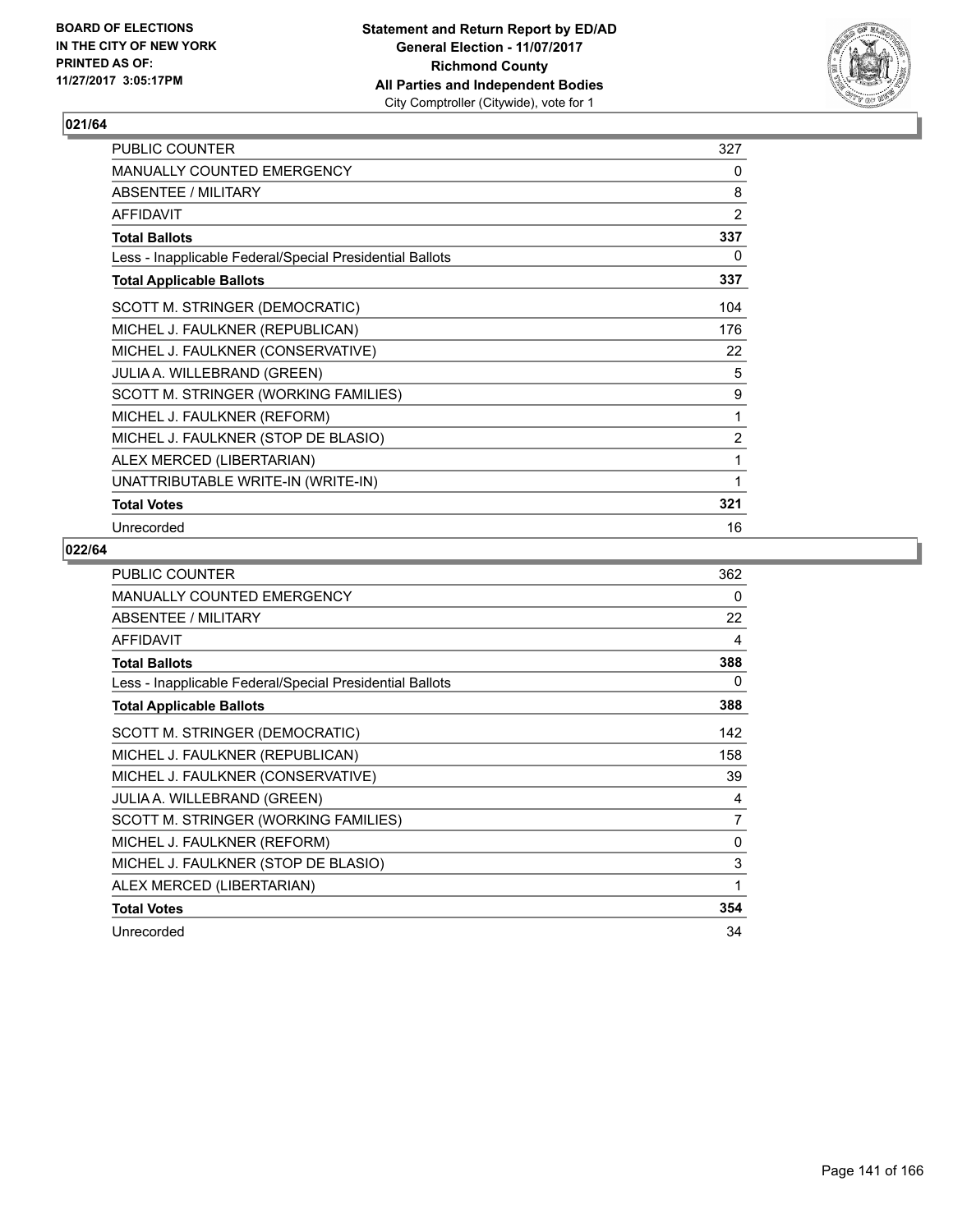BOARD OF ELECTIONS
IN THE CITY OF NEW YORK
PRINTED AS OF:
11/27/2017 3:05:17PM

**Statement and Return Report by ED/AD**
**General Election - 11/07/2017**
**Richmond County**
**All Parties and Independent Bodies**
City Comptroller (Citywide), vote for 1

### 021/64

| | |
|---|---|
| PUBLIC COUNTER | 327 |
| MANUALLY COUNTED EMERGENCY | 0 |
| ABSENTEE / MILITARY | 8 |
| AFFIDAVIT | 2 |
| **Total Ballots** | **337** |
| Less - Inapplicable Federal/Special Presidential Ballots | 0 |
| **Total Applicable Ballots** | **337** |
| SCOTT M. STRINGER (DEMOCRATIC) | 104 |
| MICHEL J. FAULKNER (REPUBLICAN) | 176 |
| MICHEL J. FAULKNER (CONSERVATIVE) | 22 |
| JULIA A. WILLEBRAND (GREEN) | 5 |
| SCOTT M. STRINGER (WORKING FAMILIES) | 9 |
| MICHEL J. FAULKNER (REFORM) | 1 |
| MICHEL J. FAULKNER (STOP DE BLASIO) | 2 |
| ALEX MERCED (LIBERTARIAN) | 1 |
| UNATTRIBUTABLE WRITE-IN (WRITE-IN) | 1 |
| **Total Votes** | **321** |
| Unrecorded | 16 |

### 022/64

| | |
|---|---|
| PUBLIC COUNTER | 362 |
| MANUALLY COUNTED EMERGENCY | 0 |
| ABSENTEE / MILITARY | 22 |
| AFFIDAVIT | 4 |
| **Total Ballots** | **388** |
| Less - Inapplicable Federal/Special Presidential Ballots | 0 |
| **Total Applicable Ballots** | **388** |
| SCOTT M. STRINGER (DEMOCRATIC) | 142 |
| MICHEL J. FAULKNER (REPUBLICAN) | 158 |
| MICHEL J. FAULKNER (CONSERVATIVE) | 39 |
| JULIA A. WILLEBRAND (GREEN) | 4 |
| SCOTT M. STRINGER (WORKING FAMILIES) | 7 |
| MICHEL J. FAULKNER (REFORM) | 0 |
| MICHEL J. FAULKNER (STOP DE BLASIO) | 3 |
| ALEX MERCED (LIBERTARIAN) | 1 |
| **Total Votes** | **354** |
| Unrecorded | 34 |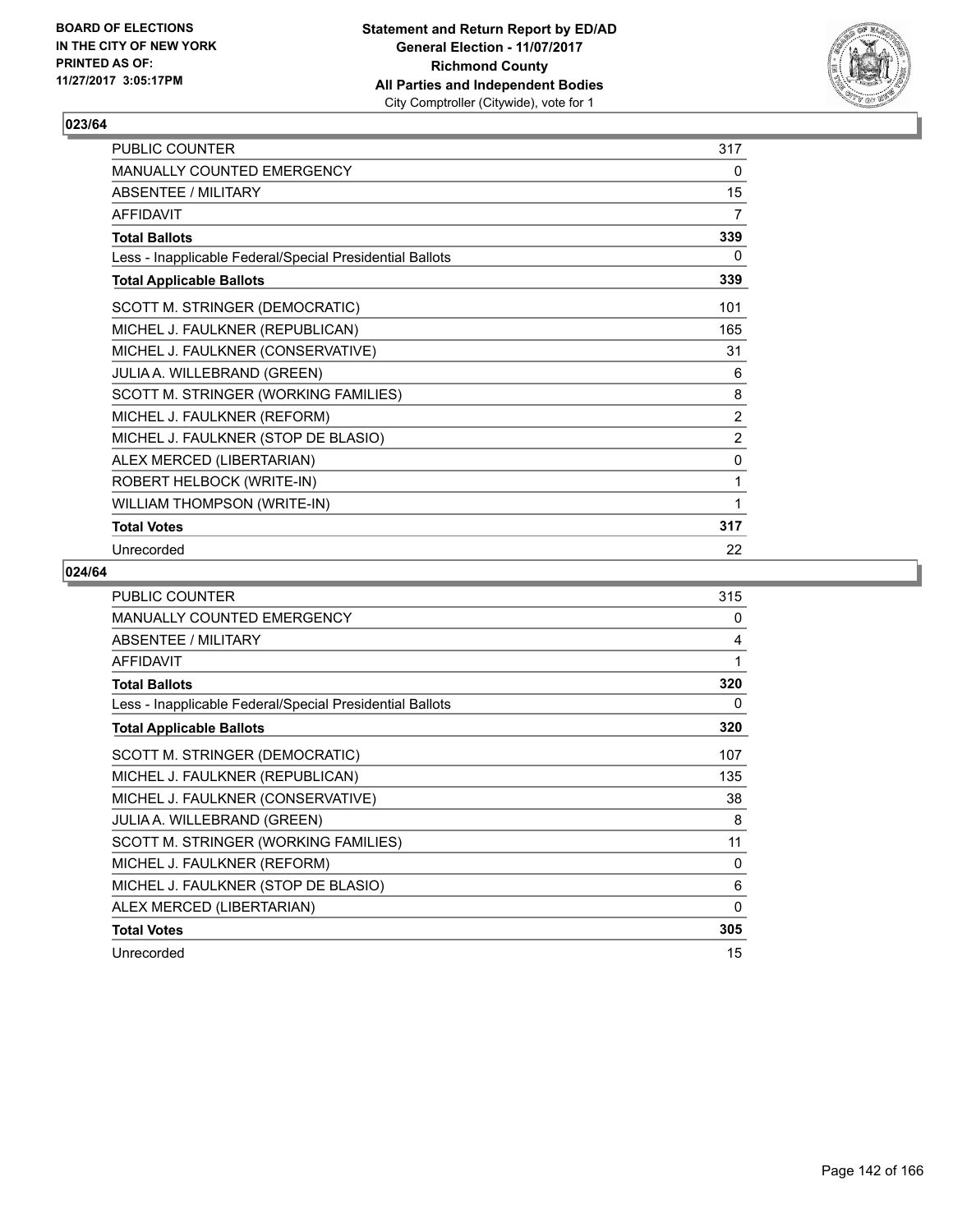BOARD OF ELECTIONS
IN THE CITY OF NEW YORK
PRINTED AS OF:
11/27/2017 3:05:17PM

**Statement and Return Report by ED/AD**
**General Election - 11/07/2017**
**Richmond County**
**All Parties and Independent Bodies**
City Comptroller (Citywide), vote for 1

## 023/64

| | |
|---|---|
| PUBLIC COUNTER | 317 |
| MANUALLY COUNTED EMERGENCY | 0 |
| ABSENTEE / MILITARY | 15 |
| AFFIDAVIT | 7 |
| **Total Ballots** | **339** |
| Less - Inapplicable Federal/Special Presidential Ballots | 0 |
| **Total Applicable Ballots** | **339** |
| SCOTT M. STRINGER (DEMOCRATIC) | 101 |
| MICHEL J. FAULKNER (REPUBLICAN) | 165 |
| MICHEL J. FAULKNER (CONSERVATIVE) | 31 |
| JULIA A. WILLEBRAND (GREEN) | 6 |
| SCOTT M. STRINGER (WORKING FAMILIES) | 8 |
| MICHEL J. FAULKNER (REFORM) | 2 |
| MICHEL J. FAULKNER (STOP DE BLASIO) | 2 |
| ALEX MERCED (LIBERTARIAN) | 0 |
| ROBERT HELBOCK (WRITE-IN) | 1 |
| WILLIAM THOMPSON (WRITE-IN) | 1 |
| **Total Votes** | **317** |
| Unrecorded | 22 |

## 024/64

| | |
|---|---|
| PUBLIC COUNTER | 315 |
| MANUALLY COUNTED EMERGENCY | 0 |
| ABSENTEE / MILITARY | 4 |
| AFFIDAVIT | 1 |
| **Total Ballots** | **320** |
| Less - Inapplicable Federal/Special Presidential Ballots | 0 |
| **Total Applicable Ballots** | **320** |
| SCOTT M. STRINGER (DEMOCRATIC) | 107 |
| MICHEL J. FAULKNER (REPUBLICAN) | 135 |
| MICHEL J. FAULKNER (CONSERVATIVE) | 38 |
| JULIA A. WILLEBRAND (GREEN) | 8 |
| SCOTT M. STRINGER (WORKING FAMILIES) | 11 |
| MICHEL J. FAULKNER (REFORM) | 0 |
| MICHEL J. FAULKNER (STOP DE BLASIO) | 6 |
| ALEX MERCED (LIBERTARIAN) | 0 |
| **Total Votes** | **305** |
| Unrecorded | 15 |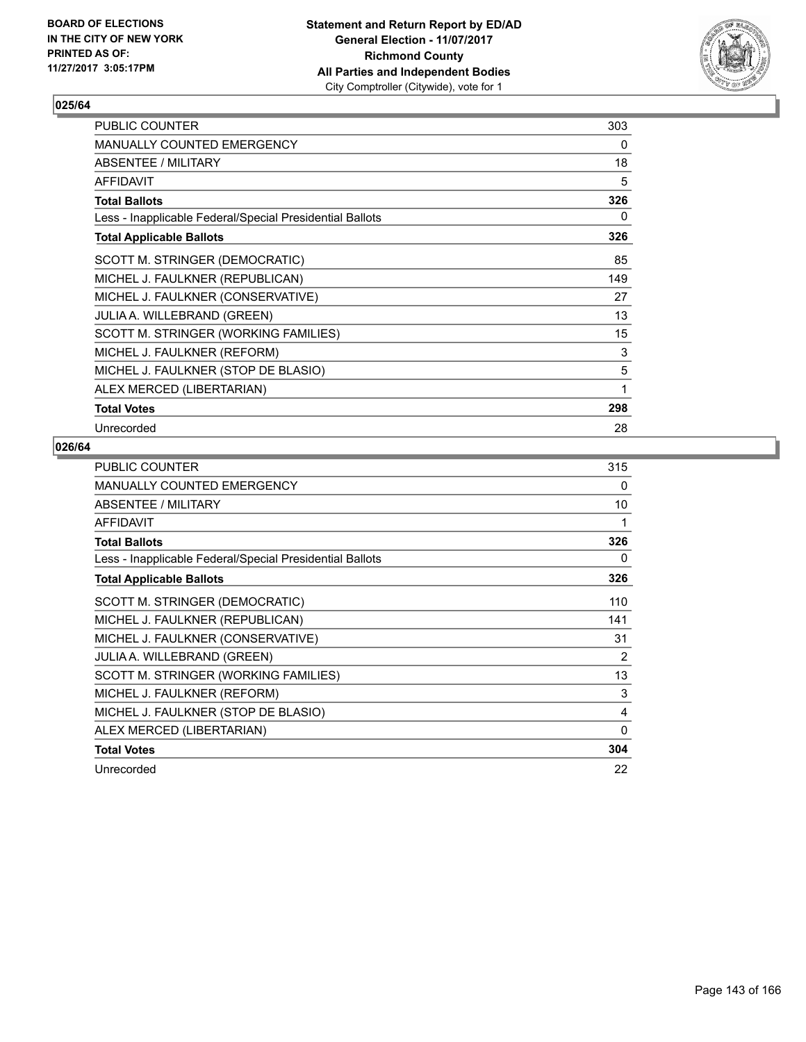**Statement and Return Report by ED/AD**
**General Election - 11/07/2017**
**Richmond County**
**All Parties and Independent Bodies**
City Comptroller (Citywide), vote for 1

BOARD OF ELECTIONS
IN THE CITY OF NEW YORK
PRINTED AS OF:
11/27/2017 3:05:17PM

## 025/64

| | |
|---|---|
| PUBLIC COUNTER | 303 |
| MANUALLY COUNTED EMERGENCY | 0 |
| ABSENTEE / MILITARY | 18 |
| AFFIDAVIT | 5 |
| **Total Ballots** | **326** |
| Less - Inapplicable Federal/Special Presidential Ballots | 0 |
| **Total Applicable Ballots** | **326** |
| SCOTT M. STRINGER (DEMOCRATIC) | 85 |
| MICHEL J. FAULKNER (REPUBLICAN) | 149 |
| MICHEL J. FAULKNER (CONSERVATIVE) | 27 |
| JULIA A. WILLEBRAND (GREEN) | 13 |
| SCOTT M. STRINGER (WORKING FAMILIES) | 15 |
| MICHEL J. FAULKNER (REFORM) | 3 |
| MICHEL J. FAULKNER (STOP DE BLASIO) | 5 |
| ALEX MERCED (LIBERTARIAN) | 1 |
| **Total Votes** | **298** |
| Unrecorded | 28 |

## 026/64

| | |
|---|---|
| PUBLIC COUNTER | 315 |
| MANUALLY COUNTED EMERGENCY | 0 |
| ABSENTEE / MILITARY | 10 |
| AFFIDAVIT | 1 |
| **Total Ballots** | **326** |
| Less - Inapplicable Federal/Special Presidential Ballots | 0 |
| **Total Applicable Ballots** | **326** |
| SCOTT M. STRINGER (DEMOCRATIC) | 110 |
| MICHEL J. FAULKNER (REPUBLICAN) | 141 |
| MICHEL J. FAULKNER (CONSERVATIVE) | 31 |
| JULIA A. WILLEBRAND (GREEN) | 2 |
| SCOTT M. STRINGER (WORKING FAMILIES) | 13 |
| MICHEL J. FAULKNER (REFORM) | 3 |
| MICHEL J. FAULKNER (STOP DE BLASIO) | 4 |
| ALEX MERCED (LIBERTARIAN) | 0 |
| **Total Votes** | **304** |
| Unrecorded | 22 |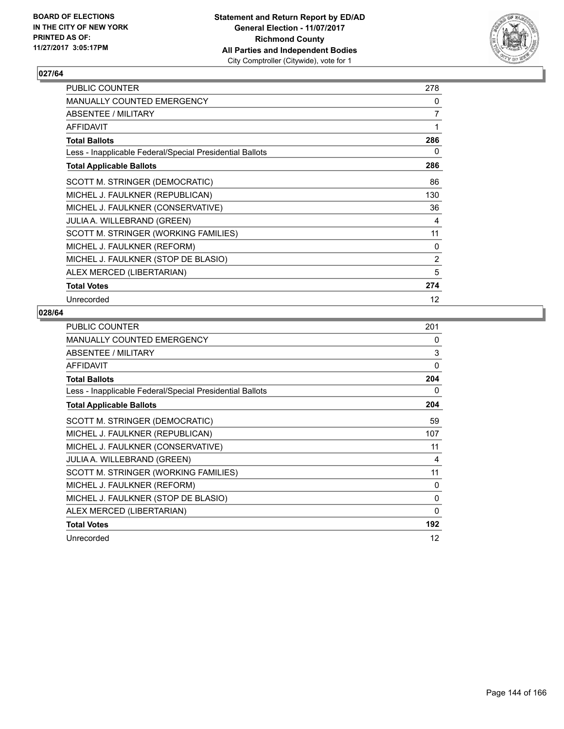BOARD OF ELECTIONS
IN THE CITY OF NEW YORK
PRINTED AS OF:
11/27/2017 3:05:17PM

**Statement and Return Report by ED/AD**
**General Election - 11/07/2017**
**Richmond County**
**All Parties and Independent Bodies**
City Comptroller (Citywide), vote for 1

## 027/64

| | |
|---|---|
| PUBLIC COUNTER | 278 |
| MANUALLY COUNTED EMERGENCY | 0 |
| ABSENTEE / MILITARY | 7 |
| AFFIDAVIT | 1 |
| **Total Ballots** | **286** |
| Less - Inapplicable Federal/Special Presidential Ballots | 0 |
| **Total Applicable Ballots** | **286** |
| SCOTT M. STRINGER (DEMOCRATIC) | 86 |
| MICHEL J. FAULKNER (REPUBLICAN) | 130 |
| MICHEL J. FAULKNER (CONSERVATIVE) | 36 |
| JULIA A. WILLEBRAND (GREEN) | 4 |
| SCOTT M. STRINGER (WORKING FAMILIES) | 11 |
| MICHEL J. FAULKNER (REFORM) | 0 |
| MICHEL J. FAULKNER (STOP DE BLASIO) | 2 |
| ALEX MERCED (LIBERTARIAN) | 5 |
| **Total Votes** | **274** |
| Unrecorded | 12 |

## 028/64

| | |
|---|---|
| PUBLIC COUNTER | 201 |
| MANUALLY COUNTED EMERGENCY | 0 |
| ABSENTEE / MILITARY | 3 |
| AFFIDAVIT | 0 |
| **Total Ballots** | **204** |
| Less - Inapplicable Federal/Special Presidential Ballots | 0 |
| **Total Applicable Ballots** | **204** |
| SCOTT M. STRINGER (DEMOCRATIC) | 59 |
| MICHEL J. FAULKNER (REPUBLICAN) | 107 |
| MICHEL J. FAULKNER (CONSERVATIVE) | 11 |
| JULIA A. WILLEBRAND (GREEN) | 4 |
| SCOTT M. STRINGER (WORKING FAMILIES) | 11 |
| MICHEL J. FAULKNER (REFORM) | 0 |
| MICHEL J. FAULKNER (STOP DE BLASIO) | 0 |
| ALEX MERCED (LIBERTARIAN) | 0 |
| **Total Votes** | **192** |
| Unrecorded | 12 |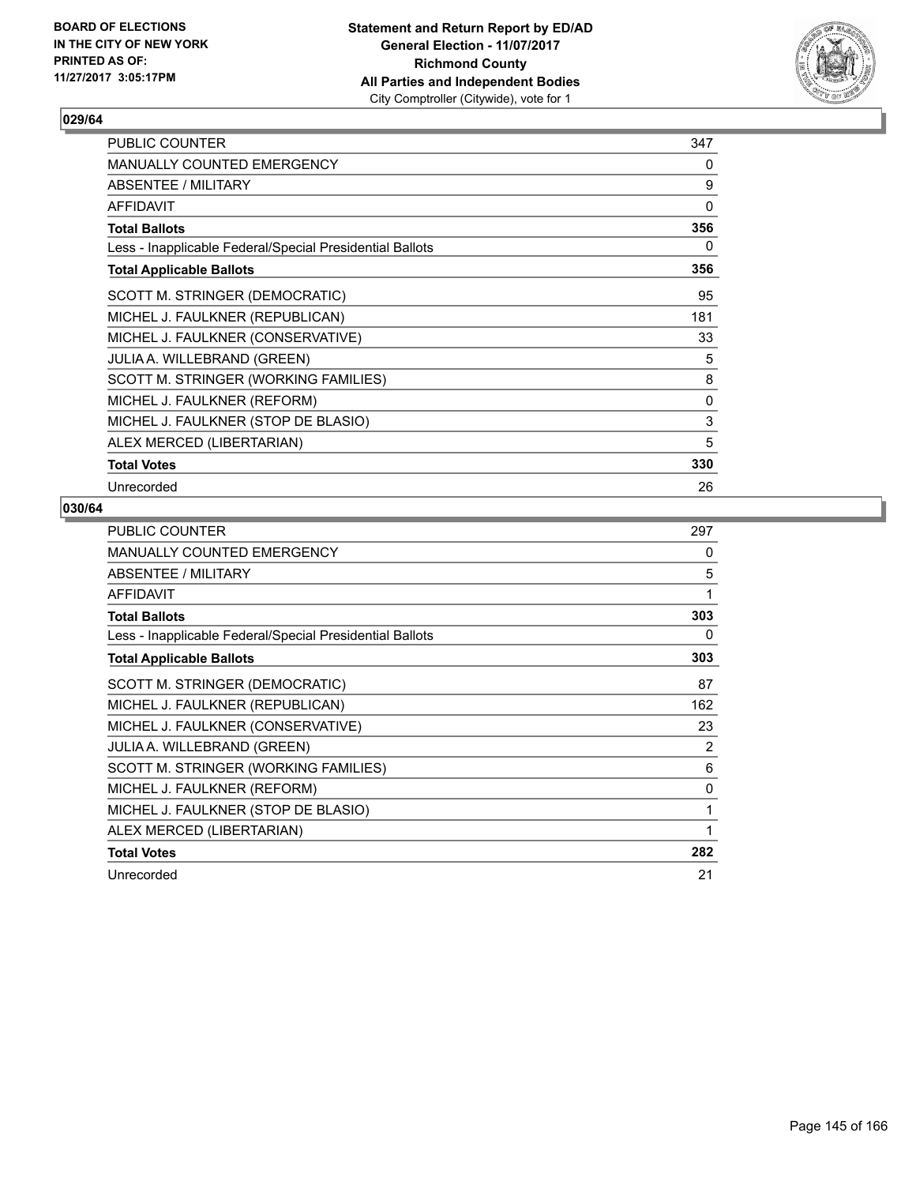BOARD OF ELECTIONS
IN THE CITY OF NEW YORK
PRINTED AS OF:
11/27/2017 3:05:17PM

**Statement and Return Report by ED/AD**
**General Election - 11/07/2017**
**Richmond County**
**All Parties and Independent Bodies**
City Comptroller (Citywide), vote for 1

### 029/64

| | |
|---|---|
| PUBLIC COUNTER | 347 |
| MANUALLY COUNTED EMERGENCY | 0 |
| ABSENTEE / MILITARY | 9 |
| AFFIDAVIT | 0 |
| **Total Ballots** | **356** |
| Less - Inapplicable Federal/Special Presidential Ballots | 0 |
| **Total Applicable Ballots** | **356** |
| SCOTT M. STRINGER (DEMOCRATIC) | 95 |
| MICHEL J. FAULKNER (REPUBLICAN) | 181 |
| MICHEL J. FAULKNER (CONSERVATIVE) | 33 |
| JULIA A. WILLEBRAND (GREEN) | 5 |
| SCOTT M. STRINGER (WORKING FAMILIES) | 8 |
| MICHEL J. FAULKNER (REFORM) | 0 |
| MICHEL J. FAULKNER (STOP DE BLASIO) | 3 |
| ALEX MERCED (LIBERTARIAN) | 5 |
| **Total Votes** | **330** |
| Unrecorded | 26 |

### 030/64

| | |
|---|---|
| PUBLIC COUNTER | 297 |
| MANUALLY COUNTED EMERGENCY | 0 |
| ABSENTEE / MILITARY | 5 |
| AFFIDAVIT | 1 |
| **Total Ballots** | **303** |
| Less - Inapplicable Federal/Special Presidential Ballots | 0 |
| **Total Applicable Ballots** | **303** |
| SCOTT M. STRINGER (DEMOCRATIC) | 87 |
| MICHEL J. FAULKNER (REPUBLICAN) | 162 |
| MICHEL J. FAULKNER (CONSERVATIVE) | 23 |
| JULIA A. WILLEBRAND (GREEN) | 2 |
| SCOTT M. STRINGER (WORKING FAMILIES) | 6 |
| MICHEL J. FAULKNER (REFORM) | 0 |
| MICHEL J. FAULKNER (STOP DE BLASIO) | 1 |
| ALEX MERCED (LIBERTARIAN) | 1 |
| **Total Votes** | **282** |
| Unrecorded | 21 |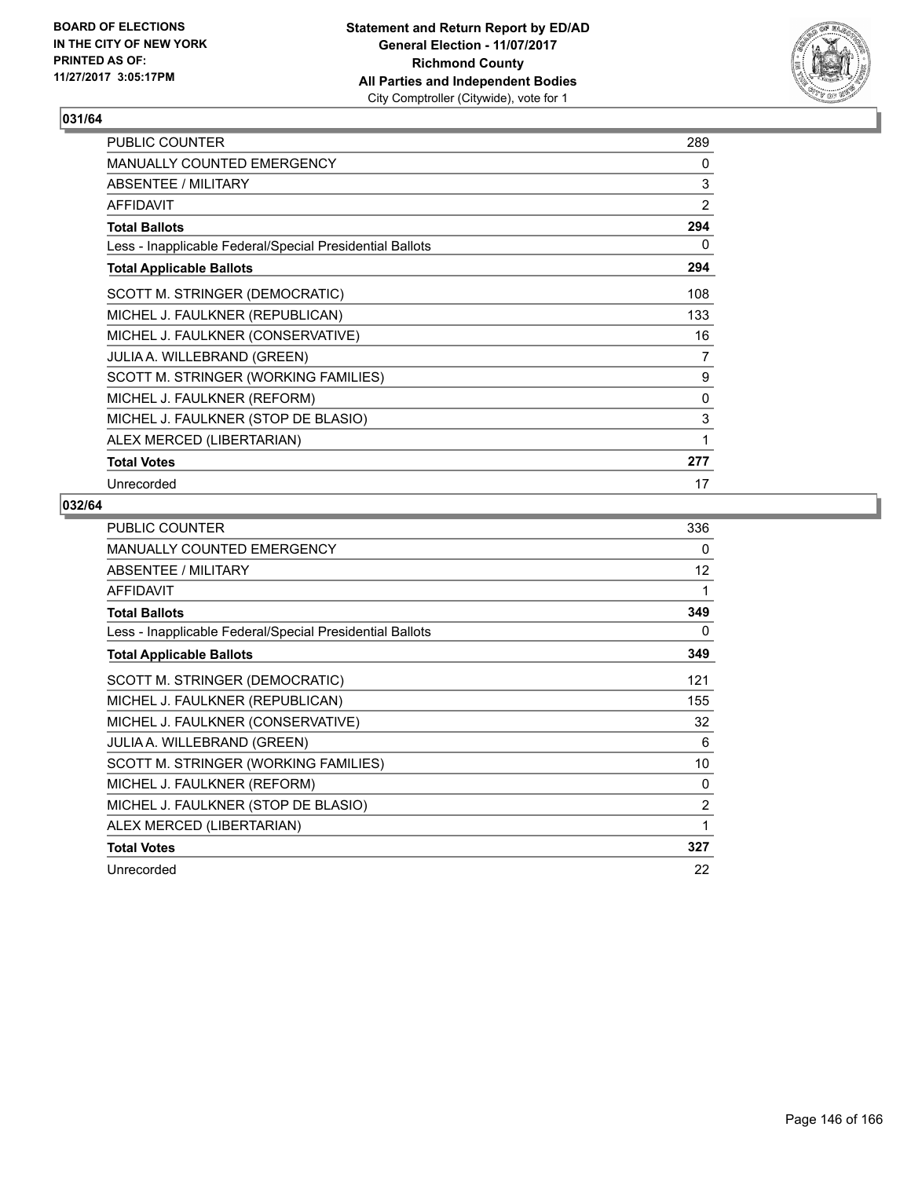BOARD OF ELECTIONS
IN THE CITY OF NEW YORK
PRINTED AS OF:
11/27/2017 3:05:17PM

**Statement and Return Report by ED/AD**
**General Election - 11/07/2017**
**Richmond County**
**All Parties and Independent Bodies**
City Comptroller (Citywide), vote for 1

## 031/64

| | |
|---|---|
| PUBLIC COUNTER | 289 |
| MANUALLY COUNTED EMERGENCY | 0 |
| ABSENTEE / MILITARY | 3 |
| AFFIDAVIT | 2 |
| **Total Ballots** | **294** |
| Less - Inapplicable Federal/Special Presidential Ballots | 0 |
| **Total Applicable Ballots** | **294** |
| SCOTT M. STRINGER (DEMOCRATIC) | 108 |
| MICHEL J. FAULKNER (REPUBLICAN) | 133 |
| MICHEL J. FAULKNER (CONSERVATIVE) | 16 |
| JULIA A. WILLEBRAND (GREEN) | 7 |
| SCOTT M. STRINGER (WORKING FAMILIES) | 9 |
| MICHEL J. FAULKNER (REFORM) | 0 |
| MICHEL J. FAULKNER (STOP DE BLASIO) | 3 |
| ALEX MERCED (LIBERTARIAN) | 1 |
| **Total Votes** | **277** |
| Unrecorded | 17 |

## 032/64

| | |
|---|---|
| PUBLIC COUNTER | 336 |
| MANUALLY COUNTED EMERGENCY | 0 |
| ABSENTEE / MILITARY | 12 |
| AFFIDAVIT | 1 |
| **Total Ballots** | **349** |
| Less - Inapplicable Federal/Special Presidential Ballots | 0 |
| **Total Applicable Ballots** | **349** |
| SCOTT M. STRINGER (DEMOCRATIC) | 121 |
| MICHEL J. FAULKNER (REPUBLICAN) | 155 |
| MICHEL J. FAULKNER (CONSERVATIVE) | 32 |
| JULIA A. WILLEBRAND (GREEN) | 6 |
| SCOTT M. STRINGER (WORKING FAMILIES) | 10 |
| MICHEL J. FAULKNER (REFORM) | 0 |
| MICHEL J. FAULKNER (STOP DE BLASIO) | 2 |
| ALEX MERCED (LIBERTARIAN) | 1 |
| **Total Votes** | **327** |
| Unrecorded | 22 |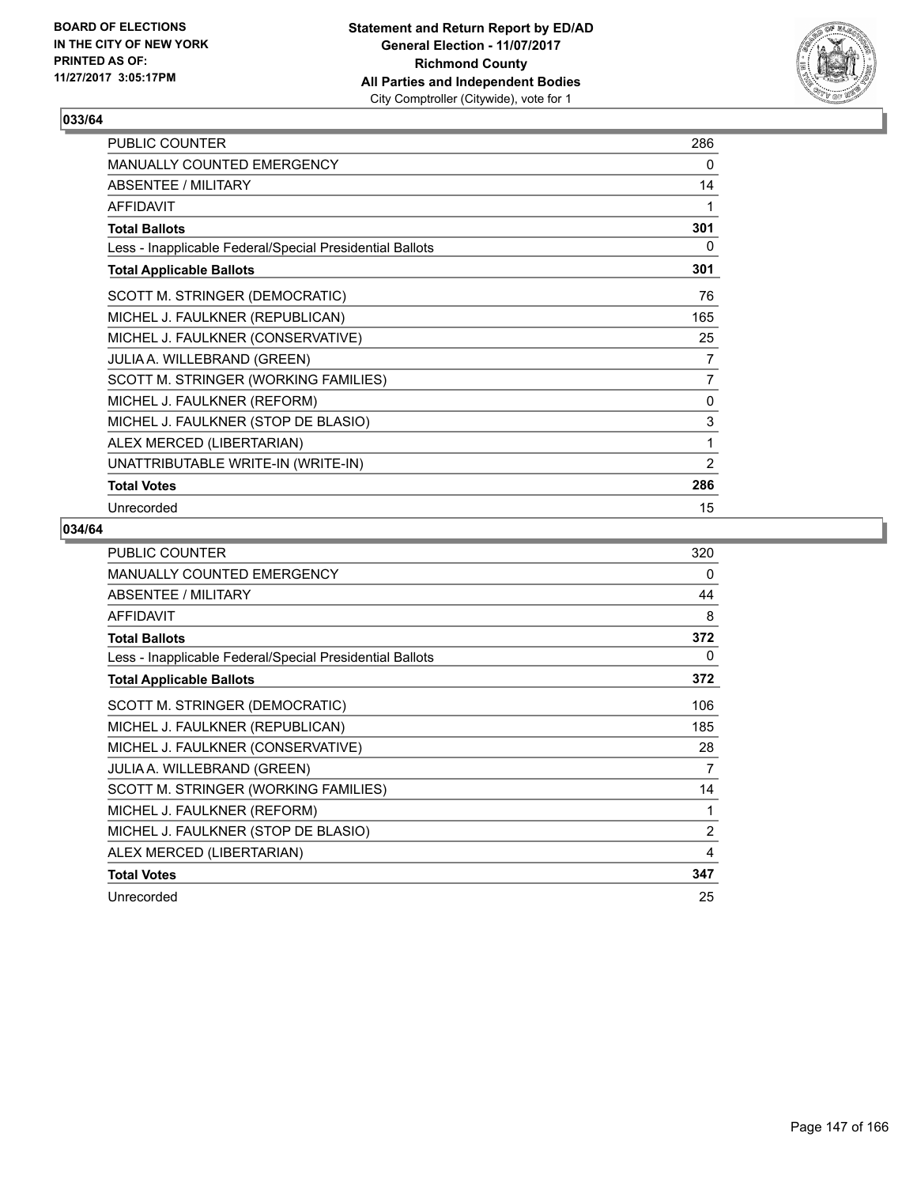BOARD OF ELECTIONS
IN THE CITY OF NEW YORK
PRINTED AS OF:
11/27/2017 3:05:17PM

**Statement and Return Report by ED/AD**
**General Election - 11/07/2017**
**Richmond County**
**All Parties and Independent Bodies**
City Comptroller (Citywide), vote for 1

## 033/64

| | |
|---|---|
| PUBLIC COUNTER | 286 |
| MANUALLY COUNTED EMERGENCY | 0 |
| ABSENTEE / MILITARY | 14 |
| AFFIDAVIT | 1 |
| **Total Ballots** | **301** |
| Less - Inapplicable Federal/Special Presidential Ballots | 0 |
| **Total Applicable Ballots** | **301** |
| SCOTT M. STRINGER (DEMOCRATIC) | 76 |
| MICHEL J. FAULKNER (REPUBLICAN) | 165 |
| MICHEL J. FAULKNER (CONSERVATIVE) | 25 |
| JULIA A. WILLEBRAND (GREEN) | 7 |
| SCOTT M. STRINGER (WORKING FAMILIES) | 7 |
| MICHEL J. FAULKNER (REFORM) | 0 |
| MICHEL J. FAULKNER (STOP DE BLASIO) | 3 |
| ALEX MERCED (LIBERTARIAN) | 1 |
| UNATTRIBUTABLE WRITE-IN (WRITE-IN) | 2 |
| **Total Votes** | **286** |
| Unrecorded | 15 |

## 034/64

| | |
|---|---|
| PUBLIC COUNTER | 320 |
| MANUALLY COUNTED EMERGENCY | 0 |
| ABSENTEE / MILITARY | 44 |
| AFFIDAVIT | 8 |
| **Total Ballots** | **372** |
| Less - Inapplicable Federal/Special Presidential Ballots | 0 |
| **Total Applicable Ballots** | **372** |
| SCOTT M. STRINGER (DEMOCRATIC) | 106 |
| MICHEL J. FAULKNER (REPUBLICAN) | 185 |
| MICHEL J. FAULKNER (CONSERVATIVE) | 28 |
| JULIA A. WILLEBRAND (GREEN) | 7 |
| SCOTT M. STRINGER (WORKING FAMILIES) | 14 |
| MICHEL J. FAULKNER (REFORM) | 1 |
| MICHEL J. FAULKNER (STOP DE BLASIO) | 2 |
| ALEX MERCED (LIBERTARIAN) | 4 |
| **Total Votes** | **347** |
| Unrecorded | 25 |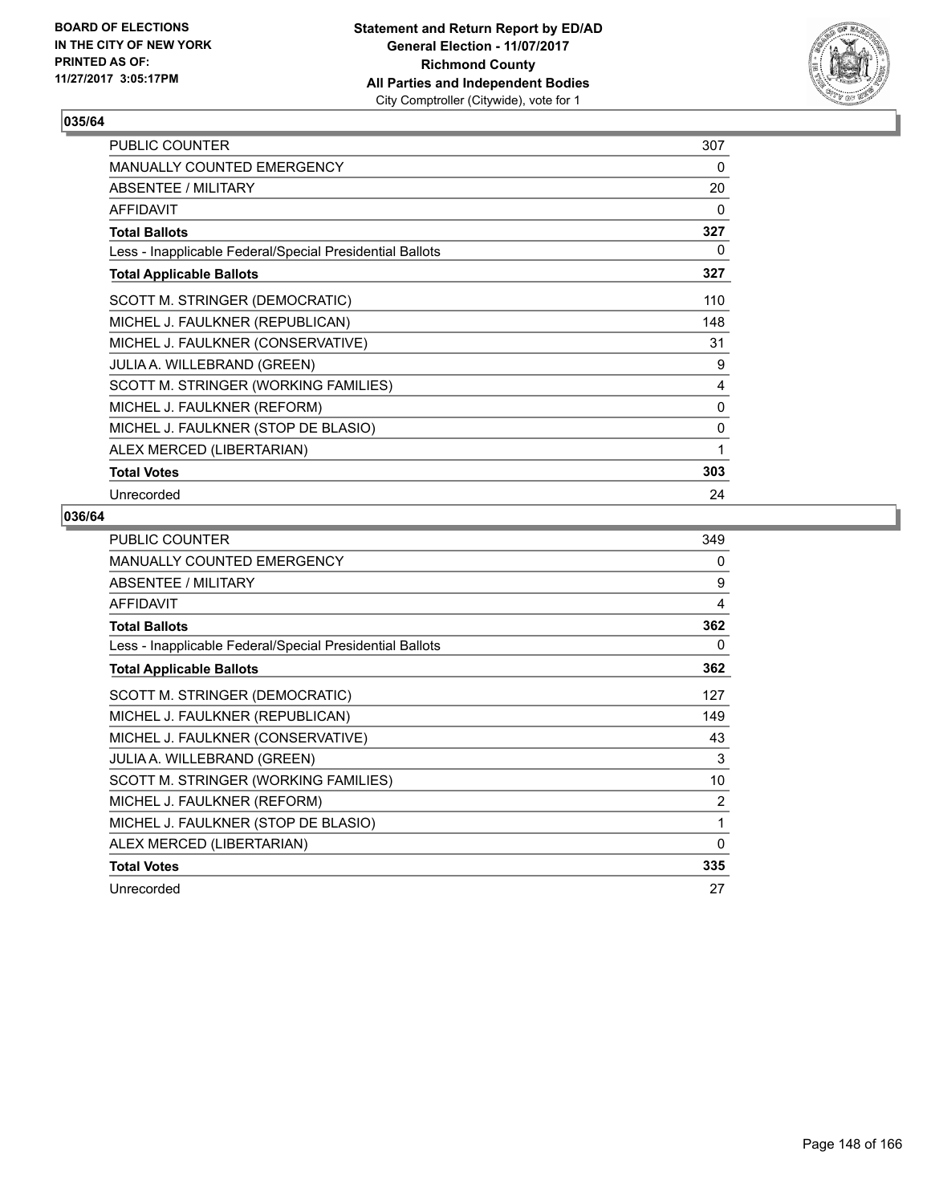BOARD OF ELECTIONS
IN THE CITY OF NEW YORK
PRINTED AS OF:
11/27/2017 3:05:17PM

**Statement and Return Report by ED/AD**
**General Election - 11/07/2017**
**Richmond County**
**All Parties and Independent Bodies**
City Comptroller (Citywide), vote for 1

### 035/64

| | |
|---|---|
| PUBLIC COUNTER | 307 |
| MANUALLY COUNTED EMERGENCY | 0 |
| ABSENTEE / MILITARY | 20 |
| AFFIDAVIT | 0 |
| **Total Ballots** | **327** |
| Less - Inapplicable Federal/Special Presidential Ballots | 0 |
| **Total Applicable Ballots** | **327** |
| SCOTT M. STRINGER (DEMOCRATIC) | 110 |
| MICHEL J. FAULKNER (REPUBLICAN) | 148 |
| MICHEL J. FAULKNER (CONSERVATIVE) | 31 |
| JULIA A. WILLEBRAND (GREEN) | 9 |
| SCOTT M. STRINGER (WORKING FAMILIES) | 4 |
| MICHEL J. FAULKNER (REFORM) | 0 |
| MICHEL J. FAULKNER (STOP DE BLASIO) | 0 |
| ALEX MERCED (LIBERTARIAN) | 1 |
| **Total Votes** | **303** |
| Unrecorded | 24 |

### 036/64

| | |
|---|---|
| PUBLIC COUNTER | 349 |
| MANUALLY COUNTED EMERGENCY | 0 |
| ABSENTEE / MILITARY | 9 |
| AFFIDAVIT | 4 |
| **Total Ballots** | **362** |
| Less - Inapplicable Federal/Special Presidential Ballots | 0 |
| **Total Applicable Ballots** | **362** |
| SCOTT M. STRINGER (DEMOCRATIC) | 127 |
| MICHEL J. FAULKNER (REPUBLICAN) | 149 |
| MICHEL J. FAULKNER (CONSERVATIVE) | 43 |
| JULIA A. WILLEBRAND (GREEN) | 3 |
| SCOTT M. STRINGER (WORKING FAMILIES) | 10 |
| MICHEL J. FAULKNER (REFORM) | 2 |
| MICHEL J. FAULKNER (STOP DE BLASIO) | 1 |
| ALEX MERCED (LIBERTARIAN) | 0 |
| **Total Votes** | **335** |
| Unrecorded | 27 |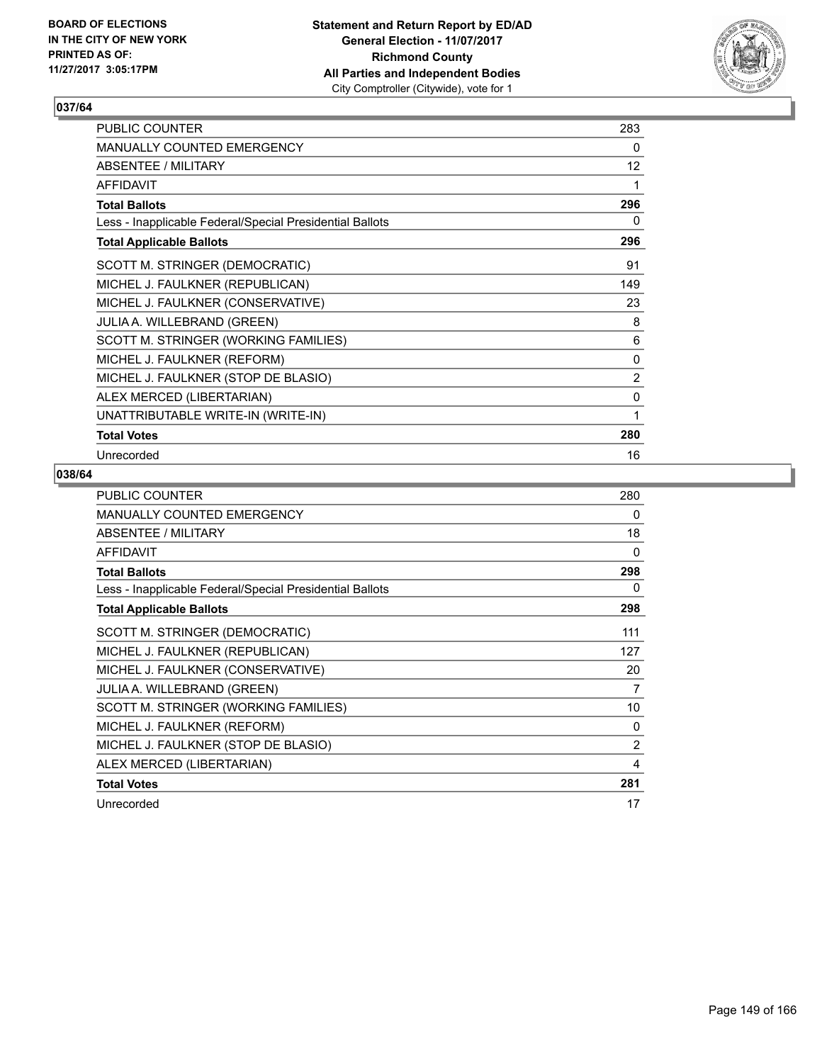BOARD OF ELECTIONS
IN THE CITY OF NEW YORK
PRINTED AS OF:
11/27/2017 3:05:17PM

**Statement and Return Report by ED/AD**
**General Election - 11/07/2017**
**Richmond County**
**All Parties and Independent Bodies**
City Comptroller (Citywide), vote for 1

## 037/64

| | |
|---|---|
| PUBLIC COUNTER | 283 |
| MANUALLY COUNTED EMERGENCY | 0 |
| ABSENTEE / MILITARY | 12 |
| AFFIDAVIT | 1 |
| **Total Ballots** | **296** |
| Less - Inapplicable Federal/Special Presidential Ballots | 0 |
| **Total Applicable Ballots** | **296** |
| SCOTT M. STRINGER (DEMOCRATIC) | 91 |
| MICHEL J. FAULKNER (REPUBLICAN) | 149 |
| MICHEL J. FAULKNER (CONSERVATIVE) | 23 |
| JULIA A. WILLEBRAND (GREEN) | 8 |
| SCOTT M. STRINGER (WORKING FAMILIES) | 6 |
| MICHEL J. FAULKNER (REFORM) | 0 |
| MICHEL J. FAULKNER (STOP DE BLASIO) | 2 |
| ALEX MERCED (LIBERTARIAN) | 0 |
| UNATTRIBUTABLE WRITE-IN (WRITE-IN) | 1 |
| **Total Votes** | **280** |
| Unrecorded | 16 |

## 038/64

| | |
|---|---|
| PUBLIC COUNTER | 280 |
| MANUALLY COUNTED EMERGENCY | 0 |
| ABSENTEE / MILITARY | 18 |
| AFFIDAVIT | 0 |
| **Total Ballots** | **298** |
| Less - Inapplicable Federal/Special Presidential Ballots | 0 |
| **Total Applicable Ballots** | **298** |
| SCOTT M. STRINGER (DEMOCRATIC) | 111 |
| MICHEL J. FAULKNER (REPUBLICAN) | 127 |
| MICHEL J. FAULKNER (CONSERVATIVE) | 20 |
| JULIA A. WILLEBRAND (GREEN) | 7 |
| SCOTT M. STRINGER (WORKING FAMILIES) | 10 |
| MICHEL J. FAULKNER (REFORM) | 0 |
| MICHEL J. FAULKNER (STOP DE BLASIO) | 2 |
| ALEX MERCED (LIBERTARIAN) | 4 |
| **Total Votes** | **281** |
| Unrecorded | 17 |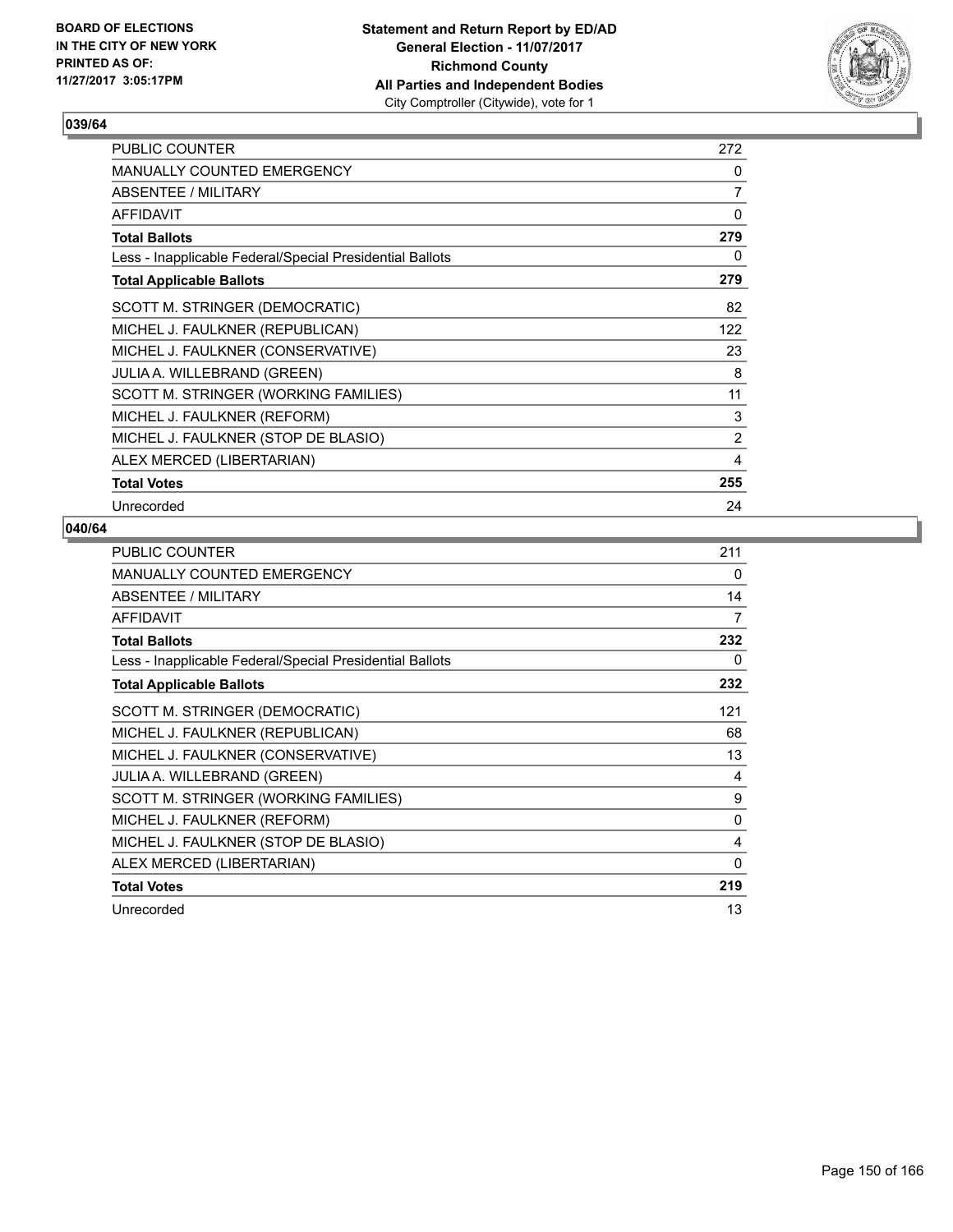**Statement and Return Report by ED/AD**
**General Election - 11/07/2017**
**Richmond County**
**All Parties and Independent Bodies**
City Comptroller (Citywide), vote for 1

BOARD OF ELECTIONS IN THE CITY OF NEW YORK PRINTED AS OF: 11/27/2017 3:05:17PM

### 039/64

| | |
|---|---|
| PUBLIC COUNTER | 272 |
| MANUALLY COUNTED EMERGENCY | 0 |
| ABSENTEE / MILITARY | 7 |
| AFFIDAVIT | 0 |
| **Total Ballots** | **279** |
| Less - Inapplicable Federal/Special Presidential Ballots | 0 |
| **Total Applicable Ballots** | **279** |
| SCOTT M. STRINGER (DEMOCRATIC) | 82 |
| MICHEL J. FAULKNER (REPUBLICAN) | 122 |
| MICHEL J. FAULKNER (CONSERVATIVE) | 23 |
| JULIA A. WILLEBRAND (GREEN) | 8 |
| SCOTT M. STRINGER (WORKING FAMILIES) | 11 |
| MICHEL J. FAULKNER (REFORM) | 3 |
| MICHEL J. FAULKNER (STOP DE BLASIO) | 2 |
| ALEX MERCED (LIBERTARIAN) | 4 |
| **Total Votes** | **255** |
| Unrecorded | 24 |

### 040/64

| | |
|---|---|
| PUBLIC COUNTER | 211 |
| MANUALLY COUNTED EMERGENCY | 0 |
| ABSENTEE / MILITARY | 14 |
| AFFIDAVIT | 7 |
| **Total Ballots** | **232** |
| Less - Inapplicable Federal/Special Presidential Ballots | 0 |
| **Total Applicable Ballots** | **232** |
| SCOTT M. STRINGER (DEMOCRATIC) | 121 |
| MICHEL J. FAULKNER (REPUBLICAN) | 68 |
| MICHEL J. FAULKNER (CONSERVATIVE) | 13 |
| JULIA A. WILLEBRAND (GREEN) | 4 |
| SCOTT M. STRINGER (WORKING FAMILIES) | 9 |
| MICHEL J. FAULKNER (REFORM) | 0 |
| MICHEL J. FAULKNER (STOP DE BLASIO) | 4 |
| ALEX MERCED (LIBERTARIAN) | 0 |
| **Total Votes** | **219** |
| Unrecorded | 13 |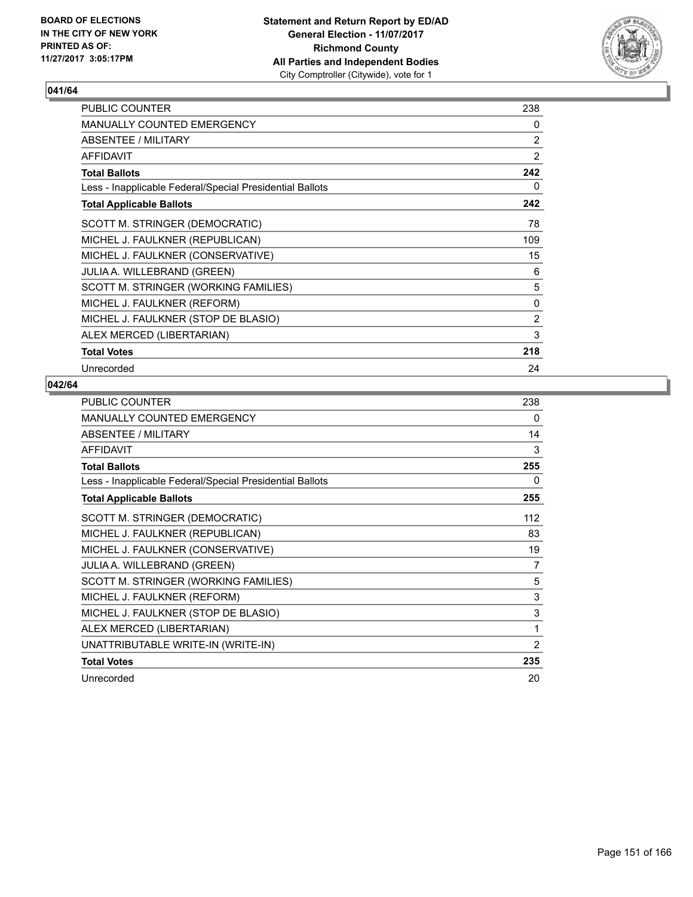BOARD OF ELECTIONS
IN THE CITY OF NEW YORK
PRINTED AS OF:
11/27/2017 3:05:17PM

**Statement and Return Report by ED/AD**
**General Election - 11/07/2017**
**Richmond County**
**All Parties and Independent Bodies**
City Comptroller (Citywide), vote for 1

### 041/64

| | |
|---|---|
| PUBLIC COUNTER | 238 |
| MANUALLY COUNTED EMERGENCY | 0 |
| ABSENTEE / MILITARY | 2 |
| AFFIDAVIT | 2 |
| **Total Ballots** | **242** |
| Less - Inapplicable Federal/Special Presidential Ballots | 0 |
| **Total Applicable Ballots** | **242** |
| SCOTT M. STRINGER (DEMOCRATIC) | 78 |
| MICHEL J. FAULKNER (REPUBLICAN) | 109 |
| MICHEL J. FAULKNER (CONSERVATIVE) | 15 |
| JULIA A. WILLEBRAND (GREEN) | 6 |
| SCOTT M. STRINGER (WORKING FAMILIES) | 5 |
| MICHEL J. FAULKNER (REFORM) | 0 |
| MICHEL J. FAULKNER (STOP DE BLASIO) | 2 |
| ALEX MERCED (LIBERTARIAN) | 3 |
| **Total Votes** | **218** |
| Unrecorded | 24 |

### 042/64

| | |
|---|---|
| PUBLIC COUNTER | 238 |
| MANUALLY COUNTED EMERGENCY | 0 |
| ABSENTEE / MILITARY | 14 |
| AFFIDAVIT | 3 |
| **Total Ballots** | **255** |
| Less - Inapplicable Federal/Special Presidential Ballots | 0 |
| **Total Applicable Ballots** | **255** |
| SCOTT M. STRINGER (DEMOCRATIC) | 112 |
| MICHEL J. FAULKNER (REPUBLICAN) | 83 |
| MICHEL J. FAULKNER (CONSERVATIVE) | 19 |
| JULIA A. WILLEBRAND (GREEN) | 7 |
| SCOTT M. STRINGER (WORKING FAMILIES) | 5 |
| MICHEL J. FAULKNER (REFORM) | 3 |
| MICHEL J. FAULKNER (STOP DE BLASIO) | 3 |
| ALEX MERCED (LIBERTARIAN) | 1 |
| UNATTRIBUTABLE WRITE-IN (WRITE-IN) | 2 |
| **Total Votes** | **235** |
| Unrecorded | 20 |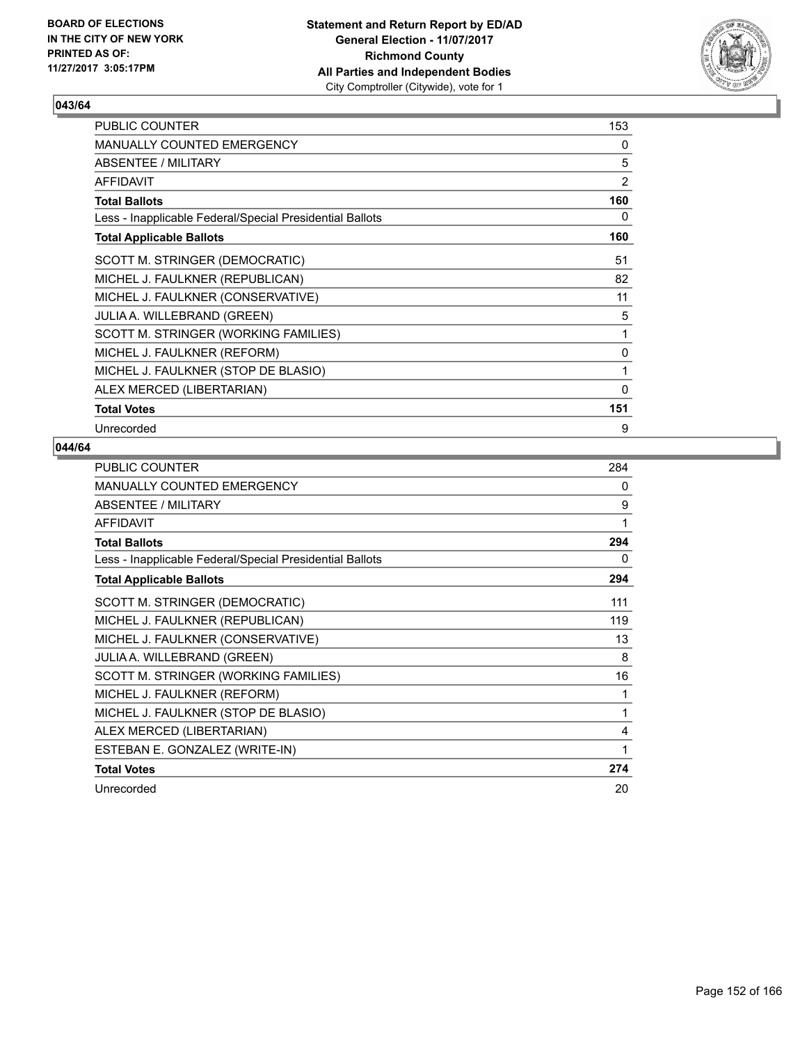**BOARD OF ELECTIONS IN THE CITY OF NEW YORK PRINTED AS OF: 11/27/2017 3:05:17PM**

**Statement and Return Report by ED/AD General Election - 11/07/2017 Richmond County All Parties and Independent Bodies** City Comptroller (Citywide), vote for 1

### 043/64

| | |
|---|---|
| PUBLIC COUNTER | 153 |
| MANUALLY COUNTED EMERGENCY | 0 |
| ABSENTEE / MILITARY | 5 |
| AFFIDAVIT | 2 |
| **Total Ballots** | **160** |
| Less - Inapplicable Federal/Special Presidential Ballots | 0 |
| **Total Applicable Ballots** | **160** |
| SCOTT M. STRINGER (DEMOCRATIC) | 51 |
| MICHEL J. FAULKNER (REPUBLICAN) | 82 |
| MICHEL J. FAULKNER (CONSERVATIVE) | 11 |
| JULIA A. WILLEBRAND (GREEN) | 5 |
| SCOTT M. STRINGER (WORKING FAMILIES) | 1 |
| MICHEL J. FAULKNER (REFORM) | 0 |
| MICHEL J. FAULKNER (STOP DE BLASIO) | 1 |
| ALEX MERCED (LIBERTARIAN) | 0 |
| **Total Votes** | **151** |
| Unrecorded | 9 |

### 044/64

| | |
|---|---|
| PUBLIC COUNTER | 284 |
| MANUALLY COUNTED EMERGENCY | 0 |
| ABSENTEE / MILITARY | 9 |
| AFFIDAVIT | 1 |
| **Total Ballots** | **294** |
| Less - Inapplicable Federal/Special Presidential Ballots | 0 |
| **Total Applicable Ballots** | **294** |
| SCOTT M. STRINGER (DEMOCRATIC) | 111 |
| MICHEL J. FAULKNER (REPUBLICAN) | 119 |
| MICHEL J. FAULKNER (CONSERVATIVE) | 13 |
| JULIA A. WILLEBRAND (GREEN) | 8 |
| SCOTT M. STRINGER (WORKING FAMILIES) | 16 |
| MICHEL J. FAULKNER (REFORM) | 1 |
| MICHEL J. FAULKNER (STOP DE BLASIO) | 1 |
| ALEX MERCED (LIBERTARIAN) | 4 |
| ESTEBAN E. GONZALEZ (WRITE-IN) | 1 |
| **Total Votes** | **274** |
| Unrecorded | 20 |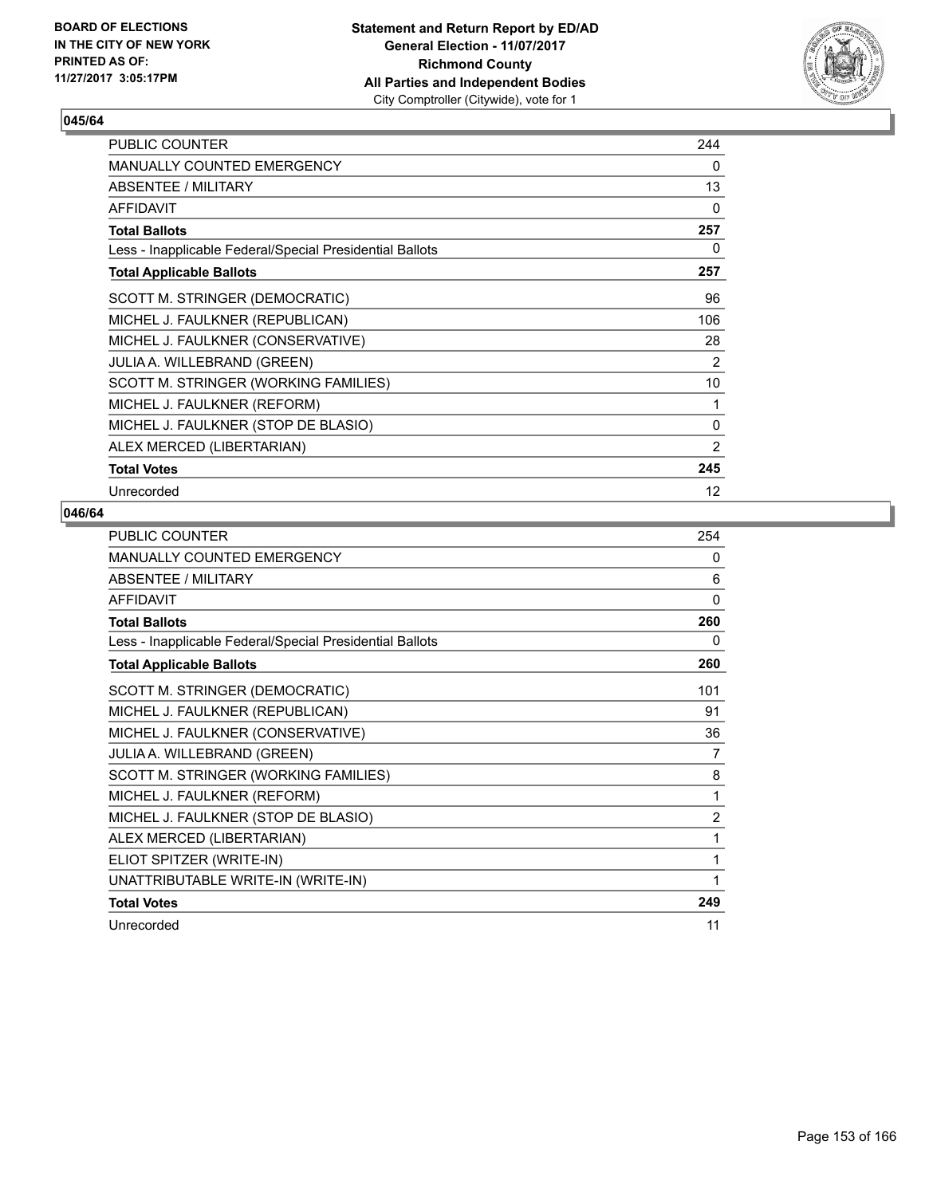BOARD OF ELECTIONS
IN THE CITY OF NEW YORK
PRINTED AS OF:
11/27/2017 3:05:17PM

**Statement and Return Report by ED/AD**
**General Election - 11/07/2017**
**Richmond County**
**All Parties and Independent Bodies**
City Comptroller (Citywide), vote for 1

### 045/64

| | |
|---|---|
| PUBLIC COUNTER | 244 |
| MANUALLY COUNTED EMERGENCY | 0 |
| ABSENTEE / MILITARY | 13 |
| AFFIDAVIT | 0 |
| **Total Ballots** | **257** |
| Less - Inapplicable Federal/Special Presidential Ballots | 0 |
| **Total Applicable Ballots** | **257** |
| SCOTT M. STRINGER (DEMOCRATIC) | 96 |
| MICHEL J. FAULKNER (REPUBLICAN) | 106 |
| MICHEL J. FAULKNER (CONSERVATIVE) | 28 |
| JULIA A. WILLEBRAND (GREEN) | 2 |
| SCOTT M. STRINGER (WORKING FAMILIES) | 10 |
| MICHEL J. FAULKNER (REFORM) | 1 |
| MICHEL J. FAULKNER (STOP DE BLASIO) | 0 |
| ALEX MERCED (LIBERTARIAN) | 2 |
| **Total Votes** | **245** |
| Unrecorded | 12 |

### 046/64

| | |
|---|---|
| PUBLIC COUNTER | 254 |
| MANUALLY COUNTED EMERGENCY | 0 |
| ABSENTEE / MILITARY | 6 |
| AFFIDAVIT | 0 |
| **Total Ballots** | **260** |
| Less - Inapplicable Federal/Special Presidential Ballots | 0 |
| **Total Applicable Ballots** | **260** |
| SCOTT M. STRINGER (DEMOCRATIC) | 101 |
| MICHEL J. FAULKNER (REPUBLICAN) | 91 |
| MICHEL J. FAULKNER (CONSERVATIVE) | 36 |
| JULIA A. WILLEBRAND (GREEN) | 7 |
| SCOTT M. STRINGER (WORKING FAMILIES) | 8 |
| MICHEL J. FAULKNER (REFORM) | 1 |
| MICHEL J. FAULKNER (STOP DE BLASIO) | 2 |
| ALEX MERCED (LIBERTARIAN) | 1 |
| ELIOT SPITZER (WRITE-IN) | 1 |
| UNATTRIBUTABLE WRITE-IN (WRITE-IN) | 1 |
| **Total Votes** | **249** |
| Unrecorded | 11 |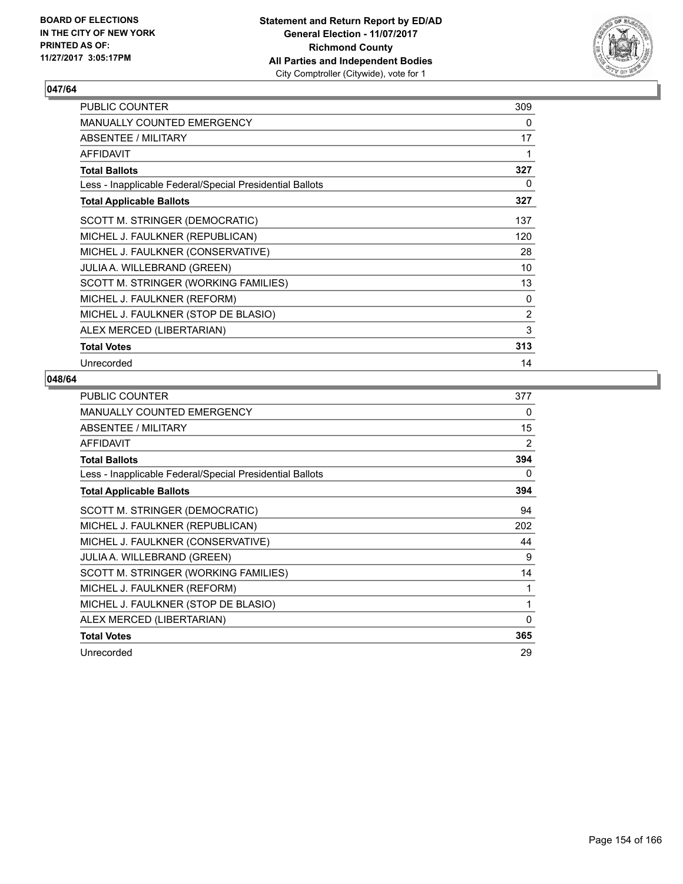**BOARD OF ELECTIONS IN THE CITY OF NEW YORK PRINTED AS OF: 11/27/2017 3:05:17PM**

**Statement and Return Report by ED/AD General Election - 11/07/2017 Richmond County All Parties and Independent Bodies**
City Comptroller (Citywide), vote for 1

### 047/64

| | |
|---|---|
| PUBLIC COUNTER | 309 |
| MANUALLY COUNTED EMERGENCY | 0 |
| ABSENTEE / MILITARY | 17 |
| AFFIDAVIT | 1 |
| **Total Ballots** | **327** |
| Less - Inapplicable Federal/Special Presidential Ballots | 0 |
| **Total Applicable Ballots** | **327** |
| SCOTT M. STRINGER (DEMOCRATIC) | 137 |
| MICHEL J. FAULKNER (REPUBLICAN) | 120 |
| MICHEL J. FAULKNER (CONSERVATIVE) | 28 |
| JULIA A. WILLEBRAND (GREEN) | 10 |
| SCOTT M. STRINGER (WORKING FAMILIES) | 13 |
| MICHEL J. FAULKNER (REFORM) | 0 |
| MICHEL J. FAULKNER (STOP DE BLASIO) | 2 |
| ALEX MERCED (LIBERTARIAN) | 3 |
| **Total Votes** | **313** |
| Unrecorded | 14 |

### 048/64

| | |
|---|---|
| PUBLIC COUNTER | 377 |
| MANUALLY COUNTED EMERGENCY | 0 |
| ABSENTEE / MILITARY | 15 |
| AFFIDAVIT | 2 |
| **Total Ballots** | **394** |
| Less - Inapplicable Federal/Special Presidential Ballots | 0 |
| **Total Applicable Ballots** | **394** |
| SCOTT M. STRINGER (DEMOCRATIC) | 94 |
| MICHEL J. FAULKNER (REPUBLICAN) | 202 |
| MICHEL J. FAULKNER (CONSERVATIVE) | 44 |
| JULIA A. WILLEBRAND (GREEN) | 9 |
| SCOTT M. STRINGER (WORKING FAMILIES) | 14 |
| MICHEL J. FAULKNER (REFORM) | 1 |
| MICHEL J. FAULKNER (STOP DE BLASIO) | 1 |
| ALEX MERCED (LIBERTARIAN) | 0 |
| **Total Votes** | **365** |
| Unrecorded | 29 |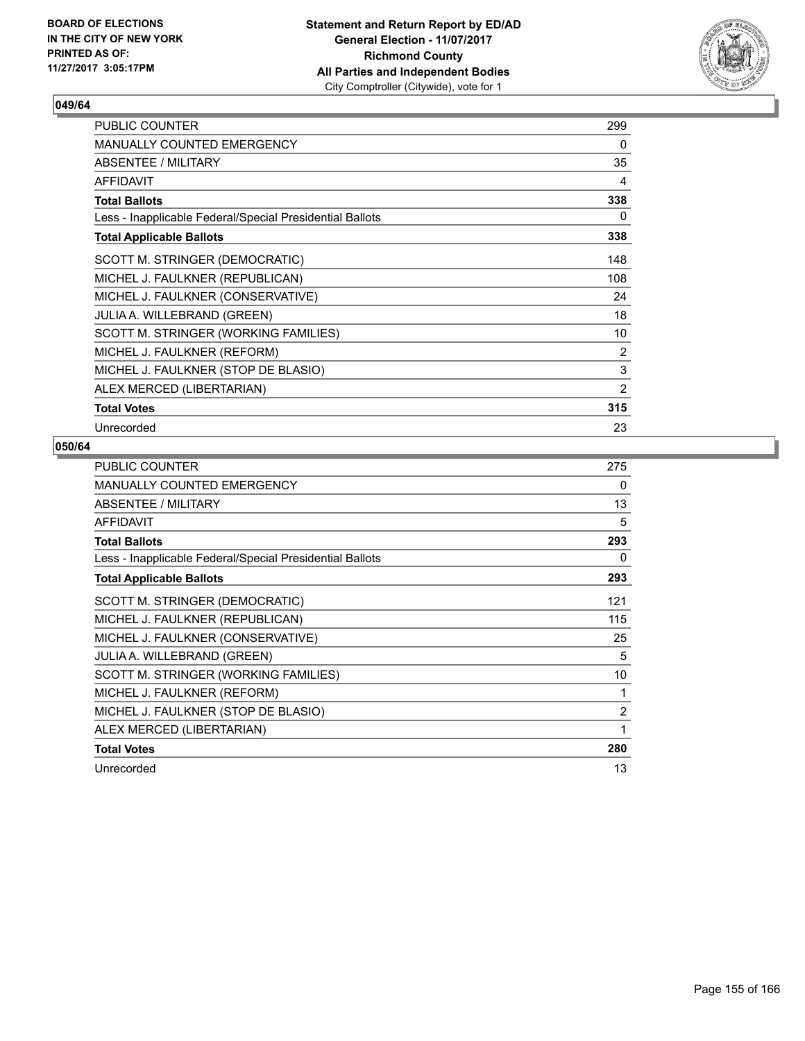BOARD OF ELECTIONS
IN THE CITY OF NEW YORK
PRINTED AS OF:
11/27/2017 3:05:17PM

**Statement and Return Report by ED/AD**
**General Election - 11/07/2017**
**Richmond County**
**All Parties and Independent Bodies**
City Comptroller (Citywide), vote for 1

### 049/64

| | |
|---|---|
| PUBLIC COUNTER | 299 |
| MANUALLY COUNTED EMERGENCY | 0 |
| ABSENTEE / MILITARY | 35 |
| AFFIDAVIT | 4 |
| **Total Ballots** | **338** |
| Less - Inapplicable Federal/Special Presidential Ballots | 0 |
| **Total Applicable Ballots** | **338** |
| SCOTT M. STRINGER (DEMOCRATIC) | 148 |
| MICHEL J. FAULKNER (REPUBLICAN) | 108 |
| MICHEL J. FAULKNER (CONSERVATIVE) | 24 |
| JULIA A. WILLEBRAND (GREEN) | 18 |
| SCOTT M. STRINGER (WORKING FAMILIES) | 10 |
| MICHEL J. FAULKNER (REFORM) | 2 |
| MICHEL J. FAULKNER (STOP DE BLASIO) | 3 |
| ALEX MERCED (LIBERTARIAN) | 2 |
| **Total Votes** | **315** |
| Unrecorded | 23 |

### 050/64

| | |
|---|---|
| PUBLIC COUNTER | 275 |
| MANUALLY COUNTED EMERGENCY | 0 |
| ABSENTEE / MILITARY | 13 |
| AFFIDAVIT | 5 |
| **Total Ballots** | **293** |
| Less - Inapplicable Federal/Special Presidential Ballots | 0 |
| **Total Applicable Ballots** | **293** |
| SCOTT M. STRINGER (DEMOCRATIC) | 121 |
| MICHEL J. FAULKNER (REPUBLICAN) | 115 |
| MICHEL J. FAULKNER (CONSERVATIVE) | 25 |
| JULIA A. WILLEBRAND (GREEN) | 5 |
| SCOTT M. STRINGER (WORKING FAMILIES) | 10 |
| MICHEL J. FAULKNER (REFORM) | 1 |
| MICHEL J. FAULKNER (STOP DE BLASIO) | 2 |
| ALEX MERCED (LIBERTARIAN) | 1 |
| **Total Votes** | **280** |
| Unrecorded | 13 |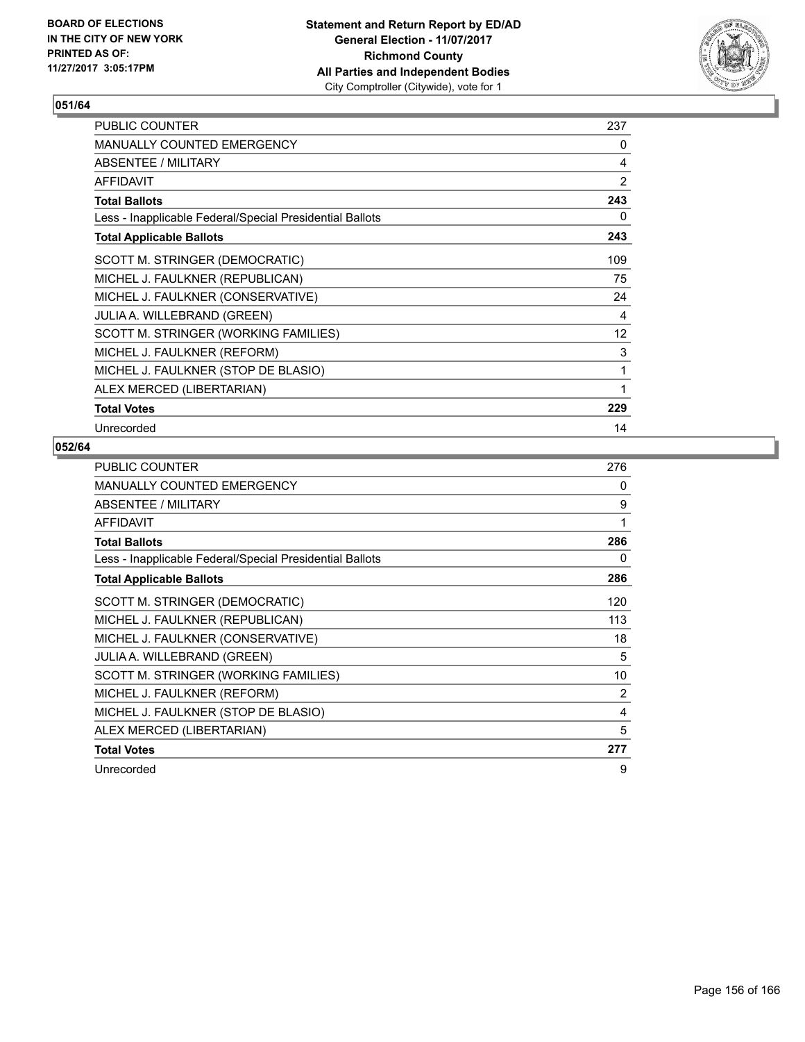BOARD OF ELECTIONS
IN THE CITY OF NEW YORK
PRINTED AS OF:
11/27/2017 3:05:17PM

**Statement and Return Report by ED/AD**
**General Election - 11/07/2017**
**Richmond County**
**All Parties and Independent Bodies**
City Comptroller (Citywide), vote for 1

## 051/64

| | |
|---|---|
| PUBLIC COUNTER | 237 |
| MANUALLY COUNTED EMERGENCY | 0 |
| ABSENTEE / MILITARY | 4 |
| AFFIDAVIT | 2 |
| **Total Ballots** | **243** |
| Less - Inapplicable Federal/Special Presidential Ballots | 0 |
| **Total Applicable Ballots** | **243** |
| SCOTT M. STRINGER (DEMOCRATIC) | 109 |
| MICHEL J. FAULKNER (REPUBLICAN) | 75 |
| MICHEL J. FAULKNER (CONSERVATIVE) | 24 |
| JULIA A. WILLEBRAND (GREEN) | 4 |
| SCOTT M. STRINGER (WORKING FAMILIES) | 12 |
| MICHEL J. FAULKNER (REFORM) | 3 |
| MICHEL J. FAULKNER (STOP DE BLASIO) | 1 |
| ALEX MERCED (LIBERTARIAN) | 1 |
| **Total Votes** | **229** |
| Unrecorded | 14 |

## 052/64

| | |
|---|---|
| PUBLIC COUNTER | 276 |
| MANUALLY COUNTED EMERGENCY | 0 |
| ABSENTEE / MILITARY | 9 |
| AFFIDAVIT | 1 |
| **Total Ballots** | **286** |
| Less - Inapplicable Federal/Special Presidential Ballots | 0 |
| **Total Applicable Ballots** | **286** |
| SCOTT M. STRINGER (DEMOCRATIC) | 120 |
| MICHEL J. FAULKNER (REPUBLICAN) | 113 |
| MICHEL J. FAULKNER (CONSERVATIVE) | 18 |
| JULIA A. WILLEBRAND (GREEN) | 5 |
| SCOTT M. STRINGER (WORKING FAMILIES) | 10 |
| MICHEL J. FAULKNER (REFORM) | 2 |
| MICHEL J. FAULKNER (STOP DE BLASIO) | 4 |
| ALEX MERCED (LIBERTARIAN) | 5 |
| **Total Votes** | **277** |
| Unrecorded | 9 |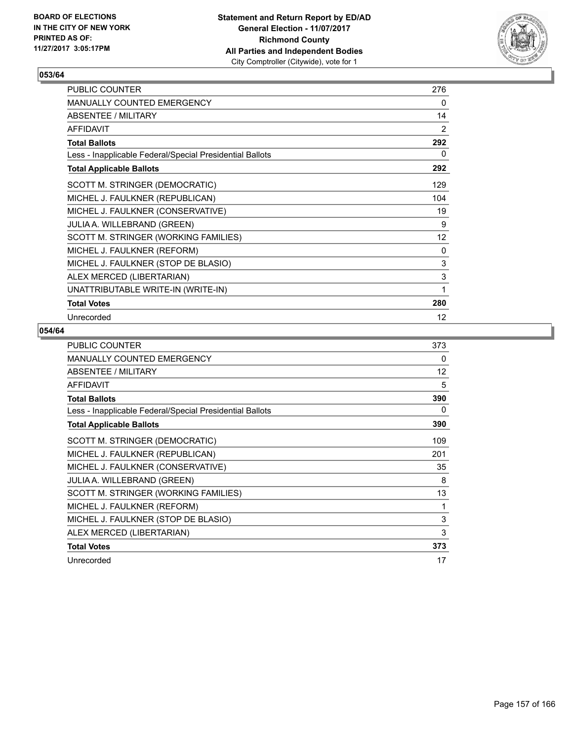**BOARD OF ELECTIONS IN THE CITY OF NEW YORK PRINTED AS OF: 11/27/2017 3:05:17PM**

**Statement and Return Report by ED/AD General Election - 11/07/2017 Richmond County All Parties and Independent Bodies** City Comptroller (Citywide), vote for 1

## 053/64

| | |
|---|---|
| PUBLIC COUNTER | 276 |
| MANUALLY COUNTED EMERGENCY | 0 |
| ABSENTEE / MILITARY | 14 |
| AFFIDAVIT | 2 |
| **Total Ballots** | **292** |
| Less - Inapplicable Federal/Special Presidential Ballots | 0 |
| **Total Applicable Ballots** | **292** |
| SCOTT M. STRINGER (DEMOCRATIC) | 129 |
| MICHEL J. FAULKNER (REPUBLICAN) | 104 |
| MICHEL J. FAULKNER (CONSERVATIVE) | 19 |
| JULIA A. WILLEBRAND (GREEN) | 9 |
| SCOTT M. STRINGER (WORKING FAMILIES) | 12 |
| MICHEL J. FAULKNER (REFORM) | 0 |
| MICHEL J. FAULKNER (STOP DE BLASIO) | 3 |
| ALEX MERCED (LIBERTARIAN) | 3 |
| UNATTRIBUTABLE WRITE-IN (WRITE-IN) | 1 |
| **Total Votes** | **280** |
| Unrecorded | 12 |

## 054/64

| | |
|---|---|
| PUBLIC COUNTER | 373 |
| MANUALLY COUNTED EMERGENCY | 0 |
| ABSENTEE / MILITARY | 12 |
| AFFIDAVIT | 5 |
| **Total Ballots** | **390** |
| Less - Inapplicable Federal/Special Presidential Ballots | 0 |
| **Total Applicable Ballots** | **390** |
| SCOTT M. STRINGER (DEMOCRATIC) | 109 |
| MICHEL J. FAULKNER (REPUBLICAN) | 201 |
| MICHEL J. FAULKNER (CONSERVATIVE) | 35 |
| JULIA A. WILLEBRAND (GREEN) | 8 |
| SCOTT M. STRINGER (WORKING FAMILIES) | 13 |
| MICHEL J. FAULKNER (REFORM) | 1 |
| MICHEL J. FAULKNER (STOP DE BLASIO) | 3 |
| ALEX MERCED (LIBERTARIAN) | 3 |
| **Total Votes** | **373** |
| Unrecorded | 17 |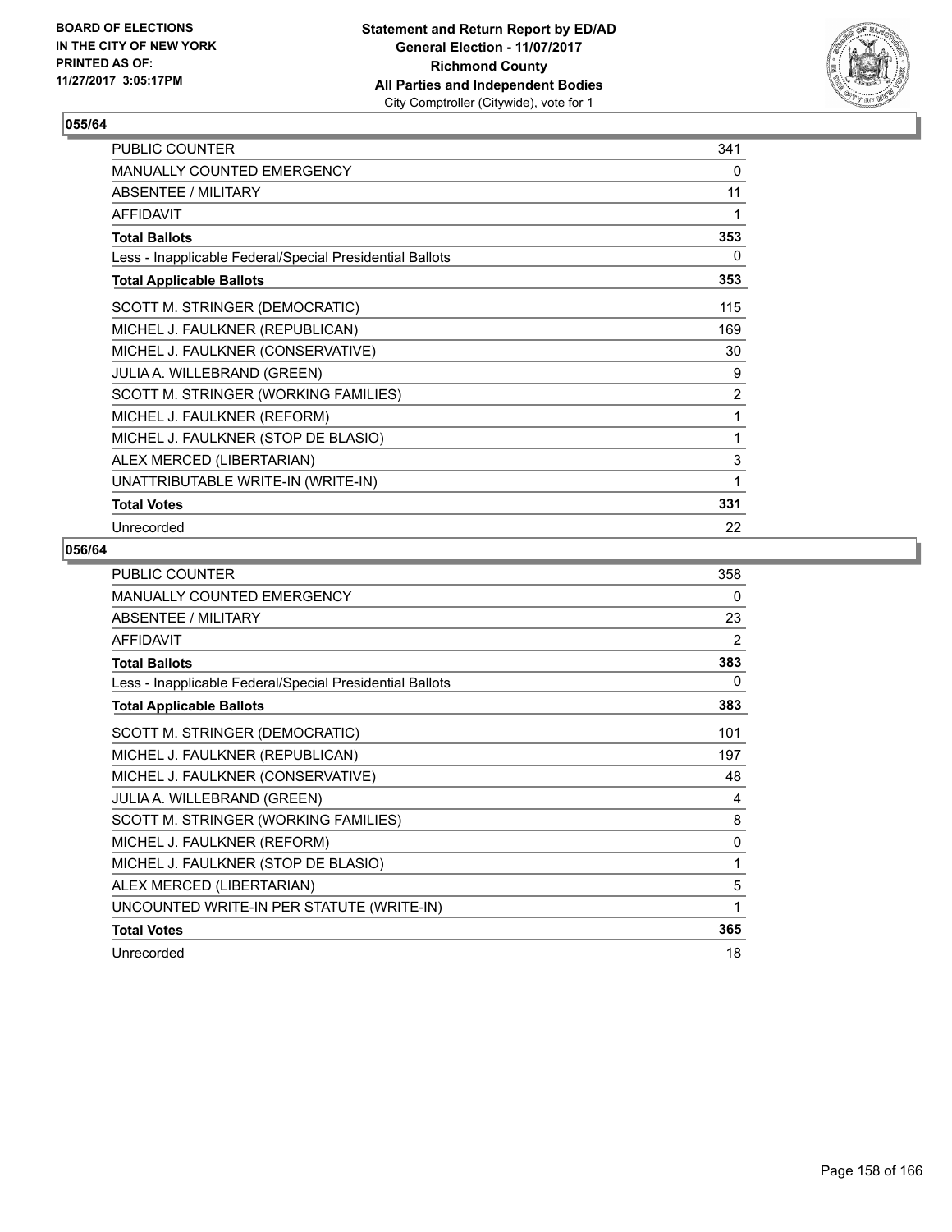**BOARD OF ELECTIONS IN THE CITY OF NEW YORK PRINTED AS OF: 11/27/2017 3:05:17PM**

**Statement and Return Report by ED/AD General Election - 11/07/2017 Richmond County All Parties and Independent Bodies** City Comptroller (Citywide), vote for 1

## 055/64

| | |
|---|---|
| PUBLIC COUNTER | 341 |
| MANUALLY COUNTED EMERGENCY | 0 |
| ABSENTEE / MILITARY | 11 |
| AFFIDAVIT | 1 |
| **Total Ballots** | **353** |
| Less - Inapplicable Federal/Special Presidential Ballots | 0 |
| **Total Applicable Ballots** | **353** |
| SCOTT M. STRINGER (DEMOCRATIC) | 115 |
| MICHEL J. FAULKNER (REPUBLICAN) | 169 |
| MICHEL J. FAULKNER (CONSERVATIVE) | 30 |
| JULIA A. WILLEBRAND (GREEN) | 9 |
| SCOTT M. STRINGER (WORKING FAMILIES) | 2 |
| MICHEL J. FAULKNER (REFORM) | 1 |
| MICHEL J. FAULKNER (STOP DE BLASIO) | 1 |
| ALEX MERCED (LIBERTARIAN) | 3 |
| UNATTRIBUTABLE WRITE-IN (WRITE-IN) | 1 |
| **Total Votes** | **331** |
| Unrecorded | 22 |

## 056/64

| | |
|---|---|
| PUBLIC COUNTER | 358 |
| MANUALLY COUNTED EMERGENCY | 0 |
| ABSENTEE / MILITARY | 23 |
| AFFIDAVIT | 2 |
| **Total Ballots** | **383** |
| Less - Inapplicable Federal/Special Presidential Ballots | 0 |
| **Total Applicable Ballots** | **383** |
| SCOTT M. STRINGER (DEMOCRATIC) | 101 |
| MICHEL J. FAULKNER (REPUBLICAN) | 197 |
| MICHEL J. FAULKNER (CONSERVATIVE) | 48 |
| JULIA A. WILLEBRAND (GREEN) | 4 |
| SCOTT M. STRINGER (WORKING FAMILIES) | 8 |
| MICHEL J. FAULKNER (REFORM) | 0 |
| MICHEL J. FAULKNER (STOP DE BLASIO) | 1 |
| ALEX MERCED (LIBERTARIAN) | 5 |
| UNCOUNTED WRITE-IN PER STATUTE (WRITE-IN) | 1 |
| **Total Votes** | **365** |
| Unrecorded | 18 |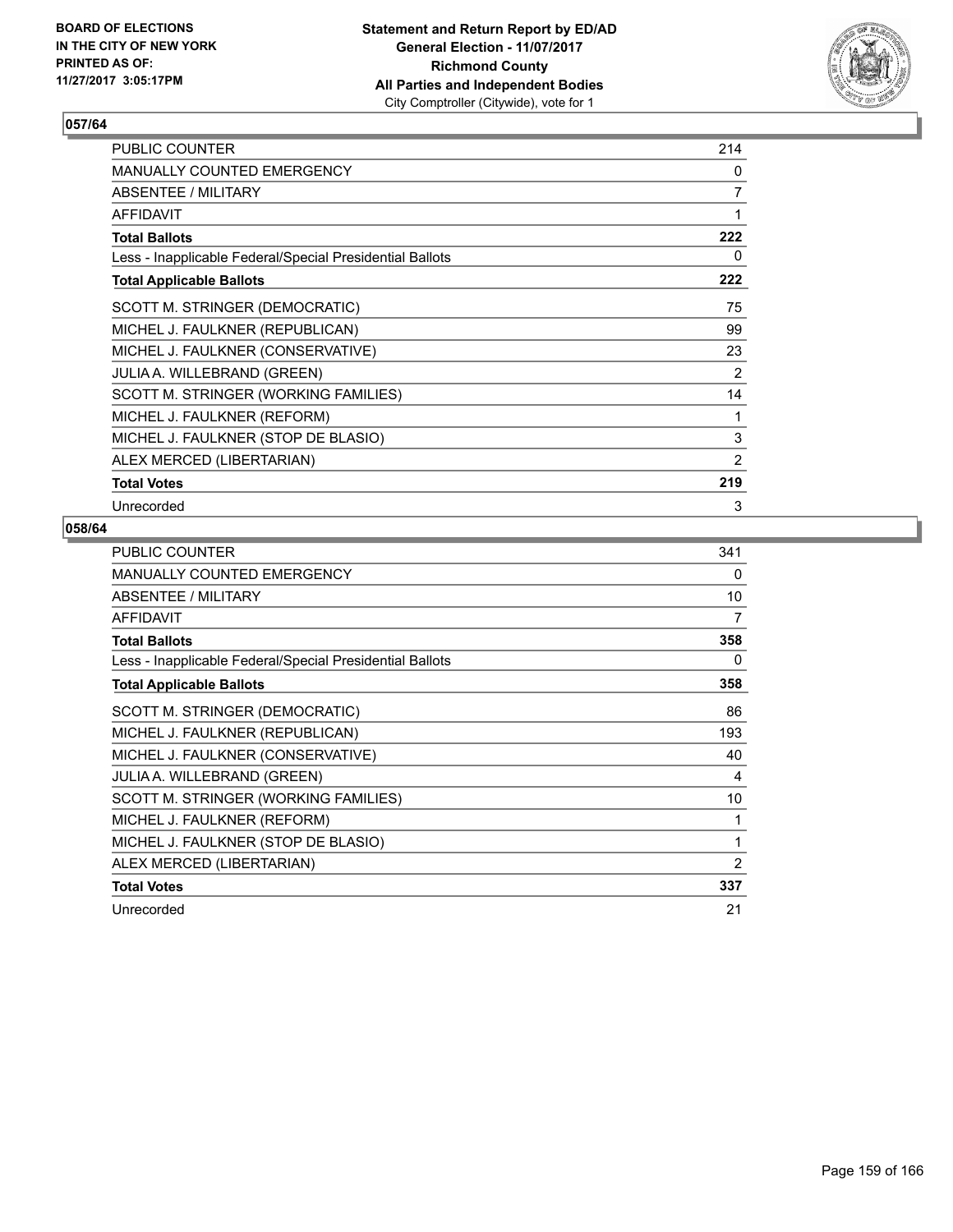**BOARD OF ELECTIONS IN THE CITY OF NEW YORK PRINTED AS OF: 11/27/2017 3:05:17PM**

**Statement and Return Report by ED/AD General Election - 11/07/2017 Richmond County All Parties and Independent Bodies**
City Comptroller (Citywide), vote for 1

## 057/64

| | |
|---|---|
| PUBLIC COUNTER | 214 |
| MANUALLY COUNTED EMERGENCY | 0 |
| ABSENTEE / MILITARY | 7 |
| AFFIDAVIT | 1 |
| **Total Ballots** | **222** |
| Less - Inapplicable Federal/Special Presidential Ballots | 0 |
| **Total Applicable Ballots** | **222** |
| SCOTT M. STRINGER (DEMOCRATIC) | 75 |
| MICHEL J. FAULKNER (REPUBLICAN) | 99 |
| MICHEL J. FAULKNER (CONSERVATIVE) | 23 |
| JULIA A. WILLEBRAND (GREEN) | 2 |
| SCOTT M. STRINGER (WORKING FAMILIES) | 14 |
| MICHEL J. FAULKNER (REFORM) | 1 |
| MICHEL J. FAULKNER (STOP DE BLASIO) | 3 |
| ALEX MERCED (LIBERTARIAN) | 2 |
| **Total Votes** | **219** |
| Unrecorded | 3 |

## 058/64

| | |
|---|---|
| PUBLIC COUNTER | 341 |
| MANUALLY COUNTED EMERGENCY | 0 |
| ABSENTEE / MILITARY | 10 |
| AFFIDAVIT | 7 |
| **Total Ballots** | **358** |
| Less - Inapplicable Federal/Special Presidential Ballots | 0 |
| **Total Applicable Ballots** | **358** |
| SCOTT M. STRINGER (DEMOCRATIC) | 86 |
| MICHEL J. FAULKNER (REPUBLICAN) | 193 |
| MICHEL J. FAULKNER (CONSERVATIVE) | 40 |
| JULIA A. WILLEBRAND (GREEN) | 4 |
| SCOTT M. STRINGER (WORKING FAMILIES) | 10 |
| MICHEL J. FAULKNER (REFORM) | 1 |
| MICHEL J. FAULKNER (STOP DE BLASIO) | 1 |
| ALEX MERCED (LIBERTARIAN) | 2 |
| **Total Votes** | **337** |
| Unrecorded | 21 |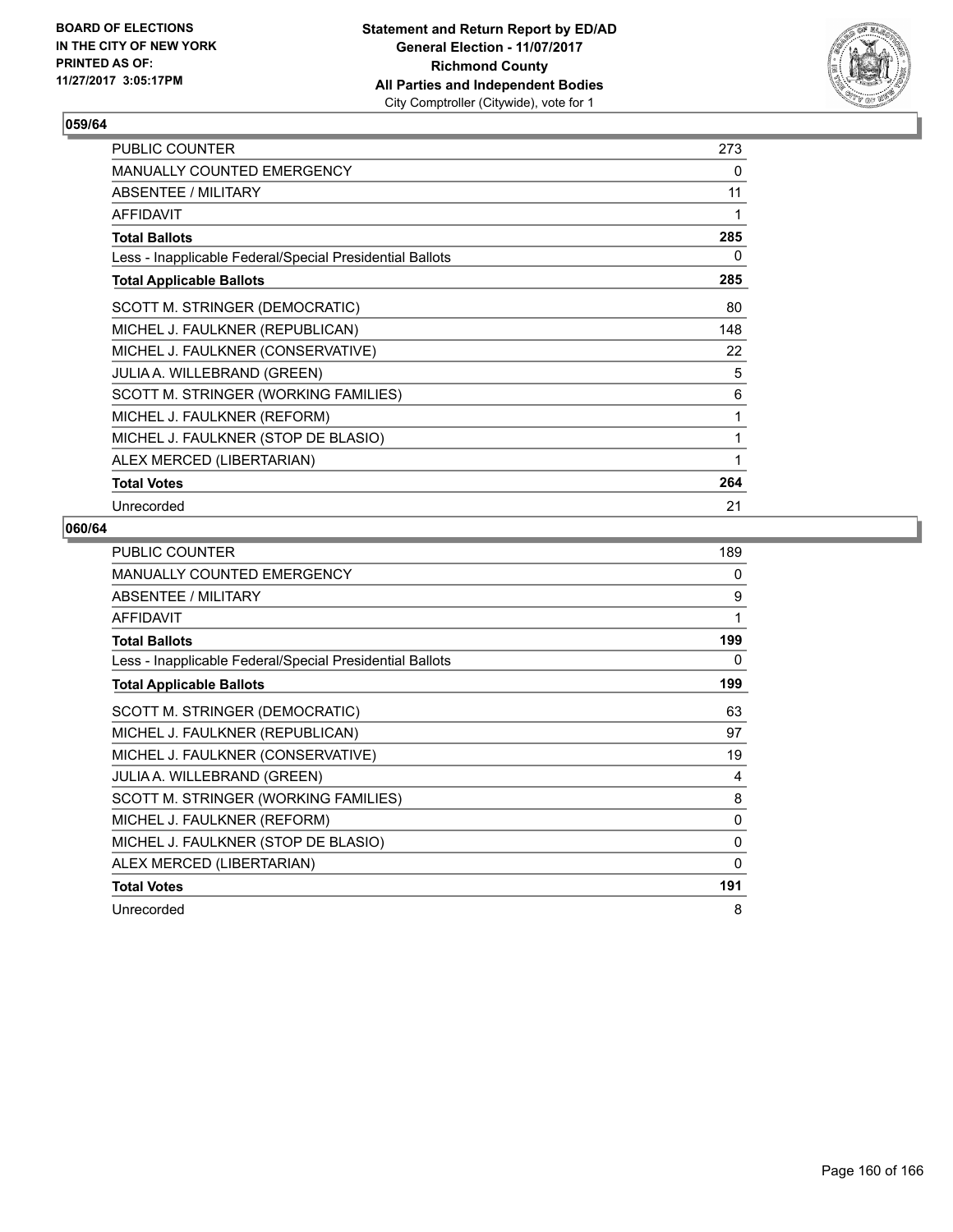**Statement and Return Report by ED/AD**
**General Election - 11/07/2017**
**Richmond County**
**All Parties and Independent Bodies**
City Comptroller (Citywide), vote for 1

BOARD OF ELECTIONS
IN THE CITY OF NEW YORK
PRINTED AS OF:
11/27/2017 3:05:17PM

## 059/64

| | |
|---|---|
| PUBLIC COUNTER | 273 |
| MANUALLY COUNTED EMERGENCY | 0 |
| ABSENTEE / MILITARY | 11 |
| AFFIDAVIT | 1 |
| **Total Ballots** | **285** |
| Less - Inapplicable Federal/Special Presidential Ballots | 0 |
| **Total Applicable Ballots** | **285** |
| SCOTT M. STRINGER (DEMOCRATIC) | 80 |
| MICHEL J. FAULKNER (REPUBLICAN) | 148 |
| MICHEL J. FAULKNER (CONSERVATIVE) | 22 |
| JULIA A. WILLEBRAND (GREEN) | 5 |
| SCOTT M. STRINGER (WORKING FAMILIES) | 6 |
| MICHEL J. FAULKNER (REFORM) | 1 |
| MICHEL J. FAULKNER (STOP DE BLASIO) | 1 |
| ALEX MERCED (LIBERTARIAN) | 1 |
| **Total Votes** | **264** |
| Unrecorded | 21 |

## 060/64

| | |
|---|---|
| PUBLIC COUNTER | 189 |
| MANUALLY COUNTED EMERGENCY | 0 |
| ABSENTEE / MILITARY | 9 |
| AFFIDAVIT | 1 |
| **Total Ballots** | **199** |
| Less - Inapplicable Federal/Special Presidential Ballots | 0 |
| **Total Applicable Ballots** | **199** |
| SCOTT M. STRINGER (DEMOCRATIC) | 63 |
| MICHEL J. FAULKNER (REPUBLICAN) | 97 |
| MICHEL J. FAULKNER (CONSERVATIVE) | 19 |
| JULIA A. WILLEBRAND (GREEN) | 4 |
| SCOTT M. STRINGER (WORKING FAMILIES) | 8 |
| MICHEL J. FAULKNER (REFORM) | 0 |
| MICHEL J. FAULKNER (STOP DE BLASIO) | 0 |
| ALEX MERCED (LIBERTARIAN) | 0 |
| **Total Votes** | **191** |
| Unrecorded | 8 |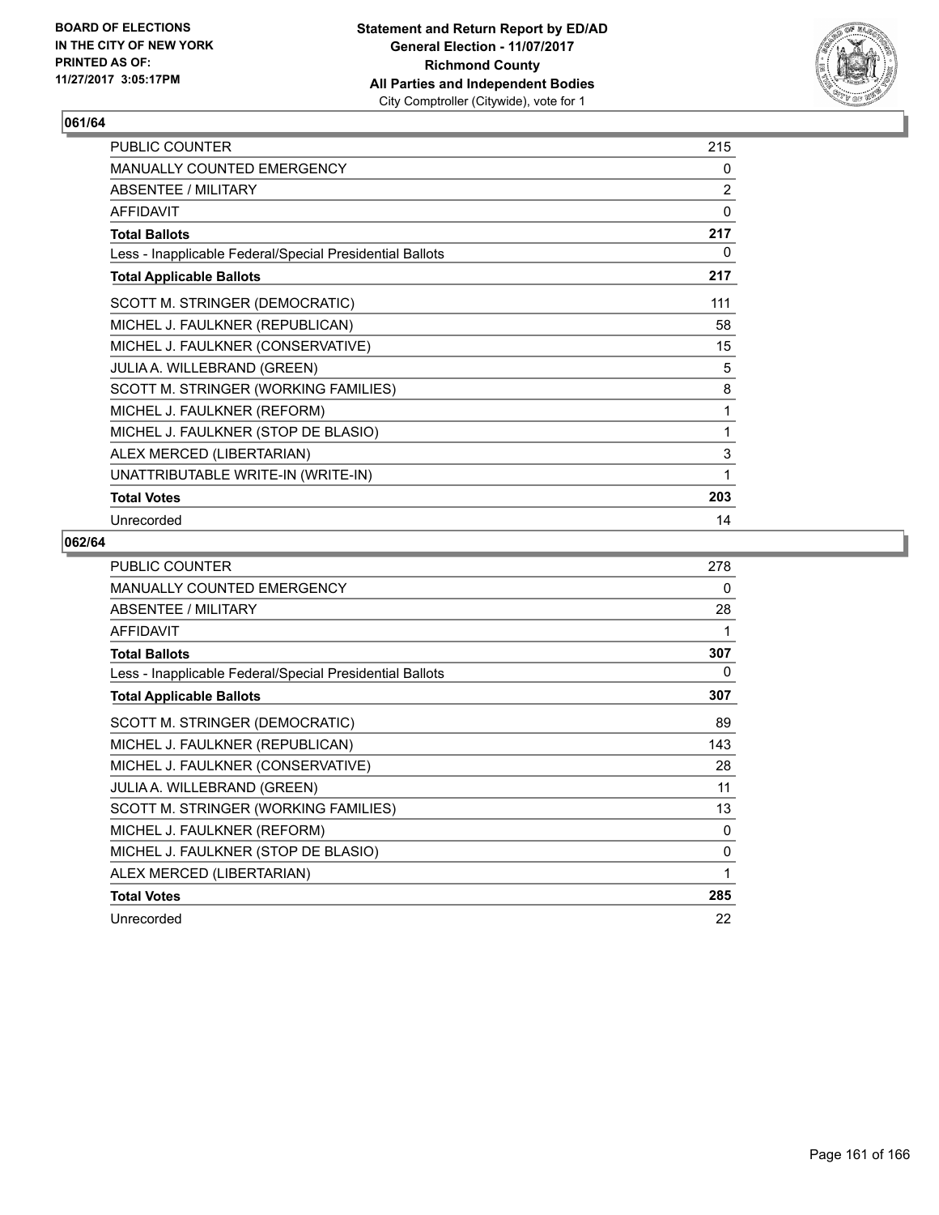BOARD OF ELECTIONS
IN THE CITY OF NEW YORK
PRINTED AS OF:
11/27/2017 3:05:17PM

**Statement and Return Report by ED/AD**
**General Election - 11/07/2017**
**Richmond County**
**All Parties and Independent Bodies**
City Comptroller (Citywide), vote for 1

## 061/64

| | |
|---|---|
| PUBLIC COUNTER | 215 |
| MANUALLY COUNTED EMERGENCY | 0 |
| ABSENTEE / MILITARY | 2 |
| AFFIDAVIT | 0 |
| **Total Ballots** | **217** |
| Less - Inapplicable Federal/Special Presidential Ballots | 0 |
| **Total Applicable Ballots** | **217** |
| SCOTT M. STRINGER (DEMOCRATIC) | 111 |
| MICHEL J. FAULKNER (REPUBLICAN) | 58 |
| MICHEL J. FAULKNER (CONSERVATIVE) | 15 |
| JULIA A. WILLEBRAND (GREEN) | 5 |
| SCOTT M. STRINGER (WORKING FAMILIES) | 8 |
| MICHEL J. FAULKNER (REFORM) | 1 |
| MICHEL J. FAULKNER (STOP DE BLASIO) | 1 |
| ALEX MERCED (LIBERTARIAN) | 3 |
| UNATTRIBUTABLE WRITE-IN (WRITE-IN) | 1 |
| **Total Votes** | **203** |
| Unrecorded | 14 |

## 062/64

| | |
|---|---|
| PUBLIC COUNTER | 278 |
| MANUALLY COUNTED EMERGENCY | 0 |
| ABSENTEE / MILITARY | 28 |
| AFFIDAVIT | 1 |
| **Total Ballots** | **307** |
| Less - Inapplicable Federal/Special Presidential Ballots | 0 |
| **Total Applicable Ballots** | **307** |
| SCOTT M. STRINGER (DEMOCRATIC) | 89 |
| MICHEL J. FAULKNER (REPUBLICAN) | 143 |
| MICHEL J. FAULKNER (CONSERVATIVE) | 28 |
| JULIA A. WILLEBRAND (GREEN) | 11 |
| SCOTT M. STRINGER (WORKING FAMILIES) | 13 |
| MICHEL J. FAULKNER (REFORM) | 0 |
| MICHEL J. FAULKNER (STOP DE BLASIO) | 0 |
| ALEX MERCED (LIBERTARIAN) | 1 |
| **Total Votes** | **285** |
| Unrecorded | 22 |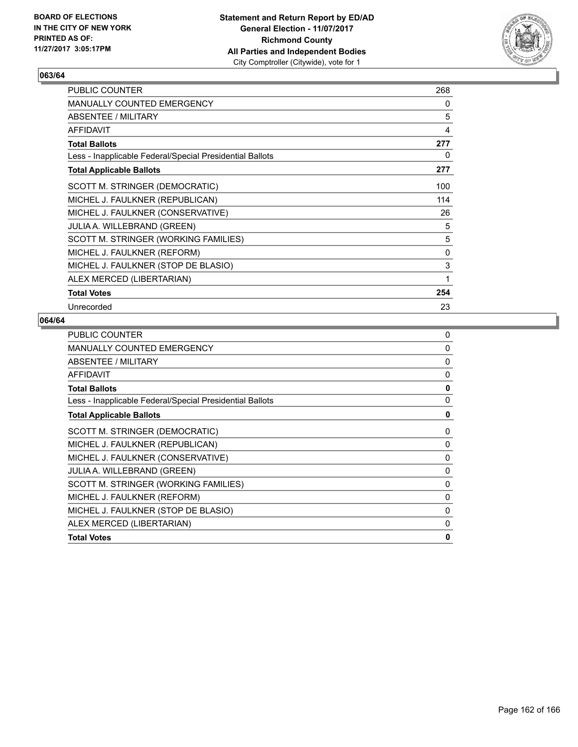## 063/64

| | |
|---|---|
| PUBLIC COUNTER | 268 |
| MANUALLY COUNTED EMERGENCY | 0 |
| ABSENTEE / MILITARY | 5 |
| AFFIDAVIT | 4 |
| **Total Ballots** | **277** |
| Less - Inapplicable Federal/Special Presidential Ballots | 0 |
| **Total Applicable Ballots** | **277** |
| SCOTT M. STRINGER (DEMOCRATIC) | 100 |
| MICHEL J. FAULKNER (REPUBLICAN) | 114 |
| MICHEL J. FAULKNER (CONSERVATIVE) | 26 |
| JULIA A. WILLEBRAND (GREEN) | 5 |
| SCOTT M. STRINGER (WORKING FAMILIES) | 5 |
| MICHEL J. FAULKNER (REFORM) | 0 |
| MICHEL J. FAULKNER (STOP DE BLASIO) | 3 |
| ALEX MERCED (LIBERTARIAN) | 1 |
| **Total Votes** | **254** |
| Unrecorded | 23 |

## 064/64

| | |
|---|---|
| PUBLIC COUNTER | 0 |
| MANUALLY COUNTED EMERGENCY | 0 |
| ABSENTEE / MILITARY | 0 |
| AFFIDAVIT | 0 |
| **Total Ballots** | **0** |
| Less - Inapplicable Federal/Special Presidential Ballots | 0 |
| **Total Applicable Ballots** | **0** |
| SCOTT M. STRINGER (DEMOCRATIC) | 0 |
| MICHEL J. FAULKNER (REPUBLICAN) | 0 |
| MICHEL J. FAULKNER (CONSERVATIVE) | 0 |
| JULIA A. WILLEBRAND (GREEN) | 0 |
| SCOTT M. STRINGER (WORKING FAMILIES) | 0 |
| MICHEL J. FAULKNER (REFORM) | 0 |
| MICHEL J. FAULKNER (STOP DE BLASIO) | 0 |
| ALEX MERCED (LIBERTARIAN) | 0 |
| **Total Votes** | **0** |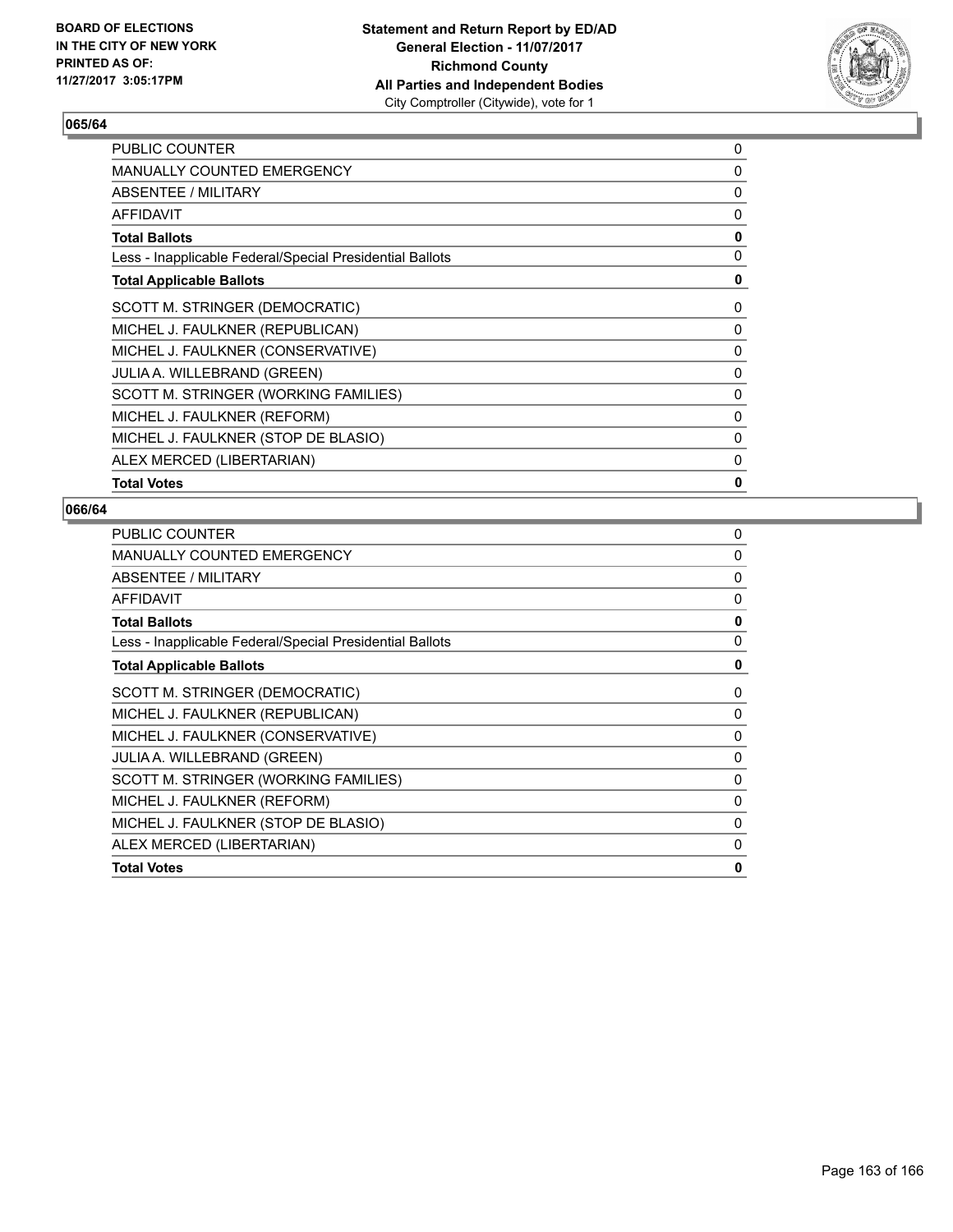BOARD OF ELECTIONS
IN THE CITY OF NEW YORK
PRINTED AS OF:
11/27/2017 3:05:17PM

**Statement and Return Report by ED/AD**
**General Election - 11/07/2017**
**Richmond County**
**All Parties and Independent Bodies**
City Comptroller (Citywide), vote for 1

## 065/64

| | |
|---|---|
| PUBLIC COUNTER | 0 |
| MANUALLY COUNTED EMERGENCY | 0 |
| ABSENTEE / MILITARY | 0 |
| AFFIDAVIT | 0 |
| **Total Ballots** | **0** |
| Less - Inapplicable Federal/Special Presidential Ballots | 0 |
| **Total Applicable Ballots** | **0** |
| SCOTT M. STRINGER (DEMOCRATIC) | 0 |
| MICHEL J. FAULKNER (REPUBLICAN) | 0 |
| MICHEL J. FAULKNER (CONSERVATIVE) | 0 |
| JULIA A. WILLEBRAND (GREEN) | 0 |
| SCOTT M. STRINGER (WORKING FAMILIES) | 0 |
| MICHEL J. FAULKNER (REFORM) | 0 |
| MICHEL J. FAULKNER (STOP DE BLASIO) | 0 |
| ALEX MERCED (LIBERTARIAN) | 0 |
| **Total Votes** | **0** |

## 066/64

| | |
|---|---|
| PUBLIC COUNTER | 0 |
| MANUALLY COUNTED EMERGENCY | 0 |
| ABSENTEE / MILITARY | 0 |
| AFFIDAVIT | 0 |
| **Total Ballots** | **0** |
| Less - Inapplicable Federal/Special Presidential Ballots | 0 |
| **Total Applicable Ballots** | **0** |
| SCOTT M. STRINGER (DEMOCRATIC) | 0 |
| MICHEL J. FAULKNER (REPUBLICAN) | 0 |
| MICHEL J. FAULKNER (CONSERVATIVE) | 0 |
| JULIA A. WILLEBRAND (GREEN) | 0 |
| SCOTT M. STRINGER (WORKING FAMILIES) | 0 |
| MICHEL J. FAULKNER (REFORM) | 0 |
| MICHEL J. FAULKNER (STOP DE BLASIO) | 0 |
| ALEX MERCED (LIBERTARIAN) | 0 |
| **Total Votes** | **0** |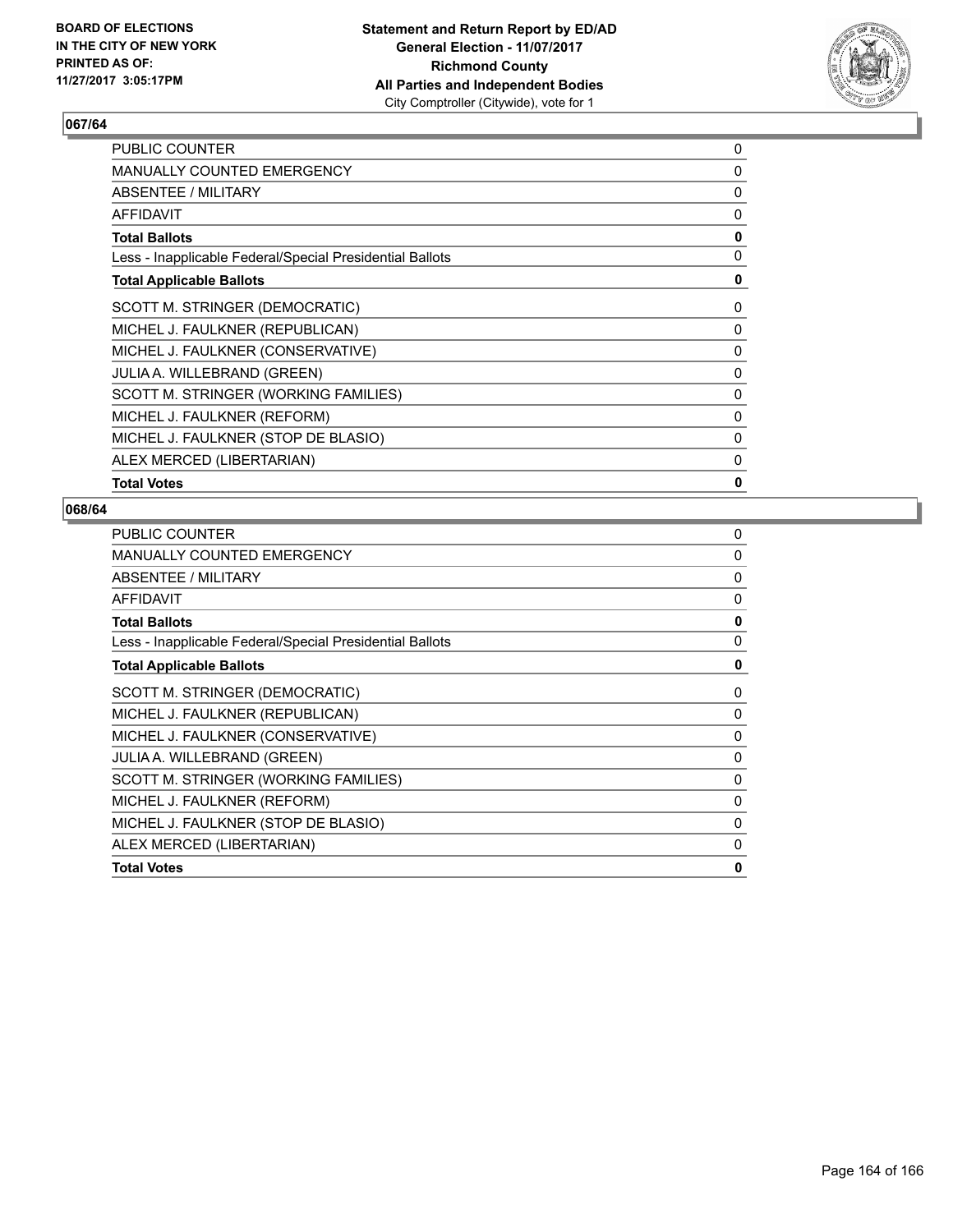### 067/64

| | |
|---|---|
| PUBLIC COUNTER | 0 |
| MANUALLY COUNTED EMERGENCY | 0 |
| ABSENTEE / MILITARY | 0 |
| AFFIDAVIT | 0 |
| **Total Ballots** | **0** |
| Less - Inapplicable Federal/Special Presidential Ballots | 0 |
| **Total Applicable Ballots** | **0** |
| SCOTT M. STRINGER (DEMOCRATIC) | 0 |
| MICHEL J. FAULKNER (REPUBLICAN) | 0 |
| MICHEL J. FAULKNER (CONSERVATIVE) | 0 |
| JULIA A. WILLEBRAND (GREEN) | 0 |
| SCOTT M. STRINGER (WORKING FAMILIES) | 0 |
| MICHEL J. FAULKNER (REFORM) | 0 |
| MICHEL J. FAULKNER (STOP DE BLASIO) | 0 |
| ALEX MERCED (LIBERTARIAN) | 0 |
| **Total Votes** | **0** |

### 068/64

| | |
|---|---|
| PUBLIC COUNTER | 0 |
| MANUALLY COUNTED EMERGENCY | 0 |
| ABSENTEE / MILITARY | 0 |
| AFFIDAVIT | 0 |
| **Total Ballots** | **0** |
| Less - Inapplicable Federal/Special Presidential Ballots | 0 |
| **Total Applicable Ballots** | **0** |
| SCOTT M. STRINGER (DEMOCRATIC) | 0 |
| MICHEL J. FAULKNER (REPUBLICAN) | 0 |
| MICHEL J. FAULKNER (CONSERVATIVE) | 0 |
| JULIA A. WILLEBRAND (GREEN) | 0 |
| SCOTT M. STRINGER (WORKING FAMILIES) | 0 |
| MICHEL J. FAULKNER (REFORM) | 0 |
| MICHEL J. FAULKNER (STOP DE BLASIO) | 0 |
| ALEX MERCED (LIBERTARIAN) | 0 |
| **Total Votes** | **0** |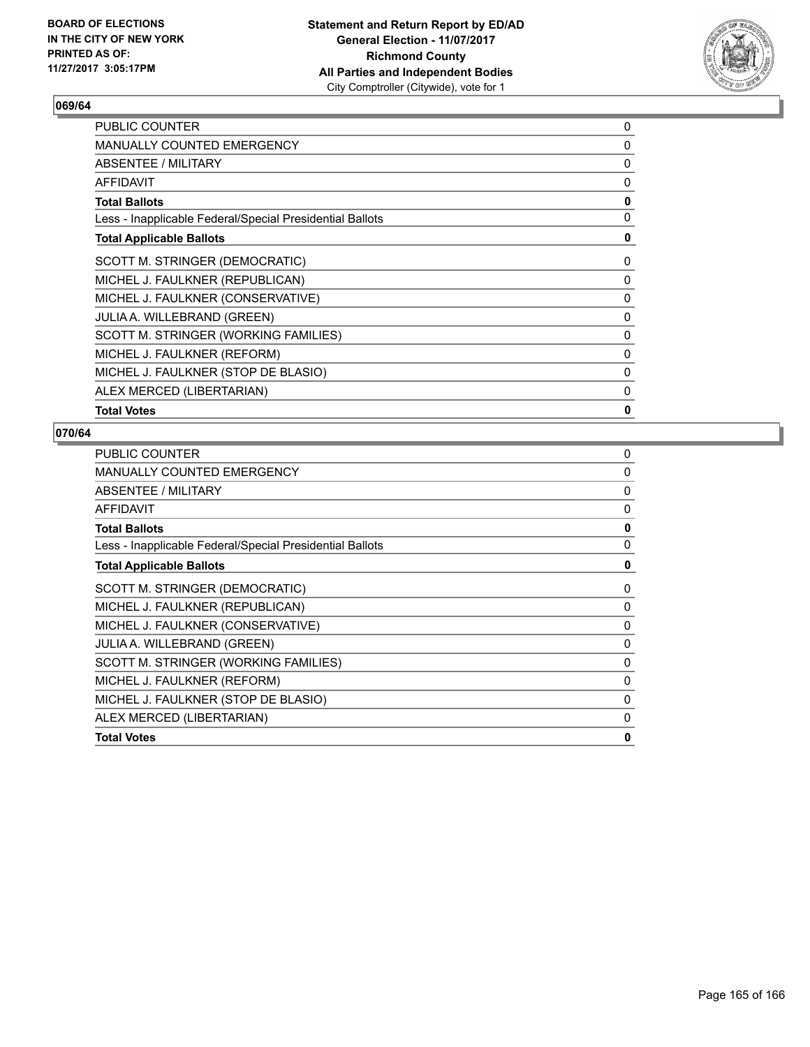## 069/64

| | |
|---|---|
| PUBLIC COUNTER | 0 |
| MANUALLY COUNTED EMERGENCY | 0 |
| ABSENTEE / MILITARY | 0 |
| AFFIDAVIT | 0 |
| **Total Ballots** | **0** |
| Less - Inapplicable Federal/Special Presidential Ballots | 0 |
| **Total Applicable Ballots** | **0** |
| SCOTT M. STRINGER (DEMOCRATIC) | 0 |
| MICHEL J. FAULKNER (REPUBLICAN) | 0 |
| MICHEL J. FAULKNER (CONSERVATIVE) | 0 |
| JULIA A. WILLEBRAND (GREEN) | 0 |
| SCOTT M. STRINGER (WORKING FAMILIES) | 0 |
| MICHEL J. FAULKNER (REFORM) | 0 |
| MICHEL J. FAULKNER (STOP DE BLASIO) | 0 |
| ALEX MERCED (LIBERTARIAN) | 0 |
| **Total Votes** | **0** |

## 070/64

| | |
|---|---|
| PUBLIC COUNTER | 0 |
| MANUALLY COUNTED EMERGENCY | 0 |
| ABSENTEE / MILITARY | 0 |
| AFFIDAVIT | 0 |
| **Total Ballots** | **0** |
| Less - Inapplicable Federal/Special Presidential Ballots | 0 |
| **Total Applicable Ballots** | **0** |
| SCOTT M. STRINGER (DEMOCRATIC) | 0 |
| MICHEL J. FAULKNER (REPUBLICAN) | 0 |
| MICHEL J. FAULKNER (CONSERVATIVE) | 0 |
| JULIA A. WILLEBRAND (GREEN) | 0 |
| SCOTT M. STRINGER (WORKING FAMILIES) | 0 |
| MICHEL J. FAULKNER (REFORM) | 0 |
| MICHEL J. FAULKNER (STOP DE BLASIO) | 0 |
| ALEX MERCED (LIBERTARIAN) | 0 |
| **Total Votes** | **0** |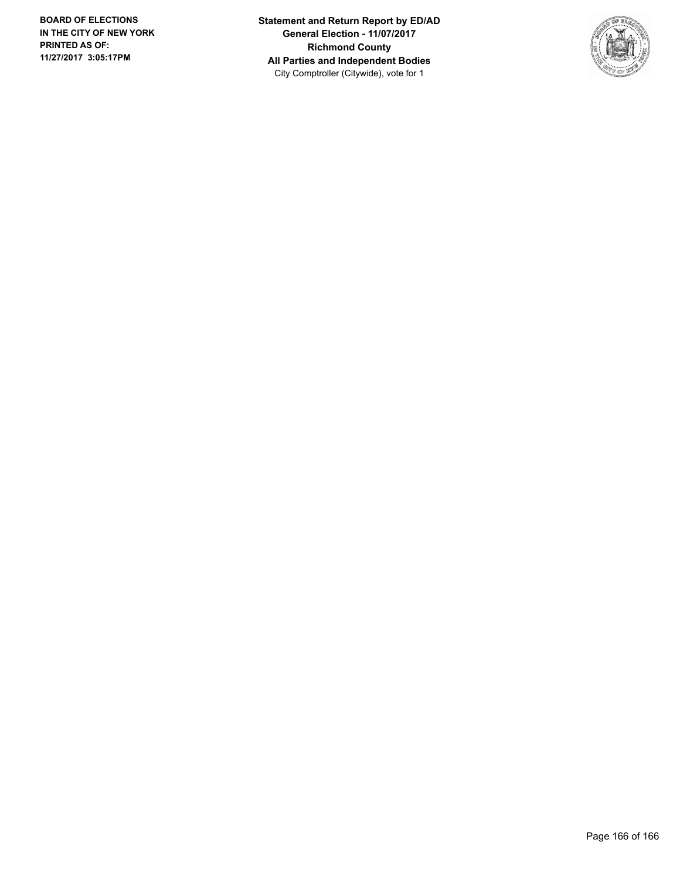**BOARD OF ELECTIONS IN THE CITY OF NEW YORK PRINTED AS OF: 11/27/2017 3:05:17PM**

**Statement and Return Report by ED/AD**
**General Election - 11/07/2017**
**Richmond County**
**All Parties and Independent Bodies**
City Comptroller (Citywide), vote for 1